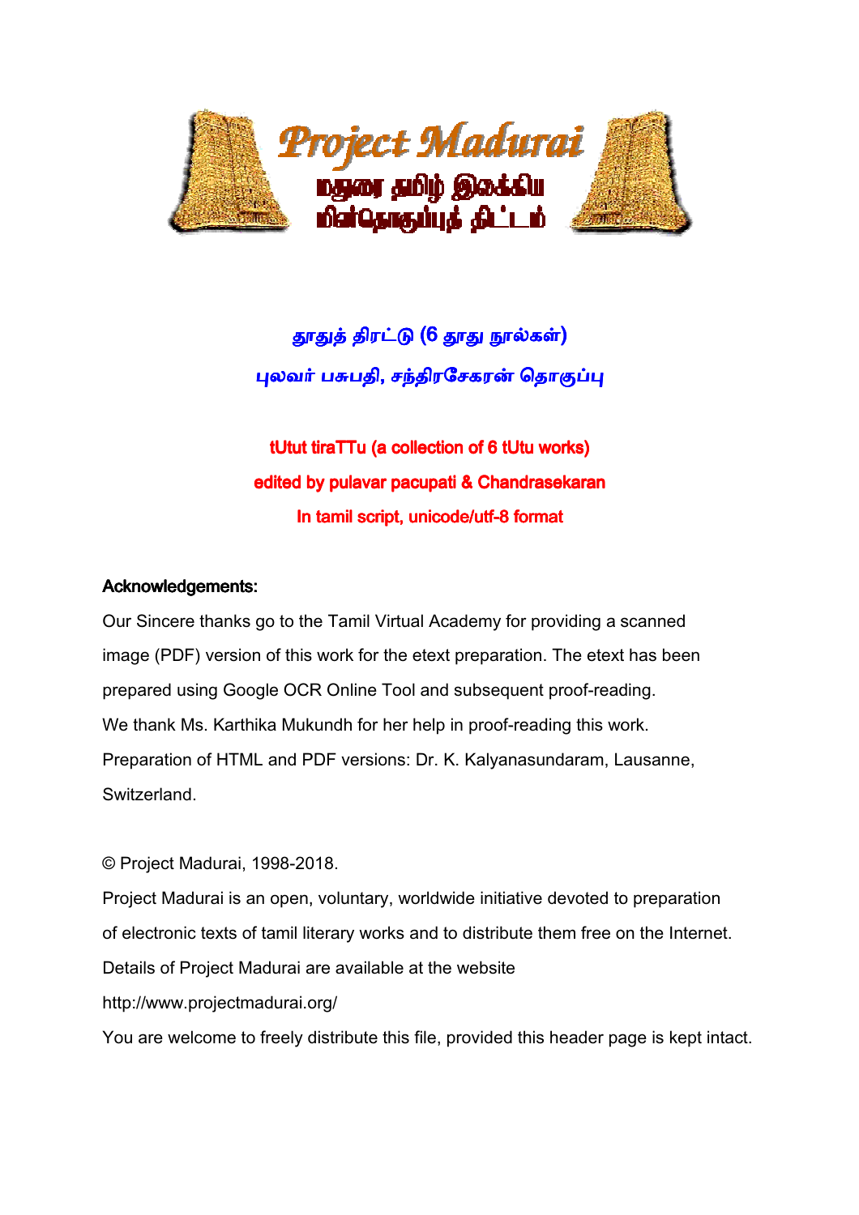# தூதுத் திரட்டு (6 தூது நூல்கள்)

## புலவர் பசுபதி, சந்திரசேகரன் தொகுப்பு

**tUtut tiraTTu (a collection of 6 tUtu works)**

**edited by pulavar pacupati & Chandrasekaran**

**In tamil script, unicode/utf-8 format**

**Acknowledgements:**

Our Sincere thanks go to the Tamil Virtual Academy for providing a scanned image (PDF) version of this work for the etext preparation. The etext has been prepared using Google OCR Online Tool and subsequent proof-reading.

We thank Ms. Karthika Mukundh for her help in proof-reading this work.

Preparation of HTML and PDF versions: Dr. K. Kalyanasundaram, Lausanne, Switzerland.

© Project Madurai, 1998-2018.

Project Madurai is an open, voluntary, worldwide initiative devoted to preparation of electronic texts of tamil literary works and to distribute them free on the Internet.

Details of Project Madurai are available at the website

http://www.projectmadurai.org/

You are welcome to freely distribute this file, provided this header page is kept intact.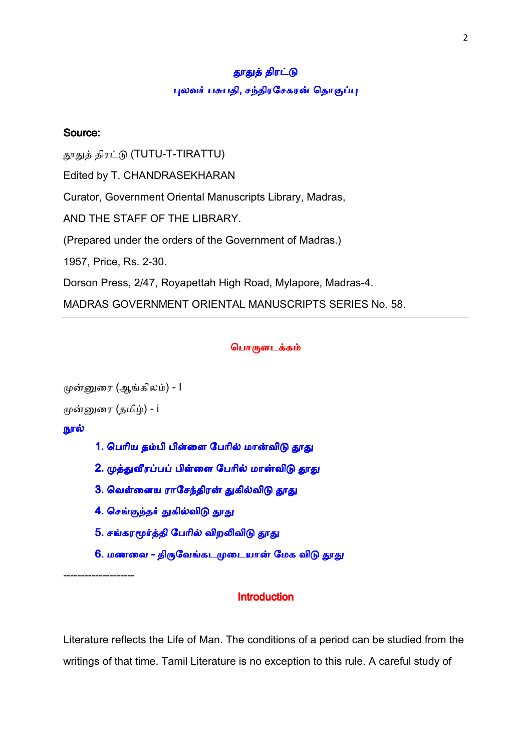# தூதுத் திரட்டு

## புலவர் பசுபதி, சந்திரசேகரன் தொகுப்பு

**Source:**

தூதுத் திரட்டு (TUTU-T-TIRATTU)

Edited by T. CHANDRASEKHARAN

Curator, Government Oriental Manuscripts Library, Madras,

AND THE STAFF OF THE LIBRARY.

(Prepared under the orders of the Government of Madras.)

1957, Price, Rs. 2-30.

Dorson Press, 2/47, Royapettah High Road, Mylapore, Madras-4.

MADRAS GOVERNMENT ORIENTAL MANUSCRIPTS SERIES No. 58.

---

## பொருளடக்கம்

முன்னுரை (ஆங்கிலம்) - I

முன்னுரை (தமிழ்) - i

**நூல்**

1. **பெரிய தம்பி பிள்ளை பேரில் மான்விடு தூது**
2. **முத்துவீரப்பப் பிள்ளை பேரில் மான்விடு தூது**
3. **வெள்ளைய ராசேந்திரன் துகில்விடு தூது**
4. **செங்குந்தர் துகில்விடு தூது**
5. **சங்கரமூர்த்தி பேரில் விறலிவிடு தூது**
6. **மணவை - திருவேங்கடமுடையான் மேக விடு தூது**

--------------------

## Introduction

Literature reflects the Life of Man. The conditions of a period can be studied from the writings of that time. Tamil Literature is no exception to this rule. A careful study of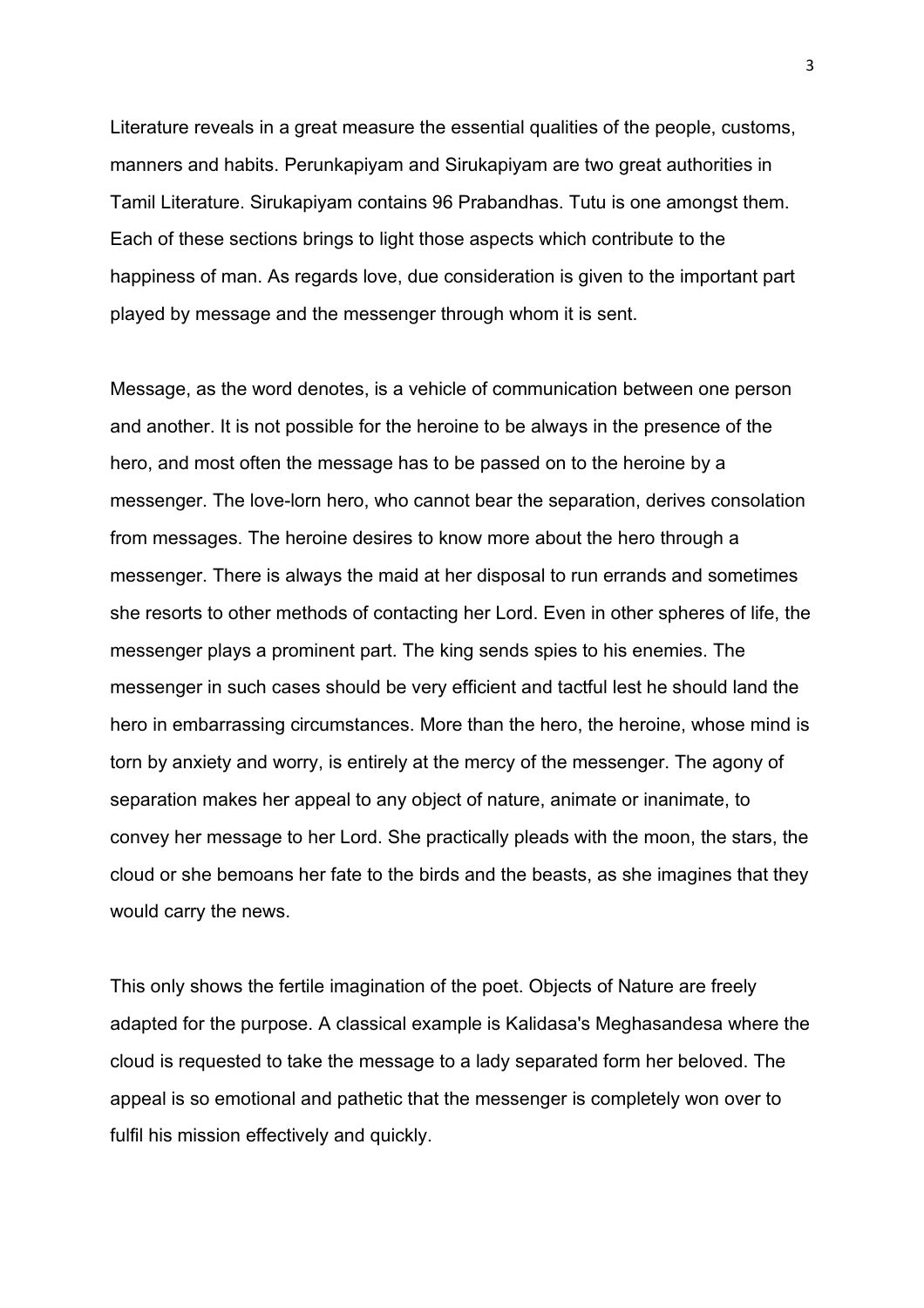Literature reveals in a great measure the essential qualities of the people, customs, manners and habits. Perunkapiyam and Sirukapiyam are two great authorities in Tamil Literature. Sirukapiyam contains 96 Prabandhas. Tutu is one amongst them. Each of these sections brings to light those aspects which contribute to the happiness of man. As regards love, due consideration is given to the important part played by message and the messenger through whom it is sent.

Message, as the word denotes, is a vehicle of communication between one person and another. It is not possible for the heroine to be always in the presence of the hero, and most often the message has to be passed on to the heroine by a messenger. The love-lorn hero, who cannot bear the separation, derives consolation from messages. The heroine desires to know more about the hero through a messenger. There is always the maid at her disposal to run errands and sometimes she resorts to other methods of contacting her Lord. Even in other spheres of life, the messenger plays a prominent part. The king sends spies to his enemies. The messenger in such cases should be very efficient and tactful lest he should land the hero in embarrassing circumstances. More than the hero, the heroine, whose mind is torn by anxiety and worry, is entirely at the mercy of the messenger. The agony of separation makes her appeal to any object of nature, animate or inanimate, to convey her message to her Lord. She practically pleads with the moon, the stars, the cloud or she bemoans her fate to the birds and the beasts, as she imagines that they would carry the news.

This only shows the fertile imagination of the poet. Objects of Nature are freely adapted for the purpose. A classical example is Kalidasa's Meghasandesa where the cloud is requested to take the message to a lady separated form her beloved. The appeal is so emotional and pathetic that the messenger is completely won over to fulfil his mission effectively and quickly.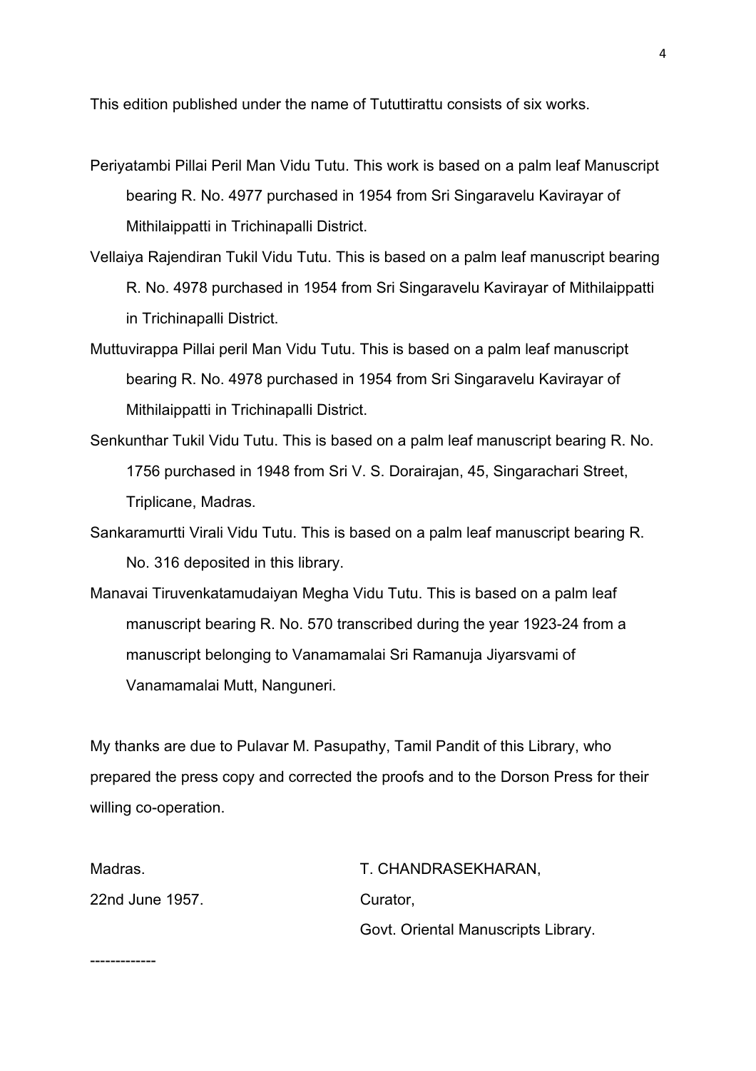This edition published under the name of Tututtirattu consists of six works.

Periyatambi Pillai Peril Man Vidu Tutu. This work is based on a palm leaf Manuscript bearing R. No. 4977 purchased in 1954 from Sri Singaravelu Kavirayar of Mithilaippatti in Trichinapalli District.

Vellaiya Rajendiran Tukil Vidu Tutu. This is based on a palm leaf manuscript bearing R. No. 4978 purchased in 1954 from Sri Singaravelu Kavirayar of Mithilaippatti in Trichinapalli District.

Muttuvirappa Pillai peril Man Vidu Tutu. This is based on a palm leaf manuscript bearing R. No. 4978 purchased in 1954 from Sri Singaravelu Kavirayar of Mithilaippatti in Trichinapalli District.

Senkunthar Tukil Vidu Tutu. This is based on a palm leaf manuscript bearing R. No. 1756 purchased in 1948 from Sri V. S. Dorairajan, 45, Singarachari Street, Triplicane, Madras.

Sankaramurtti Virali Vidu Tutu. This is based on a palm leaf manuscript bearing R. No. 316 deposited in this library.

Manavai Tiruvenkatamudaiyan Megha Vidu Tutu. This is based on a palm leaf manuscript bearing R. No. 570 transcribed during the year 1923-24 from a manuscript belonging to Vanamamalai Sri Ramanuja Jiyarsvami of Vanamamalai Mutt, Nanguneri.

My thanks are due to Pulavar M. Pasupathy, Tamil Pandit of this Library, who prepared the press copy and corrected the proofs and to the Dorson Press for their willing co-operation.

Madras.
22nd June 1957.

T. CHANDRASEKHARAN,
Curator,
Govt. Oriental Manuscripts Library.

-------------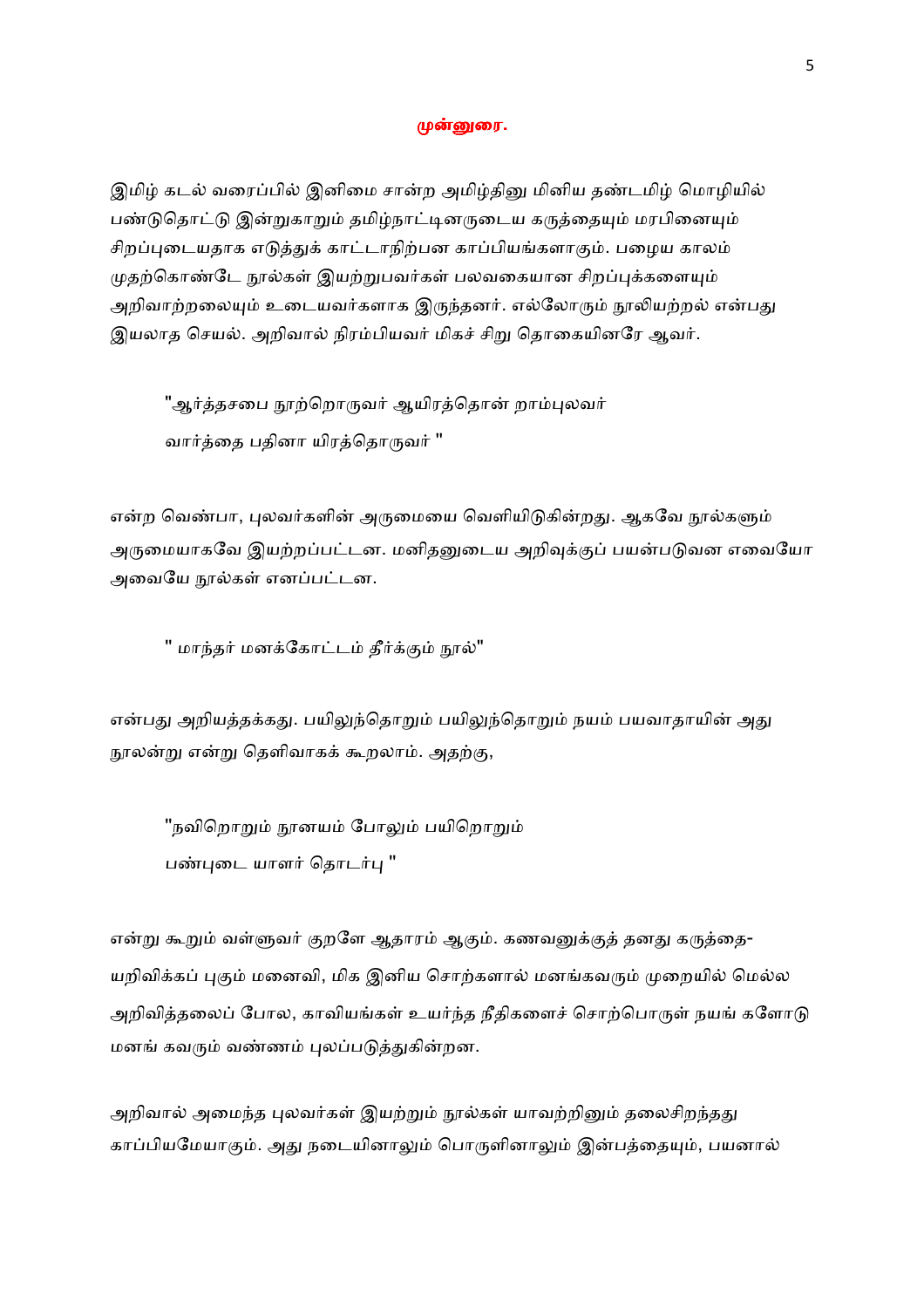## முன்னுரை.

இமிழ் கடல் வரைப்பில் இனிமை சான்ற அமிழ்தினு மினிய தண்டமிழ் மொழியில் பண்டுதொட்டு இன்றுகாறும் தமிழ்நாட்டினருடைய கருத்தையும் மரபினையும் சிறப்புடையதாக எடுத்துக் காட்டாநிற்பன காப்பியங்களாகும். பழைய காலம் முதற்கொண்டே நூல்கள் இயற்றுபவர்கள் பலவகையான சிறப்புக்களையும் அறிவாற்றலையும் உடையவர்களாக இருந்தனர். எல்லோரும் நூலியற்றல் என்பது இயலாத செயல். அறிவால் நிரம்பியவர் மிகச் சிறு தொகையினரே ஆவர்.

> "ஆர்த்தசபை நூற்றொருவர் ஆயிரத்தொன் றாம்புலவர்
> வார்த்தை பதினா யிரத்தொருவர் "

என்ற வெண்பா, புலவர்களின் அருமையை வெளியிடுகின்றது. ஆகவே நூல்களும் அருமையாகவே இயற்றப்பட்டன. மனிதனுடைய அறிவுக்குப் பயன்படுவன எவையோ அவையே நூல்கள் எனப்பட்டன.

> " மாந்தர் மனக்கோட்டம் தீர்க்கும் நூல்"

என்பது அறியத்தக்கது. பயிலுந்தொறும் பயிலுந்தொறும் நயம் பயவாதாயின் அது நூலன்று என்று தெளிவாகக் கூறலாம். அதற்கு,

> "நவிறொறும் நூனயம் போலும் பயிறொறும்
> பண்புடை யாளர் தொடர்பு "

என்று கூறும் வள்ளுவர் குறளே ஆதாரம் ஆகும். கணவனுக்குத் தனது கருத்தை-யறிவிக்கப் புகும் மனைவி, மிக இனிய சொற்களால் மனங்கவரும் முறையில் மெல்ல அறிவித்தலைப் போல, காவியங்கள் உயர்ந்த நீதிகளைச் சொற்பொருள் நயங் களோடு மனங் கவரும் வண்ணம் புலப்படுத்துகின்றன.

அறிவால் அமைந்த புலவர்கள் இயற்றும் நூல்கள் யாவற்றினும் தலைசிறந்தது காப்பியமேயாகும். அது நடையினாலும் பொருளினாலும் இன்பத்தையும், பயனால்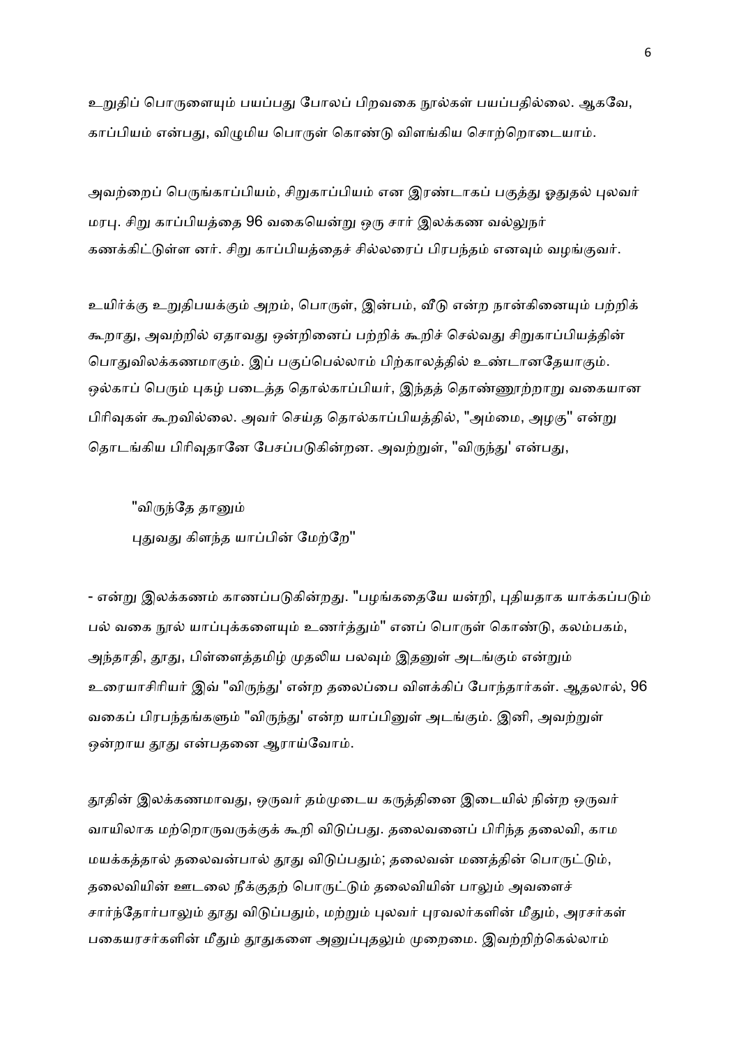உறுதிப் பொருளையும் பயப்பது போலப் பிறவகை நூல்கள் பயப்பதில்லை. ஆகவே, காப்பியம் என்பது, விழுமிய பொருள் கொண்டு விளங்கிய சொற்றொடையாம்.

அவற்றைப் பெருங்காப்பியம், சிறுகாப்பியம் என இரண்டாகப் பகுத்து ஓதுதல் புலவர் மரபு. சிறு காப்பியத்தை 96 வகையென்று ஒரு சார் இலக்கண வல்லுநர் கணக்கிட்டுள்ள னர். சிறு காப்பியத்தைச் சில்லரைப் பிரபந்தம் எனவும் வழங்குவர்.

உயிர்க்கு உறுதிபயக்கும் அறம், பொருள், இன்பம், வீடு என்ற நான்கினையும் பற்றிக் கூறாது, அவற்றில் ஏதாவது ஒன்றினைப் பற்றிக் கூறிச் செல்வது சிறுகாப்பியத்தின் பொதுவிலக்கணமாகும். இப் பகுப்பெல்லாம் பிற்காலத்தில் உண்டானதேயாகும். ஒல்காப் பெரும் புகழ் படைத்த தொல்காப்பியர், இந்தத் தொண்ணூற்றாறு வகையான பிரிவுகள் கூறவில்லை. அவர் செய்த தொல்காப்பியத்தில், "அம்மை, அழகு" என்று தொடங்கிய பிரிவுதானே பேசப்படுகின்றன. அவற்றுள், "விருந்து' என்பது,

> "விருந்தே தானும்
> புதுவது கிளந்த யாப்பின் மேற்றே"

- என்று இலக்கணம் காணப்படுகின்றது. "பழங்கதையே யன்றி, புதியதாக யாக்கப்படும் பல் வகை நூல் யாப்புக்களையும் உணர்த்தும்" எனப் பொருள் கொண்டு, கலம்பகம், அந்தாதி, தூது, பிள்ளைத்தமிழ் முதலிய பலவும் இதனுள் அடங்கும் என்றும் உரையாசிரியர் இவ் "விருந்து' என்ற தலைப்பை விளக்கிப் போந்தார்கள். ஆதலால், 96 வகைப் பிரபந்தங்களும் "விருந்து' என்ற யாப்பினுள் அடங்கும். இனி, அவற்றுள் ஒன்றாய தூது என்பதனை ஆராய்வோம்.

தூதின் இலக்கணமாவது, ஒருவர் தம்முடைய கருத்தினை இடையில் நின்ற ஒருவர் வாயிலாக மற்றொருவருக்குக் கூறி விடுப்பது. தலைவனைப் பிரிந்த தலைவி, காம மயக்கத்தால் தலைவன்பால் தூது விடுப்பதும்; தலைவன் மணத்தின் பொருட்டும், தலைவியின் ஊடலை நீக்குதற் பொருட்டும் தலைவியின் பாலும் அவளைச் சார்ந்தோர்பாலும் தூது விடுப்பதும், மற்றும் புலவர் புரவலர்களின் மீதும், அரசர்கள் பகையரசர்களின் மீதும் தூதுகளை அனுப்புதலும் முறைமை. இவற்றிற்கெல்லாம்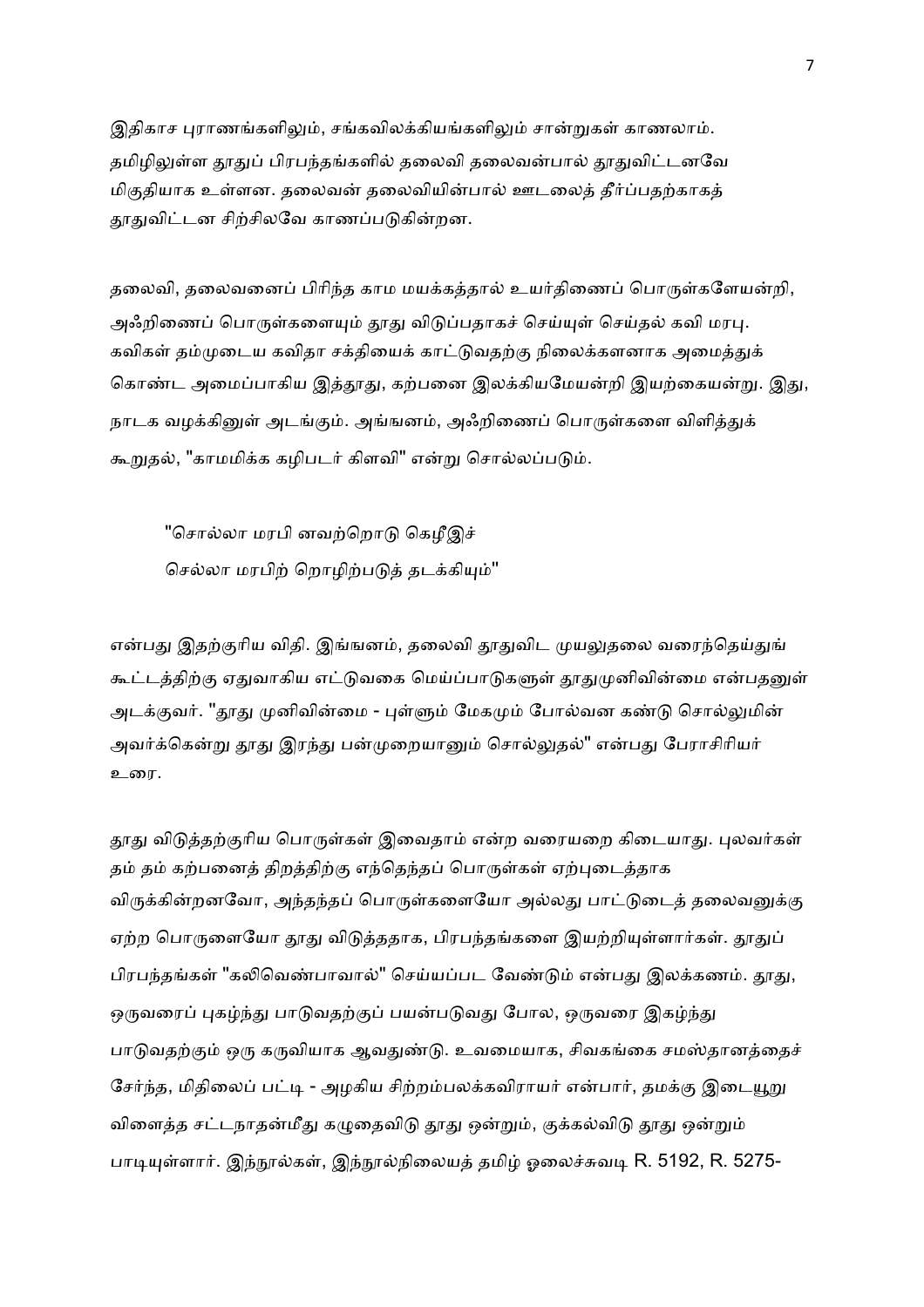இதிகாச புராணங்களிலும், சங்கவிலக்கியங்களிலும் சான்றுகள் காணலாம். தமிழிலுள்ள தூதுப் பிரபந்தங்களில் தலைவி தலைவன்பால் தூதுவிட்டனவே மிகுதியாக உள்ளன. தலைவன் தலைவியின்பால் ஊடலைத் தீர்ப்பதற்காகத் தூதுவிட்டன சிற்சிலவே காணப்படுகின்றன.

தலைவி, தலைவனைப் பிரிந்த காம மயக்கத்தால் உயர்திணைப் பொருள்களேயன்றி, அஃறிணைப் பொருள்களையும் தூது விடுப்பதாகச் செய்யுள் செய்தல் கவி மரபு. கவிகள் தம்முடைய கவிதா சக்தியைக் காட்டுவதற்கு நிலைக்களனாக அமைத்துக் கொண்ட அமைப்பாகிய இத்தூது, கற்பனை இலக்கியமேயன்றி இயற்கையன்று. இது, நாடக வழக்கினுள் அடங்கும். அங்ஙனம், அஃறிணைப் பொருள்களை விளித்துக் கூறுதல், "காமமிக்க கழிபடர் கிளவி" என்று சொல்லப்படும்.

> "சொல்லா மரபி னவற்றொடு கெழீஇச்
> செல்லா மரபிற் றொழிற்படுத் தடக்கியும்"

என்பது இதற்குரிய விதி. இங்ஙனம், தலைவி தூதுவிட முயலுதலை வரைந்தெய்துங் கூட்டத்திற்கு ஏதுவாகிய எட்டுவகை மெய்ப்பாடுகளுள் தூதுமுனிவின்மை என்பதனுள் அடக்குவர். "தூது முனிவின்மை - புள்ளும் மேகமும் போல்வன கண்டு சொல்லுமின் அவர்க்கென்று தூது இரந்து பன்முறையானும் சொல்லுதல்" என்பது பேராசிரியர் உரை.

தூது விடுத்தற்குரிய பொருள்கள் இவைதாம் என்ற வரையறை கிடையாது. புலவர்கள் தம் தம் கற்பனைத் திறத்திற்கு எந்தெந்தப் பொருள்கள் ஏற்புடைத்தாக விருக்கின்றனவோ, அந்தந்தப் பொருள்களையோ அல்லது பாட்டுடைத் தலைவனுக்கு ஏற்ற பொருளையோ தூது விடுத்ததாக, பிரபந்தங்களை இயற்றியுள்ளார்கள். தூதுப் பிரபந்தங்கள் "கலிவெண்பாவால்" செய்யப்பட வேண்டும் என்பது இலக்கணம். தூது, ஒருவரைப் புகழ்ந்து பாடுவதற்குப் பயன்படுவது போல, ஒருவரை இகழ்ந்து பாடுவதற்கும் ஒரு கருவியாக ஆவதுண்டு. உவமையாக, சிவகங்கை சமஸ்தானத்தைச் சேர்ந்த, மிதிலைப் பட்டி - அழகிய சிற்றம்பலக்கவிராயர் என்பார், தமக்கு இடையூறு விளைத்த சட்டநாதன்மீது கழுதைவிடு தூது ஒன்றும், குக்கல்விடு தூது ஒன்றும் பாடியுள்ளார். இந்நூல்கள், இந்நூல்நிலையத் தமிழ் ஓலைச்சுவடி R. 5192, R. 5275-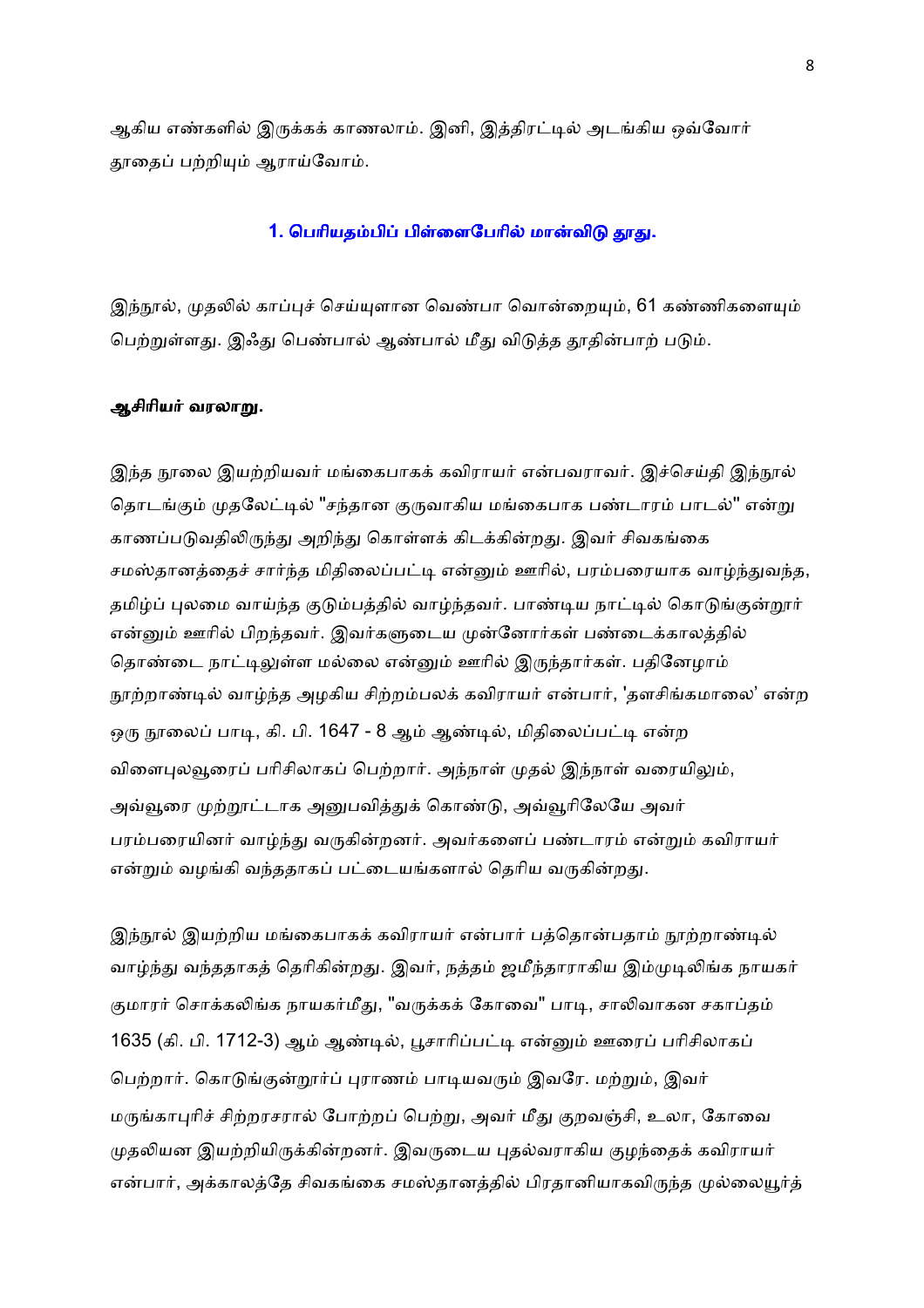ஆகிய எண்களில் இருக்கக் காணலாம். இனி, இத்திரட்டில் அடங்கிய ஒவ்வோர் தூதைப் பற்றியும் ஆராய்வோம்.

## 1. பெரியதம்பிப் பிள்ளைபேரில் மான்விடு தூது.

இந்நூல், முதலில் காப்புச் செய்யுளான வெண்பா வொன்றையும், 61 கண்ணிகளையும் பெற்றுள்ளது. இஃது பெண்பால் ஆண்பால் மீது விடுத்த தூதின்பாற் படும்.

**ஆசிரியர் வரலாறு.**

இந்த நூலை இயற்றியவர் மங்கைபாகக் கவிராயர் என்பவராவர். இச்செய்தி இந்நூல் தொடங்கும் முதலேட்டில் "சந்தான குருவாகிய மங்கைபாக பண்டாரம் பாடல்" என்று காணப்படுவதிலிருந்து அறிந்து கொள்ளக் கிடக்கின்றது. இவர் சிவகங்கை சமஸ்தானத்தைச் சார்ந்த மிதிலைப்பட்டி என்னும் ஊரில், பரம்பரையாக வாழ்ந்துவந்த, தமிழ்ப் புலமை வாய்ந்த குடும்பத்தில் வாழ்ந்தவர். பாண்டிய நாட்டில் கொடுங்குன்றூர் என்னும் ஊரில் பிறந்தவர். இவர்களுடைய முன்னோர்கள் பண்டைக்காலத்தில் தொண்டை நாட்டிலுள்ள மல்லை என்னும் ஊரில் இருந்தார்கள். பதினேழாம் நூற்றாண்டில் வாழ்ந்த அழகிய சிற்றம்பலக் கவிராயர் என்பார், 'தளசிங்கமாலை' என்ற ஒரு நூலைப் பாடி, கி. பி. 1647 - 8 ஆம் ஆண்டில், மிதிலைப்பட்டி என்ற விளைபுலவூரைப் பரிசிலாகப் பெற்றார். அந்நாள் முதல் இந்நாள் வரையிலும், அவ்வூரை முற்றூட்டாக அனுபவித்துக் கொண்டு, அவ்வூரிலேயே அவர் பரம்பரையினர் வாழ்ந்து வருகின்றனர். அவர்களைப் பண்டாரம் என்றும் கவிராயர் என்றும் வழங்கி வந்ததாகப் பட்டையங்களால் தெரிய வருகின்றது.

இந்நூல் இயற்றிய மங்கைபாகக் கவிராயர் என்பார் பத்தொன்பதாம் நூற்றாண்டில் வாழ்ந்து வந்ததாகத் தெரிகின்றது. இவர், நத்தம் ஜமீந்தாராகிய இம்முடிலிங்க நாயகர் குமாரர் சொக்கலிங்க நாயகர்மீது, "வருக்கக் கோவை" பாடி, சாலிவாகன சகாப்தம் 1635 (கி. பி. 1712-3) ஆம் ஆண்டில், பூசாரிப்பட்டி என்னும் ஊரைப் பரிசிலாகப் பெற்றார். கொடுங்குன்றூர்ப் புராணம் பாடியவரும் இவரே. மற்றும், இவர் மருங்காபுரிச் சிற்றரசரால் போற்றப் பெற்று, அவர் மீது குறவஞ்சி, உலா, கோவை முதலியன இயற்றியிருக்கின்றனர். இவருடைய புதல்வராகிய குழந்தைக் கவிராயர் என்பார், அக்காலத்தே சிவகங்கை சமஸ்தானத்தில் பிரதானியாகவிருந்த முல்லையூர்த்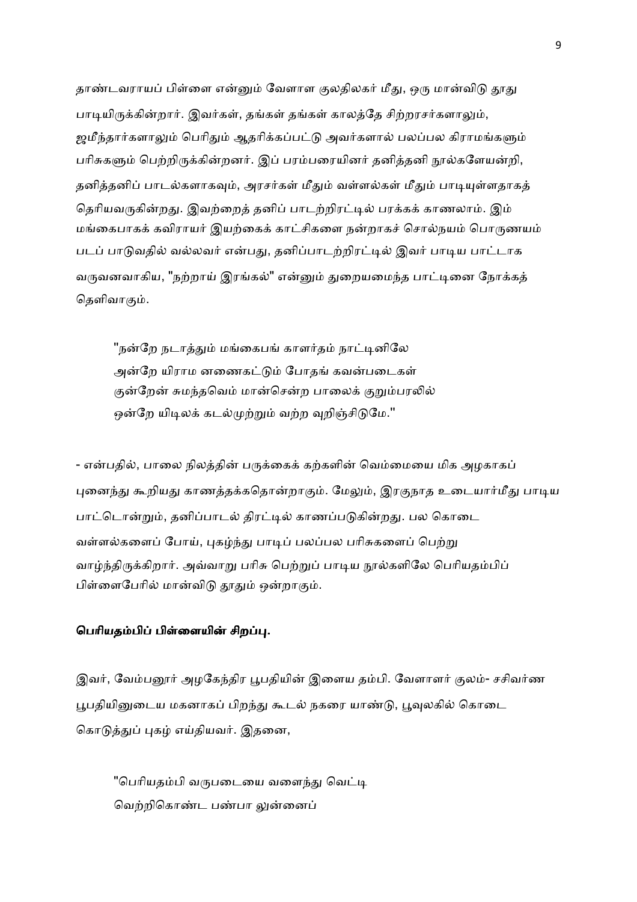தாண்டவராயப் பிள்ளை என்னும் வேளாள குலதிலகர் மீது, ஒரு மான்விடு தூது பாடியிருக்கின்றார். இவர்கள், தங்கள் தங்கள் காலத்தே சிற்றரசர்களாலும், ஜமீந்தார்களாலும் பெரிதும் ஆதரிக்கப்பட்டு அவர்களால் பலப்பல கிராமங்களும் பரிசுகளும் பெற்றிருக்கின்றனர். இப் பரம்பரையினர் தனித்தனி நூல்களேயன்றி, தனித்தனிப் பாடல்களாகவும், அரசர்கள் மீதும் வள்ளல்கள் மீதும் பாடியுள்ளதாகத் தெரியவருகின்றது. இவற்றைத் தனிப் பாடற்றிரட்டில் பரக்கக் காணலாம். இம் மங்கைபாகக் கவிராயர் இயற்கைக் காட்சிகளை நன்றாகச் சொல்நயம் பொருணயம் படப் பாடுவதில் வல்லவர் என்பது, தனிப்பாடற்றிரட்டில் இவர் பாடிய பாட்டாக வருவனவாகிய, "நற்றாய் இரங்கல்" என்னும் துறையமைந்த பாட்டினை நோக்கத் தெளிவாகும்.

> "நன்றே நடாத்தும் மங்கைபங் காளர்தம் நாட்டினிலே
> அன்றே யிராம னணைகட்டும் போதங் கவன்படைகள்
> குன்றேன் சுமந்தவெம் மான்சென்ற பாலைக் குறும்பரலில்
> ஒன்றே யிடிலக் கடல்முற்றும் வற்ற வுறிஞ்சிடுமே."

- என்பதில், பாலை நிலத்தின் பருக்கைக் கற்களின் வெம்மையை மிக அழகாகப் புனைந்து கூறியது காணத்தக்கதொன்றாகும். மேலும், இரகுநாத உடையார்மீது பாடிய பாட்டொன்றும், தனிப்பாடல் திரட்டில் காணப்படுகின்றது. பல கொடை வள்ளல்களைப் போய், புகழ்ந்து பாடிப் பலப்பல பரிசுகளைப் பெற்று வாழ்ந்திருக்கிறார். அவ்வாறு பரிசு பெற்றுப் பாடிய நூல்களிலே பெரியதம்பிப் பிள்ளைபேரில் மான்விடு தூதும் ஒன்றாகும்.

**பெரியதம்பிப் பிள்ளையின் சிறப்பு.**

இவர், வேம்பனூர் அழகேந்திர பூபதியின் இளைய தம்பி. வேளாளர் குலம்- சசிவர்ண பூபதியினுடைய மகனாகப் பிறந்து கூடல் நகரை யாண்டு, பூவுலகில் கொடை கொடுத்துப் புகழ் எய்தியவர். இதனை,

> "பெரியதம்பி வருபடையை வளைந்து வெட்டி
> வெற்றிகொண்ட பண்பா லுன்னைப்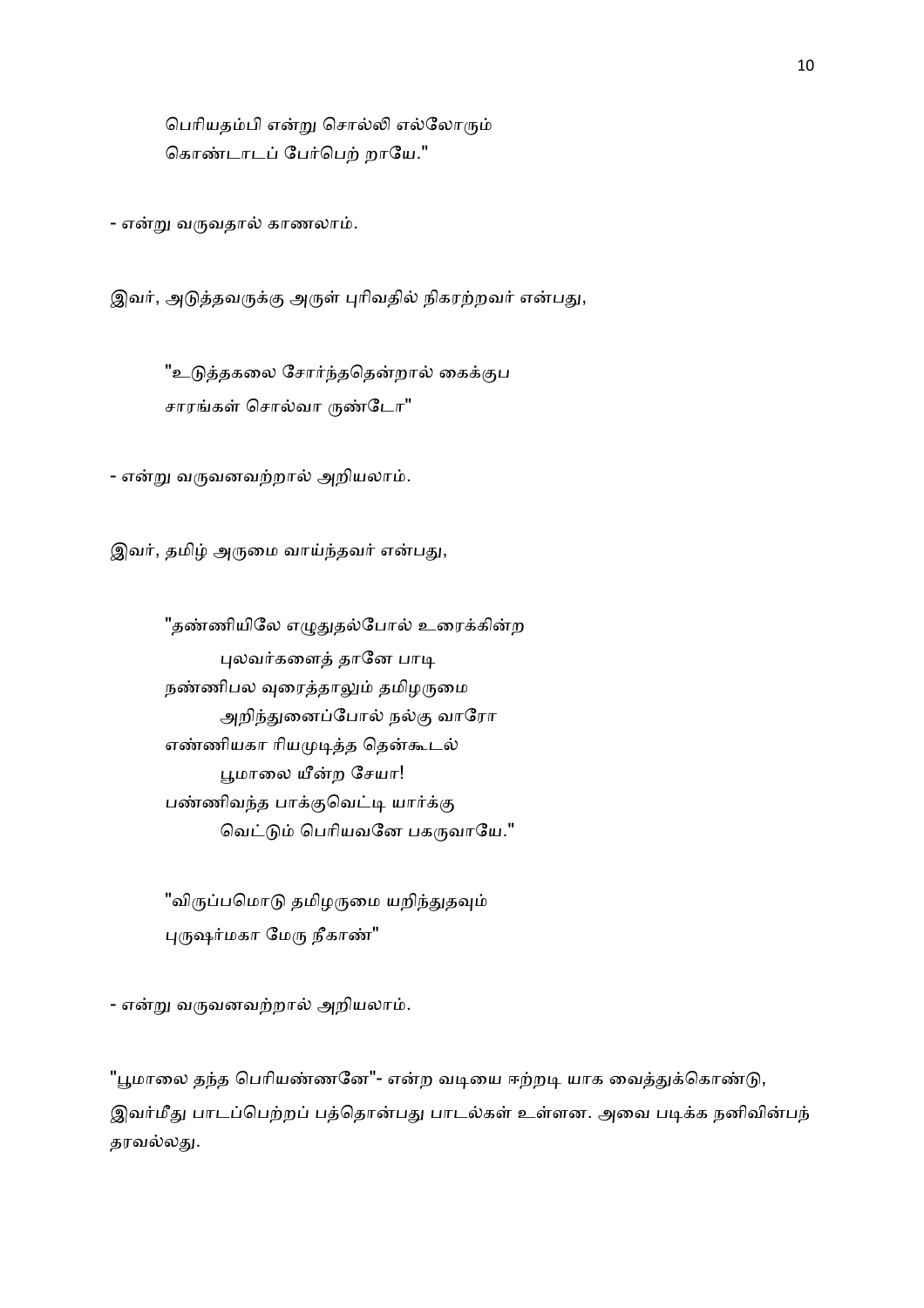பெரியதம்பி என்று சொல்லி எல்லோரும்
கொண்டாடப் பேர்பெற் றாயே."

- என்று வருவதால் காணலாம்.

இவர், அடுத்தவருக்கு அருள் புரிவதில் நிகரற்றவர் என்பது,

"உடுத்தகலை சோர்ந்ததென்றால் கைக்குப
சாரங்கள் சொல்வா ருண்டோ"

- என்று வருவனவற்றால் அறியலாம்.

இவர், தமிழ் அருமை வாய்ந்தவர் என்பது,

"தண்ணியிலே எழுதுதல்போல் உரைக்கின்ற
புலவர்களைத் தானே பாடி
நண்ணிபல வுரைத்தாலும் தமிழருமை
அறிந்துனைப்போல் நல்கு வாரோ
எண்ணியகா ரியமுடித்த தென்கூடல்
பூமாலை யீன்ற சேயா!
பண்ணிவந்த பாக்குவெட்டி யார்க்கு
வெட்டும் பெரியவனே பகருவாயே."

"விருப்பமொடு தமிழருமை யறிந்துதவும்
புருஷர்மகா மேரு நீகாண்"

- என்று வருவனவற்றால் அறியலாம்.

"பூமாலை தந்த பெரியண்ணனே"- என்ற வடியை ஈற்றடி யாக வைத்துக்கொண்டு, இவர்மீது பாடப்பெற்றப் பத்தொன்பது பாடல்கள் உள்ளன. அவை படிக்க நனிவின்பந் தரவல்லது.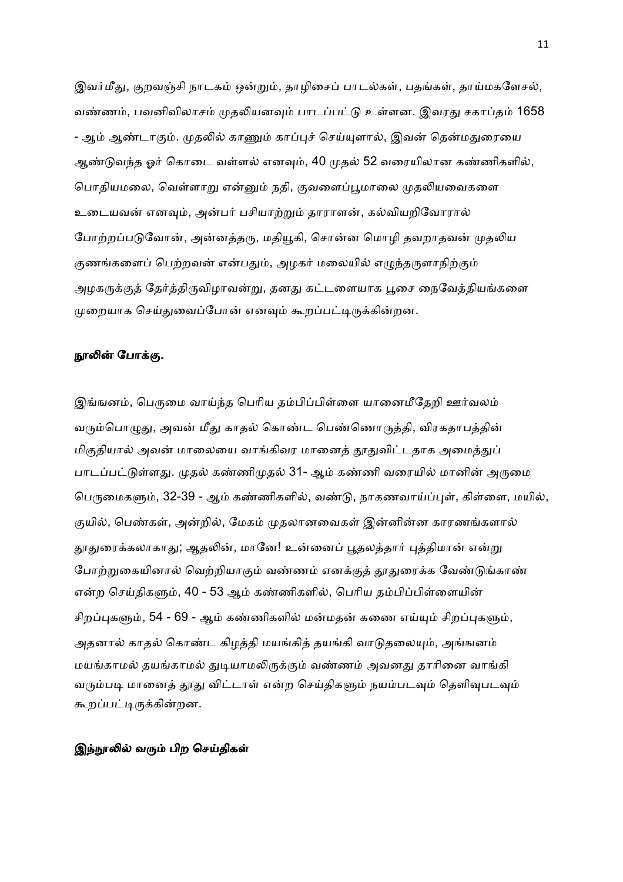இவர்மீது, குறவஞ்சி நாடகம் ஒன்றும், தாழிசைப் பாடல்கள், பதங்கள், தாய்மகளேசல், வண்ணம், பவனிவிலாசம் முதலியனவும் பாடப்பட்டு உள்ளன. இவரது சகாப்தம் 1658 - ஆம் ஆண்டாகும். முதலில் காணும் காப்புச் செய்யுளால், இவன் தென்மதுரையை ஆண்டுவந்த ஓர் கொடை வள்ளல் எனவும், 40 முதல் 52 வரையிலான கண்ணிகளில், பொதியமலை, வெள்ளாறு என்னும் நதி, குவளைப்பூமாலை முதலியவைகளை உடையவன் எனவும், அன்பர் பசியாற்றும் தாராளன், கல்வியறிவோரால் போற்றப்படுவோன், அன்னத்தரு, மதியூகி, சொன்ன மொழி தவறாதவன் முதலிய குணங்களைப் பெற்றவன் என்பதும், அழகர் மலையில் எழுந்தருளாநிற்கும் அழகருக்குத் தேர்த்திருவிழாவன்று, தனது கட்டளையாக பூசை நைவேத்தியங்களை முறையாக செய்துவைப்போன் எனவும் கூறப்பட்டிருக்கின்றன.

**நூலின் போக்கு.**

இங்ஙனம், பெருமை வாய்ந்த பெரிய தம்பிப்பிள்ளை யானைமீதேறி ஊர்வலம் வரும்பொழுது, அவன் மீது காதல் கொண்ட பெண்ணொருத்தி, விரகதாபத்தின் மிகுதியால் அவன் மாலையை வாங்கிவர மானைத் தூதுவிட்டதாக அமைத்துப் பாடப்பட்டுள்ளது. முதல் கண்ணிமுதல் 31- ஆம் கண்ணி வரையில் மானின் அருமை பெருமைகளும், 32-39 - ஆம் கண்ணிகளில், வண்டு, நாகணவாய்ப்புள், கிள்ளை, மயில், குயில், பெண்கள், அன்றில், மேகம் முதலானவைகள் இன்னின்ன காரணங்களால் தூதுரைக்கலாகாது; ஆதலின், மானே! உன்னைப் பூதலத்தார் புத்திமான் என்று போற்றுகையினால் வெற்றியாகும் வண்ணம் எனக்குத் தூதுரைக்க வேண்டுங்காண் என்ற செய்திகளும், 40 - 53 ஆம் கண்ணிகளில், பெரிய தம்பிப்பிள்ளையின் சிறப்புகளும், 54 - 69 - ஆம் கண்ணிகளில் மன்மதன் கணை எய்யும் சிறப்புகளும், அதனால் காதல் கொண்ட கிழத்தி மயங்கித் தயங்கி வாடுதலையும், அங்ஙனம் மயங்காமல் தயங்காமல் துடியாமலிருக்கும் வண்ணம் அவனது தாரினை வாங்கி வரும்படி மானைத் தூது விட்டாள் என்ற செய்திகளும் நயம்படவும் தெளிவுபடவும் கூறப்பட்டிருக்கின்றன.

**இந்நூலில் வரும் பிற செய்திகள்**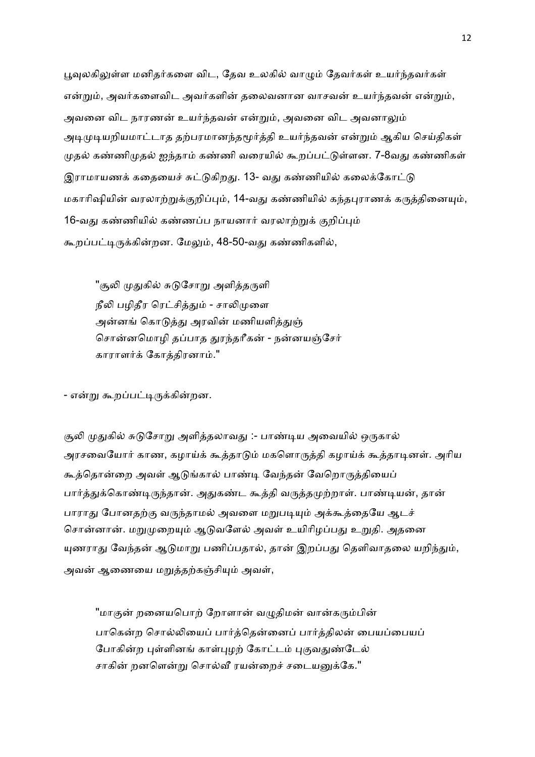பூவுலகிலுள்ள மனிதர்களை விட, தேவ உலகில் வாழும் தேவர்கள் உயர்ந்தவர்கள் என்றும், அவர்களைவிட அவர்களின் தலைவனான வாசவன் உயர்ந்தவன் என்றும், அவனை விட நாரணன் உயர்ந்தவன் என்றும், அவனை விட அவனாலும் அடிமுடியறியமாட்டாத தற்பரமானந்தமூர்த்தி உயர்ந்தவன் என்றும் ஆகிய செய்திகள் முதல் கண்ணிமுதல் ஐந்தாம் கண்ணி வரையில் கூறப்பட்டுள்ளன. 7-8வது கண்ணிகள் இராமாயணக் கதையைச் சுட்டுகிறது. 13- வது கண்ணியில் கலைக்கோட்டு மகாரிஷியின் வரலாற்றுக்குறிப்பும், 14-வது கண்ணியில் கந்தபுராணக் கருத்தினையும், 16-வது கண்ணியில் கண்ணப்ப நாயனார் வரலாற்றுக் குறிப்பும் கூறப்பட்டிருக்கின்றன. மேலும், 48-50-வது கண்ணிகளில்,

> "சூலி முதுகில் சுடுசோறு அளித்தருளி
> நீலி பழிதீர ரெட்சித்தும் - சாலிமுளை
> அன்னங் கொடுத்து அரவின் மணியளித்துஞ்
> சொன்னமொழி தப்பாத துரந்தரீகன் - நன்னயஞ்சேர்
> காராளர்க் கோத்திரனாம்."

- என்று கூறப்பட்டிருக்கின்றன.

சூலி முதுகில் சுடுசோறு அளித்தலாவது :- பாண்டிய அவையில் ஒருகால் அரசவையோர் காண, கழாய்க் கூத்தாடும் மகளொருத்தி கழாய்க் கூத்தாடினள். அரிய கூத்தொன்றை அவள் ஆடுங்கால் பாண்டி வேந்தன் வேறொருத்தியைப் பார்த்துக்கொண்டிருந்தான். அதுகண்ட கூத்தி வருத்தமுற்றாள். பாண்டியன், தான் பாராது போனதற்கு வருந்தாமல் அவளை மறுபடியும் அக்கூத்தையே ஆடச் சொன்னான். மறுமுறையும் ஆடுவளேல் அவள் உயிரிழப்பது உறுதி. அதனை யுணராது வேந்தன் ஆடுமாறு பணிப்பதால், தான் இறப்பது தெளிவாதலை யறிந்தும், அவன் ஆணையை மறுத்தற்கஞ்சியும் அவள்,

> "மாகுன் றனையபொற் றோளான் வழுதிமன் வான்கரும்பின்
> பாகென்ற சொல்லியைப் பார்த்தென்னைப் பார்த்திலன் பையப்பையப்
> போகின்ற புள்ளினங் காள்புழற் கோட்டம் புகுவதுண்டேல்
> சாகின் றனளென்று சொல்வீ ரயன்றைச் சடையனுக்கே."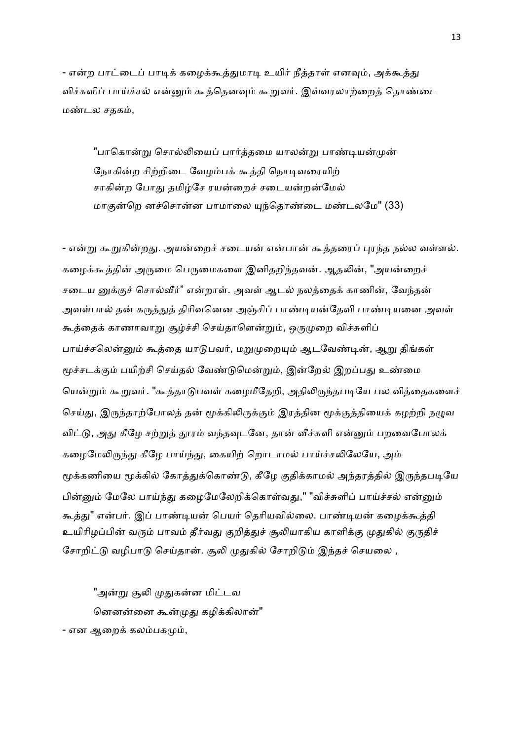- என்ற பாட்டைப் பாடிக் கழைக்கூத்துமாடி உயிர் நீத்தாள் எனவும், அக்கூத்து விச்சுளிப் பாய்ச்சல் என்னும் கூத்தெனவும் கூறுவர். இவ்வரலாற்றைத் தொண்டை மண்டல சதகம்,

> "பாகொன்று சொல்லியைப் பார்த்தமை யாலன்று பாண்டியன்முன்
> நோகின்ற சிற்றிடை வேழம்பக் கூத்தி நொடிவரையிற்
> சாகின்ற போது தமிழ்சே ரயன்றைச் சடையன்றன்மேல்
> மாகுன்றெ னச்சொன்ன பாமாலை யுந்தொண்டை மண்டலமே" (33)

- என்று கூறுகின்றது. அயன்றைச் சடையன் என்பான் கூத்தரைப் புரந்த நல்ல வள்ளல். கழைக்கூத்தின் அருமை பெருமைகளை இனிதறிந்தவன். ஆதலின், "அயன்றைச் சடைய னுக்குச் சொல்வீர்" என்றாள். அவள் ஆடல் நலத்தைக் காணின், வேந்தன் அவள்பால் தன் கருத்துத் திரிவனென அஞ்சிப் பாண்டியன்தேவி பாண்டியனை அவள் கூத்தைக் காணாவாறு சூழ்ச்சி செய்தாளென்றும், ஒருமுறை விச்சுளிப் பாய்ச்சலென்னும் கூத்தை யாடுபவர், மறுமுறையும் ஆடவேண்டின், ஆறு திங்கள் மூச்சடக்கும் பயிற்சி செய்தல் வேண்டுமென்றும், இன்றேல் இறப்பது உண்மை யென்றும் கூறுவர். "கூத்தாடுபவள் கழைமீதேறி, அதிலிருந்தபடியே பல வித்தைகளைச் செய்து, இருந்தாற்போலத் தன் மூக்கிலிருக்கும் இரத்தின மூக்குத்தியைக் கழற்றி நழுவ விட்டு, அது கீழே சற்றுத் தூரம் வந்தவுடனே, தான் வீச்சுளி என்னும் பறவைபோலக் கழைமேலிருந்து கீழே பாய்ந்து, கையிற் றொடாமல் பாய்ச்சலிலேயே, அம் மூக்கணியை மூக்கில் கோத்துக்கொண்டு, கீழே குதிக்காமல் அந்தரத்தில் இருந்தபடியே பின்னும் மேலே பாய்ந்து கழைமேலேறிக்கொள்வது," "விச்சுளிப் பாய்ச்சல் என்னும் கூத்து" என்பர். இப் பாண்டியன் பெயர் தெரியவில்லை. பாண்டியன் கழைக்கூத்தி உயிரிழப்பின் வரும் பாவம் தீர்வது குறித்துச் சூலியாகிய காளிக்கு முதுகில் குருதிச் சோறிட்டு வழிபாடு செய்தான். சூலி முதுகில் சோறிடும் இந்தச் செயலை ,

> "அன்று சூலி முதுகன்ன மிட்டவ
> னெனன்னை கூன்முது கழிக்கிலான்"

- என ஆறைக் கலம்பகமும்,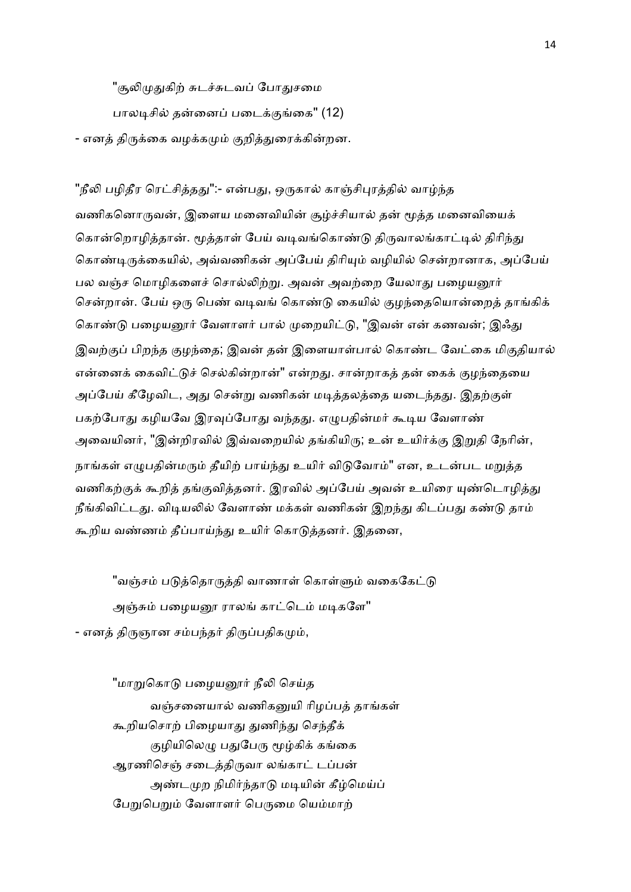"சூலிமுதுகிற் சுடச்சுடவப் போதுசமை

பாலடிசில் தன்னைப் படைக்குங்கை" (12)

- எனத் திருக்கை வழக்கமும் குறித்துரைக்கின்றன.

"நீலி பழிதீர ரெட்சித்தது":- என்பது, ஒருகால் காஞ்சிபுரத்தில் வாழ்ந்த வணிகனொருவன், இளைய மனைவியின் சூழ்ச்சியால் தன் மூத்த மனைவியைக் கொன்றொழித்தான். மூத்தாள் பேய் வடிவங்கொண்டு திருவாலங்காட்டில் திரிந்து கொண்டிருக்கையில், அவ்வணிகன் அப்பேய் திரியும் வழியில் சென்றானாக, அப்பேய் பல வஞ்ச மொழிகளைச் சொல்லிற்று. அவன் அவற்றை யேலாது பழையனூர் சென்றான். பேய் ஒரு பெண் வடிவங் கொண்டு கையில் குழந்தையொன்றைத் தாங்கிக் கொண்டு பழையனூர் வேளாளர் பால் முறையிட்டு, "இவன் என் கணவன்; இஃது இவற்குப் பிறந்த குழந்தை; இவன் தன் இளையாள்பால் கொண்ட வேட்கை மிகுதியால் என்னைக் கைவிட்டுச் செல்கின்றான்" என்றது. சான்றாகத் தன் கைக் குழந்தையை அப்பேய் கீழேவிட, அது சென்று வணிகன் மடித்தலத்தை யடைந்தது. இதற்குள் பகற்போது கழியவே இரவுப்போது வந்தது. எழுபதின்மர் கூடிய வேளாண் அவையினர், "இன்றிரவில் இவ்வறையில் தங்கியிரு; உன் உயிர்க்கு இறுதி நேரின், நாங்கள் எழுபதின்மரும் தீயிற் பாய்ந்து உயிர் விடுவோம்" என, உடன்பட மறுத்த வணிகற்குக் கூறித் தங்குவித்தனர். இரவில் அப்பேய் அவன் உயிரை யுண்டொழித்து நீங்கிவிட்டது. விடியலில் வேளாண் மக்கள் வணிகன் இறந்து கிடப்பது கண்டு தாம் கூறிய வண்ணம் தீப்பாய்ந்து உயிர் கொடுத்தனர். இதனை,

"வஞ்சம் படுத்தொருத்தி வாணாள் கொள்ளும் வகைகேட்டு

அஞ்சும் பழையனூ ராலங் காட்டெம் மடிகளே"

- எனத் திருஞான சம்பந்தர் திருப்பதிகமும்,

"மாறுகொடு பழையனூர் நீலி செய்த

வஞ்சனையால் வணிகனுயி ரிழப்பத் தாங்கள்

கூறியசொற் பிழையாது துணிந்து செந்தீக்

குழியிலெழு பதுபேரு மூழ்கிக் கங்கை

ஆரணிசெஞ் சடைத்திருவா லங்காட் டப்பன்

அண்டமுற நிமிர்ந்தாடு மடியின் கீழ்மெய்ப்

பேறுபெறும் வேளாளர் பெருமை யெம்மாற்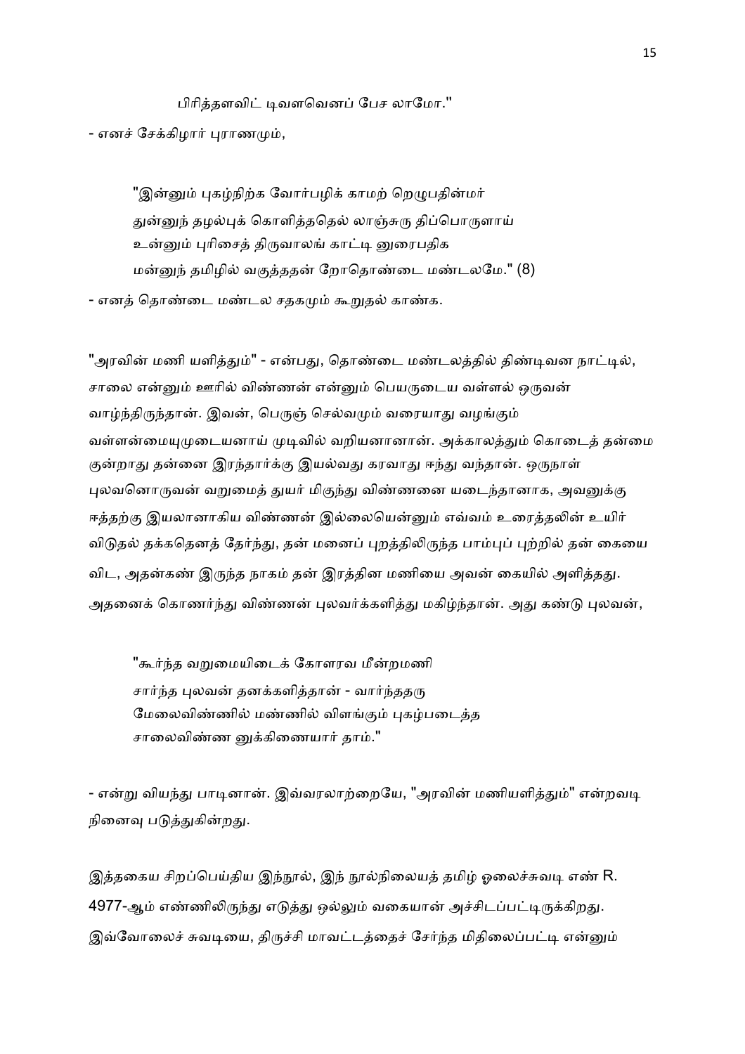பிரித்தளவிட் டிவளவெனப் பேச லாமோ."

- எனச் சேக்கிழார் புராணமும்,

"இன்னும் புகழ்நிற்க வோர்பழிக் காமற் றெழுபதின்மர்
துன்னுந் தழல்புக் கொளித்ததெல் லாஞ்சுரு திப்பொருளாய்
உன்னும் புரிசைத் திருவாலங் காட்டி னுரைபதிக
மன்னுந் தமிழில் வகுத்ததன் றோதொண்டை மண்டலமே." (8)

- எனத் தொண்டை மண்டல சதகமும் கூறுதல் காண்க.

"அரவின் மணி யளித்தும்" - என்பது, தொண்டை மண்டலத்தில் திண்டிவன நாட்டில், சாலை என்னும் ஊரில் விண்ணன் என்னும் பெயருடைய வள்ளல் ஒருவன் வாழ்ந்திருந்தான். இவன், பெருஞ் செல்வமும் வரையாது வழங்கும் வள்ளன்மையுமுடையனாய் முடிவில் வறியனானான். அக்காலத்தும் கொடைத் தன்மை குன்றாது தன்னை இரந்தார்க்கு இயல்வது கரவாது ஈந்து வந்தான். ஒருநாள் புலவனொருவன் வறுமைத் துயர் மிகுந்து விண்ணனை யடைந்தானாக, அவனுக்கு ஈத்தற்கு இயலானாகிய விண்ணன் இல்லையென்னும் எவ்வம் உரைத்தலின் உயிர் விடுதல் தக்கதெனத் தேர்ந்து, தன் மனைப் புறத்திலிருந்த பாம்புப் புற்றில் தன் கையை விட, அதன்கண் இருந்த நாகம் தன் இரத்தின மணியை அவன் கையில் அளித்தது. அதனைக் கொணர்ந்து விண்ணன் புலவர்க்களித்து மகிழ்ந்தான். அது கண்டு புலவன்,

"கூர்ந்த வறுமையிடைக் கோளரவ மீன்றமணி
சார்ந்த புலவன் தனக்களித்தான் - வார்ந்ததரு
மேலைவிண்ணில் மண்ணில் விளங்கும் புகழ்படைத்த
சாலைவிண்ண னுக்கிணையார் தாம்."

- என்று வியந்து பாடினான். இவ்வரலாற்றையே, "அரவின் மணியளித்தும்" என்றவடி நினைவு படுத்துகின்றது.

இத்தகைய சிறப்பெய்திய இந்நூல், இந் நூல்நிலையத் தமிழ் ஓலைச்சுவடி எண் R. 4977-ஆம் எண்ணிலிருந்து எடுத்து ஒல்லும் வகையான் அச்சிடப்பட்டிருக்கிறது. இவ்வோலைச் சுவடியை, திருச்சி மாவட்டத்தைச் சேர்ந்த மிதிலைப்பட்டி என்னும்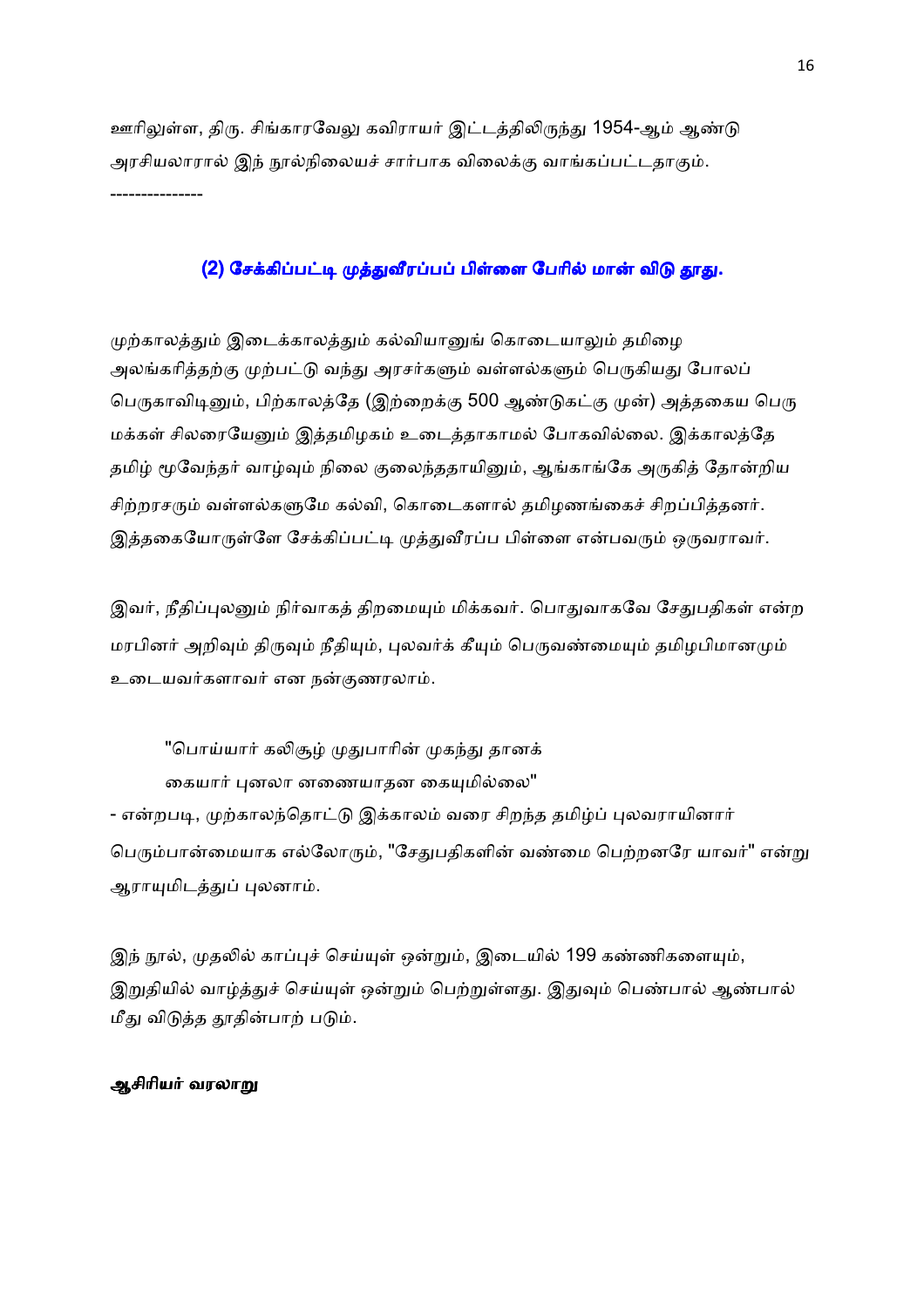ஊரிலுள்ள, திரு. சிங்காரவேலு கவிராயர் இட்டத்திலிருந்து 1954-ஆம் ஆண்டு அரசியலாரால் இந் நூல்நிலையச் சார்பாக விலைக்கு வாங்கப்பட்டதாகும்.

---------------

## (2) சேக்கிப்பட்டி முத்துவீரப்பப் பிள்ளை பேரில் மான் விடு தூது.

முற்காலத்தும் இடைக்காலத்தும் கல்வியானுங் கொடையாலும் தமிழை அலங்கரித்தற்கு முற்பட்டு வந்து அரசர்களும் வள்ளல்களும் பெருகியது போலப் பெருகாவிடினும், பிற்காலத்தே (இற்றைக்கு 500 ஆண்டுகட்கு முன்) அத்தகைய பெரு மக்கள் சிலரையேனும் இத்தமிழகம் உடைத்தாகாமல் போகவில்லை. இக்காலத்தே தமிழ் மூவேந்தர் வாழ்வும் நிலை குலைந்ததாயினும், ஆங்காங்கே அருகித் தோன்றிய சிற்றரசரும் வள்ளல்களுமே கல்வி, கொடைகளால் தமிழணங்கைச் சிறப்பித்தனர். இத்தகையோருள்ளே சேக்கிப்பட்டி முத்துவீரப்ப பிள்ளை என்பவரும் ஒருவராவர்.

இவர், நீதிப்புலனும் நிர்வாகத் திறமையும் மிக்கவர். பொதுவாகவே சேதுபதிகள் என்ற மரபினர் அறிவும் திருவும் நீதியும், புலவர்க் கீயும் பெருவண்மையும் தமிழபிமானமும் உடையவர்களாவர் என நன்குணரலாம்.

> "பொய்யார் கலிசூழ் முதுபாரின் முகந்து தானக்
> கையார் புனலா னணையாதன கையுமில்லை"

- என்றபடி, முற்காலந்தொட்டு இக்காலம் வரை சிறந்த தமிழ்ப் புலவராயினார் பெரும்பான்மையாக எல்லோரும், "சேதுபதிகளின் வண்மை பெற்றனரே யாவர்" என்று ஆராயுமிடத்துப் புலனாம்.

இந் நூல், முதலில் காப்புச் செய்யுள் ஒன்றும், இடையில் 199 கண்ணிகளையும், இறுதியில் வாழ்த்துச் செய்யுள் ஒன்றும் பெற்றுள்ளது. இதுவும் பெண்பால் ஆண்பால் மீது விடுத்த தூதின்பாற் படும்.

**ஆசிரியர் வரலாறு**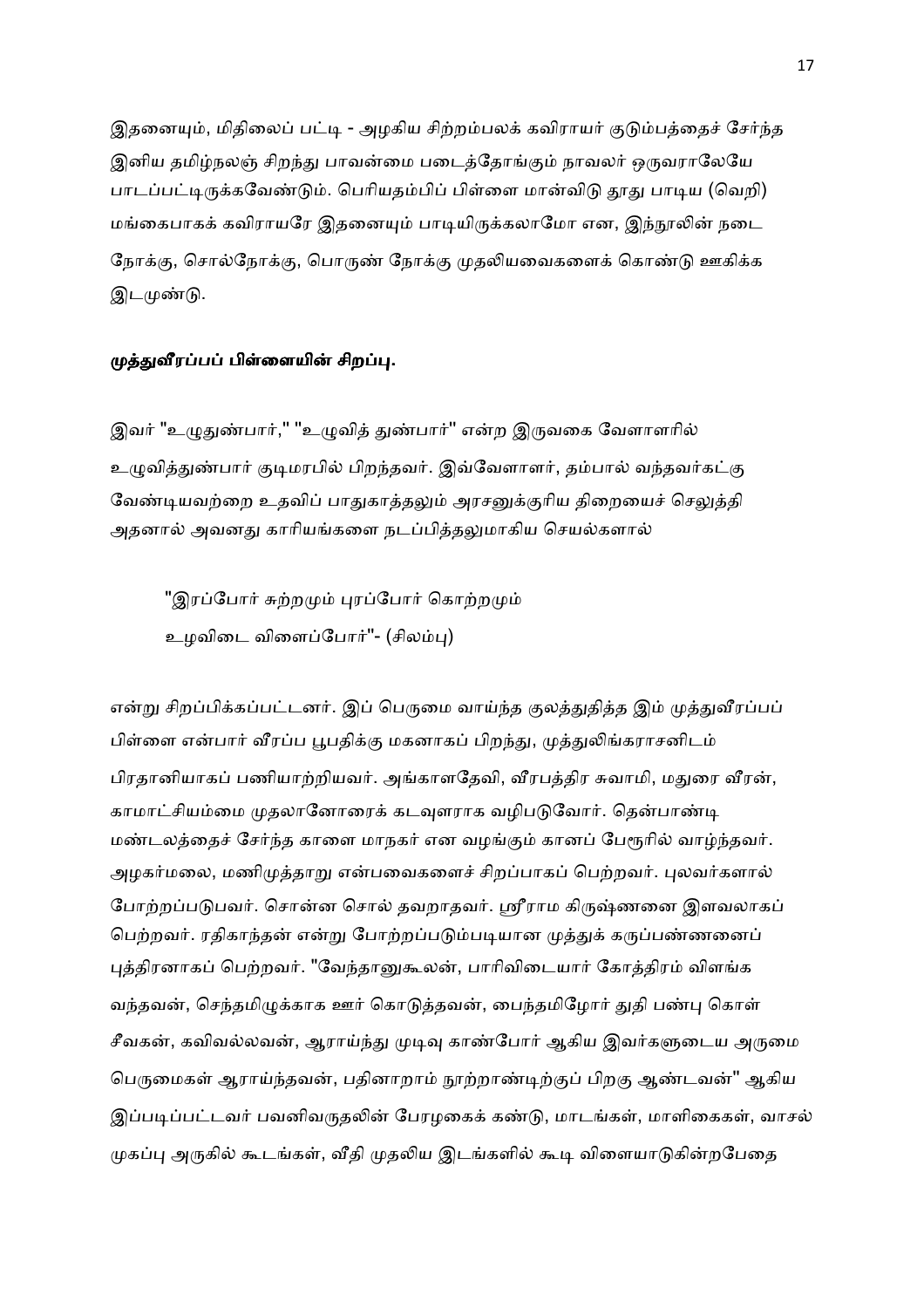இதனையும், மிதிலைப் பட்டி - அழகிய சிற்றம்பலக் கவிராயர் குடும்பத்தைச் சேர்ந்த இனிய தமிழ்நலஞ் சிறந்து பாவன்மை படைத்தோங்கும் நாவலர் ஒருவராலேயே பாடப்பட்டிருக்கவேண்டும். பெரியதம்பிப் பிள்ளை மான்விடு தூது பாடிய (வெறி) மங்கைபாகக் கவிராயரே இதனையும் பாடியிருக்கலாமோ என, இந்நூலின் நடை நோக்கு, சொல்நோக்கு, பொருண் நோக்கு முதலியவைகளைக் கொண்டு ஊகிக்க இடமுண்டு.

**முத்துவீரப்பப் பிள்ளையின் சிறப்பு.**

இவர் "உழுதுண்பார்," "உழுவித் துண்பார்" என்ற இருவகை வேளாளரில் உழுவித்துண்பார் குடிமரபில் பிறந்தவர். இவ்வேளாளர், தம்பால் வந்தவர்கட்கு வேண்டியவற்றை உதவிப் பாதுகாத்தலும் அரசனுக்குரிய திறையைச் செலுத்தி அதனால் அவனது காரியங்களை நடப்பித்தலுமாகிய செயல்களால்

> "இரப்போர் சுற்றமும் புரப்போர் கொற்றமும்
> உழவிடை விளைப்போர்"- (சிலம்பு)

என்று சிறப்பிக்கப்பட்டனர். இப் பெருமை வாய்ந்த குலத்துதித்த இம் முத்துவீரப்பப் பிள்ளை என்பார் வீரப்ப பூபதிக்கு மகனாகப் பிறந்து, முத்துலிங்கராசனிடம் பிரதானியாகப் பணியாற்றியவர். அங்காளதேவி, வீரபத்திர சுவாமி, மதுரை வீரன், காமாட்சியம்மை முதலானோரைக் கடவுளராக வழிபடுவோர். தென்பாண்டி மண்டலத்தைச் சேர்ந்த காளை மாநகர் என வழங்கும் கானப் பேரூரில் வாழ்ந்தவர். அழகர்மலை, மணிமுத்தாறு என்பவைகளைச் சிறப்பாகப் பெற்றவர். புலவர்களால் போற்றப்படுபவர். சொன்ன சொல் தவறாதவர். ஸ்ரீராம கிருஷ்ணனை இளவலாகப் பெற்றவர். ரதிகாந்தன் என்று போற்றப்படும்படியான முத்துக் கருப்பண்ணனைப் புத்திரனாகப் பெற்றவர். "வேந்தானுகூலன், பாரிவிடையார் கோத்திரம் விளங்க வந்தவன், செந்தமிழுக்காக ஊர் கொடுத்தவன், பைந்தமிழோர் துதி பண்பு கொள் சீவகன், கவிவல்லவன், ஆராய்ந்து முடிவு காண்போர் ஆகிய இவர்களுடைய அருமை பெருமைகள் ஆராய்ந்தவன், பதினாறாம் நூற்றாண்டிற்குப் பிறகு ஆண்டவன்" ஆகிய இப்படிப்பட்டவர் பவனிவருதலின் பேரழகைக் கண்டு, மாடங்கள், மாளிகைகள், வாசல் முகப்பு அருகில் கூடங்கள், வீதி முதலிய இடங்களில் கூடி விளையாடுகின்றபேதை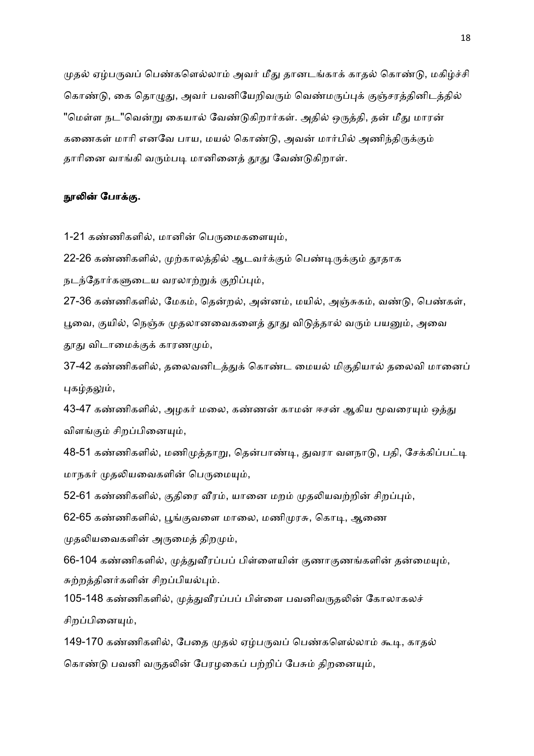முதல் ஏழ்பருவப் பெண்களெல்லாம் அவர் மீது தானடங்காக் காதல் கொண்டு, மகிழ்ச்சி கொண்டு, கை தொழுது, அவர் பவனியேறிவரும் வெண்மருப்புக் குஞ்சரத்தினிடத்தில் "மெள்ள நட"வென்று கையால் வேண்டுகிறார்கள். அதில் ஒருத்தி, தன் மீது மாரன் கணைகள் மாரி எனவே பாய, மயல் கொண்டு, அவன் மார்பில் அணிந்திருக்கும் தாரினை வாங்கி வரும்படி மானினைத் தூது வேண்டுகிறாள்.

**நூலின் போக்கு.**

1-21 கண்ணிகளில், மானின் பெருமைகளையும்,

22-26 கண்ணிகளில், முற்காலத்தில் ஆடவர்க்கும் பெண்டிருக்கும் தூதாக நடந்தோர்களுடைய வரலாற்றுக் குறிப்பும்,

27-36 கண்ணிகளில், மேகம், தென்றல், அன்னம், மயில், அஞ்சுகம், வண்டு, பெண்கள், பூவை, குயில், நெஞ்சு முதலானவைகளைத் தூது விடுத்தால் வரும் பயனும், அவை தூது விடாமைக்குக் காரணமும்,

37-42 கண்ணிகளில், தலைவனிடத்துக் கொண்ட மையல் மிகுதியால் தலைவி மானைப் புகழ்தலும்,

43-47 கண்ணிகளில், அழகர் மலை, கண்ணன் காமன் ஈசன் ஆகிய மூவரையும் ஒத்து விளங்கும் சிறப்பினையும்,

48-51 கண்ணிகளில், மணிமுத்தாறு, தென்பாண்டி, துவரா வளநாடு, பதி, சேக்கிப்பட்டி மாநகர் முதலியவைகளின் பெருமையும்,

52-61 கண்ணிகளில், குதிரை வீரம், யானை மறம் முதலியவற்றின் சிறப்பும்,

62-65 கண்ணிகளில், பூங்குவளை மாலை, மணிமுரசு, கொடி, ஆணை முதலியவைகளின் அருமைத் திறமும்,

66-104 கண்ணிகளில், முத்துவீரப்பப் பிள்ளையின் குணாகுணங்களின் தன்மையும், சுற்றத்தினர்களின் சிறப்பியல்பும்.

105-148 கண்ணிகளில், முத்துவீரப்பப் பிள்ளை பவனிவருதலின் கோலாகலச் சிறப்பினையும்,

149-170 கண்ணிகளில், பேதை முதல் ஏழ்பருவப் பெண்களெல்லாம் கூடி, காதல் கொண்டு பவனி வருதலின் பேரழகைப் பற்றிப் பேசும் திறனையும்,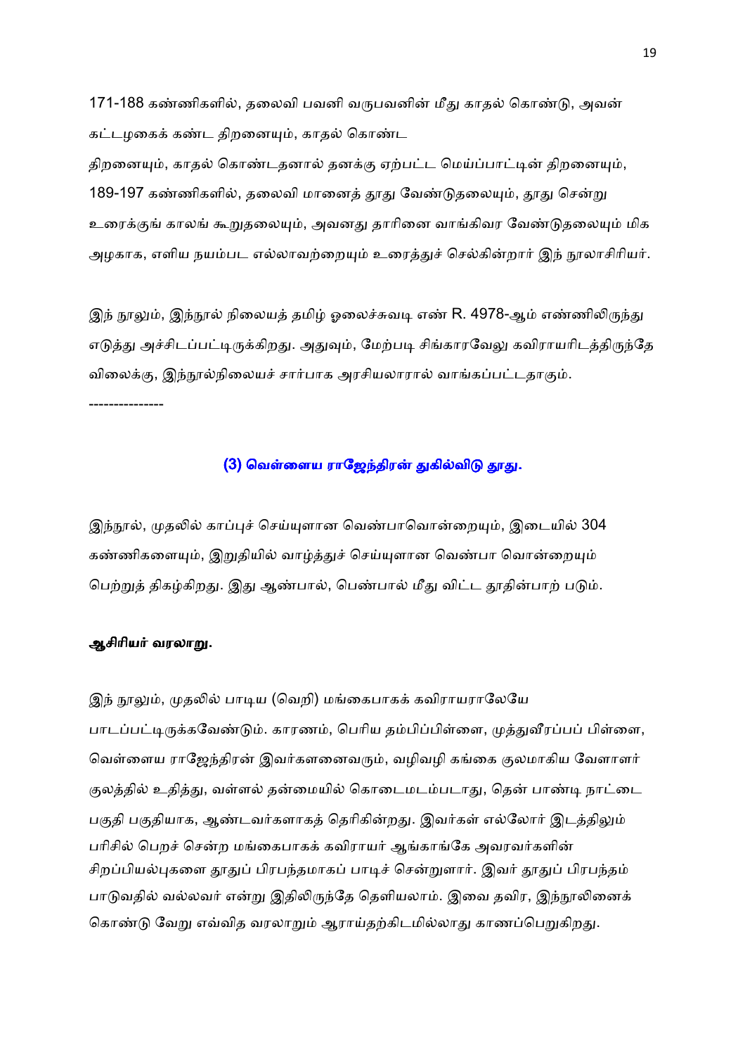171-188 கண்ணிகளில், தலைவி பவனி வருபவனின் மீது காதல் கொண்டு, அவன் கட்டழகைக் கண்ட திறனையும், காதல் கொண்ட திறனையும், காதல் கொண்டதனால் தனக்கு ஏற்பட்ட மெய்ப்பாட்டின் திறனையும், 189-197 கண்ணிகளில், தலைவி மானைத் தூது வேண்டுதலையும், தூது சென்று உரைக்குங் காலங் கூறுதலையும், அவனது தாரினை வாங்கிவர வேண்டுதலையும் மிக அழகாக, எளிய நயம்பட எல்லாவற்றையும் உரைத்துச் செல்கின்றார் இந் நூலாசிரியர்.

இந் நூலும், இந்நூல் நிலையத் தமிழ் ஓலைச்சுவடி எண் R. 4978-ஆம் எண்ணிலிருந்து எடுத்து அச்சிடப்பட்டிருக்கிறது. அதுவும், மேற்படி சிங்காரவேலு கவிராயரிடத்திருந்தே விலைக்கு, இந்நூல்நிலையச் சார்பாக அரசியலாரால் வாங்கப்பட்டதாகும்.

---------------

## (3) வெள்ளைய ராஜேந்திரன் துகில்விடு தூது.

இந்நூல், முதலில் காப்புச் செய்யுளான வெண்பாவொன்றையும், இடையில் 304 கண்ணிகளையும், இறுதியில் வாழ்த்துச் செய்யுளான வெண்பா வொன்றையும் பெற்றுத் திகழ்கிறது. இது ஆண்பால், பெண்பால் மீது விட்ட தூதின்பாற் படும்.

**ஆசிரியர் வரலாறு.**

இந் நூலும், முதலில் பாடிய (வெறி) மங்கைபாகக் கவிராயராலேயே பாடப்பட்டிருக்கவேண்டும். காரணம், பெரிய தம்பிப்பிள்ளை, முத்துவீரப்பப் பிள்ளை, வெள்ளைய ராஜேந்திரன் இவர்களனைவரும், வழிவழி கங்கை குலமாகிய வேளாளர் குலத்தில் உதித்து, வள்ளல் தன்மையில் கொடைமடம்படாது, தென் பாண்டி நாட்டை பகுதி பகுதியாக, ஆண்டவர்களாகத் தெரிகின்றது. இவர்கள் எல்லோர் இடத்திலும் பரிசில் பெறச் சென்ற மங்கைபாகக் கவிராயர் ஆங்காங்கே அவரவர்களின் சிறப்பியல்புகளை தூதுப் பிரபந்தமாகப் பாடிச் சென்றுளார். இவர் தூதுப் பிரபந்தம் பாடுவதில் வல்லவர் என்று இதிலிருந்தே தெளியலாம். இவை தவிர, இந்நூலினைக் கொண்டு வேறு எவ்வித வரலாறும் ஆராய்தற்கிடமில்லாது காணப்பெறுகிறது.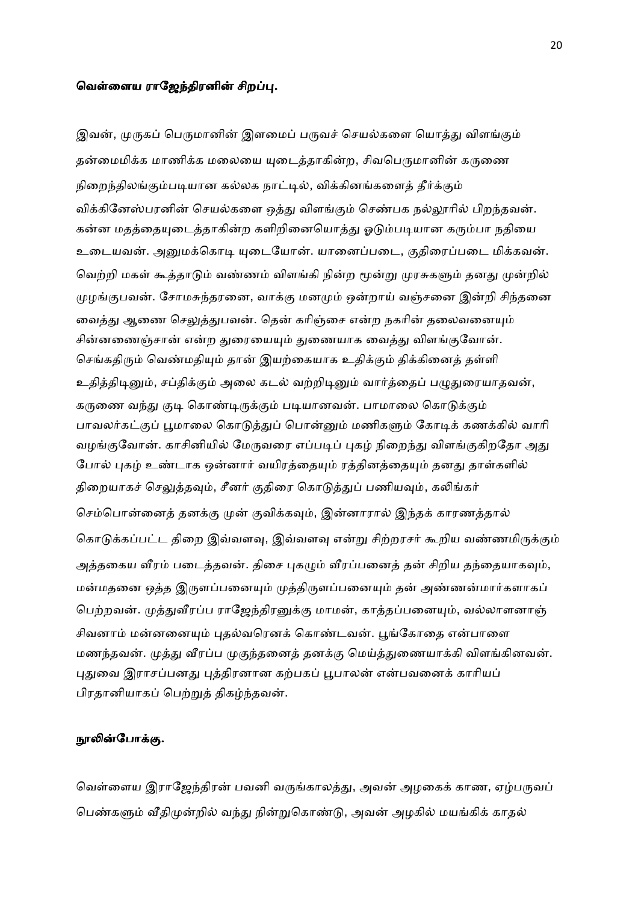**வெள்ளைய ராஜேந்திரனின் சிறப்பு.**

இவன், முருகப் பெருமானின் இளமைப் பருவச் செயல்களை யொத்து விளங்கும் தன்மைமிக்க மாணிக்க மலையை யுடைத்தாகின்ற, சிவபெருமானின் கருணை நிறைந்திலங்கும்படியான கல்லக நாட்டில், விக்கினங்களைத் தீர்க்கும் விக்கினேஸ்பரனின் செயல்களை ஒத்து விளங்கும் செண்பக நல்லூரில் பிறந்தவன். கன்ன மதத்தையுடைத்தாகின்ற களிறினையொத்து ஓடும்படியான கரும்பா நதியை உடையவன். அனுமக்கொடி யுடையோன். யானைப்படை, குதிரைப்படை மிக்கவன். வெற்றி மகள் கூத்தாடும் வண்ணம் விளங்கி நின்ற மூன்று முரசுகளும் தனது முன்றில் முழங்குபவன். சோமசுந்தரனை, வாக்கு மனமும் ஒன்றாய் வஞ்சனை இன்றி சிந்தனை வைத்து ஆணை செலுத்துபவன். தென் கரிஞ்சை என்ற நகரின் தலைவனையும் சின்னணைஞ்சான் என்ற துரையையும் துணையாக வைத்து விளங்குவோன். செங்கதிரும் வெண்மதியும் தான் இயற்கையாக உதிக்கும் திக்கினைத் தள்ளி உதித்திடினும், சப்திக்கும் அலை கடல் வற்றிடினும் வார்த்தைப் பழுதுரையாதவன், கருணை வந்து குடி கொண்டிருக்கும் படியானவன். பாமாலை கொடுக்கும் பாவலர்கட்குப் பூமாலை கொடுத்துப் பொன்னும் மணிகளும் கோடிக் கணக்கில் வாரி வழங்குவோன். காசினியில் மேருவரை எப்படிப் புகழ் நிறைந்து விளங்குகிறதோ அது போல் புகழ் உண்டாக ஒன்னார் வயிரத்தையும் ரத்தினத்தையும் தனது தாள்களில் திறையாகச் செலுத்தவும், சீனர் குதிரை கொடுத்துப் பணியவும், கலிங்கர் செம்பொன்னைத் தனக்கு முன் குவிக்கவும், இன்னாரால் இந்தக் காரணத்தால் கொடுக்கப்பட்ட திறை இவ்வளவு, இவ்வளவு என்று சிற்றரசர் கூறிய வண்ணமிருக்கும் அத்தகைய வீரம் படைத்தவன். திசை புகழும் வீரப்பனைத் தன் சிறிய தந்தையாகவும், மன்மதனை ஒத்த இருளப்பனையும் முத்திருளப்பனையும் தன் அண்ணன்மார்களாகப் பெற்றவன். முத்துவீரப்ப ராஜேந்திரனுக்கு மாமன், காத்தப்பனையும், வல்லாளனாஞ் சிவனாம் மன்னனையும் புதல்வரெனக் கொண்டவன். பூங்கோதை என்பாளை மணந்தவன். முத்து வீரப்ப முகுந்தனைத் தனக்கு மெய்த்துணையாக்கி விளங்கினவன். புதுவை இராசப்பனது புத்திரனான கற்பகப் பூபாலன் என்பவனைக் காரியப் பிரதானியாகப் பெற்றுத் திகழ்ந்தவன்.

**நூலின்போக்கு.**

வெள்ளைய இராஜேந்திரன் பவனி வருங்காலத்து, அவன் அழகைக் காண, ஏழ்பருவப் பெண்களும் வீதிமுன்றில் வந்து நின்றுகொண்டு, அவன் அழகில் மயங்கிக் காதல்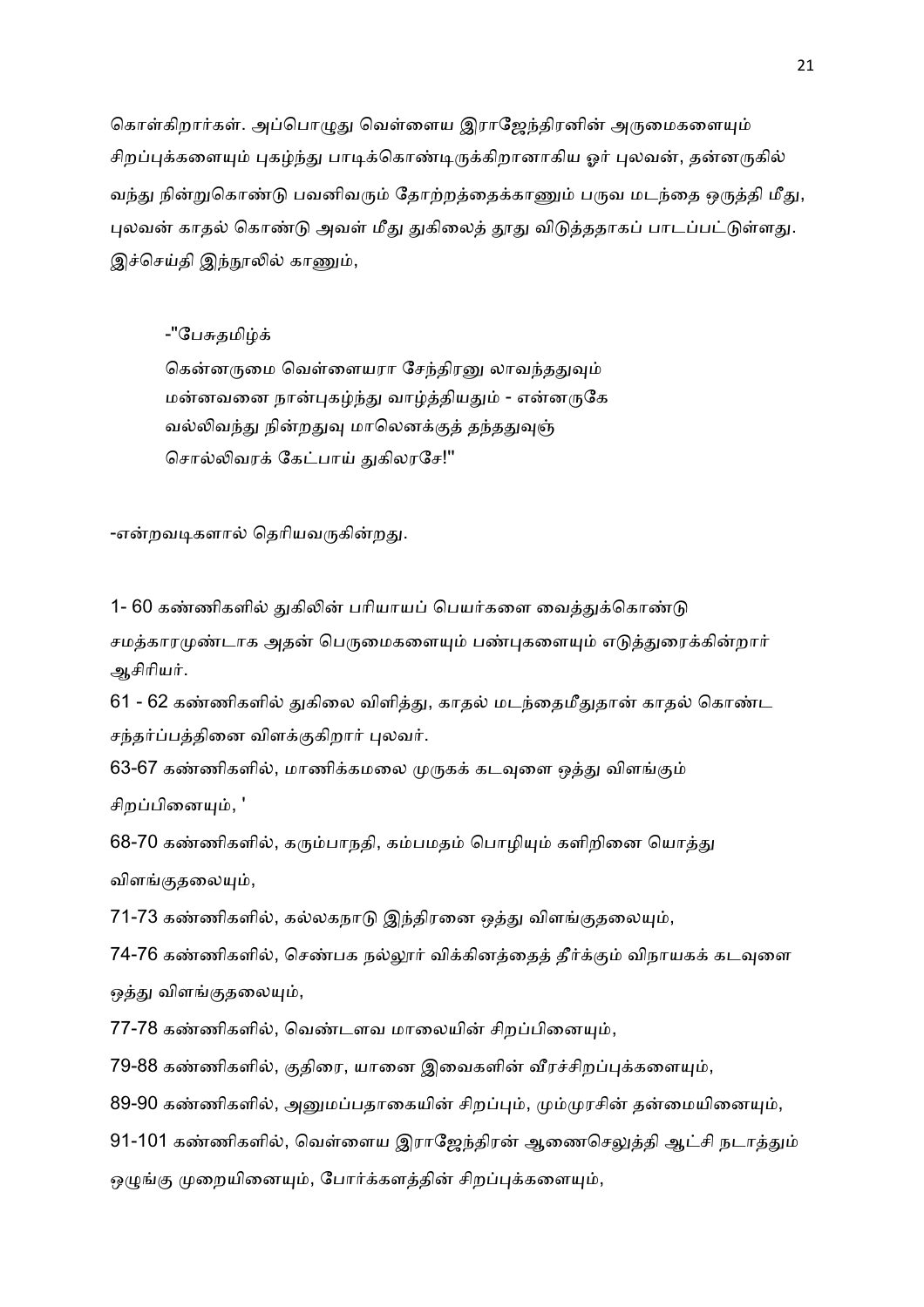கொள்கிறார்கள். அப்பொழுது வெள்ளைய இராஜேந்திரனின் அருமைகளையும் சிறப்புக்களையும் புகழ்ந்து பாடிக்கொண்டிருக்கிறானாகிய ஓர் புலவன், தன்னருகில் வந்து நின்றுகொண்டு பவனிவரும் தோற்றத்தைக்காணும் பருவ மடந்தை ஒருத்தி மீது, புலவன் காதல் கொண்டு அவள் மீது துகிலைத் தூது விடுத்ததாகப் பாடப்பட்டுள்ளது. இச்செய்தி இந்நூலில் காணும்,

> -"பேசுதமிழ்க்
> கென்னருமை வெள்ளையரா சேந்திரனு லாவந்ததுவும்
> மன்னவனை நான்புகழ்ந்து வாழ்த்தியதும் - என்னருகே
> வல்லிவந்து நின்றதுவு மாலெனக்குத் தந்ததுவுஞ்
> சொல்லிவரக் கேட்பாய் துகிலரசே!"

-என்றவடிகளால் தெரியவருகின்றது.

1- 60 கண்ணிகளில் துகிலின் பரியாயப் பெயர்களை வைத்துக்கொண்டு சமத்காரமுண்டாக அதன் பெருமைகளையும் பண்புகளையும் எடுத்துரைக்கின்றார் ஆசிரியர்.

61 - 62 கண்ணிகளில் துகிலை விளித்து, காதல் மடந்தைமீதுதான் காதல் கொண்ட சந்தர்ப்பத்தினை விளக்குகிறார் புலவர்.

63-67 கண்ணிகளில், மாணிக்கமலை முருகக் கடவுளை ஒத்து விளங்கும் சிறப்பினையும், '

68-70 கண்ணிகளில், கரும்பாநதி, கம்பமதம் பொழியும் களிறினை யொத்து விளங்குதலையும்,

71-73 கண்ணிகளில், கல்லகநாடு இந்திரனை ஒத்து விளங்குதலையும்,

74-76 கண்ணிகளில், செண்பக நல்லூர் விக்கினத்தைத் தீர்க்கும் விநாயகக் கடவுளை ஒத்து விளங்குதலையும்,

77-78 கண்ணிகளில், வெண்டளவ மாலையின் சிறப்பினையும்,

79-88 கண்ணிகளில், குதிரை, யானை இவைகளின் வீரச்சிறப்புக்களையும்,

89-90 கண்ணிகளில், அனுமப்பதாகையின் சிறப்பும், மும்முரசின் தன்மையினையும்,

91-101 கண்ணிகளில், வெள்ளைய இராஜேந்திரன் ஆணைசெலுத்தி ஆட்சி நடாத்தும் ஒழுங்கு முறையினையும், போர்க்களத்தின் சிறப்புக்களையும்,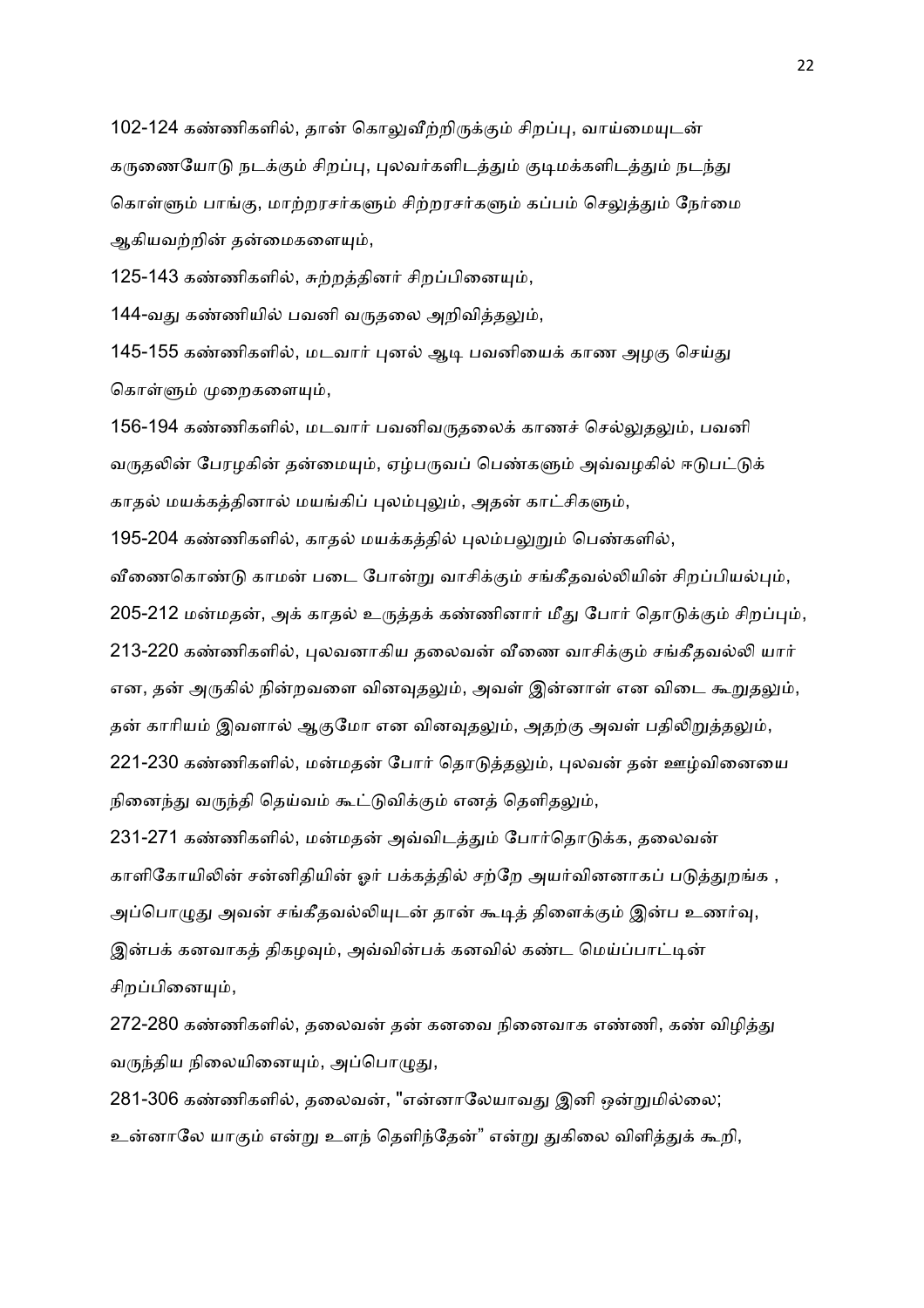102-124 கண்ணிகளில், தான் கொலுவீற்றிருக்கும் சிறப்பு, வாய்மையுடன் கருணையோடு நடக்கும் சிறப்பு, புலவர்களிடத்தும் குடிமக்களிடத்தும் நடந்து கொள்ளும் பாங்கு, மாற்றரசர்களும் சிற்றரசர்களும் கப்பம் செலுத்தும் நேர்மை ஆகியவற்றின் தன்மைகளையும்,

125-143 கண்ணிகளில், சுற்றத்தினர் சிறப்பினையும்,

144-வது கண்ணியில் பவனி வருதலை அறிவித்தலும்,

145-155 கண்ணிகளில், மடவார் புனல் ஆடி பவனியைக் காண அழகு செய்து கொள்ளும் முறைகளையும்,

156-194 கண்ணிகளில், மடவார் பவனிவருதலைக் காணச் செல்லுதலும், பவனி வருதலின் பேரழகின் தன்மையும், ஏழ்பருவப் பெண்களும் அவ்வழகில் ஈடுபட்டுக் காதல் மயக்கத்தினால் மயங்கிப் புலம்புலும், அதன் காட்சிகளும்,

195-204 கண்ணிகளில், காதல் மயக்கத்தில் புலம்பலுறும் பெண்களில், வீணைகொண்டு காமன் படை போன்று வாசிக்கும் சங்கீதவல்லியின் சிறப்பியல்பும்,

205-212 மன்மதன், அக் காதல் உருத்தக் கண்ணினார் மீது போர் தொடுக்கும் சிறப்பும்,

213-220 கண்ணிகளில், புலவனாகிய தலைவன் வீணை வாசிக்கும் சங்கீதவல்லி யார் என, தன் அருகில் நின்றவளை வினவுதலும், அவள் இன்னாள் என விடை கூறுதலும், தன் காரியம் இவளால் ஆகுமோ என வினவுதலும், அதற்கு அவள் பதிலிறுத்தலும்,

221-230 கண்ணிகளில், மன்மதன் போர் தொடுத்தலும், புலவன் தன் ஊழ்வினையை நினைந்து வருந்தி தெய்வம் கூட்டுவிக்கும் எனத் தெளிதலும்,

231-271 கண்ணிகளில், மன்மதன் அவ்விடத்தும் போர்தொடுக்க, தலைவன் காளிகோயிலின் சன்னிதியின் ஓர் பக்கத்தில் சற்றே அயர்வினனாகப் படுத்துறங்க , அப்பொழுது அவன் சங்கீதவல்லியுடன் தான் கூடித் திளைக்கும் இன்ப உணர்வு, இன்பக் கனவாகத் திகழவும், அவ்வின்பக் கனவில் கண்ட மெய்ப்பாட்டின் சிறப்பினையும்,

272-280 கண்ணிகளில், தலைவன் தன் கனவை நினைவாக எண்ணி, கண் விழித்து வருந்திய நிலையினையும், அப்பொழுது,

281-306 கண்ணிகளில், தலைவன், "என்னாலேயாவது இனி ஒன்றுமில்லை; உன்னாலே யாகும் என்று உளந் தெளிந்தேன்" என்று துகிலை விளித்துக் கூறி,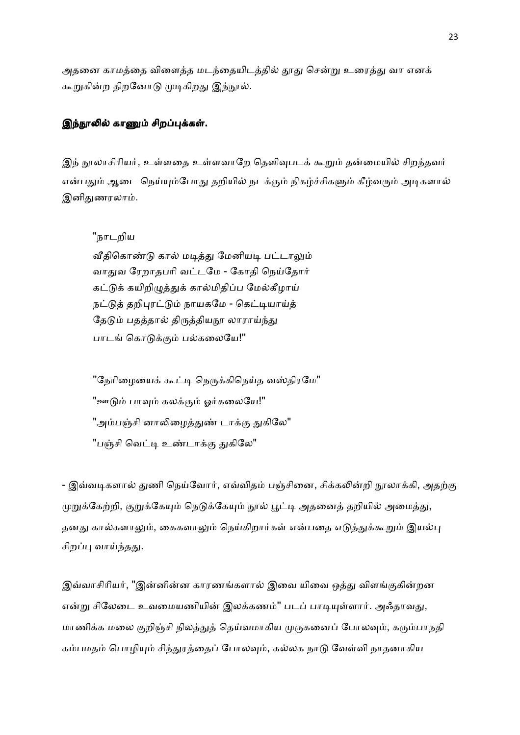அதனை காமத்தை விளைத்த மடந்தையிடத்தில் தூது சென்று உரைத்து வா எனக் கூறுகின்ற திறனோடு முடிகிறது இந்நூல்.

### இந்நூலில் காணும் சிறப்புக்கள்.

இந் நூலாசிரியர், உள்ளதை உள்ளவாறே தெளிவுபடக் கூறும் தன்மையில் சிறந்தவர் என்பதும் ஆடை நெய்யும்போது தறியில் நடக்கும் நிகழ்ச்சிகளும் கீழ்வரும் அடிகளால் இனிதுணரலாம்.

> "நாடறிய
> வீதிகொண்டு கால் மடித்து மேனியடி பட்டாலும்
> வாதுவ ரேறாதபரி வட்டமே - கோதி நெய்தோர்
> கட்டுக் கயிறிழுத்துக் கால்மிதிப்ப மேல்கீழாய்
> நட்டுத் தறிபுரட்டும் நாயகமே - கெட்டியாய்த்
> தேடும் பதத்தால் திருத்தியநூ லாராய்ந்து
> பாடங் கொடுக்கும் பல்கலையே!"

> "நேரிழையைக் கூட்டி நெருக்கிநெய்த வஸ்திரமே"
> "ஊடும் பாவும் கலக்கும் ஓர்கலையே!"
> "அம்பஞ்சி னாலிழைத்துண் டாக்கு துகிலே"
> "பஞ்சி வெட்டி உண்டாக்கு துகிலே"

- இவ்வடிகளால் துணி நெய்வோர், எவ்விதம் பஞ்சினை, சிக்கலின்றி நூலாக்கி, அதற்கு முறுக்கேற்றி, குறுக்கேயும் நெடுக்கேயும் நூல் பூட்டி அதனைத் தறியில் அமைத்து, தனது கால்களாலும், கைகளாலும் நெய்கிறார்கள் என்பதை எடுத்துக்கூறும் இயல்பு சிறப்பு வாய்ந்தது.

இவ்வாசிரியர், "இன்னின்ன காரணங்களால் இவை யிவை ஒத்து விளங்குகின்றன என்று சிலேடை உவமையணியின் இலக்கணம்" படப் பாடியுள்ளார். அஃதாவது, மாணிக்க மலை குறிஞ்சி நிலத்துத் தெய்வமாகிய முருகனைப் போலவும், கரும்பாநதி கம்பமதம் பொழியும் சிந்துரத்தைப் போலவும், கல்லக நாடு வேள்வி நாதனாகிய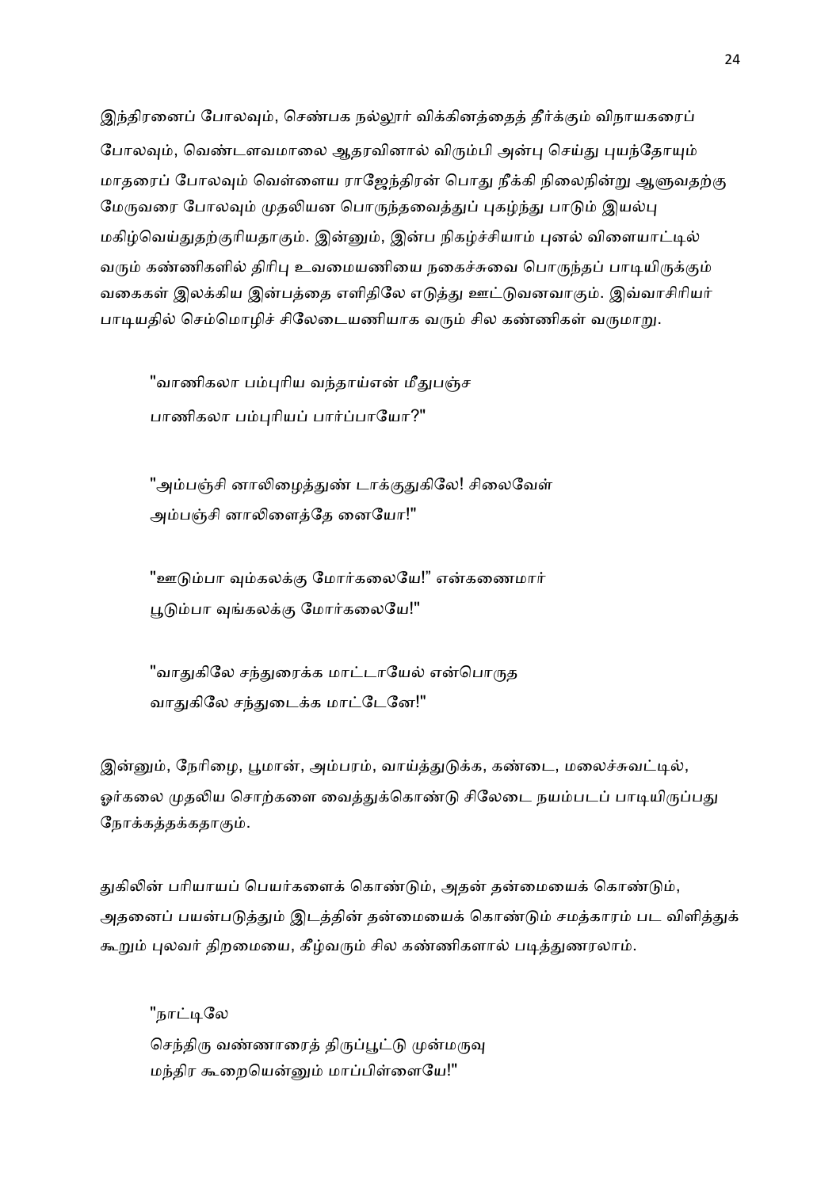இந்திரனைப் போலவும், செண்பக நல்லூர் விக்கினத்தைத் தீர்க்கும் விநாயகரைப் போலவும், வெண்டளவமாலை ஆதரவினால் விரும்பி அன்பு செய்து புயந்தோயும் மாதரைப் போலவும் வெள்ளைய ராஜேந்திரன் பொது நீக்கி நிலைநின்று ஆளுவதற்கு மேருவரை போலவும் முதலியன பொருந்தவைத்துப் புகழ்ந்து பாடும் இயல்பு மகிழ்வெய்துதற்குரியதாகும். இன்னும், இன்ப நிகழ்ச்சியாம் புனல் விளையாட்டில் வரும் கண்ணிகளில் திரிபு உவமையணியை நகைச்சுவை பொருந்தப் பாடியிருக்கும் வகைகள் இலக்கிய இன்பத்தை எளிதிலே எடுத்து ஊட்டுவனவாகும். இவ்வாசிரியர் பாடியதில் செம்மொழிச் சிலேடையணியாக வரும் சில கண்ணிகள் வருமாறு.

> "வாணிகலா பம்புரிய வந்தாய்என் மீதுபஞ்ச
> பாணிகலா பம்புரியப் பார்ப்பாயோ?"

> "அம்பஞ்சி னாலிழைத்துண் டாக்குதுகிலே! சிலைவேள்
> அம்பஞ்சி னாலிளைத்தே னையோ!"

> "ஊடும்பா வும்கலக்கு மோர்கலையே!" என்கணைமார்
> பூடும்பா வுங்கலக்கு மோர்கலையே!"

> "வாதுகிலே சந்துரைக்க மாட்டாயேல் என்பொருத
> வாதுகிலே சந்துடைக்க மாட்டேனே!"

இன்னும், நேரிழை, பூமான், அம்பரம், வாய்த்துடுக்க, கண்டை, மலைச்சுவட்டில், ஓர்கலை முதலிய சொற்களை வைத்துக்கொண்டு சிலேடை நயம்படப் பாடியிருப்பது நோக்கத்தக்கதாகும்.

துகிலின் பரியாயப் பெயர்களைக் கொண்டும், அதன் தன்மையைக் கொண்டும், அதனைப் பயன்படுத்தும் இடத்தின் தன்மையைக் கொண்டும் சமத்காரம் பட விளித்துக் கூறும் புலவர் திறமையை, கீழ்வரும் சில கண்ணிகளால் படித்துணரலாம்.

> "நாட்டிலே
> செந்திரு வண்ணாரைத் திருப்பூட்டு முன்மருவு
> மந்திர கூறையென்னும் மாப்பிள்ளையே!"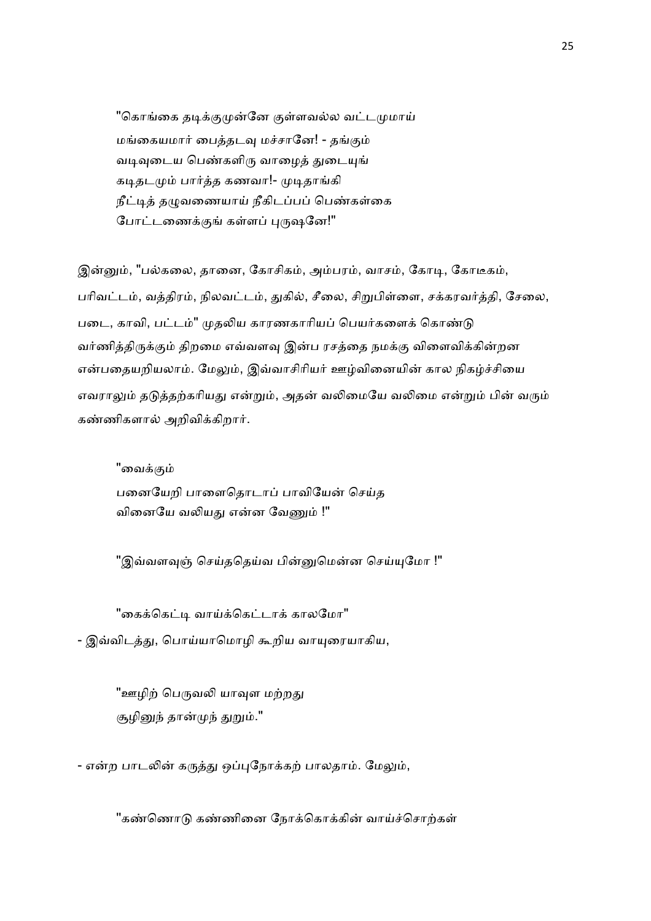"கொங்கை தடிக்குமுன்னே குள்ளவல்ல வட்டமுமாய்
மங்கையமார் பைத்தடவு மச்சானே! - தங்கும்
வடிவுடைய பெண்களிரு வாழைத் துடையுங்
கடிதடமும் பார்த்த கணவா!- முடிதாங்கி
நீட்டித் தழுவணையாய் நீகிடப்பப் பெண்கள்கை
போட்டணைக்குங் கள்ளப் புருஷனே!"

இன்னும், "பல்கலை, தானை, கோசிகம், அம்பரம், வாசம், கோடி, கோடீகம், பரிவட்டம், வத்திரம், நிலவட்டம், துகில், சீலை, சிறுபிள்ளை, சக்கரவர்த்தி, சேலை, படை, காவி, பட்டம்" முதலிய காரணகாரியப் பெயர்களைக் கொண்டு வர்ணித்திருக்கும் திறமை எவ்வளவு இன்ப ரசத்தை நமக்கு விளைவிக்கின்றன என்பதையறியலாம். மேலும், இவ்வாசிரியர் ஊழ்வினையின் கால நிகழ்ச்சியை எவராலும் தடுத்தற்கரியது என்றும், அதன் வலிமையே வலிமை என்றும் பின் வரும் கண்ணிகளால் அறிவிக்கிறார்.

"வைக்கும்
பனையேறி பாளைதொடாப் பாவியேன் செய்த
வினையே வலியது என்ன வேணும் !"

"இவ்வளவுஞ் செய்ததெய்வ பின்னுமென்ன செய்யுமோ !"

"கைக்கெட்டி வாய்க்கெட்டாக் காலமோ"

- இவ்விடத்து, பொய்யாமொழி கூறிய வாயுரையாகிய,

"ஊழிற் பெருவலி யாவுள மற்றது
சூழினுந் தான்முந் துறும்."

- என்ற பாடலின் கருத்து ஒப்புநோக்கற் பாலதாம். மேலும்,

"கண்ணொடு கண்ணினை நோக்கொக்கின் வாய்ச்சொற்கள்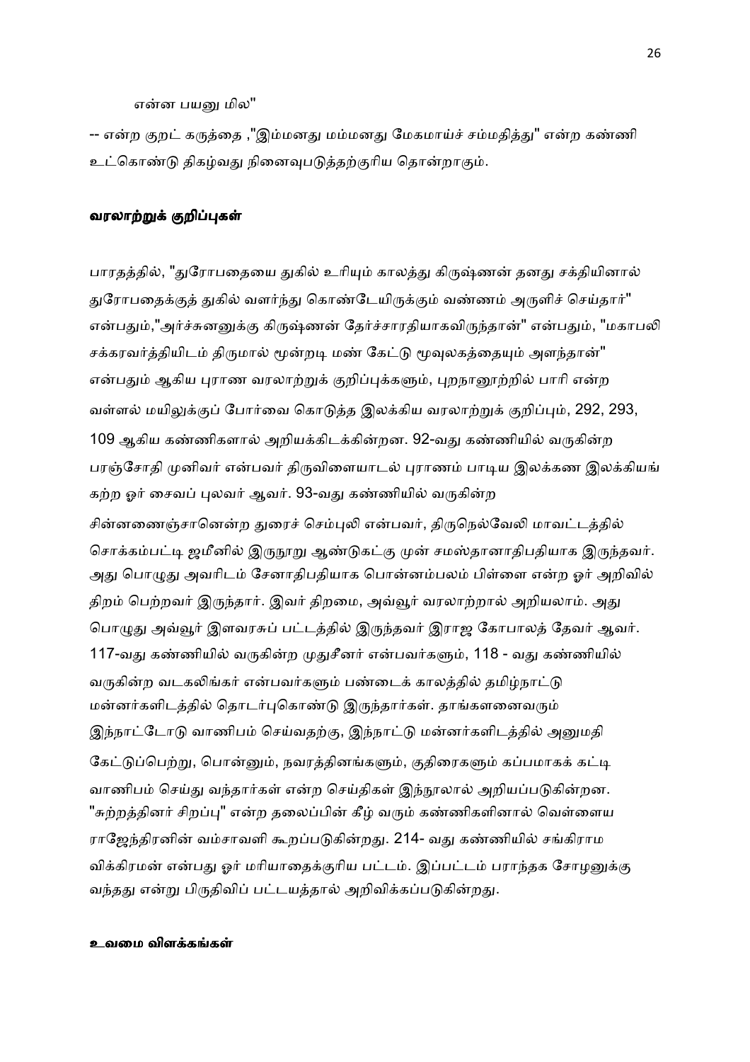என்ன பயனு மில"

-- என்ற குறட் கருத்தை ,"இம்மனது மம்மனது மேகமாய்ச் சம்மதித்து" என்ற கண்ணி உட்கொண்டு திகழ்வது நினைவுபடுத்தற்குரிய தொன்றாகும்.

### வரலாற்றுக் குறிப்புகள்

பாரதத்தில், "துரோபதையை துகில் உரியும் காலத்து கிருஷ்ணன் தனது சக்தியினால் துரோபதைக்குத் துகில் வளர்ந்து கொண்டேயிருக்கும் வண்ணம் அருளிச் செய்தார்" என்பதும்,"அர்ச்சுனனுக்கு கிருஷ்ணன் தேர்ச்சாரதியாகவிருந்தான்" என்பதும், "மகாபலி சக்கரவர்த்தியிடம் திருமால் மூன்றடி மண் கேட்டு மூவுலகத்தையும் அளந்தான்" என்பதும் ஆகிய புராண வரலாற்றுக் குறிப்புக்களும், புறநானூற்றில் பாரி என்ற வள்ளல் மயிலுக்குப் போர்வை கொடுத்த இலக்கிய வரலாற்றுக் குறிப்பும், 292, 293, 109 ஆகிய கண்ணிகளால் அறியக்கிடக்கின்றன. 92-வது கண்ணியில் வருகின்ற பரஞ்சோதி முனிவர் என்பவர் திருவிளையாடல் புராணம் பாடிய இலக்கண இலக்கியங் கற்ற ஓர் சைவப் புலவர் ஆவர். 93-வது கண்ணியில் வருகின்ற சின்னணைஞ்சானென்ற துரைச் செம்புலி என்பவர், திருநெல்வேலி மாவட்டத்தில் சொக்கம்பட்டி ஜமீனில் இருநூறு ஆண்டுகட்கு முன் சமஸ்தானாதிபதியாக இருந்தவர். அது பொழுது அவரிடம் சேனாதிபதியாக பொன்னம்பலம் பிள்ளை என்ற ஓர் அறிவில் திறம் பெற்றவர் இருந்தார். இவர் திறமை, அவ்வூர் வரலாற்றால் அறியலாம். அது பொழுது அவ்வூர் இளவரசுப் பட்டத்தில் இருந்தவர் இராஜ கோபாலத் தேவர் ஆவர். 117-வது கண்ணியில் வருகின்ற முதுசீனர் என்பவர்களும், 118 - வது கண்ணியில் வருகின்ற வடகலிங்கர் என்பவர்களும் பண்டைக் காலத்தில் தமிழ்நாட்டு மன்னர்களிடத்தில் தொடர்புகொண்டு இருந்தார்கள். தாங்களனைவரும் இந்நாட்டோடு வாணிபம் செய்வதற்கு, இந்நாட்டு மன்னர்களிடத்தில் அனுமதி கேட்டுப்பெற்று, பொன்னும், நவரத்தினங்களும், குதிரைகளும் கப்பமாகக் கட்டி வாணிபம் செய்து வந்தார்கள் என்ற செய்திகள் இந்நூலால் அறியப்படுகின்றன. "சுற்றத்தினர் சிறப்பு" என்ற தலைப்பின் கீழ் வரும் கண்ணிகளினால் வெள்ளைய ராஜேந்திரனின் வம்சாவளி கூறப்படுகின்றது. 214- வது கண்ணியில் சங்கிராம விக்கிரமன் என்பது ஓர் மரியாதைக்குரிய பட்டம். இப்பட்டம் பராந்தக சோழனுக்கு வந்தது என்று பிருதிவிப் பட்டயத்தால் அறிவிக்கப்படுகின்றது.

### உவமை விளக்கங்கள்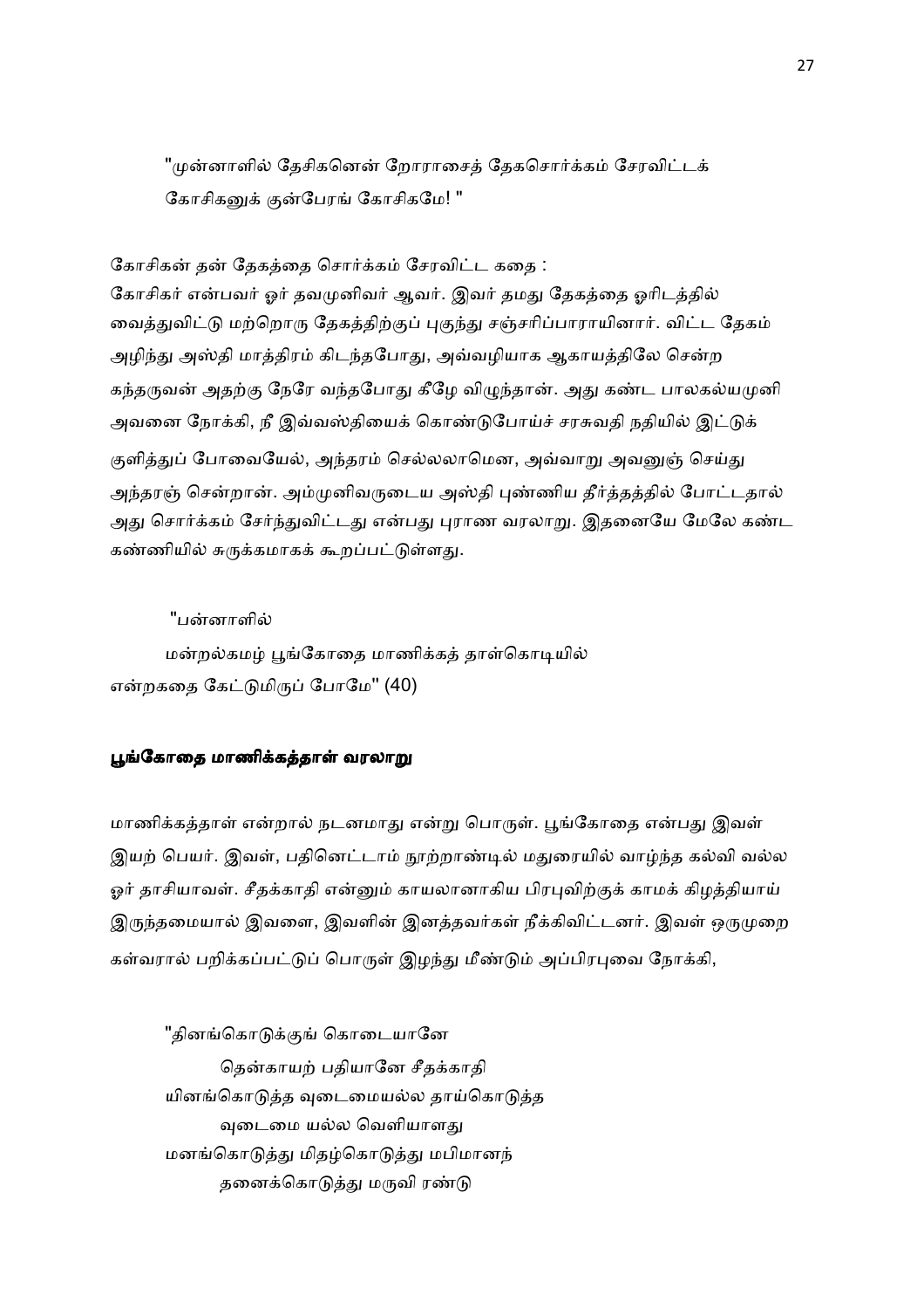"முன்னாளில் தேசிகனென் றோராசைத் தேகசொர்க்கம் சேரவிட்டக்
கோசிகனுக் குன்பேரங் கோசிகமே! "

கோசிகன் தன் தேகத்தை சொர்க்கம் சேரவிட்ட கதை :
கோசிகர் என்பவர் ஓர் தவமுனிவர் ஆவர். இவர் தமது தேகத்தை ஓரிடத்தில் வைத்துவிட்டு மற்றொரு தேகத்திற்குப் புகுந்து சஞ்சரிப்பாராயினார். விட்ட தேகம் அழிந்து அஸ்தி மாத்திரம் கிடந்தபோது, அவ்வழியாக ஆகாயத்திலே சென்ற கந்தருவன் அதற்கு நேரே வந்தபோது கீழே விழுந்தான். அது கண்ட பாலகல்யமுனி அவனை நோக்கி, நீ இவ்வஸ்தியைக் கொண்டுபோய்ச் சரசுவதி நதியில் இட்டுக் குளித்துப் போவையேல், அந்தரம் செல்லலாமென, அவ்வாறு அவனுஞ் செய்து அந்தரஞ் சென்றான். அம்முனிவருடைய அஸ்தி புண்ணிய தீர்த்தத்தில் போட்டதால் அது சொர்க்கம் சேர்ந்துவிட்டது என்பது புராண வரலாறு. இதனையே மேலே கண்ட கண்ணியில் சுருக்கமாகக் கூறப்பட்டுள்ளது.

"பன்னாளில்
மன்றல்கமழ் பூங்கோதை மாணிக்கத் தாள்கொடியில்
என்றகதை கேட்டுமிருப் போமே" (40)

## பூங்கோதை மாணிக்கத்தாள் வரலாறு

மாணிக்கத்தாள் என்றால் நடனமாது என்று பொருள். பூங்கோதை என்பது இவள் இயற் பெயர். இவள், பதினெட்டாம் நூற்றாண்டில் மதுரையில் வாழ்ந்த கல்வி வல்ல ஓர் தாசியாவள். சீதக்காதி என்னும் காயலானாகிய பிரபுவிற்குக் காமக் கிழத்தியாய் இருந்தமையால் இவளை, இவளின் இனத்தவர்கள் நீக்கிவிட்டனர். இவள் ஒருமுறை கள்வரால் பறிக்கப்பட்டுப் பொருள் இழந்து மீண்டும் அப்பிரபுவை நோக்கி,

"தினங்கொடுக்குங் கொடையானே
தென்காயற் பதியானே சீதக்காதி
யினங்கொடுத்த வுடைமையல்ல தாய்கொடுத்த
வுடைமை யல்ல வெளியாளது
மனங்கொடுத்து மிதழ்கொடுத்து மபிமானந்
தனைக்கொடுத்து மருவி ரண்டு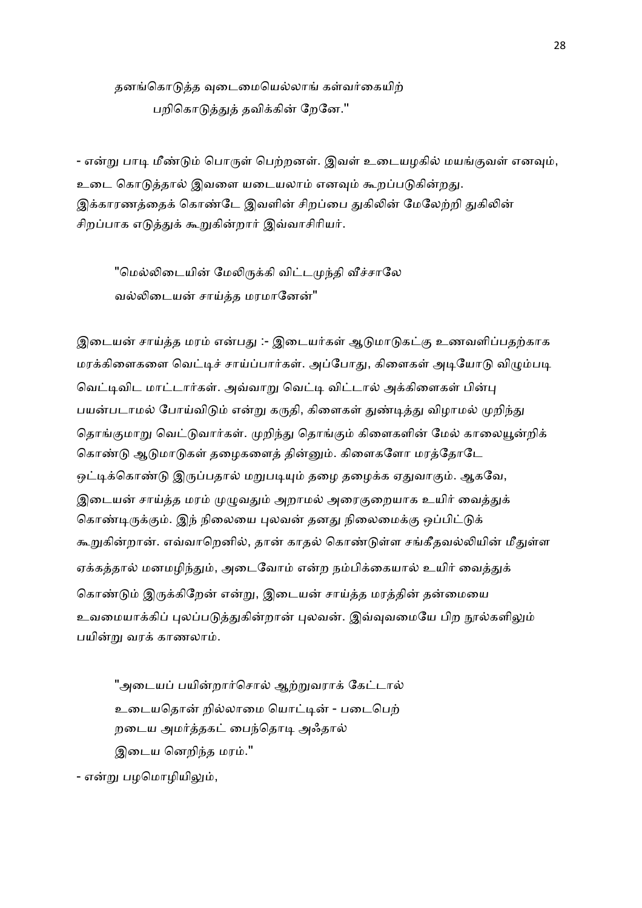> தனங்கொடுத்த வுடைமையெல்லாங் கள்வர்கையிற்
>
> பறிகொடுத்துத் தவிக்கின் றேனே."

- என்று பாடி மீண்டும் பொருள் பெற்றனள். இவள் உடையழகில் மயங்குவள் எனவும், உடை கொடுத்தால் இவளை யடையலாம் எனவும் கூறப்படுகின்றது. இக்காரணத்தைக் கொண்டே இவளின் சிறப்பை துகிலின் மேலேற்றி துகிலின் சிறப்பாக எடுத்துக் கூறுகின்றார் இவ்வாசிரியர்.

> "மெல்லிடையின் மேலிருக்கி விட்டமுந்தி வீச்சாலே
>
> வல்லிடையன் சாய்த்த மரமானேன்"

இடையன் சாய்த்த மரம் என்பது :- இடையர்கள் ஆடுமாடுகட்கு உணவளிப்பதற்காக மரக்கிளைகளை வெட்டிச் சாய்ப்பார்கள். அப்போது, கிளைகள் அடியோடு விழும்படி வெட்டிவிட மாட்டார்கள். அவ்வாறு வெட்டி விட்டால் அக்கிளைகள் பின்பு பயன்படாமல் போய்விடும் என்று கருதி, கிளைகள் துண்டித்து விழாமல் முறிந்து தொங்குமாறு வெட்டுவார்கள். முறிந்து தொங்கும் கிளைகளின் மேல் காலையூன்றிக் கொண்டு ஆடுமாடுகள் தழைகளைத் தின்னும். கிளைகளோ மரத்தோடே ஒட்டிக்கொண்டு இருப்பதால் மறுபடியும் தழை தழைக்க ஏதுவாகும். ஆகவே, இடையன் சாய்த்த மரம் முழுவதும் அறாமல் அரைகுறையாக உயிர் வைத்துக் கொண்டிருக்கும். இந் நிலையை புலவன் தனது நிலைமைக்கு ஒப்பிட்டுக் கூறுகின்றான். எவ்வாறெனில், தான் காதல் கொண்டுள்ள சங்கீதவல்லியின் மீதுள்ள ஏக்கத்தால் மனமழிந்தும், அடைவோம் என்ற நம்பிக்கையால் உயிர் வைத்துக் கொண்டும் இருக்கிறேன் என்று, இடையன் சாய்த்த மரத்தின் தன்மையை உவமையாக்கிப் புலப்படுத்துகின்றான் புலவன். இவ்வுவமையே பிற நூல்களிலும் பயின்று வரக் காணலாம்.

> "அடையப் பயின்றார்சொல் ஆற்றுவராக் கேட்டால்
>
> உடையதொன் றில்லாமை யொட்டின் - படைபெற்
>
> றடைய அமர்த்தகட் பைந்தொடி அஃதால்
>
> இடைய னெறிந்த மரம்."

- என்று பழமொழியிலும்,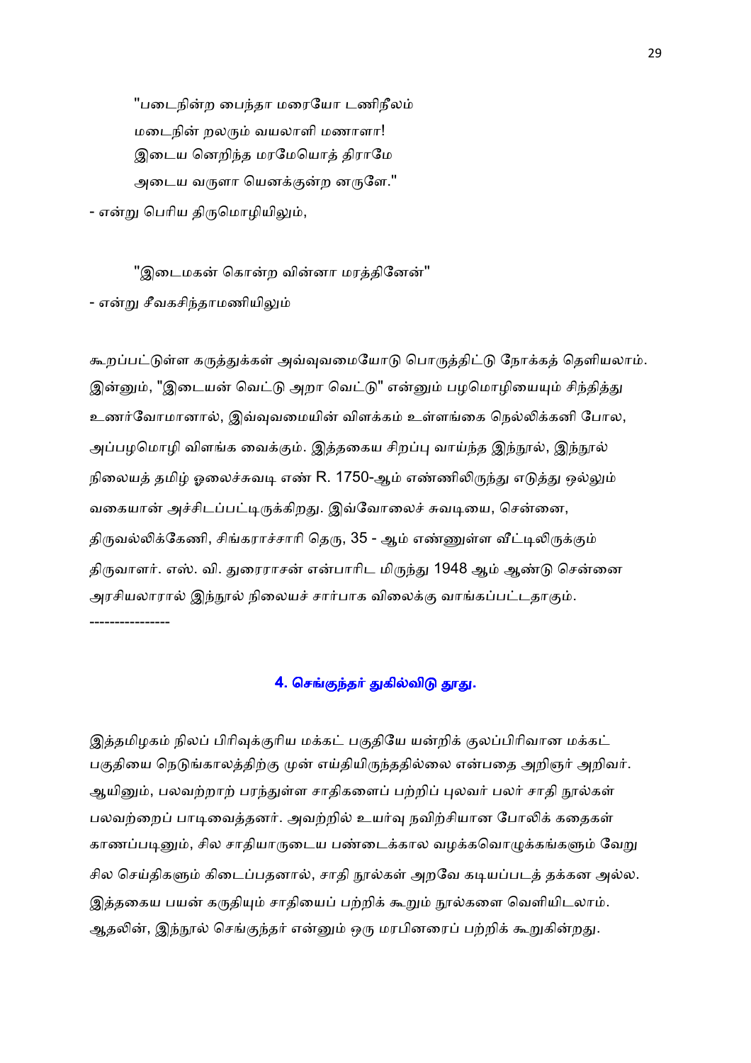"படைநின்ற பைந்தா மரையோ டணிநீலம்
மடைநின் றலரும் வயலாளி மணாளா!
இடைய னெறிந்த மரமேயொத் திராமே
அடைய வருளா யெனக்குன்ற னருளே."

- என்று பெரிய திருமொழியிலும்,

"இடைமகன் கொன்ற வின்னா மரத்தினேன்"

- என்று சீவகசிந்தாமணியிலும்

கூறப்பட்டுள்ள கருத்துக்கள் அவ்வுவமையோடு பொருத்திட்டு நோக்கத் தெளியலாம். இன்னும், "இடையன் வெட்டு அறா வெட்டு" என்னும் பழமொழியையும் சிந்தித்து உணர்வோமானால், இவ்வுவமையின் விளக்கம் உள்ளங்கை நெல்லிக்கனி போல, அப்பழமொழி விளங்க வைக்கும். இத்தகைய சிறப்பு வாய்ந்த இந்நூல், இந்நூல் நிலையத் தமிழ் ஓலைச்சுவடி எண் R. 1750-ஆம் எண்ணிலிருந்து எடுத்து ஒல்லும் வகையான் அச்சிடப்பட்டிருக்கிறது. இவ்வோலைச் சுவடியை, சென்னை, திருவல்லிக்கேணி, சிங்கராச்சாரி தெரு, 35 - ஆம் எண்ணுள்ள வீட்டிலிருக்கும் திருவாளர். எஸ். வி. துரைராசன் என்பாரிட மிருந்து 1948 ஆம் ஆண்டு சென்னை அரசியலாரால் இந்நூல் நிலையச் சார்பாக விலைக்கு வாங்கப்பட்டதாகும்.

---------------

## 4. செங்குந்தர் துகில்விடு தூது.

இத்தமிழகம் நிலப் பிரிவுக்குரிய மக்கட் பகுதியே யன்றிக் குலப்பிரிவான மக்கட் பகுதியை நெடுங்காலத்திற்கு முன் எய்தியிருந்ததில்லை என்பதை அறிஞர் அறிவர். ஆயினும், பலவற்றாற் பரந்துள்ள சாதிகளைப் பற்றிப் புலவர் பலர் சாதி நூல்கள் பலவற்றைப் பாடிவைத்தனர். அவற்றில் உயர்வு நவிற்சியான போலிக் கதைகள் காணப்படினும், சில சாதியாருடைய பண்டைக்கால வழக்கவொழுக்கங்களும் வேறு சில செய்திகளும் கிடைப்பதனால், சாதி நூல்கள் அறவே கடியப்படத் தக்கன அல்ல. இத்தகைய பயன் கருதியும் சாதியைப் பற்றிக் கூறும் நூல்களை வெளியிடலாம். ஆதலின், இந்நூல் செங்குந்தர் என்னும் ஒரு மரபினரைப் பற்றிக் கூறுகின்றது.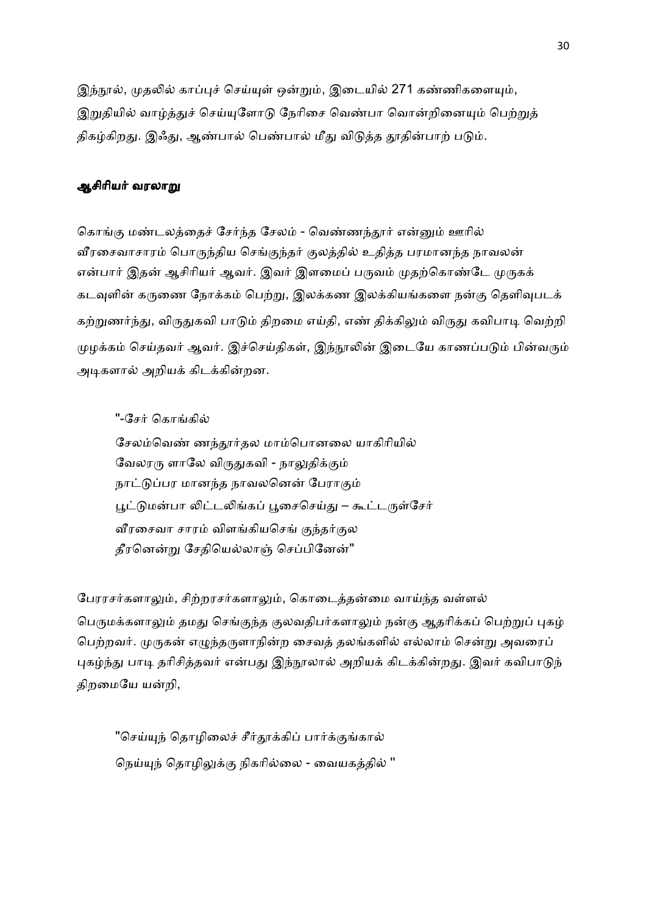இந்நூல், முதலில் காப்புச் செய்யுள் ஒன்றும், இடையில் 271 கண்ணிகளையும், இறுதியில் வாழ்த்துச் செய்யுளோடு நேரிசை வெண்பா வொன்றினையும் பெற்றுத் திகழ்கிறது. இஃது, ஆண்பால் பெண்பால் மீது விடுத்த தூதின்பாற் படும்.

### ஆசிரியர் வரலாறு

கொங்கு மண்டலத்தைச் சேர்ந்த சேலம் - வெண்ணந்தூர் என்னும் ஊரில் வீரசைவாசாரம் பொருந்திய செங்குந்தர் குலத்தில் உதித்த பரமானந்த நாவலன் என்பார் இதன் ஆசிரியர் ஆவர். இவர் இளமைப் பருவம் முதற்கொண்டே முருகக் கடவுளின் கருணை நோக்கம் பெற்று, இலக்கண இலக்கியங்களை நன்கு தெளிவுபடக் கற்றுணர்ந்து, விருதுகவி பாடும் திறமை எய்தி, எண் திக்கிலும் விருது கவிபாடி வெற்றி முழக்கம் செய்தவர் ஆவர். இச்செய்திகள், இந்நூலின் இடையே காணப்படும் பின்வரும் அடிகளால் அறியக் கிடக்கின்றன.

> "-சேர் கொங்கில்
> சேலம்வெண் ணந்தூர்தல மாம்பொனலை யாகிரியில்
> வேலரரு ளாலே விருதுகவி - நாலுதிக்கும்
> நாட்டுப்பர மானந்த நாவலனென் பேராகும்
> பூட்டுமன்பா லிட்டலிங்கப் பூசைசெய்து – கூட்டருள்சேர்
> வீரசைவா சாரம் விளங்கியசெங் குந்தர்குல
> தீரனென்று சேதியெல்லாஞ் செப்பினேன்"

பேரரசர்களாலும், சிற்றரசர்களாலும், கொடைத்தன்மை வாய்ந்த வள்ளல் பெருமக்களாலும் தமது செங்குந்த குலவதிபர்களாலும் நன்கு ஆதரிக்கப் பெற்றுப் புகழ் பெற்றவர். முருகன் எழுந்தருளாநின்ற சைவத் தலங்களில் எல்லாம் சென்று அவரைப் புகழ்ந்து பாடி தரிசித்தவர் என்பது இந்நூலால் அறியக் கிடக்கின்றது. இவர் கவிபாடுந் திறமையே யன்றி,

> "செய்யுந் தொழிலைச் சீர்தூக்கிப் பார்க்குங்கால்
> நெய்யுந் தொழிலுக்கு நிகரில்லை - வையகத்தில் "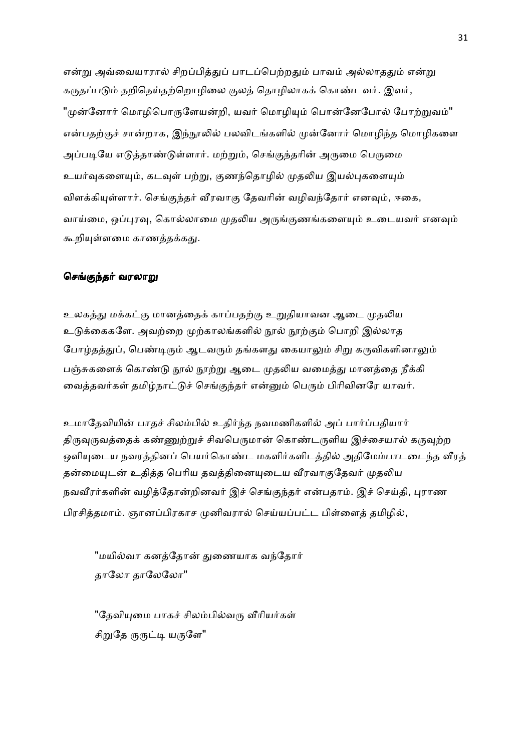என்று அவ்வையாரால் சிறப்பித்துப் பாடப்பெற்றதும் பாவம் அல்லாததும் என்று கருதப்படும் தறிநெய்தற்றொழிலை குலத் தொழிலாகக் கொண்டவர். இவர், "முன்னோர் மொழிபொருளேயன்றி, யவர் மொழியும் பொன்னேபோல் போற்றுவம்" என்பதற்குச் சான்றாக, இந்நூலில் பலவிடங்களில் முன்னோர் மொழிந்த மொழிகளை அப்படியே எடுத்தாண்டுள்ளார். மற்றும், செங்குந்தரின் அருமை பெருமை உயர்வுகளையும், கடவுள் பற்று, குணந்தொழில் முதலிய இயல்புகளையும் விளக்கியுள்ளார். செங்குந்தர் வீரவாகு தேவரின் வழிவந்தோர் எனவும், ஈகை, வாய்மை, ஒப்புரவு, கொல்லாமை முதலிய அருங்குணங்களையும் உடையவர் எனவும் கூறியுள்ளமை காணத்தக்கது.

### செங்குந்தர் வரலாறு

உலகத்து மக்கட்கு மானத்தைக் காப்பதற்கு உறுதியாவன ஆடை முதலிய உடுக்கைகளே. அவற்றை முற்காலங்களில் நூல் நூற்கும் பொறி இல்லாத போழ்தத்துப், பெண்டிரும் ஆடவரும் தங்களது கையாலும் சிறு கருவிகளினாலும் பஞ்சுகளைக் கொண்டு நூல் நூற்று ஆடை முதலிய வமைத்து மானத்தை நீக்கி வைத்தவர்கள் தமிழ்நாட்டுச் செங்குந்தர் என்னும் பெரும் பிரிவினரே யாவர்.

உமாதேவியின் பாதச் சிலம்பில் உதிர்ந்த நவமணிகளில் அப் பார்ப்பதியார் திருவுருவத்தைக் கண்ணுற்றுச் சிவபெருமான் கொண்டருளிய இச்சையால் கருவுற்ற ஒளியுடைய நவரத்தினப் பெயர்கொண்ட மகளிர்களிடத்தில் அதிமேம்பாடடைந்த வீரத் தன்மையுடன் உதித்த பெரிய தவத்தினையுடைய வீரவாகுதேவர் முதலிய நவவீரர்களின் வழித்தோன்றினவர் இச் செங்குந்தர் என்பதாம். இச் செய்தி, புராண பிரசித்தமாம். ஞானப்பிரகாச முனிவரால் செய்யப்பட்ட பிள்ளைத் தமிழில்,

> "மயில்வா கனத்தோன் துணையாக வந்தோர்
> தாலோ தாலேலோ"

> "தேவியுமை பாகச் சிலம்பில்வரு வீரியர்கள்
> சிறுதே ருருட்டி யருளே"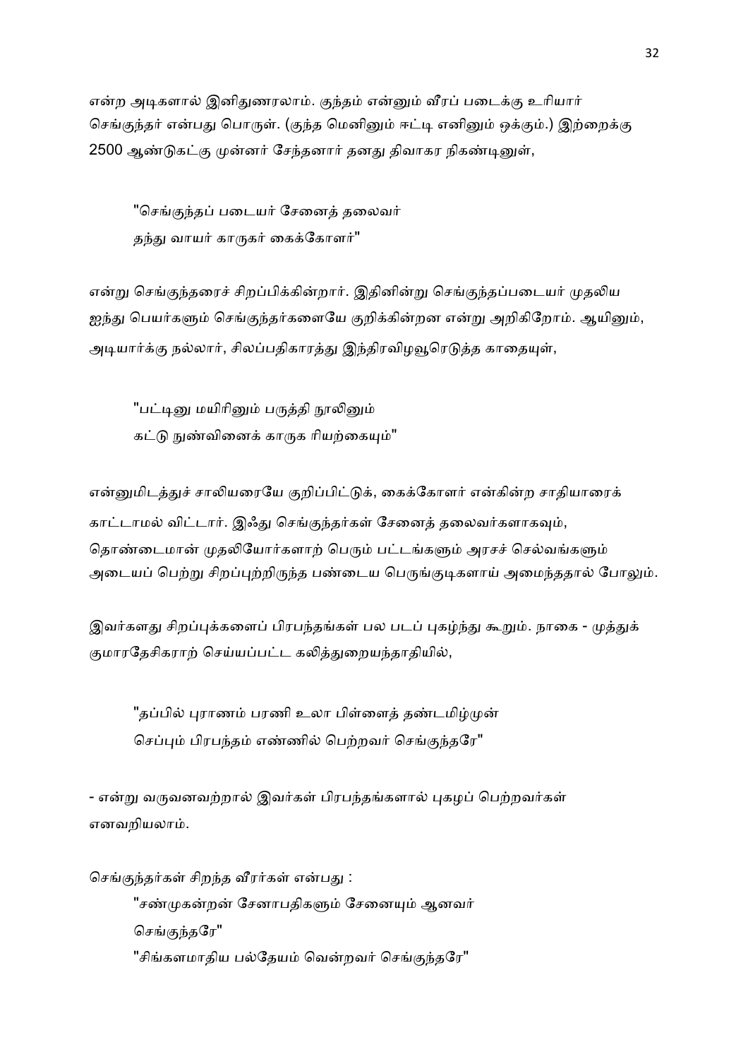என்ற அடிகளால் இனிதுணரலாம். குந்தம் என்னும் வீரப் படைக்கு உரியார் செங்குந்தர் என்பது பொருள். (குந்த மெனினும் ஈட்டி எனினும் ஒக்கும்.) இற்றைக்கு 2500 ஆண்டுகட்கு முன்னர் சேந்தனார் தனது திவாகர நிகண்டினுள்,

> "செங்குந்தப் படையர் சேனைத் தலைவர்
> தந்து வாயர் காருகர் கைக்கோளர்"

என்று செங்குந்தரைச் சிறப்பிக்கின்றார். இதினின்று செங்குந்தப்படையர் முதலிய ஐந்து பெயர்களும் செங்குந்தர்களையே குறிக்கின்றன என்று அறிகிறோம். ஆயினும், அடியார்க்கு நல்லார், சிலப்பதிகாரத்து இந்திரவிழவூரெடுத்த காதையுள்,

> "பட்டினு மயிரினும் பருத்தி நூலினும்
> கட்டு நுண்வினைக் காருக ரியற்கையும்"

என்னுமிடத்துச் சாலியரையே குறிப்பிட்டுக், கைக்கோளர் என்கின்ற சாதியாரைக் காட்டாமல் விட்டார். இஃது செங்குந்தர்கள் சேனைத் தலைவர்களாகவும், தொண்டைமான் முதலியோர்களாற் பெரும் பட்டங்களும் அரசச் செல்வங்களும் அடையப் பெற்று சிறப்புற்றிருந்த பண்டைய பெருங்குடிகளாய் அமைந்ததால் போலும்.

இவர்களது சிறப்புக்களைப் பிரபந்தங்கள் பல படப் புகழ்ந்து கூறும். நாகை - முத்துக் குமாரதேசிகராற் செய்யப்பட்ட கலித்துறையந்தாதியில்,

> "தப்பில் புராணம் பரணி உலா பிள்ளைத் தண்டமிழ்முன்
> செப்பும் பிரபந்தம் எண்ணில் பெற்றவர் செங்குந்தரே"

- என்று வருவனவற்றால் இவர்கள் பிரபந்தங்களால் புகழப் பெற்றவர்கள் எனவறியலாம்.

செங்குந்தர்கள் சிறந்த வீரர்கள் என்பது :

> "சண்முகன்றன் சேனாபதிகளும் சேனையும் ஆனவர்
> செங்குந்தரே"
> "சிங்களமாதிய பல்தேயம் வென்றவர் செங்குந்தரே"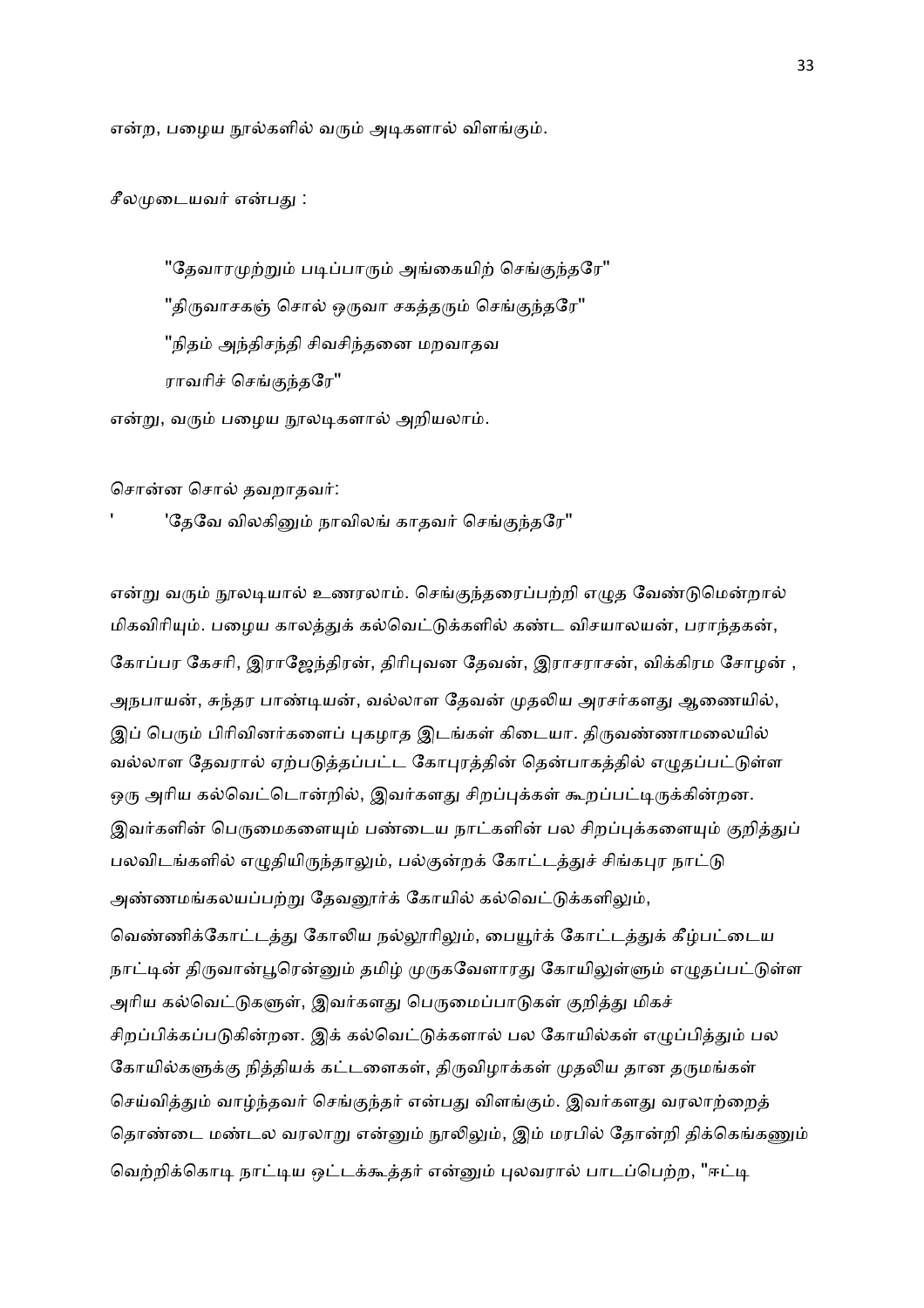என்ற, பழைய நூல்களில் வரும் அடிகளால் விளங்கும்.

சீலமுடையவர் என்பது :

> "தேவாரமுற்றும் படிப்பாரும் அங்கையிற் செங்குந்தரே"
>
> "திருவாசகஞ் சொல் ஒருவா சகத்தரும் செங்குந்தரே"
>
> "நிதம் அந்திசந்தி சிவசிந்தனை மறவாதவ
>
> ராவரிச் செங்குந்தரே"

என்று, வரும் பழைய நூலடிகளால் அறியலாம்.

சொன்ன சொல் தவறாதவர்:

> ' 'தேவே விலகினும் நாவிலங் காதவர் செங்குந்தரே"

என்று வரும் நூலடியால் உணரலாம். செங்குந்தரைப்பற்றி எழுத வேண்டுமென்றால் மிகவிரியும். பழைய காலத்துக் கல்வெட்டுக்களில் கண்ட விசயாலயன், பராந்தகன், கோப்பர கேசரி, இராஜேந்திரன், திரிபுவன தேவன், இராசராசன், விக்கிரம சோழன் , அநபாயன், சுந்தர பாண்டியன், வல்லாள தேவன் முதலிய அரசர்களது ஆணையில், இப் பெரும் பிரிவினர்களைப் புகழாத இடங்கள் கிடையா. திருவண்ணாமலையில் வல்லாள தேவரால் ஏற்படுத்தப்பட்ட கோபுரத்தின் தென்பாகத்தில் எழுதப்பட்டுள்ள ஒரு அரிய கல்வெட்டொன்றில், இவர்களது சிறப்புக்கள் கூறப்பட்டிருக்கின்றன. இவர்களின் பெருமைகளையும் பண்டைய நாட்களின் பல சிறப்புக்களையும் குறித்துப் பலவிடங்களில் எழுதியிருந்தாலும், பல்குன்றக் கோட்டத்துச் சிங்கபுர நாட்டு அண்ணமங்கலயப்பற்று தேவனூர்க் கோயில் கல்வெட்டுக்களிலும், வெண்ணிக்கோட்டத்து கோலிய நல்லூரிலும், பையூர்க் கோட்டத்துக் கீழ்பட்டைய நாட்டின் திருவான்பூரென்னும் தமிழ் முருகவேளாரது கோயிலுள்ளும் எழுதப்பட்டுள்ள அரிய கல்வெட்டுகளுள், இவர்களது பெருமைப்பாடுகள் குறித்து மிகச் சிறப்பிக்கப்படுகின்றன. இக் கல்வெட்டுக்களால் பல கோயில்கள் எழுப்பித்தும் பல கோயில்களுக்கு நித்தியக் கட்டளைகள், திருவிழாக்கள் முதலிய தான தருமங்கள் செய்வித்தும் வாழ்ந்தவர் செங்குந்தர் என்பது விளங்கும். இவர்களது வரலாற்றைத் தொண்டை மண்டல வரலாறு என்னும் நூலிலும், இம் மரபில் தோன்றி திக்கெங்கணும் வெற்றிக்கொடி நாட்டிய ஒட்டக்கூத்தர் என்னும் புலவரால் பாடப்பெற்ற, "ஈட்டி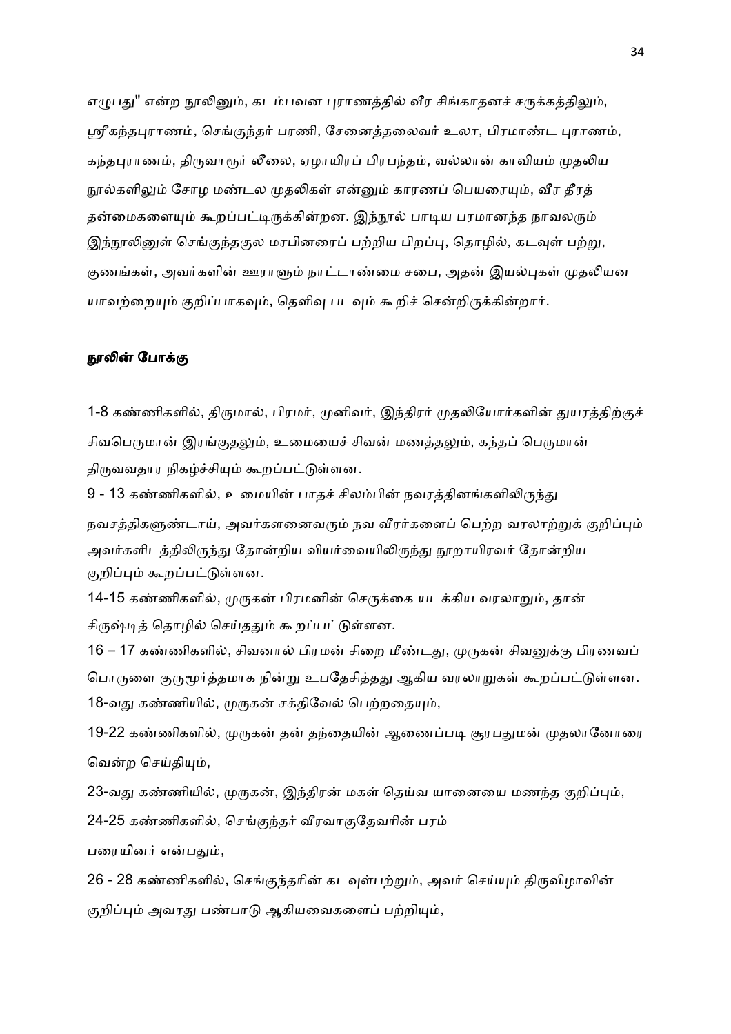எழுபது" என்ற நூலினும், கடம்பவன புராணத்தில் வீர சிங்காதனச் சருக்கத்திலும், ஸ்ரீகந்தபுராணம், செங்குந்தர் பரணி, சேனைத்தலைவர் உலா, பிரமாண்ட புராணம், கந்தபுராணம், திருவாரூர் லீலை, ஏழாயிரப் பிரபந்தம், வல்லான் காவியம் முதலிய நூல்களிலும் சோழ மண்டல முதலிகள் என்னும் காரணப் பெயரையும், வீர தீரத் தன்மைகளையும் கூறப்பட்டிருக்கின்றன. இந்நூல் பாடிய பரமானந்த நாவலரும் இந்நூலினுள் செங்குந்தகுல மரபினரைப் பற்றிய பிறப்பு, தொழில், கடவுள் பற்று, குணங்கள், அவர்களின் ஊராளும் நாட்டாண்மை சபை, அதன் இயல்புகள் முதலியன யாவற்றையும் குறிப்பாகவும், தெளிவு படவும் கூறிச் சென்றிருக்கின்றார்.

## நூலின் போக்கு

1-8 கண்ணிகளில், திருமால், பிரமர், முனிவர், இந்திரர் முதலியோர்களின் துயரத்திற்குச் சிவபெருமான் இரங்குதலும், உமையைச் சிவன் மணத்தலும், கந்தப் பெருமான் திருவவதார நிகழ்ச்சியும் கூறப்பட்டுள்ளன.

9 - 13 கண்ணிகளில், உமையின் பாதச் சிலம்பின் நவரத்தினங்களிலிருந்து நவசத்திகளுண்டாய், அவர்களனைவரும் நவ வீரர்களைப் பெற்ற வரலாற்றுக் குறிப்பும் அவர்களிடத்திலிருந்து தோன்றிய வியர்வையிலிருந்து நூறாயிரவர் தோன்றிய குறிப்பும் கூறப்பட்டுள்ளன.

14-15 கண்ணிகளில், முருகன் பிரமனின் செருக்கை யடக்கிய வரலாறும், தான் சிருஷ்டித் தொழில் செய்ததும் கூறப்பட்டுள்ளன.

16 – 17 கண்ணிகளில், சிவனால் பிரமன் சிறை மீண்டது, முருகன் சிவனுக்கு பிரணவப் பொருளை குருமூர்த்தமாக நின்று உபதேசித்தது ஆகிய வரலாறுகள் கூறப்பட்டுள்ளன.

18-வது கண்ணியில், முருகன் சக்திவேல் பெற்றதையும்,

19-22 கண்ணிகளில், முருகன் தன் தந்தையின் ஆணைப்படி சூரபதுமன் முதலானோரை வென்ற செய்தியும்,

23-வது கண்ணியில், முருகன், இந்திரன் மகள் தெய்வ யானையை மணந்த குறிப்பும்,

24-25 கண்ணிகளில், செங்குந்தர் வீரவாகுதேவரின் பரம்பரையினர் என்பதும்,

26 - 28 கண்ணிகளில், செங்குந்தரின் கடவுள்பற்றும், அவர் செய்யும் திருவிழாவின் குறிப்பும் அவரது பண்பாடு ஆகியவைகளைப் பற்றியும்,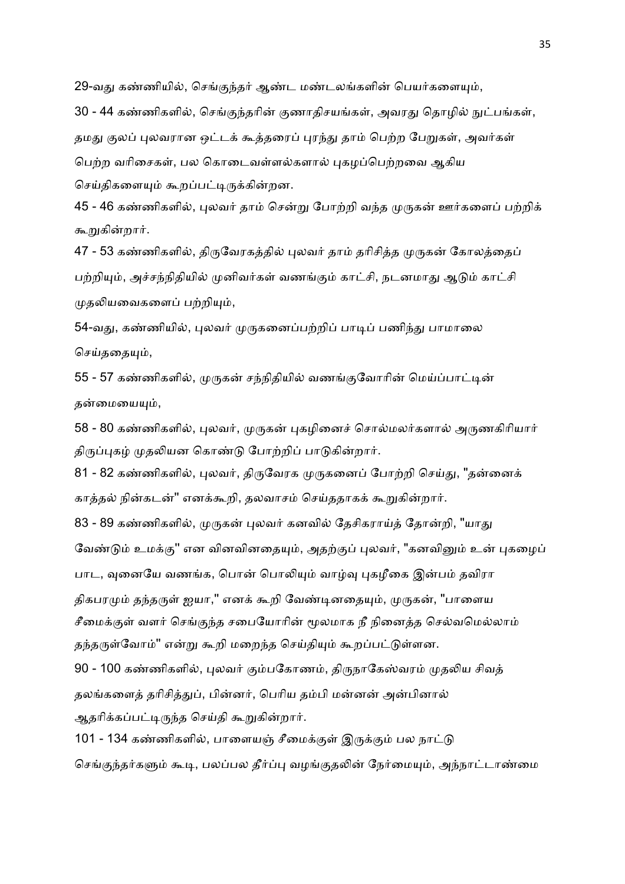29-வது கண்ணியில், செங்குந்தர் ஆண்ட மண்டலங்களின் பெயர்களையும்,

30 - 44 கண்ணிகளில், செங்குந்தரின் குணாதிசயங்கள், அவரது தொழில் நுட்பங்கள், தமது குலப் புலவரான ஒட்டக் கூத்தரைப் புரந்து தாம் பெற்ற பேறுகள், அவர்கள் பெற்ற வரிசைகள், பல கொடைவள்ளல்களால் புகழப்பெற்றவை ஆகிய செய்திகளையும் கூறப்பட்டிருக்கின்றன.

45 - 46 கண்ணிகளில், புலவர் தாம் சென்று போற்றி வந்த முருகன் ஊர்களைப் பற்றிக் கூறுகின்றார்.

47 - 53 கண்ணிகளில், திருவேரகத்தில் புலவர் தாம் தரிசித்த முருகன் கோலத்தைப் பற்றியும், அச்சந்நிதியில் முனிவர்கள் வணங்கும் காட்சி, நடனமாது ஆடும் காட்சி முதலியவைகளைப் பற்றியும்,

54-வது, கண்ணியில், புலவர் முருகனைப்பற்றிப் பாடிப் பணிந்து பாமாலை செய்ததையும்,

55 - 57 கண்ணிகளில், முருகன் சந்நிதியில் வணங்குவோரின் மெய்ப்பாட்டின் தன்மையையும்,

58 - 80 கண்ணிகளில், புலவர், முருகன் புகழினைச் சொல்மலர்களால் அருணகிரியார் திருப்புகழ் முதலியன கொண்டு போற்றிப் பாடுகின்றார்.

81 - 82 கண்ணிகளில், புலவர், திருவேரக முருகனைப் போற்றி செய்து, "தன்னைக் காத்தல் நின்கடன்" எனக்கூறி, தலவாசம் செய்ததாகக் கூறுகின்றார்.

83 - 89 கண்ணிகளில், முருகன் புலவர் கனவில் தேசிகராய்த் தோன்றி, "யாது வேண்டும் உமக்கு" என வினவினதையும், அதற்குப் புலவர், "கனவினும் உன் புகழைப் பாட, வுனையே வணங்க, பொன் பொலியும் வாழ்வு புகழீகை இன்பம் தவிரா திகபரமும் தந்தருள் ஐயா," எனக் கூறி வேண்டினதையும், முருகன், "பாளைய சீமைக்குள் வளர் செங்குந்த சபையோரின் மூலமாக நீ நினைத்த செல்வமெல்லாம் தந்தருள்வோம்" என்று கூறி மறைந்த செய்தியும் கூறப்பட்டுள்ளன.

90 - 100 கண்ணிகளில், புலவர் கும்பகோணம், திருநாகேஸ்வரம் முதலிய சிவத் தலங்களைத் தரிசித்துப், பின்னர், பெரிய தம்பி மன்னன் அன்பினால் ஆதரிக்கப்பட்டிருந்த செய்தி கூறுகின்றார்.

101 - 134 கண்ணிகளில், பாளையஞ் சீமைக்குள் இருக்கும் பல நாட்டு செங்குந்தர்களும் கூடி, பலப்பல தீர்ப்பு வழங்குதலின் நேர்மையும், அந்நாட்டாண்மை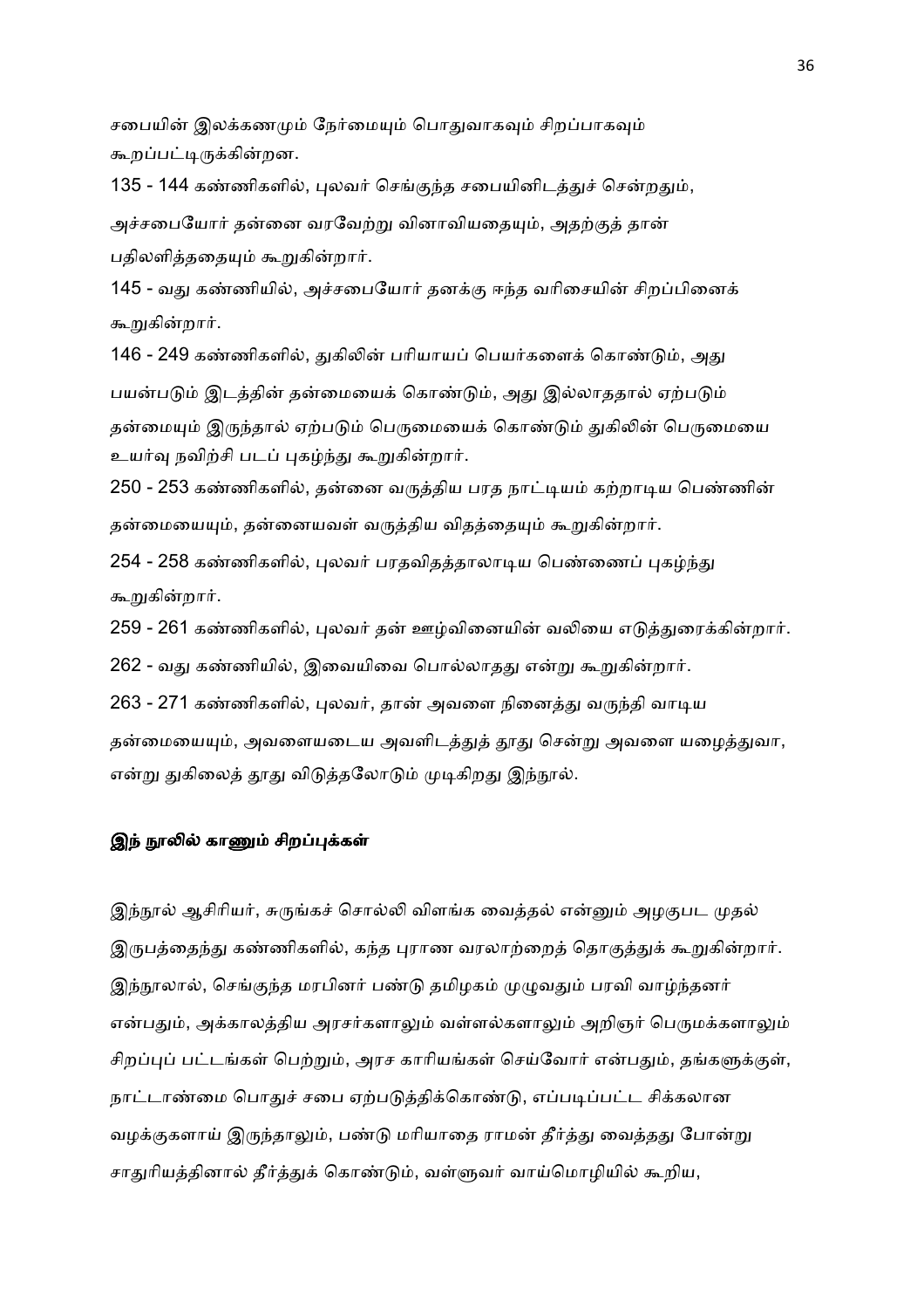சபையின் இலக்கணமும் நேர்மையும் பொதுவாகவும் சிறப்பாகவும் கூறப்பட்டிருக்கின்றன.

135 - 144 கண்ணிகளில், புலவர் செங்குந்த சபையினிடத்துச் சென்றதும், அச்சபையோர் தன்னை வரவேற்று வினாவியதையும், அதற்குத் தான் பதிலளித்ததையும் கூறுகின்றார்.

145 - வது கண்ணியில், அச்சபையோர் தனக்கு ஈந்த வரிசையின் சிறப்பினைக் கூறுகின்றார்.

146 - 249 கண்ணிகளில், துகிலின் பரியாயப் பெயர்களைக் கொண்டும், அது பயன்படும் இடத்தின் தன்மையைக் கொண்டும், அது இல்லாததால் ஏற்படும் தன்மையும் இருந்தால் ஏற்படும் பெருமையைக் கொண்டும் துகிலின் பெருமையை உயர்வு நவிற்சி படப் புகழ்ந்து கூறுகின்றார்.

250 - 253 கண்ணிகளில், தன்னை வருத்திய பரத நாட்டியம் கற்றாடிய பெண்ணின் தன்மையையும், தன்னையவள் வருத்திய விதத்தையும் கூறுகின்றார்.

254 - 258 கண்ணிகளில், புலவர் பரதவிதத்தாலாடிய பெண்ணைப் புகழ்ந்து கூறுகின்றார்.

259 - 261 கண்ணிகளில், புலவர் தன் ஊழ்வினையின் வலியை எடுத்துரைக்கின்றார்.

262 - வது கண்ணியில், இவையிவை பொல்லாதது என்று கூறுகின்றார்.

263 - 271 கண்ணிகளில், புலவர், தான் அவளை நினைத்து வருந்தி வாடிய தன்மையையும், அவளையடைய அவளிடத்துத் தூது சென்று அவளை யழைத்துவா, என்று துகிலைத் தூது விடுத்தலோடும் முடிகிறது இந்நூல்.

**இந் நூலில் காணும் சிறப்புக்கள்**

இந்நூல் ஆசிரியர், சுருங்கச் சொல்லி விளங்க வைத்தல் என்னும் அழகுபட முதல் இருபத்தைந்து கண்ணிகளில், கந்த புராண வரலாற்றைத் தொகுத்துக் கூறுகின்றார். இந்நூலால், செங்குந்த மரபினர் பண்டு தமிழகம் முழுவதும் பரவி வாழ்ந்தனர் என்பதும், அக்காலத்திய அரசர்களாலும் வள்ளல்களாலும் அறிஞர் பெருமக்களாலும் சிறப்புப் பட்டங்கள் பெற்றும், அரச காரியங்கள் செய்வோர் என்பதும், தங்களுக்குள், நாட்டாண்மை பொதுச் சபை ஏற்படுத்திக்கொண்டு, எப்படிப்பட்ட சிக்கலான வழக்குகளாய் இருந்தாலும், பண்டு மரியாதை ராமன் தீர்த்து வைத்தது போன்று சாதுரியத்தினால் தீர்த்துக் கொண்டும், வள்ளுவர் வாய்மொழியில் கூறிய,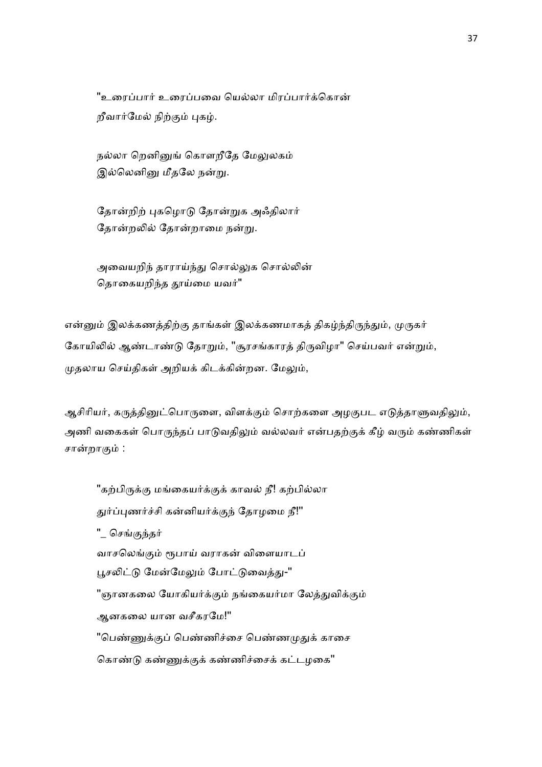"உரைப்பார் உரைப்பவை யெல்லா மிரப்பார்க்கொன்
றீவார்மேல் நிற்கும் புகழ்.

நல்லா றெனினுங் கொளறீதே மேலுலகம்
இல்லெனினு மீதலே நன்று.

தோன்றிற் புகழொடு தோன்றுக அஃதிலார்
தோன்றலில் தோன்றாமை நன்று.

அவையறிந் தாராய்ந்து சொல்லுக சொல்லின்
தொகையறிந்த தூய்மை யவர்"

என்னும் இலக்கணத்திற்கு தாங்கள் இலக்கணமாகத் திகழ்ந்திருந்தும், முருகர் கோயிலில் ஆண்டாண்டு தோறும், "சூரசங்காரத் திருவிழா" செய்பவர் என்றும், முதலாய செய்திகள் அறியக் கிடக்கின்றன. மேலும்,

ஆசிரியர், கருத்தினுட்பொருளை, விளக்கும் சொற்களை அழகுபட எடுத்தாளுவதிலும், அணி வகைகள் பொருந்தப் பாடுவதிலும் வல்லவர் என்பதற்குக் கீழ் வரும் கண்ணிகள் சான்றாகும் :

"கற்பிருக்கு மங்கையர்க்குக் காவல் நீ! கற்பில்லா
துர்ப்புணர்ச்சி கன்னியர்க்குந் தோழமை நீ!"

"_ செங்குந்தர்
வாசலெங்கும் ரூபாய் வராகன் விளையாடப்
பூசலிட்டு மேன்மேலும் போட்டுவைத்து-"

"ஞானகலை யோகியர்க்கும் நங்கையர்மா லேத்துவிக்கும்
ஆனகலை யான வசீகரமே!"

"பெண்ணுக்குப் பெண்ணிச்சை பெண்ணமுதுக் காசை
கொண்டு கண்ணுக்குக் கண்ணிச்சைக் கட்டழகை"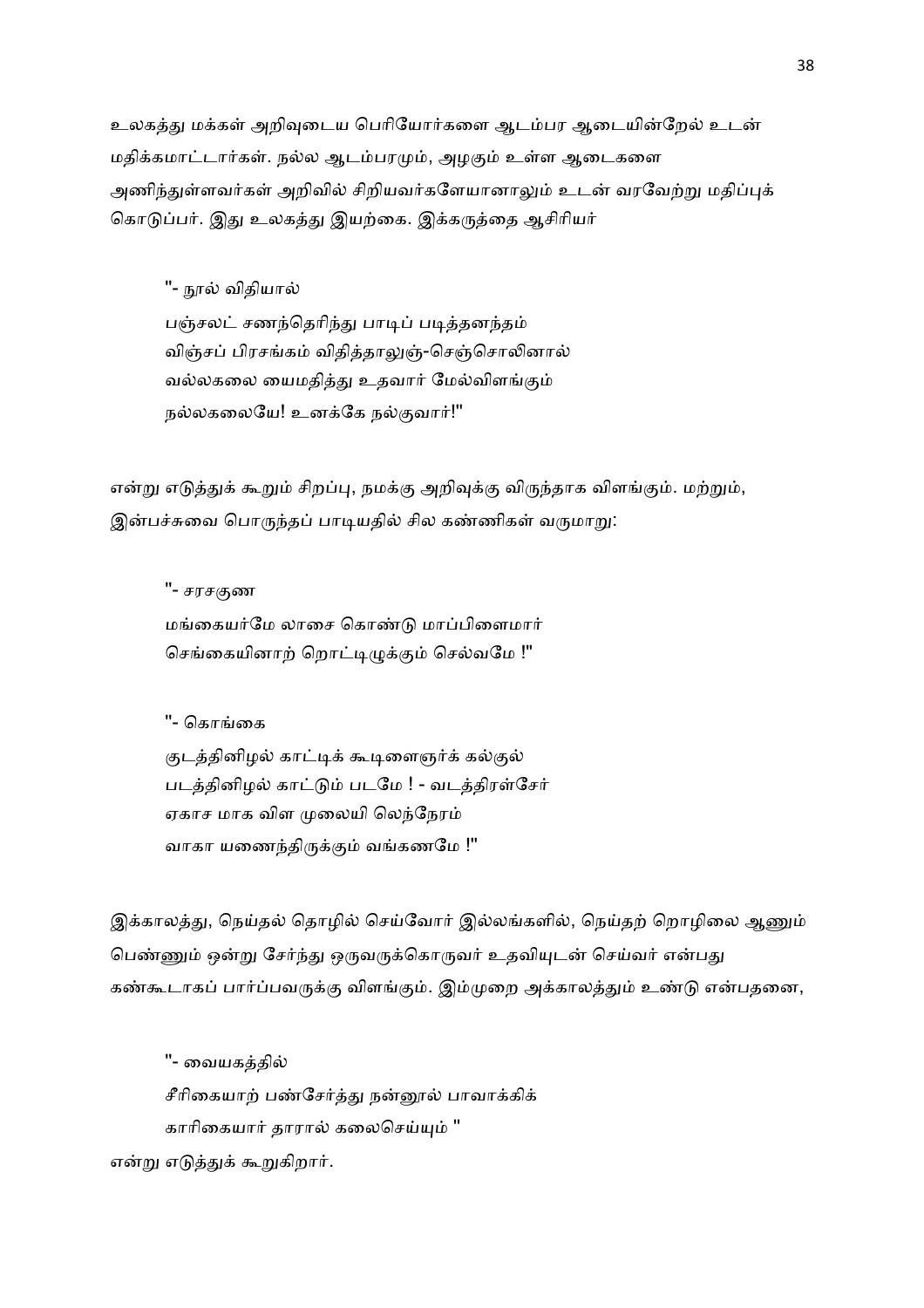உலகத்து மக்கள் அறிவுடைய பெரியோர்களை ஆடம்பர ஆடையின்றேல் உடன் மதிக்கமாட்டார்கள். நல்ல ஆடம்பரமும், அழகும் உள்ள ஆடைகளை அணிந்துள்ளவர்கள் அறிவில் சிறியவர்களேயானாலும் உடன் வரவேற்று மதிப்புக் கொடுப்பர். இது உலகத்து இயற்கை. இக்கருத்தை ஆசிரியர்

"- நூல் விதியால்
பஞ்சலட் சணந்தெரிந்து பாடிப் படித்தனந்தம்
விஞ்சப் பிரசங்கம் விதித்தாலுஞ்-செஞ்சொலினால்
வல்லகலை யைமதித்து உதவார் மேல்விளங்கும்
நல்லகலையே! உனக்கே நல்குவார்!"

என்று எடுத்துக் கூறும் சிறப்பு, நமக்கு அறிவுக்கு விருந்தாக விளங்கும். மற்றும், இன்பச்சுவை பொருந்தப் பாடியதில் சில கண்ணிகள் வருமாறு:

"- சரசகுண
மங்கையர்மே லாசை கொண்டு மாப்பிளைமார்
செங்கையினாற் றொட்டிழுக்கும் செல்வமே !"

"- கொங்கை
குடத்தினிழல் காட்டிக் கூடிளைஞர்க் கல்குல்
படத்தினிழல் காட்டும் படமே ! - வடத்திரள்சேர்
ஏகாச மாக விள முலையி லெந்நேரம்
வாகா யணைந்திருக்கும் வங்கணமே !"

இக்காலத்து, நெய்தல் தொழில் செய்வோர் இல்லங்களில், நெய்தற் றொழிலை ஆணும் பெண்ணும் ஒன்று சேர்ந்து ஒருவருக்கொருவர் உதவியுடன் செய்வர் என்பது கண்கூடாகப் பார்ப்பவருக்கு விளங்கும். இம்முறை அக்காலத்தும் உண்டு என்பதனை,

"- வையகத்தில்
சீரிகையாற் பண்சேர்த்து நன்னூல் பாவாக்கிக்
காரிகையார் தாரால் கலைசெய்யும் "

என்று எடுத்துக் கூறுகிறார்.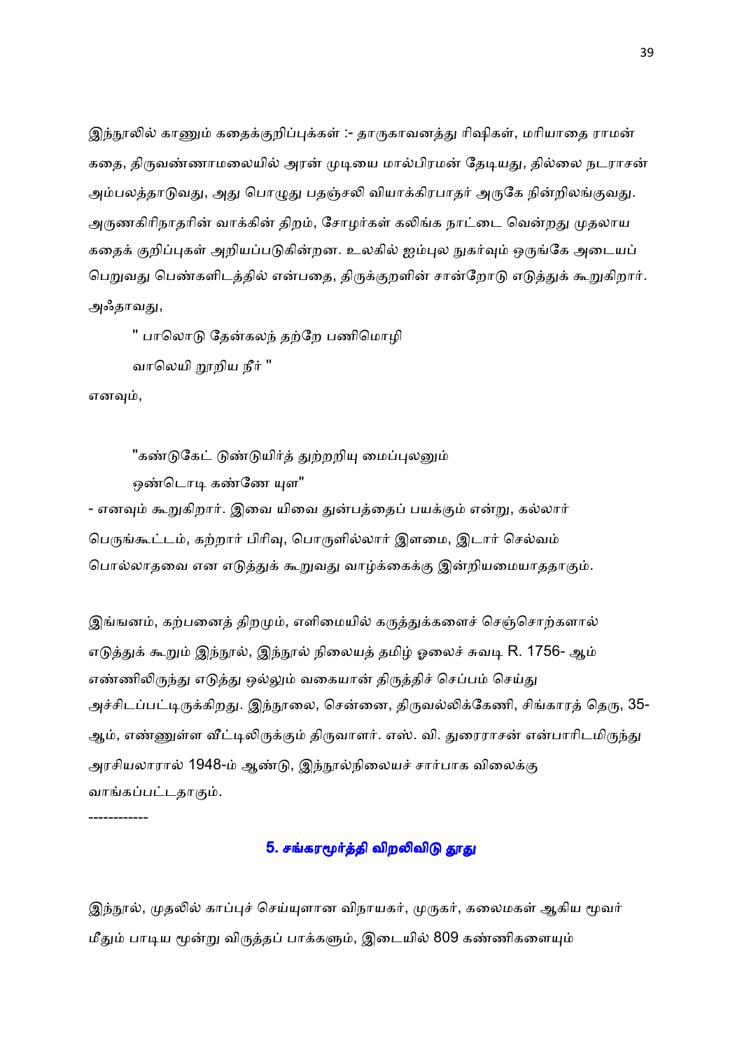இந்நூலில் காணும் கதைக்குறிப்புக்கள் :- தாருகாவனத்து ரிஷிகள், மரியாதை ராமன் கதை, திருவண்ணாமலையில் அரன் முடியை மால்பிரமன் தேடியது, தில்லை நடராசன் அம்பலத்தாடுவது, அது பொழுது பதஞ்சலி வியாக்கிரபாதர் அருகே நின்றிலங்குவது. அருணகிரிநாதரின் வாக்கின் திறம், சோழர்கள் கலிங்க நாட்டை வென்றது முதலாய கதைக் குறிப்புகள் அறியப்படுகின்றன. உலகில் ஐம்புல நுகர்வும் ஒருங்கே அடையப் பெறுவது பெண்களிடத்தில் என்பதை, திருக்குறளின் சான்றோடு எடுத்துக் கூறுகிறார். அஃதாவது,

" பாலொடு தேன்கலந் தற்றே பணிமொழி
வாலெயி றூறிய நீர் "

எனவும்,

"கண்டுகேட் டுண்டுயிர்த் துற்றறியு மைப்புலனும்
ஒண்டொடி கண்ணே யுள"

- எனவும் கூறுகிறார். இவை யிவை துன்பத்தைப் பயக்கும் என்று, கல்லார் பெருங்கூட்டம், கற்றார் பிரிவு, பொருளில்லார் இளமை, இடார் செல்வம் பொல்லாதவை என எடுத்துக் கூறுவது வாழ்க்கைக்கு இன்றியமையாததாகும்.

இங்ஙனம், கற்பனைத் திறமும், எளிமையில் கருத்துக்களைச் செஞ்சொற்களால் எடுத்துக் கூறும் இந்நூல், இந்நூல் நிலையத் தமிழ் ஓலைச் சுவடி R. 1756- ஆம் எண்ணிலிருந்து எடுத்து ஒல்லும் வகையான் திருத்திச் செப்பம் செய்து அச்சிடப்பட்டிருக்கிறது. இந்நூலை, சென்னை, திருவல்லிக்கேணி, சிங்காரத் தெரு, 35-ஆம், எண்ணுள்ள வீட்டிலிருக்கும் திருவாளர். எஸ். வி. துரைராசன் என்பாரிடமிருந்து அரசியலாரால் 1948-ம் ஆண்டு, இந்நூல்நிலையச் சார்பாக விலைக்கு வாங்கப்பட்டதாகும்.

-----------

## 5. சங்கரமூர்த்தி விறலிவிடு தூது

இந்நூல், முதலில் காப்புச் செய்யுளான விநாயகர், முருகர், கலைமகள் ஆகிய மூவர் மீதும் பாடிய மூன்று விருத்தப் பாக்களும், இடையில் 809 கண்ணிகளையும்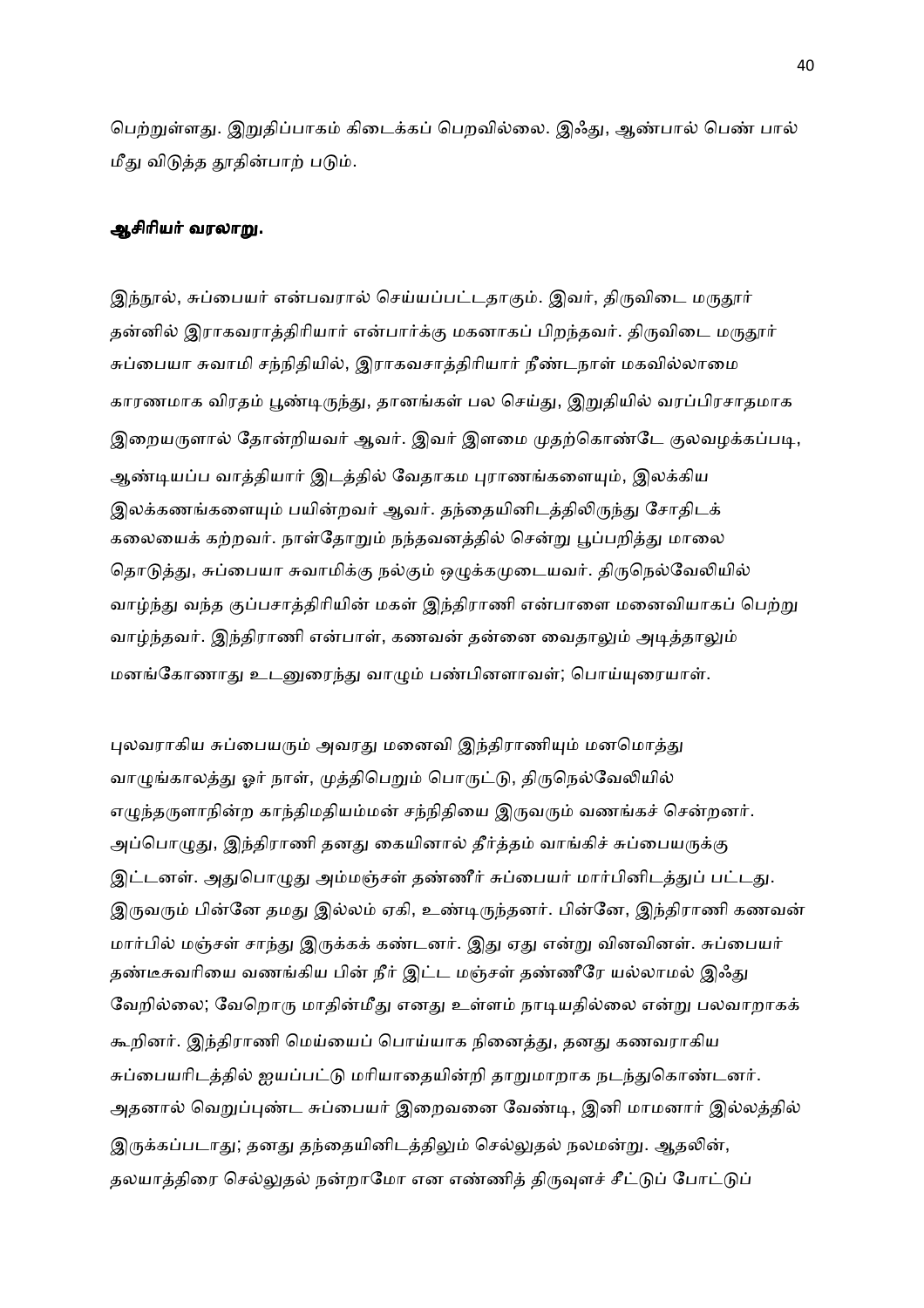பெற்றுள்ளது. இறுதிப்பாகம் கிடைக்கப் பெறவில்லை. இஃது, ஆண்பால் பெண் பால் மீது விடுத்த தூதின்பாற் படும்.

**ஆசிரியர் வரலாறு.**

இந்நூல், சுப்பையர் என்பவரால் செய்யப்பட்டதாகும். இவர், திருவிடை மருதூர் தன்னில் இராகவராத்திரியார் என்பார்க்கு மகனாகப் பிறந்தவர். திருவிடை மருதூர் சுப்பையா சுவாமி சந்நிதியில், இராகவசாத்திரியார் நீண்டநாள் மகவில்லாமை காரணமாக விரதம் பூண்டிருந்து, தானங்கள் பல செய்து, இறுதியில் வரப்பிரசாதமாக இறையருளால் தோன்றியவர் ஆவர். இவர் இளமை முதற்கொண்டே குலவழக்கப்படி, ஆண்டியப்ப வாத்தியார் இடத்தில் வேதாகம புராணங்களையும், இலக்கிய இலக்கணங்களையும் பயின்றவர் ஆவர். தந்தையினிடத்திலிருந்து சோதிடக் கலையைக் கற்றவர். நாள்தோறும் நந்தவனத்தில் சென்று பூப்பறித்து மாலை தொடுத்து, சுப்பையா சுவாமிக்கு நல்கும் ஒழுக்கமுடையவர். திருநெல்வேலியில் வாழ்ந்து வந்த குப்பசாத்திரியின் மகள் இந்திராணி என்பாளை மனைவியாகப் பெற்று வாழ்ந்தவர். இந்திராணி என்பாள், கணவன் தன்னை வைதாலும் அடித்தாலும் மனங்கோணாது உடனுரைந்து வாழும் பண்பினளாவள்; பொய்யுரையாள்.

புலவராகிய சுப்பையரும் அவரது மனைவி இந்திராணியும் மனமொத்து வாழுங்காலத்து ஓர் நாள், முத்திபெறும் பொருட்டு, திருநெல்வேலியில் எழுந்தருளாநின்ற காந்திமதியம்மன் சந்நிதியை இருவரும் வணங்கச் சென்றனர். அப்பொழுது, இந்திராணி தனது கையினால் தீர்த்தம் வாங்கிச் சுப்பையருக்கு இட்டனள். அதுபொழுது அம்மஞ்சள் தண்ணீர் சுப்பையர் மார்பினிடத்துப் பட்டது. இருவரும் பின்னே தமது இல்லம் ஏகி, உண்டிருந்தனர். பின்னே, இந்திராணி கணவன் மார்பில் மஞ்சள் சாந்து இருக்கக் கண்டனள். இது ஏது என்று வினவினள். சுப்பையர் தண்டீசுவரியை வணங்கிய பின் நீர் இட்ட மஞ்சள் தண்ணீரே யல்லாமல் இஃது வேறில்லை; வேறொரு மாதின்மீது எனது உள்ளம் நாடியதில்லை என்று பலவாறாகக் கூறினர். இந்திராணி மெய்யைப் பொய்யாக நினைத்து, தனது கணவராகிய சுப்பையரிடத்தில் ஐயப்பட்டு மரியாதையின்றி தாறுமாறாக நடந்துகொண்டனர். அதனால் வெறுப்புண்ட சுப்பையர் இறைவனை வேண்டி, இனி மாமனார் இல்லத்தில் இருக்கப்படாது; தனது தந்தையினிடத்திலும் செல்லுதல் நலமன்று. ஆதலின், தலயாத்திரை செல்லுதல் நன்றாமோ என எண்ணித் திருவுளச் சீட்டுப் போட்டுப்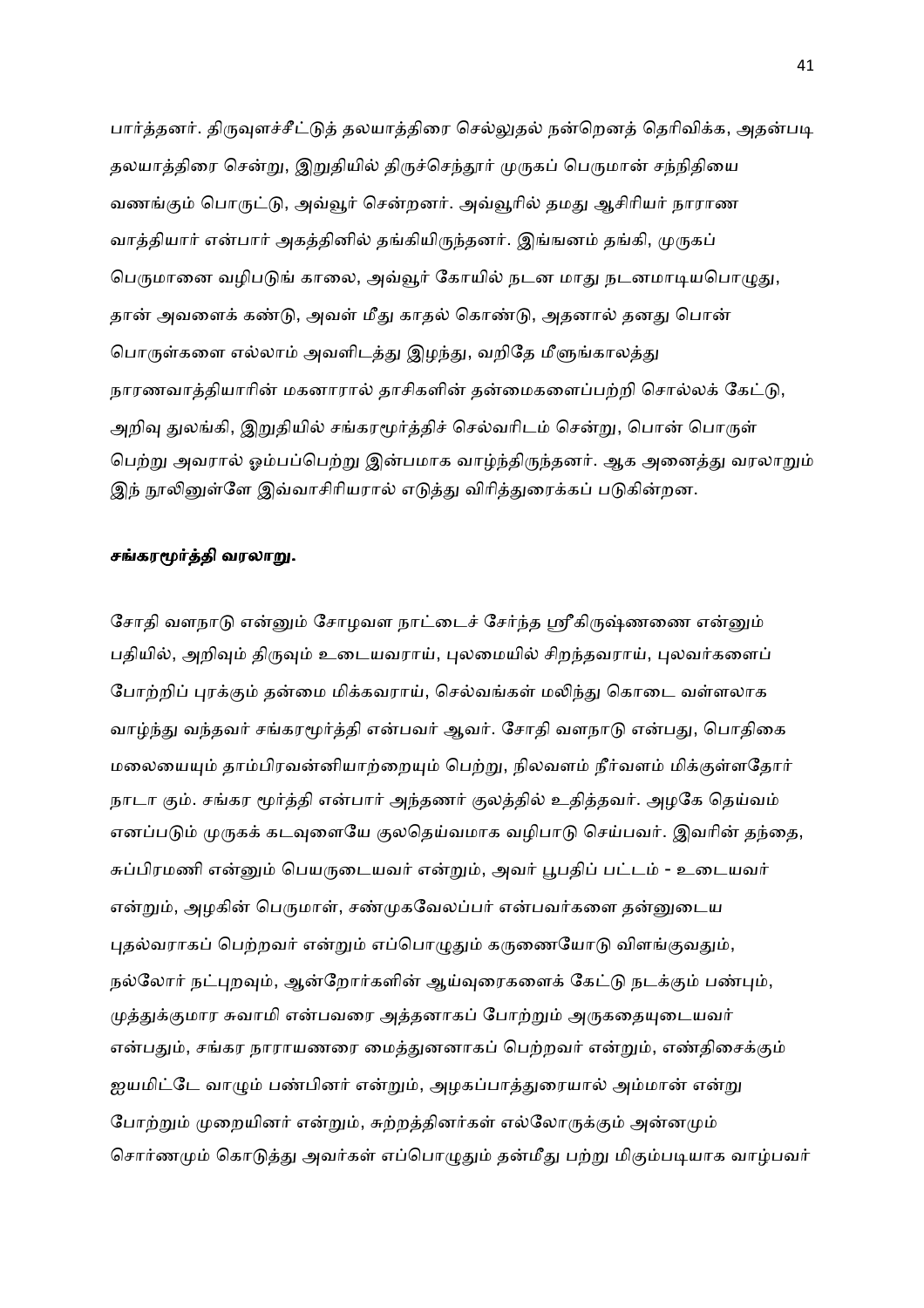பார்த்தனர். திருவுளச்சீட்டுத் தலயாத்திரை செல்லுதல் நன்றெனத் தெரிவிக்க, அதன்படி தலயாத்திரை சென்று, இறுதியில் திருச்செந்தூர் முருகப் பெருமான் சந்நிதியை வணங்கும் பொருட்டு, அவ்வூர் சென்றனர். அவ்வூரில் தமது ஆசிரியர் நாராண வாத்தியார் என்பார் அகத்தினில் தங்கியிருந்தனர். இங்ஙனம் தங்கி, முருகப் பெருமானை வழிபடுங் காலை, அவ்வூர் கோயில் நடன மாது நடனமாடியபொழுது, தான் அவளைக் கண்டு, அவள் மீது காதல் கொண்டு, அதனால் தனது பொன் பொருள்களை எல்லாம் அவளிடத்து இழந்து, வறிதே மீளுங்காலத்து நாரணவாத்தியாரின் மகனாரால் தாசிகளின் தன்மைகளைப்பற்றி சொல்லக் கேட்டு, அறிவு துலங்கி, இறுதியில் சங்கரமூர்த்திச் செல்வரிடம் சென்று, பொன் பொருள் பெற்று அவரால் ஓம்பப்பெற்று இன்பமாக வாழ்ந்திருந்தனர். ஆக அனைத்து வரலாறும் இந் நூலினுள்ளே இவ்வாசிரியரால் எடுத்து விரித்துரைக்கப் படுகின்றன.

**சங்கரமூர்த்தி வரலாறு.**

சோதி வளநாடு என்னும் சோழவள நாட்டைச் சேர்ந்த ஸ்ரீகிருஷ்ணணை என்னும் பதியில், அறிவும் திருவும் உடையவராய், புலமையில் சிறந்தவராய், புலவர்களைப் போற்றிப் புரக்கும் தன்மை மிக்கவராய், செல்வங்கள் மலிந்து கொடை வள்ளலாக வாழ்ந்து வந்தவர் சங்கரமூர்த்தி என்பவர் ஆவர். சோதி வளநாடு என்பது, பொதிகை மலையையும் தாம்பிரவன்னியாற்றையும் பெற்று, நிலவளம் நீர்வளம் மிக்குள்ளதோர் நாடா கும். சங்கர மூர்த்தி என்பார் அந்தணர் குலத்தில் உதித்தவர். அழகே தெய்வம் எனப்படும் முருகக் கடவுளையே குலதெய்வமாக வழிபாடு செய்பவர். இவரின் தந்தை, சுப்பிரமணி என்னும் பெயருடையவர் என்றும், அவர் பூபதிப் பட்டம் - உடையவர் என்றும், அழகின் பெருமாள், சண்முகவேலப்பர் என்பவர்களை தன்னுடைய புதல்வராகப் பெற்றவர் என்றும் எப்பொழுதும் கருணையோடு விளங்குவதும், நல்லோர் நட்புறவும், ஆன்றோர்களின் ஆய்வுரைகளைக் கேட்டு நடக்கும் பண்பும், முத்துக்குமார சுவாமி என்பவரை அத்தனாகப் போற்றும் அருகதையுடையவர் என்பதும், சங்கர நாராயணரை மைத்துனனாகப் பெற்றவர் என்றும், எண்திசைக்கும் ஐயமிட்டே வாழும் பண்பினர் என்றும், அழகப்பாத்துரையால் அம்மான் என்று போற்றும் முறையினர் என்றும், சுற்றத்தினர்கள் எல்லோருக்கும் அன்னமும் சொர்ணமும் கொடுத்து அவர்கள் எப்பொழுதும் தன்மீது பற்று மிகும்படியாக வாழ்பவர்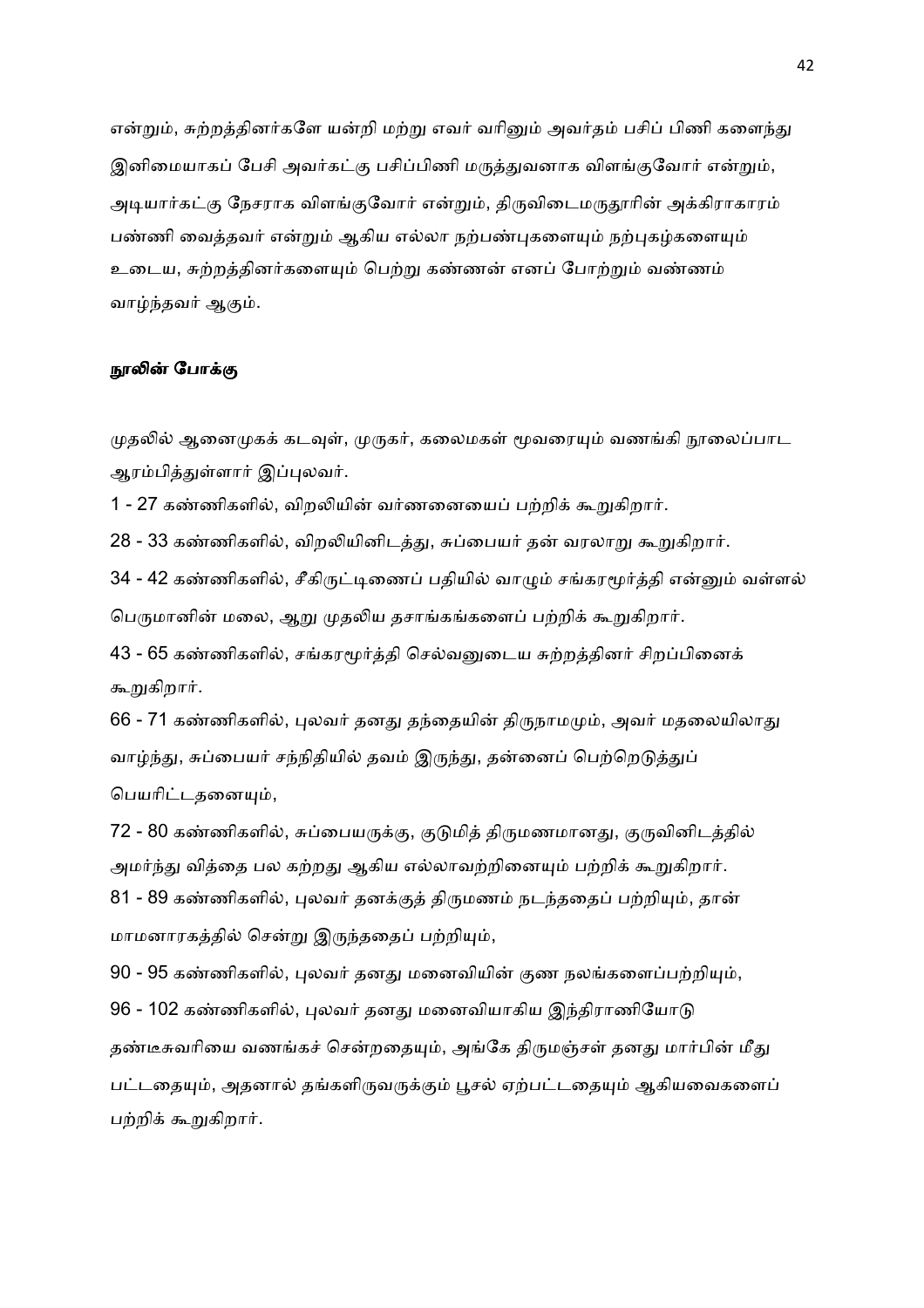என்றும், சுற்றத்தினர்களே யன்றி மற்று எவர் வரினும் அவர்தம் பசிப் பிணி களைந்து இனிமையாகப் பேசி அவர்கட்கு பசிப்பிணி மருத்துவனாக விளங்குவோர் என்றும், அடியார்கட்கு நேசராக விளங்குவோர் என்றும், திருவிடைமருதூரின் அக்கிராகாரம் பண்ணி வைத்தவர் என்றும் ஆகிய எல்லா நற்பண்புகளையும் நற்புகழ்களையும் உடைய, சுற்றத்தினர்களையும் பெற்று கண்ணன் எனப் போற்றும் வண்ணம் வாழ்ந்தவர் ஆகும்.

**நூலின் போக்கு**

முதலில் ஆனைமுகக் கடவுள், முருகர், கலைமகள் மூவரையும் வணங்கி நூலைப்பாட ஆரம்பித்துள்ளார் இப்புலவர்.

1 - 27 கண்ணிகளில், விறலியின் வர்ணனையைப் பற்றிக் கூறுகிறார்.

28 - 33 கண்ணிகளில், விறலியினிடத்து, சுப்பையர் தன் வரலாறு கூறுகிறார்.

34 - 42 கண்ணிகளில், சீகிருட்டிணைப் பதியில் வாழும் சங்கரமூர்த்தி என்னும் வள்ளல் பெருமானின் மலை, ஆறு முதலிய தசாங்கங்களைப் பற்றிக் கூறுகிறார்.

43 - 65 கண்ணிகளில், சங்கரமூர்த்தி செல்வனுடைய சுற்றத்தினர் சிறப்பினைக் கூறுகிறார்.

66 - 71 கண்ணிகளில், புலவர் தனது தந்தையின் திருநாமமும், அவர் மதலையிலாது வாழ்ந்து, சுப்பையர் சந்நிதியில் தவம் இருந்து, தன்னைப் பெற்றெடுத்துப் பெயரிட்டதனையும்,

72 - 80 கண்ணிகளில், சுப்பையருக்கு, குடுமித் திருமணமானது, குருவினிடத்தில் அமர்ந்து வித்தை பல கற்றது ஆகிய எல்லாவற்றினையும் பற்றிக் கூறுகிறார்.

81 - 89 கண்ணிகளில், புலவர் தனக்குத் திருமணம் நடந்ததைப் பற்றியும், தான் மாமனாரகத்தில் சென்று இருந்ததைப் பற்றியும்,

90 - 95 கண்ணிகளில், புலவர் தனது மனைவியின் குண நலங்களைப்பற்றியும்,

96 - 102 கண்ணிகளில், புலவர் தனது மனைவியாகிய இந்திராணியோடு தண்டீசுவரியை வணங்கச் சென்றதையும், அங்கே திருமஞ்சள் தனது மார்பின் மீது பட்டதையும், அதனால் தங்களிருவருக்கும் பூசல் ஏற்பட்டதையும் ஆகியவைகளைப் பற்றிக் கூறுகிறார்.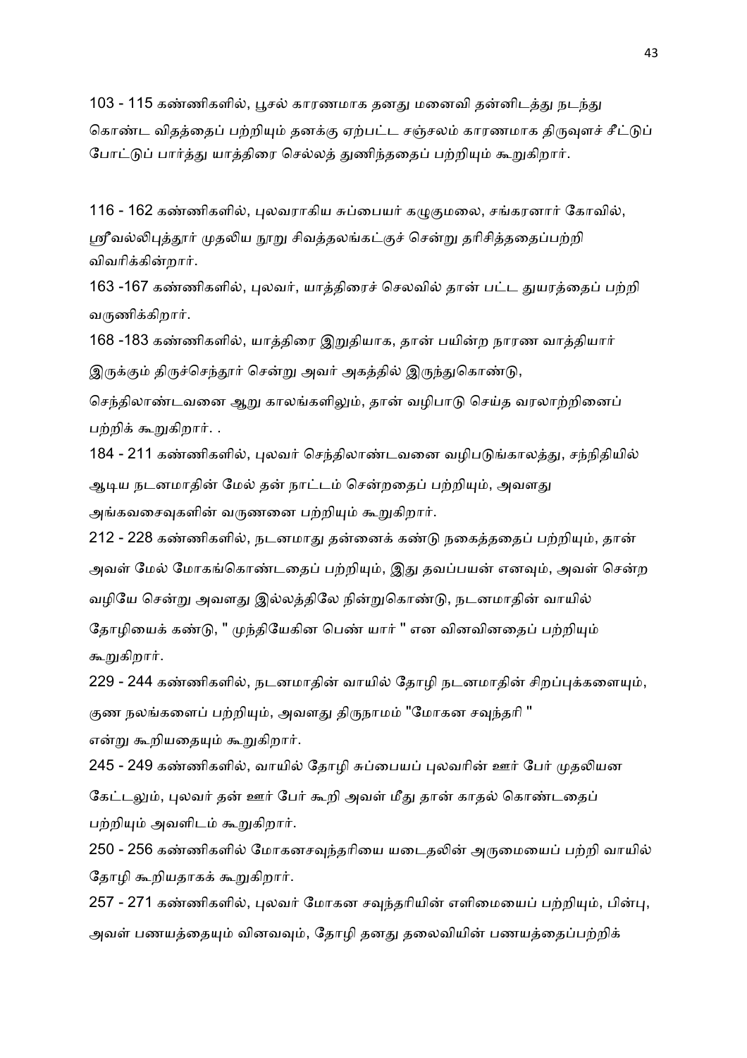103 - 115 கண்ணிகளில், பூசல் காரணமாக தனது மனைவி தன்னிடத்து நடந்து கொண்ட விதத்தைப் பற்றியும் தனக்கு ஏற்பட்ட சஞ்சலம் காரணமாக திருவுளச் சீட்டுப் போட்டுப் பார்த்து யாத்திரை செல்லத் துணிந்ததைப் பற்றியும் கூறுகிறார்.

116 - 162 கண்ணிகளில், புலவராகிய சுப்பையர் கழுகுமலை, சங்கரனார் கோவில், ஸ்ரீவல்லிபுத்தூர் முதலிய நூறு சிவத்தலங்கட்குச் சென்று தரிசித்ததைப்பற்றி விவரிக்கின்றார்.

163 -167 கண்ணிகளில், புலவர், யாத்திரைச் செலவில் தான் பட்ட துயரத்தைப் பற்றி வருணிக்கிறார்.

168 -183 கண்ணிகளில், யாத்திரை இறுதியாக, தான் பயின்ற நாரண வாத்தியார் இருக்கும் திருச்செந்தூர் சென்று அவர் அகத்தில் இருந்துகொண்டு, செந்திலாண்டவனை ஆறு காலங்களிலும், தான் வழிபாடு செய்த வரலாற்றினைப் பற்றிக் கூறுகிறார். .

184 - 211 கண்ணிகளில், புலவர் செந்திலாண்டவனை வழிபடுங்காலத்து, சந்நிதியில் ஆடிய நடனமாதின் மேல் தன் நாட்டம் சென்றதைப் பற்றியும், அவளது அங்கவசைவுகளின் வருணனை பற்றியும் கூறுகிறார்.

212 - 228 கண்ணிகளில், நடனமாது தன்னைக் கண்டு நகைத்ததைப் பற்றியும், தான் அவள் மேல் மோகங்கொண்டதைப் பற்றியும், இது தவப்பயன் எனவும், அவள் சென்ற வழியே சென்று அவளது இல்லத்திலே நின்றுகொண்டு, நடனமாதின் வாயில் தோழியைக் கண்டு, " முந்தியேகின பெண் யார் " என வினவினதைப் பற்றியும் கூறுகிறார்.

229 - 244 கண்ணிகளில், நடனமாதின் வாயில் தோழி நடனமாதின் சிறப்புக்களையும், குண நலங்களைப் பற்றியும், அவளது திருநாமம் "மோகன சவுந்தரி " என்று கூறியதையும் கூறுகிறார்.

245 - 249 கண்ணிகளில், வாயில் தோழி சுப்பையப் புலவரின் ஊர் பேர் முதலியன கேட்டலும், புலவர் தன் ஊர் பேர் கூறி அவள் மீது தான் காதல் கொண்டதைப் பற்றியும் அவளிடம் கூறுகிறார்.

250 - 256 கண்ணிகளில் மோகனசவுந்தரியை யடைதலின் அருமையைப் பற்றி வாயில் தோழி கூறியதாகக் கூறுகிறார்.

257 - 271 கண்ணிகளில், புலவர் மோகன சவுந்தரியின் எளிமையைப் பற்றியும், பின்பு, அவள் பணயத்தையும் வினவவும், தோழி தனது தலைவியின் பணயத்தைப்பற்றிக்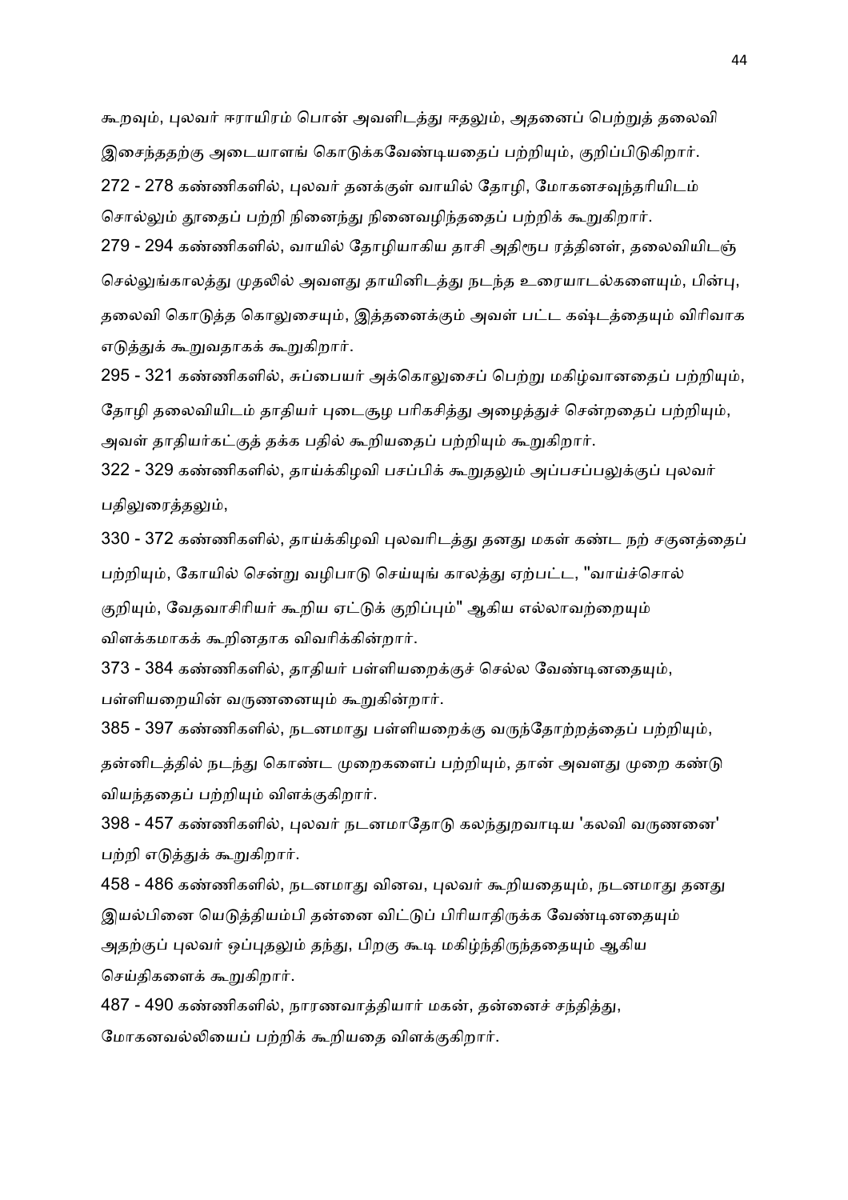கூறவும், புலவர் ஈராயிரம் பொன் அவளிடத்து ஈதலும், அதனைப் பெற்றுத் தலைவி இசைந்ததற்கு அடையாளங் கொடுக்கவேண்டியதைப் பற்றியும், குறிப்பிடுகிறார்.

272 - 278 கண்ணிகளில், புலவர் தனக்குள் வாயில் தோழி, மோகனசவுந்தரியிடம் சொல்லும் தூதைப் பற்றி நினைந்து நினைவழிந்ததைப் பற்றிக் கூறுகிறார்.

279 - 294 கண்ணிகளில், வாயில் தோழியாகிய தாசி அதிரூப ரத்தினள், தலைவியிடஞ் செல்லுங்காலத்து முதலில் அவளது தாயினிடத்து நடந்த உரையாடல்களையும், பின்பு, தலைவி கொடுத்த கொலுசையும், இத்தனைக்கும் அவள் பட்ட கஷ்டத்தையும் விரிவாக எடுத்துக் கூறுவதாகக் கூறுகிறார்.

295 - 321 கண்ணிகளில், சுப்பையர் அக்கொலுசைப் பெற்று மகிழ்வானதைப் பற்றியும், தோழி தலைவியிடம் தாதியர் புடைசூழ பரிகசித்து அழைத்துச் சென்றதைப் பற்றியும், அவள் தாதியர்கட்குத் தக்க பதில் கூறியதைப் பற்றியும் கூறுகிறார்.

322 - 329 கண்ணிகளில், தாய்க்கிழவி பசப்பிக் கூறுதலும் அப்பசப்பலுக்குப் புலவர் பதிலுரைத்தலும்,

330 - 372 கண்ணிகளில், தாய்க்கிழவி புலவரிடத்து தனது மகள் கண்ட நற் சகுனத்தைப் பற்றியும், கோயில் சென்று வழிபாடு செய்யுங் காலத்து ஏற்பட்ட, "வாய்ச்சொல் குறியும், வேதவாசிரியர் கூறிய ஏட்டுக் குறிப்பும்" ஆகிய எல்லாவற்றையும் விளக்கமாகக் கூறினதாக விவரிக்கின்றார்.

373 - 384 கண்ணிகளில், தாதியர் பள்ளியறைக்குச் செல்ல வேண்டினதையும், பள்ளியறையின் வருணனையும் கூறுகின்றார்.

385 - 397 கண்ணிகளில், நடனமாது பள்ளியறைக்கு வருந்தோற்றத்தைப் பற்றியும், தன்னிடத்தில் நடந்து கொண்ட முறைகளைப் பற்றியும், தான் அவளது முறை கண்டு வியந்ததைப் பற்றியும் விளக்குகிறார்.

398 - 457 கண்ணிகளில், புலவர் நடனமாதோடு கலந்துறவாடிய 'கலவி வருணனை' பற்றி எடுத்துக் கூறுகிறார்.

458 - 486 கண்ணிகளில், நடனமாது வினவ, புலவர் கூறியதையும், நடனமாது தனது இயல்பினை யெடுத்தியம்பி தன்னை விட்டுப் பிரியாதிருக்க வேண்டினதையும் அதற்குப் புலவர் ஒப்புதலும் தந்து, பிறகு கூடி மகிழ்ந்திருந்ததையும் ஆகிய செய்திகளைக் கூறுகிறார்.

487 - 490 கண்ணிகளில், நாரணவாத்தியார் மகன், தன்னைச் சந்தித்து, மோகனவல்லியைப் பற்றிக் கூறியதை விளக்குகிறார்.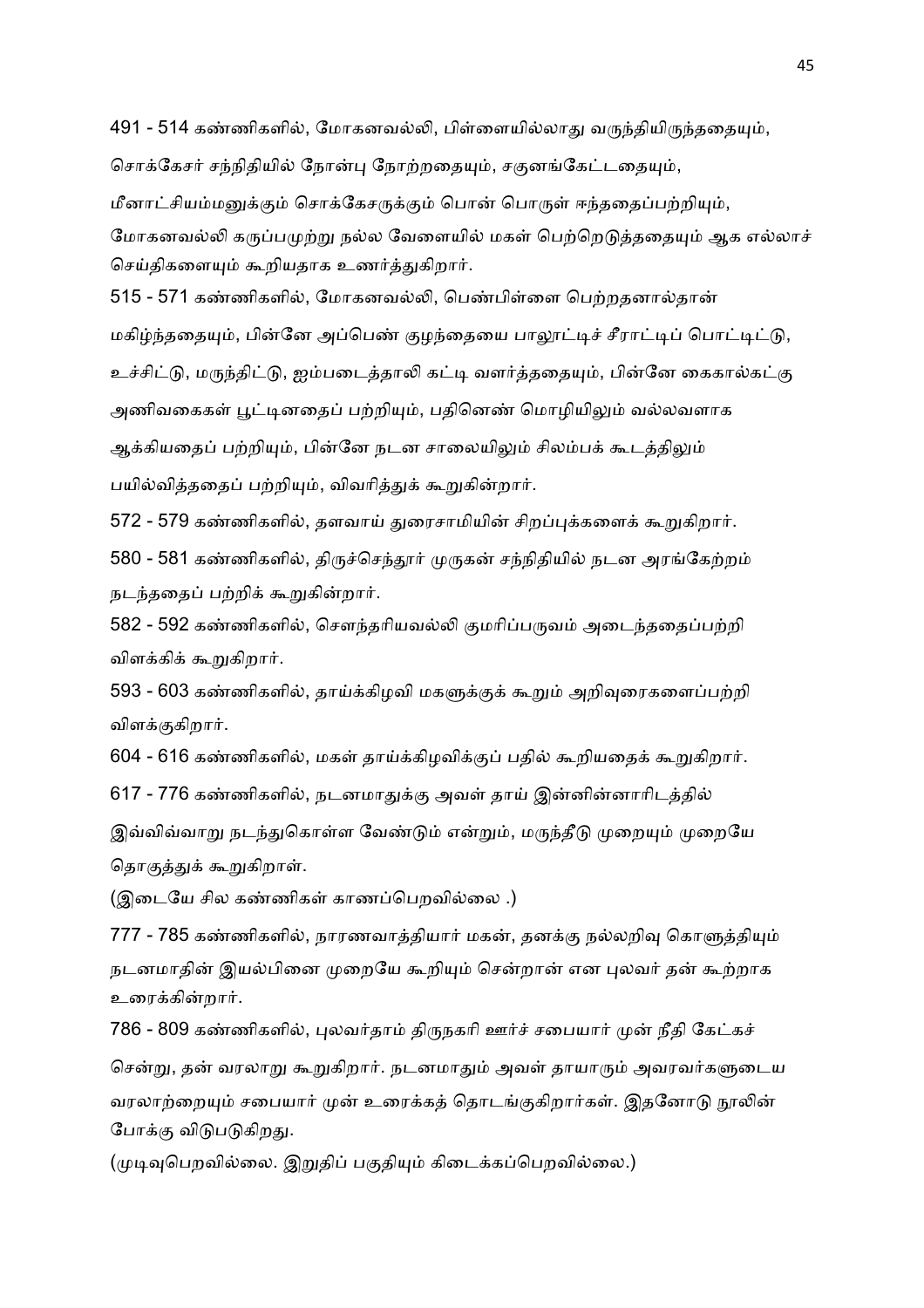491 - 514 கண்ணிகளில், மோகனவல்லி, பிள்ளையில்லாது வருந்தியிருந்ததையும், சொக்கேசர் சந்நிதியில் நோன்பு நோற்றதையும், சகுனங்கேட்டதையும், மீனாட்சியம்மனுக்கும் சொக்கேசருக்கும் பொன் பொருள் ஈந்ததைப்பற்றியும், மோகனவல்லி கருப்பமுற்று நல்ல வேளையில் மகள் பெற்றெடுத்ததையும் ஆக எல்லாச் செய்திகளையும் கூறியதாக உணர்த்துகிறார்.

515 - 571 கண்ணிகளில், மோகனவல்லி, பெண்பிள்ளை பெற்றதனால்தான் மகிழ்ந்ததையும், பின்னே அப்பெண் குழந்தையை பாலூட்டிச் சீராட்டிப் பொட்டிட்டு, உச்சிட்டு, மருந்திட்டு, ஐம்படைத்தாலி கட்டி வளர்த்ததையும், பின்னே கைகால்கட்கு அணிவகைகள் பூட்டினதைப் பற்றியும், பதினெண் மொழியிலும் வல்லவளாக ஆக்கியதைப் பற்றியும், பின்னே நடன சாலையிலும் சிலம்பக் கூடத்திலும் பயில்வித்ததைப் பற்றியும், விவரித்துக் கூறுகின்றார்.

572 - 579 கண்ணிகளில், தளவாய் துரைசாமியின் சிறப்புக்களைக் கூறுகிறார்.

580 - 581 கண்ணிகளில், திருச்செந்தூர் முருகன் சந்நிதியில் நடன அரங்கேற்றம் நடந்ததைப் பற்றிக் கூறுகின்றார்.

582 - 592 கண்ணிகளில், சௌந்தரியவல்லி குமரிப்பருவம் அடைந்ததைப்பற்றி விளக்கிக் கூறுகிறார்.

593 - 603 கண்ணிகளில், தாய்க்கிழவி மகளுக்குக் கூறும் அறிவுரைகளைப்பற்றி விளக்குகிறார்.

604 - 616 கண்ணிகளில், மகள் தாய்க்கிழவிக்குப் பதில் கூறியதைக் கூறுகிறார்.

617 - 776 கண்ணிகளில், நடனமாதுக்கு அவள் தாய் இன்னின்னாரிடத்தில் இவ்விவ்வாறு நடந்துகொள்ள வேண்டும் என்றும், மருந்தீடு முறையும் முறையே தொகுத்துக் கூறுகிறாள்.

(இடையே சில கண்ணிகள் காணப்பெறவில்லை .)

777 - 785 கண்ணிகளில், நாரணவாத்தியார் மகன், தனக்கு நல்லறிவு கொளுத்தியும் நடனமாதின் இயல்பினை முறையே கூறியும் சென்றான் என புலவர் தன் கூற்றாக உரைக்கின்றார்.

786 - 809 கண்ணிகளில், புலவர்தாம் திருநகரி ஊர்ச் சபையார் முன் நீதி கேட்கச் சென்று, தன் வரலாறு கூறுகிறார். நடனமாதும் அவள் தாயாரும் அவரவர்களுடைய வரலாற்றையும் சபையார் முன் உரைக்கத் தொடங்குகிறார்கள். இதனோடு நூலின் போக்கு விடுபடுகிறது.

(முடிவுபெறவில்லை. இறுதிப் பகுதியும் கிடைக்கப்பெறவில்லை.)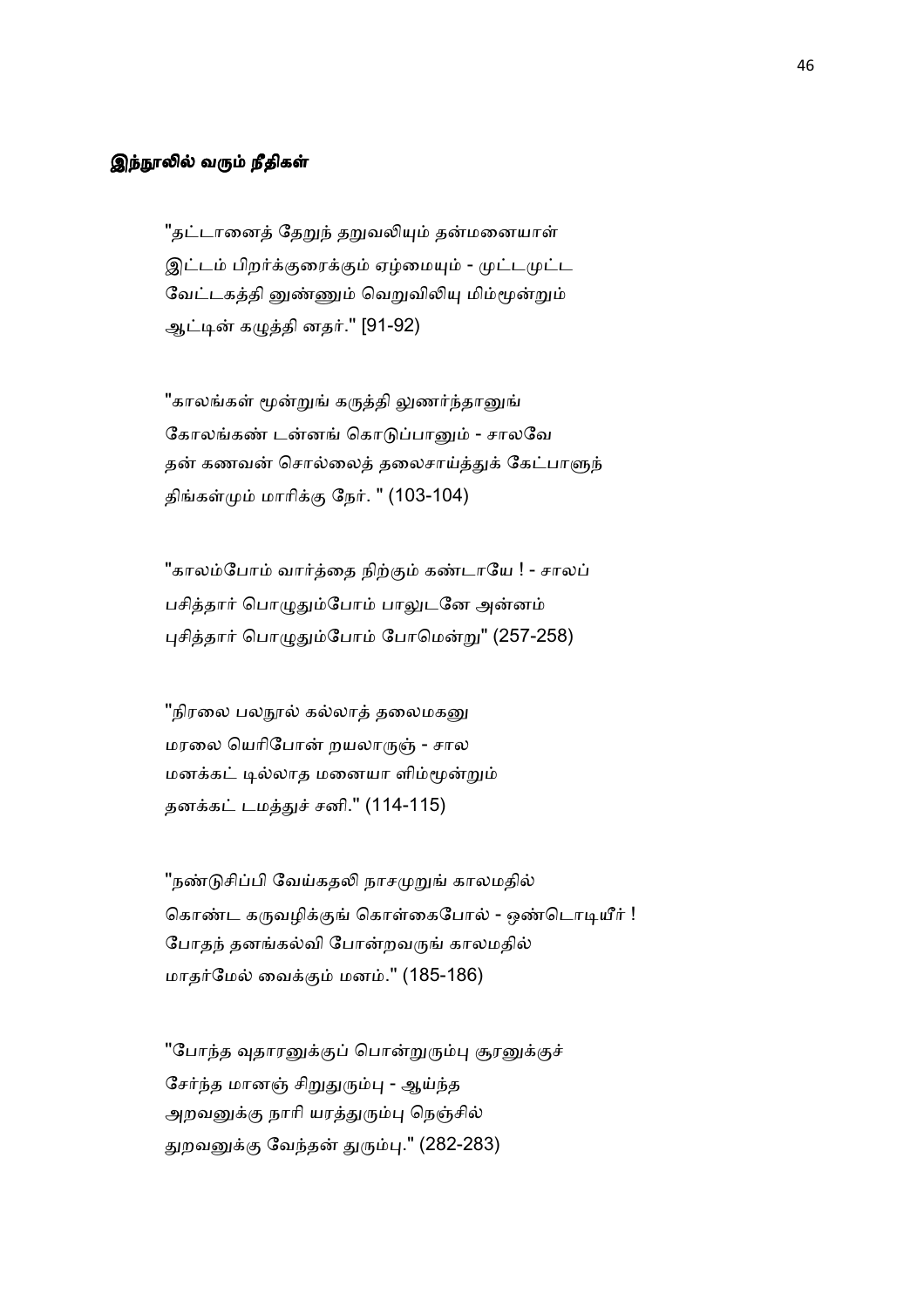### இந்நூலில் வரும் நீதிகள்

"தட்டானைத் தேறுந் தறுவலியும் தன்மனையாள்
இட்டம் பிறர்க்குரைக்கும் ஏழ்மையும் - முட்டமுட்ட
வேட்டகத்தி னுண்ணும் வெறுவிலியு மிம்மூன்றும்
ஆட்டின் கழுத்தி னதர்." [91-92]

"காலங்கள் மூன்றுங் கருத்தி லுணர்ந்தானுங்
கோலங்கண் டன்னங் கொடுப்பானும் - சாலவே
தன் கணவன் சொல்லைத் தலைசாய்த்துக் கேட்பாளுந்
திங்கள்மும் மாரிக்கு நேர். " (103-104)

"காலம்போம் வார்த்தை நிற்கும் கண்டாயே ! - சாலப்
பசித்தார் பொழுதும்போம் பாலுடனே அன்னம்
புசித்தார் பொழுதும்போம் போமென்று" (257-258)

"நிரலை பலநூல் கல்லாத் தலைமகனு
மரலை யெரிபோன் றயலாருஞ் - சால
மனக்கட் டில்லாத மனையா ளிம்மூன்றும்
தனக்கட் டமத்துச் சனி." (114-115)

"நண்டுசிப்பி வேய்கதலி நாசமுறுங் காலமதில்
கொண்ட கருவழிக்குங் கொள்கைபோல் - ஒண்டொடியீர் !
போதந் தனங்கல்வி போன்றவருங் காலமதில்
மாதர்மேல் வைக்கும் மனம்." (185-186)

"போந்த வுதாரனுக்குப் பொன்றுரும்பு சூரனுக்குச்
சேர்ந்த மானஞ் சிறுதுரும்பு - ஆய்ந்த
அறவனுக்கு நாரி யரத்துரும்பு நெஞ்சில்
துறவனுக்கு வேந்தன் துரும்பு." (282-283)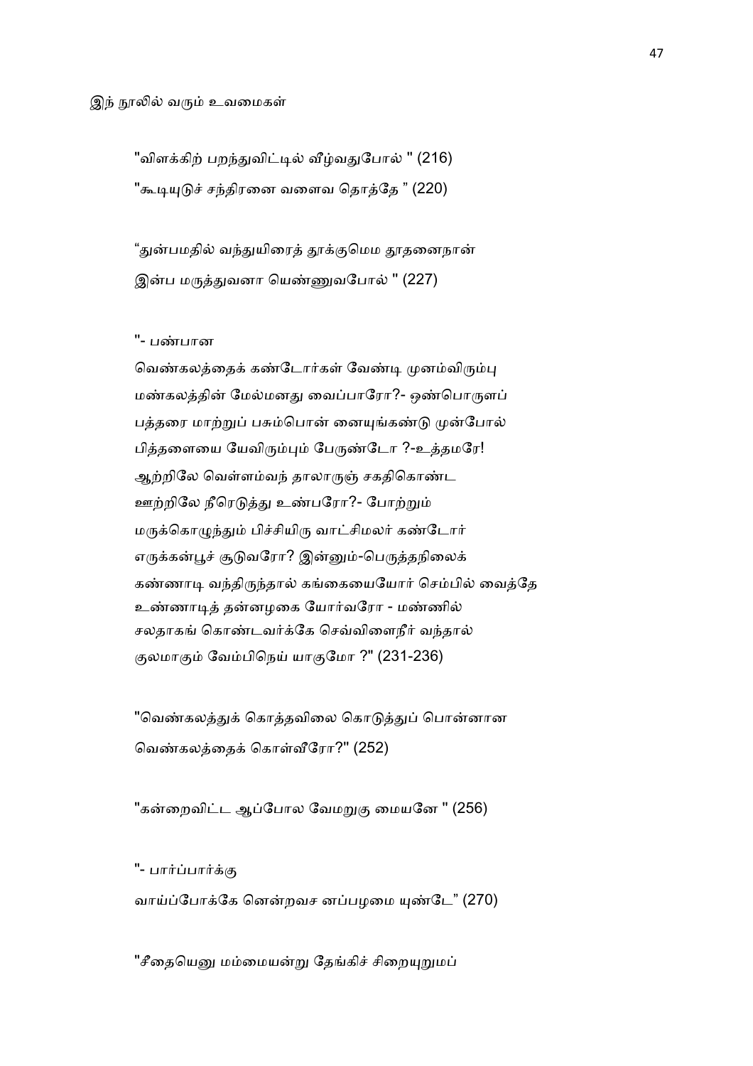இந் நூலில் வரும் உவமைகள்

"விளக்கிற் பறந்துவிட்டில் வீழ்வதுபோல் " (216)
"கூடியுடுச் சந்திரனை வளைவ தொத்தே " (220)

"துன்பமதில் வந்துயிரைத் தூக்குமெம தூதனைநான்
இன்ப மருத்துவனா யெண்ணுவபோல் " (227)

"- பண்பான
வெண்கலத்தைக் கண்டோர்கள் வேண்டி முனம்விரும்பு
மண்கலத்தின் மேல்மனது வைப்பாரோ?- ஒண்பொருளப்
பத்தரை மாற்றுப் பசும்பொன் னையுங்கண்டு முன்போல்
பித்தளையை யேவிரும்பும் பேருண்டோ ?-உத்தமரே!
ஆற்றிலே வெள்ளம்வந் தாலாருஞ் சகதிகொண்ட
ஊற்றிலே நீரெடுத்து உண்பரோ?- போற்றும்
மருக்கொழுந்தும் பிச்சியிரு வாட்சிமலர் கண்டோர்
எருக்கன்பூச் சூடுவரோ? இன்னும்-பெருத்தநிலைக்
கண்ணாடி வந்திருந்தால் கங்கையையோர் செம்பில் வைத்தே
உண்ணாடித் தன்னழகை யோர்வரோ - மண்ணில்
சலதாகங் கொண்டவர்க்கே செவ்விளைநீர் வந்தால்
குலமாகும் வேம்பிநெய் யாகுமோ ?" (231-236)

"வெண்கலத்துக் கொத்தவிலை கொடுத்துப் பொன்னான
வெண்கலத்தைக் கொள்வீரோ?" (252)

"கன்றைவிட்ட ஆப்போல வேமறுகு மையனே " (256)

"- பார்ப்பார்க்கு
வாய்ப்போக்கே னென்றவச னப்பழமை யுண்டே" (270)

"சீதையெனு மம்மையன்று தேங்கிச் சிறையுறுமப்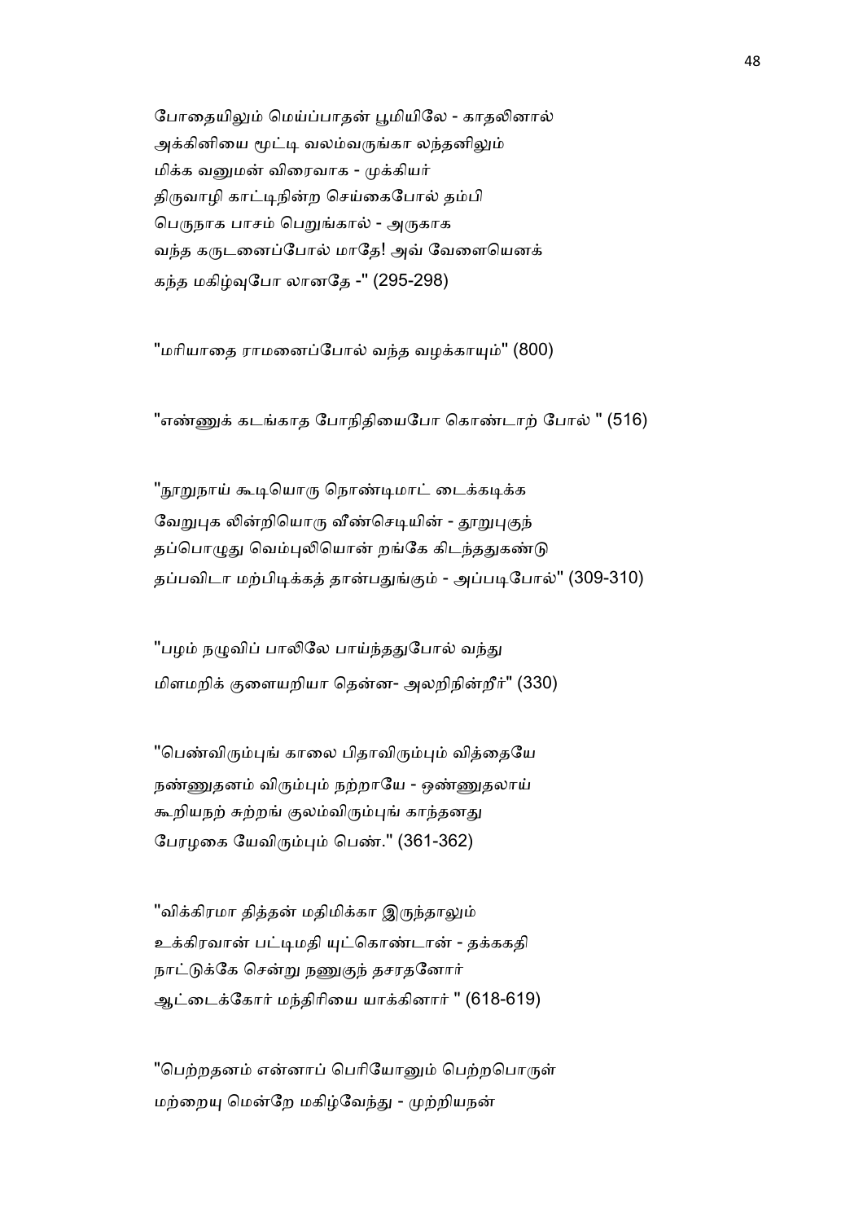போதையிலும் மெய்ப்பாதன் பூமியிலே - காதலினால்
அக்கினியை மூட்டி வலம்வருங்கா லந்தனிலும்
மிக்க வனுமன் விரைவாக - முக்கியர்
திருவாழி காட்டிநின்ற செய்கைபோல் தம்பி
பெருநாக பாசம் பெறுங்கால் - அருகாக
வந்த கருடனைப்போல் மாதே! அவ் வேளையெனக்
கந்த மகிழ்வுபோ லானதே -" (295-298)

"மரியாதை ராமனைப்போல் வந்த வழக்காயும்" (800)

"எண்ணுக் கடங்காத போநிதியைபோ கொண்டாற் போல் " (516)

"நூறுநாய் கூடியொரு நொண்டிமாட் டைக்கடிக்க
வேறுபுக லின்றியொரு வீண்செடியின் - தூறுபுகுந்
தப்பொழுது வெம்புலியொன் றங்கே கிடந்ததுகண்டு
தப்பவிடா மற்பிடிக்கத் தான்பதுங்கும் - அப்படிபோல்" (309-310)

"பழம் நழுவிப் பாலிலே பாய்ந்ததுபோல் வந்து
மிளமறிக் குளையறியா தென்ன- அலறிநின்றீர்" (330)

"பெண்விரும்புங் காலை பிதாவிரும்பும் வித்தையே
நண்ணுதனம் விரும்பும் நற்றாயே - ஒண்ணுதலாய்
கூறியநற் சுற்றங் குலம்விரும்புங் காந்தனது
பேரழகை யேவிரும்பும் பெண்." (361-362)

"விக்கிரமா தித்தன் மதிமிக்கா இருந்தாலும்
உக்கிரவான் பட்டிமதி யுட்கொண்டான் - தக்ககதி
நாட்டுக்கே சென்று நணுகுந் தசரதனோர்
ஆட்டைக்கோர் மந்திரியை யாக்கினார் " (618-619)

"பெற்றதனம் என்னாப் பெரியோனும் பெற்றபொருள்
மற்றையு மென்றே மகிழ்வேந்து - முற்றியநன்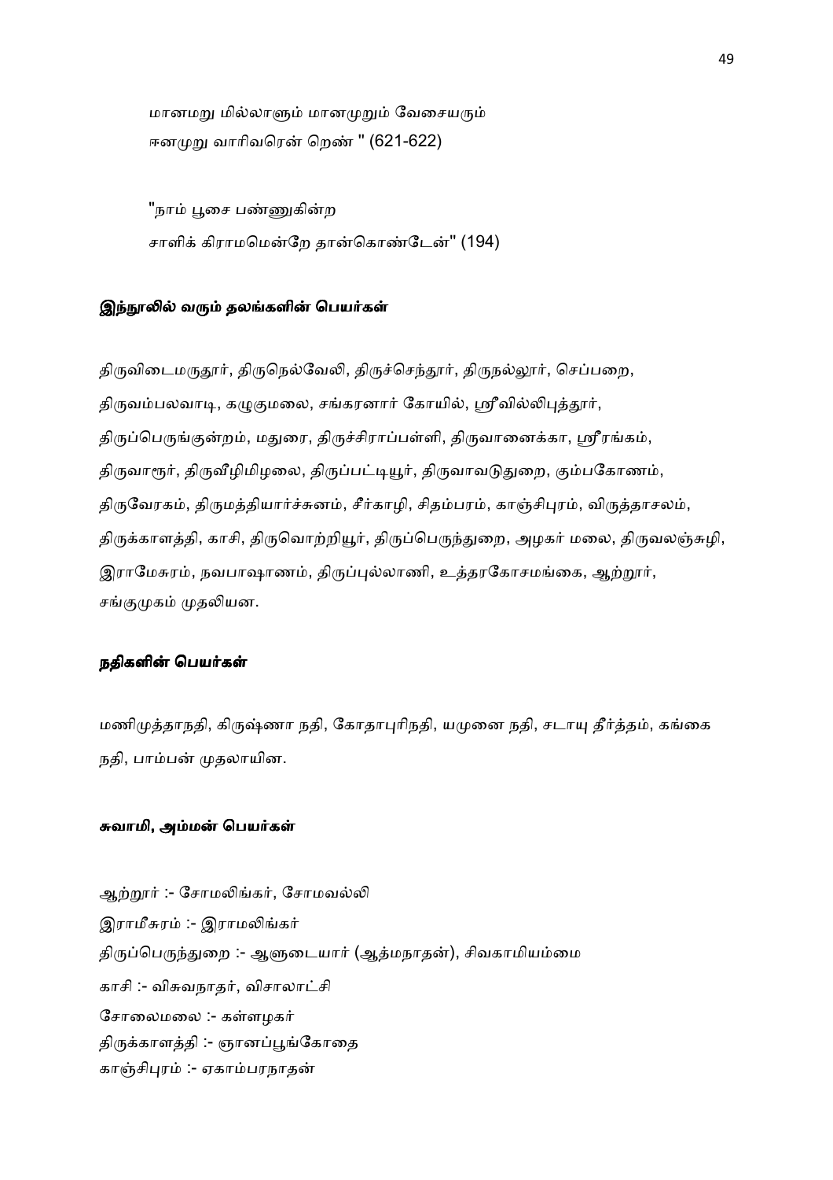மானமறு மில்லாளும் மானமுறும் வேசையரும்
ஈனமுறு வாரிவரென் றெண் " (621-622)

"நாம் பூசை பண்ணுகின்ற
சாளிக் கிராமமென்றே தான்கொண்டேன்" (194)

#### இந்நூலில் வரும் தலங்களின் பெயர்கள்

திருவிடைமருதூர், திருநெல்வேலி, திருச்செந்தூர், திருநல்லூர், செப்பறை, திருவம்பலவாடி, கழுகுமலை, சங்கரனார் கோயில், ஸ்ரீவில்லிபுத்தூர், திருப்பெருங்குன்றம், மதுரை, திருச்சிராப்பள்ளி, திருவானைக்கா, ஸ்ரீரங்கம், திருவாரூர், திருவீழிமிழலை, திருப்பட்டியூர், திருவாவடுதுறை, கும்பகோணம், திருவேரகம், திருமத்தியார்ச்சுனம், சீர்காழி, சிதம்பரம், காஞ்சிபுரம், விருத்தாசலம், திருக்காளத்தி, காசி, திருவொற்றியூர், திருப்பெருந்துறை, அழகர் மலை, திருவலஞ்சுழி, இராமேசுரம், நவபாஷாணம், திருப்புல்லாணி, உத்தரகோசமங்கை, ஆற்றூர், சங்குமுகம் முதலியன.

#### நதிகளின் பெயர்கள்

மணிமுத்தாநதி, கிருஷ்ணா நதி, கோதாபுரிநதி, யமுனை நதி, சடாயு தீர்த்தம், கங்கை நதி, பாம்பன் முதலாயின.

#### சுவாமி, அம்மன் பெயர்கள்

ஆற்றூர் :- சோமலிங்கர், சோமவல்லி
இராமீசுரம் :- இராமலிங்கர்
திருப்பெருந்துறை :- ஆளுடையார் (ஆத்மநாதன்), சிவகாமியம்மை
காசி :- விசுவநாதர், விசாலாட்சி
சோலைமலை :- கள்ளழகர்
திருக்காளத்தி :- ஞானப்பூங்கோதை
காஞ்சிபுரம் :- ஏகாம்பரநாதன்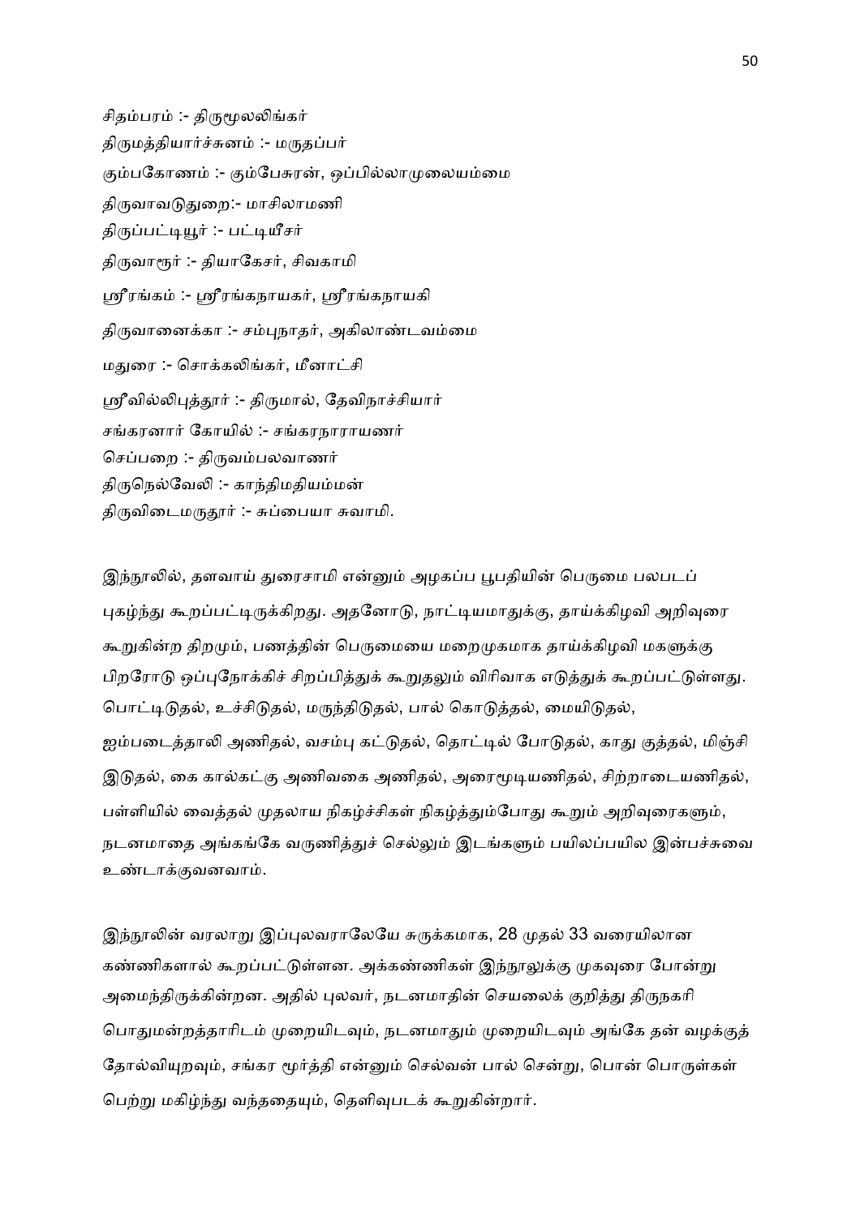சிதம்பரம் :- திருமூலலிங்கர்
திருமத்தியார்ச்சுனம் :- மருதப்பர்
கும்பகோணம் :- கும்பேசுரன், ஒப்பில்லாமுலையம்மை
திருவாவடுதுறை:- மாசிலாமணி
திருப்பட்டியூர் :- பட்டியீசர்
திருவாரூர் :- தியாகேசர், சிவகாமி
ஸ்ரீரங்கம் :- ஸ்ரீரங்கநாயகர், ஸ்ரீரங்கநாயகி
திருவானைக்கா :- சம்புநாதர், அகிலாண்டவம்மை
மதுரை :- சொக்கலிங்கர், மீனாட்சி
ஸ்ரீவில்லிபுத்தூர் :- திருமால், தேவிநாச்சியார்
சங்கரனார் கோயில் :- சங்கரநாராயணர்
செப்பறை :- திருவம்பலவாணர்
திருநெல்வேலி :- காந்திமதியம்மன்
திருவிடைமருதூர் :- சுப்பையா சுவாமி.

இந்நூலில், தளவாய் துரைசாமி என்னும் அழகப்ப பூபதியின் பெருமை பலபடப் புகழ்ந்து கூறப்பட்டிருக்கிறது. அதனோடு, நாட்டியமாதுக்கு, தாய்க்கிழவி அறிவுரை கூறுகின்ற திறமும், பணத்தின் பெருமையை மறைமுகமாக தாய்க்கிழவி மகளுக்கு பிறரோடு ஒப்புநோக்கிச் சிறப்பித்துக் கூறுதலும் விரிவாக எடுத்துக் கூறப்பட்டுள்ளது. பொட்டிடுதல், உச்சிடுதல், மருந்திடுதல், பால் கொடுத்தல், மையிடுதல், ஐம்படைத்தாலி அணிதல், வசம்பு கட்டுதல், தொட்டில் போடுதல், காது குத்தல், மிஞ்சி இடுதல், கை கால்கட்கு அணிவகை அணிதல், அரைமூடியணிதல், சிற்றாடையணிதல், பள்ளியில் வைத்தல் முதலாய நிகழ்ச்சிகள் நிகழ்த்தும்போது கூறும் அறிவுரைகளும், நடனமாதை அங்கங்கே வருணித்துச் செல்லும் இடங்களும் பயிலப்பயில இன்பச்சுவை உண்டாக்குவனவாம்.

இந்நூலின் வரலாறு இப்புலவராலேயே சுருக்கமாக, 28 முதல் 33 வரையிலான கண்ணிகளால் கூறப்பட்டுள்ளன. அக்கண்ணிகள் இந்நூலுக்கு முகவுரை போன்று அமைந்திருக்கின்றன. அதில் புலவர், நடனமாதின் செயலைக் குறித்து திருநகரி பொதுமன்றத்தாரிடம் முறையிடவும், நடனமாதும் முறையிடவும் அங்கே தன் வழக்குத் தோல்வியுறவும், சங்கர மூர்த்தி என்னும் செல்வன் பால் சென்று, பொன் பொருள்கள் பெற்று மகிழ்ந்து வந்ததையும், தெளிவுபடக் கூறுகின்றார்.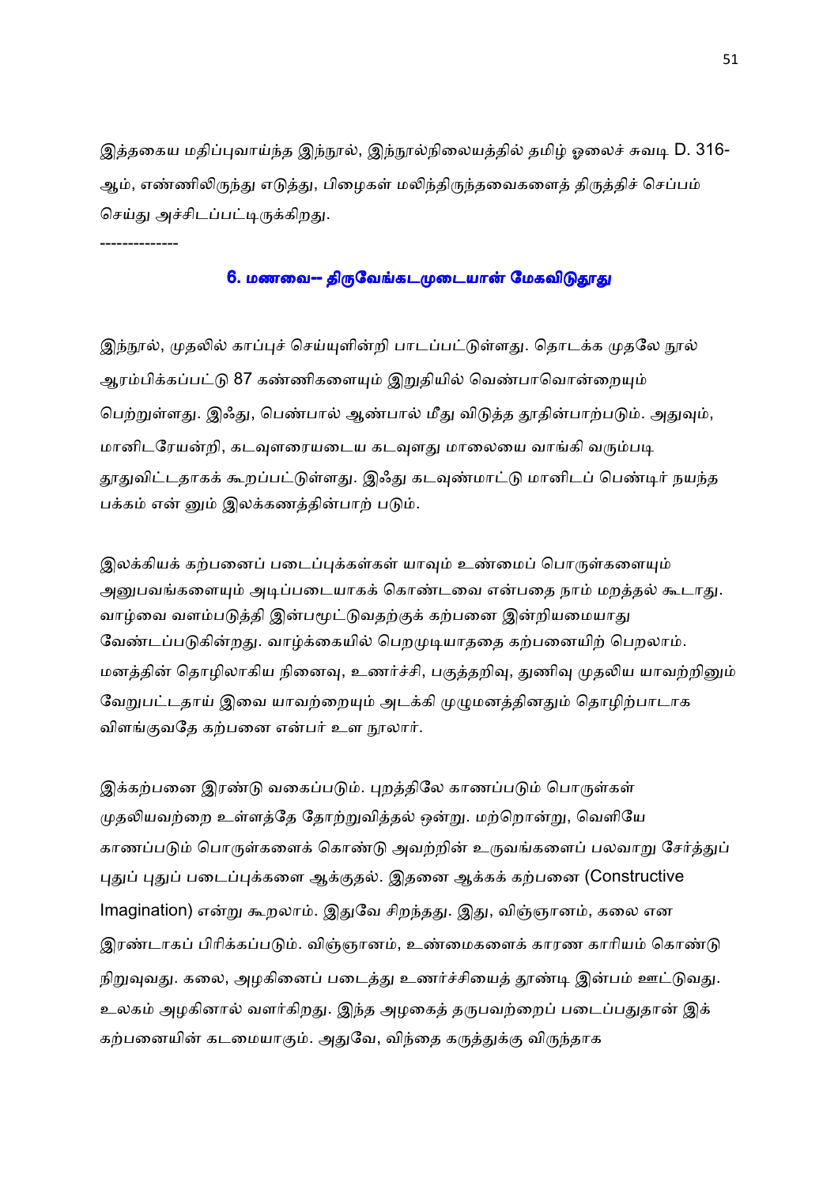இத்தகைய மதிப்புவாய்ந்த இந்நூல், இந்நூல்நிலையத்தில் தமிழ் ஓலைச் சுவடி D. 316-ஆம், எண்ணிலிருந்து எடுத்து, பிழைகள் மலிந்திருந்தவைகளைத் திருத்திச் செப்பம் செய்து அச்சிடப்பட்டிருக்கிறது.

--------------

## 6. மணவை-- திருவேங்கடமுடையான் மேகவிடுதூது

இந்நூல், முதலில் காப்புச் செய்யுளின்றி பாடப்பட்டுள்ளது. தொடக்க முதலே நூல் ஆரம்பிக்கப்பட்டு 87 கண்ணிகளையும் இறுதியில் வெண்பாவொன்றையும் பெற்றுள்ளது. இஃது, பெண்பால் ஆண்பால் மீது விடுத்த தூதின்பாற்படும். அதுவும், மானிடரேயன்றி, கடவுளரையடைய கடவுளது மாலையை வாங்கி வரும்படி தூதுவிட்டதாகக் கூறப்பட்டுள்ளது. இஃது கடவுண்மாட்டு மானிடப் பெண்டிர் நயந்த பக்கம் என் னும் இலக்கணத்தின்பாற் படும்.

இலக்கியக் கற்பனைப் படைப்புக்கள்கள் யாவும் உண்மைப் பொருள்களையும் அனுபவங்களையும் அடிப்படையாகக் கொண்டவை என்பதை நாம் மறத்தல் கூடாது. வாழ்வை வளம்படுத்தி இன்பமூட்டுவதற்குக் கற்பனை இன்றியமையாது வேண்டப்படுகின்றது. வாழ்க்கையில் பெறமுடியாததை கற்பனையிற் பெறலாம். மனத்தின் தொழிலாகிய நினைவு, உணர்ச்சி, பகுத்தறிவு, துணிவு முதலிய யாவற்றினும் வேறுபட்டதாய் இவை யாவற்றையும் அடக்கி முழுமனத்தினதும் தொழிற்பாடாக விளங்குவதே கற்பனை என்பர் உள நூலார்.

இக்கற்பனை இரண்டு வகைப்படும். புறத்திலே காணப்படும் பொருள்கள் முதலியவற்றை உள்ளத்தே தோற்றுவித்தல் ஒன்று. மற்றொன்று, வெளியே காணப்படும் பொருள்களைக் கொண்டு அவற்றின் உருவங்களைப் பலவாறு சேர்த்துப் புதுப் புதுப் படைப்புக்களை ஆக்குதல். இதனை ஆக்கக் கற்பனை (Constructive Imagination) என்று கூறலாம். இதுவே சிறந்தது. இது, விஞ்ஞானம், கலை என இரண்டாகப் பிரிக்கப்படும். விஞ்ஞானம், உண்மைகளைக் காரண காரியம் கொண்டு நிறுவுவது. கலை, அழகினைப் படைத்து உணர்ச்சியைத் தூண்டி இன்பம் ஊட்டுவது. உலகம் அழகினால் வளர்கிறது. இந்த அழகைத் தருபவற்றைப் படைப்பதுதான் இக் கற்பனையின் கடமையாகும். அதுவே, விந்தை கருத்துக்கு விருந்தாக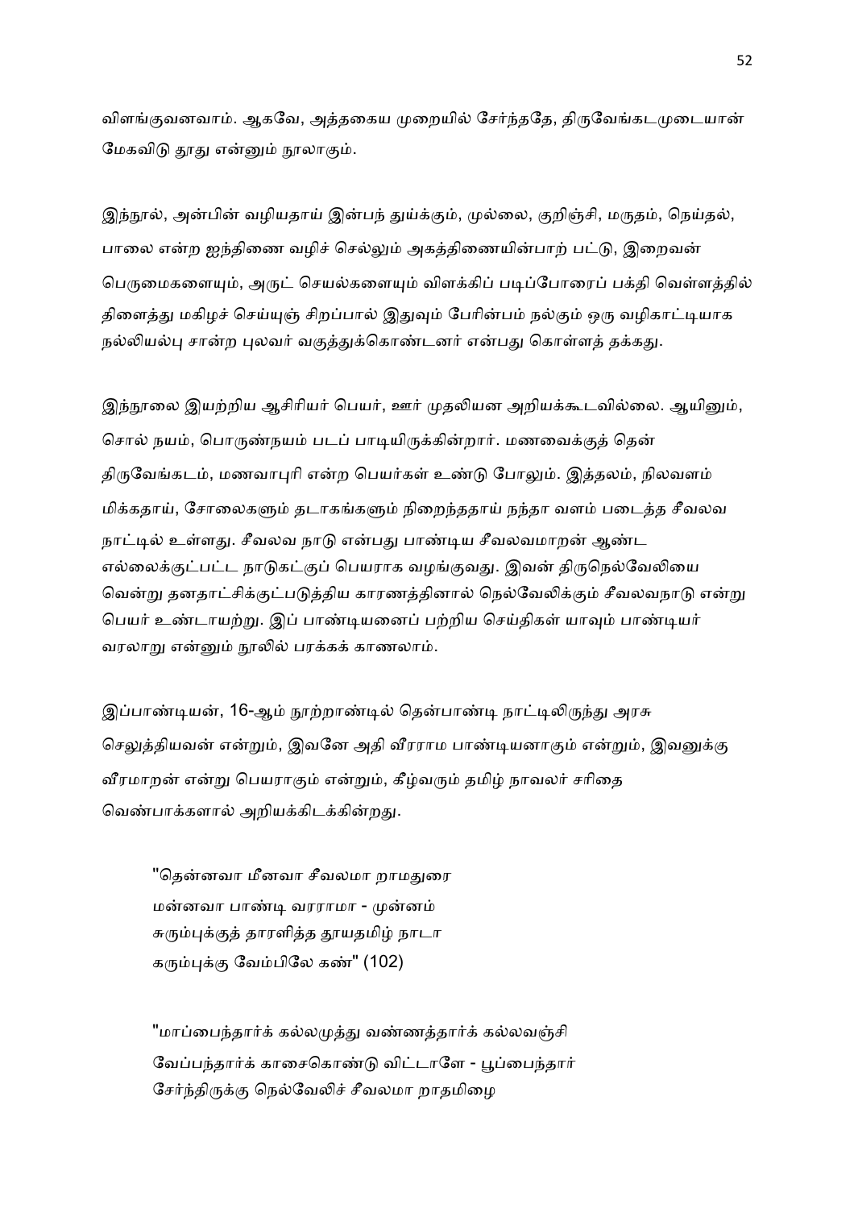விளங்குவனவாம். ஆகவே, அத்தகைய முறையில் சேர்ந்ததே, திருவேங்கடமுடையான் மேகவிடு தூது என்னும் நூலாகும்.

இந்நூல், அன்பின் வழியதாய் இன்பந் துய்க்கும், முல்லை, குறிஞ்சி, மருதம், நெய்தல், பாலை என்ற ஐந்திணை வழிச் செல்லும் அகத்திணையின்பாற் பட்டு, இறைவன் பெருமைகளையும், அருட் செயல்களையும் விளக்கிப் படிப்போரைப் பக்தி வெள்ளத்தில் திளைத்து மகிழச் செய்யுஞ் சிறப்பால் இதுவும் பேரின்பம் நல்கும் ஒரு வழிகாட்டியாக நல்லியல்பு சான்ற புலவர் வகுத்துக்கொண்டனர் என்பது கொள்ளத் தக்கது.

இந்நூலை இயற்றிய ஆசிரியர் பெயர், ஊர் முதலியன அறியக்கூடவில்லை. ஆயினும், சொல் நயம், பொருண்நயம் படப் பாடியிருக்கின்றார். மணவைக்குத் தென் திருவேங்கடம், மணவாபுரி என்ற பெயர்கள் உண்டு போலும். இத்தலம், நிலவளம் மிக்கதாய், சோலைகளும் தடாகங்களும் நிறைந்ததாய் நந்தா வளம் படைத்த சீவலவ நாட்டில் உள்ளது. சீவலவ நாடு என்பது பாண்டிய சீவலவமாறன் ஆண்ட எல்லைக்குட்பட்ட நாடுகட்குப் பெயராக வழங்குவது. இவன் திருநெல்வேலியை வென்று தனதாட்சிக்குட்படுத்திய காரணத்தினால் நெல்வேலிக்கும் சீவலவநாடு என்று பெயர் உண்டாயற்று. இப் பாண்டியனைப் பற்றிய செய்திகள் யாவும் பாண்டியர் வரலாறு என்னும் நூலில் பரக்கக் காணலாம்.

இப்பாண்டியன், 16-ஆம் நூற்றாண்டில் தென்பாண்டி நாட்டிலிருந்து அரசு செலுத்தியவன் என்றும், இவனே அதி வீரராம பாண்டியனாகும் என்றும், இவனுக்கு வீரமாறன் என்று பெயராகும் என்றும், கீழ்வரும் தமிழ் நாவலர் சரிதை வெண்பாக்களால் அறியக்கிடக்கின்றது.

> "தென்னவா மீனவா சீவலமா றாமதுரை
> மன்னவா பாண்டி வரராமா - முன்னம்
> சுரும்புக்குத் தாரளித்த தூயதமிழ் நாடா
> கரும்புக்கு வேம்பிலே கண்" (102)

> "மாப்பைந்தார்க் கல்லமுத்து வண்ணத்தார்க் கல்லவஞ்சி
> வேப்பந்தார்க் காசைகொண்டு விட்டாளே - பூப்பைந்தார்
> சேர்ந்திருக்கு நெல்வேலிச் சீவலமா றாதமிழை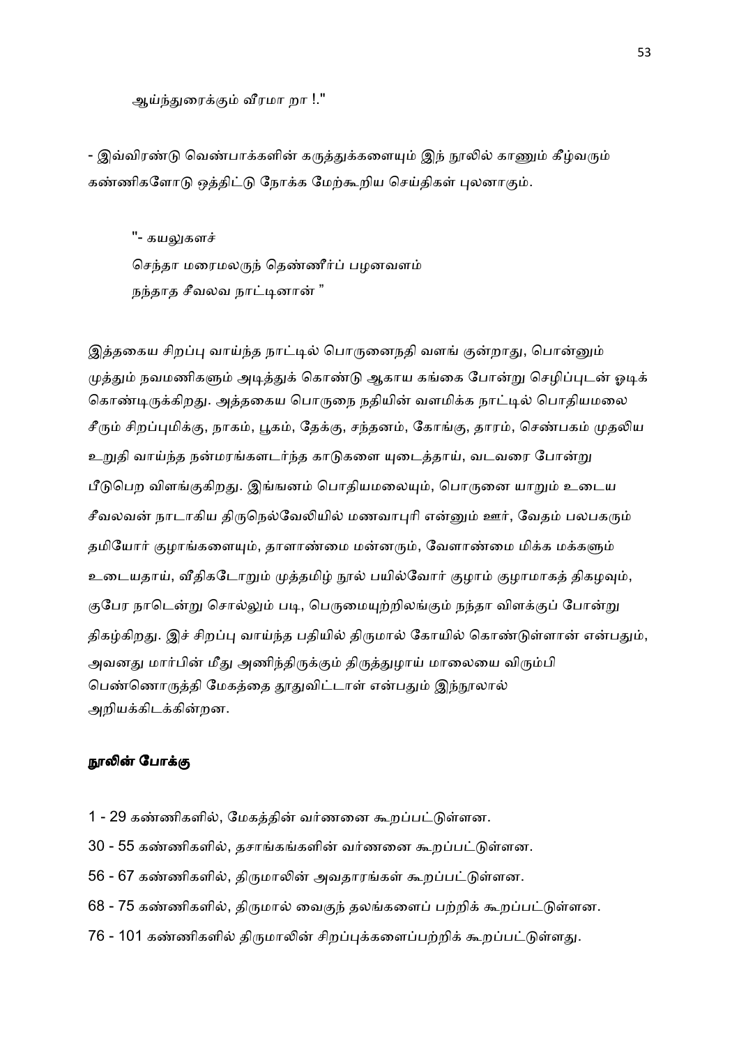ஆய்ந்துரைக்கும் வீரமா றா !."

- இவ்விரண்டு வெண்பாக்களின் கருத்துக்களையும் இந் நூலில் காணும் கீழ்வரும் கண்ணிகளோடு ஒத்திட்டு நோக்க மேற்கூறிய செய்திகள் புலனாகும்.

> "- கயலுகளச்
> செந்தா மரைமலருந் தெண்ணீர்ப் பழனவளம்
> நந்தாத சீவலவ நாட்டினான் "

இத்தகைய சிறப்பு வாய்ந்த நாட்டில் பொருனைநதி வளங் குன்றாது, பொன்னும் முத்தும் நவமணிகளும் அடித்துக் கொண்டு ஆகாய கங்கை போன்று செழிப்புடன் ஓடிக் கொண்டிருக்கிறது. அத்தகைய பொருநை நதியின் வளமிக்க நாட்டில் பொதியமலை சீரும் சிறப்புமிக்கு, நாகம், பூகம், தேக்கு, சந்தனம், கோங்கு, தாரம், செண்பகம் முதலிய உறுதி வாய்ந்த நன்மரங்களடர்ந்த காடுகளை யுடைத்தாய், வடவரை போன்று பீடுபெற விளங்குகிறது. இங்ஙனம் பொதியமலையும், பொருனை யாறும் உடைய சீவலவன் நாடாகிய திருநெல்வேலியில் மணவாபுரி என்னும் ஊர், வேதம் பலபகரும் தமியோர் குழாங்களையும், தாளாண்மை மன்னரும், வேளாண்மை மிக்க மக்களும் உடையதாய், வீதிகடோறும் முத்தமிழ் நூல் பயில்வோர் குழாம் குழாமாகத் திகழவும், குபேர நாடென்று சொல்லும் படி, பெருமையுற்றிலங்கும் நந்தா விளக்குப் போன்று திகழ்கிறது. இச் சிறப்பு வாய்ந்த பதியில் திருமால் கோயில் கொண்டுள்ளான் என்பதும், அவனது மார்பின் மீது அணிந்திருக்கும் திருத்துழாய் மாலையை விரும்பி பெண்ணொருத்தி மேகத்தை தூதுவிட்டாள் என்பதும் இந்நூலால் அறியக்கிடக்கின்றன.

**நூலின் போக்கு**

1 - 29 கண்ணிகளில், மேகத்தின் வர்ணனை கூறப்பட்டுள்ளன.

30 - 55 கண்ணிகளில், தசாங்கங்களின் வர்ணனை கூறப்பட்டுள்ளன.

56 - 67 கண்ணிகளில், திருமாலின் அவதாரங்கள் கூறப்பட்டுள்ளன.

68 - 75 கண்ணிகளில், திருமால் வைகுந் தலங்களைப் பற்றிக் கூறப்பட்டுள்ளன.

76 - 101 கண்ணிகளில் திருமாலின் சிறப்புக்களைப்பற்றிக் கூறப்பட்டுள்ளது.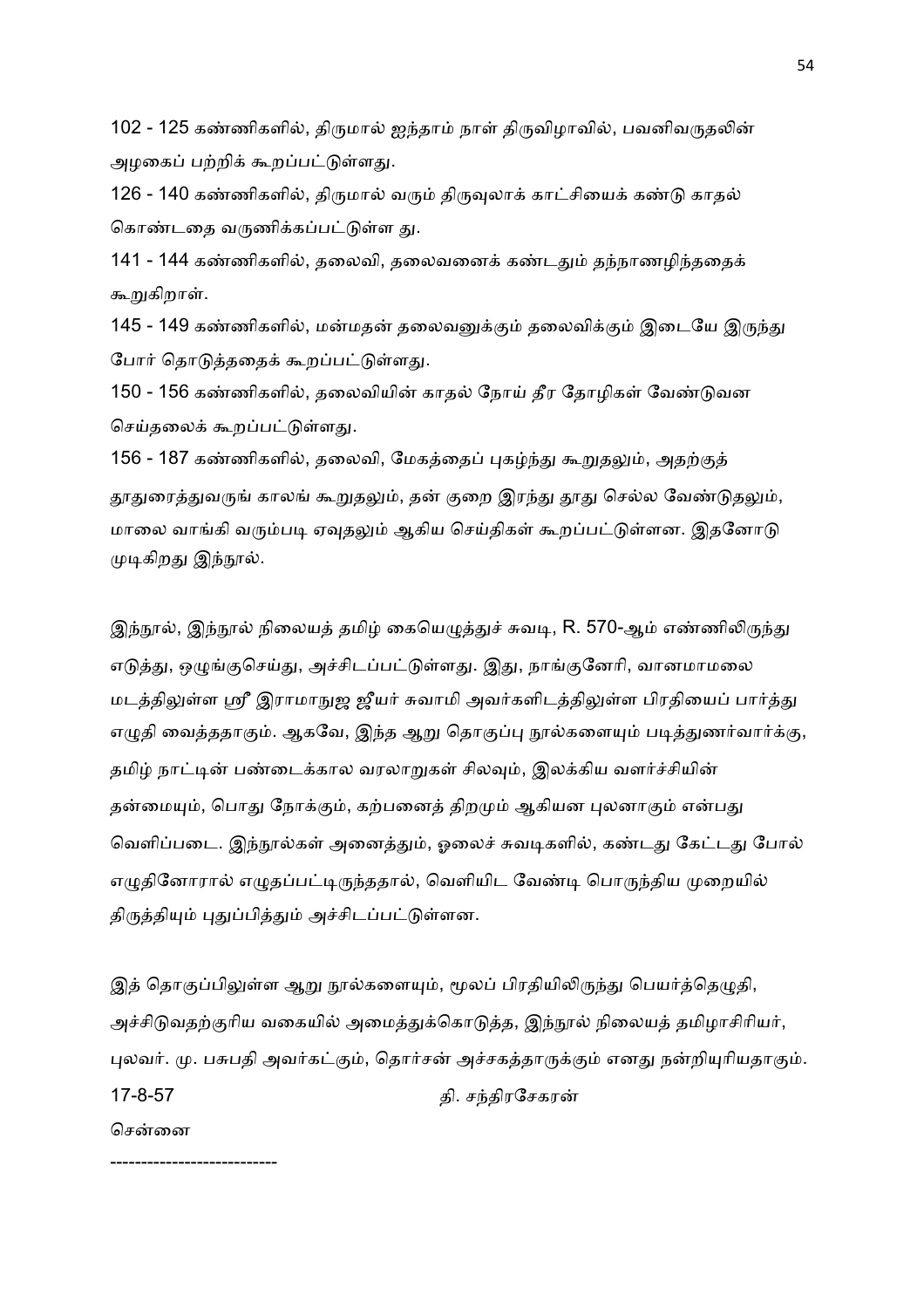102 - 125 கண்ணிகளில், திருமால் ஐந்தாம் நாள் திருவிழாவில், பவனிவருதலின் அழகைப் பற்றிக் கூறப்பட்டுள்ளது.

126 - 140 கண்ணிகளில், திருமால் வரும் திருவுலாக் காட்சியைக் கண்டு காதல் கொண்டதை வருணிக்கப்பட்டுள்ள து.

141 - 144 கண்ணிகளில், தலைவி, தலைவனைக் கண்டதும் தந்நாணழிந்ததைக் கூறுகிறாள்.

145 - 149 கண்ணிகளில், மன்மதன் தலைவனுக்கும் தலைவிக்கும் இடையே இருந்து போர் தொடுத்ததைக் கூறப்பட்டுள்ளது.

150 - 156 கண்ணிகளில், தலைவியின் காதல் நோய் தீர தோழிகள் வேண்டுவன செய்தலைக் கூறப்பட்டுள்ளது.

156 - 187 கண்ணிகளில், தலைவி, மேகத்தைப் புகழ்ந்து கூறுதலும், அதற்குத் தூதுரைத்துவருங் காலங் கூறுதலும், தன் குறை இரந்து தூது செல்ல வேண்டுதலும், மாலை வாங்கி வரும்படி ஏவுதலும் ஆகிய செய்திகள் கூறப்பட்டுள்ளன. இதனோடு முடிகிறது இந்நூல்.

இந்நூல், இந்நூல் நிலையத் தமிழ் கையெழுத்துச் சுவடி, R. 570-ஆம் எண்ணிலிருந்து எடுத்து, ஒழுங்குசெய்து, அச்சிடப்பட்டுள்ளது. இது, நாங்குனேரி, வானமாமலை மடத்திலுள்ள ஸ்ரீ இராமாநுஜ ஜீயர் சுவாமி அவர்களிடத்திலுள்ள பிரதியைப் பார்த்து எழுதி வைத்ததாகும். ஆகவே, இந்த ஆறு தொகுப்பு நூல்களையும் படித்துணர்வார்க்கு, தமிழ் நாட்டின் பண்டைக்கால வரலாறுகள் சிலவும், இலக்கிய வளர்ச்சியின் தன்மையும், பொது நோக்கும், கற்பனைத் திறமும் ஆகியன புலனாகும் என்பது வெளிப்படை. இந்நூல்கள் அனைத்தும், ஓலைச் சுவடிகளில், கண்டது கேட்டது போல் எழுதினோரால் எழுதப்பட்டிருந்ததால், வெளியிட வேண்டி பொருந்திய முறையில் திருத்தியும் புதுப்பித்தும் அச்சிடப்பட்டுள்ளன.

இத் தொகுப்பிலுள்ள ஆறு நூல்களையும், மூலப் பிரதியிலிருந்து பெயர்த்தெழுதி, அச்சிடுவதற்குரிய வகையில் அமைத்துக்கொடுத்த, இந்நூல் நிலையத் தமிழாசிரியர், புலவர். மு. பசுபதி அவர்கட்கும், தொர்சன் அச்சகத்தாருக்கும் எனது நன்றியுரியதாகும்.

17-8-57 தி. சந்திரசேகரன்

சென்னை

---------------------------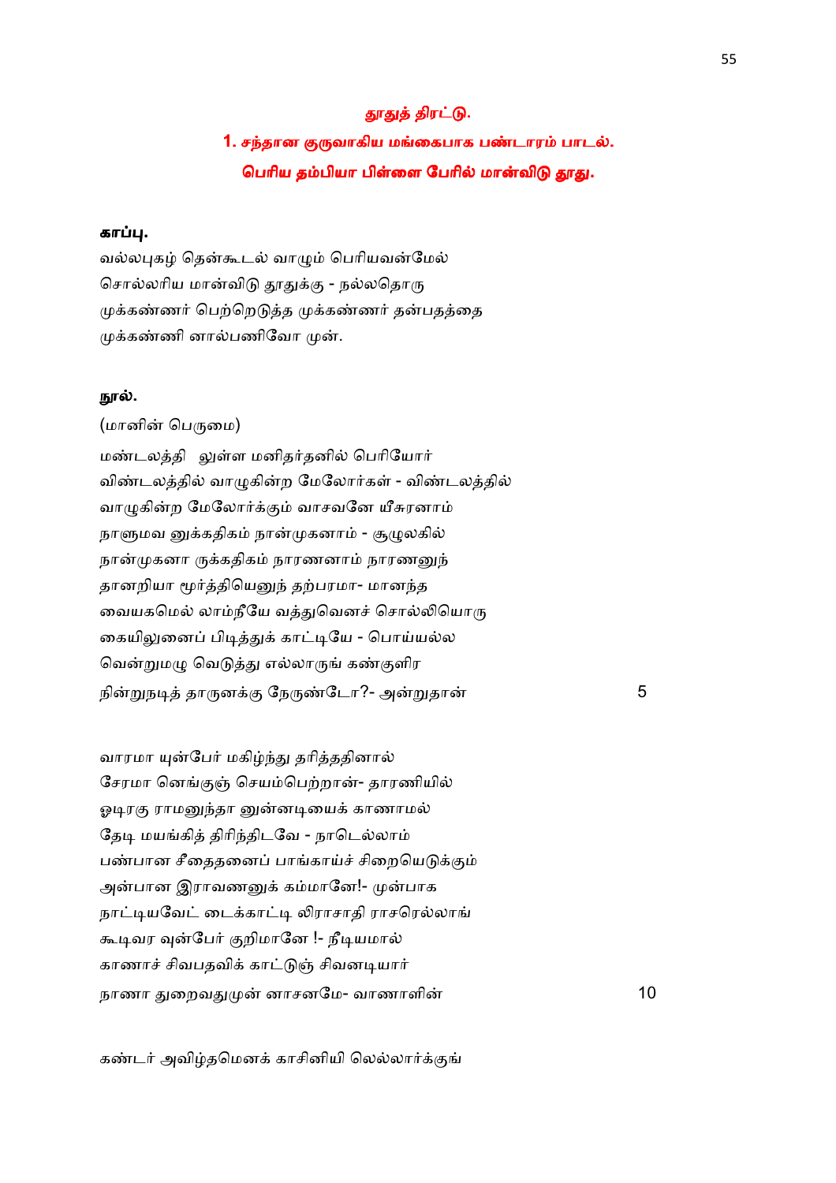## தூதுத் திரட்டு.

### 1. சந்தான குருவாகிய மங்கைபாக பண்டாரம் பாடல்.

### பெரிய தம்பியா பிள்ளை பேரில் மான்விடு தூது.

**காப்பு.**

வல்லபுகழ் தென்கூடல் வாழும் பெரியவன்மேல்
சொல்லரிய மான்விடு தூதுக்கு - நல்லதொரு
முக்கண்ணர் பெற்றெடுத்த முக்கண்ணர் தன்பதத்தை
முக்கண்ணி னால்பணிவோ முன்.

**நூல்.**

(மானின் பெருமை)

மண்டலத்தி லுள்ள மனிதர்தனில் பெரியோர்
விண்டலத்தில் வாழுகின்ற மேலோர்கள் - விண்டலத்தில்
வாழுகின்ற மேலோர்க்கும் வாசவனே யீசுரனாம்
நாளுமவ னுக்கதிகம் நான்முகனாம் - சூழுலகில்
நான்முகனா ருக்கதிகம் நாரணனாம் நாரணனுந்
தானறியா மூர்த்தியெனுந் தற்பரமா- மானந்த
வையகமெல் லாம்நீயே வத்துவெனச் சொல்லியொரு
கையிலுனைப் பிடித்துக் காட்டியே - பொய்யல்ல
வென்றுமழு வெடுத்து எல்லாருங் கண்குளிர
நின்றுநடித் தாருனக்கு நேருண்டோ?- அன்றுதான் 5

வாரமா யுன்பேர் மகிழ்ந்து தரித்ததினால்
சேரமா னெங்குஞ் செயம்பெற்றான்- தாரணியில்
ஓடிரகு ராமனுந்தா னுன்னடியைக் காணாமல்
தேடி மயங்கித் திரிந்திடவே - நாடெல்லாம்
பண்பான சீதைதனைப் பாங்காய்ச் சிறையெடுக்கும்
அன்பான இராவணனுக் கம்மானே!- முன்பாக
நாட்டியவேட் டைக்காட்டி லிராசாதி ராசரெல்லாங்
கூடிவர வுன்பேர் குறிமானே !- நீடியமால்
காணாச் சிவபதவிக் காட்டுஞ் சிவனடியார்
நாணா துறைவதுமுன் னாசனமே- வாணாளின் 10

கண்டர் அவிழ்தமெனக் காசினியி லெல்லார்க்குங்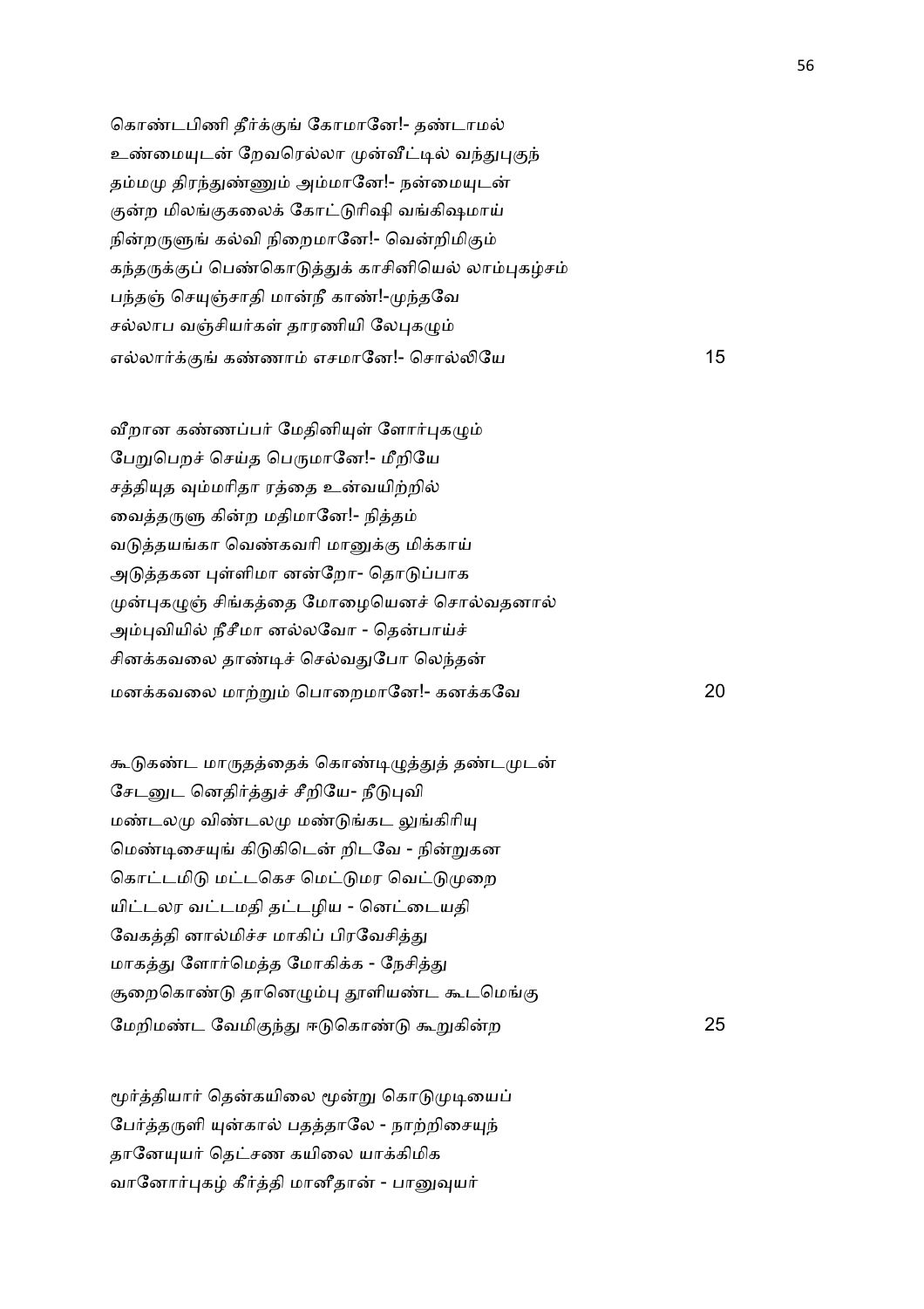கொண்டபிணி தீர்க்குங் கோமானே!- தண்டாமல்
உண்மையுடன் றேவரெல்லா முன்வீட்டில் வந்துபுகுந்
தம்மமு திரந்துண்ணும் அம்மானே!- நன்மையுடன்
குன்ற மிலங்குகலைக் கோட்டுரிஷி வங்கிஷமாய்
நின்றருளுங் கல்வி நிறைமானே!- வென்றிமிகும்
கந்தருக்குப் பெண்கொடுத்துக் காசினியெல் லாம்புகழ்சம்
பந்தஞ் செயுஞ்சாதி மான்நீ காண்!-முந்தவே
சல்லாப வஞ்சியர்கள் தாரணியி லேபுகழும்
எல்லார்க்குங் கண்ணாம் எசமானே!- சொல்லியே 15

வீறான கண்ணப்பர் மேதினியுள் ளோர்புகழும்
பேறுபெறச் செய்த பெருமானே!- மீறியே
சத்தியுத வும்மரிதா ரத்தை உன்வயிற்றில்
வைத்தருளு கின்ற மதிமானே!- நித்தம்
வடுத்தயங்கா வெண்கவரி மானுக்கு மிக்காய்
அடுத்தகன புள்ளிமா னன்றோ- தொடுப்பாக
முன்புகழுஞ் சிங்கத்தை மோழையெனச் சொல்வதனால்
அம்புவியில் நீசீமா னல்லவோ - தென்பாய்ச்
சினக்கவலை தாண்டிச் செல்வதுபோ லெந்தன்
மனக்கவலை மாற்றும் பொறைமானே!- கனக்கவே 20

கூடுகண்ட மாருதத்தைக் கொண்டிழுத்துத் தண்டமுடன்
சேடனுட னெதிர்த்துச் சீறியே- நீடுபுவி
மண்டலமு விண்டலமு மண்டுங்கட லுங்கிரியு
மெண்டிசையுங் கிடுகிடென் றிடவே - நின்றுகன
கொட்டமிடு மட்டகெச மெட்டுமர வெட்டுமுறை
யிட்டலர வட்டமதி தட்டழிய - னெட்டையதி
வேகத்தி னால்மிச்ச மாகிப் பிரவேசித்து
மாகத்து ளோர்மெத்த மோகிக்க - நேசித்து
சூறைகொண்டு தானெழும்பு தூளியண்ட கூடமெங்கு
மேறிமண்ட வேமிகுந்து ஈடுகொண்டு கூறுகின்ற 25

மூர்த்தியார் தென்கயிலை மூன்று கொடுமுடியைப்
பேர்த்தருளி யுன்கால் பதத்தாலே - நாற்றிசையுந்
தானேயுயர் தெட்சண கயிலை யாக்கிமிக
வானோர்புகழ் கீர்த்தி மானீதான் - பானுவுயர்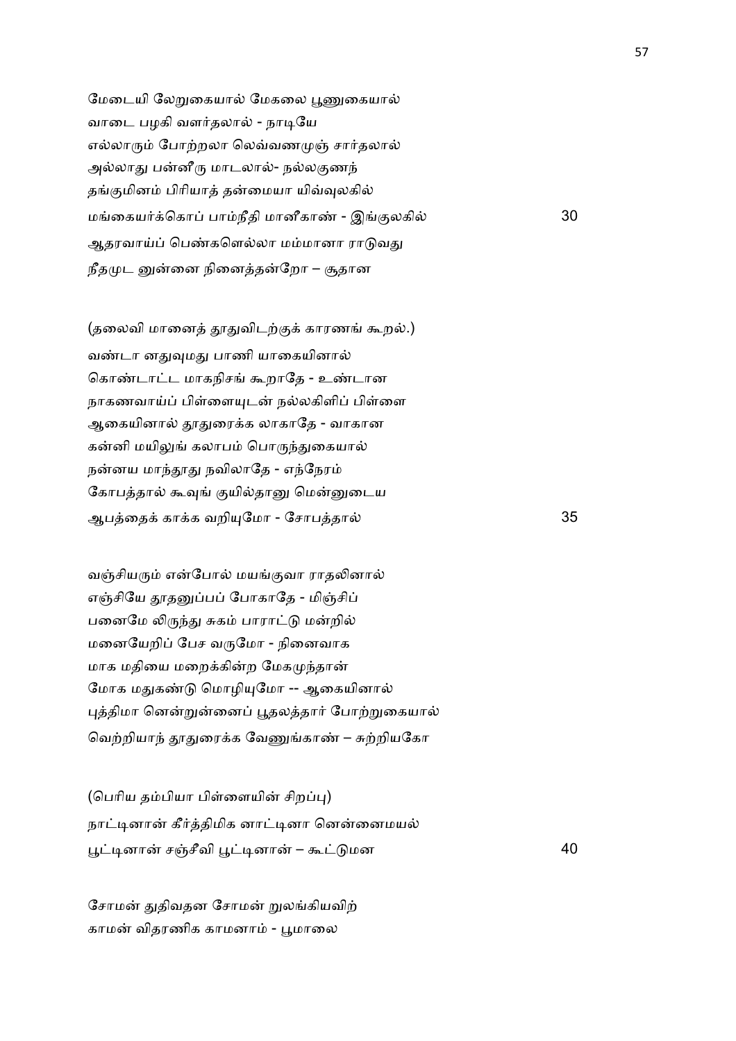மேடையி லேறுகையால் மேகலை பூணுகையால்
வாடை பழகி வளர்தலால் - நாடியே
எல்லாரும் போற்றலா லெவ்வணமுஞ் சார்தலால்
அல்லாது பன்னீரு மாடலால்- நல்லகுணந்
தங்குமினம் பிரியாத் தன்மையா யிவ்வுலகில்
மங்கையர்க்கொப் பாம்நீதி மானீகாண் - இங்குலகில் 30
ஆதரவாய்ப் பெண்களெல்லா மம்மானா ராடுவது
நீதமுட னுன்னை நினைத்தன்றோ – சூதான

(தலைவி மானைத் தூதுவிடற்குக் காரணங் கூறல்.)

வண்டா னதுவுமது பாணி யாகையினால்
கொண்டாட்ட மாகநிசங் கூறாதே - உண்டான
நாகணவாய்ப் பிள்ளையுடன் நல்லகிளிப் பிள்ளை
ஆகையினால் தூதுரைக்க லாகாதே - வாகான
கன்னி மயிலுங் கலாபம் பொருந்துகையால்
நன்னய மாந்தூது நவிலாதே - எந்நேரம்
கோபத்தால் கூவுங் குயில்தானு மென்னுடைய
ஆபத்தைக் காக்க வறியுமோ - சோபத்தால் 35

வஞ்சியரும் என்போல் மயங்குவா ராதலினால்
எஞ்சியே தூதனுப்பப் போகாதே - மிஞ்சிப்
பனைமே லிருந்து சுகம் பாராட்டு மன்றில்
மனையேறிப் பேச வருமோ - நினைவாக
மாக மதியை மறைக்கின்ற மேகமுந்தான்
மோக மதுகண்டு மொழியுமோ -- ஆகையினால்
புத்திமா னென்றுன்னைப் பூதலத்தார் போற்றுகையால்
வெற்றியாந் தூதுரைக்க வேணுங்காண் – சுற்றியகோ

(பெரிய தம்பியா பிள்ளையின் சிறப்பு)

நாட்டினான் கீர்த்திமிக னாட்டினா னென்னைமயல்
பூட்டினான் சஞ்சீவி பூட்டினான் – கூட்டுமன 40

சோமன் துதிவதன சோமன் றுலங்கியவிற்
காமன் விதரணிக காமனாம் - பூமாலை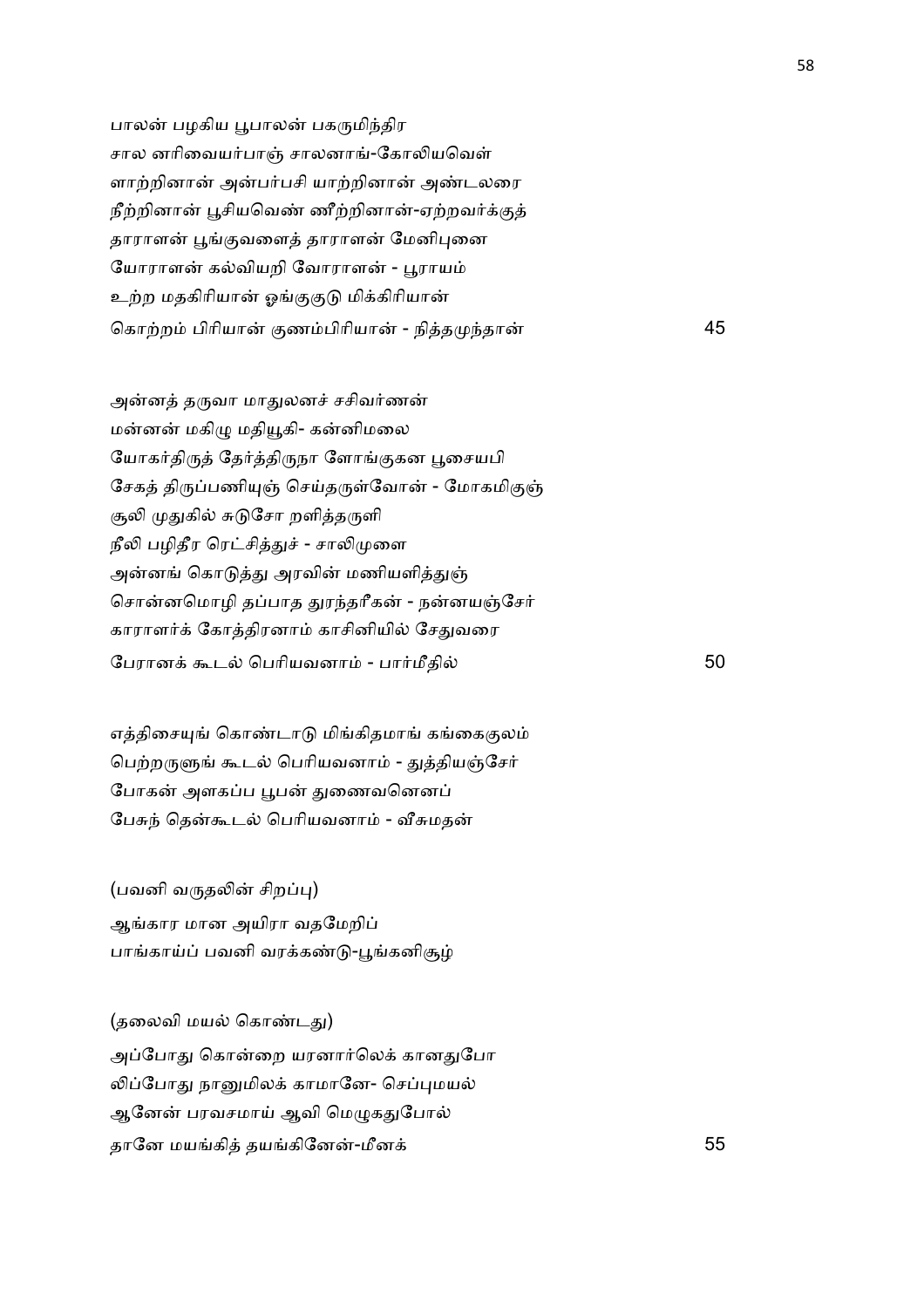பாலன் பழகிய பூபாலன் பகருமிந்திர
சால னரிவையர்பாஞ் சாலனாங்-கோலியவெள்
ளாற்றினான் அன்பர்பசி யாற்றினான் அண்டலரை
நீற்றினான் பூசியவெண் ணீற்றினான்-ஏற்றவர்க்குத்
தாராளன் பூங்குவளைத் தாராளன் மேனிபுனை
யோராளன் கல்வியறி வோராளன் - பூராயம்
உற்ற மதகிரியான் ஓங்குகுடு மிக்கிரியான்
கொற்றம் பிரியான் குணம்பிரியான் - நித்தமுந்தான் 45

அன்னத் தருவா மாதுலனச் சசிவர்ணன்
மன்னன் மகிழு மதியூகி- கன்னிமலை
யோகர்திருத் தேர்த்திருநா ளோங்குகன பூசையபி
சேகத் திருப்பணியுஞ் செய்தருள்வோன் - மோகமிகுஞ்
சூலி முதுகில் சுடுசோ றளித்தருளி
நீலி பழிதீர ரெட்சித்துச் - சாலிமுளை
அன்னங் கொடுத்து அரவின் மணியளித்துஞ்
சொன்னமொழி தப்பாத துரந்தரீகன் - நன்னயஞ்சேர்
காராளர்க் கோத்திரனாம் காசினியில் சேதுவரை
பேரானக் கூடல் பெரியவனாம் - பார்மீதில் 50

எத்திசையுங் கொண்டாடு மிங்கிதமாங் கங்கைகுலம்
பெற்றருளுங் கூடல் பெரியவனாம் - துத்தியஞ்சேர்
போகன் அளகப்ப பூபன் துணைவனெனப்
பேசுந் தென்கூடல் பெரியவனாம் - வீசுமதன்

(பவனி வருதலின் சிறப்பு)

ஆங்கார மான அயிரா வதமேறிப்
பாங்காய்ப் பவனி வரக்கண்டு-பூங்கனிசூழ்

(தலைவி மயல் கொண்டது)

அப்போது கொன்றை யரனார்லெக் கானதுபோ
லிப்போது நானுமிலக் காமானே- செப்புமயல்
ஆனேன் பரவசமாய் ஆவி மெழுகதுபோல்
தானே மயங்கித் தயங்கினேன்-மீனக் 55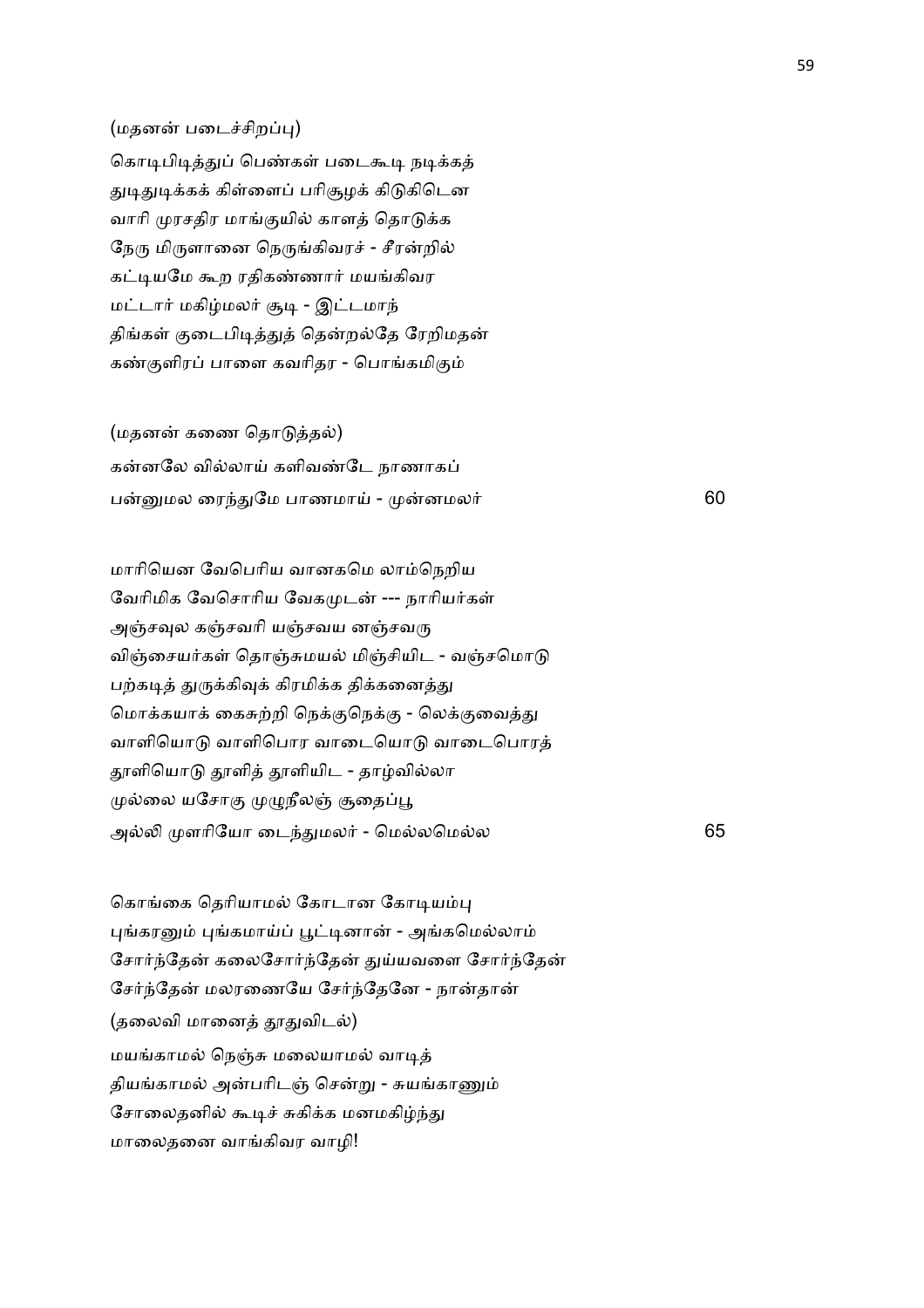(மதனன் படைச்சிறப்பு)

கொடிபிடித்துப் பெண்கள் படைகூடி நடிக்கத்
துடிதுடிக்கக் கிள்ளைப் பரிசூழக் கிடுகிடென
வாரி முரசதிர மாங்குயில் காளத் தொடுக்க
நேரு மிருளானை நெருங்கிவரச் - சீரன்றில்
கட்டியமே கூற ரதிகண்ணார் மயங்கிவர
மட்டார் மகிழ்மலர் சூடி - இட்டமாந்
திங்கள் குடைபிடித்துத் தென்றல்தே ரேறிமதன்
கண்குளிரப் பாளை கவரிதர - பொங்கமிகும்

(மதனன் கணை தொடுத்தல்)

கன்னலே வில்லாய் களிவண்டே நாணாகப்
பன்னுமல ரைந்துமே பாணமாய் - முன்னமலர் 60

மாரியென வேபெரிய வானகமெ லாம்நெறிய
வேரிமிக வேசொரிய வேகமுடன் --- நாரியர்கள்
அஞ்சவுல கஞ்சவரி யஞ்சவய னஞ்சவரு
விஞ்சையர்கள் தொஞ்சுமயல் மிஞ்சியிட - வஞ்சமொடு
பற்கடித் துருக்கிவுக் கிரமிக்க திக்கனைத்து
மொக்கயாக் கைசுற்றி நெக்குநெக்கு - லெக்குவைத்து
வாளியொடு வாளிபொர வாடையொடு வாடைபொரத்
தூளியொடு தூளித் தூளியிட - தாழ்வில்லா
முல்லை யசோகு முழுநீலஞ் சூதைப்பூ
அல்லி முளரியோ டைந்துமலர் - மெல்லமெல்ல 65

கொங்கை தெரியாமல் கோடான கோடியம்பு
புங்கரனும் புங்கமாய்ப் பூட்டினான் - அங்கமெல்லாம்
சோர்ந்தேன் கலைசோர்ந்தேன் துய்யவளை சோர்ந்தேன்
சேர்ந்தேன் மலரணையே சேர்ந்தேனே - நான்தான்

(தலைவி மானைத் தூதுவிடல்)

மயங்காமல் நெஞ்சு மலையாமல் வாடித்
தியங்காமல் அன்பரிடஞ் சென்று - சுயங்காணும்
சோலைதனில் கூடிச் சுகிக்க மனமகிழ்ந்து
மாலைதனை வாங்கிவர வாழி!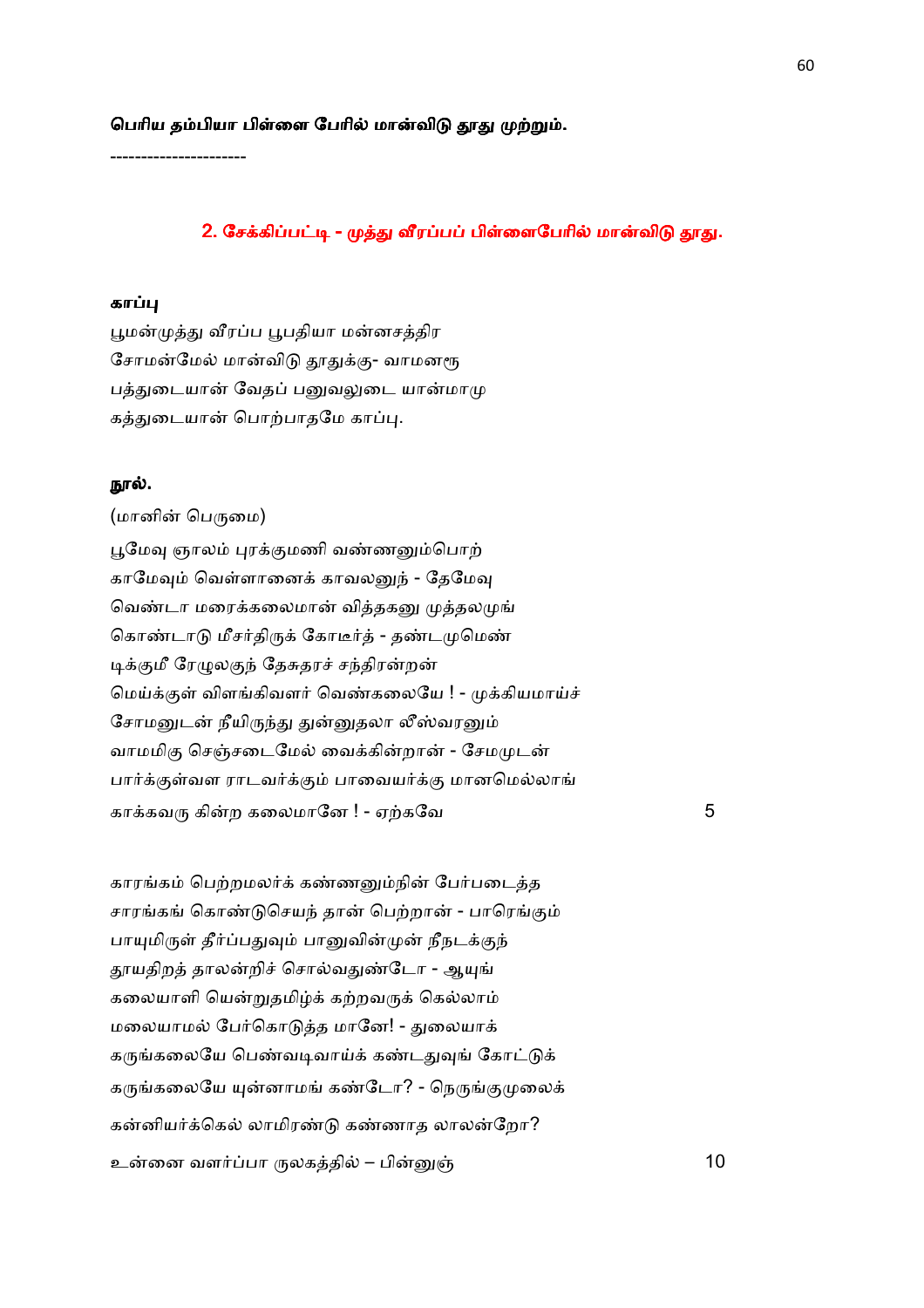**பெரிய தம்பியா பிள்ளை பேரில் மான்விடு தூது முற்றும்.**

---------------------

## 2. சேக்கிப்பட்டி - முத்து வீரப்பப் பிள்ளைபேரில் மான்விடு தூது.

**காப்பு**

பூமன்முத்து வீரப்ப பூபதியா மன்னசத்திர
சோமன்மேல் மான்விடு தூதுக்கு- வாமனரூ
பத்துடையான் வேதப் பனுவலுடை யான்மாமு
கத்துடையான் பொற்பாதமே காப்பு.

**நூல்.**

(மானின் பெருமை)

பூமேவு ஞாலம் புரக்குமணி வண்ணனும்பொற்
காமேவும் வெள்ளானைக் காவலனுந் - தேமேவு
வெண்டா மரைக்கலைமான் வித்தகனு முத்தலமுங்
கொண்டாடு மீசர்திருக் கோடீர்த் - தண்டமுமெண்
டிக்குமீ ரேழுலகுந் தேசுதரச் சந்திரன்றன்
மெய்க்குள் விளங்கிவளர் வெண்கலையே ! - முக்கியமாய்ச்
சோமனுடன் நீயிருந்து துன்னுதலா லீஸ்வரனும்
வாமமிகு செஞ்சடைமேல் வைக்கின்றான் - சேமமுடன்
பார்க்குள்வள ராடவர்க்கும் பாவையர்க்கு மானமெல்லாங்
காக்கவரு கின்ற கலைமானே ! - ஏற்கவே 5

காரங்கம் பெற்றமலர்க் கண்ணனும்நின் பேர்படைத்த
சாரங்கங் கொண்டுசெயந் தான் பெற்றான் - பாரெங்கும்
பாயுமிருள் தீர்ப்பதுவும் பானுவின்முன் நீநடக்குந்
தூயதிறத் தாலன்றிச் சொல்வதுண்டோ - ஆயுங்
கலையாளி யென்றுதமிழ்க் கற்றவருக் கெல்லாம்
மலையாமல் பேர்கொடுத்த மானே! - துலையாக்
கருங்கலையே பெண்வடிவாய்க் கண்டதுவுங் கோட்டுக்
கருங்கலையே யுன்னாமங் கண்டோ? - நெருங்குமுலைக்
கன்னியர்க்கெல் லாமிரண்டு கண்ணாத லாலன்றோ?
உன்னை வளர்ப்பா ருலகத்தில் – பின்னுஞ் 10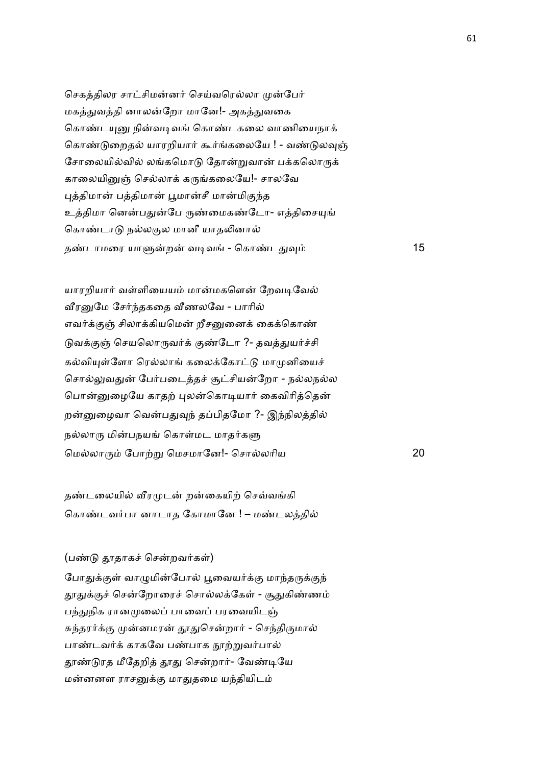செகத்திலர சாட்சிமன்னர் செய்வரெல்லா முன்பேர்
மகத்துவத்தி னாலன்றோ மானே!- அகத்துவகை
கொண்டயுனு நின்வடிவங் கொண்டகலை வாணியைநாக்
கொண்டுறைதல் யாரறியார் கூர்ங்கலையே ! - வண்டுலவுஞ்
சோலையில்வில் லங்கமொடு தோன்றுவான் பக்கலொருக்
காலையினுஞ் செல்லாக் கருங்கலையே!- சாலவே
புத்திமான் பத்திமான் பூமான்சீ மான்மிகுந்த
உத்திமா னென்பதுன்பே ருண்மைகண்டோ- எத்திசையுங்
கொண்டாடு நல்லகுல மானீ யாதலினால்
தண்டாமரை யாளுன்றன் வடிவங் - கொண்டதுவும் 15

யாரறியார் வள்ளியையம் மான்மகளென் றேவடிவேல்
வீரனுமே சேர்ந்தகதை வீணலவே - பாரில்
எவர்க்குஞ் சிலாக்கியமென் றீசனுனைக் கைக்கொண்
டுவக்குஞ் செயலொருவர்க் குண்டோ ?- தவத்துயர்ச்சி
கல்வியுள்ளோ ரெல்லாங் கலைக்கோட்டு மாமுனியைச்
சொல்லுவதுன் பேர்படைத்தச் சூட்சியன்றோ - நல்லநல்ல
பொன்னுழையே காதற் புலன்கொடியார் கைவிரித்தென்
றன்னுழைவா வென்பதுவுந் தப்பிதமோ ?- இந்நிலத்தில்
நல்லாரு மின்பநயங் கொள்மட மாதர்களு
மெல்லாரும் போற்று மெசமானே!- சொல்லரிய 20

தண்டலையில் வீரமுடன் றன்கையிற் செவ்வங்கி
கொண்டவர்பா னாடாத கோமானே ! – மண்டலத்தில்

(பண்டு தூதாகச் சென்றவர்கள்)

போதுக்குள் வாழுமின்போல் பூவையர்க்கு மாந்தருக்குந்
தூதுக்குச் சென்றோரைச் சொல்லக்கேள் - சூதுகிண்ணம்
பந்துநிக ரானமுலைப் பாவைப் பரவையிடஞ்
சுந்தரர்க்கு முன்னமரன் தூதுசென்றார் - செந்திருமால்
பாண்டவர்க் காகவே பண்பாக நூற்றுவர்பால்
தூண்டுரத மீதேறித் தூது சென்றார்- வேண்டியே
மன்னனள ராசனுக்கு மாதுதமை யந்தியிடம்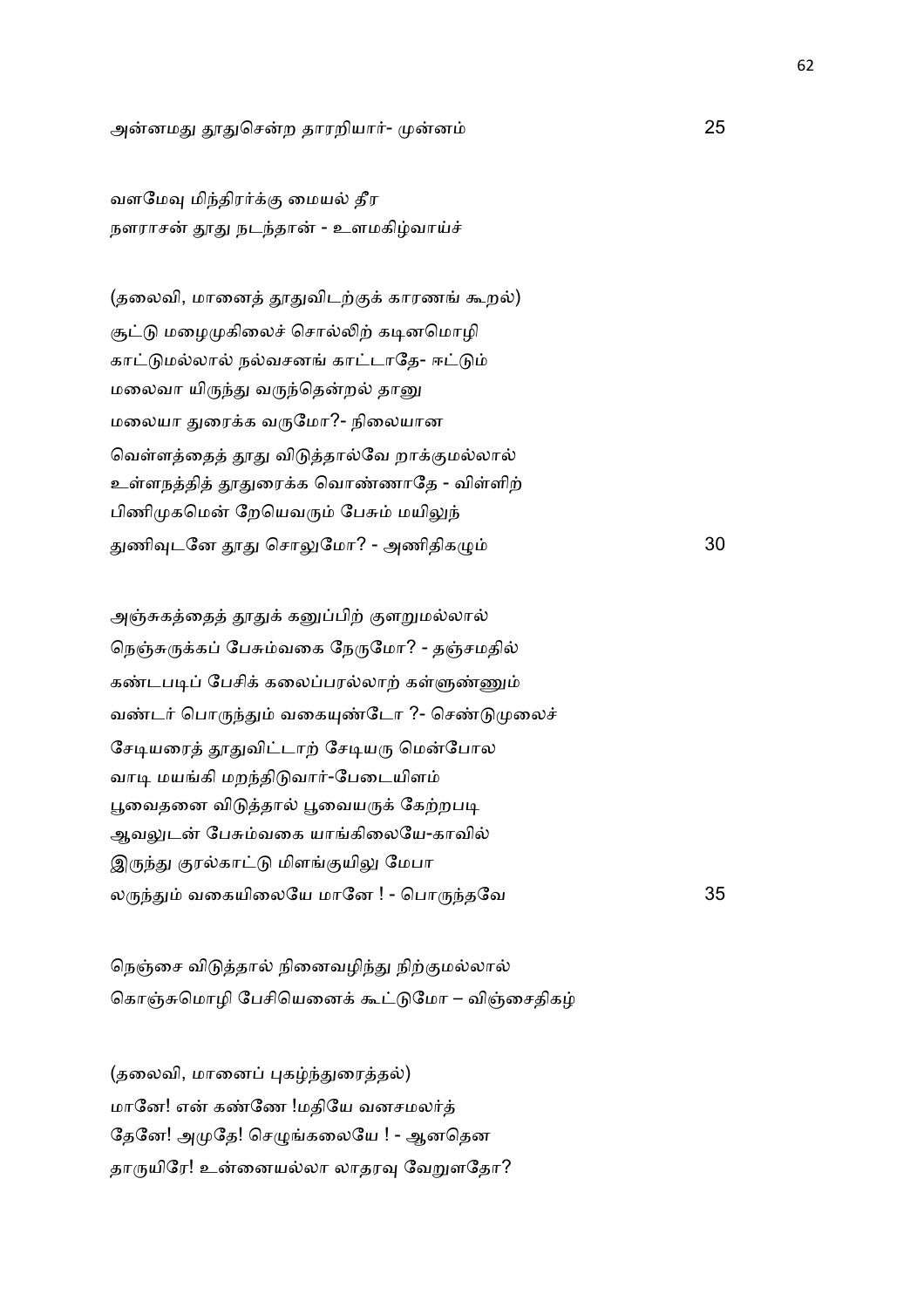அன்னமது தூதுசென்ற தாரறியார்- முன்னம் 25

வளமேவு மிந்திரர்க்கு மையல் தீர
நளராசன் தூது நடந்தான் - உளமகிழ்வாய்ச்

(தலைவி, மானைத் தூதுவிடற்குக் காரணங் கூறல்)
சூட்டு மழைமுகிலைச் சொல்லிற் கடினமொழி
காட்டுமல்லால் நல்வசனங் காட்டாதே- ஈட்டும்
மலைவா யிருந்து வருந்தென்றல் தானு
மலையா துரைக்க வருமோ?- நிலையான
வெள்ளத்தைத் தூது விடுத்தால்வே றாக்குமல்லால்
உள்ளநத்தித் தூதுரைக்க வொண்ணாதே - விள்ளிற்
பிணிமுகமென் றேயெவரும் பேசும் மயிலுந்
துணிவுடனே தூது சொலுமோ? - அணிதிகழும் 30

அஞ்சுகத்தைத் தூதுக் கனுப்பிற் குளறுமல்லால்
நெஞ்சுருக்கப் பேசும்வகை நேருமோ? - தஞ்சமதில்
கண்டபடிப் பேசிக் கலைப்பரல்லாற் கள்ளுண்ணும்
வண்டர் பொருந்தும் வகையுண்டோ ?- செண்டுமுலைச்
சேடியரைத் தூதுவிட்டாற் சேடியரு மென்போல
வாடி மயங்கி மறந்திடுவார்-பேடையிளம்
பூவைதனை விடுத்தால் பூவையருக் கேற்றபடி
ஆவலுடன் பேசும்வகை யாங்கிலையே-காவில்
இருந்து குரல்காட்டு மிளங்குயிலு மேபா
லருந்தும் வகையிலையே மானே ! - பொருந்தவே 35

நெஞ்சை விடுத்தால் நினைவழிந்து நிற்குமல்லால்
கொஞ்சுமொழி பேசியெனைக் கூட்டுமோ – விஞ்சைதிகழ்

(தலைவி, மானைப் புகழ்ந்துரைத்தல்)
மானே! என் கண்ணே !மதியே வனசமலர்த்
தேனே! அமுதே! செழுங்கலையே ! - ஆனதென
தாருயிரே! உன்னையல்லா லாதரவு வேறுளதோ?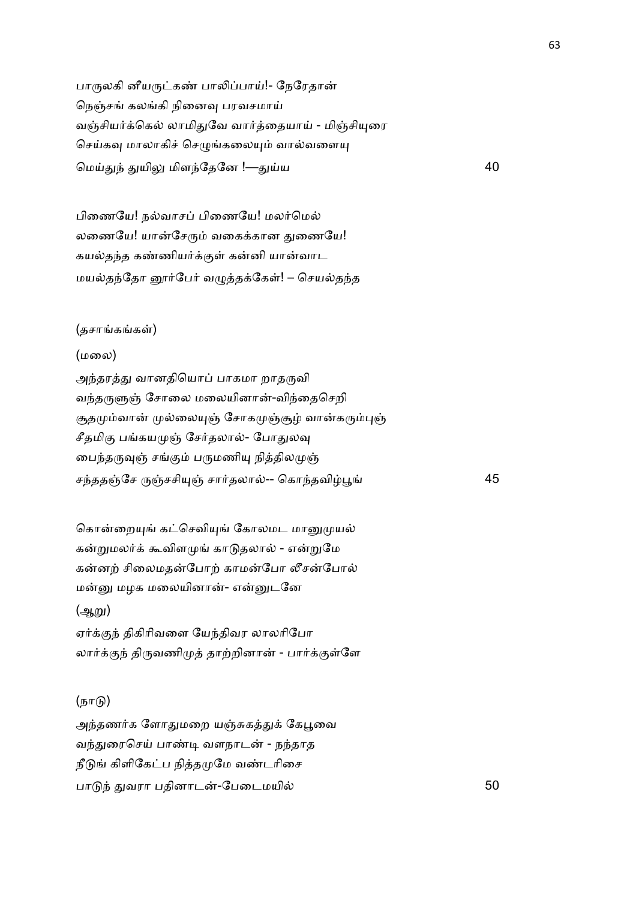பாருலகி னீயருட்கண் பாலிப்பாய்!- நேரேதான்
நெஞ்சங் கலங்கி நினைவு பரவசமாய்
வஞ்சியர்க்கெல் லாமிதுவே வார்த்தையாய் - மிஞ்சியுரை
செய்கவு மாலாகிச் செழுங்கலையும் வால்வளையு
மெய்துந் துயிலு மிளந்தேனே !—துய்ய 40

பிணையே! நல்வாசப் பிணையே! மலர்மெல்
லணையே! யான்சேரும் வகைக்கான துணையே!
கயல்தந்த கண்ணியர்க்குள் கன்னி யான்வாட
மயல்தந்தோ னூர்பேர் வழுத்தக்கேள்! – செயல்தந்த

(தசாங்கங்கள்)

(மலை)

அந்தரத்து வானதியொப் பாகமா றாதருவி
வந்தருளுஞ் சோலை மலையினான்-விந்தைசெறி
சூதமும்வான் முல்லையுஞ் சோகமுஞ்சூழ் வான்கரும்புஞ்
சீதமிகு பங்கயமுஞ் சேர்தலால்- போதுலவு
பைந்தருவுஞ் சங்கும் பருமணியு நித்திலமுஞ்
சந்ததஞ்சே ருஞ்சசியுஞ் சார்தலால்-- கொந்தவிழ்பூங் 45

கொன்றையுங் கட்செவியுங் கோலமட மானுமுயல்
கன்றுமலர்க் கூவிளமுங் காடுதலால் - என்றுமே
கன்னற் சிலைமதன்போற் காமன்போ லீசன்போல்
மன்னு மழக மலையினான்- என்னுடனே

(ஆறு)

ஏர்க்குந் திகிரிவளை யேந்திவர லாலரிபோ
லார்க்குந் திருவணிமுத் தாற்றினான் - பார்க்குள்ளே

(நாடு)

அந்தணர்க ளோதுமறை யஞ்சுகத்துக் கேபூவை
வந்துரைசெய் பாண்டி வளநாடன் - நந்தாத
நீடுங் கிளிகேட்ப நித்தமுமே வண்டரிசை
பாடுந் துவரா பதினாடன்-பேடைமயில் 50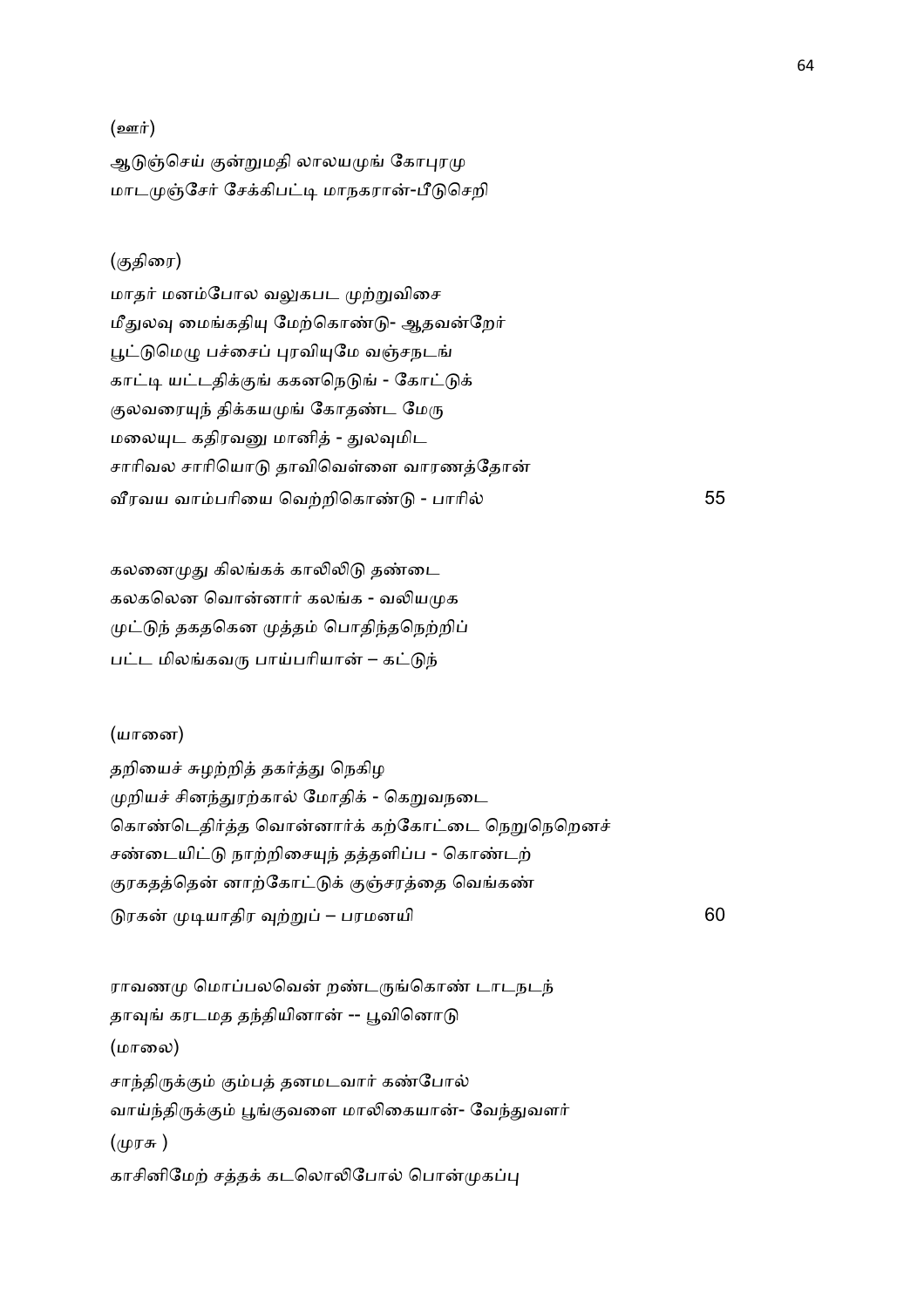(ஊர்)

ஆடுஞ்செய் குன்றுமதி லாலயமுங் கோபுரமு
மாடமுஞ்சேர் சேக்கிபட்டி மாநகரான்-பீடுசெறி

(குதிரை)

மாதர் மனம்போல வலுகபட முற்றுவிசை
மீதுலவு மைங்கதியு மேற்கொண்டு- ஆதவன்றேர்
பூட்டுமெழு பச்சைப் புரவியுமே வஞ்சநடங்
காட்டி யட்டதிக்குங் ககனநெடுங் - கோட்டுக்
குலவரையுந் திக்கயமுங் கோதண்ட மேரு
மலையுட கதிரவனு மானித் - துலவுமிட
சாரிவல சாரியொடு தாவிவெள்ளை வாரணத்தோன்
வீரவய வாம்பரியை வெற்றிகொண்டு - பாரில் 55

கலனைமுது கிலங்கக் காலிலிடு தண்டை
கலகலென வொன்னார் கலங்க - வலியமுக
முட்டுந் தகதகென முத்தம் பொதிந்தநெற்றிப்
பட்ட மிலங்கவரு பாய்பரியான் – கட்டுந்

(யானை)

தறியைச் சுழற்றித் தகர்த்து நெகிழ
முறியச் சினந்துரற்கால் மோதிக் - கெறுவநடை
கொண்டெதிர்த்த வொன்னார்க் கற்கோட்டை நெறுநெறெனச்
சண்டையிட்டு நாற்றிசையுந் தத்தளிப்ப - கொண்டற்
குரகதத்தென் னாற்கோட்டுக் குஞ்சரத்தை வெங்கண்
டுரகன் முடியாதிர வுற்றுப் – பரமனயி 60

ராவணமு மொப்பலவென் றண்டருங்கொண் டாடநடந்
தாவுங் கரடமத தந்தியினான் -- பூவினொடு

(மாலை)

சாந்திருக்கும் கும்பத் தனமடவார் கண்போல்
வாய்ந்திருக்கும் பூங்குவளை மாலிகையான்- வேந்துவளர்

(முரசு )

காசினிமேற் சத்தக் கடலொலிபோல் பொன்முகப்பு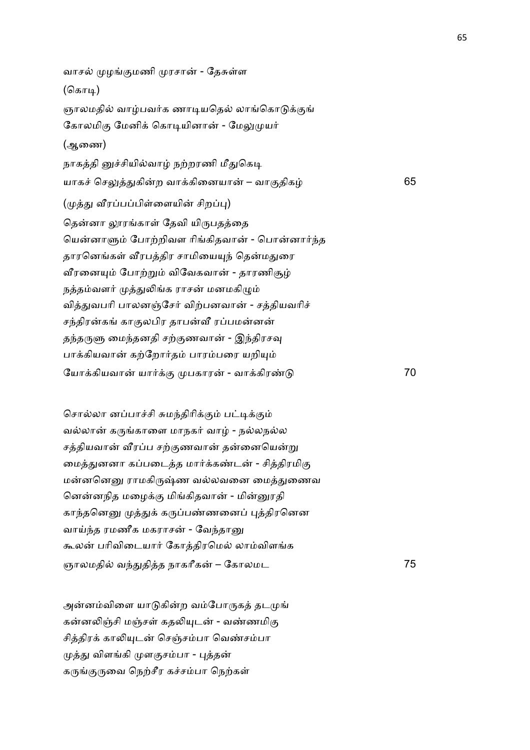வாசல் முழங்குமணி முரசான் - தேசுள்ள

(கொடி)

ஞாலமதில் வாழ்பவர்க ணாடியதெல் லாங்கொடுக்குங்
கோலமிகு மேனிக் கொடியினான் - மேலுமுயர்

(ஆணை)

நாகத்தி னுச்சியில்வாழ் நற்றரணி மீதுகெடி
யாகச் செலுத்துகின்ற வாக்கினையான் – வாகுதிகழ் 65

(முத்து வீரப்பப்பிள்ளையின் சிறப்பு)

தென்னா லூரங்காள் தேவி யிருபதத்தை
யென்னாளும் போற்றிவள ரிங்கிதவான் - பொன்னார்ந்த
தாரனெங்கள் வீரபத்திர சாமியையுந் தென்மதுரை
வீரனையும் போற்றும் விவேகவான் - தாரணிசூழ்
நத்தம்வளர் முத்துலிங்க ராசன் மனமகிழும்
வித்துவபரி பாலனஞ்சேர் விற்பனவான் - சத்தியவரிச்
சந்திரன்கங் காகுலபிர தாபன்வீ ரப்பமன்னன்
தந்தருளு மைந்தனதி சற்குணவான் - இந்திரசவு
பாக்கியவான் கற்றோர்தம் பாரம்பரை யறியும்
யோக்கியவான் யார்க்கு முபகாரன் - வாக்கிரண்டு 70

சொல்லா னப்பாச்சி சுமந்திரிக்கும் பட்டிக்கும்
வல்லான் கருங்காளை மாநகர் வாழ் - நல்லநல்ல
சத்தியவான் வீரப்ப சற்குணவான் தன்னையென்று
மைத்துனனா கப்படைத்த மார்க்கண்டன் - சித்திரமிகு
மன்னனெனு ராமகிருஷ்ண வல்லவனை மைத்துணைவ
னென்னநித மழைக்கு மிங்கிதவான் - மின்னுரதி
காந்தனெனு முத்துக் கருப்பண்ணனைப் புத்திரனென
வாய்ந்த ரமணீக மகராசன் - வேந்தானு
கூலன் பரிவிடையார் கோத்திரமெல் லாம்விளங்க
ஞாலமதில் வந்துதித்த நாகரீகன் – கோலமட 75

அன்னம்விளை யாடுகின்ற வம்போருகத் தடமுங்
கன்னலிஞ்சி மஞ்சள் கதலியுடன் - வண்ணமிகு
சித்திரக் காலியுடன் செஞ்சம்பா வெண்சம்பா
முத்து விளங்கி முளகுசம்பா - புத்தன்
கருங்குருவை நெற்சீர கச்சம்பா நெற்கள்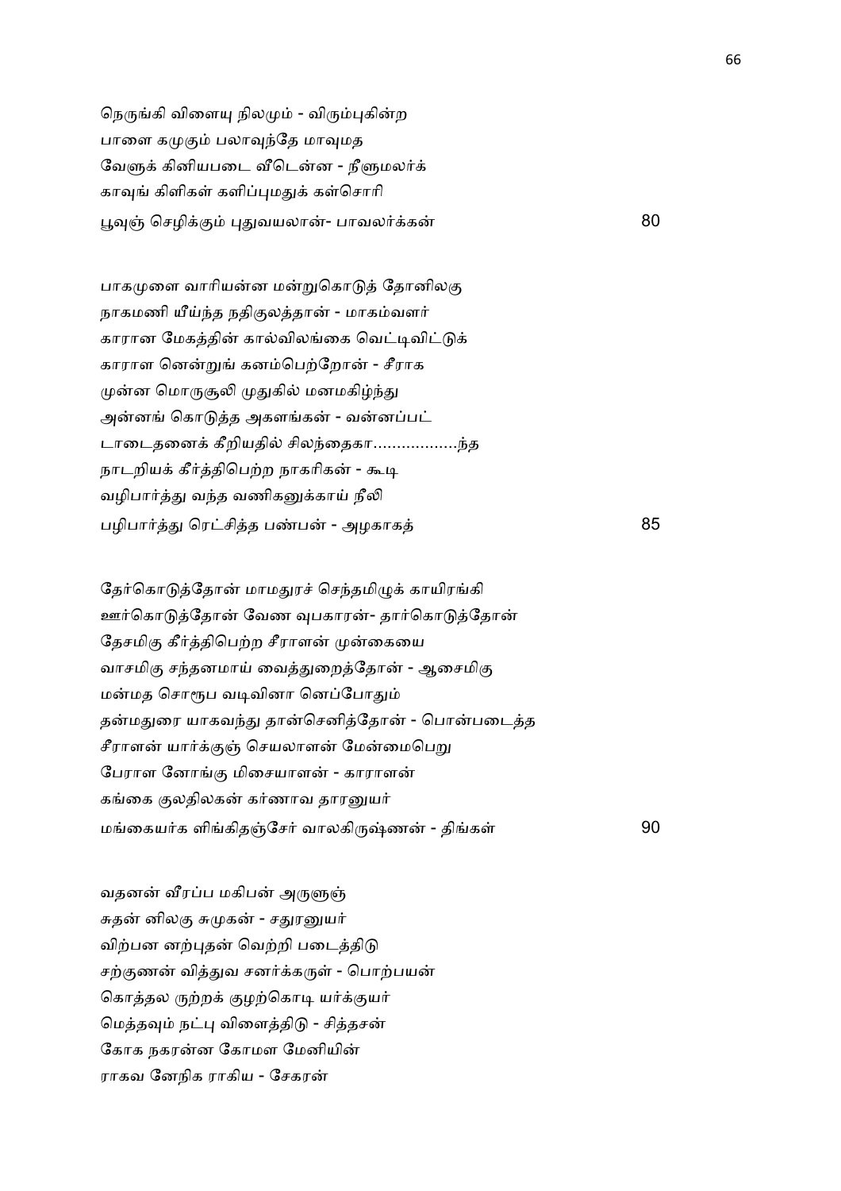நெருங்கி விளையு நிலமும் - விரும்புகின்ற
பாளை கமுகும் பலாவுந்தே மாவுமத
வேளுக் கினியபடை வீடென்ன - நீளுமலர்க்
காவுங் கிளிகள் களிப்புமதுக் கள்சொரி
பூவுஞ் செழிக்கும் புதுவயலான்- பாவலர்க்கன் 80

பாகமுளை வாரியன்ன மன்றுகொடுத் தோனிலகு
நாகமணி யீய்ந்த நதிகுலத்தான் - மாகம்வளர்
காரான மேகத்தின் கால்விலங்கை வெட்டிவிட்டுக்
காராள னென்றுங் கனம்பெற்றோன் - சீராக
முன்ன மொருசூலி முதுகில் மனமகிழ்ந்து
அன்னங் கொடுத்த அகளங்கன் - வன்னப்பட்
டாடைதனைக் கீறியதில் சிலந்தைகா..................ந்த
நாடறியக் கீர்த்திபெற்ற நாகரிகன் - கூடி
வழிபார்த்து வந்த வணிகனுக்காய் நீலி
பழிபார்த்து ரெட்சித்த பண்பன் - அழகாகத் 85

தேர்கொடுத்தோன் மாமதுரச் செந்தமிழுக் காயிரங்கி
ஊர்கொடுத்தோன் வேண வுபகாரன்- தார்கொடுத்தோன்
தேசமிகு கீர்த்திபெற்ற சீராளன் முன்கையை
வாசமிகு சந்தனமாய் வைத்துறைத்தோன் - ஆசைமிகு
மன்மத சொரூப வடிவினா னெப்போதும்
தன்மதுரை யாகவந்து தான்செனித்தோன் - பொன்படைத்த
சீராளன் யார்க்குஞ் செயலாளன் மேன்மைபெறு
பேராள னோங்கு மிசையாளன் - காராளன்
கங்கை குலதிலகன் கர்ணாவ தாரனுயர்
மங்கையர்க ளிங்கிதஞ்சேர் வாலகிருஷ்ணன் - திங்கள் 90

வதனன் வீரப்ப மகிபன் அருளுஞ்
சுதன் னிலகு சுமுகன் - சதுரனுயர்
விற்பன னற்புதன் வெற்றி படைத்திடு
சற்குணன் வித்துவ சனர்க்கருள் - பொற்பயன்
கொத்தல ருற்றக் குழற்கொடி யர்க்குயர்
மெத்தவும் நட்பு விளைத்திடு - சித்தசன்
கோக நகரன்ன கோமள மேனியின்
ராகவ னேநிக ராகிய - சேகரன்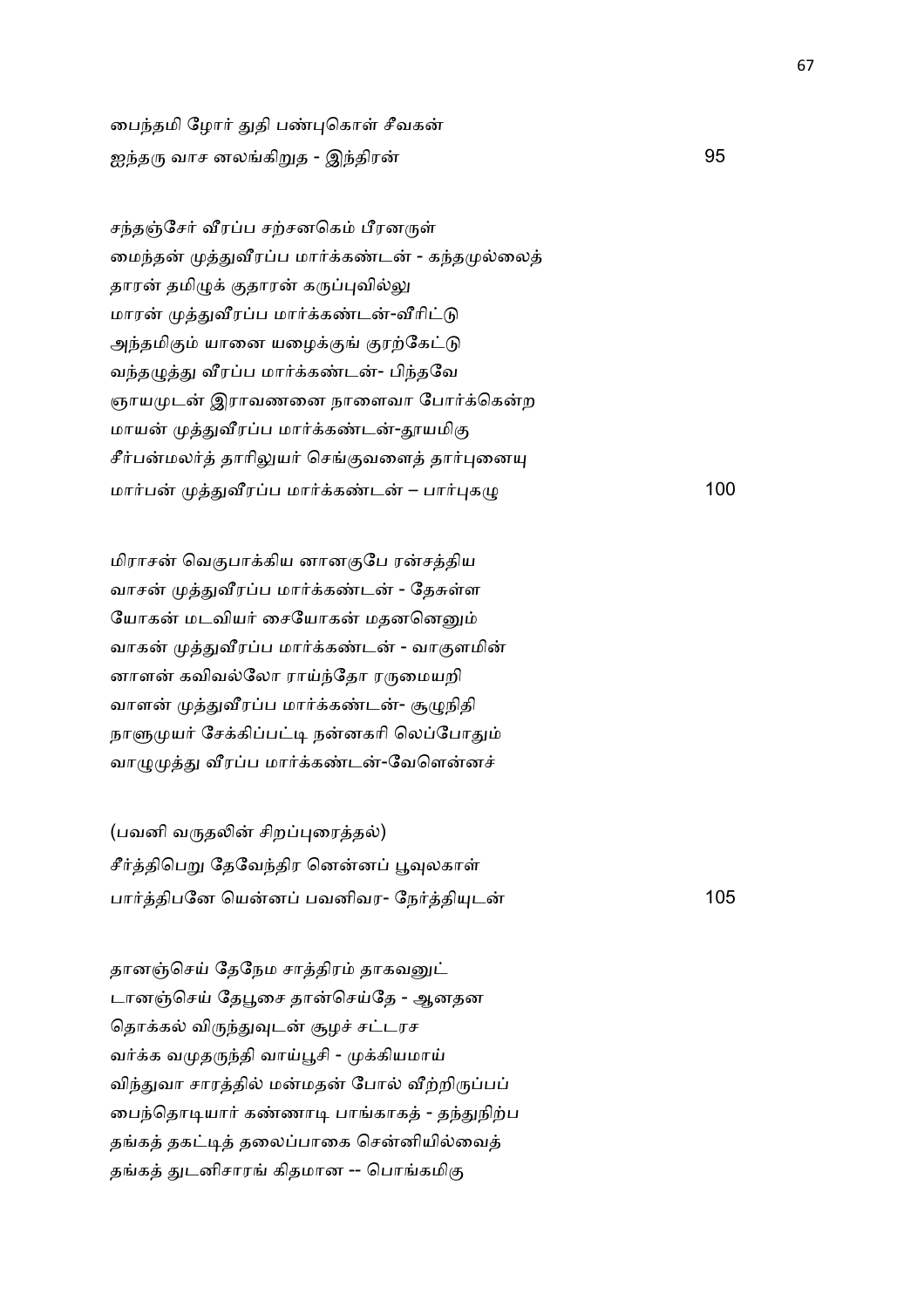பைந்தமி ழோர் துதி பண்புகொள் சீவகன்
ஐந்தரு வாச னலங்கிறுத - இந்திரன் 95

சந்தஞ்சேர் வீரப்ப சற்சனகெம் பீரனருள்
மைந்தன் முத்துவீரப்ப மார்க்கண்டன் - கந்தமுல்லைத்
தாரன் தமிழுக் குதாரன் கருப்புவில்லு
மாரன் முத்துவீரப்ப மார்க்கண்டன்-வீரிட்டு
அந்தமிகும் யானை யழைக்குங் குரற்கேட்டு
வந்தழுத்து வீரப்ப மார்க்கண்டன்- பிந்தவே
ஞாயமுடன் இராவணனை நாளைவா போர்க்கென்ற
மாயன் முத்துவீரப்ப மார்க்கண்டன்-தூயமிகு
சீர்பன்மலர்த் தாரிலுயர் செங்குவளைத் தார்புனையு
மார்பன் முத்துவீரப்ப மார்க்கண்டன் – பார்புகழு 100

மிராசன் வெகுபாக்கிய னானகுபே ரன்சத்திய
வாசன் முத்துவீரப்ப மார்க்கண்டன் - தேசுள்ள
யோகன் மடவியர் சையோகன் மதனனெனும்
வாகன் முத்துவீரப்ப மார்க்கண்டன் - வாகுளமின்
னாளன் கவிவல்லோ ராய்ந்தோ ரருமையறி
வாளன் முத்துவீரப்ப மார்க்கண்டன்- சூழுநிதி
நாளுமுயர் சேக்கிப்பட்டி நன்னகரி லெப்போதும்
வாழுமுத்து வீரப்ப மார்க்கண்டன்-வேளென்னச்

(பவனி வருதலின் சிறப்புரைத்தல்)
சீர்த்திபெறு தேவேந்திர னென்னப் பூவுலகாள்
பார்த்திபனே யென்னப் பவனிவர- நேர்த்தியுடன் 105

தானஞ்செய் தேநேம சாத்திரம் தாகவனுட்
டானஞ்செய் தேபூசை தான்செய்தே - ஆனதன
தொக்கல் விருந்துவுடன் சூழச் சட்டரச
வர்க்க வமுதருந்தி வாய்பூசி - முக்கியமாய்
விந்துவா சாரத்தில் மன்மதன் போல் வீற்றிருப்பப்
பைந்தொடியார் கண்ணாடி பாங்காகத் - தந்துநிற்ப
தங்கத் தகட்டித் தலைப்பாகை சென்னியில்வைத்
தங்கத் துடனிசாரங் கிதமான -- பொங்கமிகு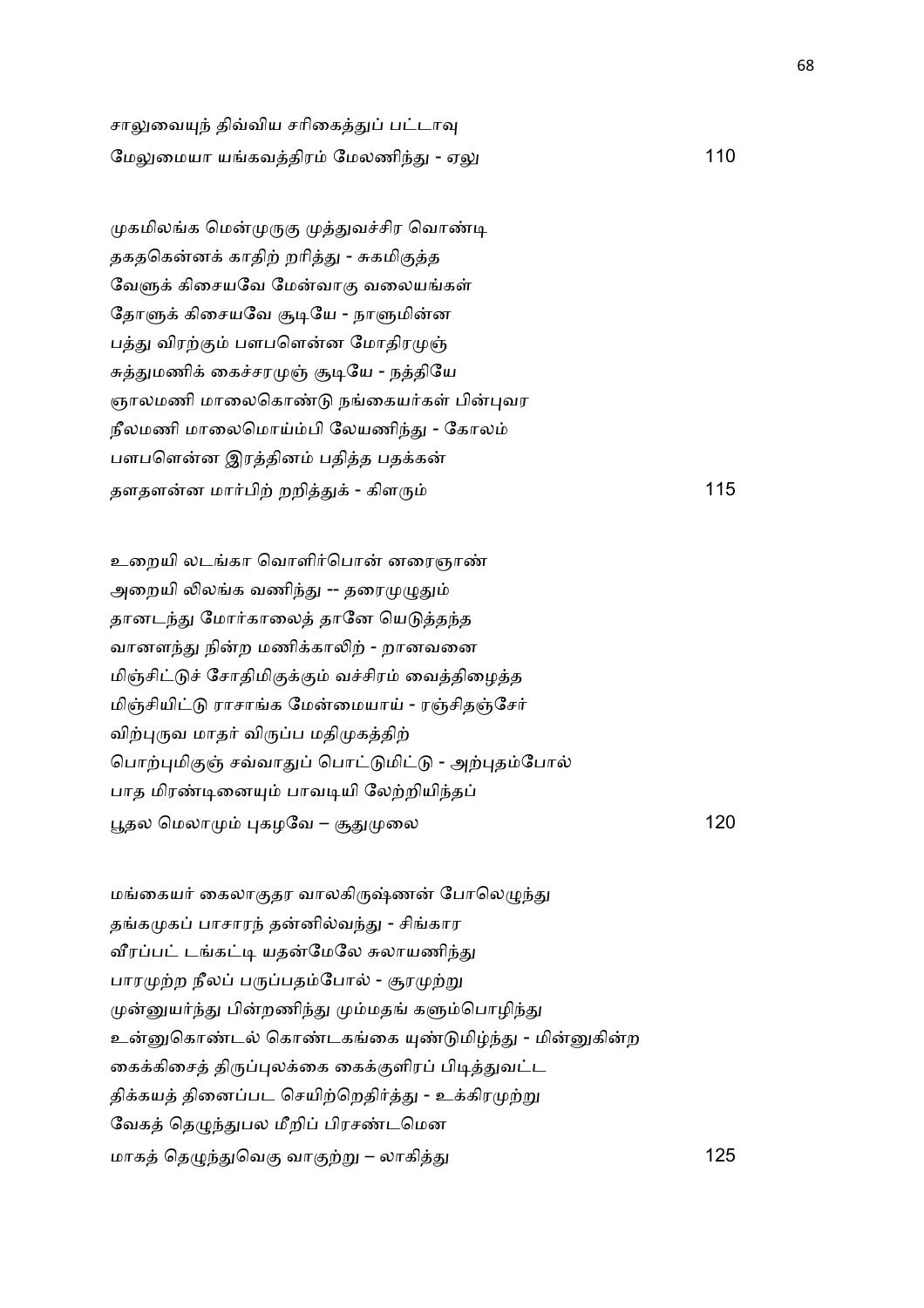சாலுவையுந் திவ்விய சரிகைத்துப் பட்டாவு
மேலுமையா யங்கவத்திரம் மேலணிந்து - ஏலு 110

முகமிலங்க மென்முருகு முத்துவச்சிர வொண்டி
தகதகென்னக் காதிற் றரித்து - சுகமிகுத்த
வேளுக் கிசையவே மேன்வாகு வலையங்கள்
தோளுக் கிசையவே சூடியே - நாளுமின்ன
பத்து விரற்கும் பளபளென்ன மோதிரமுஞ்
சுத்துமணிக் கைச்சரமுஞ் சூடியே - நத்தியே
ஞாலமணி மாலைகொண்டு நங்கையர்கள் பின்புவர
நீலமணி மாலைமொய்ம்பி லேயணிந்து - கோலம்
பளபளென்ன இரத்தினம் பதித்த பதக்கன்
தளதளன்ன மார்பிற் றறித்துக் - கிளரும் 115

உறையி லடங்கா வொளிர்பொன் னரைஞாண்
அறையி லிலங்க வணிந்து -- தரைமுழுதும்
தானடந்து மோர்காலைத் தானே யெடுத்தந்த
வானளந்து நின்ற மணிக்காலிற் - றானவனை
மிஞ்சிட்டுச் சோதிமிகுக்கும் வச்சிரம் வைத்திழைத்த
மிஞ்சியிட்டு ராசாங்க மேன்மையாய் - ரஞ்சிதஞ்சேர்
விற்புருவ மாதர் விருப்ப மதிமுகத்திற்
பொற்புமிகுஞ் சவ்வாதுப் பொட்டுமிட்டு - அற்புதம்போல்
பாத மிரண்டினையும் பாவடியி லேற்றியிந்தப்
பூதல மெலாமும் புகழவே – சூதுமுலை 120

மங்கையர் கைலாகுதர வாலகிருஷ்ணன் போலெழுந்து
தங்கமுகப் பாசாரந் தன்னில்வந்து - சிங்கார
வீரப்பட் டங்கட்டி யதன்மேலே சுலாயணிந்து
பாரமுற்ற நீலப் பருப்பதம்போல் - சூரமுற்று
முன்னுயர்ந்து பின்றணிந்து மும்மதங் களும்பொழிந்து
உன்னுகொண்டல் கொண்டகங்கை யுண்டுமிழ்ந்து - மின்னுகின்ற
கைக்கிசைத் திருப்புலக்கை கைக்குளிரப் பிடித்துவட்ட
திக்கயத் தினைப்பட செயிற்றெதிர்த்து - உக்கிரமுற்று
வேகத் தெழுந்துபல மீறிப் பிரசண்டமென
மாகத் தெழுந்துவெகு வாகுற்று – லாகித்து 125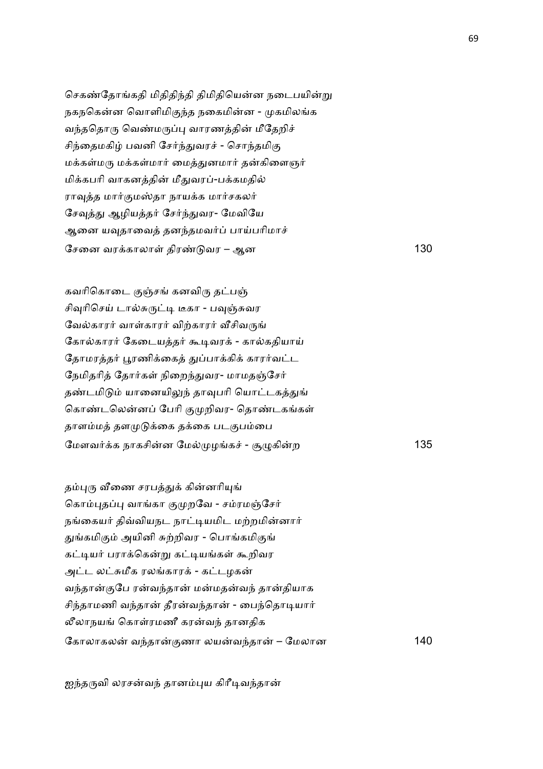செகண்தோங்கதி மிதிதிந்தி திமிதியென்ன நடைபயின்று
நகநகென்ன வொளிமிகுந்த நகைமின்ன - முகமிலங்க
வந்ததொரு வெண்மருப்பு வாரணத்தின் மீதேறிச்
சிந்தைமகிழ் பவனி சேர்ந்துவரச் - சொந்தமிகு
மக்கள்மரு மக்கள்மார் மைத்துனமார் தன்கிளைஞர்
மிக்கபரி வாகனத்தின் மீதுவரப்-பக்கமதில்
ராவுத்த மார்குமஸ்தா நாயக்க மார்சகலர்
சேவுத்து ஆழியத்தர் சேர்ந்துவர- மேவியே
ஆனை யவுதாவைத் தனந்தமவர்ப் பாய்பரிமாச்
சேனை வரக்காலாள் திரண்டுவர – ஆன 130

கவரிகொடை குஞ்சங் கனவிரு தட்பஞ்
சிவுரிசெய் டால்சுருட்டி டீகா - பவுஞ்சுவர
வேல்காரர் வாள்காரர் விற்காரர் வீசிவருங்
கோல்காரர் கேடையத்தர் கூடிவரக் - கால்கதியாய்
தோமரத்தர் பூரணிக்கைத் துப்பாக்கிக் காரர்வட்ட
நேமிதரித் தோர்கள் நிறைந்துவர- மாமதஞ்சேர்
தண்டமிடும் யானையிலுந் தாவுபரி யொட்டகத்துங்
கொண்டலென்னப் பேரி குமுறிவர- தொண்டகங்கள்
தாளம்மத் தளமுடுக்கை தக்கை படகுபம்பை
மேளவர்க்க நாகசின்ன மேல்முழங்கச் - சூழுகின்ற 135

தம்புரு வீணை சரபத்துக் கின்னரியுங்
கொம்புதப்பு வாங்கா குமுறவே - சம்ரமஞ்சேர்
நங்கையர் திவ்வியநட நாட்டியமிட மற்றமின்னார்
துங்கமிகும் அயினி சுற்றிவர - பொங்கமிகுங்
கட்டியர் பராக்கென்று கட்டியங்கள் கூறிவர
அட்ட லட்சுமீக ரலங்காரக் - கட்டழகன்
வந்தான்குபே ரன்வந்தான் மன்மதன்வந் தான்தியாக
சிந்தாமணி வந்தான் தீரன்வந்தான் - பைந்தொடியார்
லீலாநயங் கொள்ரமணீ கரன்வந் தானதிக
கோலாகலன் வந்தான்குணா லயன்வந்தான் – மேலான 140

ஐந்தருவி லரசன்வந் தானம்புய கிரீடிவந்தான்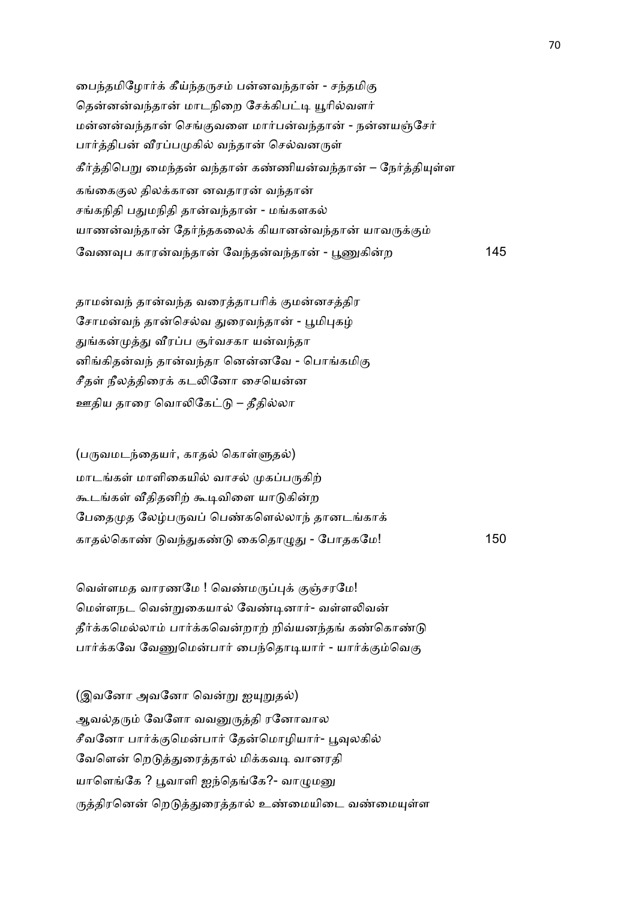பைந்தமிழோர்க் கீய்ந்தருசம் பன்னவந்தான் - சந்தமிகு
தென்னன்வந்தான் மாடநிறை சேக்கிபட்டி யூரில்வளர்
மன்னன்வந்தான் செங்குவளை மார்பன்வந்தான் - நன்னயஞ்சேர்
பார்த்திபன் வீரப்பமுகில் வந்தான் செல்வனருள்
கீர்த்திபெறு மைந்தன் வந்தான் கண்ணியன்வந்தான் – நேர்த்தியுள்ள
கங்கைகுல திலக்கான னவதாரன் வந்தான்
சங்கநிதி பதுமநிதி தான்வந்தான் - மங்களகல்
யாணன்வந்தான் தேர்ந்தகலைக் கியானன்வந்தான் யாவருக்கும்
வேணவுப காரன்வந்தான் வேந்தன்வந்தான் - பூணுகின்ற 145

தாமன்வந் தான்வந்த வரைத்தாபரிக் குமன்னசத்திர
சோமன்வந் தான்செல்வ துரைவந்தான் - பூமிபுகழ்
துங்கன்முத்து வீரப்ப சூர்வசகா யன்வந்தா
னிங்கிதன்வந் தான்வந்தா னென்னவே - பொங்கமிகு
சீதள் நீலத்திரைக் கடலினோ சையென்ன
ஊதிய தாரை வொலிகேட்டு – தீதில்லா

(பருவமடந்தையர், காதல் கொள்ளுதல்)

மாடங்கள் மாளிகையில் வாசல் முகப்பருகிற்
கூடங்கள் வீதிதனிற் கூடிவிளை யாடுகின்ற
பேதைமுத லேழ்பருவப் பெண்களெல்லாந் தானடங்காக்
காதல்கொண் டுவந்துகண்டு கைதொழுது - போதகமே! 150

வெள்ளமத வாரணமே ! வெண்மருப்புக் குஞ்சரமே!
மெள்ளநட வென்றுகையால் வேண்டினார்- வள்ளலிவன்
தீர்க்கமெல்லாம் பார்க்கவென்றாற் றிவ்யனந்தங் கண்கொண்டு
பார்க்கவே வேணுமென்பார் பைந்தொடியார் - யார்க்கும்வெகு

(இவனோ அவனோ வென்று ஐயுறுதல்)

ஆவல்தரும் வேளோ வவனுருத்தி ரனோவால
சீவனோ பார்க்குமென்பார் தேன்மொழியார்- பூவுலகில்
வேளென் றெடுத்துரைத்தால் மிக்கவடி வானரதி
யாளெங்கே ? பூவாளி ஐந்தெங்கே?- வாழுமனு
ருத்திரனென் றெடுத்துரைத்தால் உண்மையிடை வண்மையுள்ள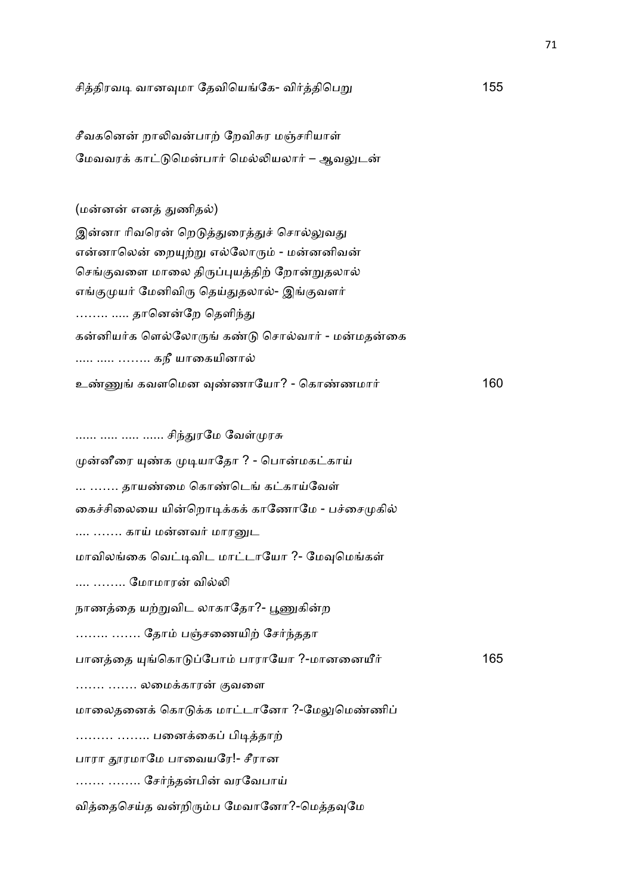சித்திரவடி வானவுமா தேவியெங்கே- விர்த்திபெறு 155

சீவகனென் றாலிவன்பாற் றேவிசுர மஞ்சரியாள்
மேவவரக் காட்டுமென்பார் மெல்லியலார் – ஆவலுடன்

(மன்னன் எனத் துணிதல்)

இன்னா ரிவரென் றெடுத்துரைத்துச் சொல்லுவது
என்னாலென் றையுற்று எல்லோரும் - மன்னனிவன்
செங்குவளை மாலை திருப்புயத்திற் றோன்றுதலால்
எங்குமுயர் மேனிவிரு தெய்துதலால்- இங்குவளர்
…….. ….. தானென்றே தெளிந்து
கன்னியர்க ளெல்லோருங் கண்டு சொல்வார் - மன்மதன்கை
….. ….. …….. கநீ யாகையினால்
உண்ணுங் கவளமென வுண்ணாயோ? - கொண்ணமார் 160

…… ….. ….. …… சிந்துரமே வேள்முரசு
முன்னீரை யுண்க முடியாதோ ? - பொன்மகட்காய்
… ……. தாயண்மை கொண்டெங் கட்காய்வேள்
கைச்சிலையை யின்றொடிக்கக் காணோமே - பச்சைமுகில்
…. ……. காய் மன்னவர் மாரனுட
மாவிலங்கை வெட்டிவிட மாட்டாயோ ?- மேவுமெங்கள்
…. …….. மோமாரன் வில்லி
நாணத்தை யற்றுவிட லாகாதோ?- பூணுகின்ற
…….. ……. தோம் பஞ்சணையிற் சேர்ந்ததா
பானத்தை யுங்கொடுப்போம் பாராயோ ?-மானனையீர் 165
……. ……. லமைக்காரன் குவளை
மாலைதனைக் கொடுக்க மாட்டானோ ?-மேலுமெண்ணிப்
……… …….. பனைக்கைப் பிடித்தாற்
பாரா தூரமாமே பாவையரே!- சீரான
……. …….. சேர்ந்தன்பின் வரவேபாய்
வித்தைசெய்த வன்றிரும்ப மேவானோ?-மெத்தவுமே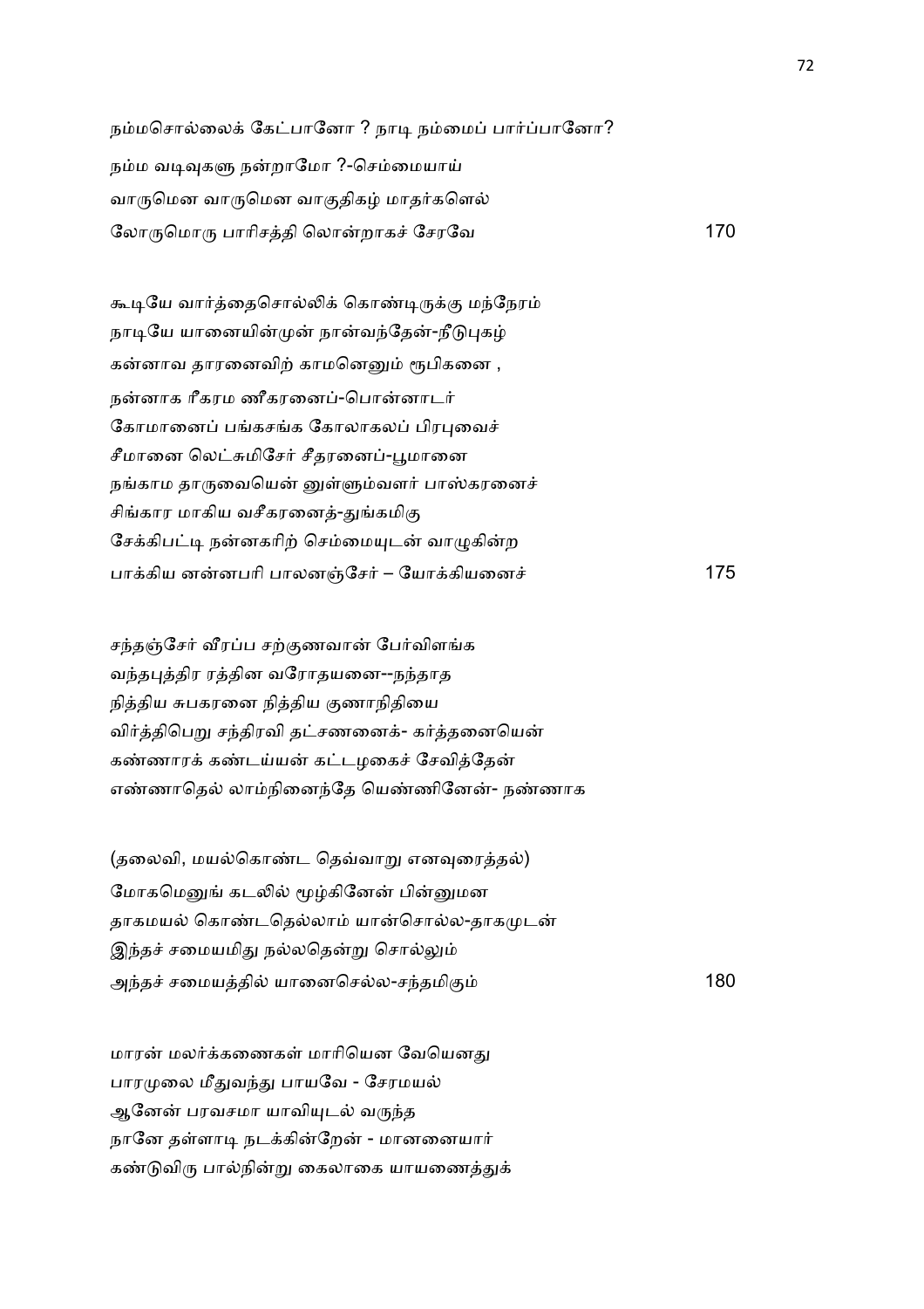நம்மசொல்லைக் கேட்பானோ ? நாடி நம்மைப் பார்ப்பானோ?
நம்ம வடிவுகளு நன்றாமோ ?-செம்மையாய்
வாருமென வாருமென வாகுதிகழ் மாதர்களெல்
லோருமொரு பாரிசத்தி லொன்றாகச் சேரவே 170

கூடியே வார்த்தைசொல்லிக் கொண்டிருக்கு மந்நேரம்
நாடியே யானையின்முன் நான்வந்தேன்-நீடுபுகழ்
கன்னாவ தாரனைவிற் காமனெனும் ரூபிகனை ,
நன்னாக ரீகரம ணீகரனைப்-பொன்னாடர்
கோமானைப் பங்கசங்க கோலாகலப் பிரபுவைச்
சீமானை லெட்சுமிசேர் சீதரனைப்-பூமானை
நங்காம தாருவையென் னுள்ளும்வளர் பாஸ்கரனைச்
சிங்கார மாகிய வசீகரனைத்-துங்கமிகு
சேக்கிபட்டி நன்னகரிற் செம்மையுடன் வாழுகின்ற
பாக்கிய னன்னபரி பாலனஞ்சேர் – யோக்கியனைச் 175

சந்தஞ்சேர் வீரப்ப சற்குணவான் பேர்விளங்க
வந்தபுத்திர ரத்தின வரோதயனை--நந்தாத
நித்திய சுபகரனை நித்திய குணாநிதியை
விர்த்திபெறு சந்திரவி தட்சணனைக்- கர்த்தனையென்
கண்ணாரக் கண்டய்யன் கட்டழகைச் சேவித்தேன்
எண்ணாதெல் லாம்நினைந்தே யெண்ணினேன்- நண்ணாக

(தலைவி, மயல்கொண்ட தெவ்வாறு எனவுரைத்தல்)
மோகமெனுங் கடலில் மூழ்கினேன் பின்னுமன
தாகமயல் கொண்டதெல்லாம் யான்சொல்ல-தாகமுடன்
இந்தச் சமையமிது நல்லதென்று சொல்லும்
அந்தச் சமையத்தில் யானைசெல்ல-சந்தமிகும் 180

மாரன் மலர்க்கணைகள் மாரியென வேயெனது
பாரமுலை மீதுவந்து பாயவே - சேரமயல்
ஆனேன் பரவசமா யாவியுடல் வருந்த
நானே தள்ளாடி நடக்கின்றேன் - மானனையார்
கண்டுவிரு பால்நின்று கைலாகை யாயணைத்துக்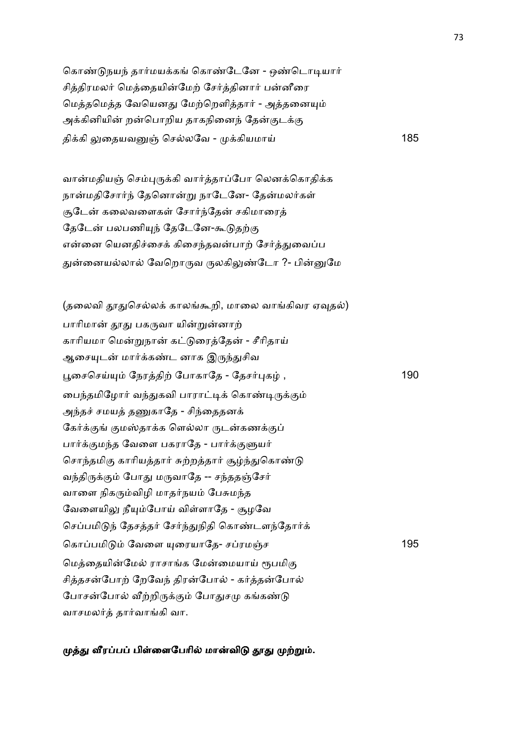கொண்டுநயந் தார்மயக்கங் கொண்டேனே - ஒண்டொடியார்
சித்திரமலர் மெத்தையின்மேற் சேர்த்தினார் பன்னீரை
மெத்தமெத்த வேயெனது மேற்றெளித்தார் - அத்தனையும்
அக்கினியின் றன்பொறிய தாகநினைந் தேன்குடக்கு
திக்கி லுதையவனுஞ் செல்லவே - முக்கியமாய் 185

வான்மதியஞ் செம்புருக்கி வார்த்தாப்போ லெனக்கொதிக்க
நான்மதிசோர்ந் தேனொன்று நாடேனே- தேன்மலர்கள்
சூடேன் கலைவளைகள் சோர்ந்தேன் சகிமாரைத்
தேடேன் பலபணியுந் தேடேனே-கூடுதற்கு
என்னை யெனதிச்சைக் கிசைந்தவன்பாற் சேர்த்துவைப்ப
துன்னையல்லால் வேறொருவ ருலகிலுண்டோ ?- பின்னுமே

(தலைவி தூதுசெல்லக் காலங்கூறி, மாலை வாங்கிவர ஏவுதல்)
பாரிமான் தூது பகருவா யின்றுன்னாற்
காரியமா மென்றுநான் கட்டுரைத்தேன் - சீரிதாய்
ஆசையுடன் மார்க்கண்ட னாக இருந்துசிவ
பூசைசெய்யும் நேரத்திற் போகாதே - தேசர்புகழ் , 190
பைந்தமிழோர் வந்துகவி பாராட்டிக் கொண்டிருக்கும்
அந்தச் சமயத் தணுகாதே - சிந்தைதனக்
கேர்க்குங் குமஸ்தாக்க ளெல்லா ருடன்கணக்குப்
பார்க்குமந்த வேளை பகராதே - பார்க்குளுயர்
சொந்தமிகு காரியத்தார் சுற்றத்தார் சூழ்ந்துகொண்டு
வந்திருக்கும் போது மருவாதே -- சந்ததஞ்சேர்
வாளை நிகரும்விழி மாதர்நயம் பேசுமந்த
வேளையிலு நீயும்போய் விள்ளாதே - சூழவே
செப்பமிடுந் தேசத்தர் சேர்ந்துநிதி கொண்டளந்தோர்க்
கொப்பமிடும் வேளை யுரையாதே- சப்ரமஞ்ச 195
மெத்தையின்மேல் ராசாங்க மேன்மையாய் ரூபமிகு
சித்தசன்போற் றேவேந் திரன்போல் - கர்த்தன்போல்
போசன்போல் வீற்றிருக்கும் போதுசமு கங்கண்டு
வாசமலர்த் தார்வாங்கி வா.

**முத்து வீரப்பப் பிள்ளைபேரில் மான்விடு தூது முற்றும்.**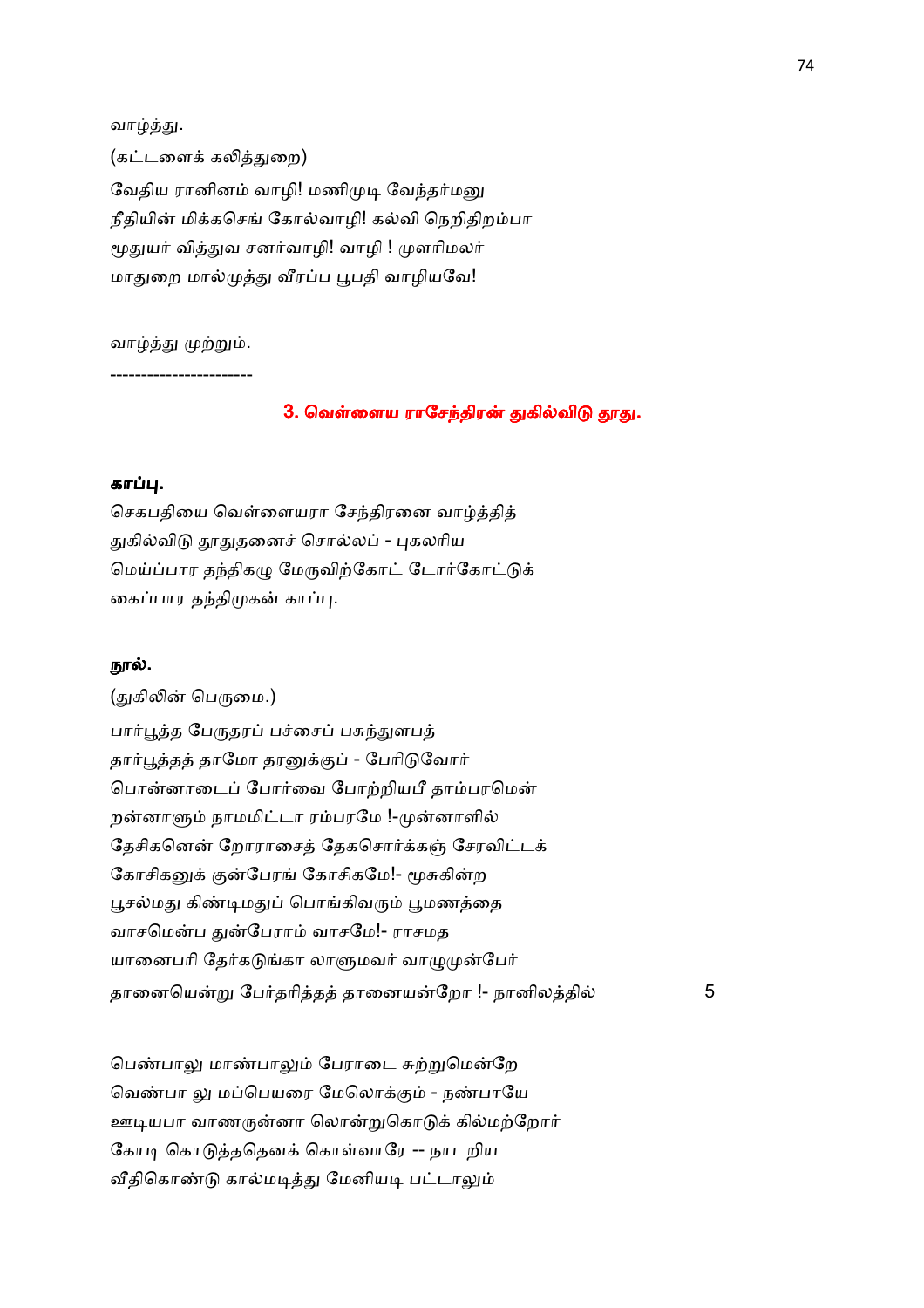வாழ்த்து.

(கட்டளைக் கலித்துறை)

வேதிய ரானினம் வாழி! மணிமுடி வேந்தர்மனு
நீதியின் மிக்கசெங் கோல்வாழி! கல்வி நெறிதிறம்பா
மூதுயர் வித்துவ சனர்வாழி! வாழி ! முளரிமலர்
மாதுறை மால்முத்து வீரப்ப பூபதி வாழியவே!

வாழ்த்து முற்றும்.

----------------------

## 3. வெள்ளைய ராசேந்திரன் துகில்விடு தூது.

**காப்பு.**

செகபதியை வெள்ளையரா சேந்திரனை வாழ்த்தித்
துகில்விடு தூதுதனைச் சொல்லப் - புகலரிய
மெய்ப்பார தந்திகழு மேருவிற்கோட் டோர்கோட்டுக்
கைப்பார தந்திமுகன் காப்பு.

**நூல்.**

(துகிலின் பெருமை.)

பார்பூத்த பேருதரப் பச்சைப் பசுந்துளபத்
தார்பூத்தத் தாமோ தரனுக்குப் - பேரிடுவோர்
பொன்னாடைப் போர்வை போற்றியபீ தாம்பரமென்
றன்னாளும் நாமமிட்டா ரம்பரமே !-முன்னாளில்
தேசிகனென் றோராசைத் தேகசொர்க்கஞ் சேரவிட்டக்
கோசிகனுக் குன்பேரங் கோசிகமே!- மூசுகின்ற
பூசல்மது கிண்டிமதுப் பொங்கிவரும் பூமணத்தை
வாசமென்ப துன்பேராம் வாசமே!- ராசமத
யானைபரி தேர்கடுங்கா லாளுமவர் வாழுமுன்பேர்
தானையென்று பேர்தரித்தத் தானையன்றோ !- நானிலத்தில் 5

பெண்பாலு மாண்பாலும் பேராடை சுற்றுமென்றே
வெண்பா லு மப்பெயரை மேலொக்கும் - நண்பாயே
ஊடியபா வாணருன்னா லொன்றுகொடுக் கில்மற்றோர்
கோடி கொடுத்ததெனக் கொள்வாரே -- நாடறிய
வீதிகொண்டு கால்மடித்து மேனியடி பட்டாலும்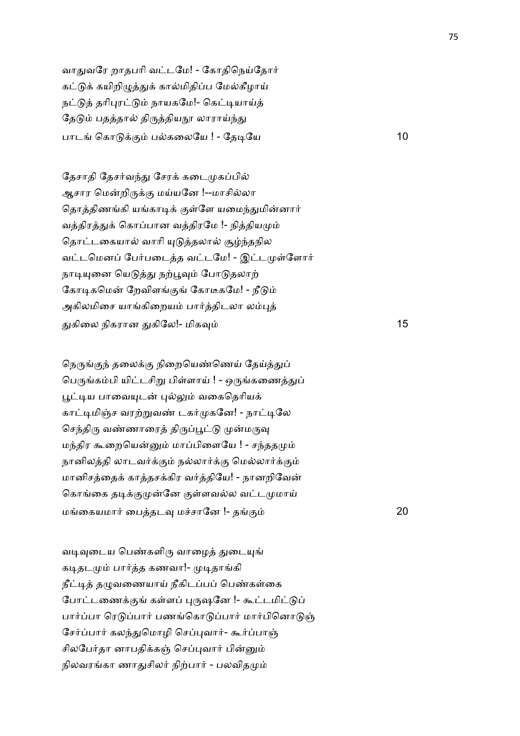வாதுவரே றாதபரி வட்டமே! - கோதிநெய்தோர்
கட்டுக் கயிறிழுத்துக் கால்மிதிப்ப மேல்கீழாய்
நட்டுத் தரிபுரட்டும் நாயகமே!- கெட்டியாய்த்
தேடும் பதத்தால் திருத்தியநூ லாராய்ந்து
பாடங் கொடுக்கும் பல்கலையே ! - தேடியே 10

தேசாதி தேசர்வந்து சேரக் கடைமுகப்பில்
ஆசார மென்றிருக்கு மய்யனே !--மாசில்லா
தொத்திணங்கி யங்காடிக் குள்ளே யமைந்துமின்னார்
வத்திரத்துக் கொப்பான வத்திரமே !- நித்தியமும்
தொட்டகையால் வாரி யுடுத்தலால் சூழ்ந்தநில
வட்டமெனப் பேர்படைத்த வட்டமே! - இட்டமுள்ளோர்
நாடியுனை யெடுத்து நற்பூவும் போடுதலாற்
கோடிகமென் றேவிளங்குங் கோடீகமே! - நீடும்
அகிலமிசை யாங்கிறையம் பார்த்திடலா லம்புத்
துகிலை நிகரான துகிலே!- மிகவும் 15

நெருங்குந் தலைக்கு நிறையெண்ணெய் தேய்த்துப்
பெருங்கம்பி யிட்டசிறு பிள்ளாய் ! - ஒருங்கணைத்துப்
பூட்டிய பாவையுடன் புல்லும் வகைதெரியக்
காட்டிமிஞ்ச வரற்றுவண் டகர்முகனே! - நாட்டிலே
செந்திரு வண்ணாரைத் திருப்பூட்டு முன்மருவு
மந்திர கூறையென்னும் மாப்பிளையே ! - சந்ததமும்
நானிலத்தி லாடவர்க்கும் நல்லார்க்கு மெல்லார்க்கும்
மானிசத்தைக் காத்தசக்கிர வர்த்தியே! - நானறிவேன்
கொங்கை தடிக்குமுன்னே குள்ளவல்ல வட்டமுமாய்
மங்கையமார் பைத்தடவு மச்சானே !- தங்கும் 20

வடிவுடைய பெண்களிரு வாழைத் துடையுங்
கடிதடமும் பார்த்த கணவா!- முடிதாங்கி
நீட்டித் தழுவணையாய் நீகிடப்பப் பெண்கள்கை
போட்டணைக்குங் கள்ளப் புருஷனே !- கூட்டமிட்டுப்
பார்ப்பா ரெடுப்பார் பணங்கொடுப்பார் மார்பினொடுஞ்
சேர்ப்பார் கலந்துமொழி செப்புவார்- கூர்ப்பாஞ்
சிலபேர்தா னாபதிக்கஞ் செப்புவார் பின்னும்
நிலவரங்கா ணாதுசிலர் நிற்பார் - பலவிதமும்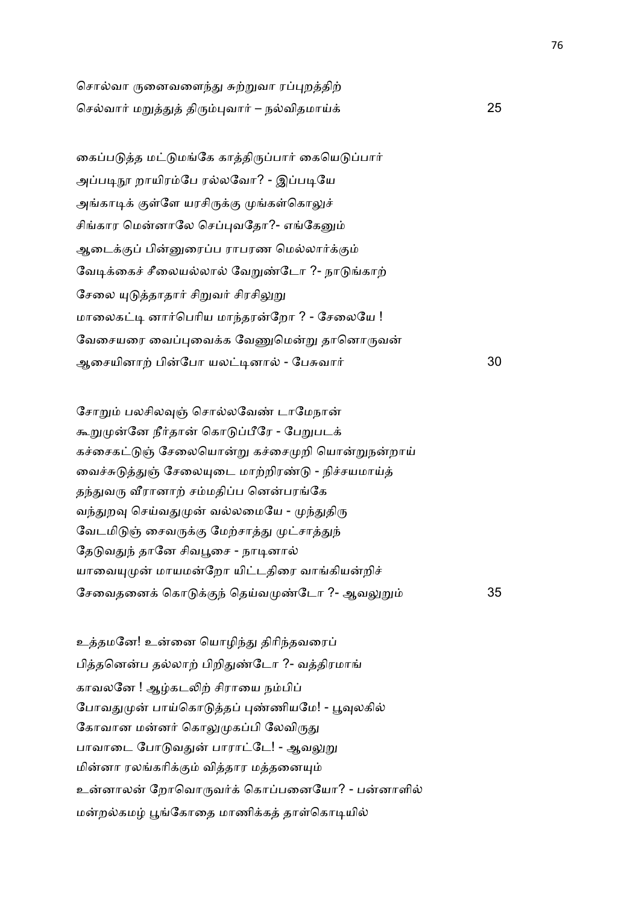சொல்வா ருனைவளைந்து சுற்றுவா ரப்புறத்திற்
செல்வார் மறுத்துத் திரும்புவார் – நல்விதமாய்க் 25

கைப்படுத்த மட்டுமங்கே காத்திருப்பார் கையெடுப்பார்
அப்படிநூ றாயிரம்பே ரல்லவோ? - இப்படியே
அங்காடிக் குள்ளே யரசிருக்கு முங்கள்கொலுச்
சிங்கார மென்னாலே செப்புவதோ?- எங்கேனும்
ஆடைக்குப் பின்னுரைப்ப ராபரண மெல்லார்க்கும்
வேடிக்கைச் சீலையல்லால் வேறுண்டோ ?- நாடுங்காற்
சேலை யுடுத்தாதார் சிறுவர் சிரசிலுறு
மாலைகட்டி னார்பெரிய மாந்தரன்றோ ? - சேலையே !
வேசையரை வைப்புவைக்க வேணுமென்று தானொருவன்
ஆசையினாற் பின்போ யலட்டினால் - பேசுவார் 30

சோறும் பலசிலவுஞ் சொல்லவேண் டாமேநான்
கூறுமுன்னே நீர்தான் கொடுப்பீரே - பேறுபடக்
கச்சைகட்டுஞ் சேலையொன்று கச்சைமுறி யொன்றுநன்றாய்
வைச்சுடுத்துஞ் சேலையுடை மாற்றிரண்டு - நிச்சயமாய்த்
தந்துவரு வீரானாற் சம்மதிப்ப னென்பரங்கே
வந்துறவு செய்வதுமுன் வல்லமையே - முந்துதிரு
வேடமிடுஞ் சைவருக்கு மேற்சாத்து முட்சாத்துந்
தேடுவதுந் தானே சிவபூசை - நாடினால்
யாவையுமுன் மாயமன்றோ யிட்டதிரை வாங்கியன்றிச்
சேவைதனைக் கொடுக்குந் தெய்வமுண்டோ ?- ஆவலுறும் 35

உத்தமனே! உன்னை யொழிந்து திரிந்தவரைப்
பித்தனென்ப தல்லாற் பிறிதுண்டோ ?- வத்திரமாங்
காவலனே ! ஆழ்கடலிற் சிராயை நம்பிப்
போவதுமுன் பாய்கொடுத்தப் புண்ணியமே! - பூவுலகில்
கோவான மன்னர் கொலுமுகப்பி லேவிருது
பாவாடை போடுவதுன் பாராட்டே! - ஆவலுறு
மின்னா ரலங்கரிக்கும் வித்தார மத்தனையும்
உன்னாலன் றோவொருவர்க் கொப்பனையோ? - பன்னாளில்
மன்றல்கமழ் பூங்கோதை மாணிக்கத் தாள்கொடியில்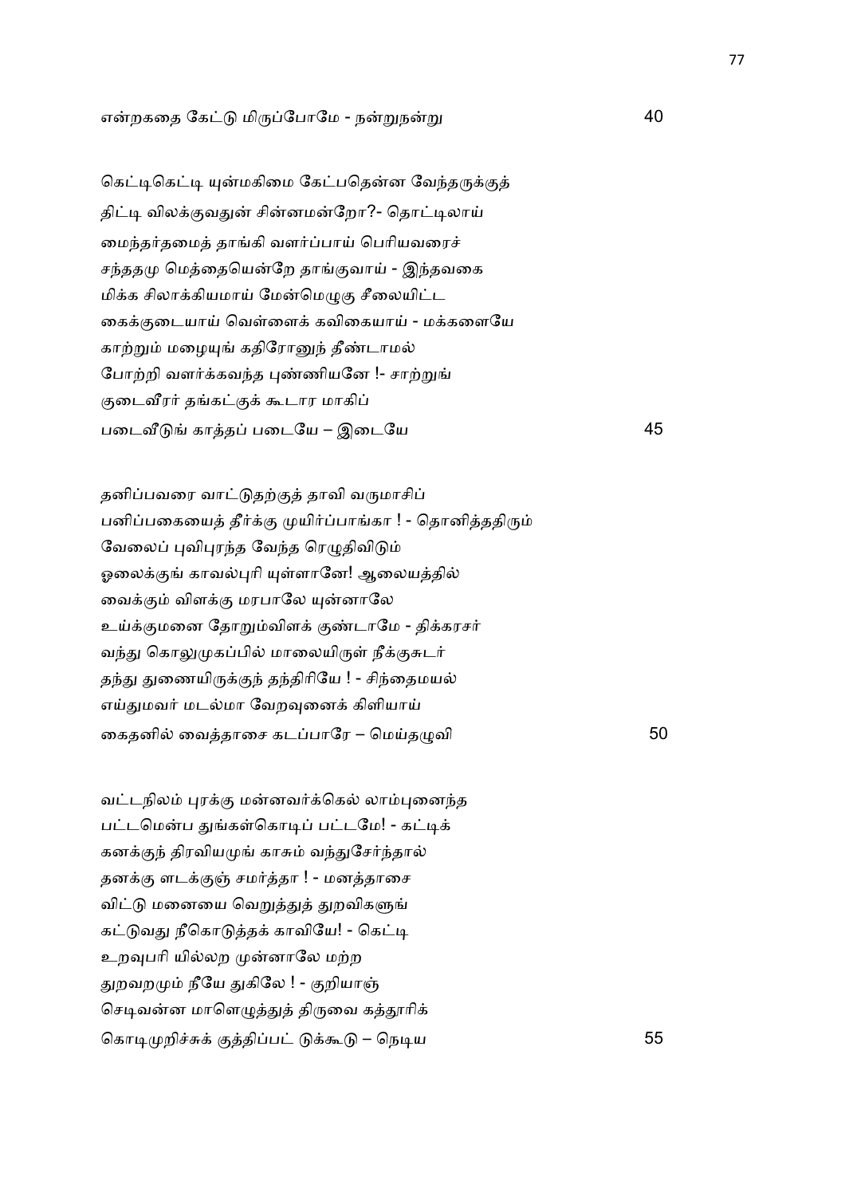என்றகதை கேட்டு மிருப்போமே - நன்றுநன்று 40

கெட்டிகெட்டி யுன்மகிமை கேட்பதென்ன வேந்தருக்குத்
திட்டி விலக்குவதுன் சின்னமன்றோ?- தொட்டிலாய்
மைந்தர்தமைத் தாங்கி வளர்ப்பாய் பெரியவரைச்
சந்ததமு மெத்தையென்றே தாங்குவாய் - இந்தவகை
மிக்க சிலாக்கியமாய் மேன்மெழுகு சீலையிட்ட
கைக்குடையாய் வெள்ளைக் கவிகையாய் - மக்களையே
காற்றும் மழையுங் கதிரோனுந் தீண்டாமல்
போற்றி வளர்க்கவந்த புண்ணியனே !- சாற்றுங்
குடைவீரர் தங்கட்குக் கூடார மாகிப்
படைவீடுங் காத்தப் படையே – இடையே 45

தனிப்பவரை வாட்டுதற்குத் தாவி வருமாசிப்
பனிப்பகையைத் தீர்க்கு முயிர்ப்பாங்கா ! - தொனித்ததிரும்
வேலைப் புவிபுரந்த வேந்த ரெழுதிவிடும்
ஓலைக்குங் காவல்புரி யுள்ளானே! ஆலையத்தில்
வைக்கும் விளக்கு மரபாலே யுன்னாலே
உய்க்குமனை தோறும்விளக் குண்டாமே - திக்கரசர்
வந்து கொலுமுகப்பில் மாலையிருள் நீக்குசுடர்
தந்து துணையிருக்குந் தந்திரியே ! - சிந்தைமயல்
எய்துமவர் மடல்மா வேறவுனைக் கிளியாய்
கைதனில் வைத்தாசை கடப்பாரே – மெய்தழுவி 50

வட்டநிலம் புரக்கு மன்னவர்க்கெல் லாம்புனைந்த
பட்டமென்ப துங்கள்கொடிப் பட்டமே! - கட்டிக்
கனக்குந் திரவியமுங் காசும் வந்துசேர்ந்தால்
தனக்கு ளடக்குஞ் சமர்த்தா ! - மனத்தாசை
விட்டு மனையை வெறுத்துத் துறவிகளுங்
கட்டுவது நீகொடுத்தக் காவியே! - கெட்டி
உறவுபரி யில்லற முன்னாலே மற்ற
துறவறமும் நீயே துகிலே ! - குறியாஞ்
செடிவன்ன மாளெழுத்துத் திருவை கத்தூரிக்
கொடிமுறிச்சுக் குத்திப்பட் டுக்கூடு – நெடிய 55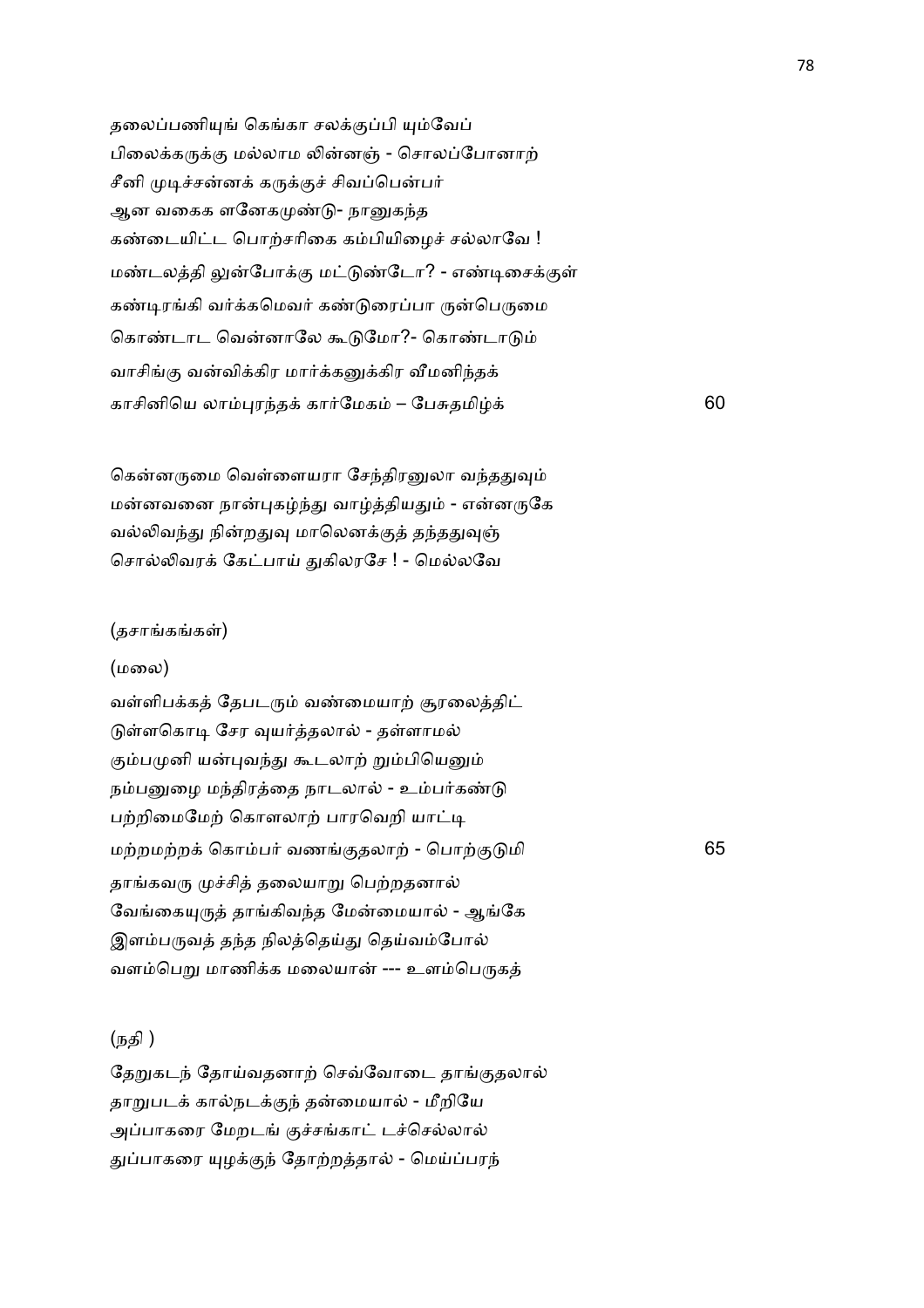தலைப்பணியுங் கெங்கா சலக்குப்பி யும்வேப்
பிலைக்கருக்கு மல்லாம லின்னஞ் - சொலப்போனாற்
சீனி முடிச்சன்னக் கருக்குச் சிவப்பென்பர்
ஆன வகைக ளனேகமுண்டு- நானுகந்த
கண்டையிட்ட பொற்சரிகை கம்பியிழைச் சல்லாவே !
மண்டலத்தி லுன்போக்கு மட்டுண்டோ? - எண்டிசைக்குள்
கண்டிரங்கி வர்க்கமெவர் கண்டுரைப்பா ருன்பெருமை
கொண்டாட வென்னாலே கூடுமோ?- கொண்டாடும்
வாசிங்கு வன்விக்கிர மார்க்கனுக்கிர வீமனிந்தக்
காசினியெ லாம்புரந்தக் கார்மேகம் – பேசுதமிழ்க் 60

கென்னருமை வெள்ளையரா சேந்திரனுலா வந்ததுவும்
மன்னவனை நான்புகழ்ந்து வாழ்த்தியதும் - என்னருகே
வல்லிவந்து நின்றதுவு மாலெனக்குத் தந்ததுவுஞ்
சொல்லிவரக் கேட்பாய் துகிலரசே ! - மெல்லவே

(தசாங்கங்கள்)

(மலை)

வள்ளிபக்கத் தேபடரும் வண்மையாற் சூரலைத்திட்
டுள்ளகொடி சேர வுயர்த்தலால் - தள்ளாமல்
கும்பமுனி யன்புவந்து கூடலாற் றும்பியெனும்
நம்பனுழை மந்திரத்தை நாடலால் - உம்பர்கண்டு
பற்றிமைமேற் கொளலாற் பாரவெறி யாட்டி
மற்றமற்றக் கொம்பர் வணங்குதலாற் - பொற்குடுமி 65
தாங்கவரு முச்சித் தலையாறு பெற்றதனால்
வேங்கையுருத் தாங்கிவந்த மேன்மையால் - ஆங்கே
இளம்பருவத் தந்த நிலத்தெய்து தெய்வம்போல்
வளம்பெறு மாணிக்க மலையான் --- உளம்பெருகத்

(நதி )

தேறுகடந் தோய்வதனாற் செவ்வோடை தாங்குதலால்
தாறுபடக் கால்நடக்குந் தன்மையால் - மீறியே
அப்பாகரை மேறடங் குச்சங்காட் டச்செல்லால்
துப்பாகரை யுழக்குந் தோற்றத்தால் - மெய்ப்பரந்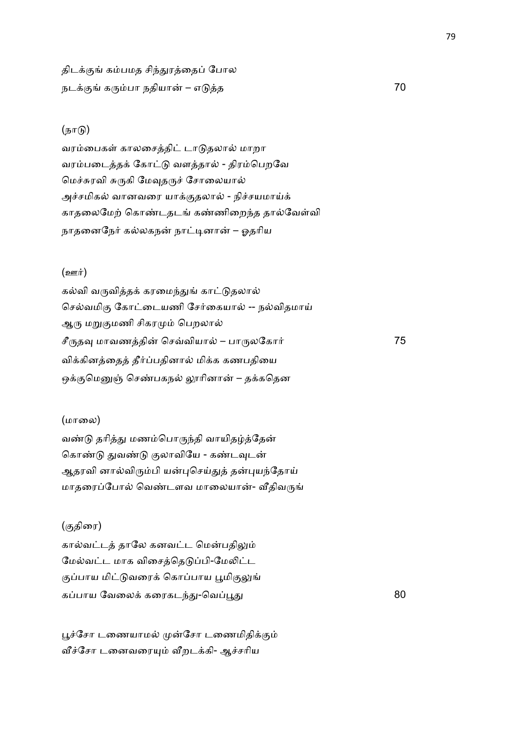திடக்குங் கம்பமத சிந்துரத்தைப் போல
நடக்குங் கரும்பா நதியான் – எடுத்த 70

(நாடு)

வரம்பைகள் காலசைத்திட் டாடுதலால் மாறா
வரம்படைத்தக் கோட்டு வளத்தால் - திரம்பெறவே
மெச்சுரவி சுருகி மேவுதருச் சோலையால்
அச்சமிகல் வானவரை யாக்குதலால் - நிச்சயமாய்க்
காதலைமேற் கொண்டதடங் கண்ணிறைந்த தால்வேள்வி
நாதனைநேர் கல்லகநன் நாட்டினான் – ஓதரிய

(ஊர்)

கல்வி வருவித்தக் கரமைந்துங் காட்டுதலால்
செல்வமிகு கோட்டையணி சேர்கையால் -- நல்விதமாய்
ஆரு மறுகுமணி சிகரமும் பெறலால்
சீருதவு மாவணத்தின் செவ்வியால் – பாருலகோர் 75
விக்கினத்தைத் தீர்ப்பதினால் மிக்க கணபதியை
ஒக்குமெனுஞ் செண்பகநல் லூரினான் – தக்கதென

(மாலை)

வண்டு தரித்து மணம்பொருந்தி வாயிதழ்த்தேன்
கொண்டு துவண்டு குலாவியே - கண்டவுடன்
ஆதரவி னால்விரும்பி யன்புசெய்துத் தன்புயந்தோய்
மாதரைப்போல் வெண்டளவ மாலையான்- வீதிவருங்

(குதிரை)

கால்வட்டத் தாலே கனவட்ட மென்பதிலும்
மேல்வட்ட மாக விசைத்தெடுப்பி-மேலிட்ட
குப்பாய மிட்டுவரைக் கொப்பாய பூமிகுலுங்
கப்பாய வேலைக் கரைகடந்து-வெப்பூது 80

பூச்சோ டணையாமல் முன்சோ டணைமிதிக்கும்
வீச்சோ டனைவரையும் வீறடக்கி- ஆச்சரிய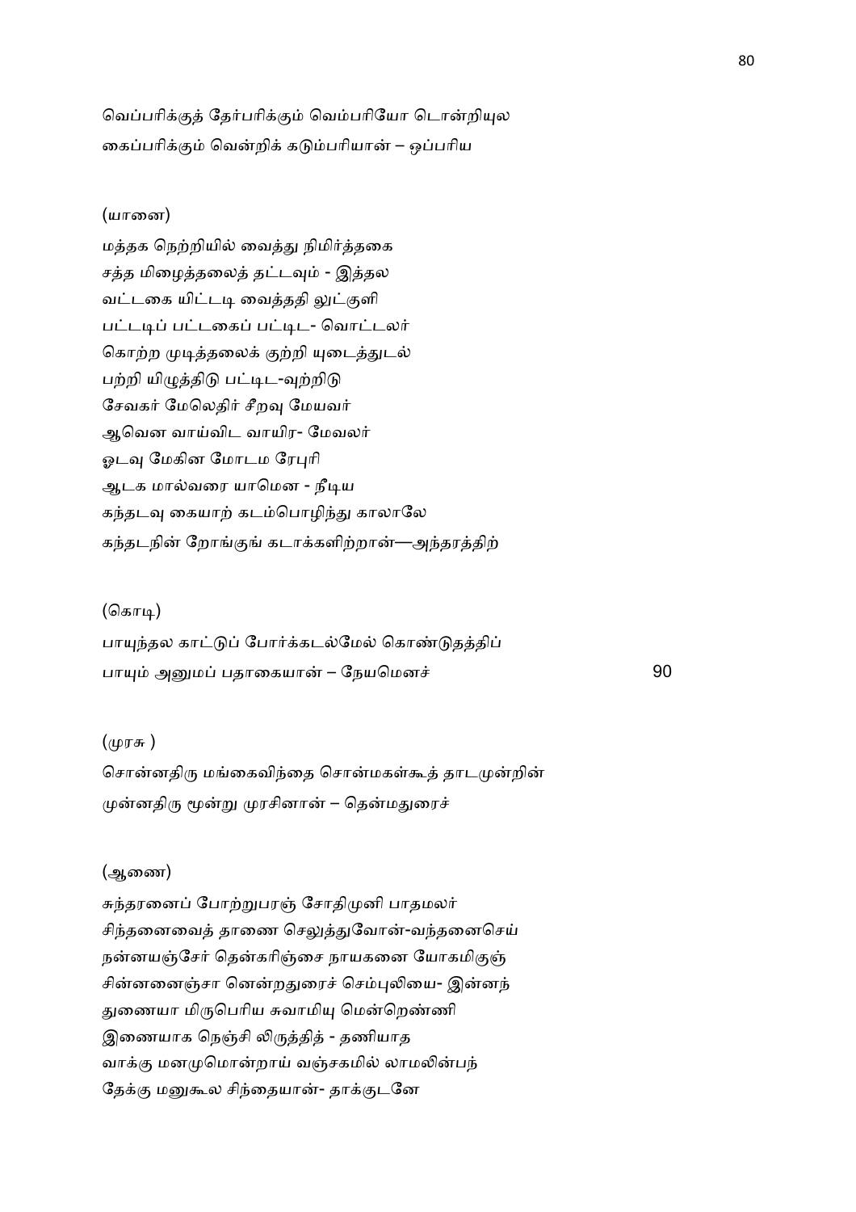வெப்பரிக்குத் தேர்பரிக்கும் வெம்பரியோ டொன்றியுல
கைப்பரிக்கும் வென்றிக் கடும்பரியான் – ஒப்பரிய

(யானை)

மத்தக நெற்றியில் வைத்து நிமிர்த்தகை
சத்த மிழைத்தலைத் தட்டவும் - இத்தல
வட்டகை யிட்டடி வைத்ததி லுட்குளி
பட்டடிப் பட்டகைப் பட்டிட- வொட்டலர்
கொற்ற முடித்தலைக் குற்றி யுடைத்துடல்
பற்றி யிழுத்திடு பட்டிட-வுற்றிடு
சேவகர் மேலெதிர் சீறவு மேயவர்
ஆவென வாய்விட வாயிர- மேவலர்
ஓடவு மேகின மோடம ரேபுரி
ஆடக மால்வரை யாமென - நீடிய
கந்தடவு கையாற் கடம்பொழிந்து காலாலே
கந்தடநின் றோங்குங் கடாக்களிற்றான்—அந்தரத்திற்

(கொடி)

பாயுந்தல காட்டுப் போர்க்கடல்மேல் கொண்டுதத்திப்
பாயும் அனுமப் பதாகையான் – நேயமெனச் 90

(முரசு )

சொன்னதிரு மங்கைவிந்தை சொன்மகள்கூத் தாடமுன்றின்
முன்னதிரு மூன்று முரசினான் – தென்மதுரைச்

(ஆணை)

சுந்தரனைப் போற்றுபரஞ் சோதிமுனி பாதமலர்
சிந்தனைவைத் தாணை செலுத்துவோன்-வந்தனைசெய்
நன்னயஞ்சேர் தென்கரிஞ்சை நாயகனை யோகமிகுஞ்
சின்னனைஞ்சா னென்றதுரைச் செம்புலியை- இன்னந்
துணையா மிருபெரிய சுவாமியு மென்றெண்ணி
இணையாக நெஞ்சி லிருத்தித் - தணியாத
வாக்கு மனமுமொன்றாய் வஞ்சகமில் லாமலின்பந்
தேக்கு மனுகூல சிந்தையான்- தாக்குடனே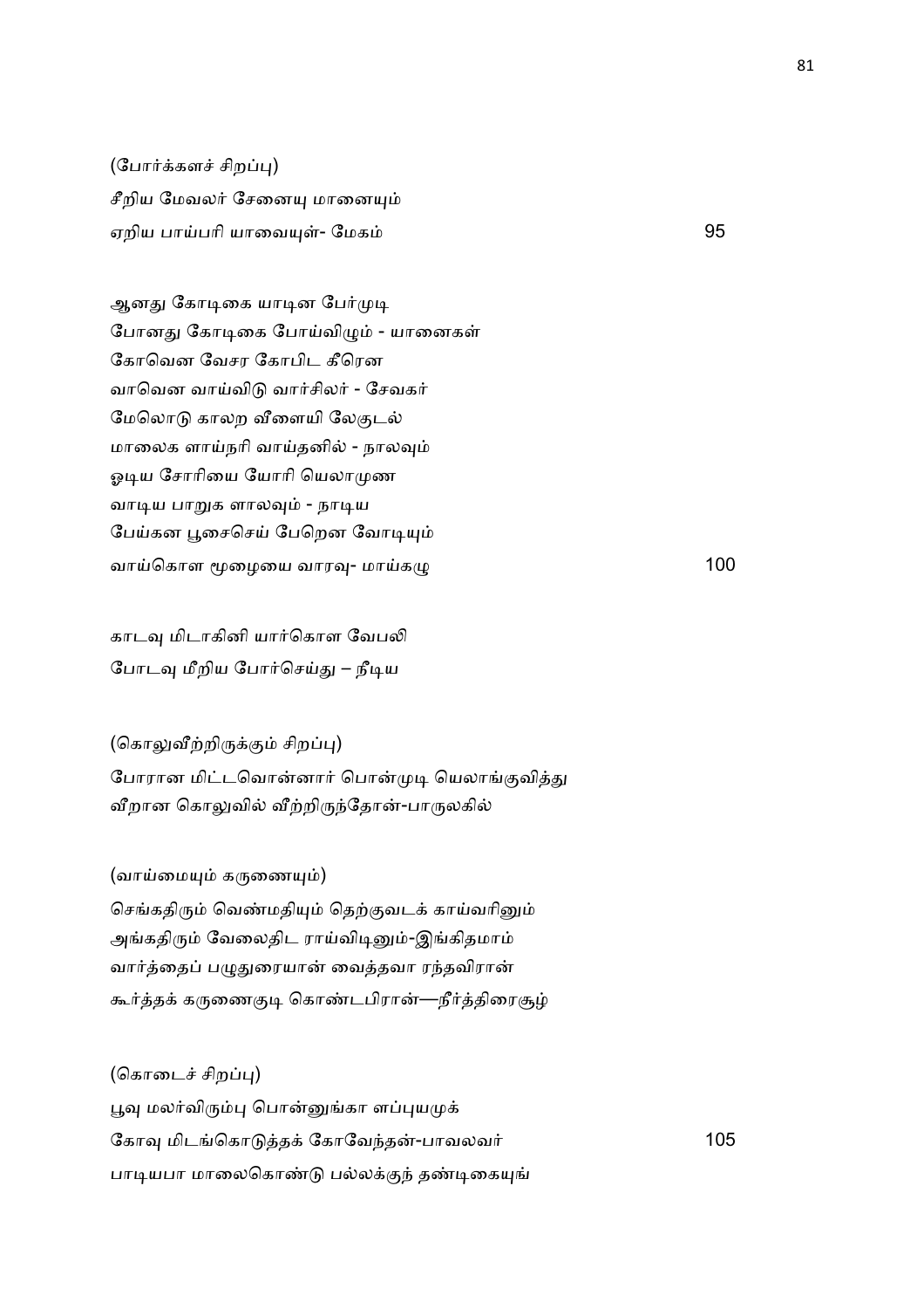(போர்க்களச் சிறப்பு)

சீறிய மேவலர் சேனையு மானையும்
ஏறிய பாய்பரி யாவையுள்- மேகம் 95

ஆனது கோடிகை யாடின பேர்முடி
போனது கோடிகை போய்விழும் - யானைகள்
கோவென வேசர கோபிட கீரென
வாவென வாய்விடு வார்சிலர் - சேவகர்
மேலொடு காலற வீளையி லேகுடல்
மாலைக ளாய்நரி வாய்தனில் - நாலவும்
ஓடிய சோரியை யோரி யெலாமுண
வாடிய பாறுக ளாலவும் - நாடிய
பேய்கன பூசைசெய் பேறென வோடியும்
வாய்கொள மூழையை வாரவு- மாய்கழு 100

காடவு மிடாகினி யார்கொள வேபலி
போடவு மீறிய போர்செய்து – நீடிய

(கொலுவீற்றிருக்கும் சிறப்பு)

போரான மிட்டவொன்னார் பொன்முடி யெலாங்குவித்து
வீறான கொலுவில் வீற்றிருந்தோன்-பாருலகில்

(வாய்மையும் கருணையும்)

செங்கதிரும் வெண்மதியும் தெற்குவடக் காய்வரினும்
அங்கதிரும் வேலைதிட ராய்விடினும்-இங்கிதமாம்
வார்த்தைப் பழுதுரையான் வைத்தவா ரந்தவிரான்
கூர்த்தக் கருணைகுடி கொண்டபிரான்—நீர்த்திரைசூழ்

(கொடைச் சிறப்பு)

பூவு மலர்விரும்பு பொன்னுங்கா ளப்புயமுக்
கோவு மிடங்கொடுத்தக் கோவேந்தன்-பாவலவர் 105
பாடியபா மாலைகொண்டு பல்லக்குந் தண்டிகையுங்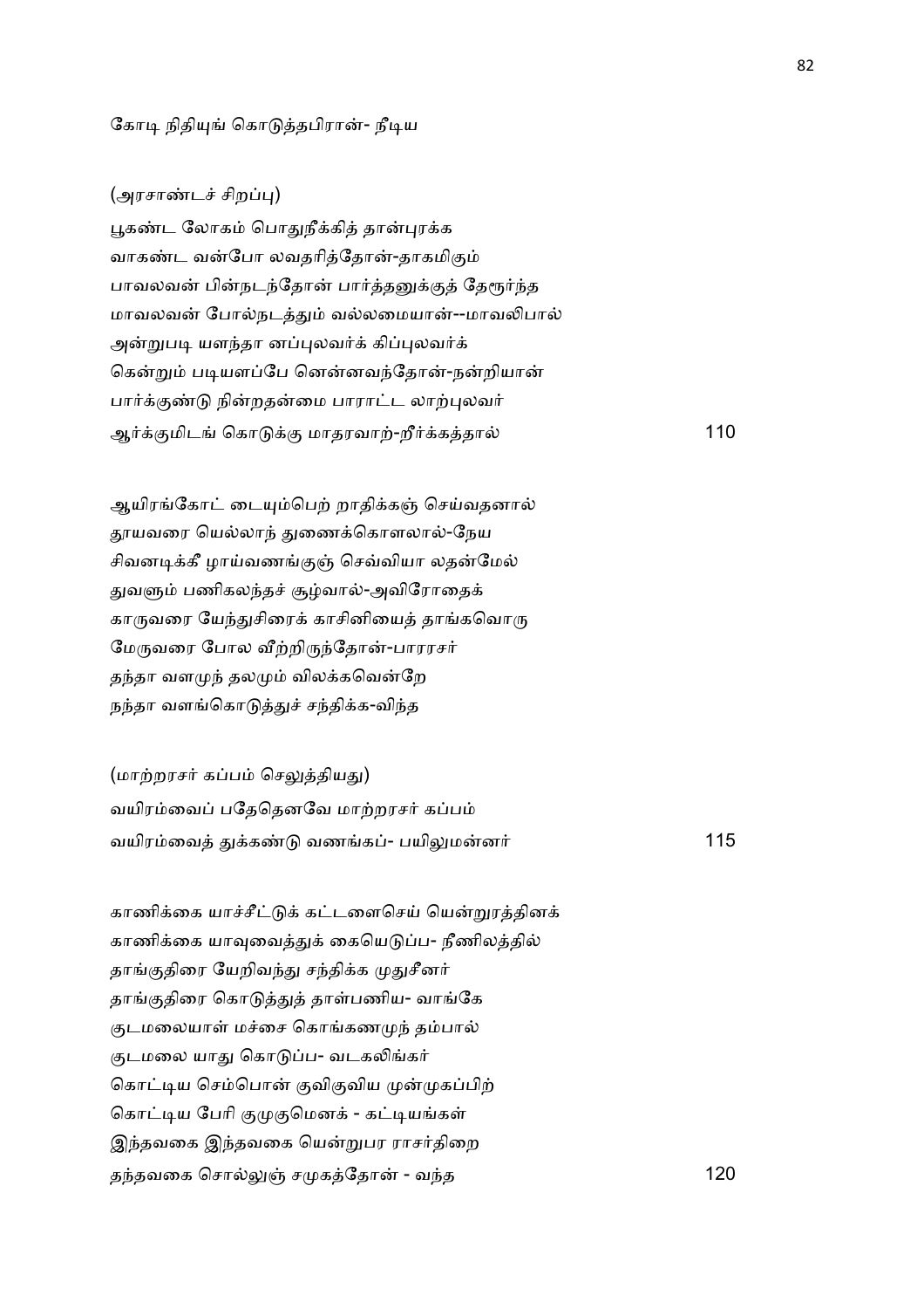கோடி நிதியுங் கொடுத்தபிரான்- நீடிய

(அரசாண்டச் சிறப்பு)

பூகண்ட லோகம் பொதுநீக்கித் தான்புரக்க
வாகண்ட வன்போ லவதரித்தோன்-தாகமிகும்
பாவலவன் பின்நடந்தோன் பார்த்தனுக்குத் தேரூர்ந்த
மாவலவன் போல்நடத்தும் வல்லமையான்--மாவலிபால்
அன்றுபடி யளந்தா னப்புலவர்க் கிப்புலவர்க்
கென்றும் படியளப்பே னென்னவந்தோன்-நன்றியான்
பார்க்குண்டு நின்றதன்மை பாராட்ட லாற்புலவர்
ஆர்க்குமிடங் கொடுக்கு மாதரவாற்-றீர்க்கத்தால் 110

ஆயிரங்கோட் டையும்பெற் றாதிக்கஞ் செய்வதனால்
தூயவரை யெல்லாந் துணைக்கொளலால்-நேய
சிவனடிக்கீ ழாய்வணங்குஞ் செவ்வியா லதன்மேல்
துவளும் பணிகலந்தச் சூழ்வால்-அவிரோதைக்
காருவரை யேந்துசிரைக் காசினியைத் தாங்கவொரு
மேருவரை போல வீற்றிருந்தோன்-பாரரசர்
தந்தா வளமுந் தலமும் விலக்கவென்றே
நந்தா வளங்கொடுத்துச் சந்திக்க-விந்த

(மாற்றரசர் கப்பம் செலுத்தியது)

வயிரம்வைப் பதேதெனவே மாற்றரசர் கப்பம்
வயிரம்வைத் துக்கண்டு வணங்கப்- பயிலுமன்னர் 115

காணிக்கை யாச்சீட்டுக் கட்டளைசெய் யென்றுரத்தினக்
காணிக்கை யாவுவைத்துக் கையெடுப்ப- நீணிலத்தில்
தாங்குதிரை யேறிவந்து சந்திக்க முதுசீனர்
தாங்குதிரை கொடுத்துத் தாள்பணிய- வாங்கே
குடமலையாள் மச்சை கொங்கணமுந் தம்பால்
குடமலை யாது கொடுப்ப- வடகலிங்கர்
கொட்டிய செம்பொன் குவிகுவிய முன்முகப்பிற்
கொட்டிய பேரி குமுகுமெனக் - கட்டியங்கள்
இந்தவகை இந்தவகை யென்றுபர ராசர்திறை
தந்தவகை சொல்லுஞ் சமுகத்தோன் - வந்த 120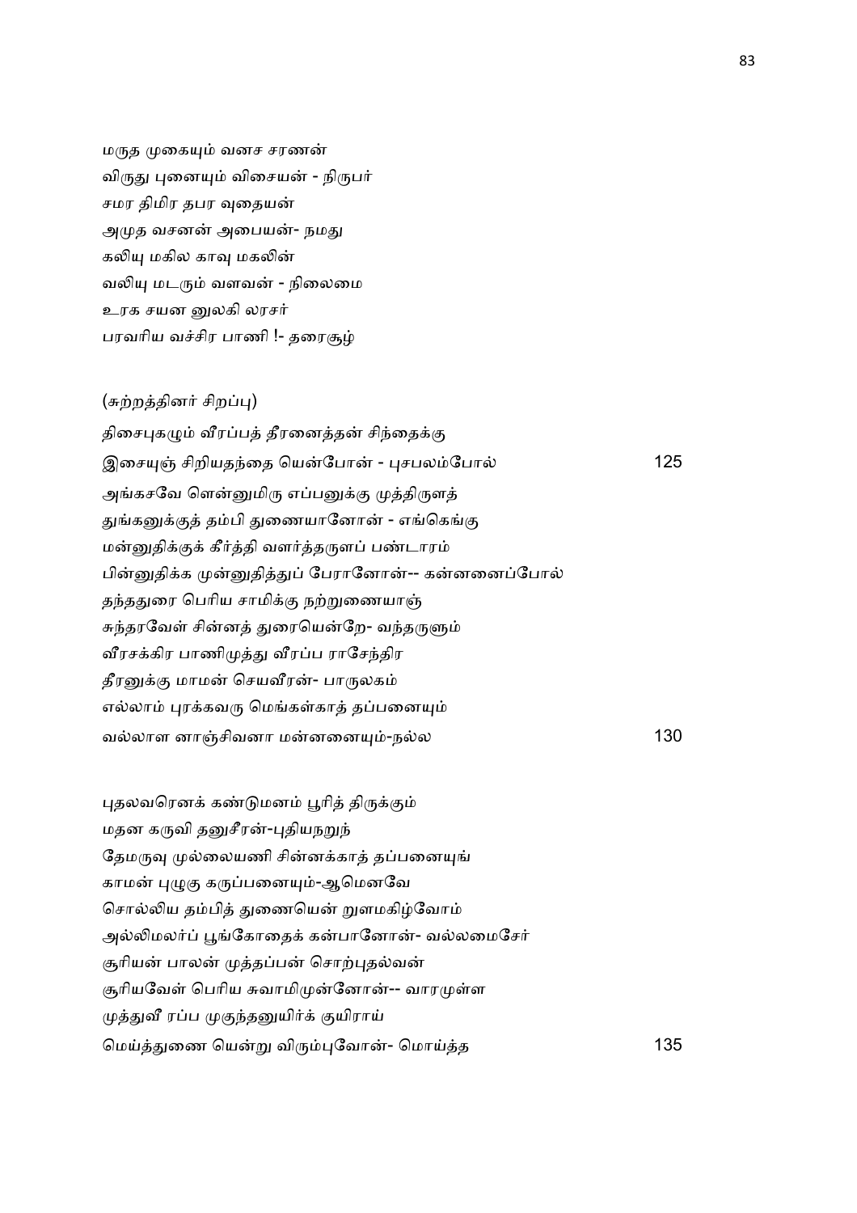மருத முகையும் வனச சரணன்
விருது புனையும் விசையன் - நிருபர்
சமர திமிர தபர வுதையன்
அமுத வசனன் அபையன்- நமது
கலியு மகில காவு மகலின்
வலியு மடரும் வளவன் - நிலைமை
உரக சயன னுலகி லரசர்
பரவரிய வச்சிர பாணி !- தரைசூழ்

(சுற்றத்தினர் சிறப்பு)

திசைபுகழும் வீரப்பத் தீரனைத்தன் சிந்தைக்கு
இசையுஞ் சிறியதந்தை யென்போன் - புசபலம்போல் 125
அங்கசவே ளென்னுமிரு எப்பனுக்கு முத்திருளத்
துங்கனுக்குத் தம்பி துணையானோன் - எங்கெங்கு
மன்னுதிக்குக் கீர்த்தி வளர்த்தருளப் பண்டாரம்
பின்னுதிக்க முன்னுதித்துப் பேரானோன்-- கன்னனைப்போல்
தந்ததுரை பெரிய சாமிக்கு நற்றுணையாஞ்
சுந்தரவேள் சின்னத் துரையென்றே- வந்தருளும்
வீரசக்கிர பாணிமுத்து வீரப்ப ராசேந்திர
தீரனுக்கு மாமன் செயவீரன்- பாருலகம்
எல்லாம் புரக்கவரு மெங்கள்காத் தப்பனையும்
வல்லாள னாஞ்சிவனா மன்னனையும்-நல்ல 130

புதலவரெனக் கண்டுமனம் பூரித் திருக்கும்
மதன கருவி தனுசீரன்-புதியநறுந்
தேமருவு முல்லையணி சின்னக்காத் தப்பனையுங்
காமன் புழுகு கருப்பனையும்-ஆமெனவே
சொல்லிய தம்பித் துணையென் றுளமகிழ்வோம்
அல்லிமலர்ப் பூங்கோதைக் கன்பானோன்- வல்லமைசேர்
சூரியன் பாலன் முத்தப்பன் சொற்புதல்வன்
சூரியவேள் பெரிய சுவாமிமுன்னோன்-- வாரமுள்ள
முத்துவீ ரப்ப முகுந்தனுயிர்க் குயிராய்
மெய்த்துணை யென்று விரும்புவோன்- மொய்த்த 135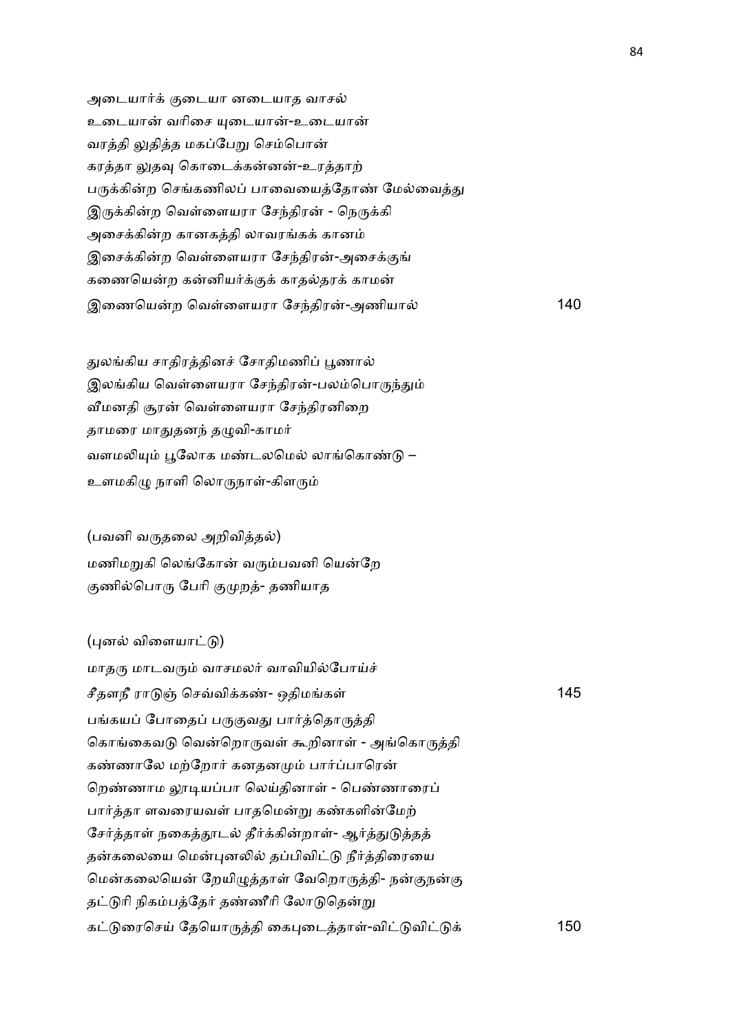அடையார்க் குடையா னடையாத வாசல்
உடையான் வரிசை யுடையான்-உடையான்
வரத்தி லுதித்த மகப்பேறு செம்பொன்
கரத்தா லுதவு கொடைக்கன்னன்-உரத்தாற்
பருக்கின்ற செங்கணிலப் பாவையைத்தோண் மேல்வைத்து
இருக்கின்ற வெள்ளையரா சேந்திரன் - நெருக்கி
அசைக்கின்ற கானகத்தி லாவரங்கக் கானம்
இசைக்கின்ற வெள்ளையரா சேந்திரன்-அசைக்குங்
கணையென்ற கன்னியர்க்குக் காதல்தரக் காமன்
இணையென்ற வெள்ளையரா சேந்திரன்-அணியால் 140

துலங்கிய சாதிரத்தினச் சோதிமணிப் பூணால்
இலங்கிய வெள்ளையரா சேந்திரன்-பலம்பொருந்தும்
வீமனதி சூரன் வெள்ளையரா சேந்திரனிறை
தாமரை மாதுதனந் தழுவி-காமர்
வளமலியும் பூலோக மண்டலமெல் லாங்கொண்டு –
உளமகிழு நாளி லொருநாள்-கிளரும்

(பவனி வருதலை அறிவித்தல்)
மணிமறுகி லெங்கோன் வரும்பவனி யென்றே
குணில்பொரு பேரி குமுறத்- தணியாத

(புனல் விளையாட்டு)
மாதரு மாடவரும் வாசமலர் வாவியில்போய்ச்
சீதளநீ ராடுஞ் செவ்விக்கண்- ஒதிமங்கள் 145
பங்கயப் போதைப் பருகுவது பார்த்தொருத்தி
கொங்கைவடு வென்றொருவள் கூறினாள் - அங்கொருத்தி
கண்ணாலே மற்றோர் கனதனமும் பார்ப்பாரென்
றெண்ணாம லூடியப்பா லெய்தினாள் - பெண்ணாரைப்
பார்த்தா ளவரையவள் பாதமென்று கண்களின்மேற்
சேர்த்தாள் நகைத்தூடல் தீர்க்கின்றாள்- ஆர்த்துடுத்தத்
தன்கலையை மென்புனலில் தப்பிவிட்டு நீர்த்திரையை
மென்கலையென் றேயிழுத்தாள் வேறொருத்தி- நன்குநன்கு
தட்டுரி நிகம்பத்தேர் தண்ணீரி லோடுதென்று
கட்டுரைசெய் தேயொருத்தி கைபுடைத்தாள்-விட்டுவிட்டுக் 150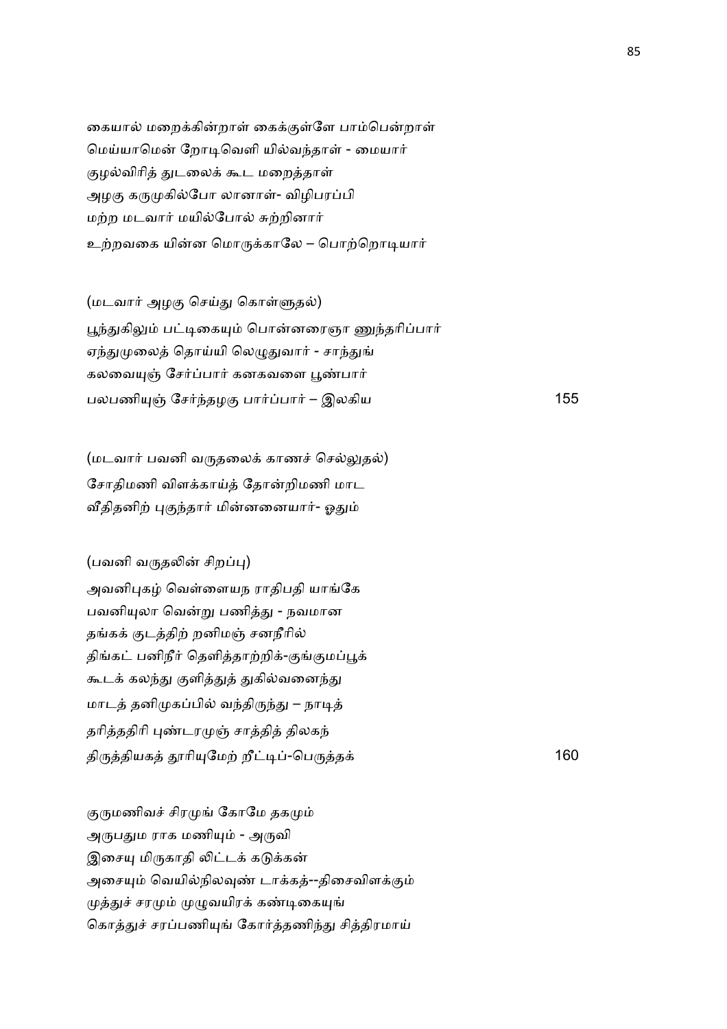கையால் மறைக்கின்றாள் கைக்குள்ளே பாம்பென்றாள்
மெய்யாமென் றோடிவெளி யில்வந்தாள் - மையார்
குழல்விரித் துடலைக் கூட மறைத்தாள்
அழகு கருமுகில்போ லானாள்- விழிபரப்பி
மற்ற மடவார் மயில்போல் சுற்றினார்
உற்றவகை யின்ன மொருக்காலே – பொற்றொடியார்

(மடவார் அழகு செய்து கொள்ளுதல்)

பூந்துகிலும் பட்டிகையும் பொன்னரைஞா ணுந்தரிப்பார்
ஏந்துமுலைத் தொய்யி லெழுதுவார் - சாந்துங்
கலவையுஞ் சேர்ப்பார் கனகவளை பூண்பார்
பலபணியுஞ் சேர்ந்தழகு பார்ப்பார் – இலகிய 155

(மடவார் பவனி வருதலைக் காணச் செல்லுதல்)

சோதிமணி விளக்காய்த் தோன்றிமணி மாட
வீதிதனிற் புகுந்தார் மின்னனையார்- ஓதும்

(பவனி வருதலின் சிறப்பு)

அவனிபுகழ் வெள்ளையந ராதிபதி யாங்கே
பவனியுலா வென்று பணித்து - நவமான
தங்கக் குடத்திற் றனிமஞ் சனநீரில்
திங்கட் பனிநீர் தெளித்தாற்றிக்-குங்குமப்பூக்
கூடக் கலந்து குளித்துத் துகில்வனைந்து
மாடத் தனிமுகப்பில் வந்திருந்து – நாடித்
தரித்ததிரி புண்டரமுஞ் சாத்தித் திலகந்
திருத்தியகத் தூரியுமேற் றீட்டிப்-பெருத்தக் 160

குருமணிவச் சிரமுங் கோமே தகமும்
அருபதும ராக மணியும் - அருவி
இசையு மிருகாதி லிட்டக் கடுக்கன்
அசையும் வெயில்நிலவுண் டாக்கத்--திசைவிளக்கும்
முத்துச் சரமும் முழுவயிரக் கண்டிகையுங்
கொத்துச் சரப்பணியுங் கோர்த்தணிந்து சித்திரமாய்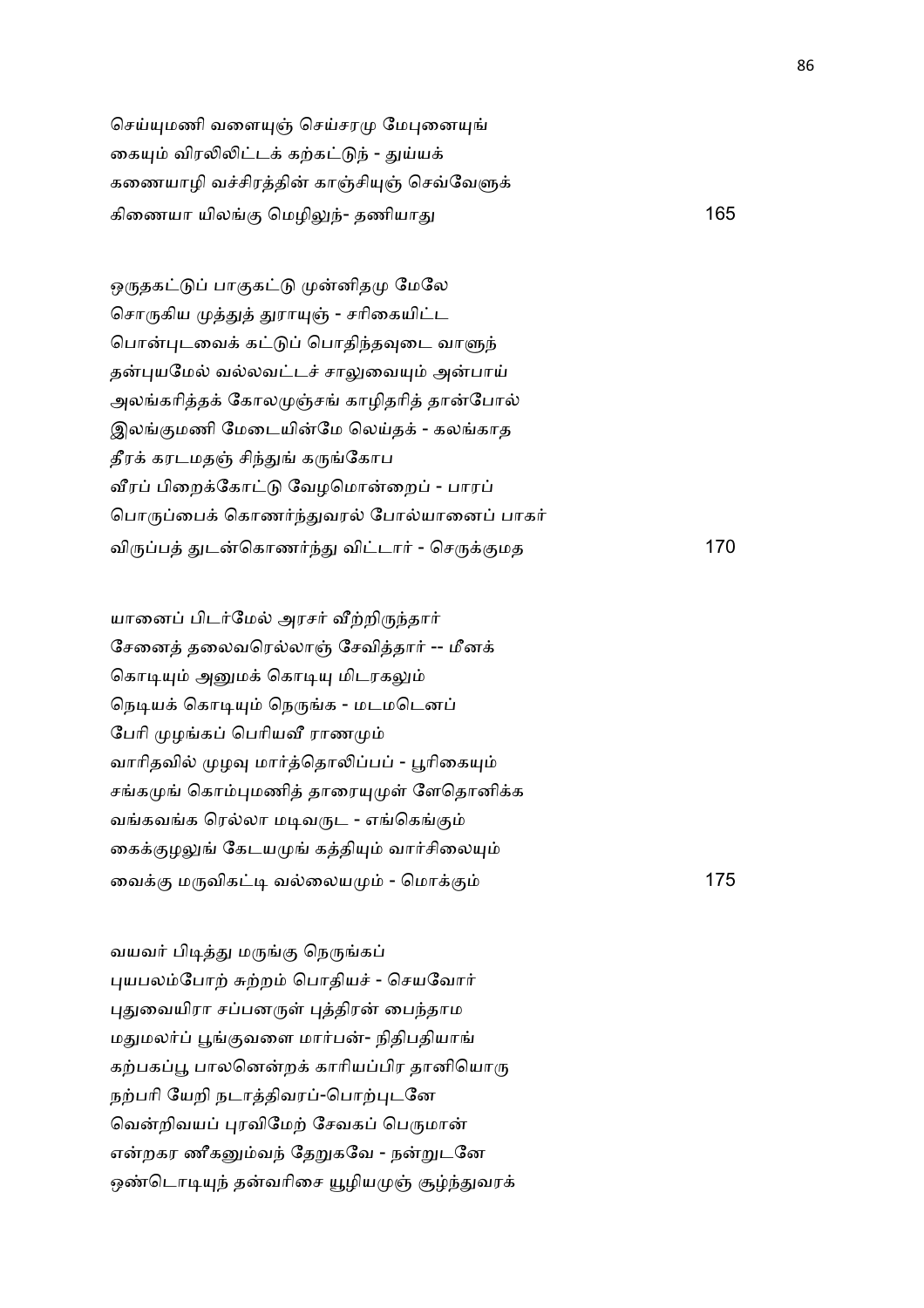செய்யுமணி வளையுஞ் செய்சரமு மேபுனையுங்
கையும் விரலிலிட்டக் கற்கட்டுந் - துய்யக்
கணையாழி வச்சிரத்தின் காஞ்சியுஞ் செவ்வேளுக்
கிணையா யிலங்கு மெழிலுந்- தணியாது 165

ஒருதகட்டுப் பாகுகட்டு முன்னிதமு மேலே
சொருகிய முத்துத் துராயுஞ் - சரிகையிட்ட
பொன்புடவைக் கட்டுப் பொதிந்தவுடை வாளுந்
தன்புயமேல் வல்லவட்டச் சாலுவையும் அன்பாய்
அலங்கரித்தக் கோலமுஞ்சங் காழிதரித் தான்போல்
இலங்குமணி மேடையின்மே லெய்தக் - கலங்காத
தீரக் கரடமதஞ் சிந்துங் கருங்கோப
வீரப் பிறைக்கோட்டு வேழமொன்றைப் - பாரப்
பொருப்பைக் கொணர்ந்துவரல் போல்யானைப் பாகர்
விருப்பத் துடன்கொணர்ந்து விட்டார் - செருக்குமத 170

யானைப் பிடர்மேல் அரசர் வீற்றிருந்தார்
சேனைத் தலைவரெல்லாஞ் சேவித்தார் -- மீனக்
கொடியும் அனுமக் கொடியு மிடரகலும்
நெடியக் கொடியும் நெருங்க - மடமடெனப்
பேரி முழங்கப் பெரியவீ ராணமும்
வாரிதவில் முழவு மார்த்தொலிப்பப் - பூரிகையும்
சங்கமுங் கொம்புமணித் தாரையுமுள் ளேதொனிக்க
வங்கவங்க ரெல்லா மடிவருட - எங்கெங்கும்
கைக்குழலுங் கேடயமுங் கத்தியும் வார்சிலையும்
வைக்கு மருவிகட்டி வல்லையமும் - மொக்கும் 175

வயவர் பிடித்து மருங்கு நெருங்கப்
புயபலம்போற் சுற்றம் பொதியச் - செயவோர்
புதுவையிரா சப்பனருள் புத்திரன் பைந்தாம
மதுமலர்ப் பூங்குவளை மார்பன்- நிதிபதியாங்
கற்பகப்பூ பாலனென்றக் காரியப்பிர தானியொரு
நற்பரி யேறி நடாத்திவரப்-பொற்புடனே
வென்றிவயப் புரவிமேற் சேவகப் பெருமான்
என்றகர ணீகனும்வந் தேறுகவே - நன்றுடனே
ஒண்டொடியுந் தன்வரிசை யூழியமுஞ் சூழ்ந்துவரக்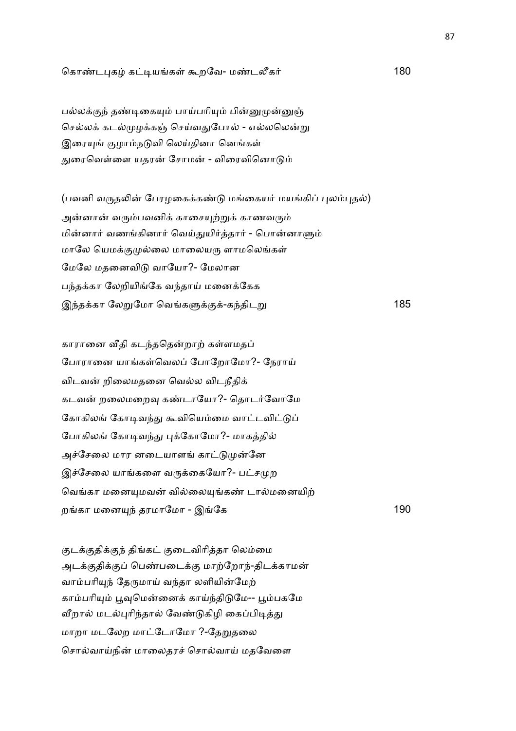கொண்டபுகழ் கட்டியங்கள் கூறவே- மண்டலீகர் 180

பல்லக்குந் தண்டிகையும் பாய்பரியும் பின்னுமுன்னுஞ்
செல்லக் கடல்முழக்கஞ் செய்வதுபோல் - எல்லலென்று
இரையுங் குழாம்நடுவி லெய்தினா னெங்கள்
துரைவெள்ளை யதரன் சோமன் - விரைவினொடும்

(பவனி வருதலின் பேரழகைக்கண்டு மங்கையர் மயங்கிப் புலம்புதல்)

அன்னான் வரும்பவனிக் காசையுற்றுக் காணவரும்
மின்னார் வணங்கினார் வெய்துயிர்த்தார் - பொன்னாளும்
மாலே யெமக்குமுல்லை மாலையரு ளாமலெங்கள்
மேலே மதனைவிடு வாயோ?- மேலான
பந்தக்கா லேறியிங்கே வந்தாய் மனைக்கேக
இந்தக்கா லேறுமோ வெங்களுக்குக்-கந்திடறு 185

காரானை வீதி கடந்ததென்றாற் கள்ளமதப்
போரானை யாங்கள்வெலப் போறோமோ?- நேராய்
விடவன் றிலைமதனை வெல்ல விடநீதிக்
கடவன் றலைமறைவு கண்டாயோ?- தொடர்வோமே
கோகிலங் கோடிவந்து கூவியெம்மை வாட்டவிட்டுப்
போகிலங் கோடிவந்து புக்கோமோ?- மாகத்தில்
அச்சேலை மார னடையாளங் காட்டுமுன்னே
இச்சேலை யாங்களை வருக்கையோ?- பட்சமுற
வெங்கா மனையுமவன் வில்லையுங்கண் டால்மனையிற்
றங்கா மனையுந் தரமாமோ - இங்கே 190

குடக்குதிக்குந் திங்கட் குடைவிரித்தா லெம்மை
அடக்குதிக்குப் பெண்படைக்கு மாற்றோந்-திடக்காமன்
வாம்பரியுந் தேருமாய் வந்தா லளியின்மேற்
காம்பரியும் பூவுமென்னைக் காய்ந்திடுமே-- பூம்பகமே
வீறால் மடல்புரிந்தால் வேண்டுகிழி கைப்பிடித்து
மாறா மடலேற மாட்டோமோ ?-தேறுதலை
சொல்வாய்நின் மாலைதரச் சொல்வாய் மதவேளை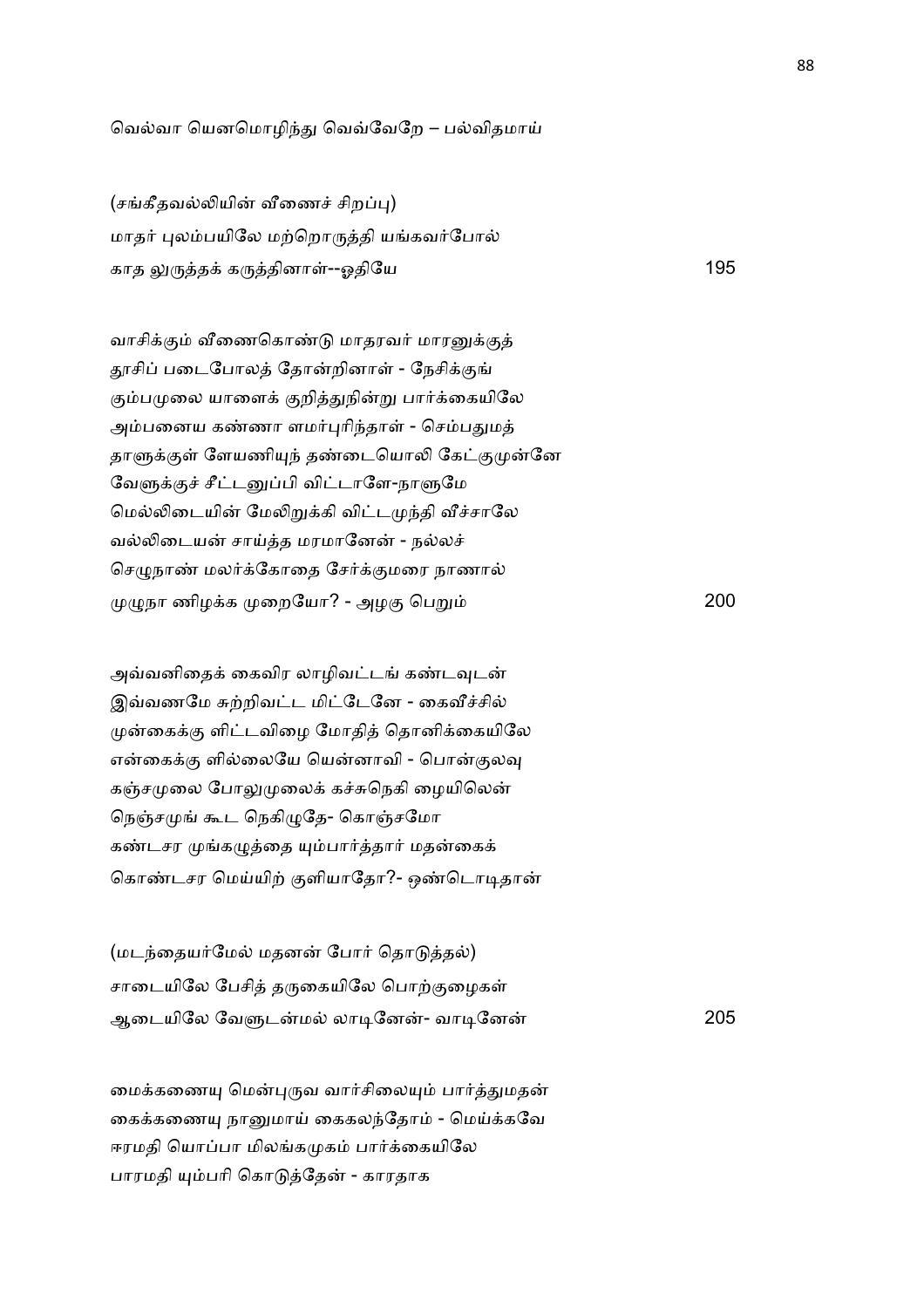வெல்வா யெனமொழிந்து வெவ்வேறே – பல்விதமாய்

(சங்கீதவல்லியின் வீணைச் சிறப்பு)

மாதர் புலம்பயிலே மற்றொருத்தி யங்கவர்போல்
காத லுருத்தக் கருத்தினாள்--ஓதியே 195

வாசிக்கும் வீணைகொண்டு மாதரவர் மாரனுக்குத்
தூசிப் படைபோலத் தோன்றினாள் - நேசிக்குங்
கும்பமுலை யாளைக் குறித்துநின்று பார்க்கையிலே
அம்பனைய கண்ணா ளமர்புரிந்தாள் - செம்பதுமத்
தாளுக்குள் ளேயணியுந் தண்டையொலி கேட்குமுன்னே
வேளுக்குச் சீட்டனுப்பி விட்டாளே-நாளுமே
மெல்லிடையின் மேலிறுக்கி விட்டமுந்தி வீச்சாலே
வல்லிடையன் சாய்த்த மரமானேன் - நல்லச்
செழுநாண் மலர்க்கோதை சேர்க்குமரை நாணால்
முழுநா ணிழக்க முறையோ? - அழகு பெறும் 200

அவ்வனிதைக் கைவிர லாழிவட்டங் கண்டவுடன்
இவ்வணமே சுற்றிவட்ட மிட்டேனே - கைவீச்சில்
முன்கைக்கு ளிட்டவிழை மோதித் தொனிக்கையிலே
என்கைக்கு ளில்லையே யென்னாவி - பொன்குலவு
கஞ்சமுலை போலுமுலைக் கச்சுநெகி ழையிலென்
நெஞ்சமுங் கூட நெகிழுதே- கொஞ்சமோ
கண்டசர முங்கழுத்தை யும்பார்த்தார் மதன்கைக்
கொண்டசர மெய்யிற் குளியாதோ?- ஒண்டொடிதான்

(மடந்தையர்மேல் மதனன் போர் தொடுத்தல்)

சாடையிலே பேசித் தருகையிலே பொற்குழைகள்
ஆடையிலே வேளுடன்மல் லாடினேன்- வாடினேன் 205

மைக்கணையு மென்புருவ வார்சிலையும் பார்த்துமதன்
கைக்கணையு நானுமாய் கைகலந்தோம் - மெய்க்கவே
ஈரமதி யொப்பா மிலங்கமுகம் பார்க்கையிலே
பாரமதி யும்பரி கொடுத்தேன் - காரதாக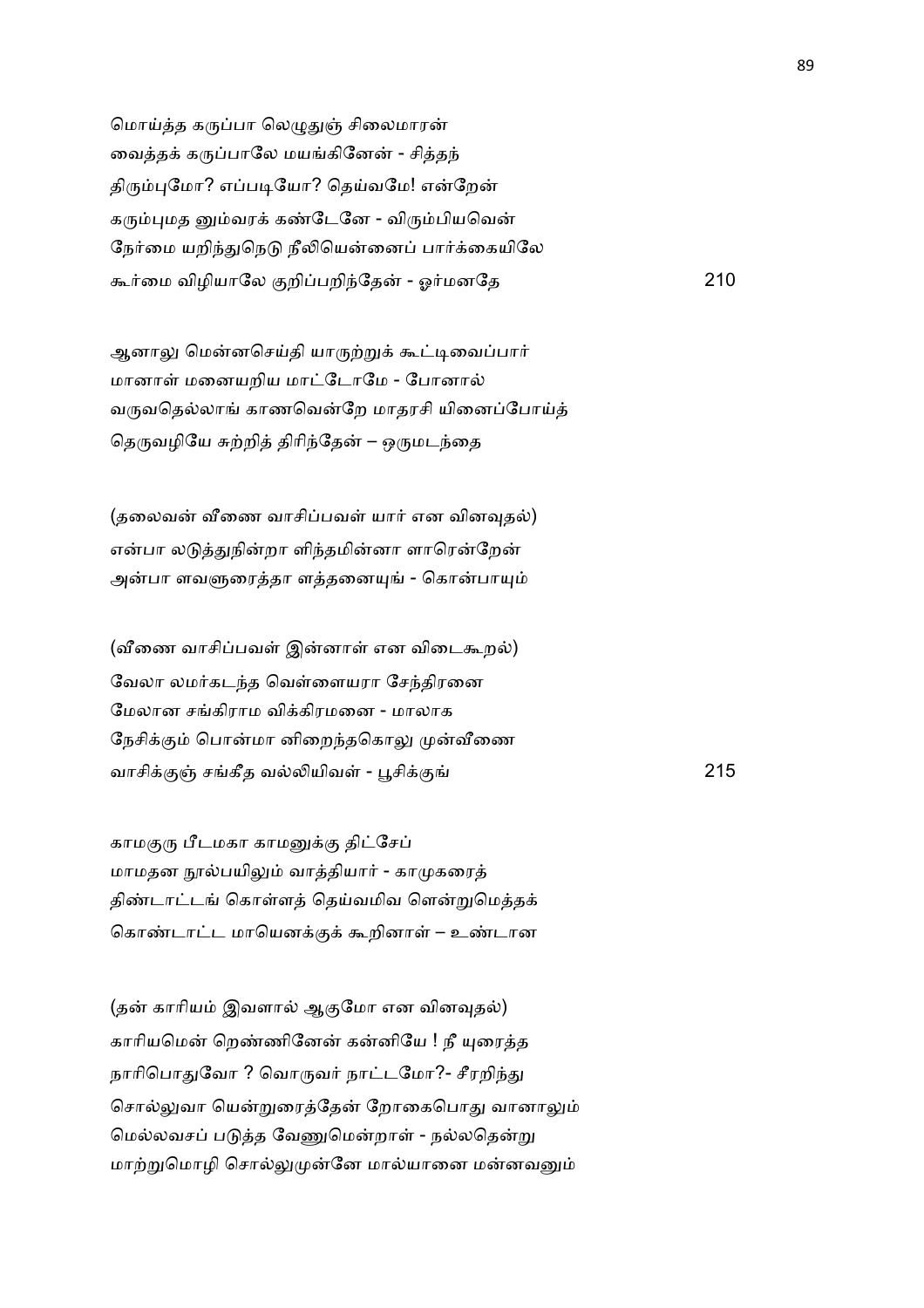மொய்த்த கருப்பா லெழுதுஞ் சிலைமாரன்
வைத்தக் கருப்பாலே மயங்கினேன் - சித்தந்
திரும்புமோ? எப்படியோ? தெய்வமே! என்றேன்
கரும்புமத னும்வரக் கண்டேனே - விரும்பியவென்
நேர்மை யறிந்துநெடு நீலியென்னைப் பார்க்கையிலே
கூர்மை விழியாலே குறிப்பறிந்தேன் - ஓர்மனதே 210

ஆனாலு மென்னசெய்தி யாருற்றுக் கூட்டிவைப்பார்
மானாள் மனையறிய மாட்டோமே - போனால்
வருவதெல்லாங் காணவென்றே மாதரசி யினைப்போய்த்
தெருவழியே சுற்றித் திரிந்தேன் – ஒருமடந்தை

(தலைவன் வீணை வாசிப்பவள் யார் என வினவுதல்)
என்பா லடுத்துநின்றா ளிந்தமின்னா ளாரென்றேன்
அன்பா ளவளுரைத்தா ளத்தனையுங் - கொன்பாயும்

(வீணை வாசிப்பவள் இன்னாள் என விடைகூறல்)
வேலா லமர்கடந்த வெள்ளையரா சேந்திரனை
மேலான சங்கிராம விக்கிரமனை - மாலாக
நேசிக்கும் பொன்மா னிறைந்தகொலு முன்வீணை
வாசிக்குஞ் சங்கீத வல்லியிவள் - பூசிக்குங் 215

காமகுரு பீடமகா காமனுக்கு திட்சேப்
மாமதன நூல்பயிலும் வாத்தியார் - காமுகரைத்
திண்டாட்டங் கொள்ளத் தெய்வமிவ ளென்றுமெத்தக்
கொண்டாட்ட மாயெனக்குக் கூறினாள் – உண்டான

(தன் காரியம் இவளால் ஆகுமோ என வினவுதல்)
காரியமென் றெண்ணினேன் கன்னியே ! நீ யுரைத்த
நாரிபொதுவோ ? வொருவர் நாட்டமோ?- சீரறிந்து
சொல்லுவா யென்றுரைத்தேன் றோகைபொது வானாலும்
மெல்லவசப் படுத்த வேணுமென்றாள் - நல்லதென்று
மாற்றுமொழி சொல்லுமுன்னே மால்யானை மன்னவனும்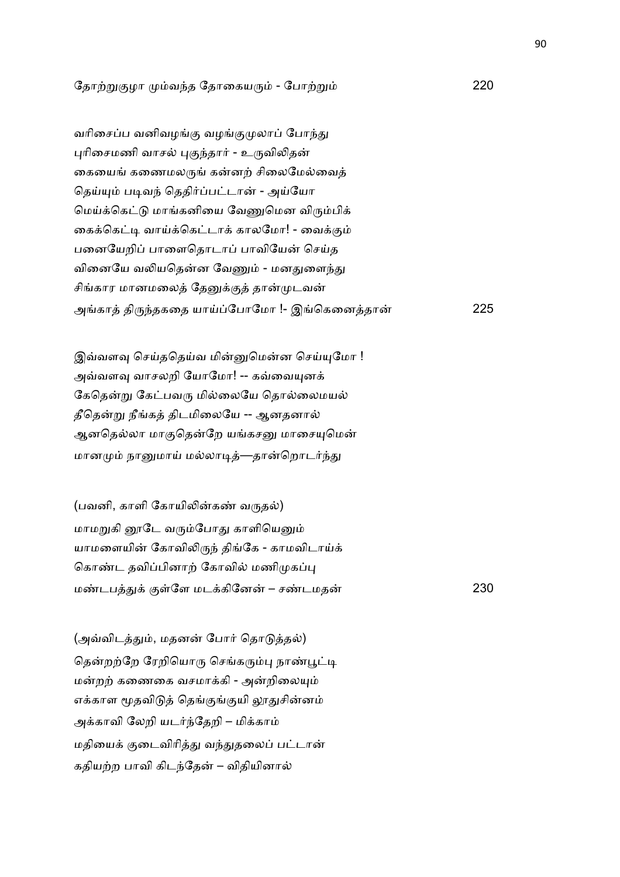தோற்றுகுழா மும்வந்த தோகையரும் - போற்றும் 220

வரிசைப்ப வனிவழங்கு வழங்குமுலாப் போந்து
புரிசைமணி வாசல் புகுந்தார் - உருவிலிதன்
கையைங் கணைமலருங் கன்னற் சிலைமேல்வைத்
தெய்யும் படிவந் ததிர்ப்பட்டான் - அய்யோ
மெய்க்கெட்டு மாங்கனியை வேணுமென விரும்பிக்
கைக்கெட்டி வாய்க்கெட்டாக் காலமோ! - வைக்கும்
பனையேறிப் பாளைதொடாப் பாவியேன் செய்த
வினையே வலியதென்ன வேணும் - மனதுளைந்து
சிங்கார மானமலைத் தேனுக்குத் தான்முடவன்
அங்காத் திருந்தகதை யாய்ப்போமோ !- இங்கெனைத்தான் 225

இவ்வளவு செய்ததெய்வ மின்னுமென்ன செய்யுமோ !
அவ்வளவு வாசலறி யோமோ! -- கவ்வையுனக்
கேதென்று கேட்பவரு மில்லையே தொல்லைமயல்
தீதென்று நீங்கத் திடமிலையே -- ஆனதனால்
ஆனதெல்லா மாகுதென்றே யங்கசனு மாசையுமென்
மானமும் நானுமாய் மல்லாடித்—தான்றொடர்ந்து

(பவனி, காளி கோயிலின்கண் வருதல்)
மாமறுகி னூடே வரும்போது காளியெனும்
யாமளையின் கோவிலிருந் திங்கே - காமவிடாய்க்
கொண்ட தவிப்பினாற் கோவில் மணிமுகப்பு
மண்டபத்துக் குள்ளே மடக்கினேன் – சண்டமதன் 230

(அவ்விடத்தும், மதனன் போர் தொடுத்தல்)
தென்றற்றே ரேறியொரு செங்கரும்பு நாண்பூட்டி
மன்றற் கணைகை வசமாக்கி - அன்றிலையும்
எக்காள மூதவிடுத் தெங்குங்குயி லூதுசின்னம்
அக்காவி லேறி யடர்ந்தேறி – மிக்காம்
மதியைக் குடைவிரித்து வந்துதலைப் பட்டான்
கதியற்ற பாவி கிடந்தேன் – விதியினால்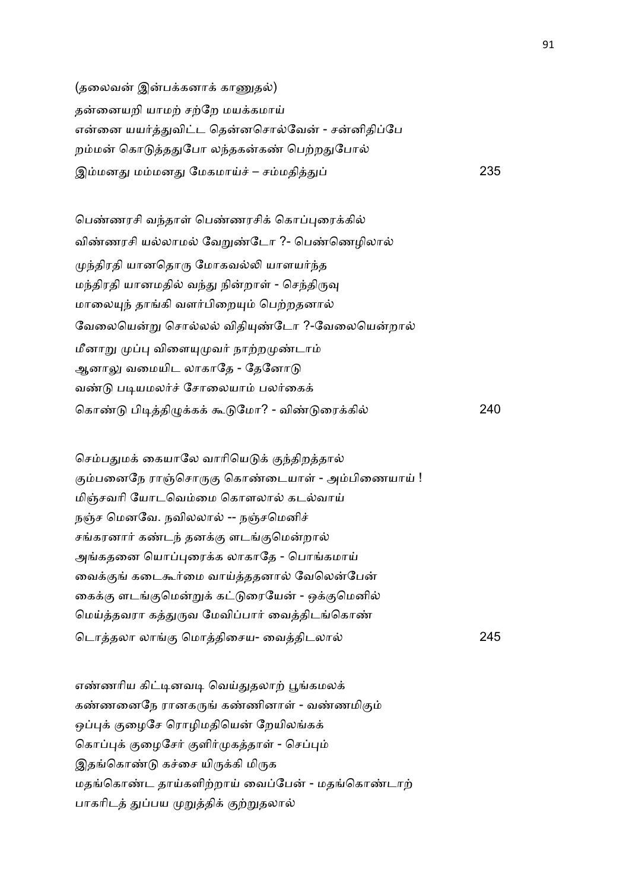(தலைவன் இன்பக்கனாக் காணுதல்)

தன்னையறி யாமற் சற்றே மயக்கமாய்
என்னை யயர்த்துவிட்ட தென்னசொல்வேன் - சன்னிதிப்பே
றம்மன் கொடுத்ததுபோ லந்தகன்கண் பெற்றதுபோல்
இம்மனது மம்மனது மேகமாய்ச் – சம்மதித்துப் 235

பெண்ணரசி வந்தாள் பெண்ணரசிக் கொப்புரைக்கில்
விண்ணரசி யல்லாமல் வேறுண்டோ ?- பெண்ணெழிலால்
முந்திரதி யானதொரு மோகவல்லி யாளயர்ந்த
மந்திரதி யானமதில் வந்து நின்றாள் - செந்திருவு
மாலையுந் தாங்கி வளர்பிறையும் பெற்றதனால்
வேலையென்று சொல்லல் விதியுண்டோ ?-வேலையென்றால்
மீனாறு முப்பு விளையுமுவர் நாற்றமுண்டாம்
ஆனாலு வமையிட லாகாதே - தேனோடு
வண்டு படியமலர்ச் சோலையாம் பலர்கைக்
கொண்டு பிடித்திழுக்கக் கூடுமோ? - விண்டுரைக்கில் 240

செம்பதுமக் கையாலே வாரியெடுக் குந்திறத்தால்
கும்பனைநே ராஞ்சொருகு கொண்டையாள் - அம்பிணையாய் !
மிஞ்சவரி யோடவெம்மை கொளலால் கடல்வாய்
நஞ்ச மெனவே. நவிலலால் -- நஞ்சமெனிச்
சங்கரனார் கண்டந் தனக்கு ளடங்குமென்றால்
அங்கதனை யொப்புரைக்க லாகாதே - பொங்கமாய்
வைக்குங் கடைகூர்மை வாய்த்ததனால் வேலென்பேன்
கைக்கு ளடங்குமென்றுக் கட்டுரையேன் - ஒக்குமெனில்
மெய்த்தவரா கத்துருவ மேவிப்பார் வைத்திடங்கொண்
டொத்தலா லாங்கு மொத்திசைய- வைத்திடலால் 245

எண்ணரிய கிட்டினவடி வெய்துதலாற் பூங்கமலக்
கண்ணனைநே ரானகருங் கண்ணினாள் - வண்ணமிகும்
ஒப்புக் குழைசே ரொழிமதியென் றேயிலங்கக்
கொப்புக் குழைசேர் குளிர்முகத்தாள் - செப்பும்
இதங்கொண்டு கச்சை யிருக்கி மிருக
மதங்கொண்ட தாய்களிற்றாய் வைப்பேன் - மதங்கொண்டாற்
பாகரிடத் துப்பய முறுத்திக் குற்றுதலால்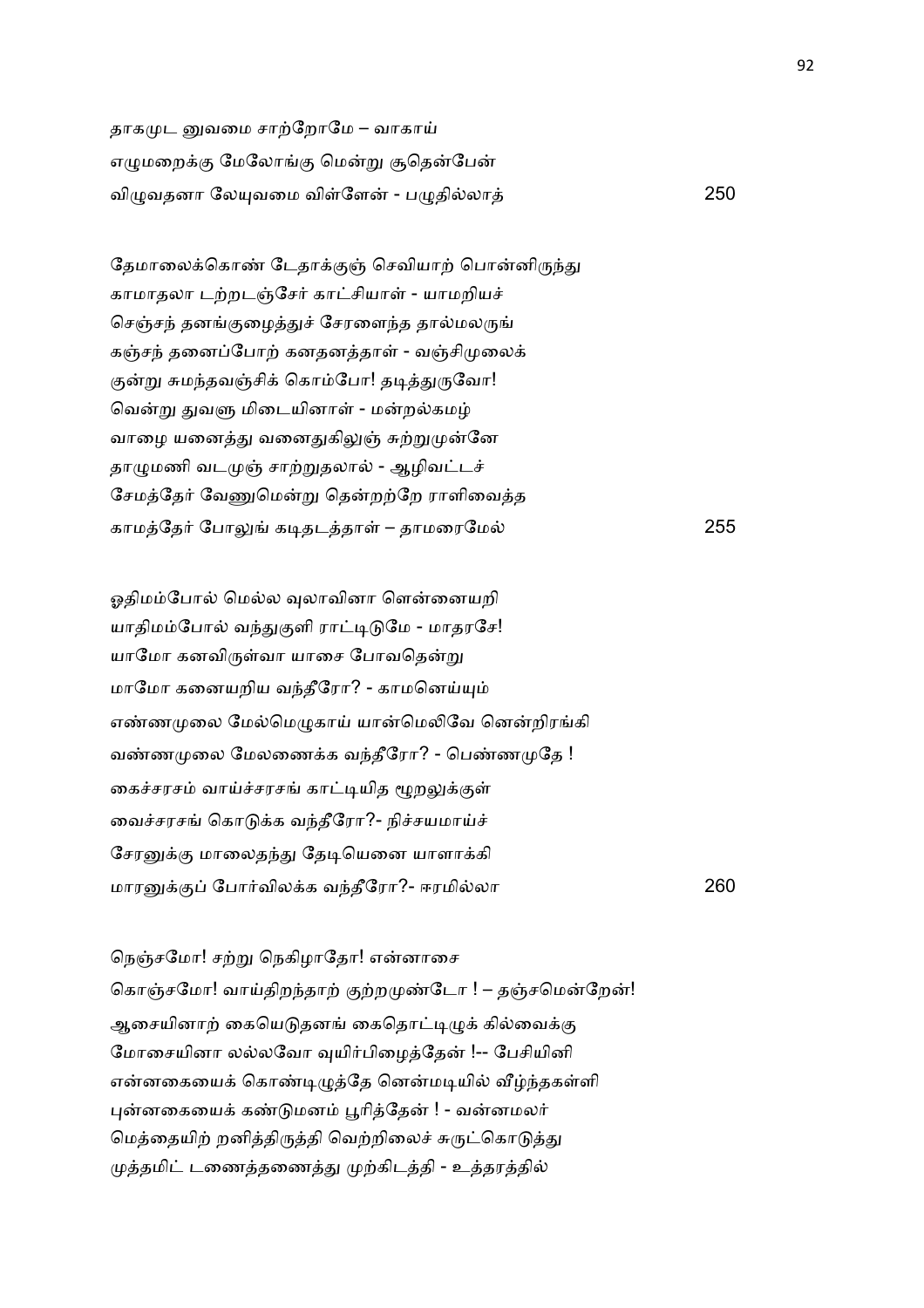தாகமுட னுவமை சாற்றோமே – வாகாய்
எழுமறைக்கு மேலோங்கு மென்று சூதென்பேன்
விழுவதனா லேயுவமை விள்ளேன் - பழுதில்லாத் 250

தேமாலைக்கொண் டேதாக்குஞ் செவியாற் பொன்னிருந்து
காமாதலா டற்றடஞ்சேர் காட்சியாள் - யாமறியச்
செஞ்சந் தனங்குழைத்துச் சேரளைந்த தால்மலருங்
கஞ்சந் தனைப்போற் கனதனத்தாள் - வஞ்சிமுலைக்
குன்று சுமந்தவஞ்சிக் கொம்போ! தடித்துருவோ!
வென்று துவளு மிடையினாள் - மன்றல்கமழ்
வாழை யனைத்து வனைதுகிலுஞ் சுற்றுமுன்னே
தாழுமணி வடமுஞ் சாற்றுதலால் - ஆழிவட்டச்
சேமத்தேர் வேணுமென்று தென்றற்றே ராளிவைத்த
காமத்தேர் போலுங் கடிதடத்தாள் – தாமரைமேல் 255

ஓதிமம்போல் மெல்ல வுலாவினா ளென்னையறி
யாதிமம்போல் வந்துகுளி ராட்டிடுமே - மாதரசே!
யாமோ கனவிருள்வா யாசை போவதென்று
மாமோ கனையறிய வந்தீரோ? - காமனெய்யும்
எண்ணமுலை மேல்மெழுகாய் யான்மெலிவே னென்றிரங்கி
வண்ணமுலை மேலணைக்க வந்தீரோ? - பெண்ணமுதே !
கைச்சரசம் வாய்ச்சரசங் காட்டியித மூறலுக்குள்
வைச்சரசங் கொடுக்க வந்தீரோ?- நிச்சயமாய்ச்
சேரனுக்கு மாலைதந்து தேடியெனை யாளாக்கி
மாரனுக்குப் போர்விலக்க வந்தீரோ?- ஈரமில்லா 260

நெஞ்சமோ! சற்று நெகிழாதோ! என்னாசை
கொஞ்சமோ! வாய்திறந்தாற் குற்றமுண்டோ ! – தஞ்சமென்றேன்!
ஆசையினாற் கையெடுதனங் கைதொட்டிழுக் கில்வைக்கு
மோசையினா லல்லவோ வுயிர்பிழைத்தேன் !-- பேசியினி
என்னகையைக் கொண்டிழுத்தே னென்மடியில் வீழ்ந்தகள்ளி
புன்னகையைக் கண்டுமனம் பூரித்தேன் ! - வன்னமலர்
மெத்தையிற் றனித்திருத்தி வெற்றிலைச் சுருட்கொடுத்து
முத்தமிட் டணைத்தணைத்து முற்கிடத்தி - உத்தரத்தில்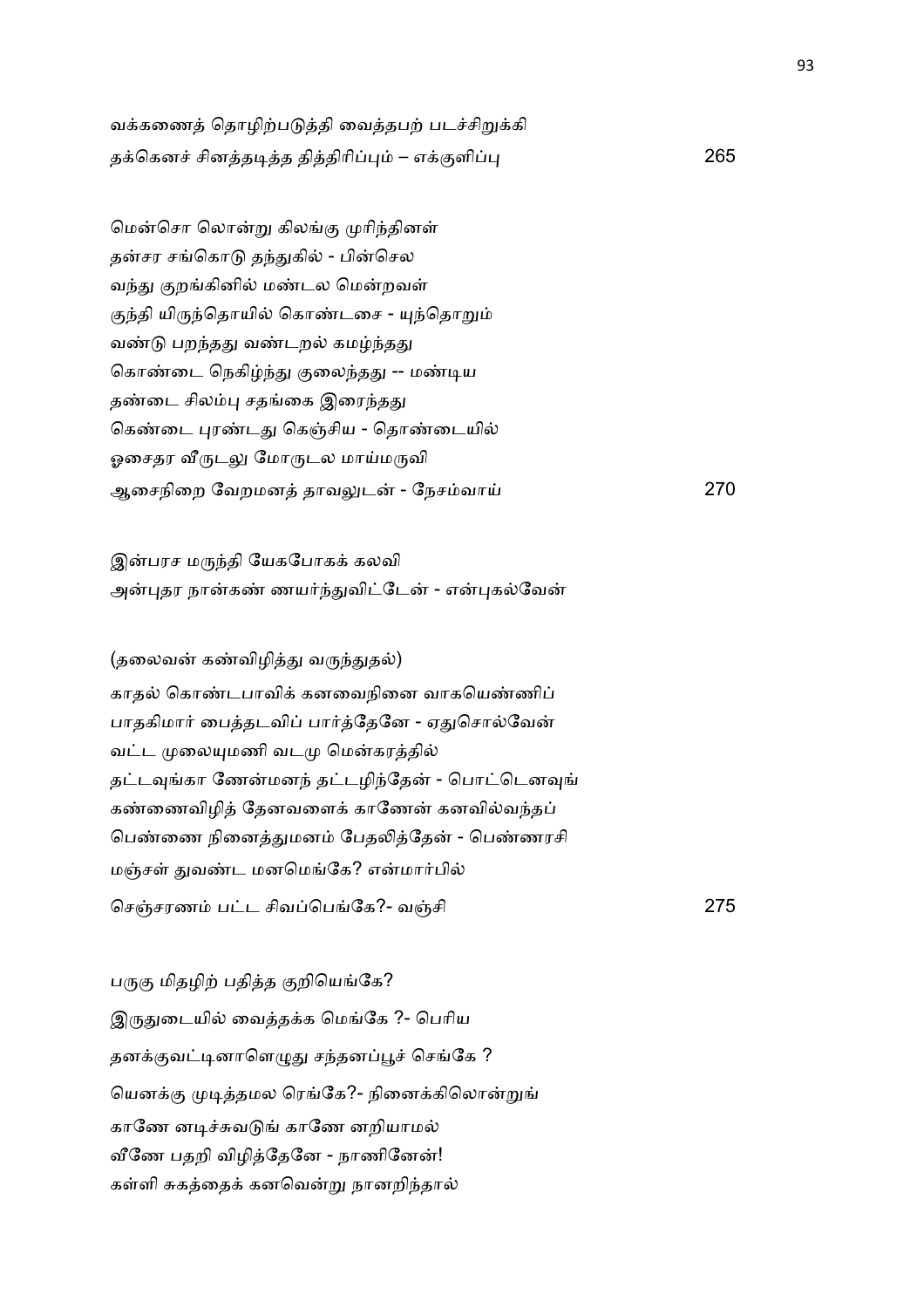வக்கணைத் தொழிற்படுத்தி வைத்தபற் படச்சிறுக்கி
தக்கெனச் சினத்தடித்த தித்திரிப்பும் – எக்குளிப்பு 265

மென்சொ லொன்று கிலங்கு முரிந்தினள்
தன்சர சங்கொடு தந்துகில் - பின்செல
வந்து குறங்கினில் மண்டல மென்றவள்
குந்தி யிருந்தொயில் கொண்டசை - யுந்தொறும்
வண்டு பறந்தது வண்டறல் கமழ்ந்தது
கொண்டை நெகிழ்ந்து குலைந்தது -- மண்டிய
தண்டை சிலம்பு சதங்கை இரைந்தது
கெண்டை புரண்டது கெஞ்சிய - தொண்டையில்
ஓசைதர வீருடலு மோருடல மாய்மருவி
ஆசைநிறை வேறமனத் தாவலுடன் - நேசம்வாய் 270

இன்பரச மருந்தி யேகபோகக் கலவி
அன்புதர நான்கண் ணயர்ந்துவிட்டேன் - என்புகல்வேன்

(தலைவன் கண்விழித்து வருந்துதல்)

காதல் கொண்டபாவிக் கனவைநினை வாகயெண்ணிப்
பாதகிமார் பைத்தடவிப் பார்த்தேனே - ஏதுசொல்வேன்
வட்ட முலையுமணி வடமு மென்கரத்தில்
தட்டவுங்கா ணேன்மனந் தட்டழிந்தேன் - பொட்டெனவுங்
கண்ணைவிழித் தேனவளைக் காணேன் கனவில்வந்தப்
பெண்ணை நினைத்துமனம் பேதலித்தேன் - பெண்ணரசி
மஞ்சள் துவண்ட மனமெங்கே? என்மார்பில்
செஞ்சரணம் பட்ட சிவப்பெங்கே?- வஞ்சி 275

பருகு மிதழிற் பதித்த குறியெங்கே?
இருதுடையில் வைத்தக்க மெங்கே ?- பெரிய
தனக்குவட்டினாளெழுது சந்தனப்பூச் செங்கே ?
யெனக்கு முடித்தமல ரெங்கே?- நினைக்கிலொன்றுங்
காணே னடிச்சுவடுங் காணே னறியாமல்
வீணே பதறி விழித்தேனே - நாணினேன்!
கள்ளி சுகத்தைக் கனவென்று நானறிந்தால்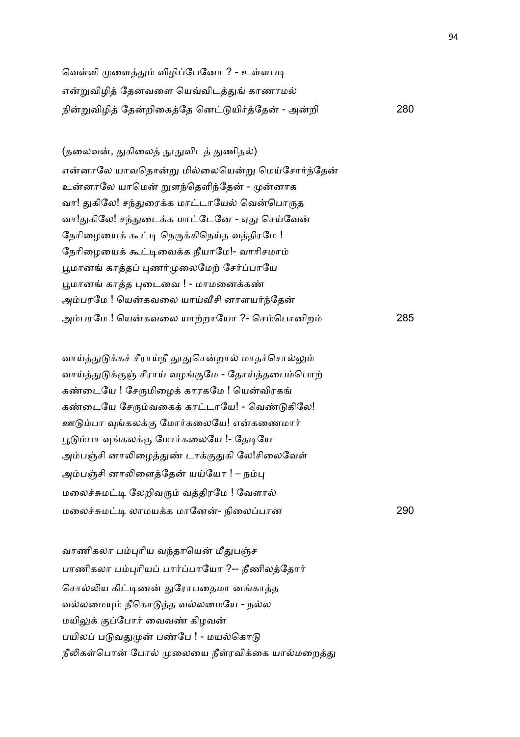வெள்ளி முளைத்தும் விழிப்பேனோ ? - உள்ளபடி
என்றுவிழித் தேனவளை யெவ்விடத்துங் காணாமல்
நின்றுவிழித் தேன்றிகைத்தே னெட்டுயிர்த்தேன் - அன்றி 280

(தலைவன், துகிலைத் தூதுவிடத் துணிதல்)

என்னாலே யாவதொன்று மில்லையென்று மெய்சோர்ந்தேன்
உன்னாலே யாமென் றுளந்தெளிந்தேன் - முன்னாக
வா! துகிலே! சந்துரைக்க மாட்டாயேல் வென்பொருத
வா!துகிலே! சந்துடைக்க மாட்டேனே - ஏது செய்வேன்
நேரிழையைக் கூட்டி நெருக்கிநெய்த வத்திரமே !
நேரிழையைக் கூட்டிவைக்க நீயாமே!- வாரிசமாம்
பூமானங் காத்தப் புணர்முலைமேற் சேர்ப்பாயே
பூமானங் காத்த புடைவை ! - மாமனைக்கண்
அம்பரமே ! யென்கவலை யாய்வீசி னாளயர்ந்தேன்
அம்பரமே ! யென்கவலை யாற்றாயோ ?- செம்பொனிறம் 285

வாய்த்துடுக்கச் சீராய்நீ தூதுசென்றால் மாதர்சொல்லும்
வாய்த்துடுக்குஞ் சீராய் வழங்குமே - தோய்த்தபைம்பொற்
கண்டையே ! சேருமிழைக் காரகமே ! யென்விரகங்
கண்டையே சேரும்வகைக் காட்டாயே! - வெண்டுகிலே!
ஊடும்பா வுங்கலக்கு மோர்கலையே! என்கணைமார்
பூடும்பா வுங்கலக்கு மோர்கலையே !- தேடியே
அம்பஞ்சி னாலிழைத்துண் டாக்குதுகி லே!சிலைவேள்
அம்பஞ்சி னாலிளைத்தேன் யய்யோ ! – நம்பு
மலைச்சுமட்டி லேறிவரும் வத்திரமே ! வேளால்
மலைச்சுமட்டி லாமயக்க மானேன்- நிலைப்பான 290

வாணிகலா பம்புரிய வந்தாயென் மீதுபஞ்ச
பாணிகலா பம்புரியப் பார்ப்பாயோ ?-- நீணிலத்தோர்
சொல்லிய கிட்டிணன் துரோபதைமா னங்காத்த
வல்லமையும் நீகொடுத்த வல்லமையே - நல்ல
மயிலுக் குப்போர் வைவண் கிழவன்
பயிலப் படுவதுமுன் பண்பே ! - மயல்கொடு
நீலிகள்பொன் போல் முலையை நீள்ரவிக்கை யால்மறைத்து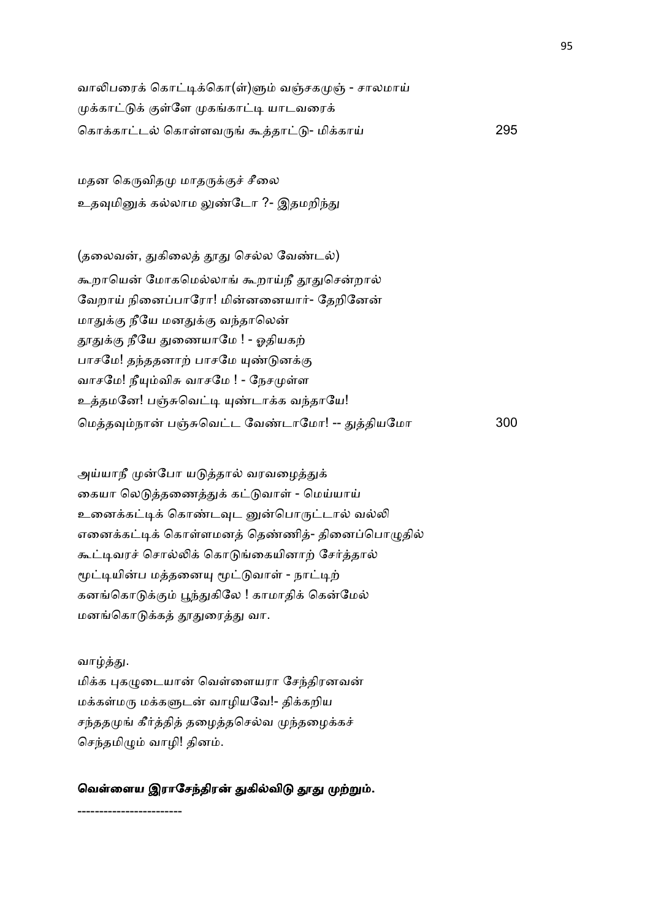வாலிபரைக் கொட்டிக்கொ(ள்)ளும் வஞ்சகமுஞ் - சாலமாய்
முக்காட்டுக் குள்ளே முகங்காட்டி யாடவரைக்
கொக்காட்டல் கொள்ளவருங் கூத்தாட்டு- மிக்காய் 295

மதன கெருவிதமு மாதருக்குச் சீலை
உதவுமினுக் கல்லாம லுண்டோ ?- இதமறிந்து

(தலைவன், துகிலைத் தூது செல்ல வேண்டல்)
கூறாயென் மோகமெல்லாங் கூறாய்நீ தூதுசென்றால்
வேறாய் நினைப்பாரோ! மின்னனையார்- தேறினேன்
மாதுக்கு நீயே மனதுக்கு வந்தாலென்
தூதுக்கு நீயே துணையாமே ! - ஓதியகற்
பாசமே! தந்ததனாற் பாசமே யுண்டுனக்கு
வாசமே! நீயும்விசு வாசமே ! - நேசமுள்ள
உத்தமனே! பஞ்சுவெட்டி யுண்டாக்க வந்தாயே!
மெத்தவும்நான் பஞ்சுவெட்ட வேண்டாமோ! -- துத்தியமோ 300

அய்யாநீ முன்போ யடுத்தால் வரவழைத்துக்
கையா லெடுத்தணைத்துக் கட்டுவாள் - மெய்யாய்
உனைக்கட்டிக் கொண்டவுட னுன்பொருட்டால் வல்லி
எனைக்கட்டிக் கொள்ளமனத் தெண்ணித்- தினைப்பொழுதில்
கூட்டிவரச் சொல்லிக் கொடுங்கையினாற் சேர்த்தால்
மூட்டியின்ப மத்தனையு மூட்டுவாள் - நாட்டிற்
கனங்கொடுக்கும் பூந்துகிலே ! காமாதிக் கென்மேல்
மனங்கொடுக்கத் தூதுரைத்து வா.

வாழ்த்து.
மிக்க புகழுடையான் வெள்ளையரா சேந்திரனவன்
மக்கள்மரு மக்களுடன் வாழியவே!- திக்கறிய
சந்ததமுங் கீர்த்தித் தழைத்தசெல்வ முந்தழைக்கச்
செந்தமிழும் வாழி! தினம்.

**வெள்ளைய இராசேந்திரன் துகில்விடு தூது முற்றும்.**

-----------------------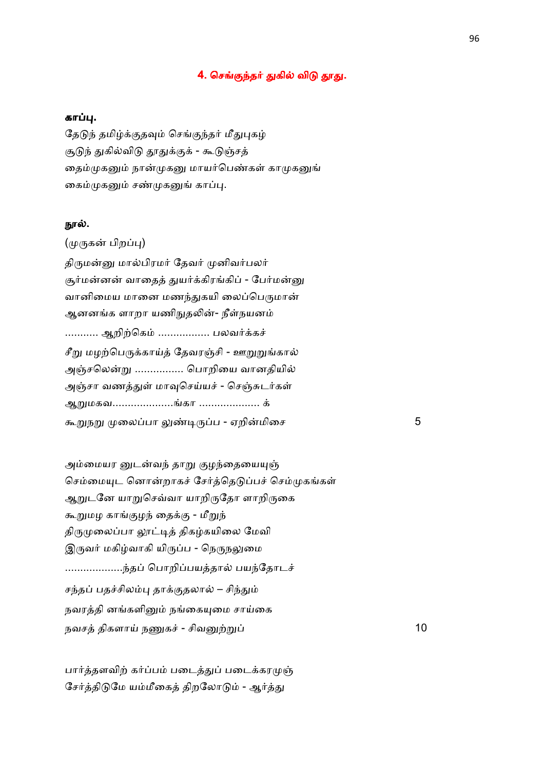## 4. செங்குந்தர் துகில் விடு தூது.

**காப்பு.**

தேடுந் தமிழ்க்குதவும் செங்குந்தர் மீதுபுகழ்
சூடுந் துகில்விடு தூதுக்குக் - கூடுஞ்சத்
தைம்முகனும் நான்முகனு மாயர்பெண்கள் காமுகனுங்
கைம்முகனும் சண்முகனுங் காப்பு.

**நூல்.**

(முருகன் பிறப்பு)

திருமன்னு மால்பிரமர் தேவர் முனிவர்பலர்
சூர்மன்னன் வாதைத் துயர்க்கிரங்கிப் - பேர்மன்னு
வானிமைய மானை மணந்துகயி லைப்பெருமான்
ஆனனங்க ளாறா யணிநுதலின்- நீள்நயனம்
........... ஆறிற்கெம் ................. பலவர்க்கச்
சீறு மழற்பெருக்காய்த் தேவரஞ்சி - ஊறுறுங்கால்
அஞ்சலென்று ................ பொறியை வானதியில்
அஞ்சா வணத்துள் மாவுசெய்யச் - செஞ்சுடர்கள்
ஆறுமகவ....................ங்கா .................... க்
கூறுநறு முலைப்பா லுண்டிருப்ப - ஏறின்மிசை 5

அம்மையர னுடன்வந் தாறு குழந்தையையுஞ்
செம்மையுட னொன்றாகச் சேர்த்தெடுப்பச் செம்முகங்கள்
ஆறுடனே யாறுசெவ்வா யாறிருதோ ளாறிருகை
கூறுமழ காங்குழந் தைக்கு - மீறுந்
திருமுலைப்பா லூட்டித் திகழ்கயிலை மேவி
இருவர் மகிழ்வாகி யிருப்ப - நெருநலுமை
...................ந்தப் பொறிப்பயத்தால் பயந்தோடச்
சந்தப் பதச்சிலம்பு தாக்குதலால் – சிந்தும்
நவரத்தி னங்களினும் நங்கையுமை சாய்கை
நவசத் திகளாய் நணுகச் - சிவனுற்றுப் 10

பார்த்தளவிற் கர்ப்பம் படைத்துப் படைக்கரமுஞ்
சேர்த்திடுமே யம்மீகைத் திறலோடும் - ஆர்த்து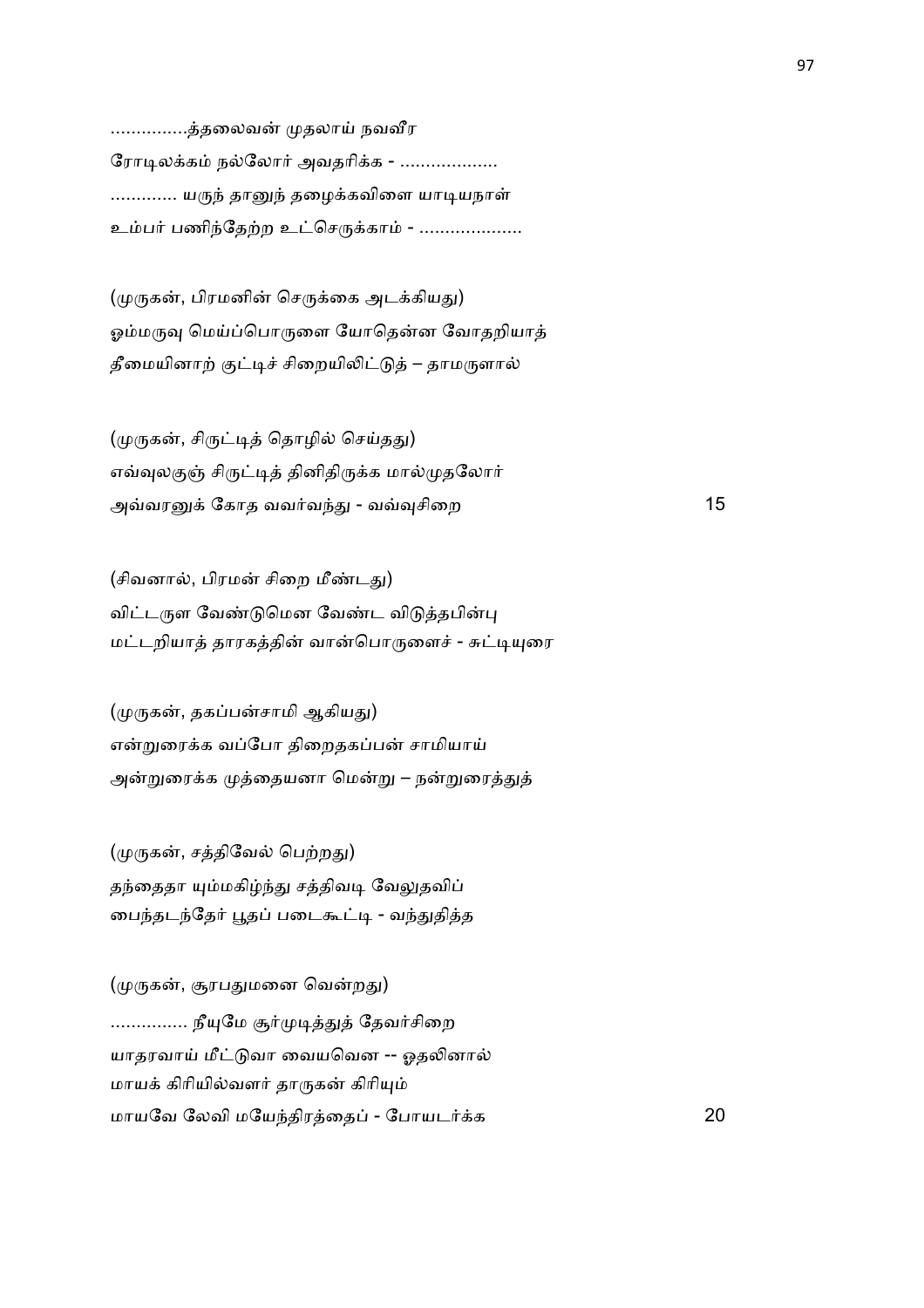...............த்தலைவன் முதலாய் நவவீர
ரோடிலக்கம் நல்லோர் அவதரிக்க - ...................
............. யருந் தானுந் தழைக்கவிளை யாடியநாள்
உம்பர் பணிந்தேற்ற உட்செருக்காம் - ....................

(முருகன், பிரமனின் செருக்கை அடக்கியது)
ஓம்மருவு மெய்ப்பொருளை யோதென்ன வோதறியாத்
தீமையினாற் குட்டிச் சிறையிலிட்டுத் – தாமருளால்

(முருகன், சிருட்டித் தொழில் செய்தது)
எவ்வுலகுஞ் சிருட்டித் தினிதிருக்க மால்முதலோர்
அவ்வரனுக் கோத வவர்வந்து - வவ்வுசிறை 15

(சிவனால், பிரமன் சிறை மீண்டது)
விட்டருள வேண்டுமென வேண்ட விடுத்தபின்பு
மட்டறியாத் தாரகத்தின் வான்பொருளைச் - சுட்டியுரை

(முருகன், தகப்பன்சாமி ஆகியது)
என்றுரைக்க வப்போ திறைதகப்பன் சாமியாய்
அன்றுரைக்க முத்தையனா மென்று – நன்றுரைத்துத்

(முருகன், சத்திவேல் பெற்றது)
தந்தைதா யும்மகிழ்ந்து சத்திவடி வேலுதவிப்
பைந்தடந்தேர் பூதப் படைகூட்டி - வந்துதித்த

(முருகன், சூரபதுமனை வென்றது)
............... நீயுமே சூர்முடித்துத் தேவர்சிறை
யாதரவாய் மீட்டுவா வையவென -- ஓதலினால்
மாயக் கிரியில்வளர் தாருகன் கிரியும்
மாயவே லேவி மயேந்திரத்தைப் - போயடர்க்க 20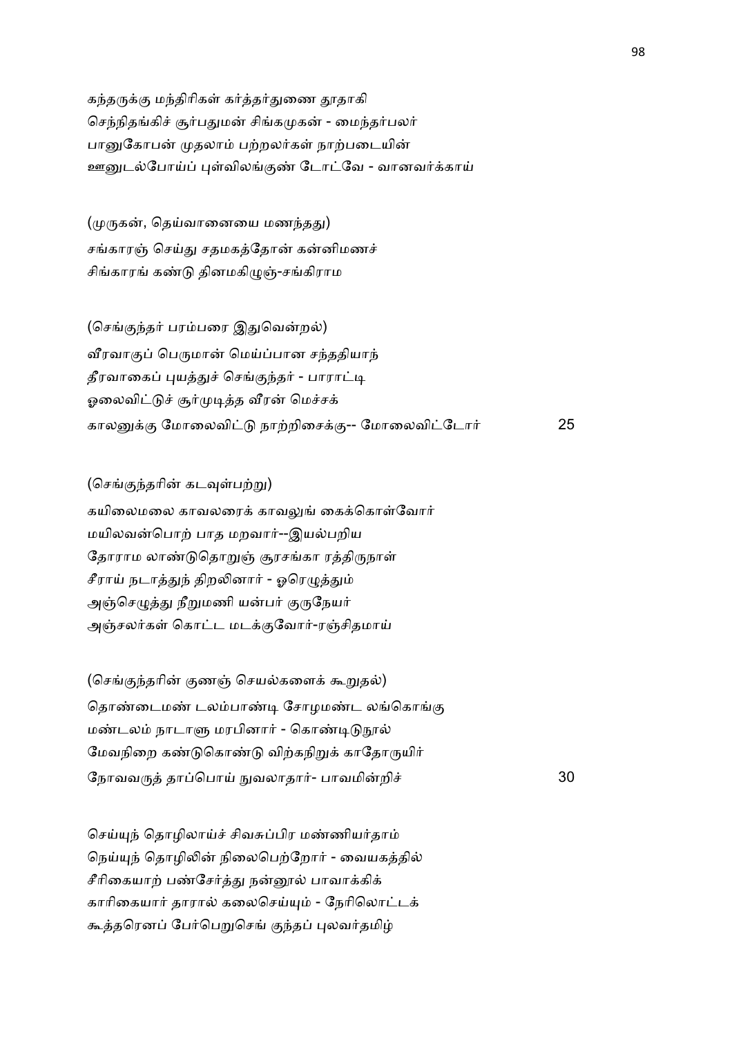கந்தருக்கு மந்திரிகள் கர்த்தர்துணை தூதாகி
செந்நிதங்கிச் சூர்பதுமன் சிங்கமுகன் - மைந்தர்பலர்
பானுகோபன் முதலாம் பற்றலர்கள் நாற்படையின்
ஊனுடல்போய்ப் புள்விலங்குண் டோட்வே - வானவர்க்காய்

(முருகன், தெய்வானையை மணந்தது)
சங்காரஞ் செய்து சதமகத்தோன் கன்னிமணச்
சிங்காரங் கண்டு தினமகிழுஞ்-சங்கிராம

(செங்குந்தர் பரம்பரை இதுவென்றல்)
வீரவாகுப் பெருமான் மெய்ப்பான சந்ததியாந்
தீரவாகைப் புயத்துச் செங்குந்தர் - பாராட்டி
ஓலைவிட்டுச் சூர்முடித்த வீரன் மெச்சக்
காலனுக்கு மோலைவிட்டு நாற்றிசைக்கு-- மோலைவிட்டோர் 25

(செங்குந்தரின் கடவுள்பற்று)
கயிலைமலை காவலரைக் காவலுங் கைக்கொள்வோர்
மயிலவன்பொற் பாத மறவார்--இயல்பறிய
தோராம லாண்டுதொறுஞ் சூரசங்கா ரத்திருநாள்
சீராய் நடாத்துந் திறலினார் - ஓரெழுத்தும்
அஞ்செழுத்து நீறுமணி யன்பர் குருநேயர்
அஞ்சலர்கள் கொட்ட மடக்குவோர்-ரஞ்சிதமாய்

(செங்குந்தரின் குணஞ் செயல்களைக் கூறுதல்)
தொண்டைமண் டலம்பாண்டி சோழமண்ட லங்கொங்கு
மண்டலம் நாடாளு மரபினார் - கொண்டிடுநூல்
மேவநிறை கண்டுகொண்டு விற்கநிறுக் காதோருயிர்
நோவவருத் தாப்பொய் நுவலாதார்- பாவமின்றிச் 30

செய்யுந் தொழிலாய்ச் சிவசுப்பிர மண்ணியர்தாம்
நெய்யுந் தொழிலின் நிலைபெற்றோர் - வையகத்தில்
சீரிகையாற் பண்சேர்த்து நன்னூல் பாவாக்கிக்
காரிகையார் தாரால் கலைசெய்யும் - நேரிலொட்டக்
கூத்தரெனப் பேர்பெறுசெங் குந்தப் புலவர்தமிழ்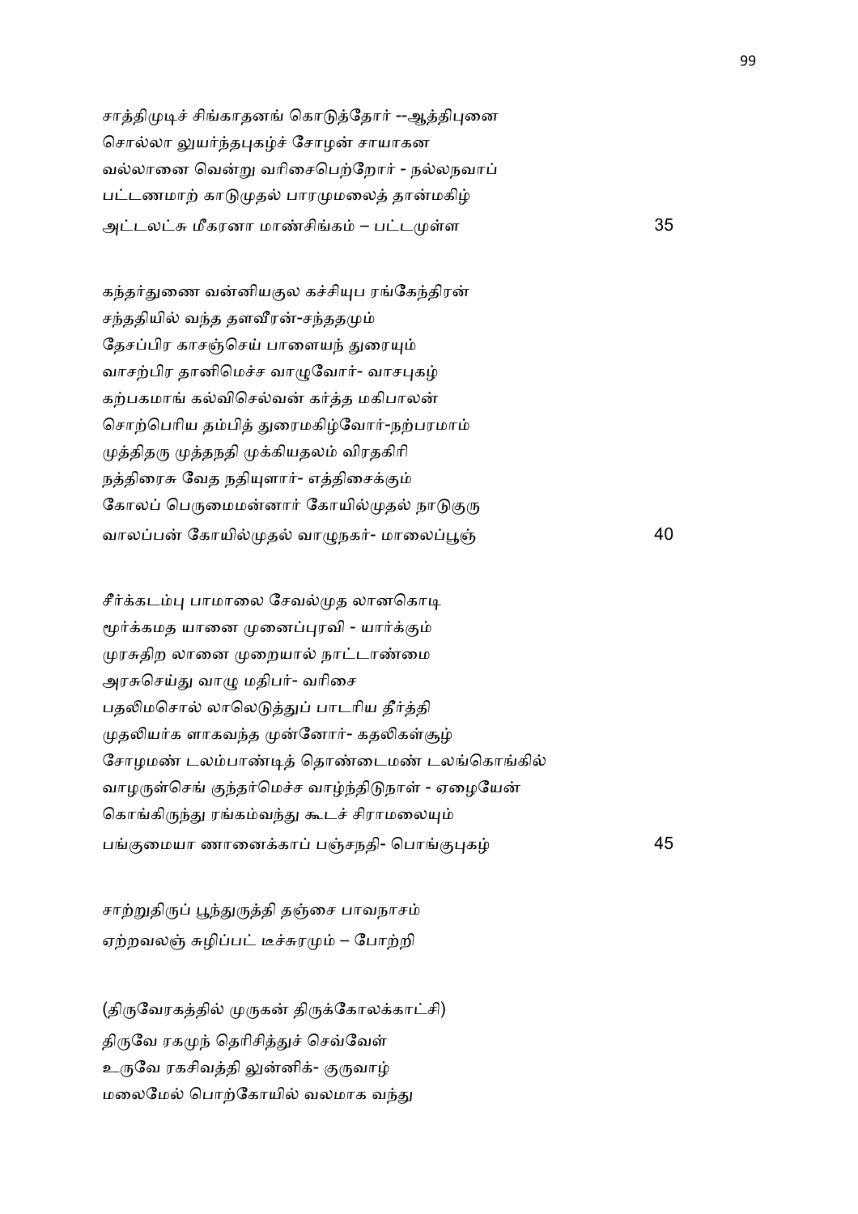சாத்திமுடிச் சிங்காதனங் கொடுத்தோர் --ஆத்திபுனை
சொல்லா லுயர்ந்தபுகழ்ச் சோழன் சாயாகன
வல்லானை வென்று வரிசைபெற்றோர் - நல்லநவாப்
பட்டணமாற் காடுமுதல் பாரமுமலைத் தான்மகிழ்
அட்டலட்சு மீகரனா மாண்சிங்கம் – பட்டமுள்ள 35

கந்தர்துணை வன்னியகுல கச்சியுப ரங்கேந்திரன்
சந்ததியில் வந்த தளவீரன்-சந்ததமும்
தேசப்பிர காசஞ்செய் பாளையந் துரையும்
வாசற்பிர தானிமெச்ச வாழுவோர்- வாசபுகழ்
கற்பகமாங் கல்விசெல்வன் கர்த்த மகிபாலன்
சொற்பெரிய தம்பித் துரைமகிழ்வோர்-நற்பரமாம்
முத்திதரு முத்தநதி முக்கியதலம் விரதகிரி
நத்திரைசு வேத நதியுளார்- எத்திசைக்கும்
கோலப் பெருமைமன்னார் கோயில்முதல் நாடுகுரு
வாலப்பன் கோயில்முதல் வாழுநகர்- மாலைப்பூஞ் 40

சீர்க்கடம்பு பாமாலை சேவல்முத லானகொடி
மூர்க்கமத யானை முனைப்புரவி - யார்க்கும்
முரசுதிற லானை முறையால் நாட்டாண்மை
அரசுசெய்து வாழு மதிபர்- வரிசை
பதலிமசொல் லாலெடுத்துப் பாடரிய தீர்த்தி
முதலியர்க ளாகவந்த முன்னோர்- கதலிகள்சூழ்
சோழமண் டலம்பாண்டித் தொண்டைமண் டலங்கொங்கில்
வாழருள்செங் குந்தர்மெச்ச வாழ்ந்திடுநாள் - ஏழையேன்
கொங்கிருந்து ரங்கம்வந்து கூடச் சிராமலையும்
பங்குமையா ணானைக்காப் பஞ்சநதி- பொங்குபுகழ் 45

சாற்றுதிருப் பூந்துருத்தி தஞ்சை பாவநாசம்
ஏற்றவலஞ் சுழிப்பட் டீச்சுரமும் – போற்றி

(திருவேரகத்தில் முருகன் திருக்கோலக்காட்சி)
திருவே ரகமுந் தெரிசித்துச் செவ்வேள்
உருவே ரகசிவத்தி லுன்னிக்- குருவாழ்
மலைமேல் பொற்கோயில் வலமாக வந்து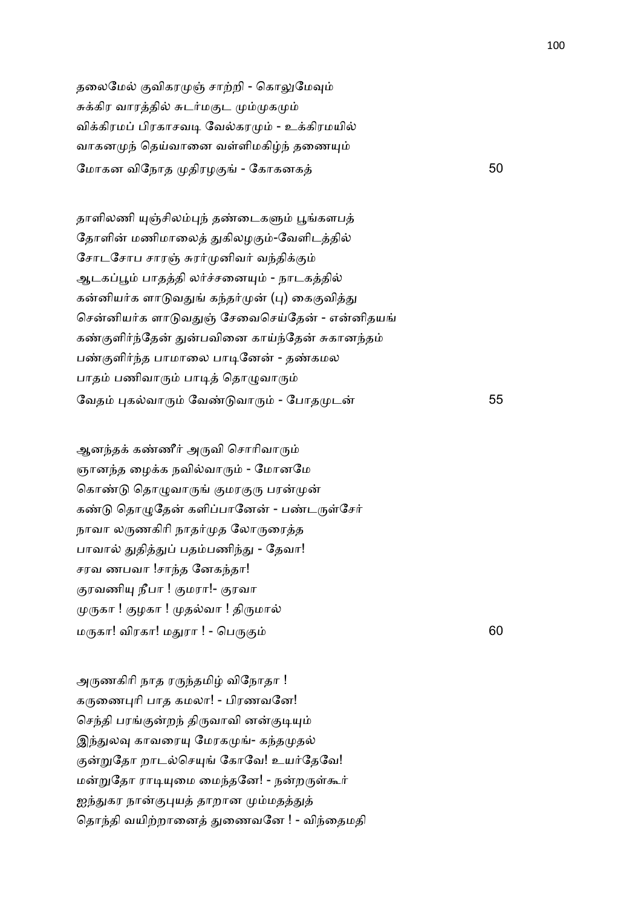தலைமேல் குவிகரமுஞ் சாற்றி - கொலுமேவும்
சுக்கிர வாரத்தில் சுடர்மகுட மும்முகமும்
விக்கிரமப் பிரகாசவடி வேல்கரமும் - உக்கிரமயில்
வாகனமுந் தெய்வானை வள்ளிமகிழ்ந் தணையும்
மோகன விநோத முதிரழகுங் - கோகனகத் 50

தாளிலணி யுஞ்சிலம்புந் தண்டைகளும் பூங்களபத்
தோளின் மணிமாலைத் துகிலழகும்-வேளிடத்தில்
சோடசோப சாரஞ் சுரர்முனிவர் வந்திக்கும்
ஆடகப்பூம் பாதத்தி லர்ச்சனையும் - நாடகத்தில்
கன்னியர்க ளாடுவதுங் கந்தர்முன் (பு) கைகுவித்து
சென்னியர்க ளாடுவதுஞ் சேவைசெய்தேன் - என்னிதயங்
கண்குளிர்ந்தேன் துன்பவினை காய்ந்தேன் சுகானந்தம்
பண்குளிர்ந்த பாமாலை பாடினேன் - தண்கமல
பாதம் பணிவாரும் பாடித் தொழுவாரும்
வேதம் புகல்வாரும் வேண்டுவாரும் - போதமுடன் 55

ஆனந்தக் கண்ணீர் அருவி சொரிவாரும்
ஞானந்த ழைக்க நவில்வாரும் - மோனமே
கொண்டு தொழுவாருங் குமரகுரு பரன்முன்
கண்டு தொழுதேன் களிப்பானேன் - பண்டருள்சேர்
நாவா லருணகிரி நாதர்முத லோருரைத்த
பாவால் துதித்துப் பதம்பணிந்து - தேவா!
சரவ ணபவா !சாந்த னேகந்தா!
குரவணியு நீபா ! குமரா!- குரவா
முருகா ! குழகா ! முதல்வா ! திருமால்
மருகா! விரகா! மதுரா ! - பெருகும் 60

அருணகிரி நாத ரருந்தமிழ் விநோதா !
கருணைபுரி பாத கமலா! - பிரணவனே!
செந்தி பரங்குன்றந் திருவாவி னன்குடியும்
இந்துலவு காவரையு மேரகமுங்- கந்தமுதல்
குன்றுதோ றாடல்செயுங் கோவே! உயர்தேவே!
மன்றுதோ ராடியுமை மைந்தனே! - நன்றருள்கூர்
ஐந்துகர நான்குபுயத் தாறான மும்மதத்துத்
தொந்தி வயிற்றானைத் துணைவனே ! - விந்தைமதி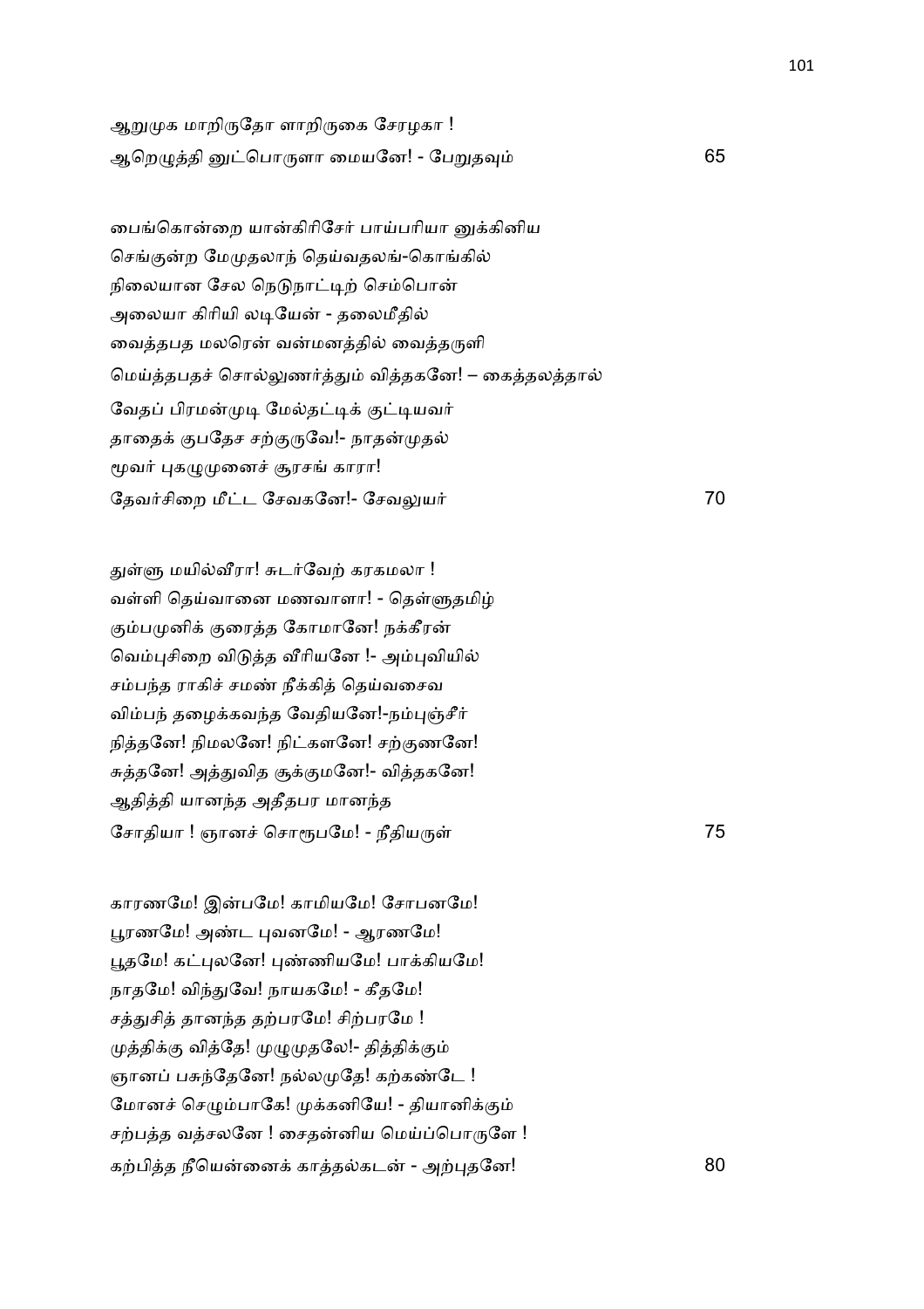ஆறுமுக மாறிருதோ ளாறிருகை சேரழகா !
ஆறெழுத்தி னுட்பொருளா மையனே! - பேறுதவும் 65

பைங்கொன்றை யான்கிரிசேர் பாய்பரியா னுக்கினிய
செங்குன்ற மேமுதலாந் தெய்வதலங்-கொங்கில்
நிலையான சேல நெடுநாட்டிற் செம்பொன்
அலையா கிரியி லடியேன் - தலைமீதில்
வைத்தபத மலரென் வன்மனத்தில் வைத்தருளி
மெய்த்தபதச் சொல்லுணர்த்தும் வித்தகனே! – கைத்தலத்தால்
வேதப் பிரமன்முடி மேல்தட்டிக் குட்டியவர்
தாதைக் குபதேச சற்குருவே!- நாதன்முதல்
மூவர் புகழுமுனைச் சூரசங் காரா!
தேவர்சிறை மீட்ட சேவகனே!- சேவலுயர் 70

துள்ளு மயில்வீரா! சுடர்வேற் கரகமலா !
வள்ளி தெய்வானை மணவாளா! - தெள்ளுதமிழ்
கும்பமுனிக் குரைத்த கோமானே! நக்கீரன்
வெம்புசிறை விடுத்த வீரியனே !- அம்புவியில்
சம்பந்த ராகிச் சமண் நீக்கித் தெய்வசைவ
விம்பந் தழைக்கவந்த வேதியனே!-நம்புஞ்சீர்
நித்தனே! நிமலனே! நிட்களனே! சற்குணனே!
சுத்தனே! அத்துவித சூக்குமனே!- வித்தகனே!
ஆதித்தி யானந்த அதீதபர மானந்த
சோதியா ! ஞானச் சொரூபமே! - நீதியருள் 75

காரணமே! இன்பமே! காமியமே! சோபனமே!
பூரணமே! அண்ட புவனமே! - ஆரணமே!
பூதமே! கட்புலனே! புண்ணியமே! பாக்கியமே!
நாதமே! விந்துவே! நாயகமே! - கீதமே!
சத்துசித் தானந்த தற்பரமே! சிற்பரமே !
முத்திக்கு வித்தே! முழுமுதலே!- தித்திக்கும்
ஞானப் பசுந்தேனே! நல்லமுதே! கற்கண்டே !
மோனச் செழும்பாகே! முக்கனியே! - தியானிக்கும்
சற்பத்த வத்சலனே ! சைதன்னிய மெய்ப்பொருளே !
கற்பித்த நீயென்னைக் காத்தல்கடன் - அற்புதனே! 80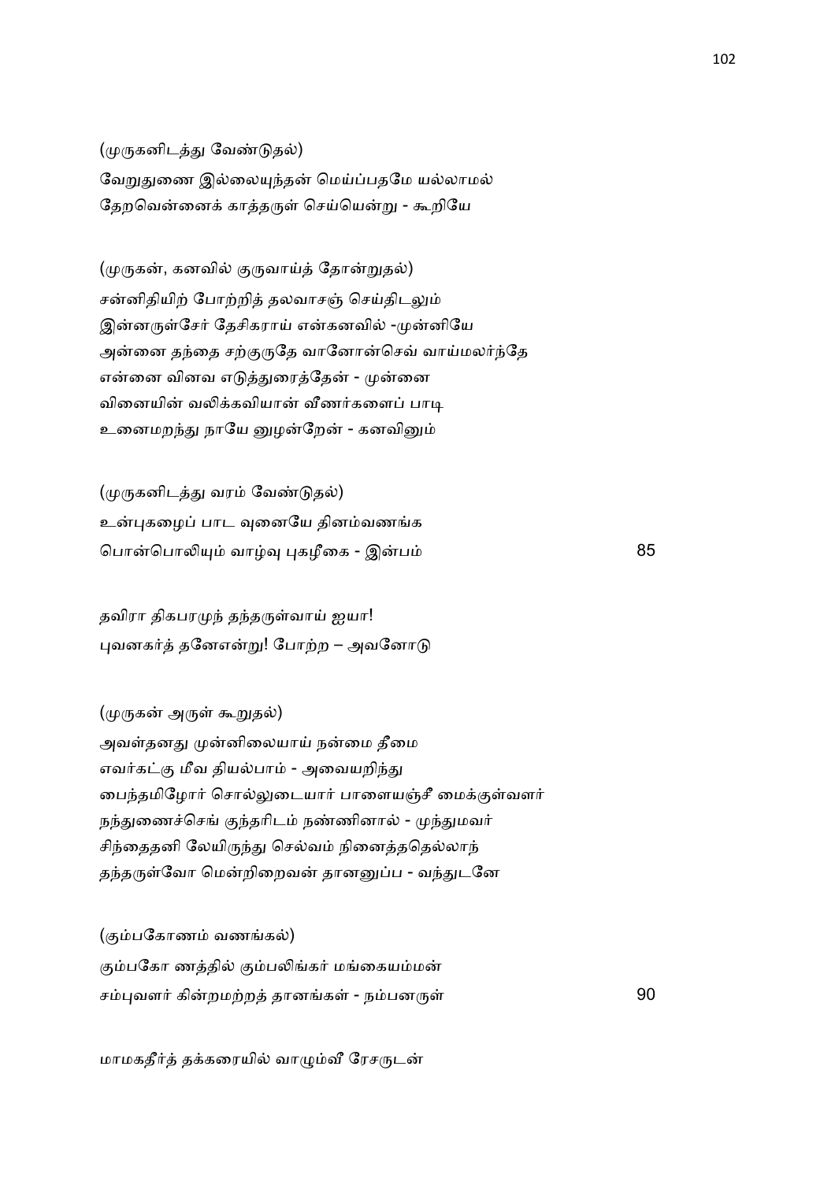(முருகனிடத்து வேண்டுதல்)

வேறுதுணை இல்லையுந்தன் மெய்ப்பதமே யல்லாமல்
தேறவென்னைக் காத்தருள் செய்யென்று - கூறியே

(முருகன், கனவில் குருவாய்த் தோன்றுதல்)

சன்னிதியிற் போற்றித் தலவாசஞ் செய்திடலும்
இன்னருள்சேர் தேசிகராய் என்கனவில் -முன்னியே
அன்னை தந்தை சற்குருதே வானோன்செவ் வாய்மலர்ந்தே
என்னை வினவ எடுத்துரைத்தேன் - முன்னை
வினையின் வலிக்கவியான் வீணர்களைப் பாடி
உனைமறந்து நாயே னுழன்றேன் - கனவினும்

(முருகனிடத்து வரம் வேண்டுதல்)

உன்புகழைப் பாட வுனையே தினம்வணங்க
பொன்பொலியும் வாழ்வு புகழீகை - இன்பம் 85

தவிரா திகபரமுந் தந்தருள்வாய் ஐயா!
புவனகர்த் தனேஎன்று! போற்ற – அவனோடு

(முருகன் அருள் கூறுதல்)

அவள்தனது முன்னிலையாய் நன்மை தீமை
எவர்கட்கு மீவ தியல்பாம் - அவையறிந்து
பைந்தமிழோர் சொல்லுடையார் பாளையஞ்சீ மைக்குள்வளர்
நந்துணைச்செங் குந்தரிடம் நண்ணினால் - முந்துமவர்
சிந்தைதனி லேயிருந்து செல்வம் நினைத்ததெல்லாந்
தந்தருள்வோ மென்றிறைவன் தானனுப்ப - வந்துடனே

(கும்பகோணம் வணங்கல்)

கும்பகோ ணத்தில் கும்பலிங்கர் மங்கையம்மன்
சம்புவளர் கின்றமற்றத் தானங்கள் - நம்பனருள் 90

மாமகதீர்த் தக்கரையில் வாழும்வீ ரேசருடன்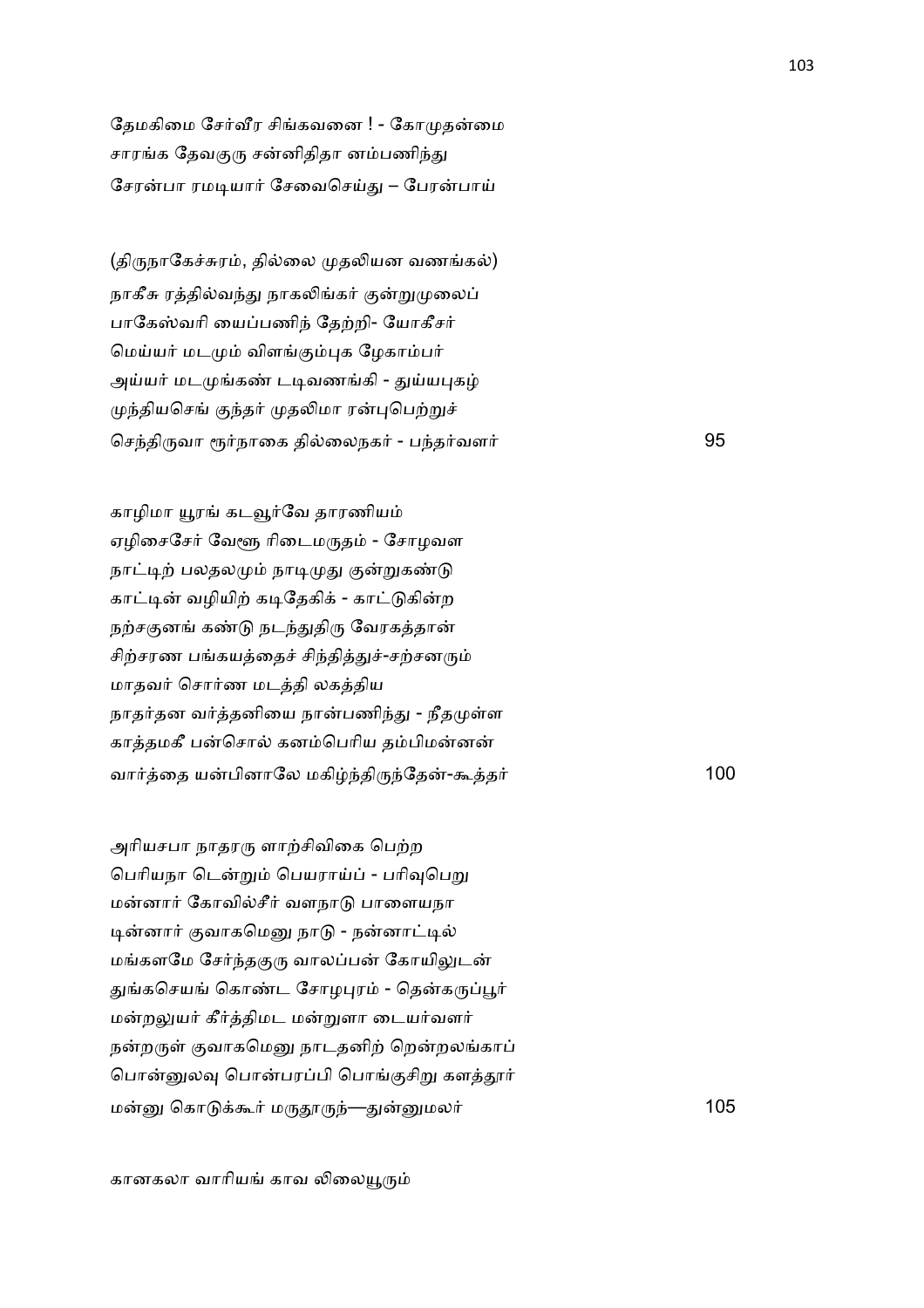தேமகிமை சேர்வீர சிங்கவனை ! - கோமுதன்மை
சாரங்க தேவகுரு சன்னிதிதா னம்பணிந்து
சேரன்பா ரமடியார் சேவைசெய்து – பேரன்பாய்

(திருநாகேச்சுரம், தில்லை முதலியன வணங்கல்)

நாகீசு ரத்தில்வந்து நாகலிங்கர் குன்றுமுலைப்
பாகேஸ்வரி யைப்பணிந் தேற்றி- யோகீசர்
மெய்யர் மடமும் விளங்கும்புக ழேகாம்பர்
அய்யர் மடமுங்கண் டடிவணங்கி - துய்யபுகழ்
முந்தியசெங் குந்தர் முதலிமா ரன்புபெற்றுச்
செந்திருவா ரூர்நாகை தில்லைநகர் - பந்தர்வளர் 95

காழிமா யூரங் கடலூர்வே தாரணியம்
ஏழிசைசேர் வேளூ ரிடைமருதம் - சோழவள
நாட்டிற் பலதலமும் நாடிமுது குன்றுகண்டு
காட்டின் வழியிற் கடிதேகிக் - காட்டுகின்ற
நற்சகுனங் கண்டு நடந்துதிரு வேரகத்தான்
சிற்சரண பங்கயத்தைச் சிந்தித்துச்-சற்சனரும்
மாதவர் சொர்ண மடத்தி லகத்திய
நாதர்தன வர்த்தனியை நான்பணிந்து - நீதமுள்ள
காத்தமகீ பன்சொல் கனம்பெரிய தம்பிமன்னன்
வார்த்தை யன்பினாலே மகிழ்ந்திருந்தேன்-கூத்தர் 100

அரியசபா நாதரரு ளாற்சிவிகை பெற்ற
பெரியநா டென்றும் பெயராய்ப் - பரிவுபெறு
மன்னார் கோவில்சீர் வளநாடு பாளையநா
டின்னார் குவாகமெனு நாடு - நன்னாட்டில்
மங்களமே சேர்ந்தகுரு வாலப்பன் கோயிலுடன்
துங்கசெயங் கொண்ட சோழபுரம் - தென்கருப்பூர்
மன்றலுயர் கீர்த்திமட மன்றுளா டையர்வளர்
நன்றருள் குவாகமெனு நாடதனிற் றென்றலங்காப்
பொன்னுலவு பொன்பரப்பி பொங்குசிறு களத்தூர்
மன்னு கொடுக்கூர் மருதூருந்—துன்னுமலர் 105

கானகலா வாரியங் காவ லிலையூரும்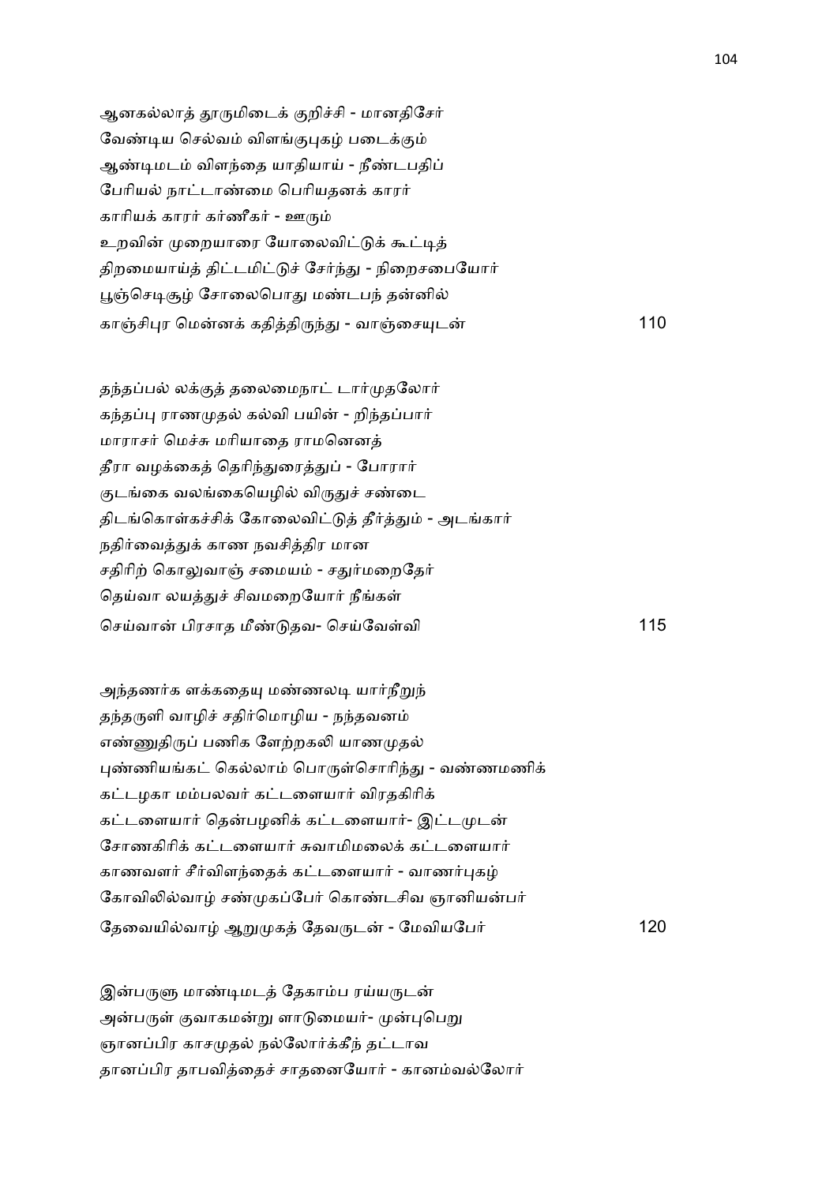ஆனகல்லாத் தூருமிடைக் குறிச்சி - மானதிசேர்
வேண்டிய செல்வம் விளங்குபுகழ் படைக்கும்
ஆண்டிமடம் விளந்தை யாதியாய் - நீண்டபதிப்
பேரியல் நாட்டாண்மை பெரியதனக் காரர்
காரியக் காரர் கர்ணீகர் - ஊரும்
உறவின் முறையாரை யோலைவிட்டுக் கூட்டித்
திறமையாய்த் திட்டமிட்டுச் சேர்ந்து - நிறைசபையோர்
பூஞ்செடிசூழ் சோலைபொது மண்டபந் தன்னில்
காஞ்சிபுர மென்னக் கதித்திருந்து - வாஞ்சையுடன் 110

தந்தப்பல் லக்குத் தலைமைநாட் டார்முதலோர்
கந்தப்பு ராணமுதல் கல்வி பயின் - றிந்தப்பார்
மாராசர் மெச்சு மரியாதை ராமனெனத்
தீரா வழக்கைத் தெரிந்துரைத்துப் - போரார்
குடங்கை வலங்கையெழில் விருதுச் சண்டை
திடங்கொள்கச்சிக் கோலைவிட்டுத் தீர்த்தும் - அடங்கார்
நதிர்வைத்துக் காண நவசித்திர மான
சதிரிற் கொலுவாஞ் சமையம் - சதுர்மறைதேர்
தெய்வா லயத்துச் சிவமறையோர் நீங்கள்
செய்வான் பிரசாத மீண்டுதவ- செய்வேள்வி 115

அந்தணர்க ளக்கதையு மண்ணலடி யார்நீறுந்
தந்தருளி வாழிச் சதிர்மொழிய - நந்தவனம்
எண்ணுதிருப் பணிக ளேற்றகலி யாணமுதல்
புண்ணியங்கட் கெல்லாம் பொருள்சொரிந்து - வண்ணமணிக்
கட்டழகா மம்பலவர் கட்டளையார் விரதகிரிக்
கட்டளையார் தென்பழனிக் கட்டளையார்- இட்டமுடன்
சோணகிரிக் கட்டளையார் சுவாமிமலைக் கட்டளையார்
காணவளர் சீர்விளந்தைக் கட்டளையார் - வாணர்புகழ்
கோவிலில்வாழ் சண்முகப்பேர் கொண்டசிவ ஞானியன்பர்
தேவையில்வாழ் ஆறுமுகத் தேவருடன் - மேவியபேர் 120

இன்பருளு மாண்டிமடத் தேகாம்ப ரய்யருடன்
அன்பருள் குவாகமன்று ளாடுமையர்- முன்புபெறு
ஞானப்பிர காசமுதல் நல்லோர்க்கீந் தட்டாவ
தானப்பிர தாபவித்தைச் சாதனையோர் - கானம்வல்லோர்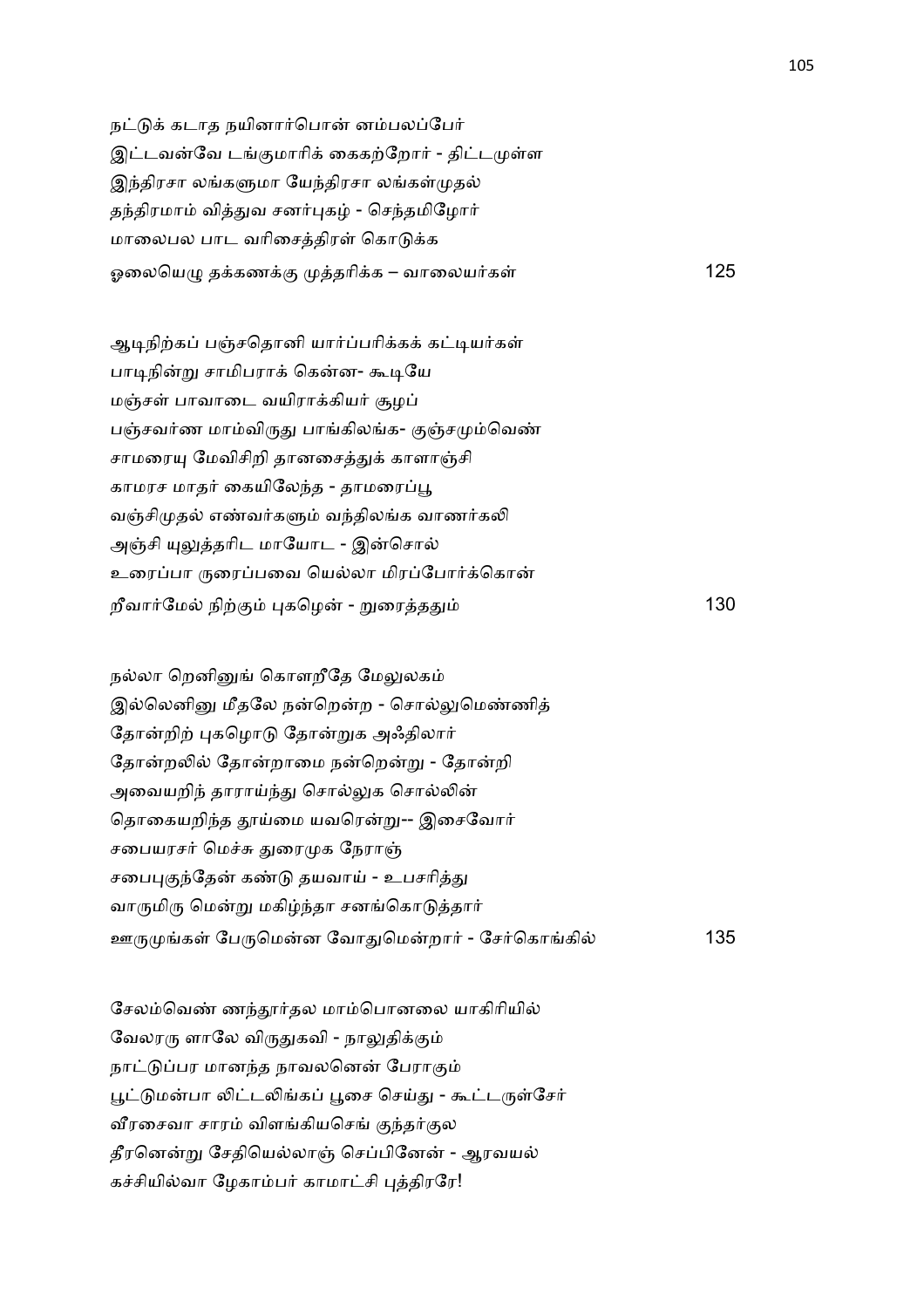நட்டுக் கடாத நயினார்பொன் னம்பலப்பேர்
இட்டவன்வே டங்குமாரிக் கைகற்றோர் - திட்டமுள்ள
இந்திரசா லங்களுமா யேந்திரசா லங்கள்முதல்
தந்திரமாம் வித்துவ சனர்புகழ் - செந்தமிழோர்
மாலைபல பாட வரிசைத்திரள் கொடுக்க
ஓலையெழு தக்கணக்கு முத்தரிக்க – வாலையர்கள் 125

ஆடிநிற்கப் பஞ்சதொனி யார்ப்பரிக்கக் கட்டியர்கள்
பாடிநின்று சாமிபராக் கென்ன- கூடியே
மஞ்சள் பாவாடை வயிராக்கியர் சூழப்
பஞ்சவர்ண மாம்விருது பாங்கிலங்க- குஞ்சமும்வெண்
சாமரையு மேவிசிறி தானசைத்துக் காளாஞ்சி
காமரச மாதர் கையிலேந்த - தாமரைப்பூ
வஞ்சிமுதல் எண்வர்களும் வந்திலங்க வாணர்கலி
அஞ்சி யுலுத்தரிட மாயோட - இன்சொல்
உரைப்பா ருரைப்பவை யெல்லா மிரப்போர்க்கொன்
றீவார்மேல் நிற்கும் புகழென் - றுரைத்ததும் 130

நல்லா றெனினுங் கொளறீதே மேலுலகம்
இல்லெனினு மீதலே நன்றென்ற - சொல்லுமெண்ணித்
தோன்றிற் புகழொடு தோன்றுக அஃதிலார்
தோன்றலில் தோன்றாமை நன்றென்று - தோன்றி
அவையறிந் தாராய்ந்து சொல்லுக சொல்லின்
தொகையறிந்த தூய்மை யவரென்று-- இசைவோர்
சபையரசர் மெச்சு துரைமுக நேராஞ்
சபைபுகுந்தேன் கண்டு தயவாய் - உபசரித்து
வாருமிரு மென்று மகிழ்ந்தா சனங்கொடுத்தார்
ஊருமுங்கள் பேருமென்ன வோதுமென்றார் - சேர்கொங்கில் 135

சேலம்வெண் ணந்தூர்தல மாம்பொனலை யாகிரியில்
வேலரரு ளாலே விருதுகவி - நாலுதிக்கும்
நாட்டுப்பர மானந்த நாவலனென் பேராகும்
பூட்டுமன்பா லிட்டலிங்கப் பூசை செய்து - கூட்டருள்சேர்
வீரசைவா சாரம் விளங்கியசெங் குந்தர்குல
தீரனென்று சேதியெல்லாஞ் செப்பினேன் - ஆரவயல்
கச்சியில்வா ழேகாம்பர் காமாட்சி புத்திரரே!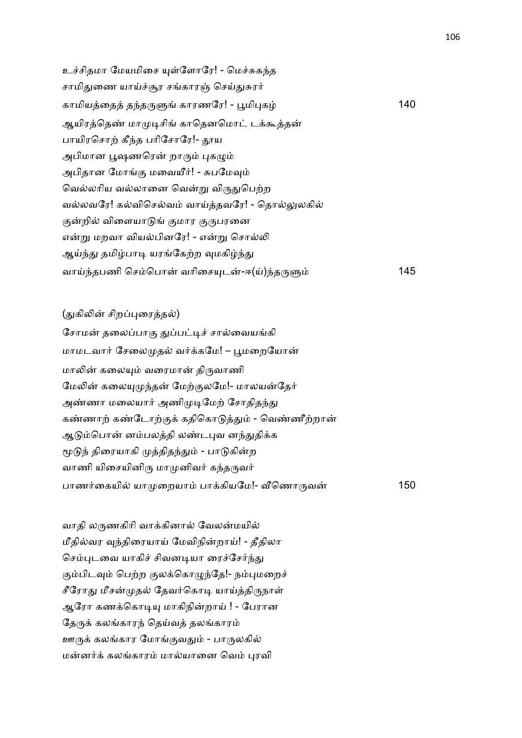உச்சிதமா மேயமிசை யுள்ளோரே! - மெச்சுகந்த
சாமிதுணை யாய்ச்சூர சங்காரஞ் செய்துசுரர்
காமியத்தைத் தந்தருளுங் காரணரே! - பூமிபுகழ் 140
ஆயிரத்தெண் மாமுடிசிங் காதெனமொட் டக்கூத்தன்
பாயிரசொற் கீந்த பரிசோரே!- தூய
அபிமான பூஷணரென் றாரும் புகழும்
அபிதான மோங்கு மவையீர்! - சுபமேவும்
வெல்லரிய வல்லானை வென்று விருதுபெற்ற
வல்லவரே! கல்விசெல்வம் வாய்த்தவரே! - தொல்லுலகில்
குன்றில் விளையாடுங் குமார குருபரனை
என்று மறவா வியல்பினரே! - என்று சொல்லி
ஆய்ந்து தமிழ்பாடி யரங்கேற்ற வுமகிழ்ந்து
வாய்ந்தபணி செம்பொன் வரிசையுடன்-ஈ(ய்)ந்தருளும் 145

(துகிலின் சிறப்புரைத்தல்)

சோமன் தலைப்பாகு துப்பட்டிச் சால்வையங்கி
மாமடவார் சேலைமுதல் வர்க்கமே! – பூமறையோன்
மாலின் கலையும் வரைமான் திருவாணி
மேலின் கலையுமுந்தன் மேற்குலமே!- மாலயன்தேர்
அண்ணா மலையார் அணிமுடிமேற் சோதிதந்து
கண்ணாற் கண்டோற்குக் கதிகொடுத்தும் - வெண்ணீற்றான்
ஆடும்பொன் னம்பலத்தி லண்டபுவ னந்துதிக்க
மூடுந் திரையாகி முத்திதந்தும் - பாடுகின்ற
வாணி யிசையினிரு மாமுனிவர் கந்தருவர்
பாணர்கையில் யாமுறையாம் பாக்கியமே!- வீணொருவன் 150

வாதி லருணகிரி வாக்கினால் வேலன்மயில்
மீதில்வர வுந்திரையாய் மேவிநின்றாய்! - தீதிலா
செம்புடவை யாகிச் சிவனடியா ரைச்சேர்ந்து
கும்பிடவும் பெற்ற குலக்கொழுந்தே!- நம்புமறைச்
சீரோது மீசன்முதல் தேவர்கொடி யாய்த்திருநாள்
ஆரோ கணக்கொடியு மாகிநின்றாய் ! - பேரான
தேருக் கலங்காரந் தெய்வத் தலங்காரம்
ஊருக் கலங்கார மோங்குவதும் - பாருலகில்
மன்னர்க் கலங்காரம் மால்யானை வெம் புரவி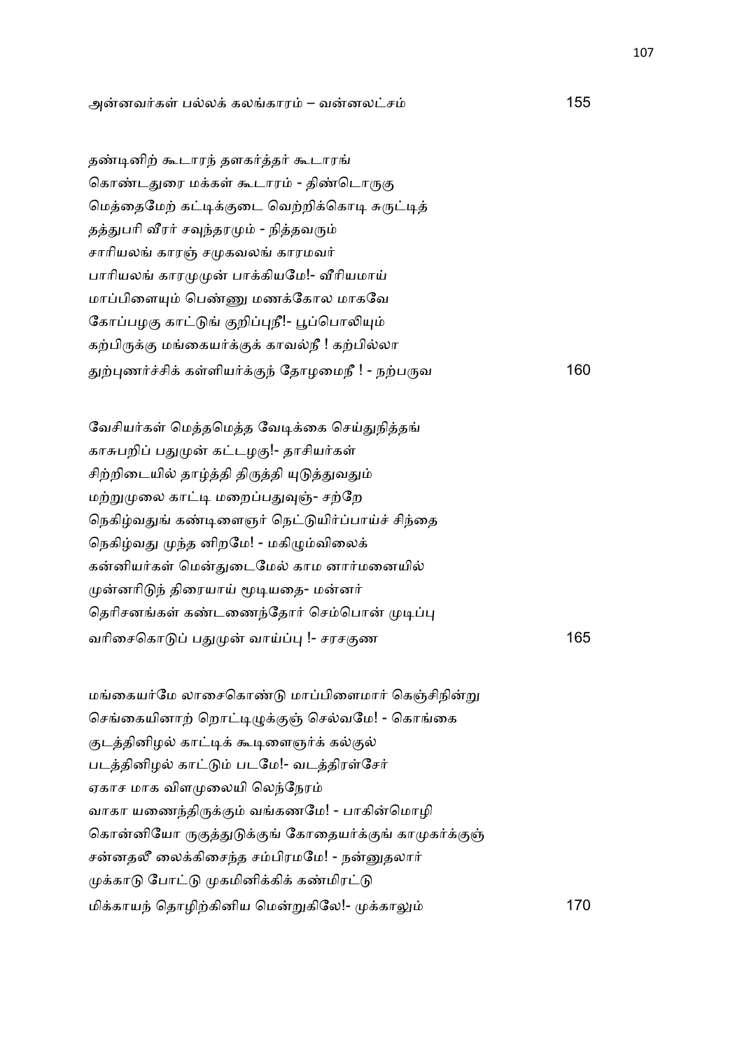அன்னவர்கள் பல்லக் கலங்காரம் – வன்னலட்சம் 155

தண்டினிற் கூடாரந் தளகர்த்தர் கூடாரங்
கொண்டதுரை மக்கள் கூடாரம் - திண்டொருகு
மெத்தைமேற் கட்டிக்குடை வெற்றிக்கொடி சுருட்டித்
தத்துபரி வீரர் சவுந்தரமும் - நித்தவரும்
சாரியலங் காரஞ் சமுகவலங் காரமவர்
பாரியலங் காரமுமுன் பாக்கியமே!- வீரியமாய்
மாப்பிளையும் பெண்ணு மணக்கோல மாகவே
கோப்பழகு காட்டுங் குறிப்புநீ!- பூப்பொலியும்
கற்பிருக்கு மங்கையர்க்குக் காவல்நீ ! கற்பில்லா
துற்புணர்ச்சிக் கள்ளியர்க்குந் தோழமைநீ ! - நற்பருவ 160

வேசியர்கள் மெத்தமெத்த வேடிக்கை செய்துநித்தங்
காசுபறிப் பதுமுன் கட்டழகு!- தாசியர்கள்
சிற்றிடையில் தாழ்த்தி திருத்தி யுடுத்துவதும்
மற்றுமுலை காட்டி மறைப்பதுவுஞ்- சற்றே
நெகிழ்வதுங் கண்டிளைஞர் நெட்டுயிர்ப்பாய்ச் சிந்தை
நெகிழ்வது முந்த னிறமே! - மகிழும்விலைக்
கன்னியர்கள் மென்துடைமேல் காம னார்மனையில்
முன்னரிடுந் திரையாய் மூடியதை- மன்னர்
தெரிசனங்கள் கண்டணைந்தோர் செம்பொன் முடிப்பு
வரிசைகொடுப் பதுமுன் வாய்ப்பு !- சரசகுண 165

மங்கையர்மே லாசைகொண்டு மாப்பிளைமார் கெஞ்சிநின்று
செங்கையினாற் றொட்டிழுக்குஞ் செல்வமே! - கொங்கை
குடத்தினிழல் காட்டிக் கூடிளைஞர்க் கல்குல்
படத்தினிழல் காட்டும் படமே!- வடத்திரள்சேர்
ஏகாச மாக விளமுலையி லெந்நேரம்
வாகா யணைந்திருக்கும் வங்கணமே! - பாகின்மொழி
கொன்னியோ ருகுத்துடுக்குங் கோதையர்க்குங் காமுகர்க்குஞ்
சன்னதலீ லைக்கிசைந்த சம்பிரமமே! - நன்னுதலார்
முக்காடு போட்டு முகமினிக்கிக் கண்மிரட்டு
மிக்காயந் தொழிற்கினிய மென்றுகிலே!- முக்காலும் 170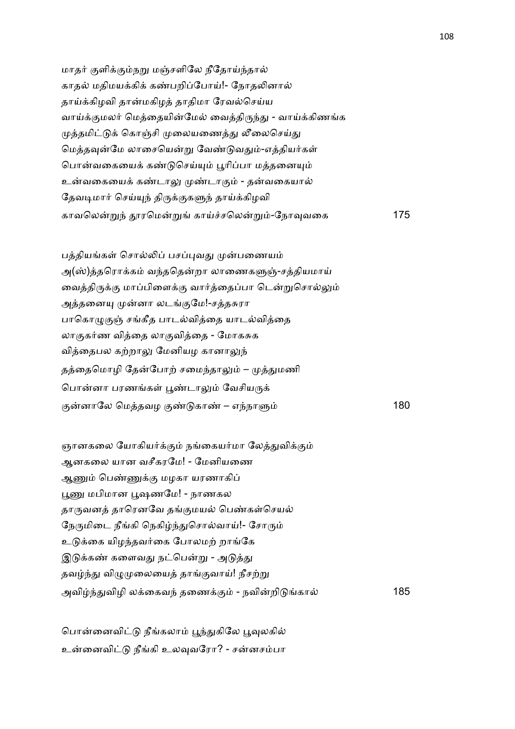மாதர் குளிக்கும்நறு மஞ்சளிலே நீதோய்ந்தால்
காதல் மதிமயக்கிக் கண்பறிப்போய்!- நோதலினால்
தாய்க்கிழவி தான்மகிழத் தாதிமா ரேவல்செய்ய
வாய்க்குமலர் மெத்தையின்மேல் வைத்திருந்து - வாய்க்கிணங்க
முத்தமிட்டுக் கொஞ்சி முலையணைத்து லீலைசெய்து
மெத்தவுன்மே லாசையென்று வேண்டுவதும்-எத்தியர்கள்
பொன்வகையைக் கண்டுசெய்யும் பூரிப்பா மத்தனையும்
உன்வகையைக் கண்டாலு முண்டாகும் - தன்வகையால்
தேவடிமார் செய்யுந் திருக்குகளுந் தாய்க்கிழவி
காவலென்றுந் தூரமென்றுங் காய்ச்சலென்றும்-நோவுவகை 175

பத்தியங்கள் சொல்லிப் பசப்புவது முன்பணையம்
அ(ஸ்)த்தரொக்கம் வந்ததென்றா லாணைகளுஞ்-சத்தியமாய்
வைத்திருக்கு மாப்பிளைக்கு வார்த்தைப்பா டென்றுசொல்லும்
அத்தனையு முன்னா லடங்குமே!-சத்தசுரா
பாகொழுகுஞ் சங்கீத பாடல்வித்தை யாடல்வித்தை
லாகுகர்ண வித்தை லாகுவித்தை - மோகசுக
வித்தைபல கற்றாலு மேனியழ கானாலுந்
தத்தைமொழி தேன்போற் சமைந்தாலும் – முத்துமணி
பொன்னா பரணங்கள் பூண்டாலும் வேசியருக்
குன்னாலே மெத்தவழ குண்டுகாண் – எந்நாளும் 180

ஞானகலை யோகியர்க்கும் நங்கையர்மா லேத்துவிக்கும்
ஆனகலை யான வசீகரமே! - மேனியணை
ஆணும் பெண்ணுக்கு மழகா யரணாகிப்
பூணு மபிமான பூஷணமே! - நாணகல
தாருவனத் தாரெனவே தங்குமயல் பெண்கள்செயல்
நேருமிடை நீங்கி நெகிழ்ந்துசொல்வாய்!- சோரும்
உடுக்கை யிழந்தவர்கை போலமற் றாங்கே
இடுக்கண் களைவது நட்பென்று - அடுத்து
தவழ்ந்து விழுமுலையைத் தாங்குவாய்! நீசற்று
அவிழ்ந்துவிழி லக்கைவந் தணைக்கும் - நவின்றிடுங்கால் 185

பொன்னைவிட்டு நீங்கலாம் பூந்துகிலே பூவுலகில்
உன்னைவிட்டு நீங்கி உலவுவரோ? - சன்னசம்பா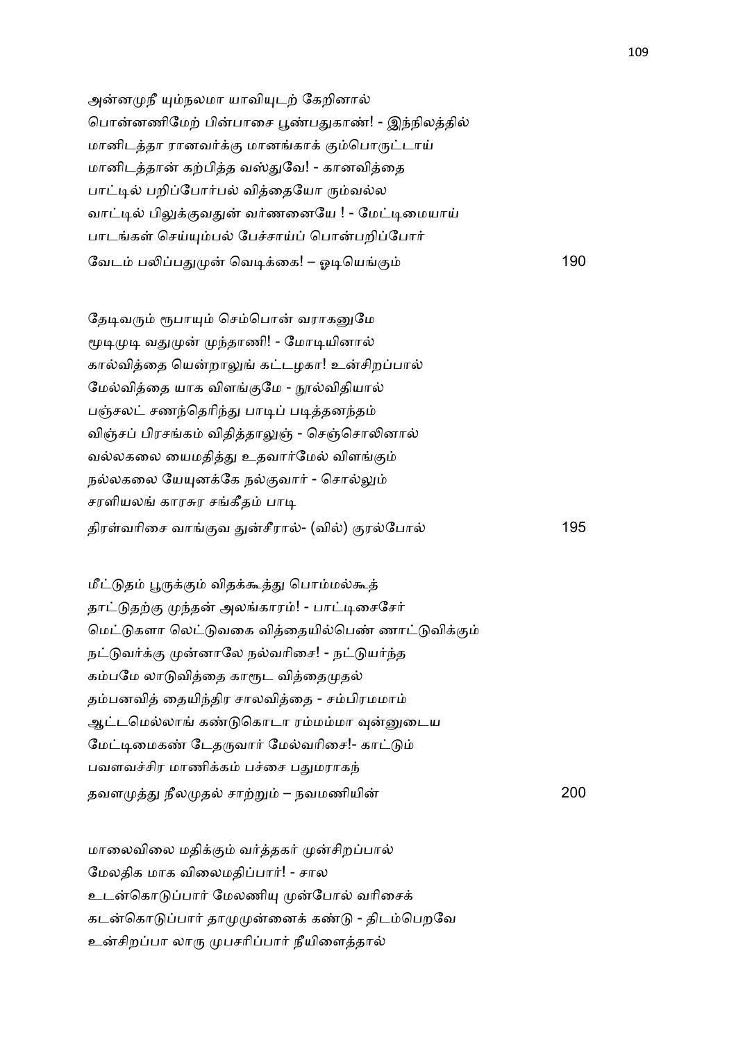அன்னமுநீ யும்நலமா யாவியுடற் கேறினால்
பொன்னணிமேற் பின்பாசை பூண்பதுகாண்! - இந்நிலத்தில்
மானிடத்தா ரானவர்க்கு மானங்காக் கும்பொருட்டாய்
மானிடத்தான் கற்பித்த வஸ்துவே! - கானவித்தை
பாட்டில் பறிப்போர்பல் வித்தையோ ரும்வல்ல
வாட்டில் பிலுக்குவதுன் வர்ணனையே ! - மேட்டிமையாய்
பாடங்கள் செய்யும்பல் பேச்சாய்ப் பொன்பறிப்போர்
வேடம் பலிப்பதுமுன் வெடிக்கை! – ஓடியெங்கும் 190

தேடிவரும் ரூபாயும் செம்பொன் வராகனுமே
மூடிமுடி வதுமுன் முந்தாணி! - மோடியினால்
கால்வித்தை யென்றாலுங் கட்டழகா! உன்சிறப்பால்
மேல்வித்தை யாக விளங்குமே - நூல்விதியால்
பஞ்சலட் சணந்தெரிந்து பாடிப் படித்தனந்தம்
விஞ்சப் பிரசங்கம் விதித்தாலுஞ் - செஞ்சொலினால்
வல்லகலை யைமதித்து உதவார்மேல் விளங்கும்
நல்லகலை யேயுனக்கே நல்குவார் - சொல்லும்
சரளியலங் காரசுர சங்கீதம் பாடி
திரள்வரிசை வாங்குவ துன்சீரால்- (வில்) குரல்போல் 195

மீட்டுதம் பூருக்கும் விதக்கூத்து பொம்மல்கூத்
தாட்டுதற்கு முந்தன் அலங்காரம்! - பாட்டிசைசேர்
மெட்டுகளா லெட்டுவகை வித்தையில்பெண் ணாட்டுவிக்கும்
நட்டுவர்க்கு முன்னாலே நல்வரிசை! - நட்டுயர்ந்த
கம்பமே லாடுவித்தை காரூட வித்தைமுதல்
தம்பனவித் தையிந்திர சாலவித்தை - சம்பிரமமாம்
ஆட்டமெல்லாங் கண்டுகொடா ரம்மம்மா வுன்னுடைய
மேட்டிமைகண் டேதருவார் மேல்வரிசை!- காட்டும்
பவளவச்சிர மாணிக்கம் பச்சை பதுமராகந்
தவளமுத்து நீலமுதல் சாற்றும் – நவமணியின் 200

மாலைவிலை மதிக்கும் வர்த்தகர் முன்சிறப்பால்
மேலதிக மாக விலைமதிப்பார்! - சால
உடன்கொடுப்பார் மேலணியு முன்போல் வரிசைக்
கடன்கொடுப்பார் தாமுமுன்னைக் கண்டு - திடம்பெறவே
உன்சிறப்பா லாரு முபசரிப்பார் நீயிளைத்தால்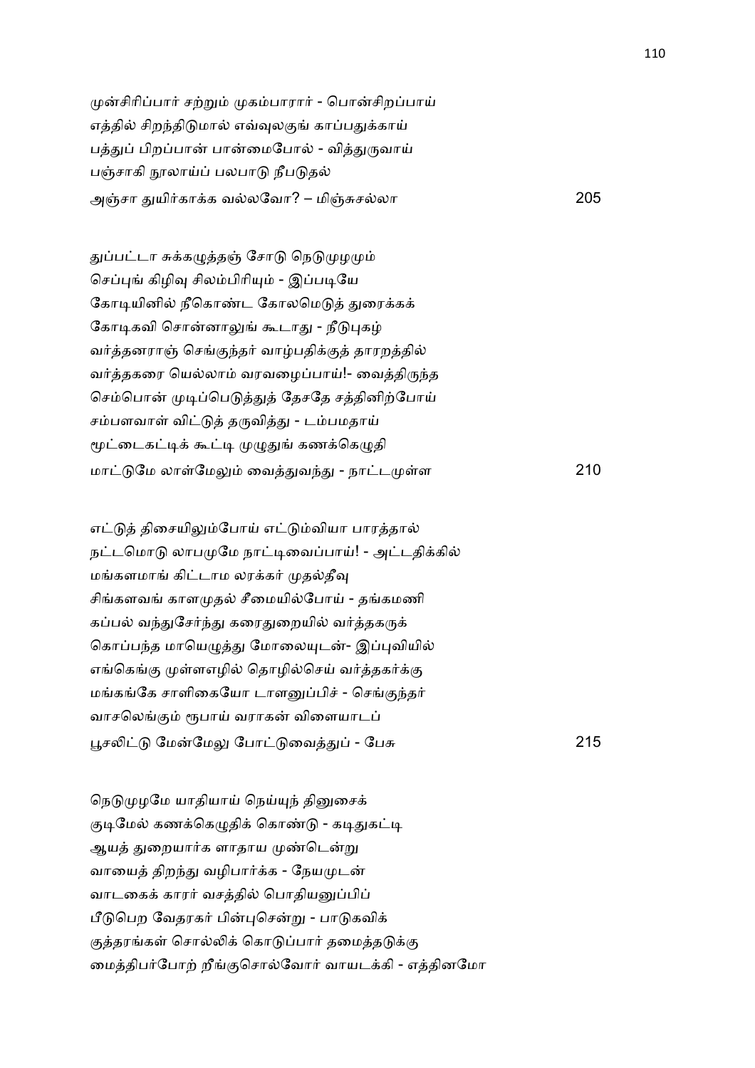முன்சிரிப்பார் சற்றும் முகம்பாரார் - பொன்சிறப்பாய்
எத்தில் சிறந்திடுமால் எவ்வுலகுங் காப்பதுக்காய்
பத்துப் பிறப்பான் பான்மைபோல் - வித்துருவாய்
பஞ்சாகி நூலாய்ப் பலபாடு நீபடுதல்
அஞ்சா துயிர்காக்க வல்லவோ? – மிஞ்சுசல்லா 205

துப்பட்டா சுக்கழுத்தஞ் சோடு நெடுமுழமும்
செப்புங் கிழிவு சிலம்பிரியும் - இப்படியே
கோடியினில் நீகொண்ட கோலமெடுத் துரைக்கக்
கோடிகவி சொன்னாலுங் கூடாது - நீடுபுகழ்
வர்த்தனராஞ் செங்குந்தர் வாழ்பதிக்குத் தாரறத்தில்
வர்த்தகரை யெல்லாம் வரவழைப்பாய்!- வைத்திருந்த
செம்பொன் முடிப்பெடுத்துத் தேசதே சத்தினிற்போய்
சம்பளவாள் விட்டுத் தருவித்து - டம்பமதாய்
மூட்டைகட்டிக் கூட்டி முழுதுங் கணக்கெழுதி
மாட்டுமே லாள்மேலும் வைத்துவந்து - நாட்டமுள்ள 210

எட்டுத் திசையிலும்போய் எட்டும்வியா பாரத்தால்
நட்டமொடு லாபமுமே நாட்டிவைப்பாய்! - அட்டதிக்கில்
மங்களமாங் கிட்டாம லரக்கர் முதல்தீவு
சிங்களவங் காளமுதல் சீமையில்போய் - தங்கமணி
கப்பல் வந்துசேர்ந்து கரைதுறையில் வர்த்தகருக்
கொப்பந்த மாயெழுத்து மோலையுடன்- இப்புவியில்
எங்கெங்கு முள்ளஎழில் தொழில்செய் வர்த்தகர்க்கு
மங்கங்கே சாளிகையோ டாளனுப்பிச் - செங்குந்தர்
வாசலெங்கும் ரூபாய் வராகன் விளையாடப்
பூசலிட்டு மேன்மேலு போட்டுவைத்துப் - பேசு 215

நெடுமுழமே யாதியாய் நெய்யுந் தினுசைக்
குடிமேல் கணக்கெழுதிக் கொண்டு - கடிதுகட்டி
ஆயத் துறையார்க ளாதாய முண்டென்று
வாயைத் திறந்து வழிபார்க்க - நேயமுடன்
வாடகைக் காரர் வசத்தில் பொதியனுப்பிப்
பீடுபெற வேதரகர் பின்புசென்று - பாடுகவிக்
குத்தரங்கள் சொல்லிக் கொடுப்பார் தமைத்தடுக்கு
மைத்திபர்போற் றீங்குசொல்வோர் வாயடக்கி - எத்தினமோ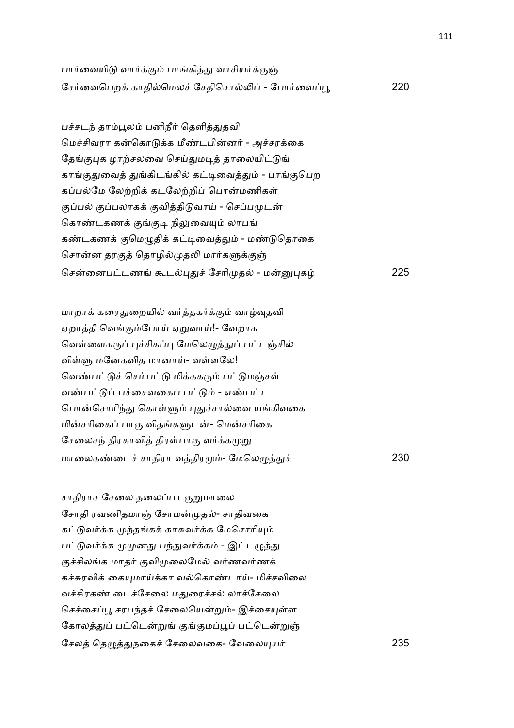பார்வையிடு வார்க்கும் பாங்கித்து வாசியர்க்குஞ்
சேர்வைபெறக் காதில்மெலச் சேதிசொல்லிப் - போர்வைப்பூ 220

பச்சடந் தாம்பூலம் பனிநீர் தெளித்துதவி
மெச்சிவரா கன்கொடுக்க மீண்டபின்னர் - அச்சரக்கை
தேங்குபுக ழாற்சலவை செய்துமடித் தாலையிட்டுங்
காங்குதுவைத் துங்கிடங்கில் கட்டிவைத்தும் - பாங்குபெற
கப்பல்மே லேற்றிக் கடலேற்றிப் பொன்மணிகள்
குப்பல் குப்பலாகக் குவித்திடுவாய் - செப்பமுடன்
கொண்டகணக் குங்குடி நிலுவையும் லாபங்
கண்டகணக் குமெழுதிக் கட்டிவைத்தும் - மண்டுதொகை
சொன்ன தரகுத் தொழில்முதலி மார்களுக்குஞ்
சென்னைபட்டணங் கூடல்புதுச் சேரிமுதல் - மன்னுபுகழ் 225

மாறாக் கரைதுறையில் வர்த்தகர்க்கும் வாழ்வுதவி
ஏறாத்தீ வெங்கும்போய் ஏறுவாய்!- வேறாக
வெள்ளைகருப் புச்சிகப்பு மேலெழுத்துப் பட்டஞ்சில்
விள்ளு மனேகவித மானாய்- வள்ளலே!
வெண்பட்டுச் செம்பட்டு மிக்ககரும் பட்டுமஞ்சள்
வண்பட்டுப் பச்சைவகைப் பட்டும் - எண்பட்ட
பொன்சொரிந்து கொள்ளும் புதுச்சால்வை யங்கிவகை
மின்சரிகைப் பாகு விதங்களுடன்- மென்சரிகை
சேலைசந் திரகாவித் திரள்பாகு வர்க்கமுறு
மாலைகண்டைச் சாதிரா வத்திரமும்- மேலெழுத்துச் 230

சாதிராச சேலை தலைப்பா குறுமாலை
சோதி ரவணிதமாஞ் சோமன்முதல்- சாதிவகை
கட்டுவர்க்க முந்தங்கக் காசுவர்க்க மேசொரியும்
பட்டுவர்க்க முமுனது பந்துவர்க்கம் - இட்டமுத்து
குச்சிலங்க மாதர் குவிமுலைமேல் வர்ணவர்ணக்
கச்சுரவிக் கையுமாய்க்கா வல்கொண்டாய்- மிச்சவிலை
வச்சிரகண் டைச்சேலை மதுரைச்சல் லாச்சேலை
செச்சைப்பூ சரபந்தச் சேலையென்றும்- இச்சையுள்ள
கோலத்துப் பட்டென்றுங் குங்குமப்பூப் பட்டென்றுஞ்
சேலத் தெழுத்துநகைச் சேலைவகை- வேலையுயர் 235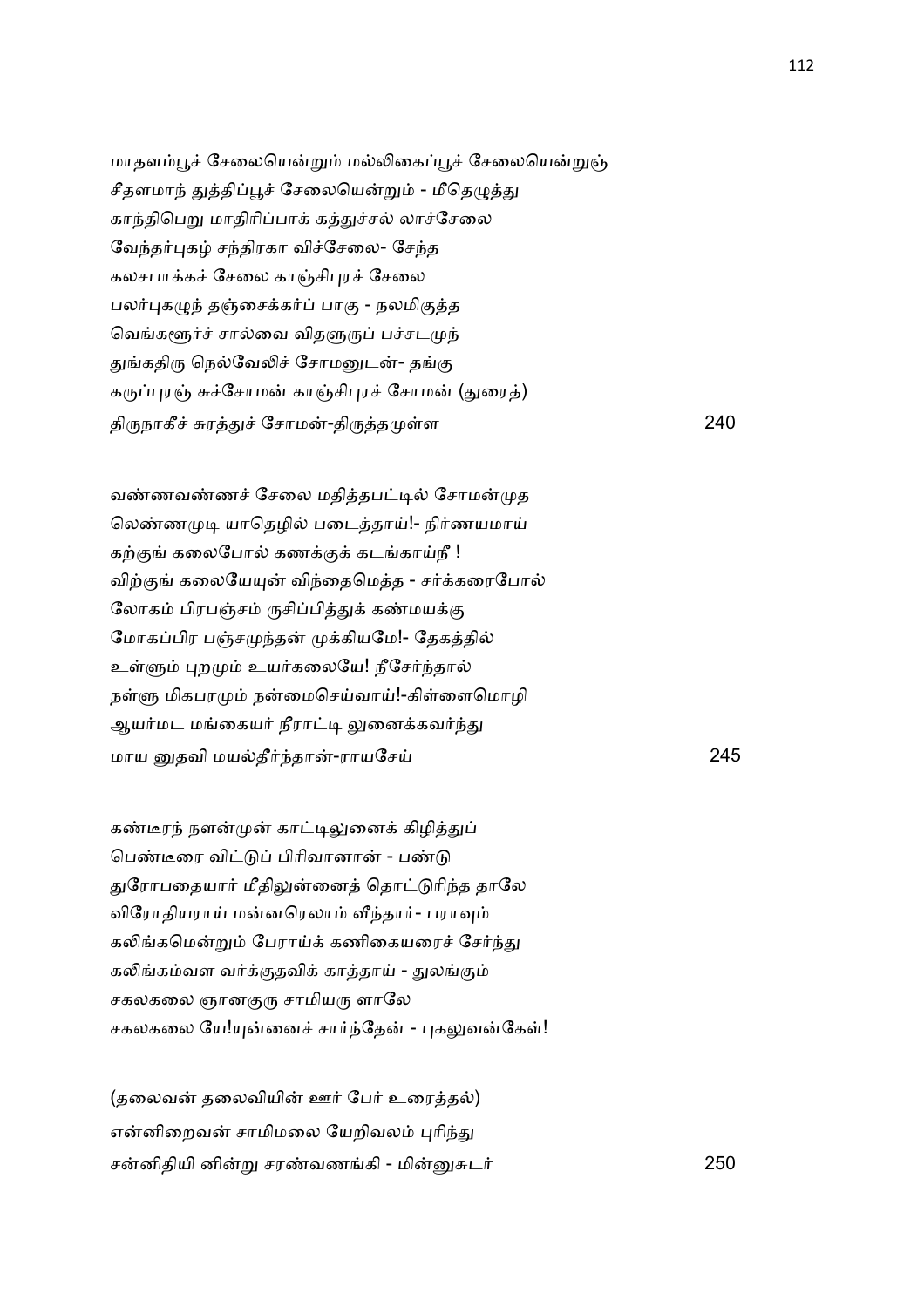மாதளம்பூச் சேலையென்றும் மல்லிகைப்பூச் சேலையென்றுஞ்
சீதளமாந் துத்திப்பூச் சேலையென்றும் - மீதெழுத்து
காந்திபெறு மாதிரிப்பாக் கத்துச்சல் லாச்சேலை
வேந்தர்புகழ் சந்திரகா விச்சேலை- சேந்த
கலசபாக்கச் சேலை காஞ்சிபுரச் சேலை
பலர்புகழுந் தஞ்சைக்கர்ப் பாகு - நலமிகுத்த
வெங்களூர்ச் சால்வை விதளுருப் பச்சடமுந்
துங்கதிரு நெல்வேலிச் சோமனுடன்- தங்கு
கருப்புரஞ் சுச்சோமன் காஞ்சிபுரச் சோமன் (துரைத்)
திருநாகீச் சுரத்துச் சோமன்-திருத்தமுள்ள 240

வண்ணவண்ணச் சேலை மதித்தபட்டில் சோமன்முத
லெண்ணமுடி யாதெழில் படைத்தாய்!- நிர்ணயமாய்
கற்குங் கலைபோல் கணக்குக் கடங்காய்நீ !
விற்குங் கலையேயுன் விந்தைமெத்த - சர்க்கரைபோல்
லோகம் பிரபஞ்சம் ருசிப்பித்துக் கண்மயக்கு
மோகப்பிர பஞ்சமுந்தன் முக்கியமே!- தேகத்தில்
உள்ளும் புறமும் உயர்கலையே! நீசேர்ந்தால்
நள்ளு மிகபரமும் நன்மைசெய்வாய்!-கிள்ளைமொழி
ஆயர்மட மங்கையர் நீராட்டி லுனைக்கவர்ந்து
மாய னுதவி மயல்தீர்ந்தான்-ராயசேய் 245

கண்டீரந் நளன்முன் காட்டிலுனைக் கிழித்துப்
பெண்டீரை விட்டுப் பிரிவானான் - பண்டு
துரோபதையார் மீதிலுன்னைத் தொட்டுரிந்த தாலே
விரோதியராய் மன்னரெலாம் வீந்தார்- பராவும்
கலிங்கமென்றும் பேராய்க் கணிகையரைச் சேர்ந்து
கலிங்கம்வள வர்க்குதவிக் காத்தாய் - துலங்கும்
சகலகலை ஞானகுரு சாமியரு ளாலே
சகலகலை யே!யுன்னைச் சார்ந்தேன் - புகலுவன்கேள்!

(தலைவன் தலைவியின் ஊர் பேர் உரைத்தல்)
என்னிறைவன் சாமிமலை யேறிவலம் புரிந்து
சன்னிதியி னின்று சரண்வணங்கி - மின்னுசுடர் 250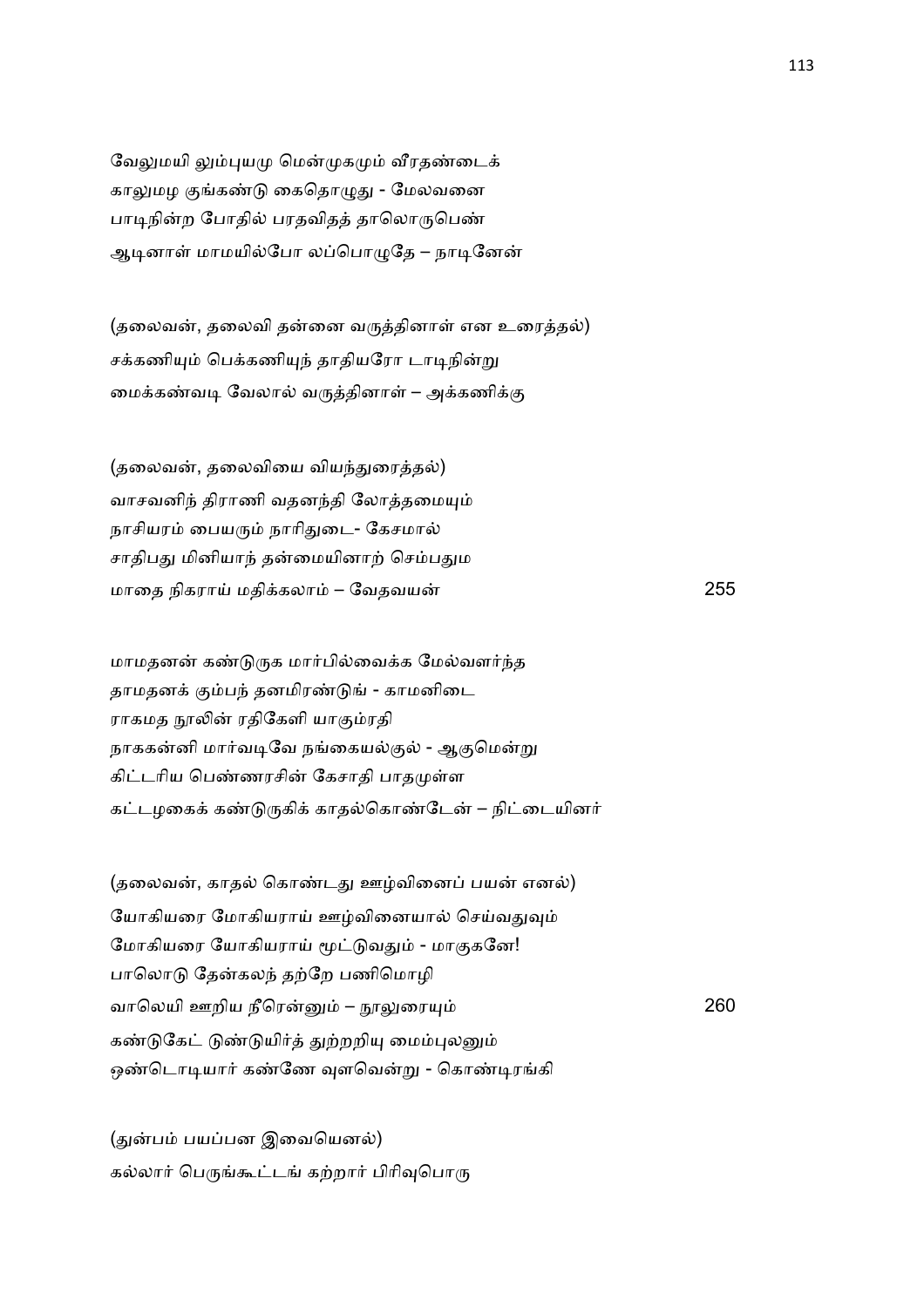வேலுமயி லும்புயமு மென்முகமும் வீரதண்டைக்
காலுமழ குங்கண்டு கைதொழுது - மேலவனை
பாடிநின்ற போதில் பரதவிதத் தாலொருபெண்
ஆடினாள் மாமயில்போ லப்பொழுதே – நாடினேன்

(தலைவன், தலைவி தன்னை வருத்தினாள் என உரைத்தல்)
சக்கணியும் பெக்கணியுந் தாதியரோ டாடிநின்று
மைக்கண்வடி வேலால் வருத்தினாள் – அக்கணிக்கு

(தலைவன், தலைவியை வியந்துரைத்தல்)
வாசவனிந் திராணி வதனந்தி லோத்தமையும்
நாசியரம் பையரும் நாரிதுடை- கேசமால்
சாதிபது மினியாந் தன்மையினாற் செம்பதும
மாதை நிகராய் மதிக்கலாம் – வேதவயன் 255

மாமதனன் கண்டுருக மார்பில்வைக்க மேல்வளர்ந்த
தாமதனக் கும்பந் தனமிரண்டுங் - காமனிடை
ராகமத நூலின் ரதிகேளி யாகும்ரதி
நாககன்னி மார்வடிவே நங்கையல்குல் - ஆகுமென்று
கிட்டரிய பெண்ணரசின் கேசாதி பாதமுள்ள
கட்டழகைக் கண்டுருகிக் காதல்கொண்டேன் – நிட்டையினர்

(தலைவன், காதல் கொண்டது ஊழ்வினைப் பயன் எனல்)
யோகியரை மோகியராய் ஊழ்வினையால் செய்வதுவும்
மோகியரை யோகியராய் மூட்டுவதும் - மாகுகனே!
பாலொடு தேன்கலந் தற்றே பணிமொழி
வாலெயி ஊறிய நீரென்னும் – நூலுரையும் 260
கண்டுகேட் டுண்டுயிர்த் துற்றறியு மைம்புலனும்
ஒண்டொடியார் கண்ணே வுளவென்று - கொண்டிரங்கி

(துன்பம் பயப்பன இவையெனல்)
கல்லார் பெருங்கூட்டங் கற்றார் பிரிவுபொரு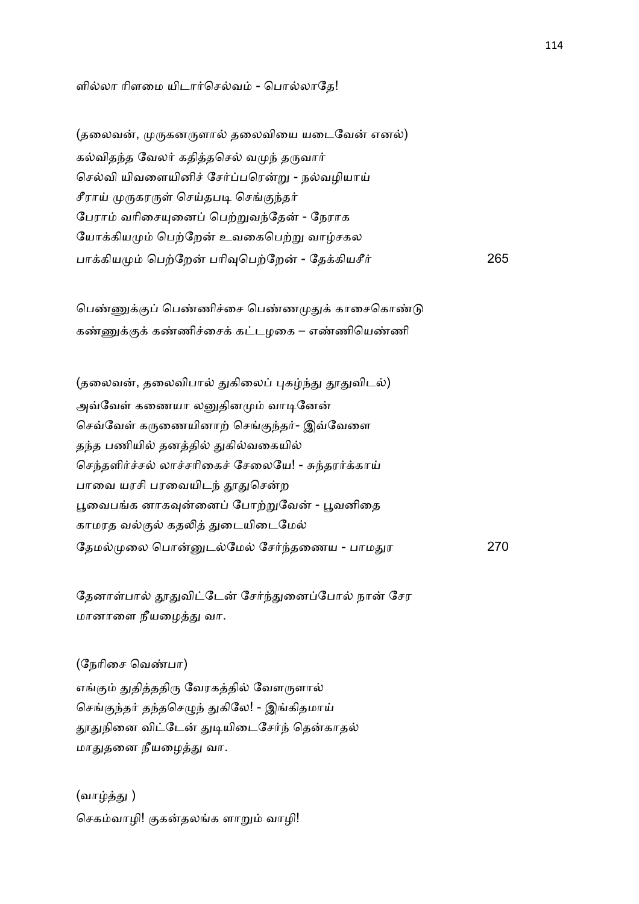ளில்லா ரிளமை யிடார்செல்வம் - பொல்லாதே!

(தலைவன், முருகனருளால் தலைவியை யடைவேன் எனல்)

கல்விதந்த வேலர் கதித்தசெல் வமுந் தருவார்
செல்வி யிவளையினிச் சேர்ப்பரென்று - நல்வழியாய்
சீராய் முருகரருள் செய்தபடி செங்குந்தர்
பேராம் வரிசையுனைப் பெற்றுவந்தேன் - நேராக
யோக்கியமும் பெற்றேன் உவகைபெற்று வாழ்சகல
பாக்கியமும் பெற்றேன் பரிவுபெற்றேன் - தேக்கியசீர் 265

பெண்ணுக்குப் பெண்ணிச்சை பெண்ணமுதுக் காசைகொண்டு
கண்ணுக்குக் கண்ணிச்சைக் கட்டழகை – எண்ணியெண்ணி

(தலைவன், தலைவிபால் துகிலைப் புகழ்ந்து தூதுவிடல்)

அவ்வேள் கணையா லனுதினமும் வாடினேன்
செவ்வேள் கருணையினாற் செங்குந்தர்- இவ்வேளை
தந்த பணியில் தனத்தில் துகில்வகையில்
செந்தளிர்ச்சல் லாச்சரிகைச் சேலையே! - சுந்தரர்க்காய்
பாவை யரசி பரவையிடந் தூதுசென்ற
பூவைபங்க னாகவுன்னைப் போற்றுவேன் - பூவனிதை
காமரத வல்குல் கதலித் துடையிடைமேல்
தேமல்முலை பொன்னுடல்மேல் சேர்ந்தணைய - பாமதுர 270

தேனாள்பால் தூதுவிட்டேன் சேர்ந்துனைப்போல் நான் சேர
மானாளை நீயழைத்து வா.

(நேரிசை வெண்பா)

எங்கும் துதித்ததிரு வேரகத்தில் வேளருளால்
செங்குந்தர் தந்தசெழுந் துகிலே! - இங்கிதமாய்
தூதுநினை விட்டேன் துடியிடைசேர்ந் தென்காதல்
மாதுதனை நீயழைத்து வா.

(வாழ்த்து )

செகம்வாழி! குகன்தலங்க ளாறும் வாழி!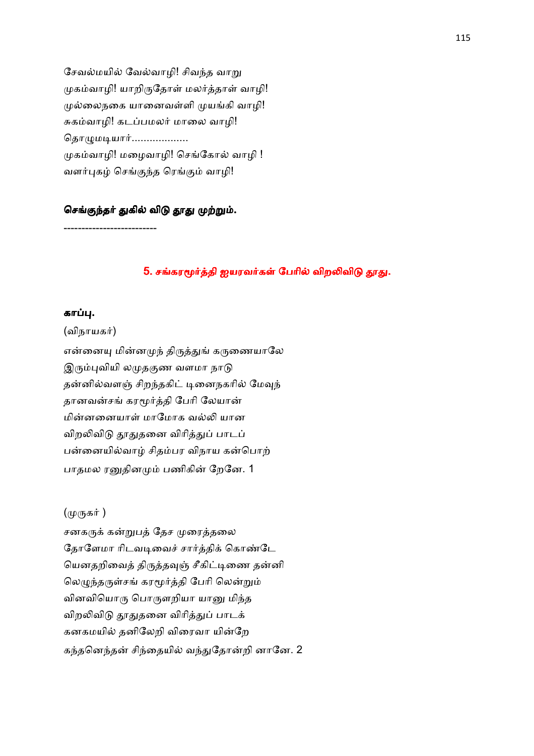சேவல்மயில் வேல்வாழி! சிவந்த வாறு
முகம்வாழி! யாறிருதோள் மலர்த்தாள் வாழி!
முல்லைநகை யானைவள்ளி முயங்கி வாழி!
சுகம்வாழி! கடப்பமலர் மாலை வாழி!
தொழுமடியார்...................
முகம்வாழி! மழைவாழி! செங்கோல் வாழி !
வளர்புகழ் செங்குந்த ரெங்கும் வாழி!

**செங்குந்தர் துகில் விடு தூது முற்றும்.**

-------------------------

## 5. சங்கரமூர்த்தி ஐயரவர்கள் பேரில் விறலிவிடு தூது.

**காப்பு.**

(விநாயகர்)

என்னையு மின்னமுந் திருத்துங் கருணையாலே
இரும்புவியி லமுதகுண வளமா நாடு
தன்னில்வளஞ் சிறந்தகிட் டினைநகரில் மேவுந்
தானவன்சங் கரமூர்த்தி பேரி லேயான்
மின்னனையாள் மாமோக வல்லி யான
விறலிவிடு தூதுதனை விரித்துப் பாடப்
பன்னையில்வாழ் சிதம்பர விநாய கன்பொற்
பாதமல ரனுதினமும் பணிகின் றேனே. 1

(முருகர் )

சனகருக் கன்றுபத் தேச முரைத்தலை
தோளேமா ரிடவடிவைச் சார்த்திக் கொண்டே
யெனதறிவைத் திருத்தவுஞ் சீகிட்டிணை தன்னி
லெழுந்தருள்சங் கரமூர்த்தி பேரி லென்றும்
வினவியொரு பொருளறியா யானு மிந்த
விறலிவிடு தூதுதனை விரித்துப் பாடக்
கனகமயில் தனிலேறி விரைவா யின்றே
கந்தனெந்தன் சிந்தையில் வந்துதோன்றி னானே. 2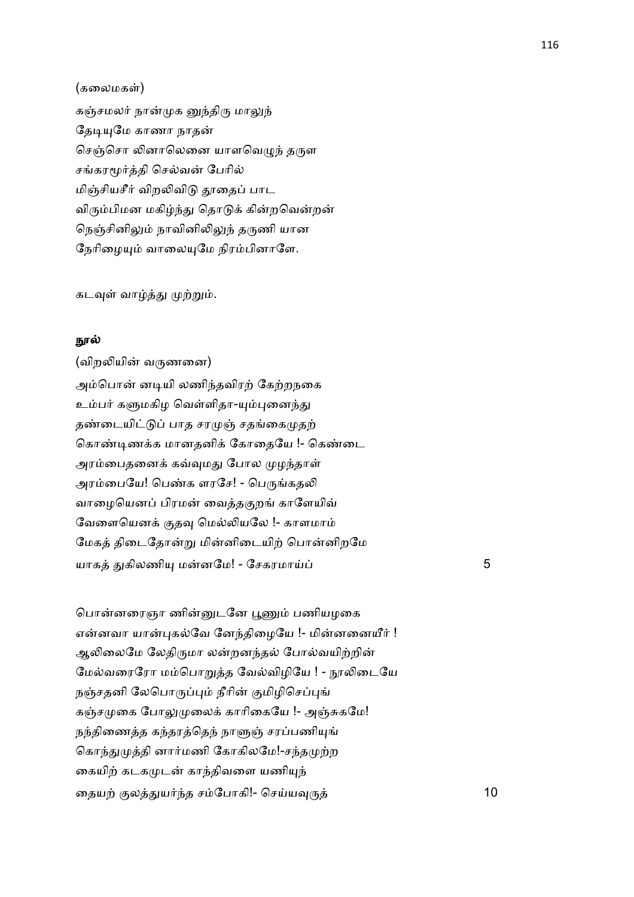(கலைமகள்)

கஞ்சமலர் நான்முக னுந்திரு மாலுந்
தேடியுமே காணா நாதன்
செஞ்சொ லினாலெனை யாளவெழுந் தருள
சங்கரமூர்த்தி செல்வன் பேரில்
மிஞ்சியசீர் விறலிவிடு தூதைப் பாட
விரும்பிமன மகிழ்ந்து தொடுக் கின்றவென்றன்
நெஞ்சினிலும் நாவினிலிலுந் தருணி யான
நேரிழையும் வாலையுமே நிரம்பினாளே.

கடவுள் வாழ்த்து முற்றும்.

**நூல்**

(விறலியின் வருணனை)

அம்பொன் னடியி லணிந்தவிரற் கேற்றநகை
உம்பர் களுமகிழ வெள்ளிதா-யும்புனைந்து
தண்டையிட்டுப் பாத சரமுஞ் சதங்கைமுதற்
கொண்டிணக்க மானதனிக் கோதையே !- கெண்டை
அரம்பைதனைக் கவ்வுமது போல முழந்தாள்
அரம்பையே! பெண்க ளரசே! - பெருங்கதலி
வாழையெனப் பிரமன் வைத்தகுறங் காளேயிவ்
வேளையெனக் குதவு மெல்லியலே !- காளமாம்
மேகத் திடைதோன்று மின்னிடையிற் பொன்னிறமே
யாகத் துகிலணியு மன்னமே! - சேகரமாய்ப் 5

பொன்னரைஞா ணின்னுடனே பூணும் பணியழகை
என்னவா யான்புகல்வே னேந்திழையே !- மின்னனையீர் !
ஆலிலைமே லேதிருமா லன்றனந்தல் போல்வயிற்றின்
மேல்வரைரோ மம்பொறுத்த வேல்விழியே ! - நூலிடையே
நஞ்சதனி லேபொருப்பும் நீரின் குமிழிசெப்புங்
கஞ்சமுகை போலுமுலைக் காரிகையே !- அஞ்சுகமே!
நந்திணைத்த கந்தரத்தெந் நாளுஞ் சரப்பணியுங்
கொந்துமுத்தி னார்மணி கோகிலமே!-சந்தமுற்ற
கையிற் கடகமுடன் காந்திவளை யணியுந்
தையற் குலத்துயர்ந்த சம்போகி!- செய்யவுருத் 10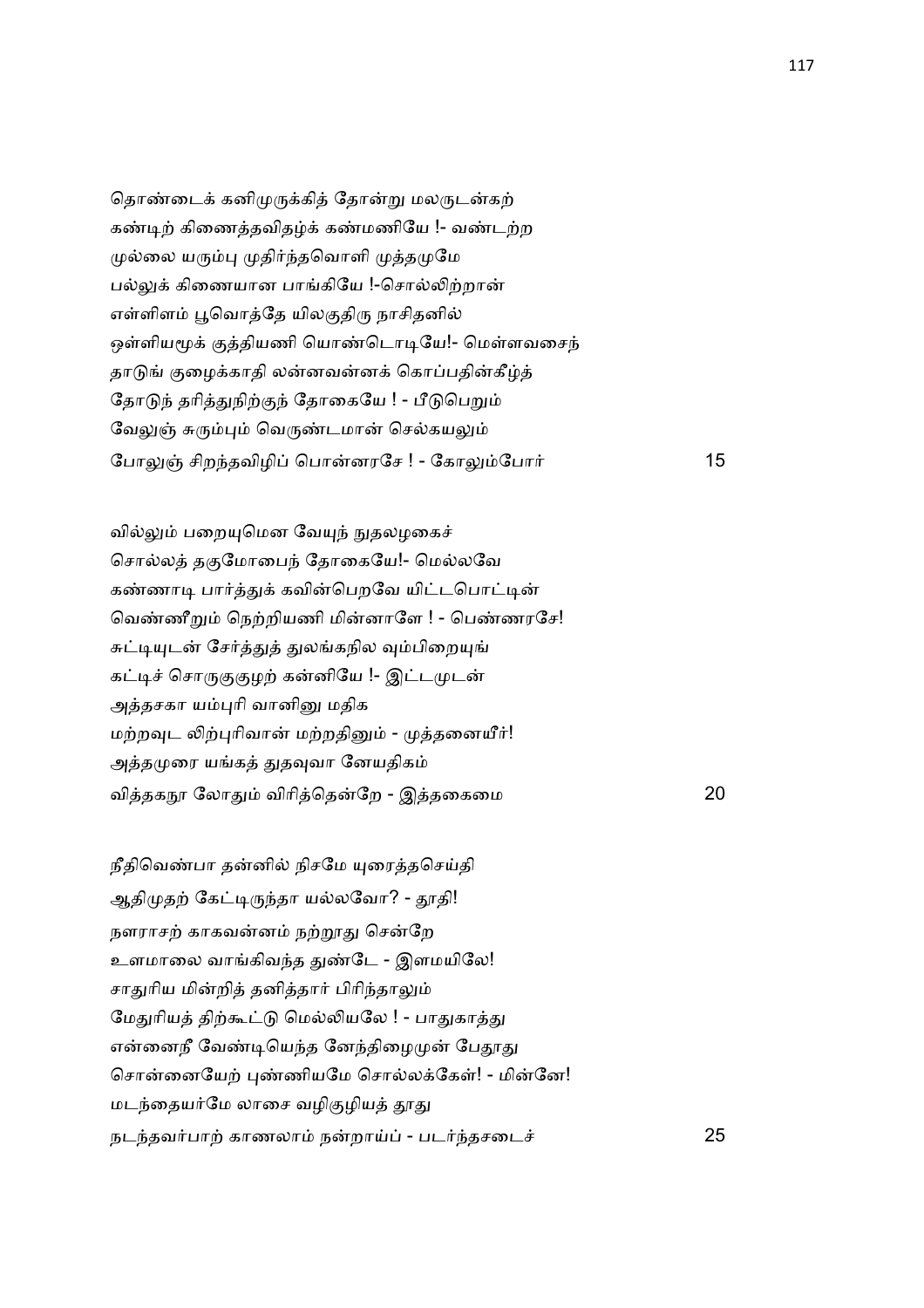தொண்டைக் கனிமுருக்கித் தோன்று மலருடன்கற்
கண்டிற் கிணைத்தவிதழ்க் கண்மணியே !- வண்டற்ற
முல்லை யரும்பு முதிர்ந்தவொளி முத்தமுமே
பல்லுக் கிணையான பாங்கியே !-சொல்லிற்றான்
எள்ளிளம் பூவொத்தே யிலகுதிரு நாசிதனில்
ஒள்ளியமூக் குத்தியணி யொண்டொடியே!- மெள்ளவசைந்
தாடுங் குழைக்காதி லன்னவன்னக் கொப்பதின்கீழ்த்
தோடுந் தரித்துநிற்குந் தோகையே ! - பீடுபெறும்
வேலுஞ் சுரும்பும் வெருண்டமான் செல்கயலும்
போலுஞ் சிறந்தவிழிப் பொன்னரசே ! - கோலும்போர் 15

வில்லும் பறையுமென வேயுந் நுதலழகைச்
சொல்லத் தகுமோபைந் தோகையே!- மெல்லவே
கண்ணாடி பார்த்துக் கவின்பெறவே யிட்டபொட்டின்
வெண்ணீறும் நெற்றியணி மின்னாளே ! - பெண்ணரசே!
சுட்டியுடன் சேர்த்துத் துலங்கநில வும்பிறையுங்
கட்டிச் சொருகுகுழற் கன்னியே !- இட்டமுடன்
அத்தசகா யம்புரி வானினு மதிக
மற்றவுட லிற்புரிவான் மற்றதினும் - முத்தனையீர்!
அத்தமுரை யங்கத் துதவுவா னேயதிகம்
வித்தகநூ லோதும் விரித்தென்றே - இத்தகைமை 20

நீதிவெண்பா தன்னில் நிசமே யுரைத்தசெய்தி
ஆதிமுதற் கேட்டிருந்தா யல்லவோ? - தூதி!
நளராசற் காகவன்னம் நற்றூது சென்றே
உளமாலை வாங்கிவந்த துண்டே - இளமயிலே!
சாதுரிய மின்றித் தனித்தார் பிரிந்தாலும்
மேதுரியத் திற்கூட்டு மெல்லியலே ! - பாதுகாத்து
என்னைநீ வேண்டியெந்த னேந்திழைமுன் பேதூது
சொன்னையேற் புண்ணியமே சொல்லக்கேள்! - மின்னே!
மடந்தையர்மே லாசை வழிகுழியத் தூது
நடந்தவர்பாற் காணலாம் நன்றாய்ப் - படர்ந்தசடைச் 25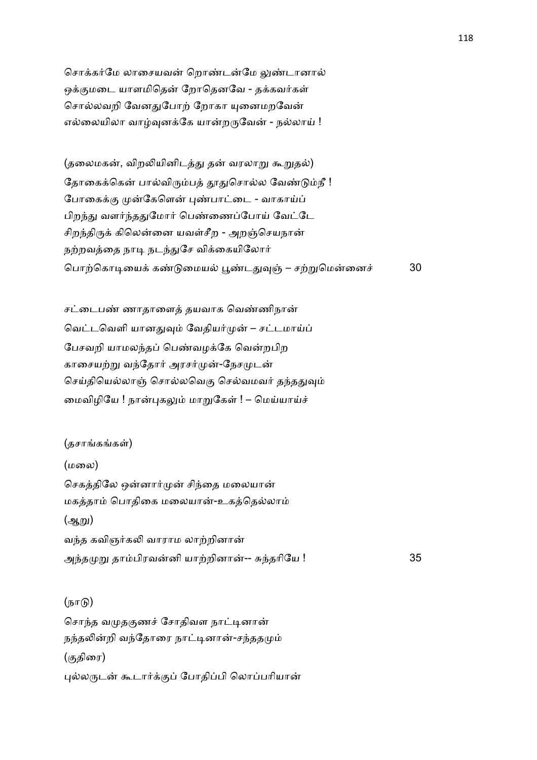சொக்கர்மே லாசையவன் றொண்டன்மே லுண்டானால்
ஒக்குமடை யாளமிதென் றோதெனவே - தக்கவர்கள்
சொல்லவறி வேனதுபோற் றோகா யுனைமறவேன்
எல்லையிலா வாழ்வுனக்கே யான்றருவேன் - நல்லாய் !

(தலைமகன், விறலியினிடத்து தன் வரலாறு கூறுதல்)

தோகைக்கென் பால்விரும்பத் தூதுசொல்ல வேண்டும்நீ !
போகைக்கு முன்கேளென் புண்பாட்டை - வாகாய்ப்
பிறந்து வளர்ந்ததுமோர் பெண்ணைப்போய் வேட்டே
சிறந்திருக் கிலென்னை யவள்சீற - அறஞ்செயநான்
நற்றவத்தை நாடி நடந்துசே விக்கையிலோர்
பொற்கொடியைக் கண்டுமையல் பூண்டதுவுஞ் – சற்றுமென்னைச் 30

சட்டைபண் ணாதாளைத் தயவாக வெண்ணிநான்
வெட்டவெளி யானதுவும் வேதியர்முன் – சட்டமாய்ப்
பேசவறி யாமலந்தப் பெண்வழக்கே வென்றபிற
காசையற்று வந்தோர் அரசர்முன்-நேசமுடன்
செய்தியெல்லாஞ் சொல்லவெகு செல்வமவர் தந்ததுவும்
மைவிழியே ! நான்புகலும் மாறுகேள் ! – மெய்யாய்ச்

(தசாங்கங்கள்)

(மலை)

செகத்திலே ஒன்னார்முன் சிந்தை மலையான்
மகத்தாம் பொதிகை மலையான்-உகத்தெல்லாம்

(ஆறு)

வந்த கவிஞர்கலி வாராம லாற்றினான்
அந்தமுறு தாம்பிரவன்னி யாற்றினான்-- சுந்தரியே ! 35

(நாடு)

சொந்த வமுதகுணச் சோதிவள நாட்டினான்
நந்தலின்றி வந்தோரை நாட்டினான்-சந்ததமும்

(குதிரை)

புல்லருடன் கூடார்க்குப் போதிப்பி லொப்பரியான்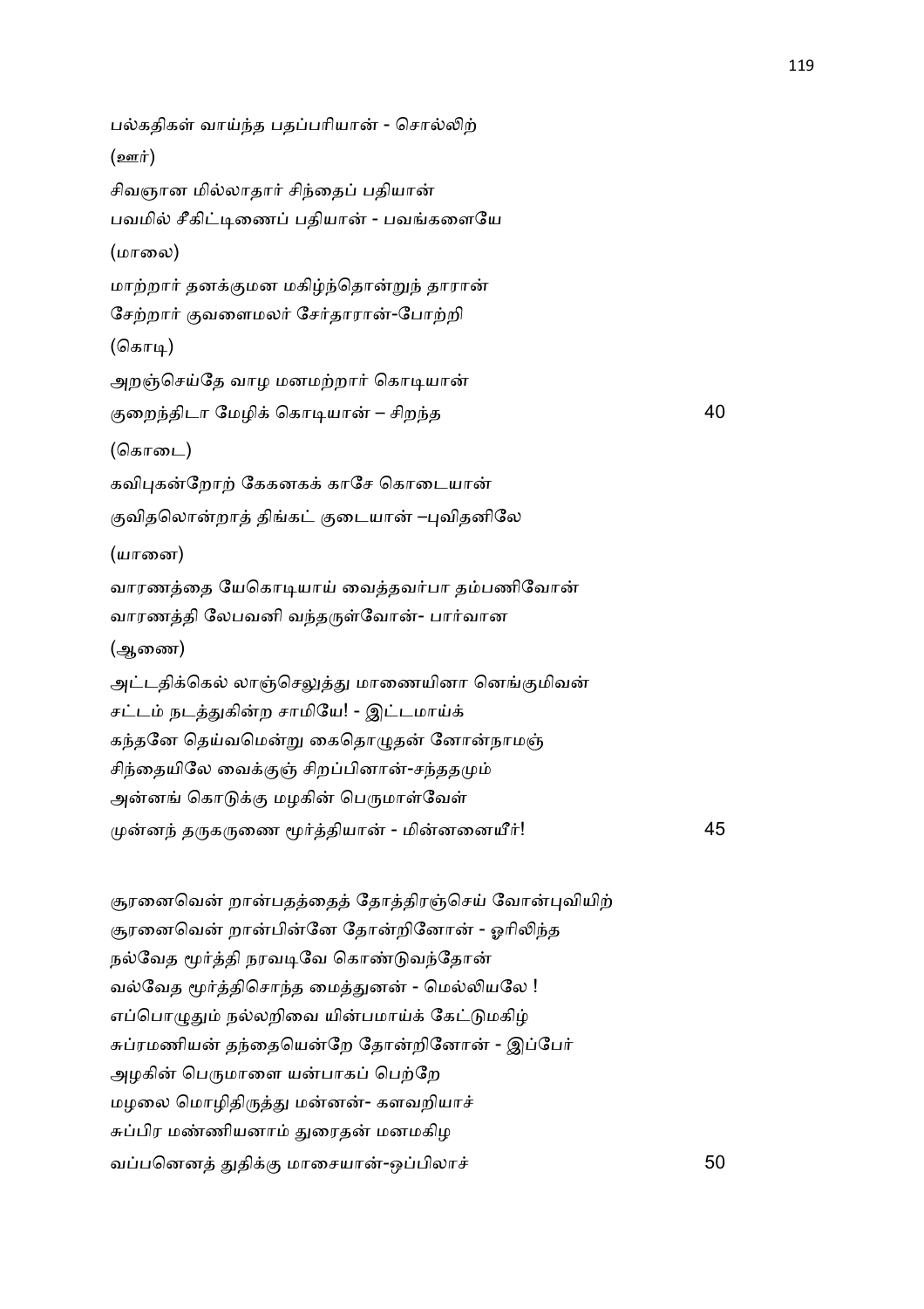பல்கதிகள் வாய்ந்த பதப்பரியான் - சொல்லிற்

(ஊர்)

சிவஞான மில்லாதார் சிந்தைப் பதியான்
பவமில் சீகிட்டிணைப் பதியான் - பவங்களையே

(மாலை)

மாற்றார் தனக்குமன மகிழ்ந்தொன்றுந் தாரான்
சேற்றார் குவளைமலர் சேர்தாரான்-போற்றி

(கொடி)

அறஞ்செய்தே வாழ மனமற்றார் கொடியான்
குறைந்திடா மேழிக் கொடியான் – சிறந்த 40

(கொடை)

கவிபுகன்றோற் கேகனகக் காசே கொடையான்
குவிதலொன்றாத் திங்கட் குடையான் –புவிதனிலே

(யானை)

வாரணத்தை யேகொடியாய் வைத்தவர்பா தம்பணிவோன்
வாரணத்தி லேபவனி வந்தருள்வோன்- பார்வான

(ஆணை)

அட்டதிக்கெல் லாஞ்செலுத்து மாணையினா னெங்குமிவன்
சட்டம் நடத்துகின்ற சாமியே! - இட்டமாய்க்
கந்தனே தெய்வமென்று கைதொழுதன் னோன்நாமஞ்
சிந்தையிலே வைக்குஞ் சிறப்பினான்-சந்ததமும்
அன்னங் கொடுக்கு மழகின் பெருமாள்வேள்
முன்னந் தருகருணை மூர்த்தியான் - மின்னனையீர்! 45

சூரனைவென் றான்பதத்தைத் தோத்திரஞ்செய் வோன்புவியிற்
சூரனைவென் றான்பின்னே தோன்றினோன் - ஓரிலிந்த
நல்வேத மூர்த்தி நரவடிவே கொண்டுவந்தோன்
வல்வேத மூர்த்திசொந்த மைத்துனன் - மெல்லியலே !
எப்பொழுதும் நல்லறிவை யின்பமாய்க் கேட்டுமகிழ்
சுப்ரமணியன் தந்தையென்றே தோன்றினோன் - இப்பேர்
அழகின் பெருமாளை யன்பாகப் பெற்றே
மழலை மொழிதிருத்து மன்னன்- களவறியாச்
சுப்பிர மண்ணியனாம் துரைதன் மனமகிழ
வப்பனெனத் துதிக்கு மாசையான்-ஒப்பிலாச் 50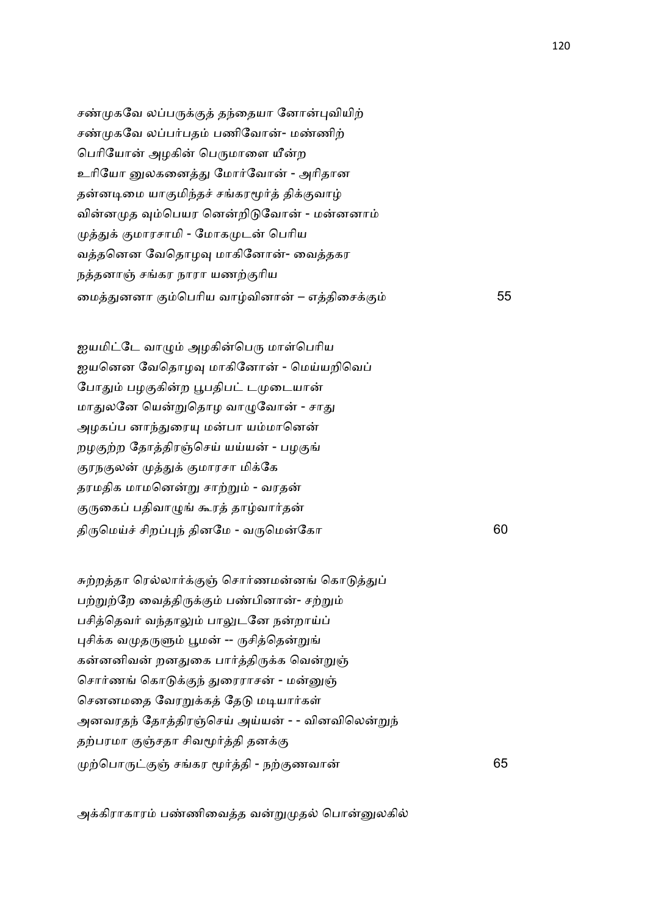சண்முகவே லப்பருக்குத் தந்தையா னோன்புவியிற்
சண்முகவே லப்பர்பதம் பணிவோன்- மண்ணிற்
பெரியோன் அழகின் பெருமாளை யீன்ற
உரியோ னுலகனைத்து மோர்வோன் - அரிதான
தன்னடிமை யாகுமிந்தச் சங்கரமூர்த் திக்குவாழ்
வின்னமுத வும்பெயர னென்றிடுவோன் - மன்னனாம்
முத்துக் குமாரசாமி - மோகமுடன் பெரிய
வத்தனென வேதொழவு மாகினோன்- வைத்தகர
நத்தனாஞ் சங்கர நாரா யணற்குரிய
மைத்துனனா கும்பெரிய வாழ்வினான் – எத்திசைக்கும் 55

ஐயமிட்டே வாழும் அழகின்பெரு மாள்பெரிய
ஐயனென வேதொழவு மாகினோன் - மெய்யறிவெப்
போதும் பழகுகின்ற பூபதிபட் டமுடையான்
மாதுலனே யென்றுதொழ வாழுவோன் - சாது
அழகப்ப னாந்துரையு மன்பா யம்மானென்
றழகுற்ற தோத்திரஞ்செய் யய்யன் - பழகுங்
குரநகுலன் முத்துக் குமாரசா மிக்கே
தரமதிக மாமனென்று சாற்றும் - வரதன்
குருகைப் பதிவாழுங் கூரத் தாழ்வார்தன்
திருமெய்ச் சிறப்புந் தினமே - வருமென்கோ 60

சுற்றத்தா ரெல்லார்க்குஞ் சொர்ணமன்னங் கொடுத்துப்
பற்றுற்றே வைத்திருக்கும் பண்பினான்- சற்றும்
பசித்தெவர் வந்தாலும் பாலுடனே நன்றாய்ப்
புசிக்க வமுதருளும் பூமன் -- ருசித்தென்றுங்
கன்னனிவன் றனதுகை பார்த்திருக்க வென்றுஞ்
சொர்ணங் கொடுக்குந் துரைராசன் - மன்னுஞ்
செனனமதை வேரறுக்கத் தேடு மடியார்கள்
அனவரதந் தோத்திரஞ்செய் அய்யன் - - வினவிலென்றுந்
தற்பரமா குஞ்சதா சிவமூர்த்தி தனக்கு
முற்பொருட்குஞ் சங்கர மூர்த்தி - நற்குணவான் 65

அக்கிராகாரம் பண்ணிவைத்த வன்றுமுதல் பொன்னுலகில்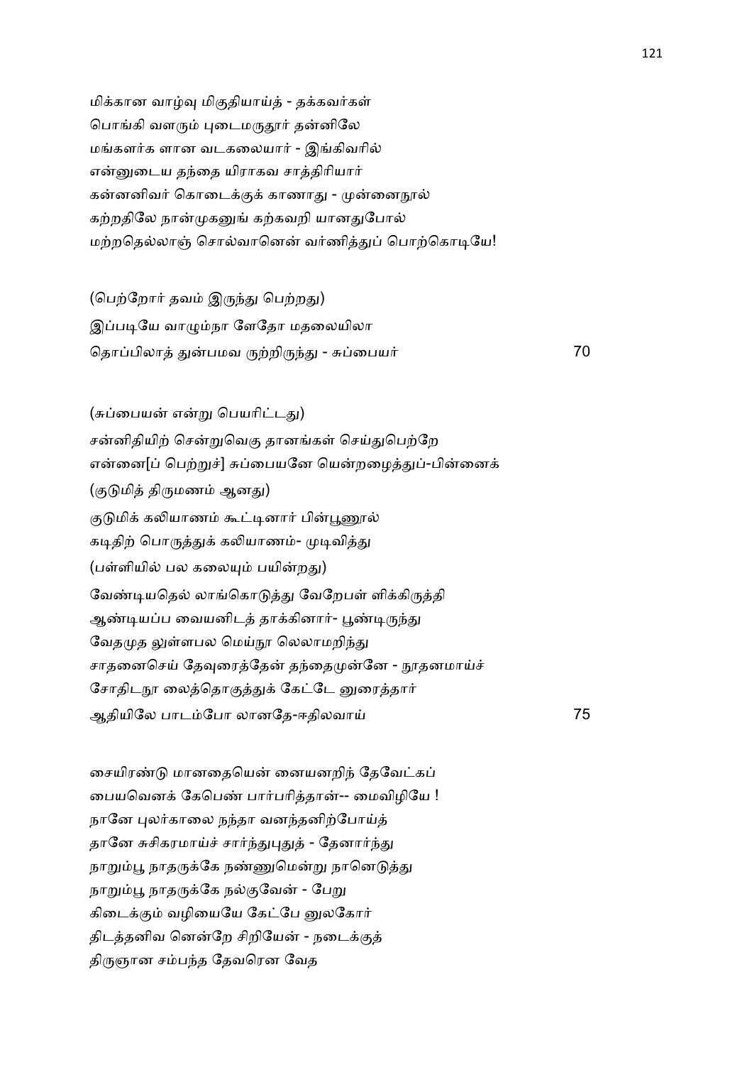மிக்கான வாழ்வு மிகுதியாய்த் - தக்கவர்கள்
பொங்கி வளரும் புடைமருதூர் தன்னிலே
மங்களர்க ளான வடகலையார் - இங்கிவரில்
என்னுடைய தந்தை யிராகவ சாத்திரியார்
கன்னனிவர் கொடைக்குக் காணாது - முன்னைநூல்
கற்றதிலே நான்முகனுங் கற்கவறி யானதுபோல்
மற்றதெல்லாஞ் சொல்வானென் வர்ணித்துப் பொற்கொடியே!

(பெற்றோர் தவம் இருந்து பெற்றது)
இப்படியே வாழும்நா ளேதோ மதலையிலா
தொப்பிலாத் துன்பமவ ருற்றிருந்து - சுப்பையர் 70

(சுப்பையன் என்று பெயரிட்டது)
சன்னிதியிற் சென்றுவெகு தானங்கள் செய்துபெற்றே
என்னை[ப் பெற்றுச்] சுப்பையனே யென்றழைத்துப்-பின்னைக்
(குடுமித் திருமணம் ஆனது)
குடுமிக் கலியாணம் கூட்டினார் பின்பூணூல்
கடிதிற் பொருத்துக் கலியாணம்- முடிவித்து
(பள்ளியில் பல கலையும் பயின்றது)
வேண்டியதெல் லாங்கொடுத்து வேறேபள் ளிக்கிருத்தி
ஆண்டியப்ப வையனிடத் தாக்கினார்- பூண்டிருந்து
வேதமுத லுள்ளபல மெய்நூ லெலாமறிந்து
சாதனைசெய் தேவுரைத்தேன் தந்தைமுன்னே - நூதனமாய்ச்
சோதிடநூ லைத்தொகுத்துக் கேட்டே னுரைத்தார்
ஆதியிலே பாடம்போ லானதே-ஈதிலவாய் 75

சையிரண்டு மானதையென் னையனறிந் தேவேட்கப்
பையவெனக் கேபெண் பார்பரித்தான்-- மைவிழியே !
நானே புலர்காலை நந்தா வனந்தனிற்போய்த்
தானே சுசிகரமாய்ச் சார்ந்துபுதுத் - தேனார்ந்து
நாறும்பூ நாதருக்கே நண்ணுமென்று நானெடுத்து
நாறும்பூ நாதருக்கே நல்குவேன் - பேறு
கிடைக்கும் வழியையே கேட்பே னுலகோர்
திடத்தனிவ னென்றே சிறியேன் - நடைக்குத்
திருஞான சம்பந்த தேவரென வேத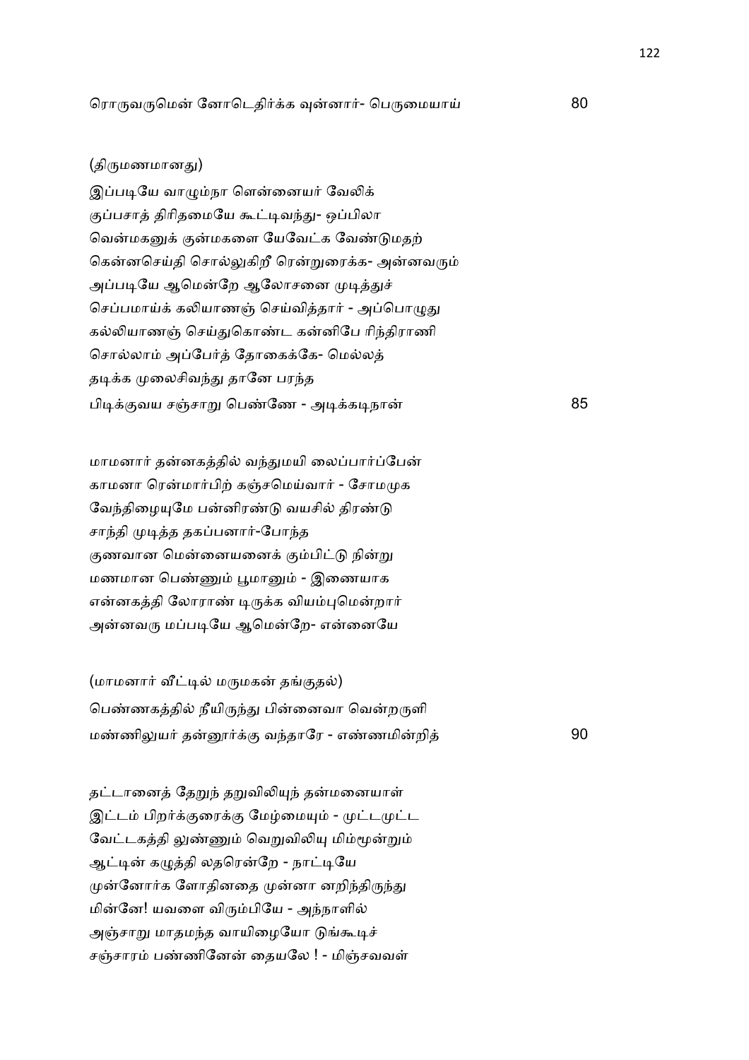ரொருவருமென் னோடெதிர்க்க வுன்னார்- பெருமையாய் 80

(திருமணமானது)

இப்படியே வாழும்நா ளென்னையர் வேலிக்
குப்பசாத் திரிதமையே கூட்டிவந்து- ஒப்பிலா
வென்மகனுக் குன்மகளை யேவேட்க வேண்டுமதற்
கென்னசெய்தி சொல்லுகிறீ ரென்றுரைக்க- அன்னவரும்
அப்படியே ஆமென்றே ஆலோசனை முடித்துச்
செப்பமாய்க் கலியாணஞ் செய்வித்தார் - அப்பொழுது
கல்லியாணஞ் செய்துகொண்ட கன்னிபே ரிந்திராணி
சொல்லாம் அப்பேர்த் தோகைக்கே- மெல்லத்
தடிக்க முலைசிவந்து தானே பரந்த
பிடிக்குவய சஞ்சாறு பெண்ணே - அடிக்கடிநான் 85

மாமனார் தன்னகத்தில் வந்துமயி லைப்பார்ப்பேன்
காமனா ரென்மார்பிற் கஞ்சமெய்வார் - சோமமுக
வேந்திழையுமே பன்னிரண்டு வயசில் திரண்டு
சாந்தி முடித்த தகப்பனார்-போந்த
குணவான மென்னையனைக் கும்பிட்டு நின்று
மணமான பெண்ணும் பூமானும் - இணையாக
என்னகத்தி லோராண் டிருக்க வியம்புமென்றார்
அன்னவரு மப்படியே ஆமென்றே- என்னையே

(மாமனார் வீட்டில் மருமகன் தங்குதல்)

பெண்ணகத்தில் நீயிருந்து பின்னைவா வென்றருளி
மண்ணிலுயர் தன்னூர்க்கு வந்தாரே - எண்ணமின்றித் 90

தட்டானைத் தேறுந் தறுவிலியுந் தன்மனையாள்
இட்டம் பிறர்க்குரைக்கு மேழ்மையும் - முட்டமுட்ட
வேட்டகத்தி லுண்ணும் வெறுவிலியு மிம்மூன்றும்
ஆட்டின் கழுத்தி லதரென்றே - நாட்டியே
முன்னோர்க ளோதினதை முன்னா னறிந்திருந்து
மின்னே! யவளை விரும்பியே - அந்நாளில்
அஞ்சாறு மாதமந்த வாயிழையோ டுங்கூடிச்
சஞ்சாரம் பண்ணினேன் தையலே ! - மிஞ்சவவள்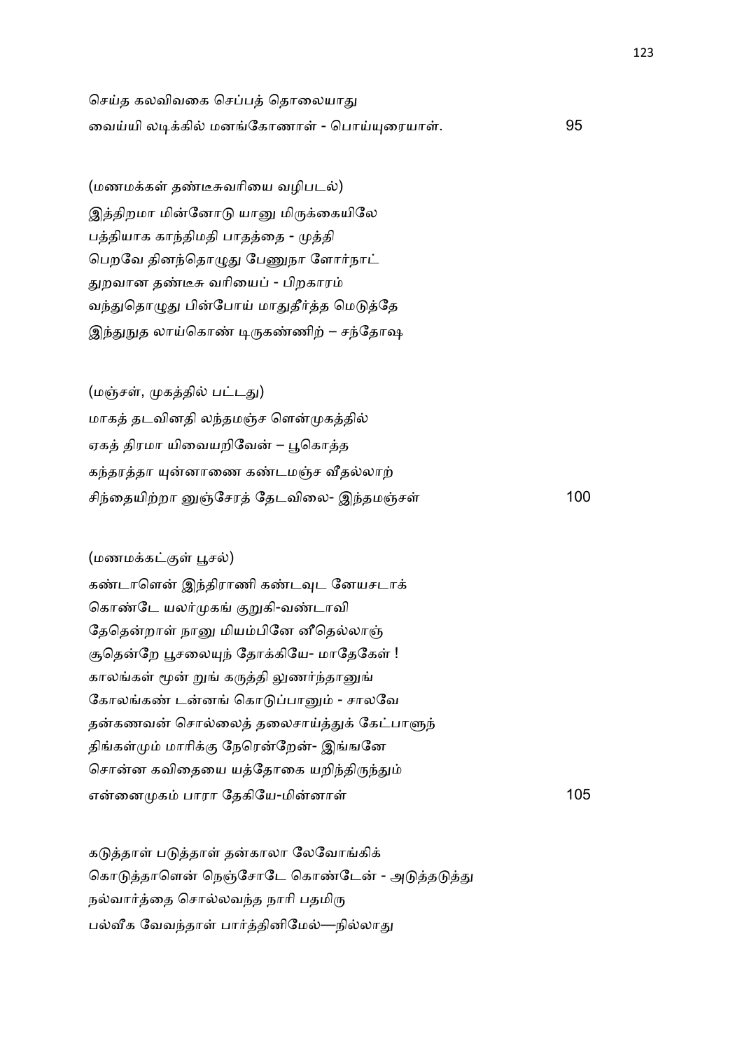செய்த கலவிவகை செப்பத் தொலையாது
வைய்யி லடிக்கில் மனங்கோணாள் - பொய்யுரையாள். 95

(மணமக்கள் தண்டீசுவரியை வழிபடல்)
இத்திறமா மின்னோடு யானு மிருக்கையிலே
பத்தியாக காந்திமதி பாதத்தை - முத்தி
பெறவே தினந்தொழுது பேணுநா ளோர்நாட்
துறவான தண்டீசு வரியைப் - பிறகாரம்
வந்துதொழுது பின்போய் மாதுதீர்த்த மெடுத்தே
இந்துநுத லாய்கொண் டிருகண்ணிற் – சந்தோஷ

(மஞ்சள், முகத்தில் பட்டது)
மாகத் தடவினதி லந்தமஞ்ச ளென்முகத்தில்
ஏகத் திரமா யிவையறிவேன் – பூகொத்த
கந்தரத்தா யுன்னாணை கண்டமஞ்ச வீதல்லாற்
சிந்தையிற்றா னுஞ்சேரத் தேடவிலை- இந்தமஞ்சள் 100

(மணமக்கட்குள் பூசல்)
கண்டாளென் இந்திராணி கண்டவுட னேயசடாக்
கொண்டே யலர்முகங் குறுகி-வண்டாவி
தேதென்றாள் நானு மியம்பினே னீதெல்லாஞ்
சூதென்றே பூசலையுந் தோக்கியே- மாதேகேள் !
காலங்கள் மூன் றுங் கருத்தி லுணர்ந்தானுங்
கோலங்கண் டன்னங் கொடுப்பானும் - சாலவே
தன்கணவன் சொல்லைத் தலைசாய்த்துக் கேட்பாளுந்
திங்கள்மும் மாரிக்கு நேரென்றேன்- இங்ஙனே
சொன்ன கவிதையை யத்தோகை யறிந்திருந்தும்
என்னைமுகம் பாரா தேகியே-மின்னாள் 105

கடுத்தாள் படுத்தாள் தன்காலா லேவோங்கிக்
கொடுத்தாளென் நெஞ்சோடே கொண்டேன் - அடுத்தடுத்து
நல்வார்த்தை சொல்லவந்த நாரி பதமிரு
பல்வீக வேவந்தாள் பார்த்தினிமேல்—நில்லாது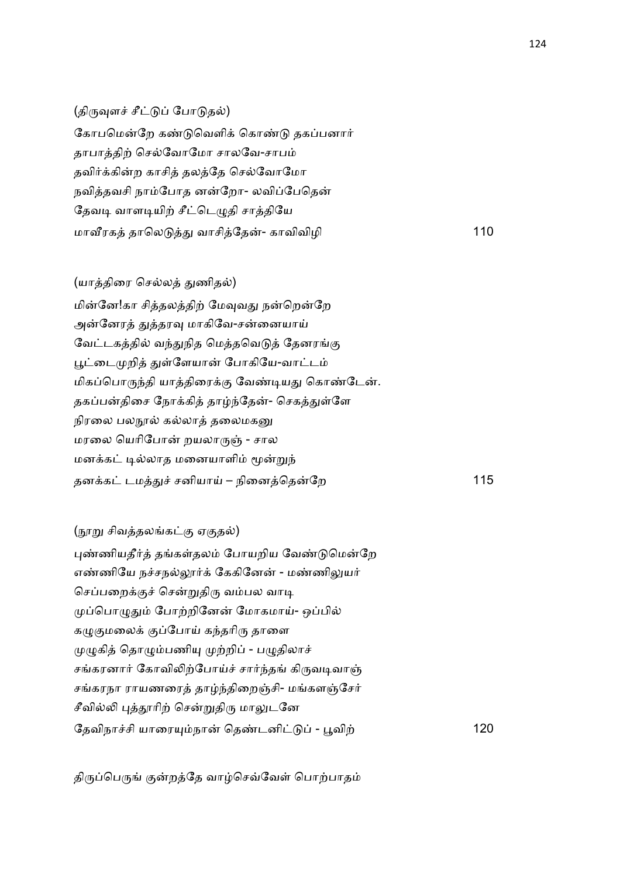(திருவுளச் சீட்டுப் போடுதல்)

கோபமென்றே கண்டுவெளிக் கொண்டு தகப்பனார்
தாபாத்திற் செல்வோமோ சாலவே-சாபம்
தவிர்க்கின்ற காசித் தலத்தே செல்வோமோ
நவித்தவசி நாம்போத னன்றோ- லவிப்பேதென்
தேவடி வாளடியிற் சீட்டெழுதி சாத்தியே
மாவீரகத் தாலெடுத்து வாசித்தேன்- காவிவிழி 110

(யாத்திரை செல்லத் துணிதல்)

மின்னே!கா சித்தலத்திற் மேவுவது நன்றென்றே
அன்னேரத் துத்தரவு மாகிவே-சன்னையாய்
வேட்டகத்தில் வந்துநித மெத்தவெடுத் தேனரங்கு
பூட்டைமுறித் துள்ளேயான் போகியே-வாட்டம்
மிகப்பொருந்தி யாத்திரைக்கு வேண்டியது கொண்டேன்.
தகப்பன்திசை நோக்கித் தாழ்ந்தேன்- செகத்துள்ளே
நிரலை பலநூல் கல்லாத் தலைமகனு
மரலை யெரிபோன் றயலாருஞ் - சால
மனக்கட் டில்லாத மனையாளிம் மூன்றுந்
தனக்கட் டமத்துச் சனியாய் – நினைத்தென்றே 115

(நூறு சிவத்தலங்கட்கு ஏகுதல்)

புண்ணியதீர்த் தங்கள்தலம் போயறிய வேண்டுமென்றே
எண்ணியே நச்சநல்லூர்க் கேகினேன் - மண்ணிலுயர்
செப்பறைக்குச் சென்றுதிரு வம்பல வாடி
முப்பொழுதும் போற்றினேன் மோகமாய்- ஒப்பில்
கழுகுமலைக் குப்போய் கந்தரிரு தாளை
முழுகித் தொழும்பணியு முற்றிப் - பழுதிலாச்
சங்கரனார் கோவிலிற்போய்ச் சார்ந்தங் கிருவடிவாஞ்
சங்கரநா ராயணரைத் தாழ்ந்திறைஞ்சி- மங்களஞ்சேர்
சீவில்லி புத்தூரிற் சென்றுதிரு மாலுடனே
தேவிநாச்சி யாரையும்நான் தெண்டனிட்டுப் - பூவிற் 120

திருப்பெருங் குன்றத்தே வாழ்செவ்வேள் பொற்பாதம்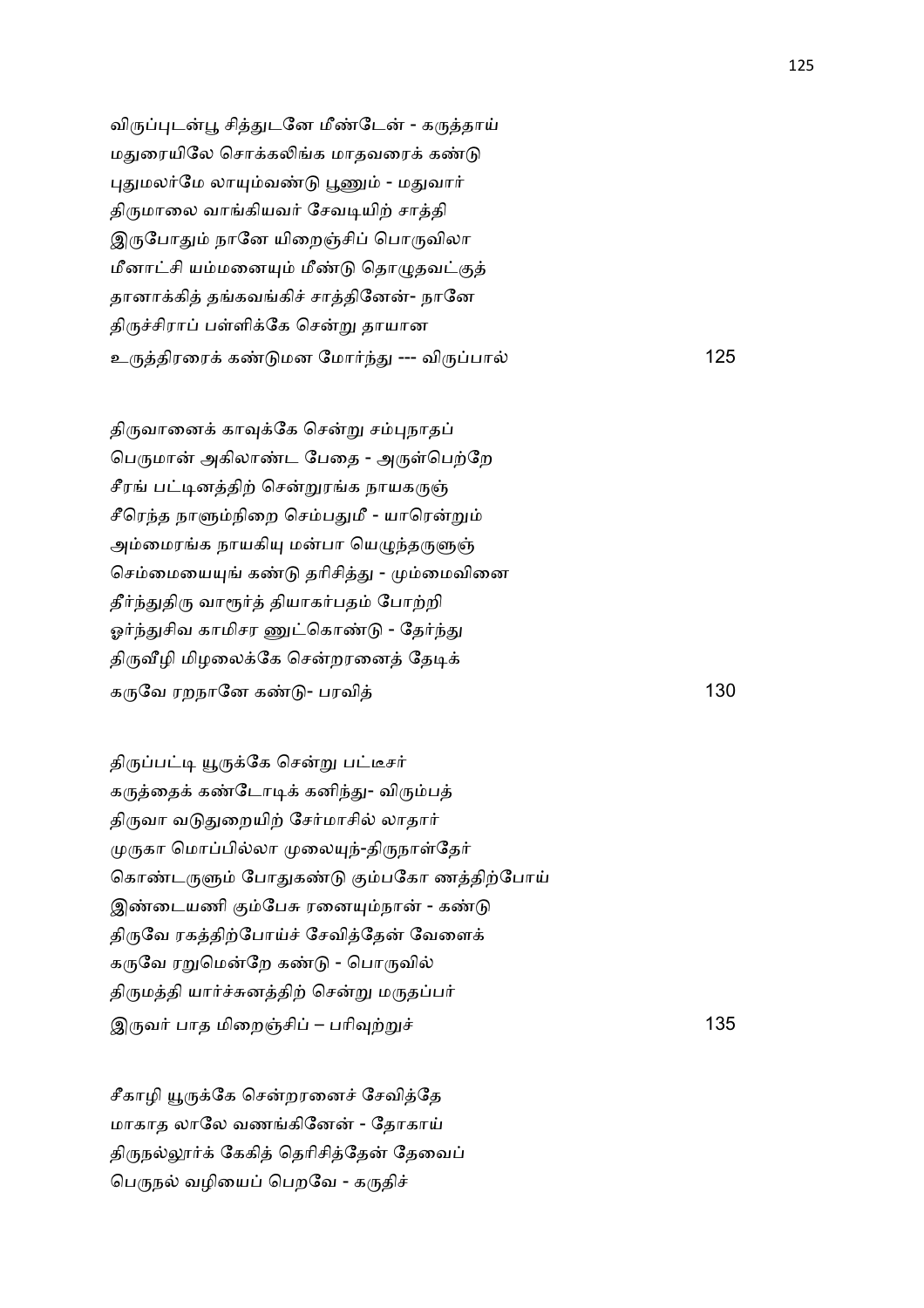விருப்புடன்பூ சித்துடனே மீண்டேன் - கருத்தாய்
மதுரையிலே சொக்கலிங்க மாதவரைக் கண்டு
புதுமலர்மே லாயும்வண்டு பூணும் - மதுவார்
திருமாலை வாங்கியவர் சேவடியிற் சாத்தி
இருபோதும் நானே யிறைஞ்சிப் பொருவிலா
மீனாட்சி யம்மனையும் மீண்டு தொழுதவட்குத்
தானாக்கித் தங்கவங்கிச் சாத்தினேன்- நானே
திருச்சிராப் பள்ளிக்கே சென்று தாயான
உருத்திரரைக் கண்டுமன மோர்ந்து --- விருப்பால் 125

திருவானைக் காவுக்கே சென்று சம்புநாதப்
பெருமான் அகிலாண்ட பேதை - அருள்பெற்றே
சீரங் பட்டினத்திற் சென்றுரங்க நாயகருஞ்
சீரெந்த நாளும்நிறை செம்பதுமீ - யாரென்றும்
அம்மைரங்க நாயகியு மன்பா யெழுந்தருளுஞ்
செம்மையையுங் கண்டு தரிசித்து - மும்மைவினை
தீர்ந்துதிரு வாரூர்த் தியாகர்பதம் போற்றி
ஓர்ந்துசிவ காமிசர ணுட்கொண்டு - தேர்ந்து
திருவீழி மிழலைக்கே சென்றரனைத் தேடிக்
கருவே ரறநானே கண்டு- பரவித் 130

திருப்பட்டி யூருக்கே சென்று பட்டீசர்
கருத்தைக் கண்டோடிக் கனிந்து- விரும்பத்
திருவா வடுதுறையிற் சேர்மாசில் லாதார்
முருகா மொப்பில்லா முலையுந்-திருநாள்தேர்
கொண்டருளும் போதுகண்டு கும்பகோ ணத்திற்போய்
இண்டையணி கும்பேசு ரனையும்நான் - கண்டு
திருவே ரகத்திற்போய்ச் சேவித்தேன் வேளைக்
கருவே ரறுமென்றே கண்டு - பொருவில்
திருமத்தி யார்ச்சுனத்திற் சென்று மருதப்பர்
இருவர் பாத மிறைஞ்சிப் – பரிவுற்றுச் 135

சீகாழி யூருக்கே சென்றரனைச் சேவித்தே
மாகாத லாலே வணங்கினேன் - தோகாய்
திருநல்லூர்க் கேகித் தெரிசித்தேன் தேவைப்
பெருநல் வழியைப் பெறவே - கருதிச்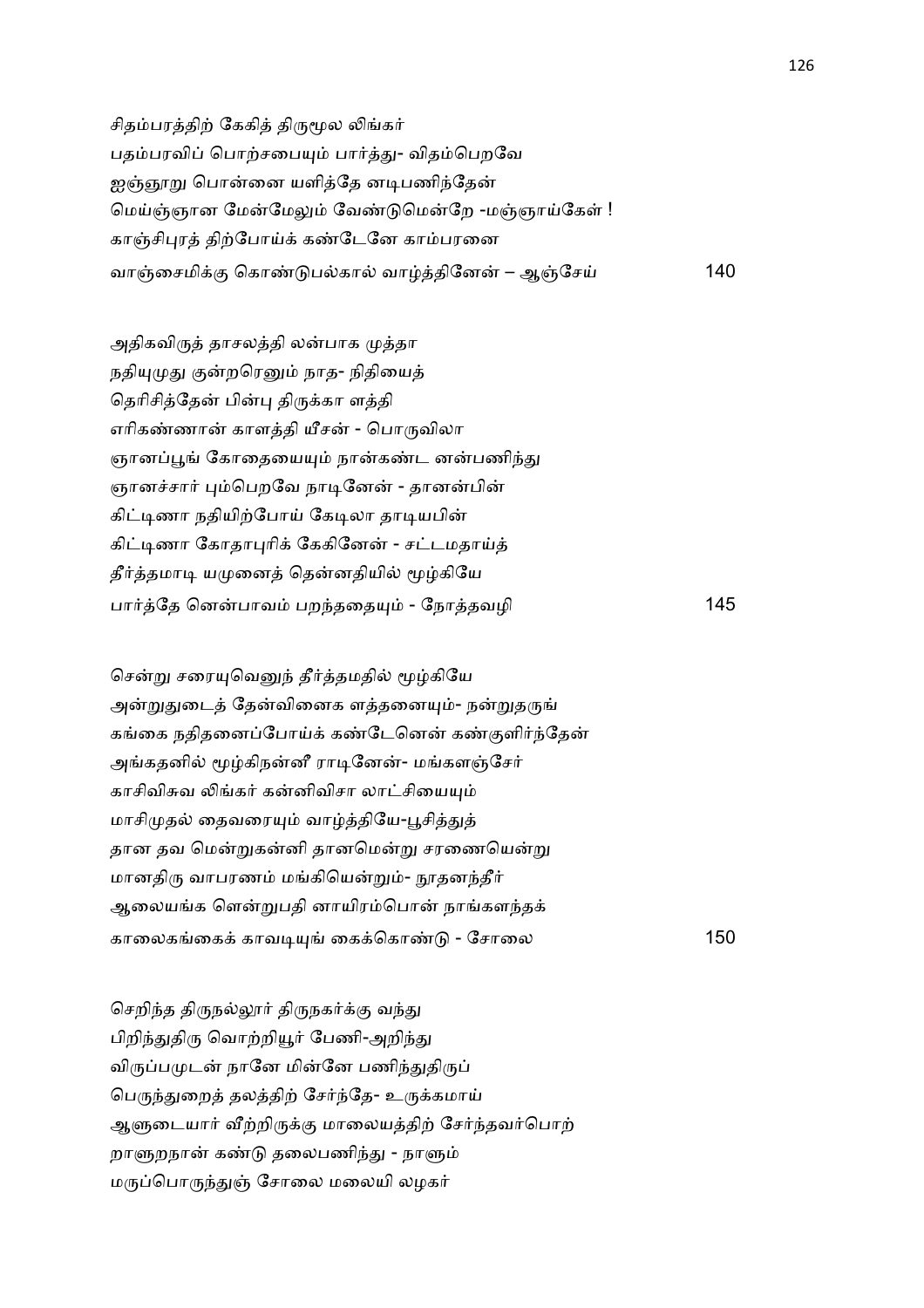சிதம்பரத்திற் கேகித் திருமூல லிங்கர்
பதம்பரவிப் பொற்சபையும் பார்த்து- விதம்பெறவே
ஐஞ்ஞூறு பொன்னை யளித்தே னடிபணிந்தேன்
மெய்ஞ்ஞான மேன்மேலும் வேண்டுமென்றே -மஞ்ஞாய்கேள் !
காஞ்சிபுரத் திற்போய்க் கண்டேனே காம்பரனை
வாஞ்சைமிக்கு கொண்டுபல்கால் வாழ்த்தினேன் – ஆஞ்சேய் 140

அதிகவிருத் தாசலத்தி லன்பாக முத்தா
நதியுமுது குன்றரெனும் நாத- நிதியைத்
தெரிசித்தேன் பின்பு திருக்கா ளத்தி
எரிகண்ணான் காளத்தி யீசன் - பொருவிலா
ஞானப்பூங் கோதையையும் நான்கண்ட னன்பணிந்து
ஞானச்சார் பும்பெறவே நாடினேன் - தானன்பின்
கிட்டிணா நதியிற்போய் கேடிலா தாடியபின்
கிட்டிணா கோதாபுரிக் கேகினேன் - சட்டமதாய்த்
தீர்த்தமாடி யமுனைத் தென்னதியில் மூழ்கியே
பார்த்தே னென்பாவம் பறந்ததையும் - நோத்தவழி 145

சென்று சரையுவெனுந் தீர்த்தமதில் மூழ்கியே
அன்றுதுடைத் தேன்வினைக ளத்தனையும்- நன்றுதருங்
கங்கை நதிதனைப்போய்க் கண்டேனென் கண்குளிர்ந்தேன்
அங்கதனில் மூழ்கிநன்னீ ராடினேன்- மங்களஞ்சேர்
காசிவிசுவ லிங்கர் கன்னிவிசா லாட்சியையும்
மாசிமுதல் தைவரையும் வாழ்த்தியே-பூசித்துத்
தான தவ மென்றுகன்னி தானமென்று சரணையென்று
மானதிரு வாபரணம் மங்கியென்றும்- நூதனந்தீர்
ஆலையங்க ளென்றுபதி னாயிரம்பொன் நாங்களந்தக்
காலைகங்கைக் காவடியுங் கைக்கொண்டு - சோலை 150

செறிந்த திருநல்லூர் திருநகர்க்கு வந்து
பிறிந்துதிரு வொற்றியூர் பேணி-அறிந்து
விருப்பமுடன் நானே மின்னே பணிந்துதிருப்
பெருந்துறைத் தலத்திற் சேர்ந்தே- உருக்கமாய்
ஆளுடையார் வீற்றிருக்கு மாலையத்திற் சேர்ந்தவர்பொற்
றாளுறநான் கண்டு தலைபணிந்து - நாளும்
மருப்பொருந்துஞ் சோலை மலையி லழகர்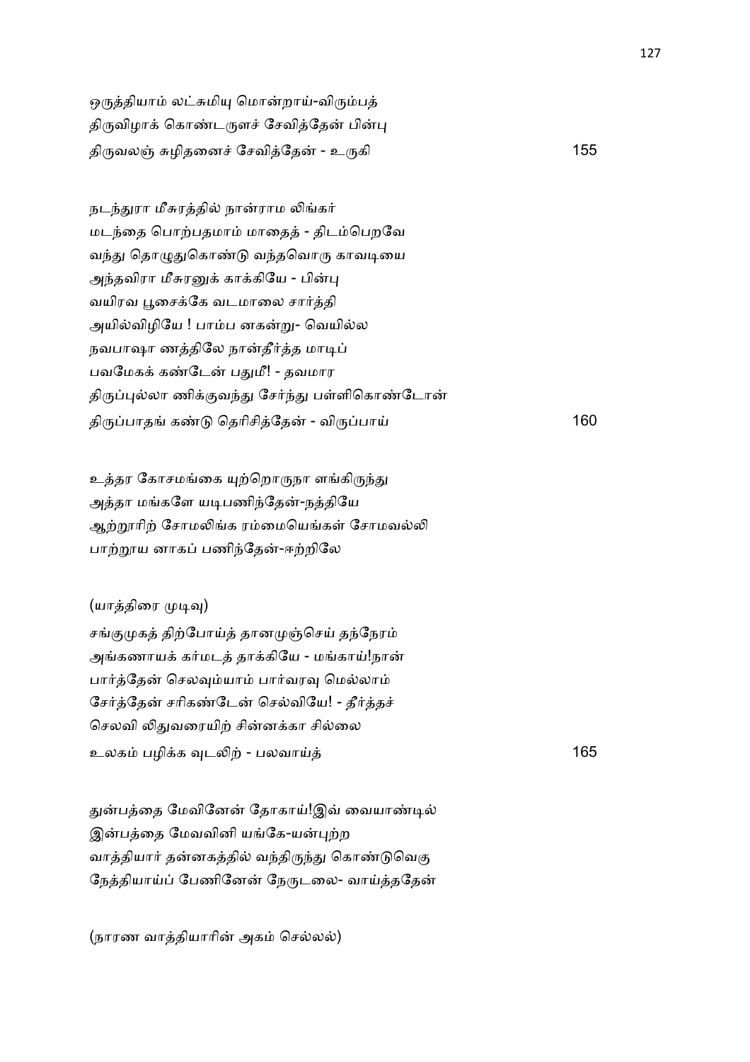ஒருத்தியாம் லட்சுமியு மொன்றாய்-விரும்பத்
திருவிழாக் கொண்டருளச் சேவித்தேன் பின்பு
திருவலஞ் சுழிதனைச் சேவித்தேன் - உருகி 155

நடந்துரா மீசுரத்தில் நான்ராம லிங்கர்
மடந்தை பொற்பதமாம் மாதைத் - திடம்பெறவே
வந்து தொழுதுகொண்டு வந்தவொரு காவடியை
அந்தவிரா மீசுரனுக் காக்கியே - பின்பு
வயிரவ பூசைக்கே வடமாலை சார்த்தி
அயில்விழியே ! பாம்ப னகன்று- வெயில்ல
நவபாஷா ணத்திலே நான்தீர்த்த மாடிப்
பவமேகக் கண்டேன் பதுமீ! - தவமார
திருப்புல்லா ணிக்குவந்து சேர்ந்து பள்ளிகொண்டோன்
திருப்பாதங் கண்டு தெரிசித்தேன் - விருப்பாய் 160

உத்தர கோசமங்கை யுற்றொருநா ளங்கிருந்து
அத்தா மங்களே யடிபணிந்தேன்-நத்தியே
ஆற்றூரிற் சோமலிங்க ரம்மையெங்கள் சோமவல்லி
பாற்றூய னாகப் பணிந்தேன்-ஈற்றிலே

(யாத்திரை முடிவு)

சங்குமுகத் திற்போய்த் தானமுஞ்செய் தந்நேரம்
அங்கணாயக் கர்மடத் தாக்கியே - மங்காய்!நான்
பார்த்தேன் செலவும்யாம் பார்வரவு மெல்லாம்
சேர்த்தேன் சரிகண்டேன் செல்வியே! - தீர்த்தச்
செலவி லிதுவரையிற் சின்னக்கா சில்லை
உலகம் பழிக்க வுடலிற் - பலவாய்த் 165

துன்பத்தை மேவினேன் தோகாய்!இவ் வையாண்டில்
இன்பத்தை மேவவினி யங்கே-யன்புற்ற
வாத்தியார் தன்னகத்தில் வந்திருந்து கொண்டுவெகு
நேத்தியாய்ப் பேணினேன் நேருடலை- வாய்த்ததேன்

(நாரண வாத்தியாரின் அகம் செல்லல்)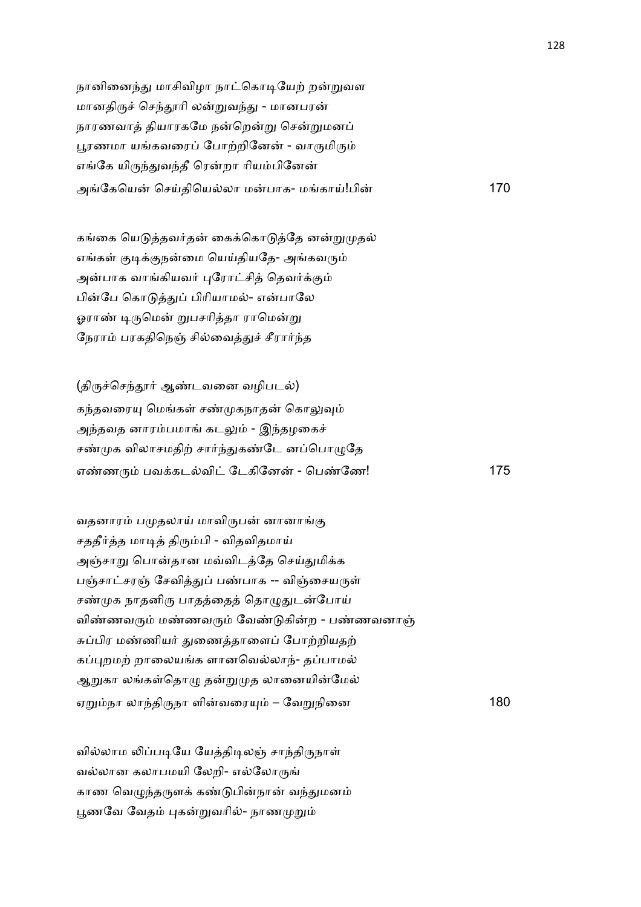நானினைந்து மாசிவிழா நாட்கொடியேற் றன்றுவள
மானதிருச் செந்தூரி லன்றுவந்து - மானபரன்
நாரணவாத் தியாரகமே நன்றென்று சென்றுமனப்
பூரணமா யங்கவரைப் போற்றினேன் - வாருமிரும்
எங்கே யிருந்துவந்தீ ரென்றா ரியம்பினேன்
அங்கேயென் செய்தியெல்லா மன்பாக- மங்காய்!பின் 170

கங்கை யெடுத்தவர்தன் கைக்கொடுத்தே னன்றுமுதல்
எங்கள் குடிக்குநன்மை யெய்தியதே- அங்கவரும்
அன்பாக வாங்கியவர் புரோட்சித் தெவர்க்கும்
பின்பே கொடுத்துப் பிரியாமல்- என்பாலே
ஓராண் டிருமென் றுபசரித்தா ராமென்று
நேராம் பரகதிநெஞ் சில்வைத்துச் சீரார்ந்த

(திருச்செந்தூர் ஆண்டவனை வழிபடல்)

கந்தவரையு மெங்கள் சண்முகநாதன் கொலுவும்
அந்தவத னாரம்பமாங் கடலும் - இந்தழகைச்
சண்முக விலாசமதிற் சார்ந்துகண்டே னப்பொழுதே
எண்ணரும் பவக்கடல்விட் டேகினேன் - பெண்ணே! 175

வதனாரம் பமுதலாய் மாவிருபன் னானாங்கு
சததீர்த்த மாடித் திரும்பி - விதவிதமாய்
அஞ்சாறு பொன்தான மவ்விடத்தே செய்துமிக்க
பஞ்சாட்சரஞ் சேவித்துப் பண்பாக -- விஞ்சையருள்
சண்முக நாதனிரு பாதத்தைத் தொழுதுடன்போய்
விண்ணவரும் மண்ணவரும் வேண்டுகின்ற - பண்ணவனாஞ்
சுப்பிர மண்ணியர் துணைத்தாளைப் போற்றியதற்
கப்புறமற் றாலயங்க ளானவெல்லாந்- தப்பாமல்
ஆறுகா லங்கள்தொழு தன்றுமுத லானையின்மேல்
ஏறும்நா லாந்திருநா ளின்வரையும் – வேறுநினை 180

வில்லாம லிப்படியே யேத்திடிலஞ் சாந்திருநாள்
வல்லான கலாபமயி லேறி- எல்லோருங்
காண வெழுந்தருளக் கண்டுபின்நான் வந்துமனம்
பூணவே வேதம் புகன்றுவரில்- நாணமுறும்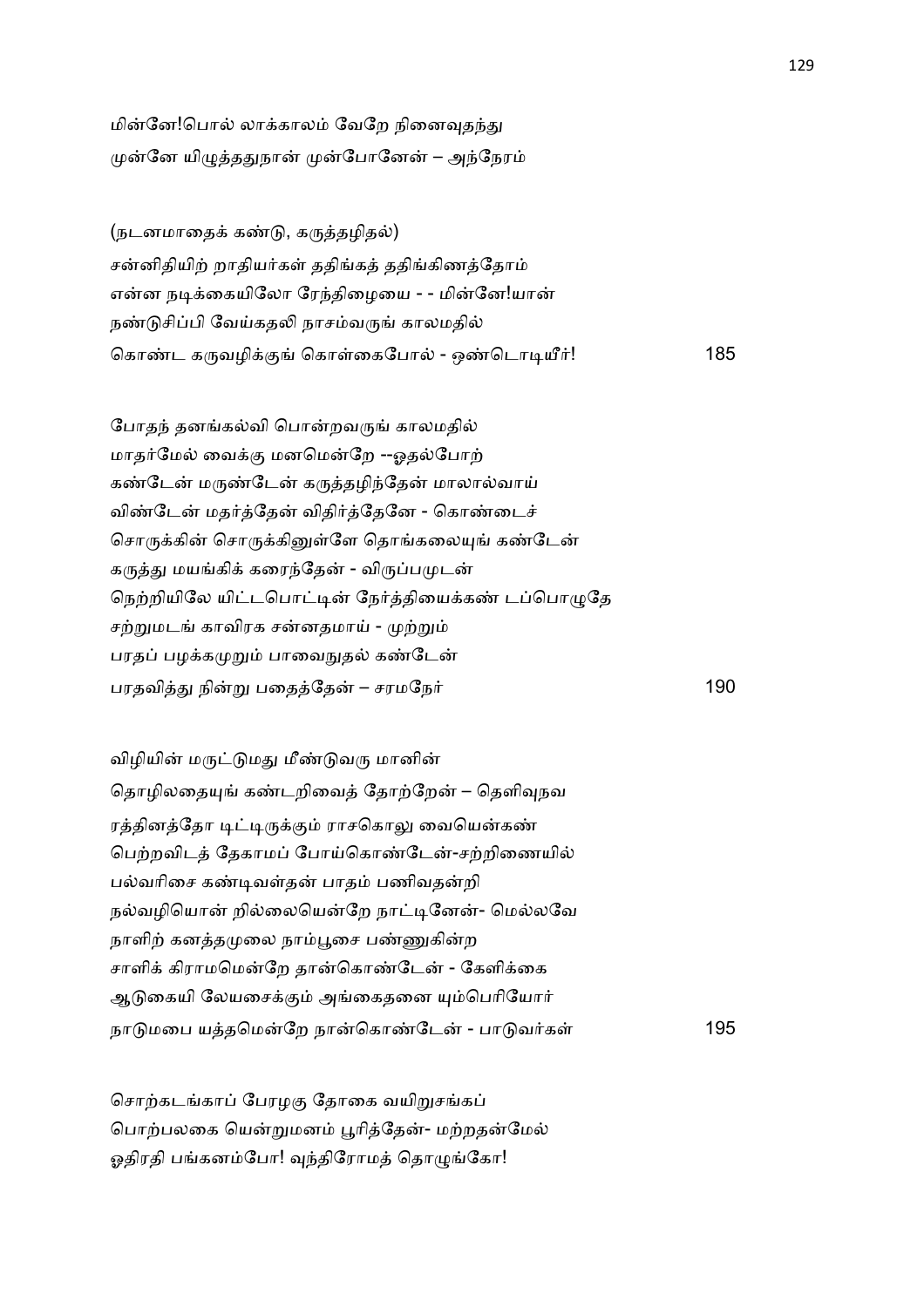மின்னே!பொல் லாக்காலம் வேறே நினைவுதந்து
முன்னே யிழுத்ததுநான் முன்போனேன் – அந்நேரம்

(நடனமாதைக் கண்டு, கருத்தழிதல்)
சன்னிதியிற் றாதியர்கள் ததிங்கத் ததிங்கிணத்தோம்
என்ன நடிக்கையிலோ ரேந்திழையை - - மின்னே!யான்
நண்டுசிப்பி வேய்கதலி நாசம்வருங் காலமதில்
கொண்ட கருவழிக்குங் கொள்கைபோல் - ஒண்டொடியீர்! 185

போதந் தனங்கல்வி பொன்றவருங் காலமதில்
மாதர்மேல் வைக்கு மனமென்றே --ஓதல்போற்
கண்டேன் மருண்டேன் கருத்தழிந்தேன் மாலால்வாய்
விண்டேன் மதர்த்தேன் விதிர்த்தேனே - கொண்டைச்
சொருக்கின் சொருக்கினுள்ளே தொங்கலையுங் கண்டேன்
கருத்து மயங்கிக் கரைந்தேன் - விருப்பமுடன்
நெற்றியிலே யிட்டபொட்டின் நேர்த்தியைக்கண் டப்பொழுதே
சற்றுமடங் காவிரக சன்னதமாய் - முற்றும்
பரதப் பழக்கமுறும் பாவைநுதல் கண்டேன்
பரதவித்து நின்று பதைத்தேன் – சரமநேர் 190

விழியின் மருட்டுமது மீண்டுவரு மானின்
தொழிலதையுங் கண்டறிவைத் தோற்றேன் – தெளிவுநவ
ரத்தினத்தோ டிட்டிருக்கும் ராசகொலு வையென்கண்
பெற்றவிடத் தேகாமப் போய்கொண்டேன்-சற்றிணையில்
பல்வரிசை கண்டிவள்தன் பாதம் பணிவதன்றி
நல்வழியொன் றில்லையென்றே நாட்டினேன்- மெல்லவே
நாளிற் கனத்தமுலை நாம்பூசை பண்ணுகின்ற
சாளிக் கிராமமென்றே தான்கொண்டேன் - கேளிக்கை
ஆடுகையி லேயசைக்கும் அங்கைதனை யும்பெரியோர்
நாடுமபை யத்தமென்றே நான்கொண்டேன் - பாடுவர்கள் 195

சொற்கடங்காப் பேரழகு தோகை வயிறுசங்கப்
பொற்பலகை யென்றுமனம் பூரித்தேன்- மற்றதன்மேல்
ஓதிரதி பங்கனம்போ! வுந்திரோமத் தொழுங்கோ!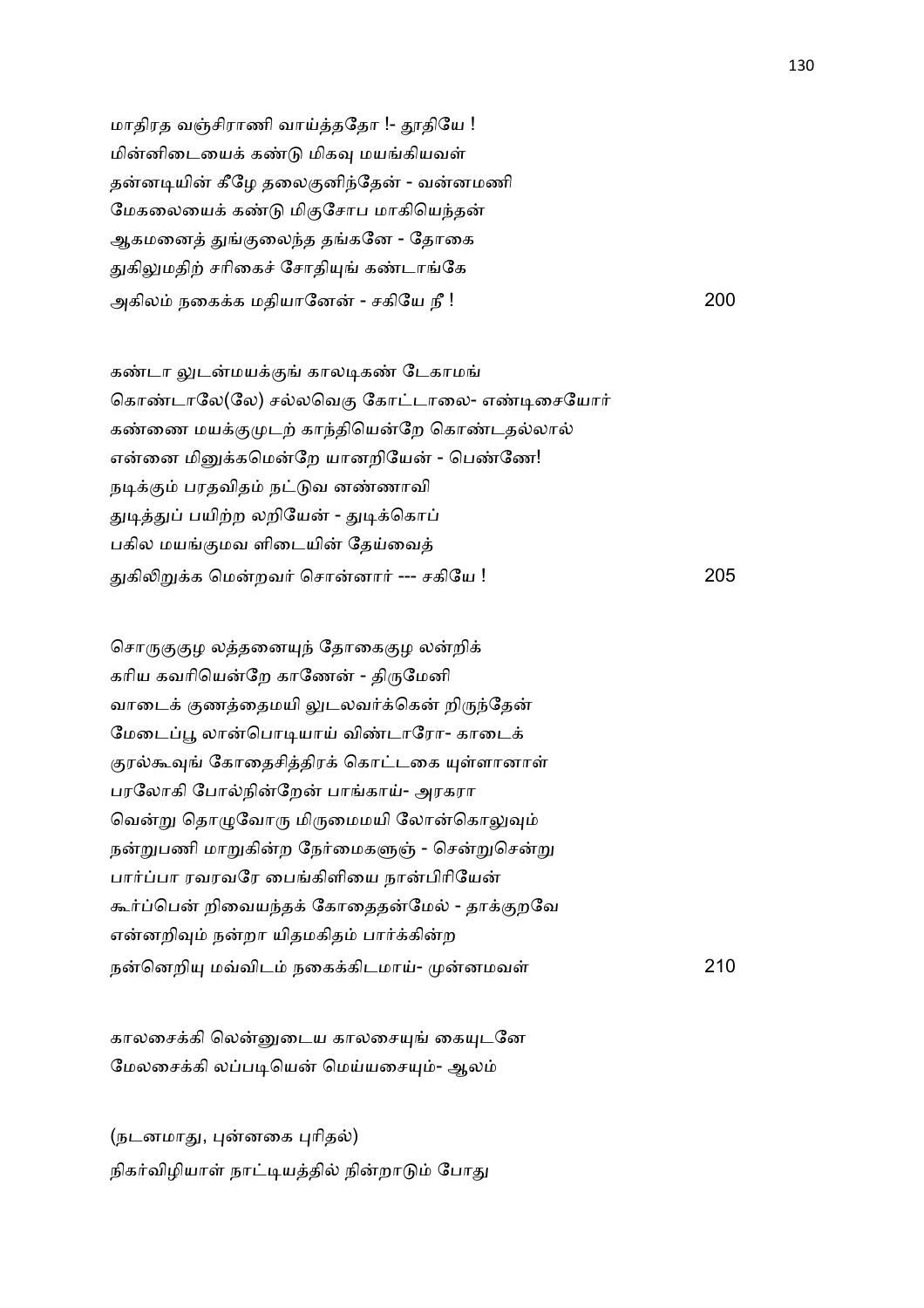மாதிரத வஞ்சிராணி வாய்த்ததோ !- தூதியே !
மின்னிடையைக் கண்டு மிகவு மயங்கியவள்
தன்னடியின் கீழே தலைகுனிந்தேன் - வன்னமணி
மேகலையைக் கண்டு மிகுசோப மாகியெந்தன்
ஆகமனைத் துங்குலைந்த தங்கனே - தோகை
துகிலுமதிற் சரிகைச் சோதியுங் கண்டாங்கே
அகிலம் நகைக்க மதியானேன் - சகியே நீ ! 200

கண்டா லுடன்மயக்குங் காலடிகண் டேகாமங்
கொண்டாலே(லே) சல்லவெகு கோட்டாலை- எண்டிசையோர்
கண்ணை மயக்குமுடற் காந்தியென்றே கொண்டதல்லால்
என்னை மினுக்கமென்றே யானறியேன் - பெண்ணே!
நடிக்கும் பரதவிதம் நட்டுவ னண்ணாவி
துடித்துப் பயிற்ற லறியேன் - துடிக்கொப்
பகில மயங்குமவ ளிடையின் தேய்வைத்
துகிலிறுக்க மென்றவர் சொன்னார் --- சகியே ! 205

சொருகுகுழ லத்தனையுந் தோகைகுழ லன்றிக்
கரிய கவரியென்றே காணேன் - திருமேனி
வாடைக் குணத்தைமயி லுடலவர்க்கென் றிருந்தேன்
மேடைப்பூ லான்பொடியாய் விண்டாரோ- காடைக்
குரல்கூவுங் கோதைசித்திரக் கொட்டகை யுள்ளானாள்
பரலோகி போல்நின்றேன் பாங்காய்- அரகரா
வென்று தொழுவோரு மிருமைமயி லோன்கொலுவும்
நன்றுபணி மாறுகின்ற நேர்மைகளுஞ் - சென்றுசென்று
பார்ப்பா ரவரவரே பைங்கிளியை நான்பிரியேன்
கூர்ப்பென் றிவையந்தக் கோதைதன்மேல் - தாக்குறவே
என்னறிவும் நன்றா யிதமகிதம் பார்க்கின்ற
நன்னெறியு மவ்விடம் நகைக்கிடமாய்- முன்னமவள் 210

காலசைக்கி லென்னுடைய காலசையுங் கையுடனே
மேலசைக்கி லப்படியென் மெய்யசையும்- ஆலம்

(நடனமாது, புன்னகை புரிதல்)

நிகர்விழியாள் நாட்டியத்தில் நின்றாடும் போது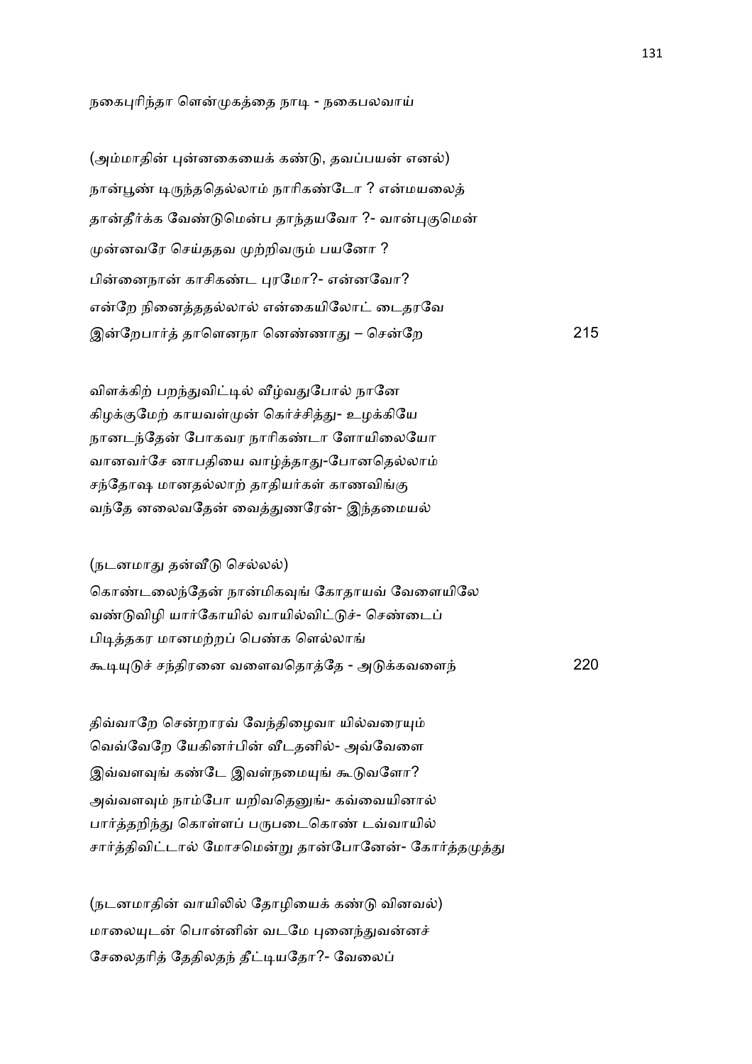நகைபுரிந்தா ளென்முகத்தை நாடி - நகைபலவாய்

(அம்மாதின் புன்னகையைக் கண்டு, தவப்பயன் எனல்)

நான்பூண் டிருந்ததெல்லாம் நாரிகண்டோ ? என்மயலைத்
தான்தீர்க்க வேண்டுமென்ப தாந்தயவோ ?- வான்புகுமென்
முன்னவரே செய்ததவ முற்றிவரும் பயனோ ?
பின்னைநான் காசிகண்ட புரமோ?- என்னவோ?
என்றே நினைத்ததல்லால் என்கையிலோட் டைதரவே
இன்றேபார்த் தாளெனநா னெண்ணாது – சென்றே 215

விளக்கிற் பறந்துவிட்டில் வீழ்வதுபோல் நானே
கிழக்குமேற் காயவள்முன் கெர்ச்சித்து- உழக்கியே
நானடந்தேன் போகவர நாரிகண்டா ளோயிலையோ
வானவர்சே னாபதியை வாழ்த்தாது-போனதெல்லாம்
சந்தோஷ மானதல்லாற் தாதியர்கள் காணவிங்கு
வந்தே னலைவதேன் வைத்துணரேன்- இந்தமையல்

(நடனமாது தன்வீடு செல்லல்)

கொண்டலைந்தேன் நான்மிகவுங் கோதாயவ் வேளையிலே
வண்டுவிழி யார்கோயில் வாயில்விட்டுச்- செண்டைப்
பிடித்தகர மானமற்றப் பெண்க ளெல்லாங்
கூடியுடுச் சந்திரனை வளைவதொத்தே - அடுக்கவளைந் 220

திவ்வாறே சென்றாரவ் வேந்திழைவா யில்வரையும்
வெவ்வேறே யேகினர்பின் வீடதனில்- அவ்வேளை
இவ்வளவுங் கண்டே இவள்நமையுங் கூடுவளோ?
அவ்வளவும் நாம்போ யறிவதெனுங்- கவ்வையினால்
பார்த்தறிந்து கொள்ளப் பருபடைகொண் டவ்வாயில்
சார்த்திவிட்டால் மோசமென்று தான்போனேன்- கோர்த்தமுத்து

(நடனமாதின் வாயிலில் தோழியைக் கண்டு வினவல்)

மாலையுடன் பொன்னின் வடமே புனைந்துவன்னச்
சேலைதரித் தேதிலதந் தீட்டியதோ?- வேலைப்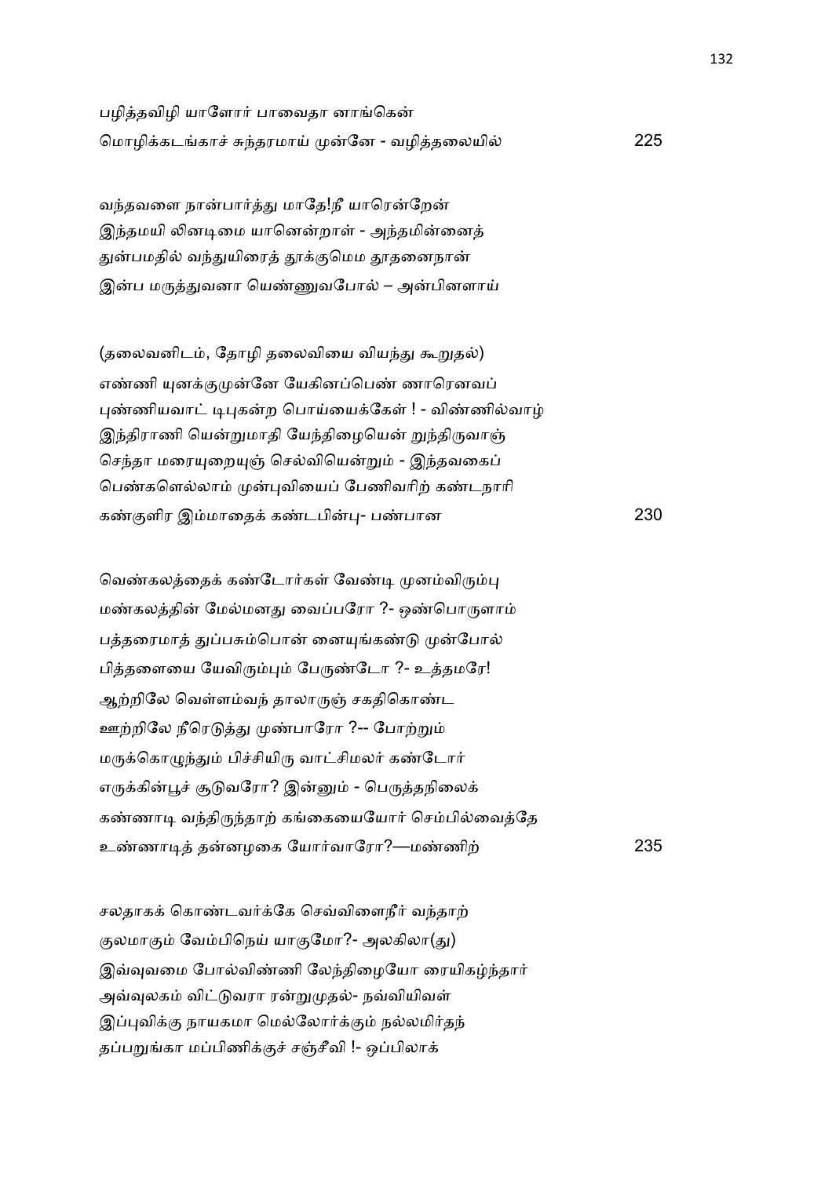பழித்தவிழி யாளோர் பாவைதா னாங்கென்
மொழிக்கடங்காச் சுந்தரமாய் முன்னே - வழித்தலையில் 225

வந்தவளை நான்பார்த்து மாதே!நீ யாரென்றேன்
இந்தமயி லினடிமை யானென்றாள் - அந்தமின்னைத்
துன்பமதில் வந்துயிரைத் தூக்குமெம தூதனைநான்
இன்ப மருத்துவனா யெண்ணுவபோல் – அன்பினளாய்

(தலைவனிடம், தோழி தலைவியை வியந்து கூறுதல்)
எண்ணி யுனக்குமுன்னே யேகினப்பெண் ணாரெனவப்
புண்ணியவாட் டிபுகன்ற பொய்யைக்கேள் ! - விண்ணில்வாழ்
இந்திராணி யென்றுமாதி யேந்திழையென் றுந்திருவாஞ்
செந்தா மரையுறையுஞ் செல்வியென்றும் - இந்தவகைப்
பெண்களெல்லாம் முன்புவியைப் பேணிவரிற் கண்டநாரி
கண்குளிர இம்மாதைக் கண்டபின்பு- பண்பான 230

வெண்கலத்தைக் கண்டோர்கள் வேண்டி முனம்விரும்பு
மண்கலத்தின் மேல்மனது வைப்பரோ ?- ஒண்பொருளாம்
பத்தரைமாத் துப்பசும்பொன் னையுங்கண்டு முன்போல்
பித்தளையை யேவிரும்பும் பேருண்டோ ?- உத்தமரே!
ஆற்றிலே வெள்ளம்வந் தாலாருஞ் சகதிகொண்ட
ஊற்றிலே நீரெடுத்து முண்பாரோ ?-- போற்றும்
மருக்கொழுந்தும் பிச்சியிரு வாட்சிமலர் கண்டோர்
எருக்கின்பூச் சூடுவரோ? இன்னும் - பெருத்தநிலைக்
கண்ணாடி வந்திருந்தாற் கங்கையையோர் செம்பில்வைத்தே
உண்ணாடித் தன்னழகை யோர்வாரோ?—மண்ணிற் 235

சலதாகக் கொண்டவர்க்கே செவ்விளைநீர் வந்தாற்
குலமாகும் வேம்பிநெய் யாகுமோ?- அலகிலா(து)
இவ்வுவமை போல்விண்ணி லேந்திழையோ ரையிகழ்ந்தார்
அவ்வுலகம் விட்டுவரா ரன்றுமுதல்- நவ்வியிவள்
இப்புவிக்கு நாயகமா மெல்லோர்க்கும் நல்லமிர்தந்
தப்பறுங்கா மப்பிணிக்குச் சஞ்சீவி !- ஒப்பிலாக்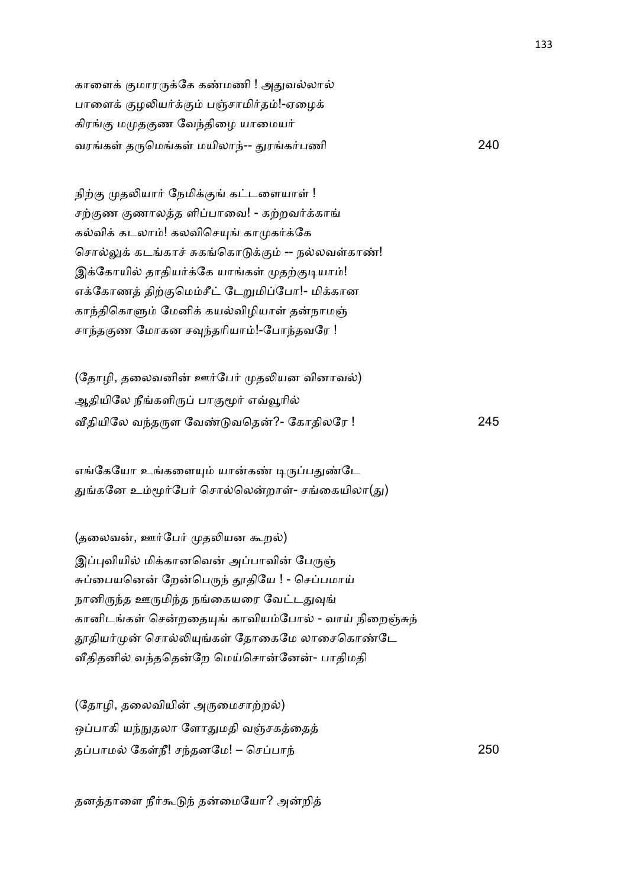காளைக் குமாரருக்கே கண்மணி ! அதுவல்லால்
பாளைக் குழலியர்க்கும் பஞ்சாமிர்தம்!-ஏழைக்
கிரங்கு மமுதகுண வேந்திழை யாமையர்
வரங்கள் தருமெங்கள் மயிலாந்-- துரங்கர்பணி 240

நிற்கு முதலியார் நேமிக்குங் கட்டளையாள் !
சற்குண குணாலத்த ளிப்பாவை! - கற்றவர்க்காங்
கல்விக் கடலாம்! கலவிசெயுங் காமுகர்க்கே
சொல்லுக் கடங்காச் சுகங்கொடுக்கும் -- நல்லவள்காண்!
இக்கோயில் தாதியர்க்கே யாங்கள் முதற்குடியாம்!
எக்கோணத் திற்குமெம்சீட் டேறுமிப்போ!- மிக்கான
காந்திகொளும் மேனிக் கயல்விழியாள் தன்நாமஞ்
சாந்தகுண மோகன சவுந்தரியாம்!-போந்தவரே !

(தோழி, தலைவனின் ஊர்பேர் முதலியன வினாவல்)
ஆதியிலே நீங்களிருப் பாகுமூர் எவ்வூரில்
வீதியிலே வந்தருள வேண்டுவதென்?- கோதிலரே ! 245

எங்கேயோ உங்களையும் யான்கண் டிருப்பதுண்டே
துங்கனே உம்மூர்பேர் சொல்லென்றாள்- சங்கையிலா(து)

(தலைவன், ஊர்பேர் முதலியன கூறல்)
இப்புவியில் மிக்கானவென் அப்பாவின் பேருஞ்
சுப்பையனென் றேன்பெருந் தூதியே ! - செப்பமாய்
நானிருந்த ஊருமிந்த நங்கையரை வேட்டதுவுங்
கானிடங்கள் சென்றதையுங் காவியம்போல் - வாய் நிறைஞ்சுந்
தூதியர்முன் சொல்லியுங்கள் தோகைமே லாசைகொண்டே
வீதிதனில் வந்ததென்றே மெய்சொன்னேன்- பாதிமதி

(தோழி, தலைவியின் அருமைசாற்றல்)
ஒப்பாகி யந்நுதலா ளோதுமதி வஞ்சகத்தைத்
தப்பாமல் கேள்நீ! சந்தனமே! – செப்பாந் 250

தனத்தாளை நீர்கூடுந் தன்மையோ? அன்றித்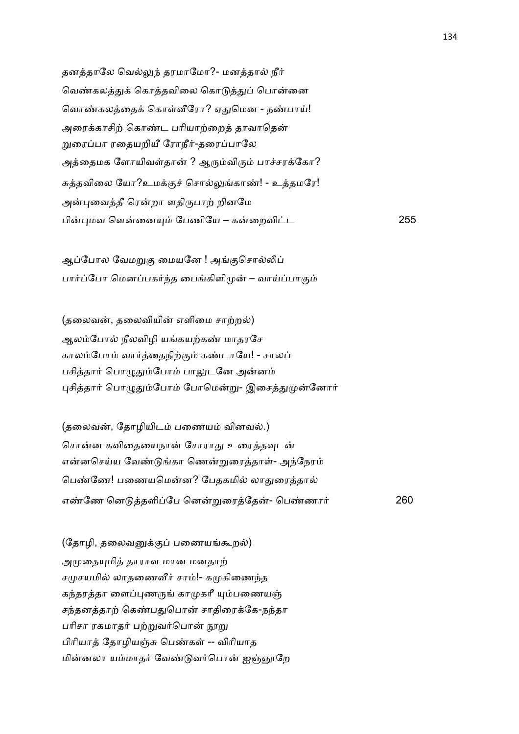தனத்தாலே வெல்லுந் தரமாமோ?- மனத்தால் நீர்
வெண்கலத்துக் கொத்தவிலை கொடுத்துப் பொன்னை
வொண்கலத்தைக் கொள்வீரோ? ஏதுமென - நண்பாய்!
அரைக்காசிற் கொண்ட பரியாற்றைத் தாவாதென்
றுரைப்பா ரதையறியீ ரோநீர்-தரைப்பாலே
அத்தைமக ளோயிவள்தான் ? ஆரும்விரும் பாச்சரக்கோ?
சுத்தவிலை யோ?உமக்குச் சொல்லுங்காண்! - உத்தமரே!
அன்புவைத்தீ ரென்றா ளதிருபாற் றினமே
பின்புமவ ளென்னையும் பேணியே – கன்றைவிட்ட 255

ஆப்போல வேமறுகு மையனே ! அங்குசொல்லிப்
பார்ப்போ மெனப்பகர்ந்த பைங்கிளிமுன் – வாய்ப்பாகும்

(தலைவன், தலைவியின் எளிமை சாற்றல்)
ஆலம்போல் நீலவிழி யங்கயற்கண் மாதரசே
காலம்போம் வார்த்தைநிற்கும் கண்டாயே! - சாலப்
பசித்தார் பொழுதும்போம் பாலுடனே அன்னம்
புசித்தார் பொழுதும்போம் போமென்று- இசைத்துமுன்னோர்

(தலைவன், தோழியிடம் பணையம் வினவல்.)
சொன்ன கவிதையைநான் சோராது உரைத்தவுடன்
என்னசெய்ய வேண்டுங்கா ணென்றுரைத்தாள்- அந்நேரம்
பெண்ணே! பணையமென்ன? பேதகமில் லாதுரைத்தால்
எண்ணே னெடுத்தளிப்பே னென்றுரைத்தேன்- பெண்ணார் 260

(தோழி, தலைவனுக்குப் பணையங்கூறல்)
அமுதையுமித் தாராள மான மனதாற்
சமுசயமில் லாதணைவீர் சாம்!- கமுகிணைந்த
கந்தரத்தா ளைப்புணருங் காமுகரீ யும்பணையஞ்
சந்தனத்தாற் கெண்பதுபொன் சாதிரைக்கே-நந்தா
பரிசா ரகமாதர் பற்றுவர்பொன் நூறு
பிரியாத் தோழியஞ்சு பெண்கள் -- விரியாத
மின்னலா யம்மாதர் வேண்டுவர்பொன் ஐஞ்ஞூறே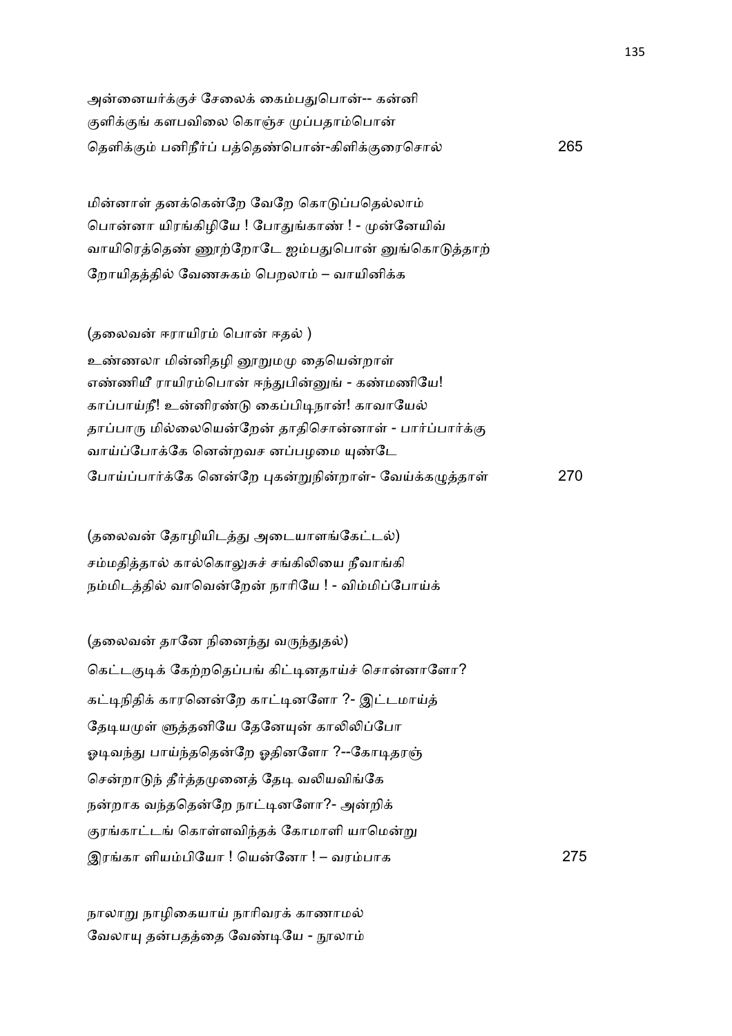அன்னையர்க்குச் சேலைக் கைம்பதுபொன்-- கன்னி
குளிக்குங் களபவிலை கொஞ்ச முப்பதாம்பொன்
தெளிக்கும் பனிநீர்ப் பத்தெண்பொன்-கிளிக்குரைசொல் 265

மின்னாள் தனக்கென்றே வேறே கொடுப்பதெல்லாம்
பொன்னா யிரங்கிழியே ! போதுங்காண் ! - முன்னேயிவ்
வாயிரெத்தெண் ணூற்றோடே ஐம்பதுபொன் னுங்கொடுத்தாற்
றோயிதத்தில் வேணசுகம் பெறலாம் – வாயினிக்க

(தலைவன் ஈராயிரம் பொன் ஈதல் )

உண்ணலா மின்னிதழி னூறுமமு தையென்றாள்
எண்ணியீ ராயிரம்பொன் ஈந்துபின்னுங் - கண்மணியே!
காப்பாய்நீ! உன்னிரண்டு கைப்பிடிநான்! காவாயேல்
தாப்பாரு மில்லையென்றேன் தாதிசொன்னாள் - பார்ப்பார்க்கு
வாய்ப்போக்கே னென்றவச னப்பழமை யுண்டே
போய்ப்பார்க்கே னென்றே புகன்றுநின்றாள்- வேய்க்கழுத்தாள் 270

(தலைவன் தோழியிடத்து அடையாளங்கேட்டல்)

சம்மதித்தால் கால்கொலுசுச் சங்கிலியை நீவாங்கி
நம்மிடத்தில் வாவென்றேன் நாரியே ! - விம்மிப்போய்க்

(தலைவன் தானே நினைந்து வருந்துதல்)

கெட்டகுடிக் கேற்றதெப்பங் கிட்டினதாய்ச் சொன்னாளோ?
கட்டிநிதிக் காரனென்றே காட்டினளோ ?- இட்டமாய்த்
தேடியமுள் ளூத்தனியே தேனேயுன் காலிலிப்போ
ஓடிவந்து பாய்ந்ததென்றே ஓதினளோ ?--கோடிதரஞ்
சென்றாடுந் தீர்த்தமுனைத் தேடி வலியவிங்கே
நன்றாக வந்ததென்றே நாட்டினளோ?- அன்றிக்
குரங்காட்டங் கொள்ளவிந்தக் கோமாளி யாமென்று
இரங்கா ளியம்பியோ ! யென்னோ ! – வரம்பாக 275

நாலாறு நாழிகையாய் நாரிவரக் காணாமல்
வேலாயு தன்பதத்தை வேண்டியே - நூலாம்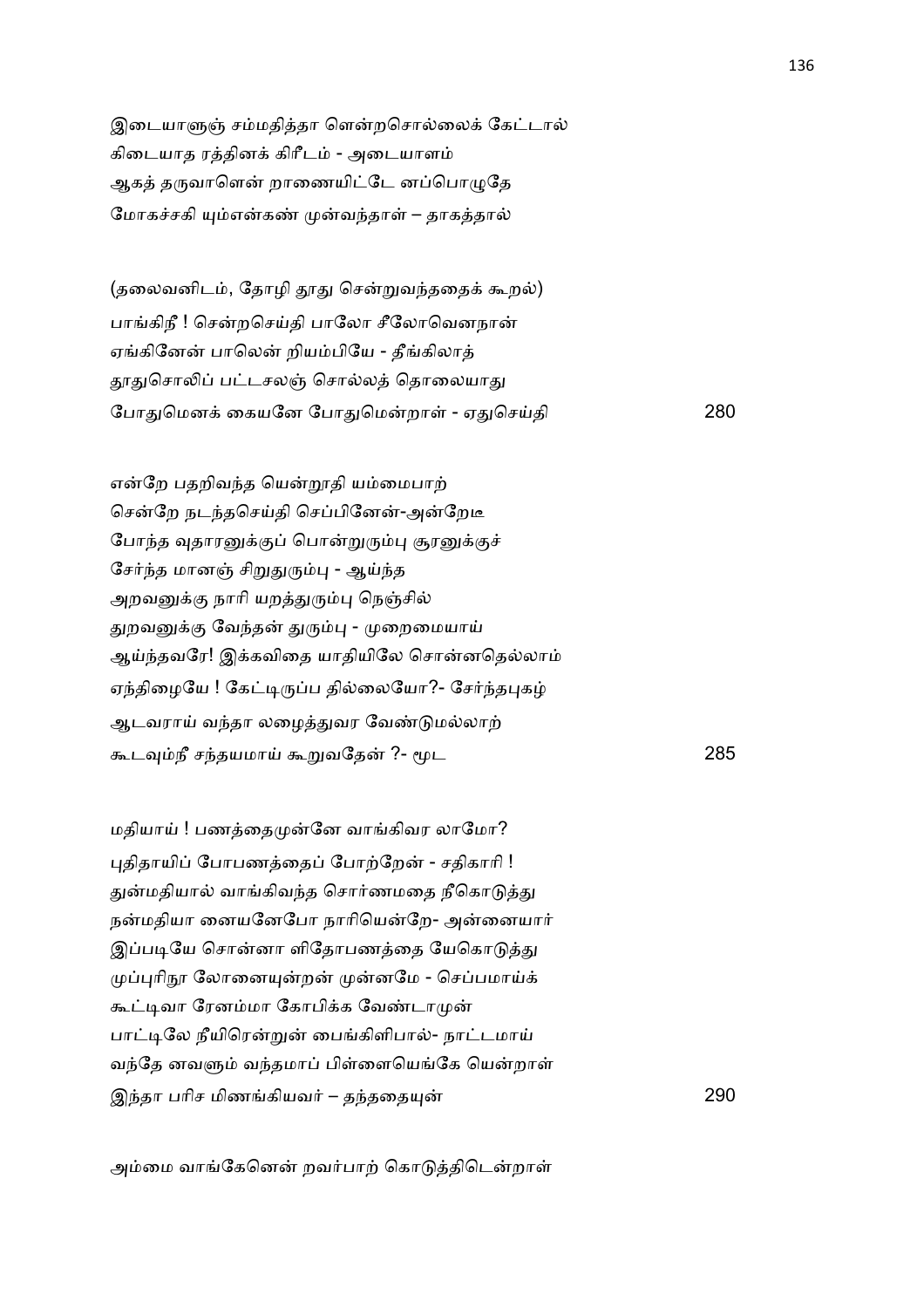இடையாளுஞ் சம்மதித்தா ளென்றசொல்லைக் கேட்டால்
கிடையாத ரத்தினக் கிரீடம் - அடையாளம்
ஆகத் தருவாளென் றாணையிட்டே னப்பொழுதே
மோகச்சகி யும்என்கண் முன்வந்தாள் – தாகத்தால்

(தலைவனிடம், தோழி தூது சென்றுவந்ததைக் கூறல்)
பாங்கிநீ ! சென்றசெய்தி பாலோ சீலோவெனநான்
ஏங்கினேன் பாலென் றியம்பியே - தீங்கிலாத்
தூதுசொலிப் பட்டசலஞ் சொல்லத் தொலையாது
போதுமெனக் கையனே போதுமென்றாள் - ஏதுசெய்தி 280

என்றே பதறிவந்த யென்றூதி யம்மைபாற்
சென்றே நடந்தசெய்தி செப்பினேன்-அன்றேடீ
போந்த வுதாரனுக்குப் பொன்றுரும்பு சூரனுக்குச்
சேர்ந்த மானஞ் சிறுதுரும்பு - ஆய்ந்த
அறவனுக்கு நாரி யறத்துரும்பு நெஞ்சில்
துறவனுக்கு வேந்தன் துரும்பு - முறைமையாய்
ஆய்ந்தவரே! இக்கவிதை யாதியிலே சொன்னதெல்லாம்
ஏந்திழையே ! கேட்டிருப்ப தில்லையோ?- சேர்ந்தபுகழ்
ஆடவராய் வந்தா லழைத்துவர வேண்டுமல்லாற்
கூடவும்நீ சந்தயமாய் கூறுவதேன் ?- மூட 285

மதியாய் ! பணத்தைமுன்னே வாங்கிவர லாமோ?
புதிதாயிப் போபணத்தைப் போற்றேன் - சதிகாரி !
துன்மதியால் வாங்கிவந்த சொர்ணமதை நீகொடுத்து
நன்மதியா னையனேபோ நாரியென்றே- அன்னையார்
இப்படியே சொன்னா ளிதோபணத்தை யேகொடுத்து
முப்புரிநூ லோனையுன்றன் முன்னமே - செப்பமாய்க்
கூட்டிவா ரேனம்மா கோபிக்க வேண்டாமுன்
பாட்டிலே நீயிரென்றுன் பைங்கிளிபால்- நாட்டமாய்
வந்தே னவளும் வந்தமாப் பிள்ளையெங்கே யென்றாள்
இந்தா பரிச மிணங்கியவர் – தந்ததையுன் 290

அம்மை வாங்கேனென் றவர்பாற் கொடுத்திடென்றாள்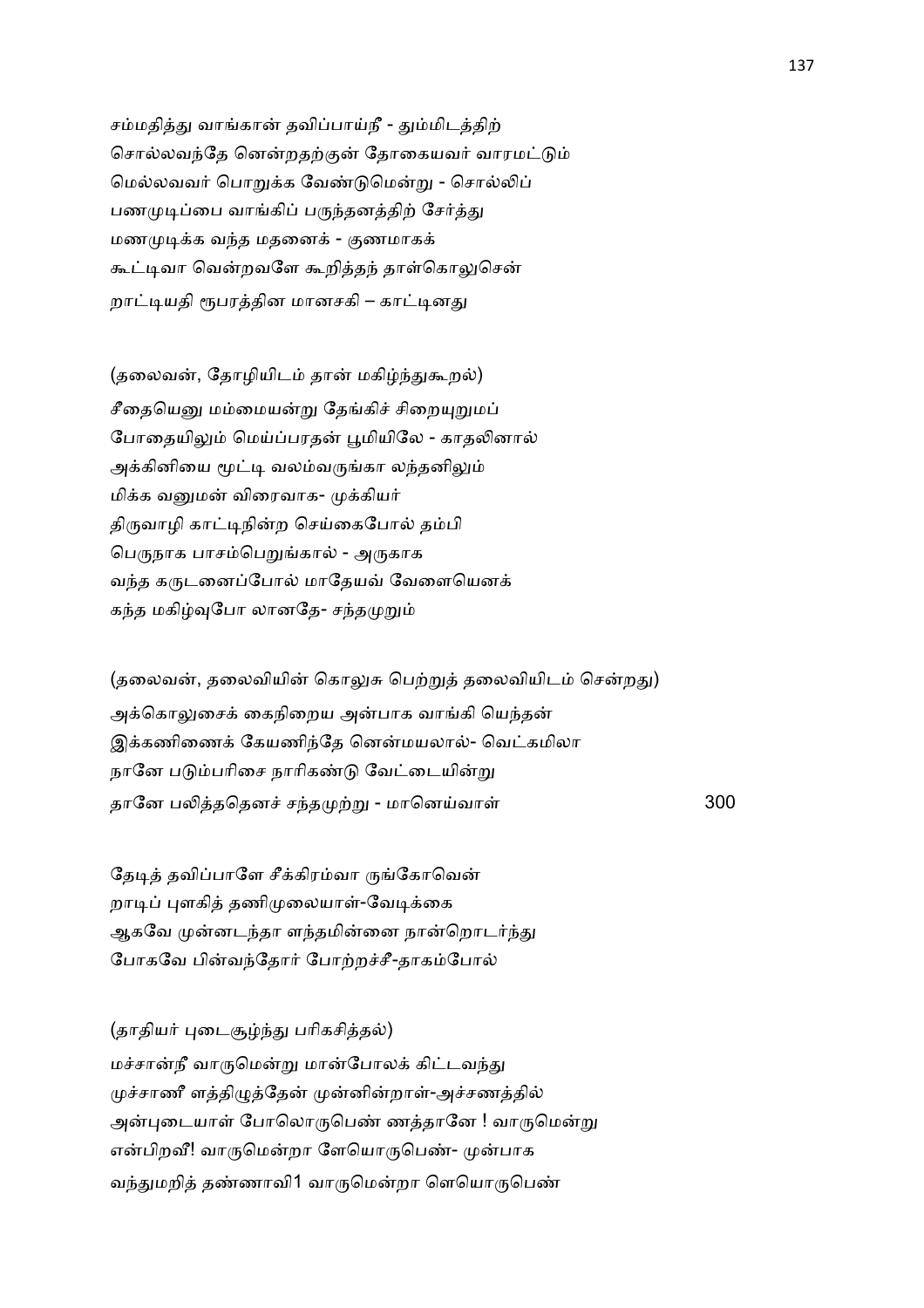சம்மதித்து வாங்கான் தவிப்பாய்நீ - தும்மிடத்திற்
சொல்லவந்தே னென்றதற்குன் தோகையவர் வாரமட்டும்
மெல்லவவர் பொறுக்க வேண்டுமென்று - சொல்லிப்
பணமுடிப்பை வாங்கிப் பருந்தனத்திற் சேர்த்து
மணமுடிக்க வந்த மதனைக் - குணமாகக்
கூட்டிவா வென்றவளே கூறித்தந் தாள்கொலுசென்
றாட்டியதி ரூபரத்தின மானசகி – காட்டினது

(தலைவன், தோழியிடம் தான் மகிழ்ந்துகூறல்)

சீதையெனு மம்மையன்று தேங்கிச் சிறையுறுமப்
போதையிலும் மெய்ப்பரதன் பூமியிலே - காதலினால்
அக்கினியை மூட்டி வலம்வருங்கா லந்தனிலும்
மிக்க வனுமன் விரைவாக- முக்கியர்
திருவாழி காட்டிநின்ற செய்கைபோல் தம்பி
பெருநாக பாசம்பெறுங்கால் - அருகாக
வந்த கருடனைப்போல் மாதேயவ் வேளையெனக்
கந்த மகிழ்வுபோ லானதே- சந்தமுறும்

(தலைவன், தலைவியின் கொலுசு பெற்றுத் தலைவியிடம் சென்றது)

அக்கொலுசைக் கைநிறைய அன்பாக வாங்கி யெந்தன்
இக்கணிணைக் கேயணிந்தே னென்மயலால்- வெட்கமிலா
நானே படும்பரிசை நாரிகண்டு வேட்டையின்று
தானே பலித்ததெனச் சந்தமுற்று - மானெய்வாள் 300

தேடித் தவிப்பாளே சீக்கிரம்வா ருங்கோவென்
றாடிப் புளகித் தணிமுலையாள்-வேடிக்கை
ஆகவே முன்னடந்தா ளந்தமின்னை நான்றொடர்ந்து
போகவே பின்வந்தோர் போற்றச்சீ-தாகம்போல்

(தாதியர் புடைசூழ்ந்து பரிகசித்தல்)

மச்சான்நீ வாருமென்று மான்போலக் கிட்டவந்து
முச்சாணீ ளத்திழுத்தேன் முன்னின்றாள்-அச்சணத்தில்
அன்புடையாள் போலொருபெண் ணத்தானே ! வாருமென்று
என்பிறவீ! வாருமென்றா ளேயொருபெண்- முன்பாக
வந்துமறித் தண்ணாவி1 வாருமென்றா ளெயொருபெண்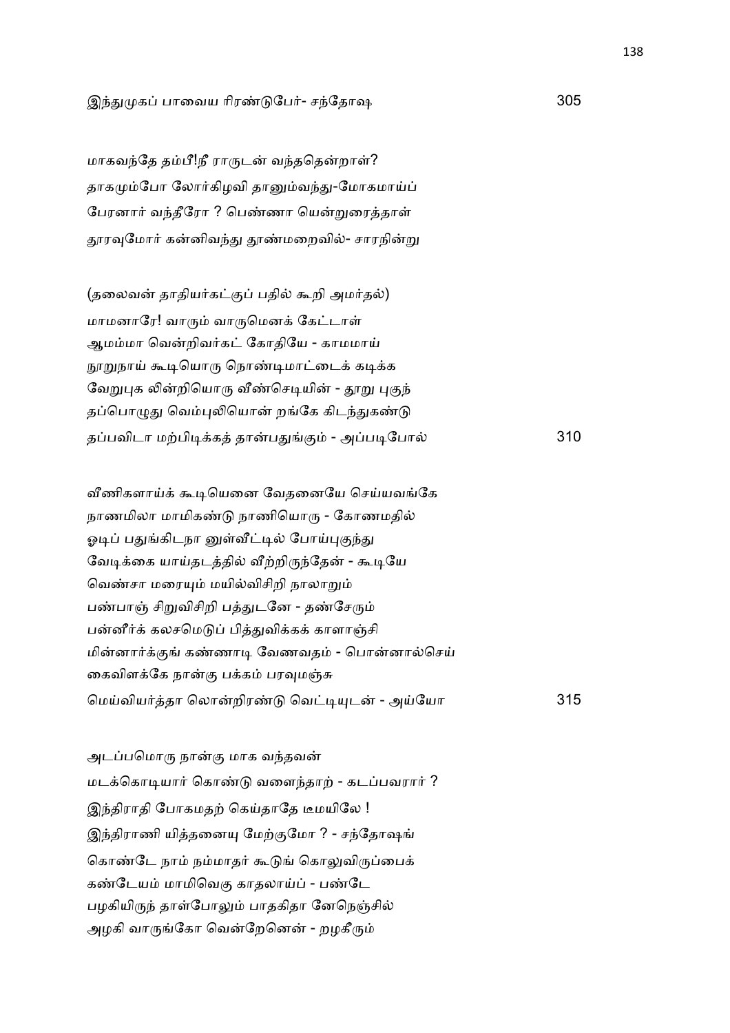இந்துமுகப் பாவைய ரிரண்டுபேர்- சந்தோஷ                                    305

மாகவந்தே தம்பீ!நீ ராருடன் வந்ததென்றாள்?
தாகமும்போ லோர்கிழவி தானும்வந்து-மோகமாய்ப்
பேரனார் வந்தீரோ ? பெண்ணா யென்றுரைத்தாள்
தூரவுமோர் கன்னிவந்து தூண்மறைவில்- சாரநின்று

(தலைவன் தாதியர்கட்குப் பதில் கூறி அமர்தல்)

மாமனாரே! வாரும் வாருமெனக் கேட்டாள்
ஆமம்மா வென்றிவர்கட் கோதியே - காமமாய்
நூறுநாய் கூடியொரு நொண்டிமாட்டைக் கடிக்க
வேறுபுக லின்றியொரு வீண்செடியின் - தூறு புகுந்
தப்பொழுது வெம்புலியொன் றங்கே கிடந்துகண்டு
தப்பவிடா மற்பிடிக்கத் தான்பதுங்கும் - அப்படிபோல்                     310

வீணிகளாய்க் கூடியெனை வேதனையே செய்யவங்கே
நாணமிலா மாமிகண்டு நாணியொரு - கோணமதில்
ஓடிப் பதுங்கிடநா னுள்வீட்டில் போய்புகுந்து
வேடிக்கை யாய்தடத்தில் வீற்றிருந்தேன் - கூடியே
வெண்சா மரையும் மயில்விசிறி நாலாறும்
பண்பாஞ் சிறுவிசிறி பத்துடனே - தண்சேரும்
பன்னீர்க் கலசமெடுப் பித்துவிக்கக் காளாஞ்சி
மின்னார்க்குங் கண்ணாடி வேணவதம் - பொன்னால்செய்
கைவிளக்கே நான்கு பக்கம் பரவுமஞ்சு
மெய்வியர்த்தா லொன்றிரண்டு வெட்டியுடன் - அய்யோ                       315

அடப்பமொரு நான்கு மாக வந்தவன்
மடக்கொடியார் கொண்டு வளைந்தாற் - கடப்பவரார் ?
இந்திராதி போகமதற் கெய்தாதே டீமயிலே !
இந்திராணி யித்தனையு மேற்குமோ ? - சந்தோஷங்
கொண்டே நாம் நம்மாதர் கூடுங் கொலுவிருப்பைக்
கண்டேயம் மாமிவெகு காதலாய்ப் - பண்டே
பழகியிருந் தாள்போலும் பாதகிதா னேநெஞ்சில்
அழகி வாருங்கோ வென்றேனென் - றழகீரும்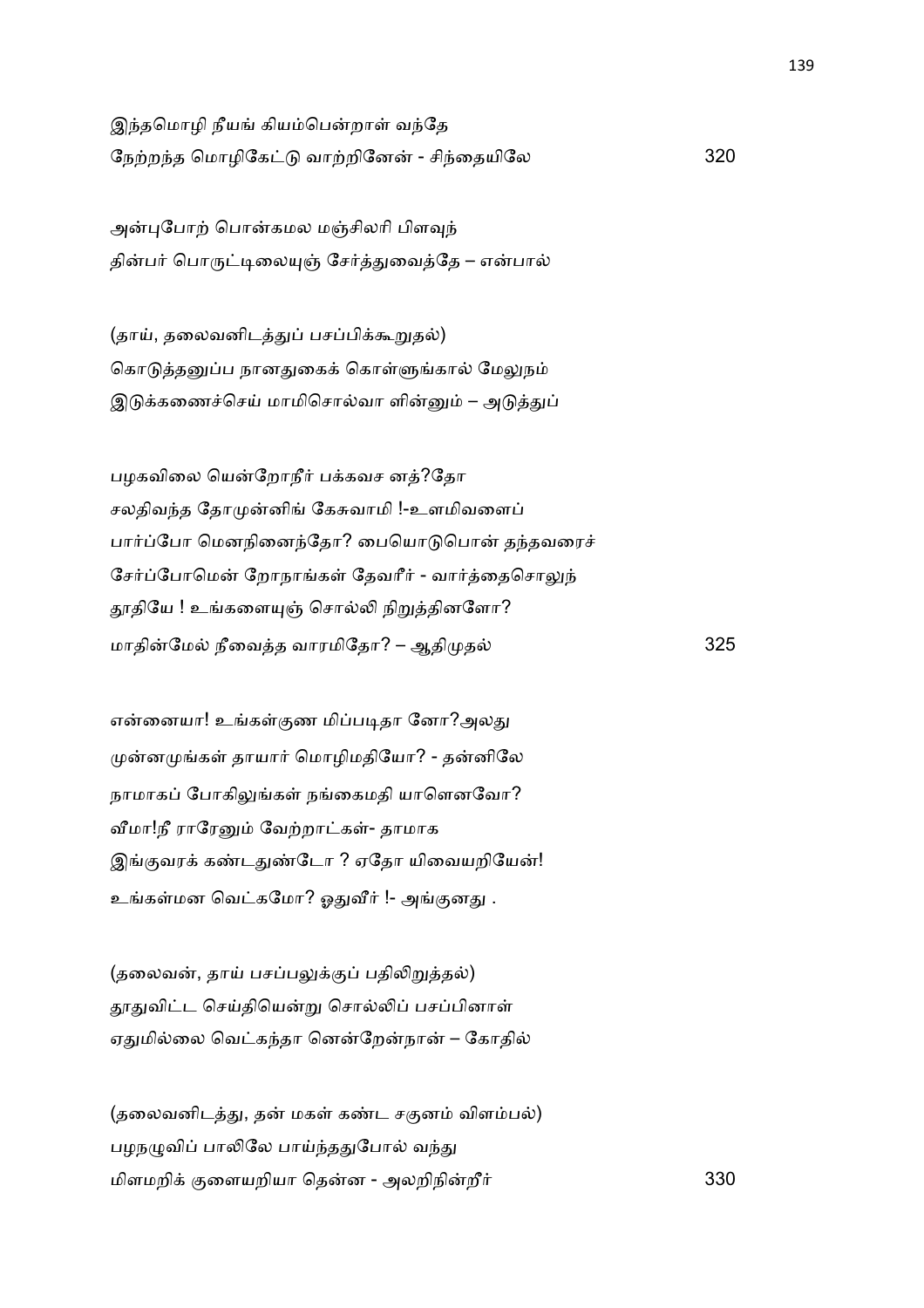இந்தமொழி நீயங் கியம்பென்றாள் வந்தே
நேற்றந்த மொழிகேட்டு வாற்றினேன் - சிந்தையிலே 320

அன்புபோற் பொன்கமல மஞ்சிலரி பிளவுந்
தின்பர் பொருட்டிலையுஞ் சேர்த்துவைத்தே – என்பால்

(தாய், தலைவனிடத்துப் பசப்பிக்கூறுதல்)
கொடுத்தனுப்ப நானதுகைக் கொள்ளுங்கால் மேலுநம்
இடுக்கணைச்செய் மாமிசொல்வா ளின்னும் – அடுத்துப்

பழகவிலை யென்றோநீர் பக்கவச னத்?தோ
சலதிவந்த தோமுன்னிங் கேசுவாமி !-உளமிவளைப்
பார்ப்போ மெனநினைந்தோ? பையொடுபொன் தந்தவரைச்
சேர்ப்போமென் றோநாங்கள் தேவரீர் - வார்த்தைசொலுந்
தூதியே ! உங்களையுஞ் சொல்லி நிறுத்தினளோ?
மாதின்மேல் நீவைத்த வாரமிதோ? – ஆதிமுதல் 325

என்னையா! உங்கள்குண மிப்படிதா னோ?அலது
முன்னமுங்கள் தாயார் மொழிமதியோ? - தன்னிலே
நாமாகப் போகிலுங்கள் நங்கைமதி யாளெனவோ?
வீமா!நீ ராரேனும் வேற்றாட்கள்- தாமாக
இங்குவரக் கண்டதுண்டோ ? ஏதோ யிவையறியேன்!
உங்கள்மன வெட்கமோ? ஓதுவீர் !- அங்குனது .

(தலைவன், தாய் பசப்பலுக்குப் பதிலிறுத்தல்)
தூதுவிட்ட செய்தியென்று சொல்லிப் பசப்பினாள்
ஏதுமில்லை வெட்கந்தா னென்றேன்நான் – கோதில்

(தலைவனிடத்து, தன் மகள் கண்ட சகுனம் விளம்பல்)
பழநழுவிப் பாலிலே பாய்ந்ததுபோல் வந்து
மிளமறிக் குளையறியா தென்ன - அலறிநின்றீர் 330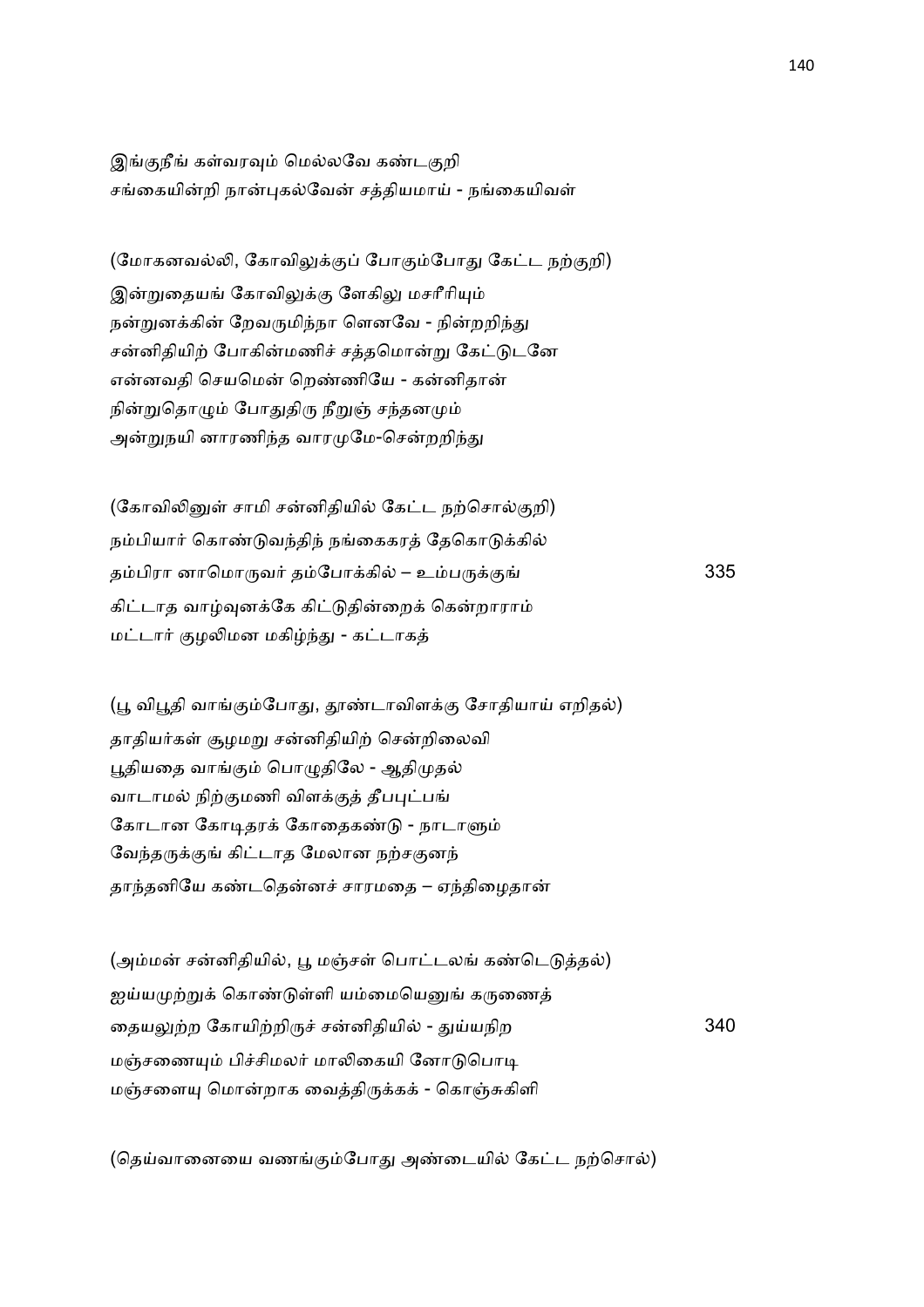இங்குநீங் கள்வரவும் மெல்லவே கண்டகுறி
சங்கையின்றி நான்புகல்வேன் சத்தியமாய் - நங்கையிவள்

(மோகனவல்லி, கோவிலுக்குப் போகும்போது கேட்ட நற்குறி)

இன்றுதையங் கோவிலுக்கு ளேகிலு மசரீரியும்
நன்றுனக்கின் றேவருமிந்நா ளெனவே - நின்றறிந்து
சன்னிதியிற் போகின்மணிச் சத்தமொன்று கேட்டுடனே
என்னவதி செயமென் றெண்ணியே - கன்னிதான்
நின்றுதொழும் போதுதிரு நீறுஞ் சந்தனமும்
அன்றுநயி னாரணிந்த வாரமுமே-சென்றறிந்து

(கோவிலினுள் சாமி சன்னிதியில் கேட்ட நற்சொல்குறி)

நம்பியார் கொண்டுவந்திந் நங்கைகரத் தேகொடுக்கில்
தம்பிரா னாமொருவர் தம்போக்கில் – உம்பருக்குங் 335
கிட்டாத வாழ்வுனக்கே கிட்டுதின்றைக் கென்றாராம்
மட்டார் குழலிமன மகிழ்ந்து - கட்டாகத்

(பூ விபூதி வாங்கும்போது, தூண்டாவிளக்கு சோதியாய் எறிதல்)

தாதியர்கள் சூழமறு சன்னிதியிற் சென்றிலைவி
பூதியதை வாங்கும் பொழுதிலே - ஆதிமுதல்
வாடாமல் நிற்குமணி விளக்குத் தீபபுட்பங்
கோடான கோடிதரக் கோதைகண்டு - நாடாளும்
வேந்தருக்குங் கிட்டாத மேலான நற்சகுனந்
தாந்தனியே கண்டதென்னச் சாரமதை – ஏந்திழைதான்

(அம்மன் சன்னிதியில், பூ மஞ்சள் பொட்டலங் கண்டெடுத்தல்)

ஐய்யமுற்றுக் கொண்டுள்ளி யம்மையெனுங் கருணைத்
தையலுற்ற கோயிற்றிருச் சன்னிதியில் - துய்யநிற 340
மஞ்சணையும் பிச்சிமலர் மாலிகையி னோடுபொடி
மஞ்சளையு மொன்றாக வைத்திருக்கக் - கொஞ்சுகிளி

(தெய்வானையை வணங்கும்போது அண்டையில் கேட்ட நற்சொல்)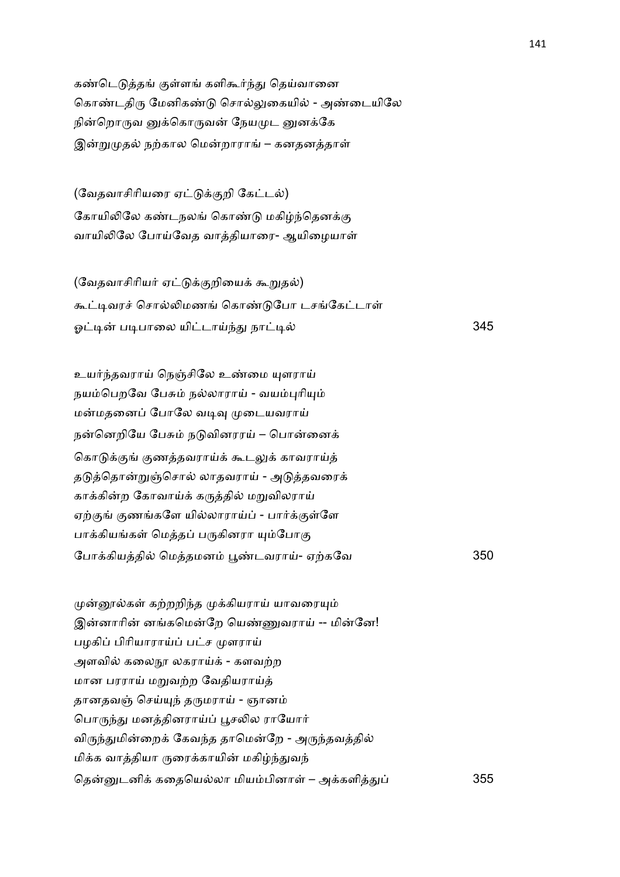கண்டெடுத்தங் குள்ளங் களிகூர்ந்து தெய்வானை
கொண்டதிரு மேனிகண்டு சொல்லுகையில் - அண்டையிலே
நின்றொருவ னுக்கொருவன் நேயமுட னுனக்கே
இன்றுமுதல் நற்கால மென்றாராங் – கனதனத்தாள்

(வேதவாசிரியரை ஏட்டுக்குறி கேட்டல்)
கோயிலிலே கண்டநலங் கொண்டு மகிழ்ந்தெனக்கு
வாயிலிலே போய்வேத வாத்தியாரை- ஆயிழையாள்

(வேதவாசிரியர் ஏட்டுக்குறியைக் கூறுதல்)
கூட்டிவரச் சொல்லிமணங் கொண்டுபோ டசங்கேட்டாள்
ஓட்டின் படிபாலை யிட்டாய்ந்து நாட்டில் 345

உயர்ந்தவராய் நெஞ்சிலே உண்மை யுளராய்
நயம்பெறவே பேசும் நல்லாராய் - வயம்புரியும்
மன்மதனைப் போலே வடிவு முடையவராய்
நன்னெறியே பேசும் நடுவினரராய் – பொன்னைக்
கொடுக்குங் குணத்தவராய்க் கூடலுக் காவராய்த்
தடுத்தொன்றுஞ்சொல் லாதவராய் - அடுத்தவரைக்
காக்கின்ற கோவாய்க் கருத்தில் மறுவிலராய்
ஏற்குங் குணங்களே யில்லாராய்ப் - பார்க்குள்ளே
பாக்கியங்கள் மெத்தப் பருகினரா யும்போகு
போக்கியத்தில் மெத்தமனம் பூண்டவராய்- ஏற்கவே 350

முன்னூல்கள் கற்றறிந்த முக்கியராய் யாவரையும்
இன்னாரின் னங்கமென்றே யெண்ணுவராய் -- மின்னே!
பழகிப் பிரியாராய்ப் பட்ச முளராய்
அளவில் கலைநூ லகராய்க் - களவற்ற
மான பரராய் மறுவற்ற வேதியராய்த்
தானதவஞ் செய்யுந் தருமராய் - ஞானம்
பொருந்து மனத்தினராய்ப் பூசலில ராயோர்
விருந்துமின்றைக் கேவந்த தாமென்றே - அருந்தவத்தில்
மிக்க வாத்தியா ருரைக்காயின் மகிழ்ந்துவந்
தென்னுடனிக் கதையெல்லா மியம்பினாள் – அக்களித்துப் 355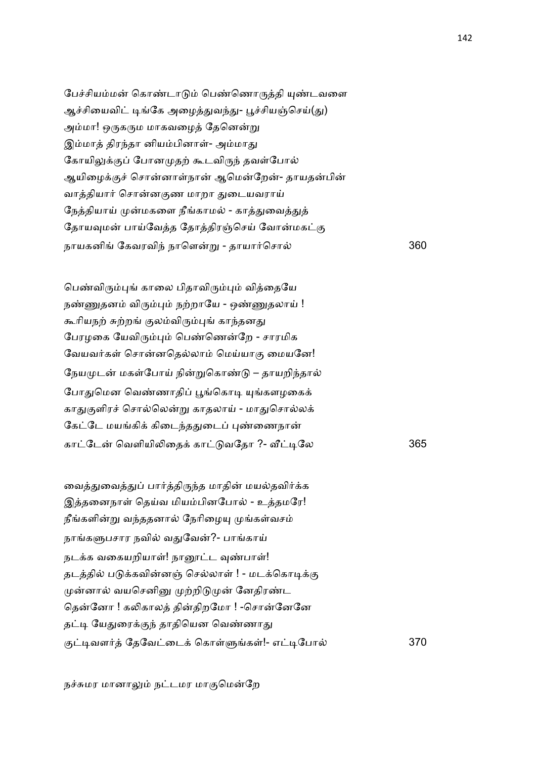பேச்சியம்மன் கொண்டாடும் பெண்ணொருத்தி யுண்டவளை
ஆச்சியைவிட் டிங்கே அழைத்துவந்து- பூச்சியஞ்செய்(து)
அம்மா! ஒருகரும மாகவழைத் தேனென்று
இம்மாத் திரந்தா னியம்பினாள்- அம்மாது
கோயிலுக்குப் போனமுதற் கூடவிருந் தவள்போல்
ஆயிழைக்குச் சொன்னாள்நான் ஆமென்றேன்- தாயதன்பின்
வாத்தியார் சொன்னகுண மாறா துடையவராய்
நேத்தியாய் முன்மகளை நீங்காமல் - காத்துவைத்துத்
தோயவுமன் பாய்வேத்த தோத்திரஞ்செய் வோன்மகட்கு
நாயகனிங் கேவரவிந் நாளென்று - தாயார்சொல் 360

பெண்விரும்புங் காலை பிதாவிரும்பும் வித்தையே
நண்ணுதனம் விரும்பும் நற்றாயே - ஒண்ணுதலாய் !
கூரியநற் சுற்றங் குலம்விரும்புங் காந்தனது
பேரழகை யேவிரும்பும் பெண்ணென்றே - சாரமிக
வேயவர்கள் சொன்னதெல்லாம் மெய்யாகு மையனே!
நேயமுடன் மகள்போய் நின்றுகொண்டு – தாயறிந்தால்
போதுமென வெண்ணாதிப் பூங்கொடி யுங்களழகைக்
காதுகுளிரச் சொல்லென்று காதலாய் - மாதுசொல்லக்
கேட்டே மயங்கிக் கிடைந்ததுடைப் புண்ணைநான்
காட்டேன் வெளியிலிதைக் காட்டுவதோ ?- வீட்டிலே 365

வைத்துவைத்துப் பார்த்திருந்த மாதின் மயல்தவிர்க்க
இத்தனைநாள் தெய்வ மியம்பினபோல் - உத்தமரே!
நீங்களின்று வந்ததனால் நேரிழையு முங்கள்வசம்
நாங்களுபசார நவில் வதுவேன்?- பாங்காய்
நடக்க வகையறியாள்! நானூட்ட வுண்பாள்!
தடத்தில் படுக்கவின்னஞ் செல்லாள் ! - மடக்கொடிக்கு
முன்னால் வயசெனினு முற்றிடுமுன் னேதிரண்ட
தென்னோ ! கலிகாலத் தின்திறமோ ! -சொன்னேனே
தட்டி யேதுரைக்குந் தாதியென வெண்ணாது
குட்டிவளர்த் தேவேட்டைக் கொள்ளுங்கள்!- எட்டிபோல் 370

நச்சுமர மானாலும் நட்டமர மாகுமென்றே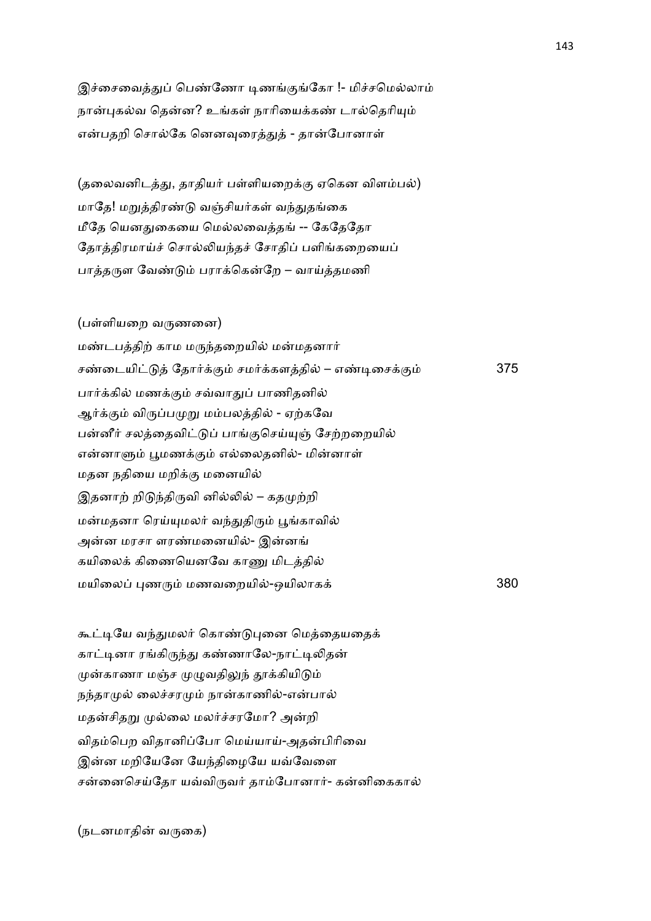இச்சைவைத்துப் பெண்ணோ டிணங்குங்கோ !- மிச்சமெல்லாம்
நான்புகல்வ தென்ன? உங்கள் நாரியைக்கண் டால்தெரியும்
என்பதறி சொல்கே னெனவுரைத்துத் - தான்போனாள்

(தலைவனிடத்து, தாதியர் பள்ளியறைக்கு ஏகென விளம்பல்)
மாதே! மறுத்திரண்டு வஞ்சியர்கள் வந்துதங்கை
மீதே யெனதுகையை மெல்லவைத்தங் -- கேதேதோ
தோத்திரமாய்ச் சொல்லியந்தச் சோதிப் பளிங்கறையைப்
பாத்தருள வேண்டும் பராக்கென்றே – வாய்த்தமணி

(பள்ளியறை வருணனை)
மண்டபத்திற் காம மருந்தறையில் மன்மதனார்
சண்டையிட்டுத் தோர்க்கும் சமர்க்களத்தில் – எண்டிசைக்கும் 375
பார்க்கில் மணக்கும் சவ்வாதுப் பாணிதனில்
ஆர்க்கும் விருப்பமுறு மம்பலத்தில் - ஏற்கவே
பன்னீர் சலத்தைவிட்டுப் பாங்குசெய்யுஞ் சேற்றறையில்
என்னாளும் பூமணக்கும் எல்லைதனில்- மின்னாள்
மதன நதியை மறிக்கு மனையில்
இதனாற் றிடுந்திருவி னில்லில் – கதமுற்றி
மன்மதனா ரெய்யுமலர் வந்துதிரும் பூங்காவில்
அன்ன மரசா ளரண்மனையில்- இன்னங்
கயிலைக் கிணையெனவே காணு மிடத்தில்
மயிலைப் புணரும் மணவறையில்-ஒயிலாகக் 380

கூட்டியே வந்துமலர் கொண்டுபுனை மெத்தையதைக்
காட்டினா ரங்கிருந்து கண்ணாலே-நாட்டிலிதன்
முன்காணா மஞ்ச முழுவதிலுந் தூக்கியிடும்
நந்தாமுல் லைச்சரமும் நான்காணில்-என்பால்
மதன்சிதறு முல்லை மலர்ச்சரமோ? அன்றி
விதம்பெற விதானிப்போ மெய்யாய்-அதன்பிரிவை
இன்ன மறியேனே யேந்திழையே யவ்வேளை
சன்னைசெய்தோ யவ்விருவர் தாம்போனார்- கன்னிகைகால்

(நடனமாதின் வருகை)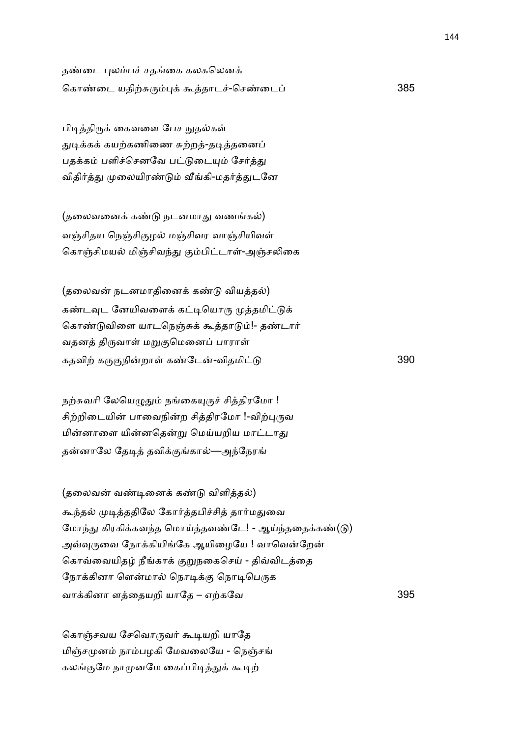தண்டை புலம்பச் சதங்கை கலகலெனக்
கொண்டை யதிற்சுரும்புக் கூத்தாடச்-செண்டைப் 385

பிடித்திருக் கைவளை பேச நுதல்கள்
துடிக்கக் கயற்கணிணை சுற்றத்-தடித்தனைப்
பதக்கம் பளிச்செனவே பட்டுடையும் சேர்த்து
விதிர்த்து முலையிரண்டும் வீங்கி-மதர்த்துடனே

(தலைவனைக் கண்டு நடனமாது வணங்கல்)
வஞ்சிதய நெஞ்சிகுழல் மஞ்சிவர வாஞ்சியிவள்
கொஞ்சிமயல் மிஞ்சிவந்து கும்பிட்டாள்-அஞ்சலிகை

(தலைவன் நடனமாதினைக் கண்டு வியத்தல்)
கண்டவுட னேயிவளைக் கட்டியொரு முத்தமிட்டுக்
கொண்டுவிளை யாடநெஞ்சுக் கூத்தாடும்!- தண்டார்
வதனத் திருவாள் மறுகுமெனைப் பாராள்
கதவிற் கருகுநின்றாள் கண்டேன்-விதமிட்டு 390

நற்சுவரி லேயெழுதும் நங்கையுருச் சித்திரமோ !
சிற்றிடையின் பாவைநின்ற சித்திரமோ !-விற்புருவ
மின்னாளை யின்னதென்று மெய்யறிய மாட்டாது
தன்னாலே தேடித் தவிக்குங்கால்—அந்நேரங்

(தலைவன் வண்டினைக் கண்டு விளித்தல்)
கூந்தல் முடித்ததிலே கோர்த்தபிச்சித் தார்மதுவை
மோந்து கிரகிக்கவந்த மொய்த்தவண்டே! - ஆய்ந்ததைக்கண்(டு)
அவ்வுருவை நோக்கியிங்கே ஆயிழையே ! வாவென்றேன்
கொவ்வையிதழ் நீங்காக் குறுநகைசெய் - திவ்விடத்தை
நோக்கினா ளென்மால் நொடிக்கு நொடிபெருக
வாக்கினா ளத்தையறி யாதே – எற்கவே 395

கொஞ்சவய சேவொருவர் கூடியறி யாதே
மிஞ்சமுனம் நாம்பழகி மேவலையே - நெஞ்சங்
கலங்குமே நாமுனமே கைப்பிடித்துக் கூடிற்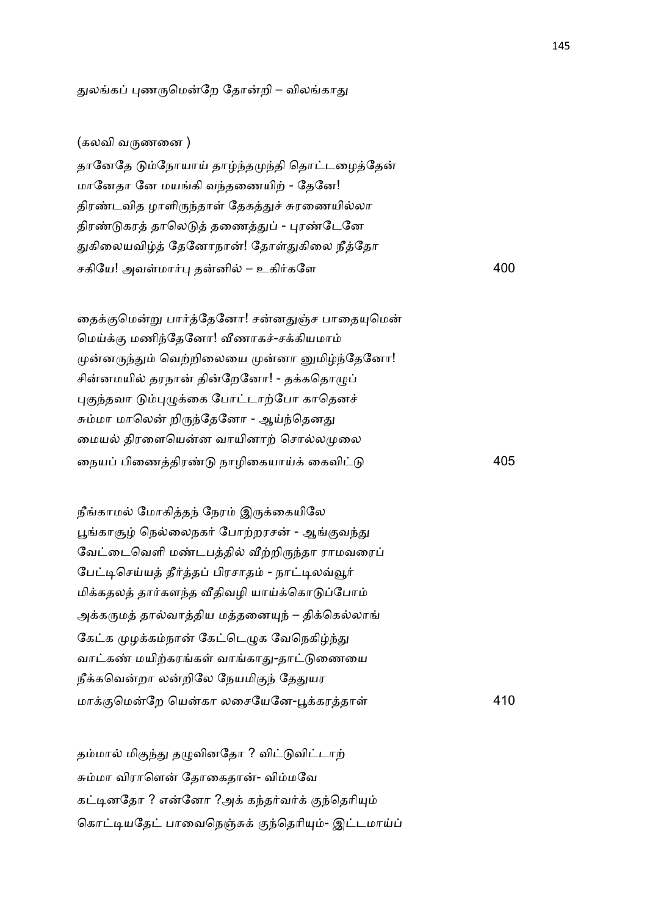துலங்கப் புணருமென்றே தோன்றி – விலங்காது

(கலவி வருணனை )

தானேதே டும்நோயாய் தாழ்ந்தமுந்தி தொட்டழைத்தேன்
மானேதா னே மயங்கி வந்தணையிற் - தேனே!
திரண்டவித ழாளிருந்தாள் தேகத்துச் சுரணையில்லா
திரண்டுகரத் தாலெடுத் தணைத்துப் - புரண்டேனே
துகிலையவிழ்த் தேனோநான்! தோள்துகிலை நீத்தோ
சகியே! அவள்மார்பு தன்னில் – உகிர்களே 400

தைக்குமென்று பார்த்தேனோ! சன்னதுஞ்ச பாதையுமென்
மெய்க்கு மணிந்தேனோ! வீணாகச்-சக்கியமாம்
முன்னருந்தும் வெற்றிலையை முன்னா னுமிழ்ந்தேனோ!
சின்னமயில் தரநான் தின்றேனோ! - தக்கதொழுப்
புகுந்தவா டும்புழுக்கை போட்டாற்போ காதெனச்
சும்மா மாலென் றிருந்தேனோ - ஆய்ந்தெனது
மையல் திரளையென்ன வாயினாற் சொல்லமுலை
நையப் பிணைத்திரண்டு நாழிகையாய்க் கைவிட்டு 405

நீங்காமல் மோகித்தந் நேரம் இருக்கையிலே
பூங்காசூழ் நெல்லைநகர் போற்றரசன் - ஆங்குவந்து
வேட்டைவெளி மண்டபத்தில் வீற்றிருந்தா ராமவரைப்
பேட்டிசெய்யத் தீர்த்தப் பிரசாதம் - நாட்டிலவ்வூர்
மிக்கதலத் தார்களந்த வீதிவழி யாய்க்கொடுப்போம்
அக்கருமத் தால்வாத்திய மத்தனையுந் – திக்கெல்லாங்
கேட்க முழக்கம்நான் கேட்டெழுக வேநெகிழ்ந்து
வாட்கண் மயிற்கரங்கள் வாங்காது-தாட்டுணையை
நீக்கவென்றா லன்றிலே நேயமிகுந் தேதுயர
மாக்குமென்றே யென்கா லசையேனே-பூக்கரத்தாள் 410

தம்மால் மிகுந்து தழுவினதோ ? விட்டுவிட்டாற்
சும்மா விராளென் தோகைதான்- விம்மவே
கட்டினதோ ? என்னோ ?அக் கந்தர்வர்க் குந்தெரியும்
கொட்டியதேட் பாவைநெஞ்சுக் குந்தெரியும்- இட்டமாய்ப்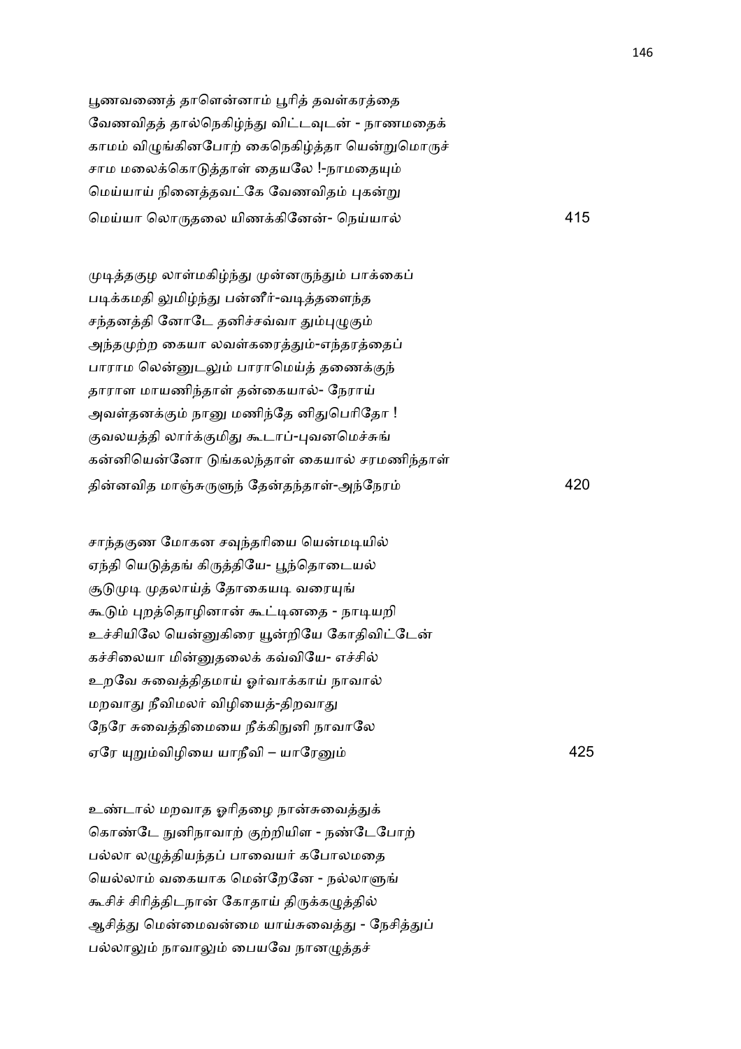பூணவணைத் தாளென்னாம் பூரித் தவள்கரத்தை
வேணவிதத் தால்நெகிழ்ந்து விட்டவுடன் - நாணமதைக்
காமம் விழுங்கினபோற் கைநெகிழ்த்தா யென்றுமொருச்
சாம மலைக்கொடுத்தாள் தையலே !-நாமதையும்
மெய்யாய் நினைத்தவட்கே வேணவிதம் புகன்று
மெய்யா லொருதலை யிணக்கினேன்- நெய்யால் 415

முடித்தகுழ லாள்மகிழ்ந்து முன்னருந்தும் பாக்கைப்
படிக்கமதி லுமிழ்ந்து பன்னீர்-வடித்தளைந்த
சந்தனத்தி னோடே தனிச்சவ்வா தும்புழுகும்
அந்தமுற்ற கையா லவள்கரைத்தும்-எந்தரத்தைப்
பாராம லென்னுடலும் பாராமெய்த் தணைக்குந்
தாராள மாயணிந்தாள் தன்கையால்- நேராய்
அவள்தனக்கும் நானு மணிந்தே னிதுபெரிதோ !
குவலயத்தி லார்க்குமிது கூடாப்-புவனமெச்சுங்
கன்னியென்னோ டுங்கலந்தாள் கையால் சரமணிந்தாள்
தின்னவித மாஞ்சுருளுந் தேன்தந்தாள்-அந்நேரம் 420

சாந்தகுண மோகன சவுந்தரியை யென்மடியில்
ஏந்தி யெடுத்தங் கிருத்தியே- பூந்தொடையல்
சூடுமுடி முதலாய்த் தோகையடி வரையுங்
கூடும் புறத்தொழினான் கூட்டினதை - நாடியறி
உச்சியிலே யென்னுகிரை யூன்றியே கோதிவிட்டேன்
கச்சிலையா மின்னுதலைக் கவ்வியே- எச்சில்
உறவே சுவைத்திதமாய் ஓர்வாக்காய் நாவால்
மறவாது நீவிமலர் விழியைத்-திறவாது
நேரே சுவைத்திமையை நீக்கிநுனி நாவாலே
ஏரே யுறும்விழியை யாநீவி – யாரேனும் 425

உண்டால் மறவாத ஓரிதழை நான்சுவைத்துக்
கொண்டே நுனிநாவாற் குற்றியிள - நண்டேபோற்
பல்லா லழுத்தியந்தப் பாவையர் கபோலமதை
யெல்லாம் வகையாக மென்றேனே - நல்லாளுங்
கூசிச் சிரித்திடநான் கோதாய் திருக்கழுத்தில்
ஆசித்து மென்மைவன்மை யாய்சுவைத்து - நேசித்துப்
பல்லாலும் நாவாலும் பையவே நானழுத்தச்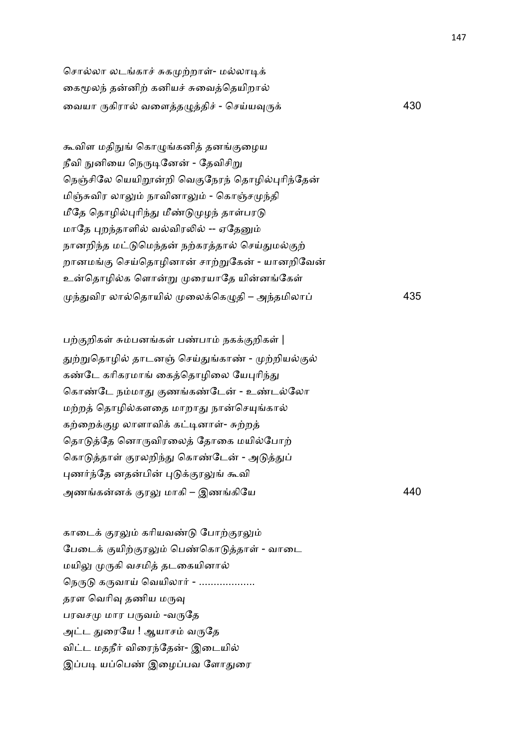சொல்லா லடங்காச் சுகமுற்றாள்- மல்லாடிக்
கைமூலந் தன்னிற் கனியச் சுவைத்தெயிறால்
வையா ருகிரால் வளைத்தழுத்திச் - செய்யவுருக் 430

கூவிள மதிநுங் கொழுங்கனித் தனங்குழைய
நீவி நுனியை நெருடினேன் - தேவிசிறு
நெஞ்சிலே யெயிறூன்றி வெகுநேரந் தொழில்புரிந்தேன்
மிஞ்சுவிர லாலும் நாவினாலும் - கொஞ்சமுந்தி
மீதே தொழில்புரிந்து மீண்டுமுழந் தாள்பரடு
மாதே புறந்தாளில் வல்விரலில் -- ஏதேனும்
நானறிந்த மட்டுமெந்தன் நற்கரத்தால் செய்துமல்குற்
றானமங்கு செய்தொழினான் சாற்றுகேன் - யானறிவேன்
உன்தொழில்க ளொன்று முரையாதே யின்னங்கேள்
முந்துவிர லால்தொயில் முலைக்கெழுதி – அந்தமிலாப் 435

பற்குறிகள் சும்பனங்கள் பண்பாம் நகக்குறிகள் |
துற்றுதொழில் தாடனஞ் செய்துங்காண் - முற்றியல்குல்
கண்டே கரிகரமாங் கைத்தொழிலை யேபுரிந்து
கொண்டே நம்மாது குணங்கண்டேன் - உண்டல்லோ
மற்றத் தொழில்களதை மாறாது நான்செயுங்கால்
கற்றைக்குழ லாளாவிக் கட்டினாள்- சுற்றத்
தொடுத்தே னொருவிரலைத் தோகை மயில்போற்
கொடுத்தாள் குரலறிந்து கொண்டேன் - அடுத்துப்
புணர்ந்தே னதன்பின் புடுக்குரலுங் கூவி
அணங்கன்னக் குரலு மாகி – இணங்கியே 440

காடைக் குரலும் கரியவண்டு போற்குரலும்
பேடைக் குயிற்குரலும் பெண்கொடுத்தாள் - வாடை
மயிலு முருகி வசமித் தடகையினால்
நெருடு கருவாய் வெயிலார் - ..................
தரள வெரிவு தணிய மருவு
பரவசமு மார பருவம் -வருதே
அட்ட துரையே ! ஆயாசம் வருதே
விட்ட மதநீர் விரைந்தேன்- இடையில்
இப்படி யப்பெண் இழைப்பவ ளோதுரை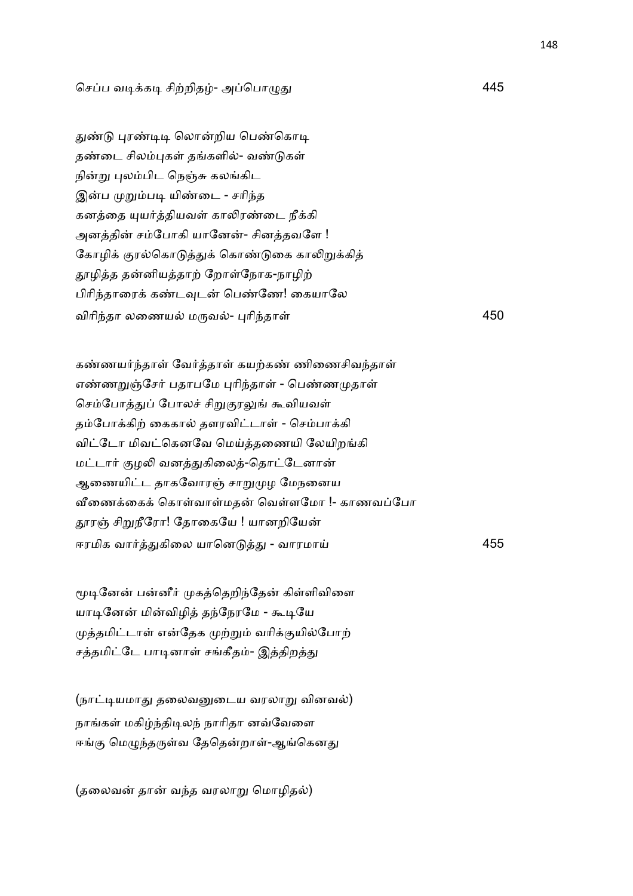செப்ப வடிக்கடி சிற்றிதழ்- அப்பொழுது 445

துண்டு புரண்டிடி லொன்றிய பெண்கொடி
தண்டை சிலம்புகள் தங்களில்- வண்டுகள்
நின்று புலம்பிட நெஞ்சு கலங்கிட
இன்ப முறும்படி யிண்டை - சரிந்த
கனத்தை யுயர்த்தியவள் காலிரண்டை நீக்கி
அனத்தின் சம்போகி யானேன்- சினத்தவளே !
கோழிக் குரல்கொடுத்துக் கொண்டுகை காலிறுக்கித்
தூழித்த தன்னியத்தாற் றோள்நோக-நாழிற்
பிரிந்தாரைக் கண்டவுடன் பெண்ணே! கையாலே
விரிந்தா லணையல் மருவல்- புரிந்தாள் 450

கண்ணயர்ந்தாள் வேர்த்தாள் கயற்கண் ணிணைசிவந்தாள்
எண்ணறுஞ்சேர் பதாபமே புரிந்தாள் - பெண்ணமுதாள்
செம்போத்துப் போலச் சிறுகுரலுங் கூவியவள்
தம்போக்கிற் கைகால் தளரவிட்டாள் - செம்பாக்கி
விட்டோ மிவட்கெனவே மெய்த்தணையி லேயிறங்கி
மட்டார் குழலி வனத்துகிலைத்-தொட்டேனான்
ஆணையிட்ட தாகவோரஞ் சாறுமுழ மேநனைய
வீணைக்கைக் கொள்வாள்மதன் வெள்ளமோ !- காணவப்போ
தூரஞ் சிறுநீரோ! தோகையே ! யானறியேன்
ஈரமிக வார்த்துகிலை யானெடுத்து - வாரமாய் 455

மூடினேன் பன்னீர் முகத்தெறிந்தேன் கிள்ளிவிளை
யாடினேன் மின்விழித் தந்நேரமே - கூடியே
முத்தமிட்டாள் என்தேக முற்றும் வரிக்குயில்போற்
சத்தமிட்டே பாடினாள் சங்கீதம்- இத்திறத்து

(நாட்டியமாது தலைவனுடைய வரலாறு வினவல்)

நாங்கள் மகிழ்ந்திடலந் நாரிதா னவ்வேளை
ஈங்கு மெழுந்தருள்வ தேதென்றாள்-ஆங்கெனது

(தலைவன் தான் வந்த வரலாறு மொழிதல்)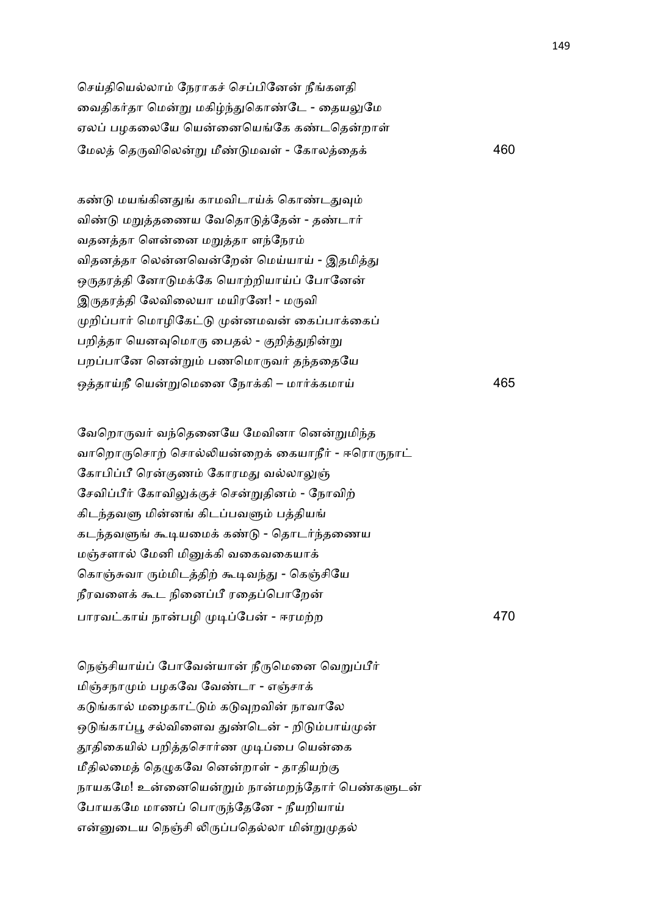செய்தியெல்லாம் நேராகச் செப்பினேன் நீங்களதி
வைதிகர்தா மென்று மகிழ்ந்துகொண்டே - தையலுமே
ஏலப் பழகலையே யென்னையெங்கே கண்டதென்றாள்
மேலத் தெருவிலென்று மீண்டுமவள் - கோலத்தைக் 460

கண்டு மயங்கினதுங் காமவிடாய்க் கொண்டதுவும்
விண்டு மறுத்தணைய வேதொடுத்தேன் - தண்டார்
வதனத்தா ளென்னை மறுத்தா ளந்நேரம்
விதனத்தா லென்னவென்றேன் மெய்யாய் - இதமித்து
ஒருதரத்தி னோடுமக்கே யொற்றியாய்ப் போனேன்
இருதரத்தி லேவிலையா மயிரனே! - மருவி
முறிப்பார் மொழிகேட்டு முன்னமவன் கைப்பாக்கைப்
பறித்தா யெனவுமொரு பைதல் - குறித்துநின்று
பறப்பானே னென்றும் பணமொருவர் தந்ததையே
ஒத்தாய்நீ யென்றுமெனை நோக்கி – மார்க்கமாய் 465

வேறொருவர் வந்தெனையே மேவினா னென்றுமிந்த
வாறொருசொற் சொல்லியன்றைக் கையாநீர் - ஈரொருநாட்
கோபிப்பீ ரென்குணம் கோரமது வல்லாலுஞ்
சேவிப்பீர் கோவிலுக்குச் சென்றுதினம் - நோவிற்
கிடந்தவளு மின்னங் கிடப்பவளும் பத்தியங்
கடந்தவளுங் கூடியமைக் கண்டு - தொடர்ந்தணைய
மஞ்சளால் மேனி மினுக்கி வகைவகையாக்
கொஞ்சுவா ரும்மிடத்திற் கூடிவந்து - கெஞ்சியே
நீரவளைக் கூட நினைப்பீ ரதைப்பொறேன்
பாரவட்காய் நான்பழி முடிப்பேன் - ஈரமற்ற 470

நெஞ்சியாய்ப் போவேன்யான் நீருமெனை வெறுப்பீர்
மிஞ்சநாமும் பழகவே வேண்டா - எஞ்சாக்
கடுங்கால் மழைகாட்டும் கடுவுறவின் நாவாலே
ஒடுங்காப்பூ சல்விளைவ துண்டென் - றிடும்பாய்முன்
தூதிகையில் பறித்தசொர்ண முடிப்பை யென்கை
மீதிலமைத் தெழுகவே னென்றாள் - தாதியற்கு
நாயகமே! உன்னையென்றும் நான்மறந்தோர் பெண்களுடன்
போயகமே மாணப் பொருந்தேனே - நீயறியாய்
என்னுடைய நெஞ்சி லிருப்பதெல்லா மின்றுமுதல்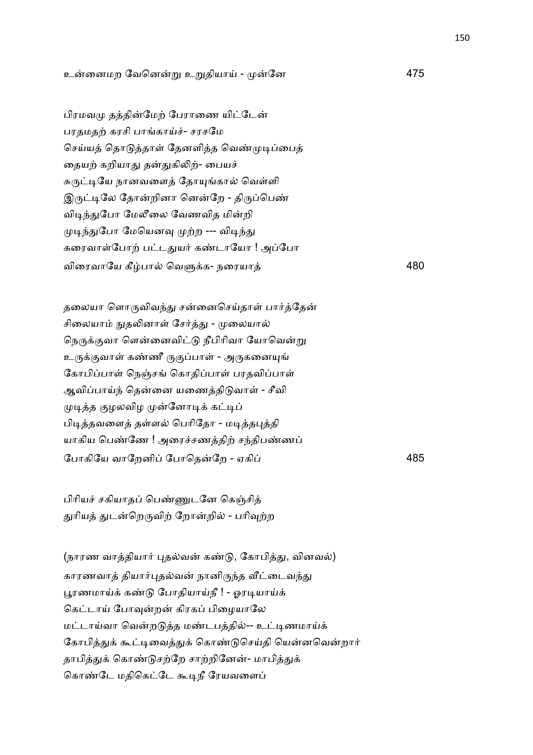உன்னைமற வேனென்று உறுதியாய் - முன்னே 475

பிரமவமு தத்தின்மேற் பேராணை யிட்டேன்
பரதமதற் கரசி பாங்காய்ச்- சரசமே
செய்யத் தொடுத்தாள் தேனளித்த வெண்முடிப்பைத்
தையற் கறியாது தன்துகிலிற்- பையச்
சுருட்டியே நானவளைத் தோயுங்கால் வெள்ளி
இருட்டிலே தோன்றினா னென்றே - திருப்பெண்
விடிந்துபோ மேலீலை வேணவித மின்றி
முடிந்துபோ மேயெனவு முற்ற --- விடிந்து
கரைவாள்போற் பட்டதுயர் கண்டாயோ ! அப்போ
விரைவாயே கீழ்பால் வெளுக்க- நரையாத் 480

தலையா ளொருவிவந்து சன்னைசெய்தாள் பார்த்தேன்
சிலையாம் நுதலினாள் சேர்த்து - முலையால்
நெருக்குவா ளென்னைவிட்டு நீபிரிவா யோவென்று
உருக்குவாள் கண்ணீ ருகுப்பாள் - அருகனையுங்
கோபிப்பாள் நெஞ்சங் கொதிப்பாள் பரதவிப்பாள்
ஆவிப்பாய்ந் தென்னை யணைத்திடுவாள் - சீவி
முடித்த குழலவிழ முன்னோடிக் கட்டிப்
பிடித்தவளைத் தள்ளல் பெரிதோ - மடித்தபுத்தி
யாகிய பெண்ணே ! அரைச்சணத்திற் சந்திபண்ணப்
போகியே வாறேனிப் போதென்றே - ஏகிப் 485

பிரியச் சகியாதப் பெண்ணுடனே கெஞ்சித்
துரியத் துடன்றெருவிற் றோன்றில் - பரிவுற்ற

(நாரண வாத்தியார் புதல்வன் கண்டு, கோபித்து, வினவல்)

காரணவாத் தியார்புதல்வன் நானிருந்த வீட்டைவந்து
பூரணமாய்க் கண்டு போதியாய்நீ ! - ஓரடியாய்க்
கெட்டாய் போவுன்றன் கிரகப் பிழையாலே
மட்டாய்வா வென்றடுத்த மண்டபத்தில்-- உட்டிணமாய்க்
கோபித்துக் கூட்டிவைத்துக் கொண்டுசெய்தி யென்னவென்றார்
தாபித்துக் கொண்டுசற்றே சாற்றினேன்- மாபித்துக்
கொண்டே மதிகெட்டே கூடிநீ ரேயவளைப்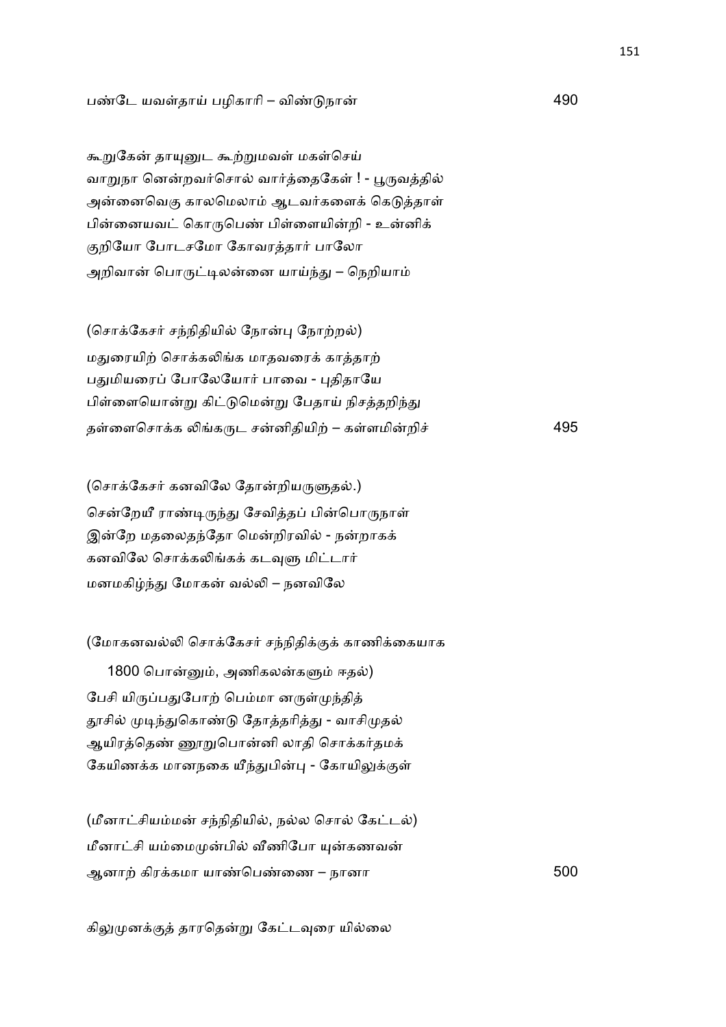பண்டே யவள்தாய் பழிகாரி – விண்டுநான் 490

கூறுகேன் தாயுனுட கூற்றுமவள் மகள்செய்
வாறுநா னென்றவர்சொல் வார்த்தைகேள் ! - பூருவத்தில்
அன்னைவெகு காலமெலாம் ஆடவர்களைக் கெடுத்தாள்
பின்னையவட் கொருபெண் பிள்ளையின்றி - உன்னிக்
குறியோ போடசமோ கோவரத்தார் பாலோ
அறிவான் பொருட்டிலன்னை யாய்ந்து – நெறியாம்

(சொக்கேசர் சந்நிதியில் நோன்பு நோற்றல்)

மதுரையிற் சொக்கலிங்க மாதவரைக் காத்தாற்
பதுமியரைப் போலேயோர் பாவை - புதிதாயே
பிள்ளையொன்று கிட்டுமென்று பேதாய் நிசத்தறிந்து
தள்ளைசொக்க லிங்கருட சன்னிதியிற் – கள்ளமின்றிச் 495

(சொக்கேசர் கனவிலே தோன்றியருளுதல்.)

சென்றேயீ ராண்டிருந்து சேவித்தப் பின்பொருநாள்
இன்றே மதலைதந்தோ மென்றிரவில் - நன்றாகக்
கனவிலே சொக்கலிங்கக் கடவுளு மிட்டார்
மனமகிழ்ந்து மோகன் வல்லி – நனவிலே

(மோகனவல்லி சொக்கேசர் சந்நிதிக்குக் காணிக்கையாக
1800 பொன்னும், அணிகலன்களும் ஈதல்)

பேசி யிருப்பதுபோற் பெம்மா னருள்முந்தித்
தூசில் முடிந்துகொண்டு தோத்தரித்து - வாசிமுதல்
ஆயிரத்தெண் ணூறுபொன்னி லாதி சொக்கர்தமக்
கேயிணக்க மானநகை யீந்துபின்பு - கோயிலுக்குள்

(மீனாட்சியம்மன் சந்நிதியில், நல்ல சொல் கேட்டல்)

மீனாட்சி யம்மைமுன்பில் வீணிபோ யுன்கணவன்
ஆனாற் கிரக்கமா யாண்பெண்ணை – நானா 500

கிலுமுனக்குத் தாரதென்று கேட்டவுரை யில்லை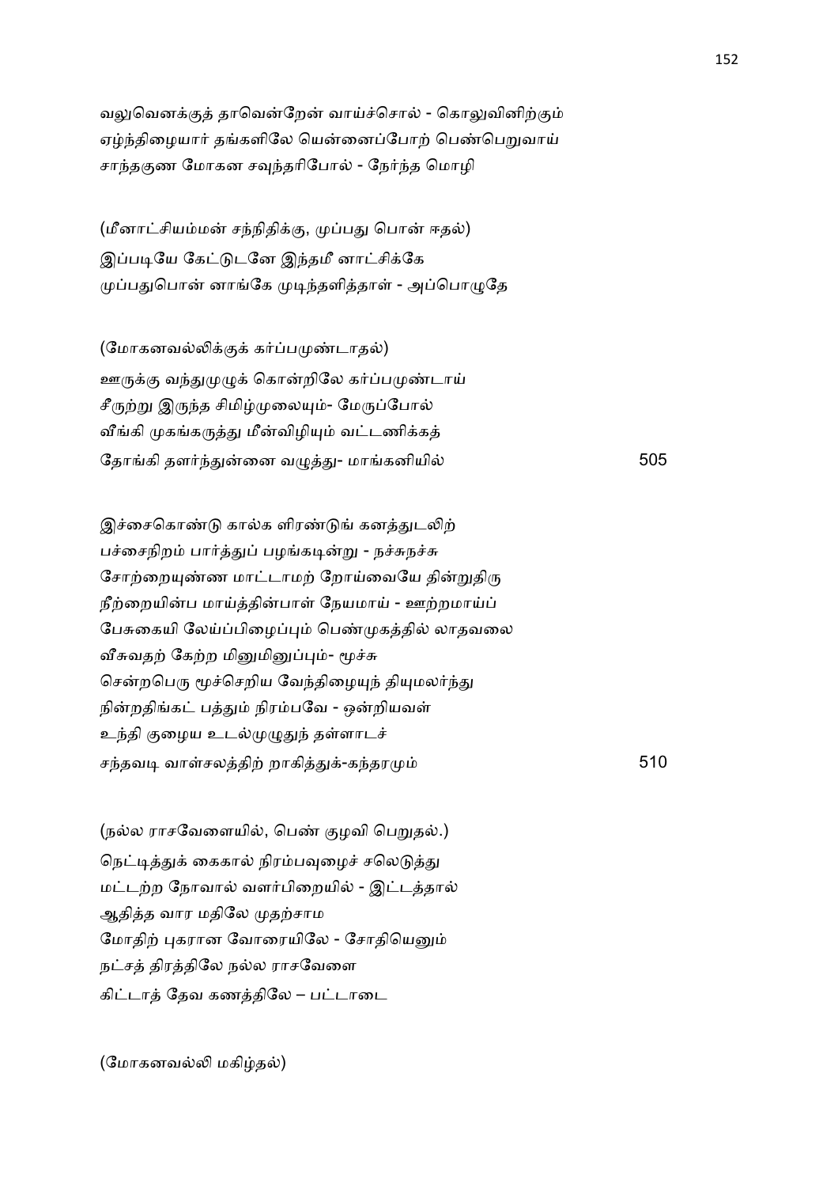வலுவெனக்குத் தாவென்றேன் வாய்ச்சொல் - கொலுவினிற்கும்
ஏழ்ந்திழையார் தங்களிலே யென்னைப்போற் பெண்பெறுவாய்
சாந்தகுண மோகன சவுந்தரிபோல் - நேர்ந்த மொழி

(மீனாட்சியம்மன் சந்நிதிக்கு, முப்பது பொன் ஈதல்)
இப்படியே கேட்டுடனே இந்தமீ னாட்சிக்கே
முப்பதுபொன் னாங்கே முடிந்தளித்தாள் - அப்பொழுதே

(மோகனவல்லிக்குக் கர்ப்பமுண்டாதல்)
ஊருக்கு வந்துமுழுக் கொன்றிலே கர்ப்பமுண்டாய்
சீருற்று இருந்த சிமிழ்முலையும்- மேருப்போல்
வீங்கி முகங்கருத்து மீன்விழியும் வட்டணிக்கத்
தோங்கி தளர்ந்துன்னை வழுத்து- மாங்கனியில் 505

இச்சைகொண்டு கால்க ளிரண்டுங் கனத்துடலிற்
பச்சைநிறம் பார்த்துப் பழங்கடின்று - நச்சுநச்சு
சோற்றையுண்ண மாட்டாமற் றோய்வையே தின்றுதிரு
நீற்றையின்ப மாய்த்தின்பாள் நேயமாய் - ஊற்றமாய்ப்
பேசுகையி லேய்ப்பிழைப்பும் பெண்முகத்தில் லாதவலை
வீசுவதற் கேற்ற மினுமினுப்பும்- மூச்சு
சென்றபெரு மூச்செறிய வேந்திழையுந் தியுமலர்ந்து
நின்றதிங்கட் பத்தும் நிரம்பவே - ஒன்றியவள்
உந்தி குழைய உடல்முழுதுந் தள்ளாடச்
சந்தவடி வாள்சலத்திற் றாகித்துக்-கந்தரமும் 510

(நல்ல ராசவேளையில், பெண் குழவி பெறுதல்.)
நெட்டித்துக் கைகால் நிரம்பவுழைச் சலெடுத்து
மட்டற்ற நோவால் வளர்பிறையில் - இட்டத்தால்
ஆதித்த வார மதிலே முதற்சாம
மோதிற் புகரான வோரையிலே - சோதியெனும்
நட்சத் திரத்திலே நல்ல ராசவேளை
கிட்டாத் தேவ கணத்திலே – பட்டாடை

(மோகனவல்லி மகிழ்தல்)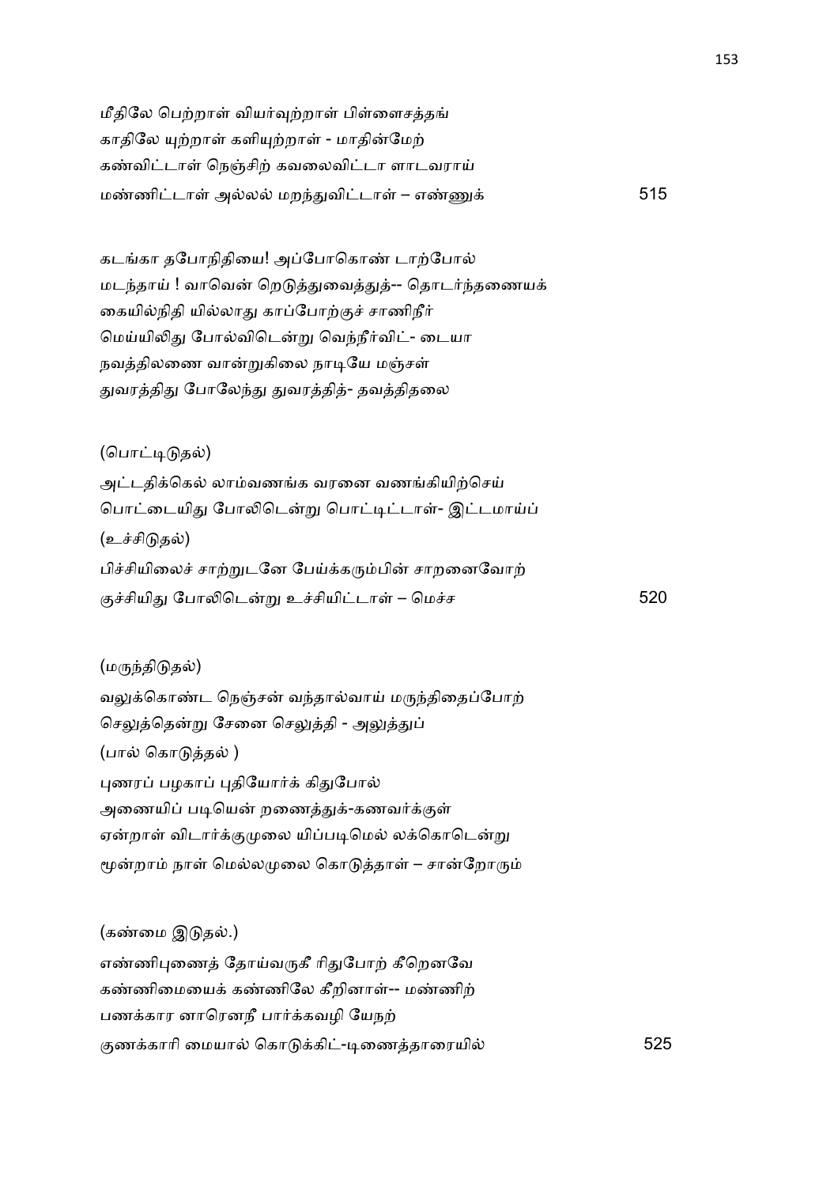மீதிலே பெற்றாள் வியர்வுற்றாள் பிள்ளைசத்தங்
காதிலே யுற்றாள் களியுற்றாள் - மாதின்மேற்
கண்விட்டாள் நெஞ்சிற் கவலைவிட்டா ளாடவராய்
மண்ணிட்டாள் அல்லல் மறந்துவிட்டாள் – எண்ணுக் 515

கடங்கா தபோநிதியை! அப்போகொண் டாற்போல்
மடந்தாய் ! வாவென் றெடுத்துவைத்துத்-- தொடர்ந்தணையக்
கையில்நிதி யில்லாது காப்போற்குச் சாணிநீர்
மெய்யிலிது போல்விடென்று வெந்நீர்விட்- டையா
நவத்திலணை வான்றுகிலை நாடியே மஞ்சள்
துவரத்திது போலேந்து துவரத்தித்- தவத்திதலை

(பொட்டிடுதல்)

அட்டதிக்கெல் லாம்வணங்க வரனை வணங்கியிற்செய்
பொட்டையிது போலிடென்று பொட்டிட்டாள்- இட்டமாய்ப்

(உச்சிடுதல்)

பிச்சியிலைச் சாற்றுடனே பேய்க்கரும்பின் சாறனைவோற்
குச்சியிது போலிடென்று உச்சியிட்டாள் – மெச்ச 520

(மருந்திடுதல்)

வலுக்கொண்ட நெஞ்சன் வந்தால்வாய் மருந்திதைப்போற்
செலுத்தென்று சேனை செலுத்தி - அலுத்துப்

(பால் கொடுத்தல் )

புணரப் பழகாப் புதியோர்க் கிதுபோல்
அணையிப் படியென் றணைத்துக்-கணவர்க்குள்
ஏன்றாள் விடார்க்குமுலை யிப்படிமெல் லக்கொடென்று
மூன்றாம் நாள் மெல்லமுலை கொடுத்தாள் – சான்றோரும்

(கண்மை இடுதல்.)

எண்ணிபுணைத் தோய்வருகீ ரிதுபோற் கீறெனவே
கண்ணிமையைக் கண்ணிலே கீறினாள்-- மண்ணிற்
பணக்கார னாரெனநீ பார்க்கவழி யேநற்
குணக்காரி மையால் கொடுக்கிட்-டிணைத்தாரையில் 525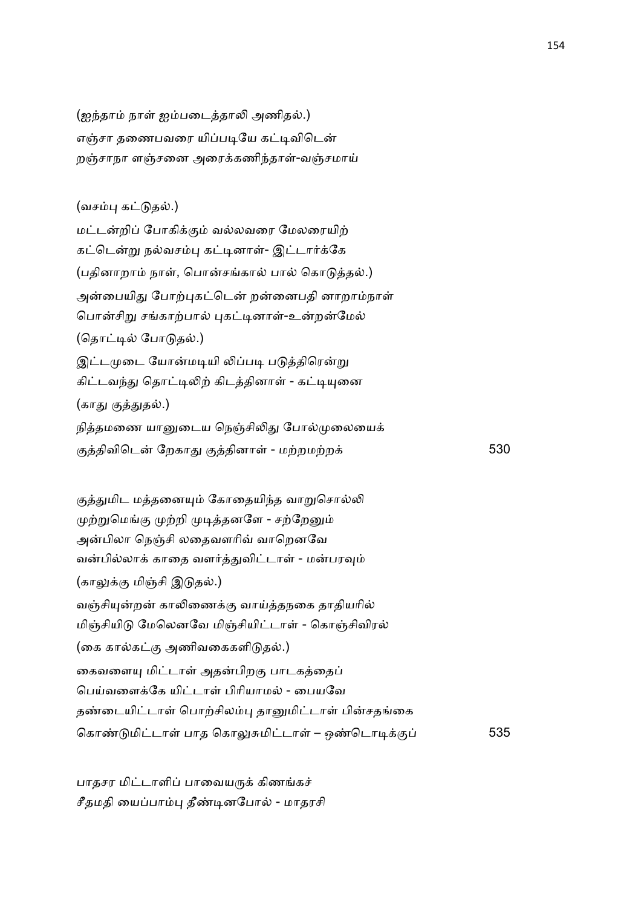(ஐந்தாம் நாள் ஐம்படைத்தாலி அணிதல்.)
எஞ்சா தணைபவரை யிப்படியே கட்டிவிடென்
றஞ்சாநா ளஞ்சனை அரைக்கணிந்தாள்-வஞ்சமாய்

(வசம்பு கட்டுதல்.)
மட்டன்றிப் போகிக்கும் வல்லவரை மேலரையிற்
கட்டென்று நல்வசம்பு கட்டினாள்- இட்டார்க்கே
(பதினாறாம் நாள், பொன்சங்கால் பால் கொடுத்தல்.)
அன்பையிது போற்புகட்டென் றன்னைபதி னாறாம்நாள்
பொன்சிறு சங்காற்பால் புகட்டினாள்-உன்றன்மேல்
(தொட்டில் போடுதல்.)
இட்டமுடை யோன்மடியி லிப்படி படுத்திரென்று
கிட்டவந்து தொட்டிலிற் கிடத்தினாள் - கட்டியுனை
(காது குத்துதல்.)
நித்தமணை யானுடைய நெஞ்சிலிது போல்முலையைக்
குத்திவிடென் றேகாது குத்தினாள் - மற்றமற்றக் 530

குத்துமிட மத்தனையும் கோதையிந்த வாறுசொல்லி
முற்றுமெங்கு முற்றி முடித்தனளே - சற்றேனும்
அன்பிலா நெஞ்சி லதைவளரிவ் வாறெனவே
வன்பில்லாக் காதை வளர்த்துவிட்டாள் - மன்பரவும்
(காலுக்கு மிஞ்சி இடுதல்.)
வஞ்சியுன்றன் காலிணைக்கு வாய்த்தநகை தாதியரில்
மிஞ்சியிடு மேலெனவே மிஞ்சியிட்டாள் - கொஞ்சிவிரல்
(கை கால்கட்கு அணிவகைகளிடுதல்.)
கைவளையு மிட்டாள் அதன்பிறகு பாடகத்தைப்
பெய்வளைக்கே யிட்டாள் பிரியாமல் - பையவே
தண்டையிட்டாள் பொற்சிலம்பு தானுமிட்டாள் பின்சதங்கை
கொண்டுமிட்டாள் பாத கொலுசுமிட்டாள் – ஒண்டொடிக்குப் 535

பாதசர மிட்டாளிப் பாவையருக் கிணங்கச்
சீதமதி யைப்பாம்பு தீண்டினபோல் - மாதரசி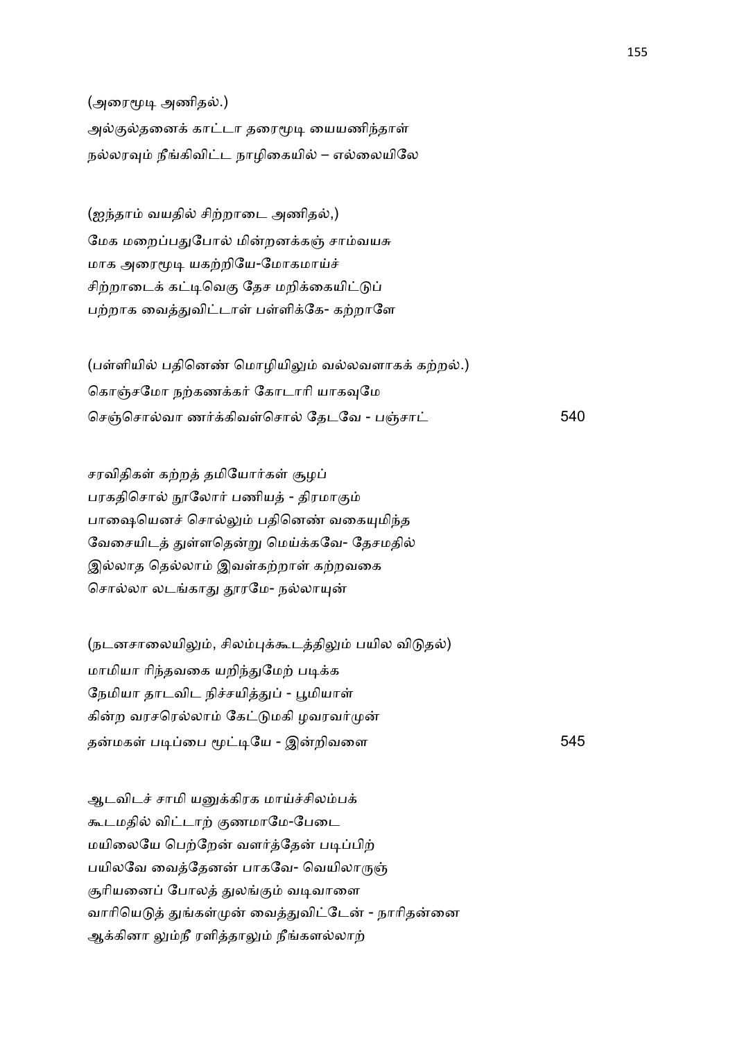(அரைமூடி அணிதல்.)
அல்குல்தனைக் காட்டா தரைமூடி யையணிந்தாள்
நல்லரவும் நீங்கிவிட்ட நாழிகையில் – எல்லையிலே

(ஐந்தாம் வயதில் சிற்றாடை அணிதல்,)
மேக மறைப்பதுபோல் மின்றனக்கஞ் சாம்வயசு
மாக அரைமூடி யகற்றியே-மோகமாய்ச்
சிற்றாடைக் கட்டிவெகு தேச மறிக்கையிட்டுப்
பற்றாக வைத்துவிட்டாள் பள்ளிக்கே- கற்றாளே

(பள்ளியில் பதினெண் மொழியிலும் வல்லவளாகக் கற்றல்.)
கொஞ்சமோ நற்கணக்கர் கோடாரி யாகவுமே
செஞ்சொல்வா ணர்க்கிவள்சொல் தேடவே - பஞ்சாட் 540

சரவிதிகள் கற்றத் தமியோர்கள் சூழப்
பரகதிசொல் நூலோர் பணியத் - திரமாகும்
பாஷையெனச் சொல்லும் பதினெண் வகையுமிந்த
வேசையிடத் துள்ளதென்று மெய்க்கவே- தேசமதில்
இல்லாத தெல்லாம் இவள்கற்றாள் கற்றவகை
சொல்லா லடங்காது தூரமே- நல்லாயுன்

(நடனசாலையிலும், சிலம்புக்கூடத்திலும் பயில விடுதல்)
மாமியா ரிந்தவகை யறிந்துமேற் படிக்க
நேமியா தாடவிட நிச்சயித்துப் - பூமியாள்
கின்ற வரசரெல்லாம் கேட்டுமகி ழவரவர்முன்
தன்மகள் படிப்பை மூட்டியே - இன்றிவளை 545

ஆடவிடச் சாமி யனுக்கிரக மாய்ச்சிலம்பக்
கூடமதில் விட்டாற் குணமாமே-பேடை
மயிலையே பெற்றேன் வளர்த்தேன் படிப்பிற்
பயிலவே வைத்தேனன் பாகவே- வெயிலாருஞ்
சூரியனைப் போலத் துலங்கும் வடிவாளை
வாரியெடுத் துங்கள்முன் வைத்துவிட்டேன் - நாரிதன்னை
ஆக்கினா லும்நீ ரளித்தாலும் நீங்களல்லாற்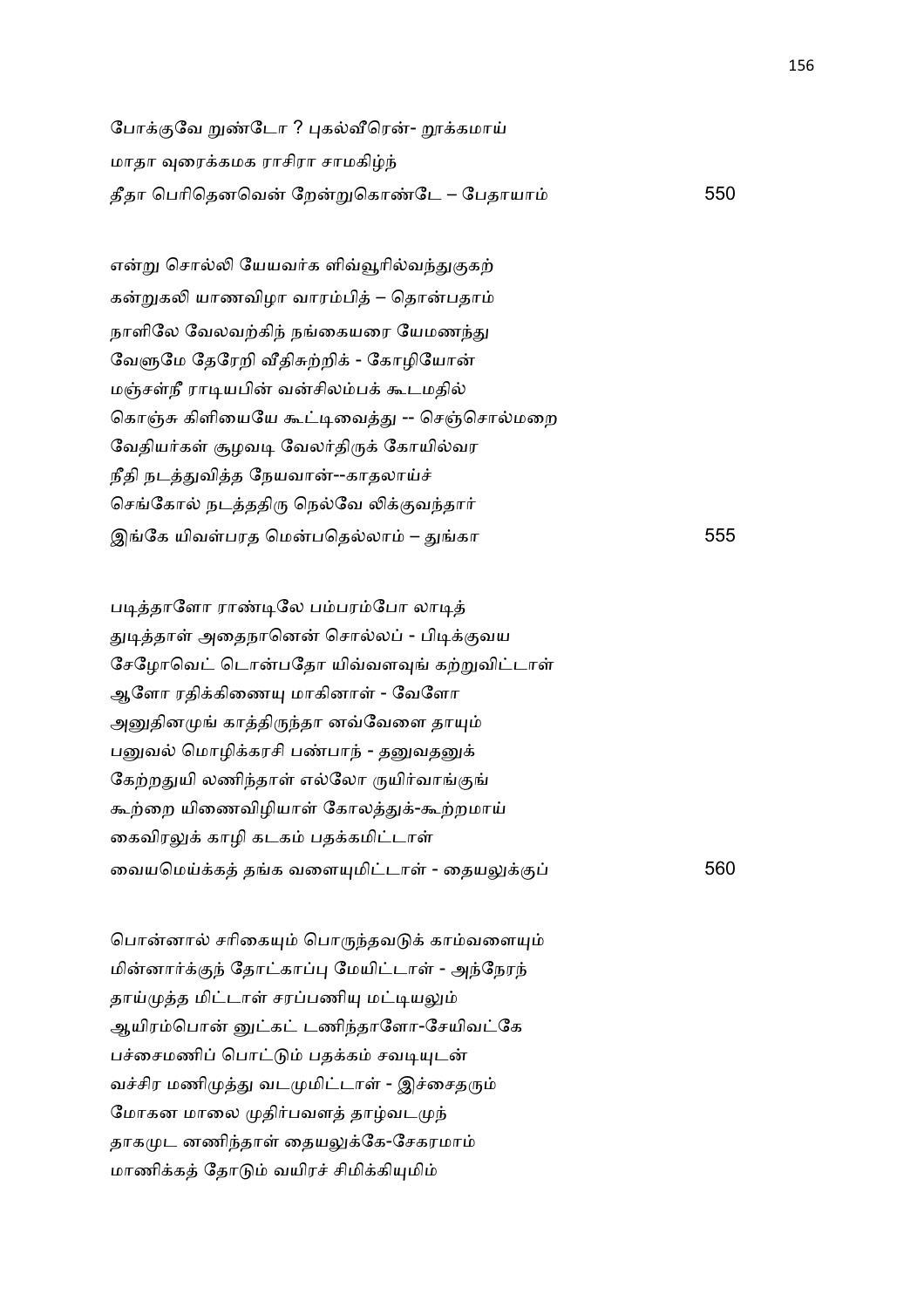போக்குவே றுண்டோ ? புகல்வீரென்- றாக்கமாய்
மாதா வுரைக்கமக ராசிரா சாமகிழ்ந்
தீதா பெரிதெனவென் றேன்றுகொண்டே – பேதாயாம் 550

என்று சொல்லி யேயவர்க ளிவ்வூரில்வந்துகுகற்
கன்றுகலி யாணவிழா வாரம்பித் – தொன்பதாம்
நாளிலே வேலவற்கிந் நங்கையரை யேமணந்து
வேளுமே தேரேறி வீதிசுற்றிக் - கோழியோன்
மஞ்சள்நீ ராடியபின் வன்சிலம்பக் கூடமதில்
கொஞ்சு கிளியையே கூட்டிவைத்து -- செஞ்சொல்மறை
வேதியர்கள் சூழவடி வேலர்திருக் கோயில்வர
நீதி நடத்துவித்த நேயவான்--காதலாய்ச்
செங்கோல் நடத்ததிரு நெல்வே லிக்குவந்தார்
இங்கே யிவள்பரத மென்பதெல்லாம் – துங்கா 555

படித்தாளோ ராண்டிலே பம்பரம்போ லாடித்
துடித்தாள் அதைநானென் சொல்லப் - பிடிக்குவய
சேமோவெட் டொன்பதோ யிவ்வளவுங் கற்றுவிட்டாள்
ஆளோ ரதிக்கிணையு மாகினாள் - வேளோ
அனுதினமுங் காத்திருந்தா னவ்வேளை தாயும்
பனுவல் மொழிக்கரசி பண்பாந் - தனுவதனுக்
கேற்றதுயி லணிந்தாள் எல்லோ ருயிர்வாங்குங்
கூற்றை யிணைவிழியாள் கோலத்துக்-கூற்றமாய்
கைவிரலுக் காழி கடகம் பதக்கமிட்டாள்
வையமெய்க்கத் தங்க வளையுமிட்டாள் - தையலுக்குப் 560

பொன்னால் சரிகையும் பொருந்தவடுக் காம்வளையும்
மின்னார்க்குந் தோட்காப்பு மேயிட்டாள் - அந்நேரந்
தாய்முத்த மிட்டாள் சரப்பணியு மட்டியலும்
ஆயிரம்பொன் னுட்கட் டணிந்தாளோ-சேயிவட்கே
பச்சைமணிப் பொட்டும் பதக்கம் சவடியுடன்
வச்சிர மணிமுத்து வடமுமிட்டாள் - இச்சைதரும்
மோகன மாலை முதிர்பவளத் தாழ்வடமுந்
தாகமுட னணிந்தாள் தையலுக்கே-சேகரமாம்
மாணிக்கத் தோடும் வயிரச் சிமிக்கியுமிம்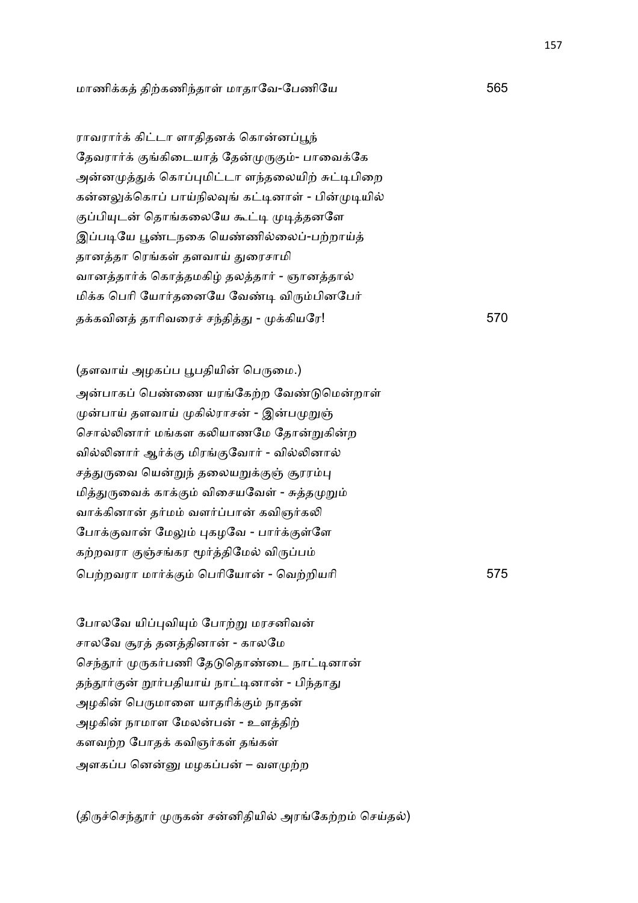மாணிக்கத் திற்கணிந்தாள் மாதாவே-பேணியே 565

ராவரார்க் கிட்டா ளாதிதனக் கொன்னப்பூந்
தேவரார்க் குங்கிடையாத் தேன்முருகும்- பாவைக்கே
அன்னமுத்துக் கொப்புமிட்டா ளந்தலையிற் சுட்டிபிறை
கன்னலுக்கொப் பாய்நிலவுங் கட்டினாள் - பின்முடியில்
குப்பியுடன் தொங்கலையே கூட்டி முடித்தனளே
இப்படியே பூண்டநகை யெண்ணில்லைப்-பற்றாய்த்
தானத்தா ரெங்கள் தளவாய் துரைசாமி
வானத்தார்க் கொத்தமகிழ் தலத்தார் - ஞானத்தால்
மிக்க பெரி யோர்தனையே வேண்டி விரும்பினபேர்
தக்கவினத் தாரிவரைச் சந்தித்து - முக்கியரே! 570

(தளவாய் அழகப்ப பூபதியின் பெருமை.)

அன்பாகப் பெண்ணை யரங்கேற்ற வேண்டுமென்றாள்
முன்பாய் தளவாய் முகில்ராசன் - இன்பமுறுஞ்
சொல்லினார் மங்கள கலியாணமே தோன்றுகின்ற
வில்லினார் ஆர்க்கு மிரங்குவோர் - வில்லினால்
சத்துருவை யென்றுந் தலையறுக்குஞ் சூரரம்பு
மித்துருவைக் காக்கும் விசையவேள் - சுத்தமுறும்
வாக்கினான் தர்மம் வளர்ப்பான் கவிஞர்கலி
போக்குவான் மேலும் புகழவே - பார்க்குள்ளே
கற்றவரா குஞ்சங்கர மூர்த்திமேல் விருப்பம்
பெற்றவரா மார்க்கும் பெரியோன் - வெற்றியரி 575

போலவே யிப்புவியும் போற்று மரசனிவன்
சாலவே சூரத் தனத்தினான் - காலமே
செந்தூர் முருகர்பணி தேடுதொண்டை நாட்டினான்
தந்தூர்குன் றூர்பதியாய் நாட்டினான் - பிந்தாது
அழகின் பெருமாளை யாதரிக்கும் நாதன்
அழகின் நாமாள மேலன்பன் - உளத்திற்
களவற்ற போதக் கவிஞர்கள் தங்கள்
அளகப்ப னென்னு மழகப்பன் – வளமுற்ற

(திருச்செந்தூர் முருகன் சன்னிதியில் அரங்கேற்றம் செய்தல்)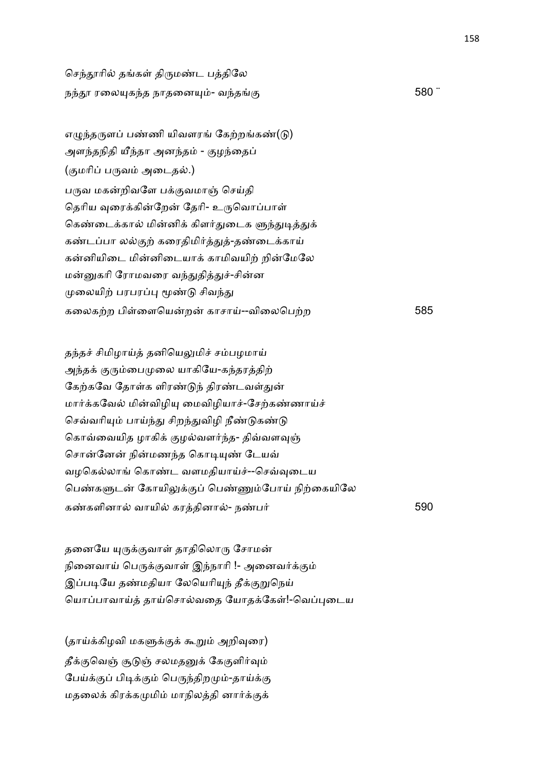செந்தூரில் தங்கள் திருமண்ட பத்திலே
நந்தா ரலையுகந்த நாதனையும்- வந்தங்கு 580 ¨

எழுந்தருளப் பண்ணி யிவளரங் கேற்றங்கண்(டு)
அளந்தநிதி யீந்தா அனந்தம் - குழந்தைப்
(குமரிப் பருவம் அடைதல்.)
பருவ மகன்றிவளே பக்குவமாஞ் செய்தி
தெரிய வுரைக்கின்றேன் தேரி- உருவொப்பாள்
கெண்டைக்கால் மின்னிக் கிளர்துடைக ளுந்துடித்துக்
கண்டப்பா லல்குற் கரைதிமிர்த்துத்-தண்டைக்காய்
கன்னியிடை மின்னிடையாக் காமிவயிற் றின்மேலே
மன்னுகரி ரோமவரை வந்துதித்துச்-சின்ன
முலையிற் பரபரப்பு மூண்டு சிவந்து
கலைகற்ற பிள்ளையென்றன் காசாய்--விலைபெற்ற 585

தந்தச் சிமிழாய்த் தனியெலுமிச் சம்பழமாய்
அந்தக் குரும்பைமுலை யாகியே-கந்தரத்திற்
கேற்கவே தோள்க ளிரண்டுந் திரண்டவள்துன்
மார்க்கவேல் மின்விழியு மைவிழியாச்-சேற்கண்ணாய்ச்
செவ்வரியும் பாய்ந்து சிறந்துவிழி நீண்டுகண்டு
கொவ்வையித ழாகிக் குழல்வளர்ந்த- திவ்வளவுஞ்
சொன்னேன் நின்மணந்த கொடியுண் டேயவ்
வழகெல்லாங் கொண்ட வளமதியாய்ச்--செவ்வுடைய
பெண்களுடன் கோயிலுக்குப் பெண்ணும்போய் நிற்கையிலே
கண்களினால் வாயில் கரத்தினால்- நண்பர் 590

தனையே யுருக்குவாள் தாதிலொரு சோமன்
நினைவாய் பெருக்குவாள் இந்நாரி !- அனைவர்க்கும்
இப்படியே தண்மதியா லேயெரியுந் தீக்குறுநெய்
யொப்பாவாய்த் தாய்சொல்வதை யோதக்கேள்!-வெப்புடைய

(தாய்க்கிழவி மகளுக்குக் கூறும் அறிவுரை)
தீக்குவெஞ் சூடுஞ் சலமதனுக் கேகுளிர்வும்
பேய்க்குப் பிடிக்கும் பெருந்திறமும்-தாய்க்கு
மதலைக் கிரக்கமுமிம் மாநிலத்தி னார்க்குக்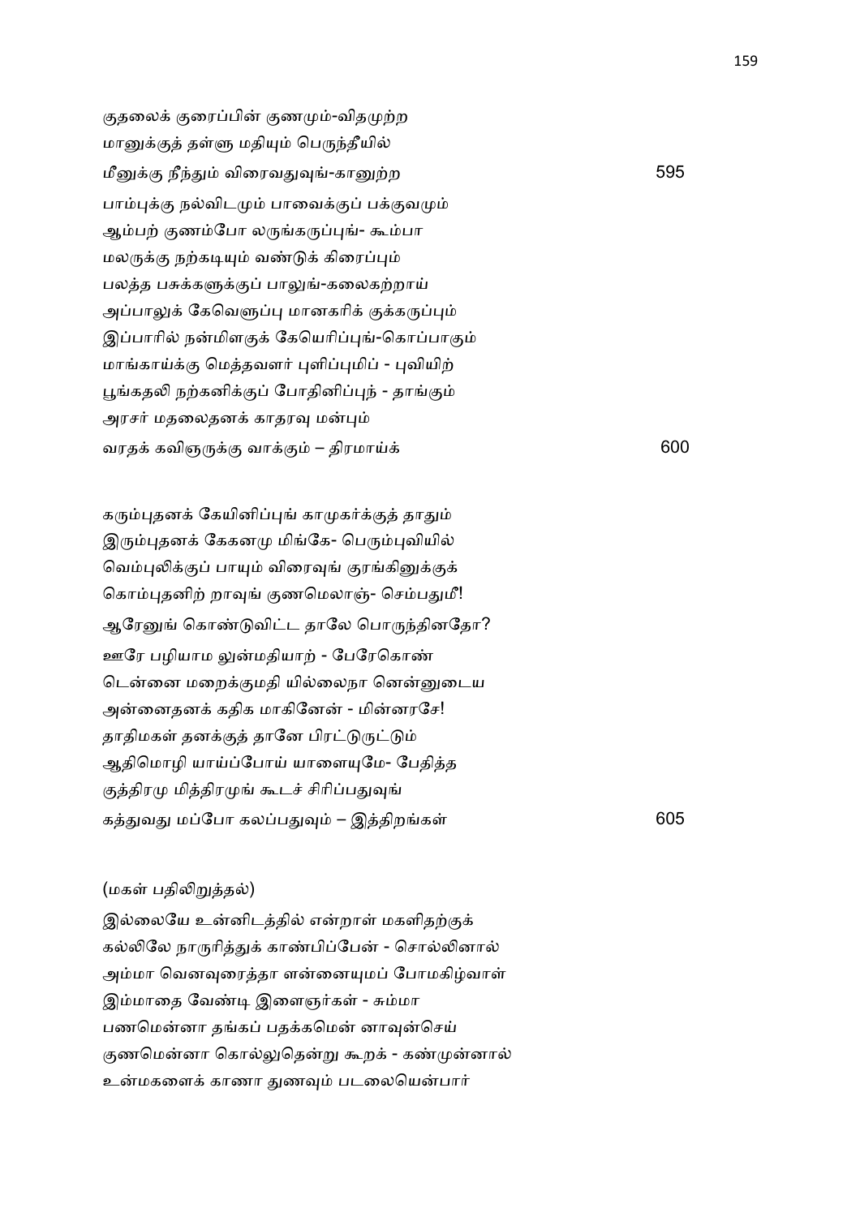குதலைக் குரைப்பின் குணமும்-விதமுற்ற
மானுக்குத் தள்ளு மதியும் பெருந்தீயில்
மீனுக்கு நீந்தும் விரைவதுவுங்-கானுற்ற 595
பாம்புக்கு நல்விடமும் பாவைக்குப் பக்குவமும்
ஆம்பற் குணம்போ லருங்கருப்புங்- கூம்பா
மலருக்கு நற்கடியும் வண்டுக் கிரைப்பும்
பலத்த பசுக்களுக்குப் பாலுங்-கலைகற்றாய்
அப்பாலுக் கேவெளுப்பு மானகரிக் குக்கருப்பும்
இப்பாரில் நன்மிளகுக் கேயெரிப்புங்-கொப்பாகும்
மாங்காய்க்கு மெத்தவளர் புளிப்புமிப் - புவியிற்
பூங்கதலி நற்கனிக்குப் போதினிப்புந் - தாங்கும்
அரசர் மதலைதனக் காதரவு மன்பும்
வரதக் கவிஞருக்கு வாக்கும் – திரமாய்க் 600

கரும்புதனக் கேயினிப்புங் காமுகர்க்குத் தாதும்
இரும்புதனக் கேகனமு மிங்கே- பெரும்புவியில்
வெம்புலிக்குப் பாயும் விரைவுங் குரங்கினுக்குக்
கொம்புதனிற் றாவுங் குணமெலாஞ்- செம்பதுமீ!
ஆரேனுங் கொண்டுவிட்ட தாலே பொருந்தினதோ?
ஊரே பழியாம லுன்மதியாற் - பேரேகொண்
டென்னை மறைக்குமதி யில்லைநா னென்னுடைய
அன்னைதனக் கதிக மாகினேன் - மின்னரசே!
தாதிமகள் தனக்குத் தானே பிரட்டுருட்டும்
ஆதிமொழி யாய்ப்போய் யாளையுமே- பேதித்த
குத்திரமு மித்திரமுங் கூடச் சிரிப்பதுவுங்
கத்துவது மப்போ கலப்பதுவும் – இத்திறங்கள் 605

(மகள் பதிலிறுத்தல்)

இல்லையே உன்னிடத்தில் என்றாள் மகளிதற்குக்
கல்லிலே நாருரித்துக் காண்பிப்பேன் - சொல்லினால்
அம்மா வெனவுரைத்தா ளன்னையுமப் போமகிழ்வாள்
இம்மாதை வேண்டி இளைஞர்கள் - சும்மா
பணமென்னா தங்கப் பதக்கமென் னாவுன்செய்
குணமென்னா கொல்லுதென்று கூறக் - கண்முன்னால்
உன்மகளைக் காணா துணவும் படலையென்பார்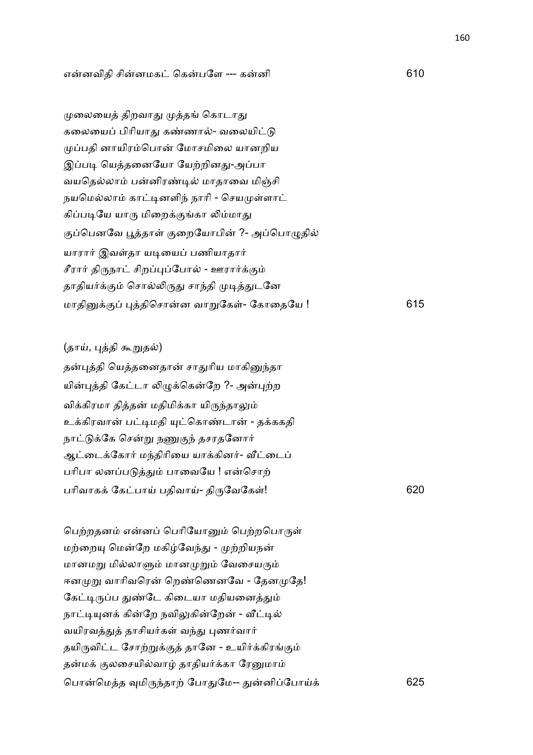என்னவிதி சின்னமகட் கென்பளே --- கன்னி 610

முலையைத் திறவாது முத்தங் கொடாது
கலையைப் பிரியாது கண்ணால்- வலையிட்டு
முப்பதி னாயிரம்பொன் மோசமிலை யானறிய
இப்படி யெத்தனையோ யேற்றினது-அப்பா
வயதெல்லாம் பன்னிரண்டில் மாதாவை மிஞ்சி
நயமெல்லாம் காட்டினளிந் நாரி - செயமுள்ளாட்
கிப்படியே யாரு மிறைக்குங்கா லிம்மாது
குப்பெனவே பூத்தாள் குறையோபின் ?- அப்பொழுதில்
யாரார் இவள்தா யடியைப் பணியாதார்
சீரார் திருநாட் சிறப்புப்போல் - ஊரார்க்கும்
தாதியர்க்கும் சொல்லிருது சாந்தி முடித்துடனே
மாதினுக்குப் புத்திசொன்ன வாறுகேள்- கோதையே ! 615

(தாய், புத்தி கூறுதல்)

தன்புத்தி யெத்தனைதான் சாதுரிய மாகினுந்தா
யின்புத்தி கேட்டா லிழுக்கென்றே ?- அன்புற்ற
விக்கிரமா தித்தன் மதிமிக்கா யிருந்தாலும்
உக்கிரவான் பட்டிமதி யுட்கொண்டான் - தக்ககதி
நாட்டுக்கே சென்று நணுகுந் தசரதனோர்
ஆட்டைக்கோர் மந்திரியை யாக்கினர்- வீட்டைப்
பரிபா லனப்படுத்தும் பாவையே ! என்சொற்
பரிவாகக் கேட்பாய் பதிவாய்- திருவேகேள்! 620

பெற்றதனம் என்னப் பெரியோனும் பெற்றபொருள்
மற்றையு மென்றே மகிழ்வேந்து - முற்றியநன்
மானமறு மில்லாளும் மானமுறும் வேசையரும்
ஈனமுறு வாரிவரென் றெண்ணெனவே - தேனமுதே!
கேட்டிருப்ப துண்டே கிடையா மதியனைத்தும்
நாட்டியுனக் கின்றே நவிலுகின்றேன் - வீட்டில்
வயிரவத்துத் தாசியர்கள் வந்து புணர்வார்
தயிருவிட்ட சோற்றுக்குத் தானே - உயிர்க்கிரங்கும்
தன்மக் குலசையில்வாழ் தாதியர்க்கா ரேனுமாம்
பொன்மெத்த வுமிருந்தாற் போதுமே-- துன்னிப்போய்க் 625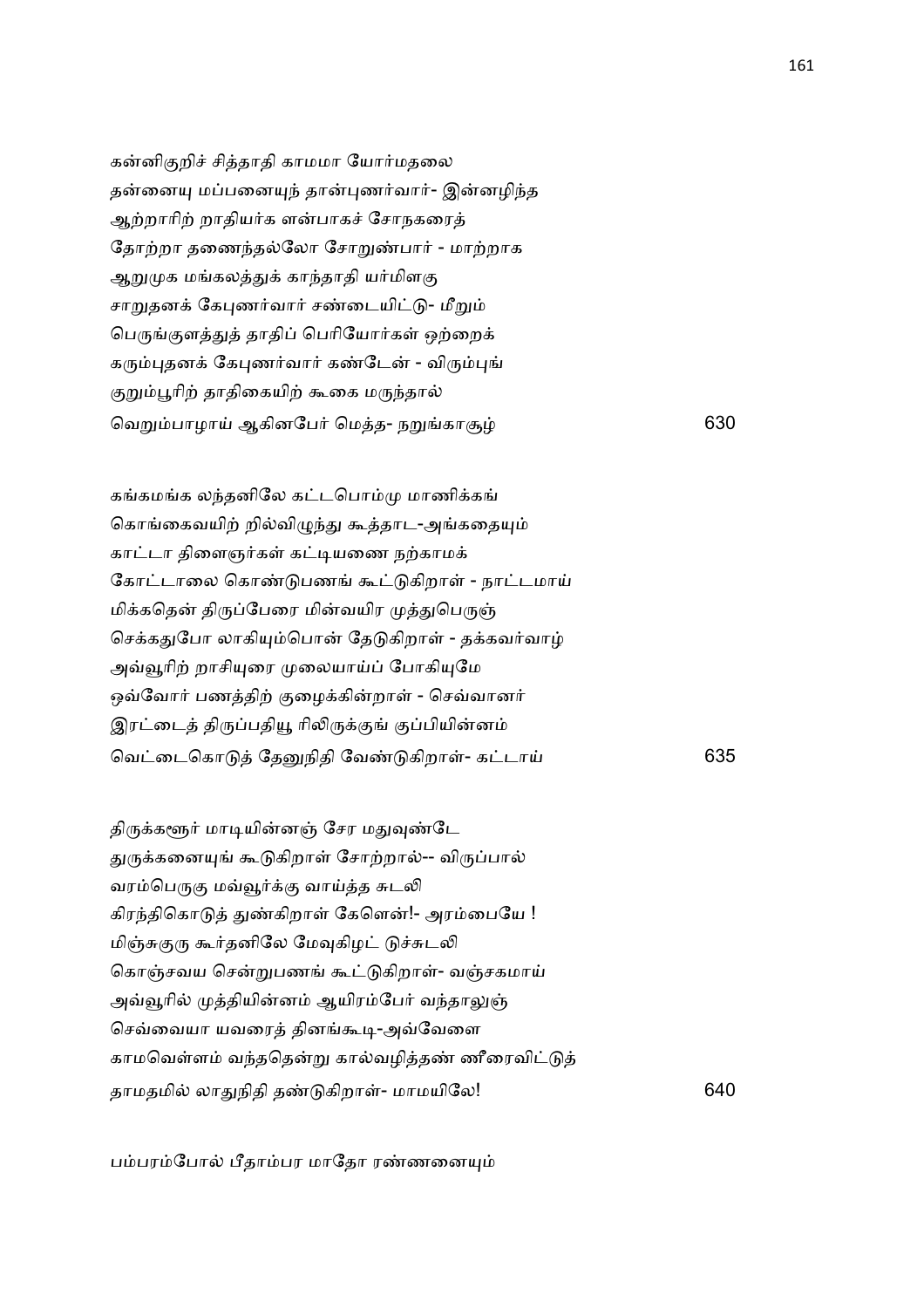கன்னிகுறிச் சித்தாதி காமமா யோர்மதலை
தன்னையு மப்பனையுந் தான்புணர்வார்- இன்னழிந்த
ஆற்றாரிற் றாதியர்க ளன்பாகச் சோநகரைத்
தோற்றா தணைந்தல்லோ சோறுண்பார் - மாற்றாக
ஆறுமுக மங்கலத்துக் காந்தாதி யர்மிளகு
சாறுதனக் கேபுணர்வார் சண்டையிட்டு- மீறும்
பெருங்குளத்துத் தாதிப் பெரியோர்கள் ஒற்றைக்
கரும்புதனக் கேபுணர்வார் கண்டேன் - விரும்புங்
குறும்பூரிற் தாதிகையிற் கூகை மருந்தால்
வெறும்பாழாய் ஆகினபேர் மெத்த- நறுங்காசூழ் 630

கங்கமங்க லந்தனிலே கட்டபொம்மு மாணிக்கங்
கொங்கைவயிற் றில்விழுந்து கூத்தாட-அங்கதையும்
காட்டா திளைஞர்கள் கட்டியணை நற்காமக்
கோட்டாலை கொண்டுபணங் கூட்டுகிறாள் - நாட்டமாய்
மிக்கதென் திருப்பேரை மின்வயிர முத்துபெருஞ்
செக்கதுபோ லாகியும்பொன் தேடுகிறாள் - தக்கவர்வாழ்
அவ்வூரிற் றாசியுரை முலையாய்ப் போகியுமே
ஒவ்வோர் பணத்திற் குழைக்கின்றாள் - செவ்வானர்
இரட்டைத் திருப்பதியூ ரிலிருக்குங் குப்பியின்னம்
வெட்டைகொடுத் தேனுநிதி வேண்டுகிறாள்- கட்டாய் 635

திருக்களூர் மாடியின்னஞ் சேர மதுவுண்டே
துருக்கனையுங் கூடுகிறாள் சோற்றால்-- விருப்பால்
வரம்பெருகு மவ்வூர்க்கு வாய்த்த சுடலி
கிரந்திகொடுத் துண்கிறாள் கேளென்!- அரம்பையே !
மிஞ்சுகுரு கூர்தனிலே மேவுகிழட் டுச்சுடலி
கொஞ்சவய சென்றுபணங் கூட்டுகிறாள்- வஞ்சகமாய்
அவ்வூரில் முத்தியின்னம் ஆயிரம்பேர் வந்தாலுஞ்
செவ்வையா யவரைத் தினங்கூடி-அவ்வேளை
காமவெள்ளம் வந்ததென்று கால்வழித்தண் ணீரைவிட்டுத்
தாமதமில் லாதுநிதி தண்டுகிறாள்- மாமயிலே! 640

பம்பரம்போல் பீதாம்பர மாதோ ரண்ணனையும்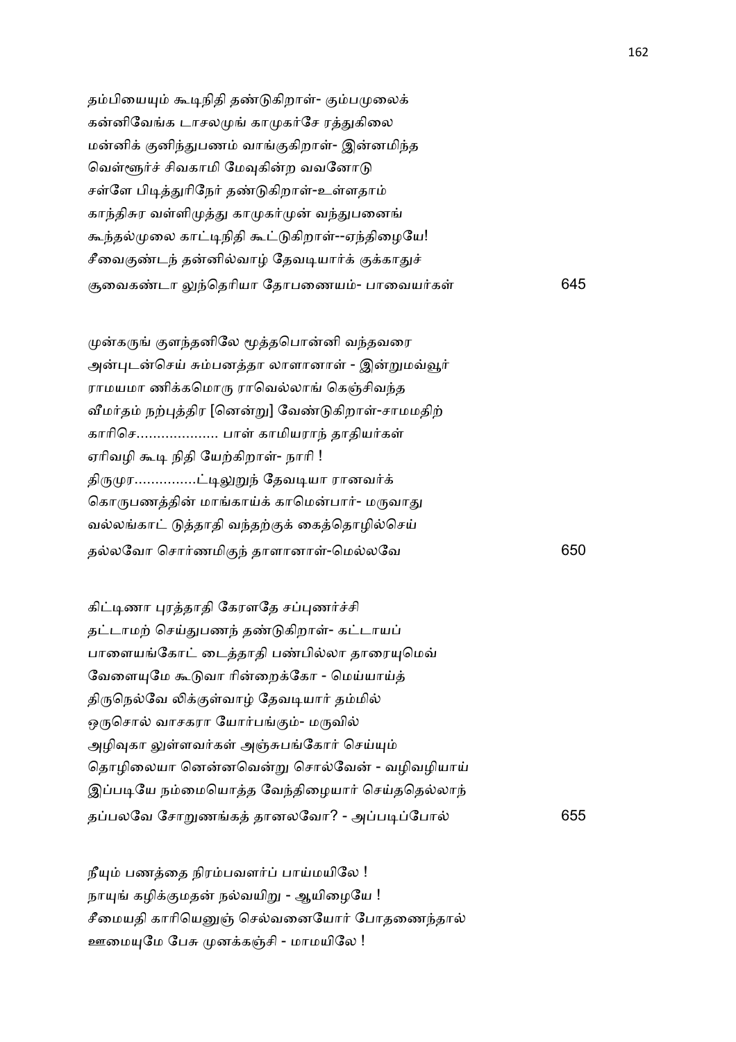தம்பியையும் கூடிநிதி தண்டுகிறாள்- கும்பமுலைக்
கன்னிவேங்க டாசலமுங் காமுகர்சே ரத்துகிலை
மன்னிக் குனிந்துபணம் வாங்குகிறாள்- இன்னமிந்த
வெள்ளூர்ச் சிவகாமி மேவுகின்ற வவனோடு
சள்ளே பிடித்துரிநேர் தண்டுகிறாள்-உள்ளதாம்
காந்திசுர வள்ளிமுத்து காமுகர்முன் வந்துபனைங்
கூந்தல்முலை காட்டிநிதி கூட்டுகிறாள்--ஏந்திழையே!
சீவைகுண்டந் தன்னில்வாழ் தேவடியார்க் குக்காதுச்
சூவைகண்டா லுந்தெரியா தோபணையம்- பாவையர்கள் 645

முன்கருங் குளந்தனிலே மூத்தபொன்னி வந்தவரை
அன்புடன்செய் சும்பனத்தா லாளானாள் - இன்றுமவ்வூர்
ராமயமா ணிக்கமொரு ராவெல்லாங் கெஞ்சிவந்த
வீமர்தம் நற்புத்திர [னென்று] வேண்டுகிறாள்-சாமமதிற்
காரிசெ.................... பாள் காமியராந் தாதியர்கள்
ஏரிவழி கூடி நிதி யேற்கிறாள்- நாரி !
திருமுர...............ட்டிலுறுந் தேவடியா ரானவர்க்
கொருபணத்தின் மாங்காய்க் காமென்பார்- மருவாது
வல்லங்காட் டுத்தாதி வந்தற்குக் கைத்தொழில்செய்
தல்லவோ சொர்ணமிகுந் தாளானாள்-மெல்லவே 650

கிட்டிணா புரத்தாதி கேரளதே சப்புணர்ச்சி
தட்டாமற் செய்துபணந் தண்டுகிறாள்- கட்டாயப்
பாளையங்கோட் டைத்தாதி பண்பில்லா தாரையுமெவ்
வேளையுமே கூடுவா ரின்றைக்கோ - மெய்யாய்த்
திருநெல்வே லிக்குள்வாழ் தேவடியார் தம்மில்
ஒருசொல் வாசகரா யோர்பங்கும்- மருவில்
அழிவுகா லுள்ளவர்கள் அஞ்சுபங்கோர் செய்யும்
தொழிலையா னென்னவென்று சொல்வேன் - வழிவழியாய்
இப்படியே நம்மையொத்த வேந்திழையார் செய்ததெல்லாந்
தப்பலவே சோறுணங்கத் தானலவோ? - அப்படிப்போல் 655

நீயும் பணத்தை நிரம்பவளர்ப் பாய்மயிலே !
நாயுங் கழிக்குமதன் நல்வயிறு - ஆயிழையே !
சீமையதி காரியெனுஞ் செல்வனையோர் போதணைந்தால்
ஊமையுமே பேசு முனக்கஞ்சி - மாமயிலே !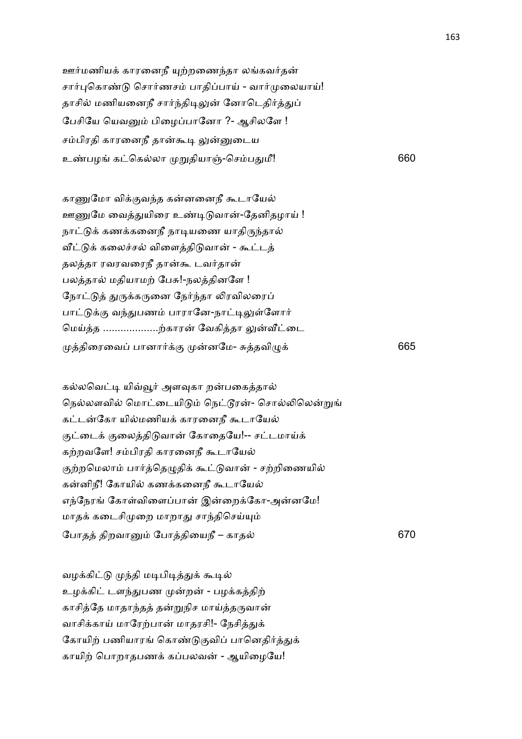ஊர்மணியக் காரனைநீ யுற்றணைந்தா லங்கவர்தன்
சார்புகொண்டு சொர்ணசம் பாதிப்பாய் - வார்முலையாய்!
தாசில் மணியனைநீ சார்ந்திடிலுன் னோடெதிர்த்துப்
பேசியே யெவனும் பிழைப்பானோ ?- ஆசிலளே !
சம்பிரதி காரனைநீ தான்கூடி லுன்னுடைய
உண்பழங் கட்கெல்லா முறுதியாஞ்-செம்பதுமீ! 660

காணுமோ விக்குவந்த கன்னனைநீ கூடாயேல்
ஊணுமே வைத்துயிரை உண்டிடுவான்-தேனிதழாய் !
நாட்டுக் கணக்கனைநீ நாடியணை யாதிருந்தால்
வீட்டுக் கலைச்சல் விளைத்திடுவான் - கூட்டத்
தலத்தா ரவரவரைநீ தான்கூ டவர்தான்
பலத்தால் மதியாமற் பேசு!-நலத்தினளே !
நோட்டுத் துருக்கருனை நேர்ந்தா லிரவிலரைப்
பாட்டுக்கு வந்துபணம் பாரானே-நாட்டிலுள்ளோர்
மெய்த்த ……………….ற்காரன் வேகித்தா லுன்வீட்டை
முத்திரைவைப் பானார்க்கு முன்னமே- சுத்தவிழுக் 665

கல்லவெட்டி யிவ்வூர் அளவுகா றன்பகைத்தால்
நெல்லளவில் மொட்டையிடும் நெட்டூரன்- சொல்லிலென்றுங்
கட்டன்கோ யில்மணியக் காரனைநீ கூடாயேல்
குட்டைக் குலைத்திடுவான் கோதையே!-- சட்டமாய்க்
கற்றவளே! சம்பிரதி காரனைநீ கூடாயேல்
குற்றமெலாம் பார்த்தெழுதிக் கூட்டுவான் - சற்றிணையில்
கன்னிநீ! கோயில் கணக்கனைநீ கூடாயேல்
எந்நேரங் கோள்விளைப்பான் இன்றைக்கோ-அன்னமே!
மாதக் கடைசிமுறை மாறாது சாந்திசெய்யும்
போதத் திறவானும் போத்தியைநீ – காதல் 670

வழக்கிட்டு முந்தி மடிபிடித்துக் கூடில்
உழக்கிட் டளந்துபண முன்றன் - பழக்கத்திற்
காசித்தே மாதாந்தத் தன்றுநிச மாய்த்தருவான்
வாசிக்காய் மாரேற்பான் மாதரசி!- நேசித்துக்
கோயிற் பணியாரங் கொண்டுகுவிப் பானெதிர்த்துக்
காயிற் பொறாதபணக் கப்பலவன் - ஆயிழையே!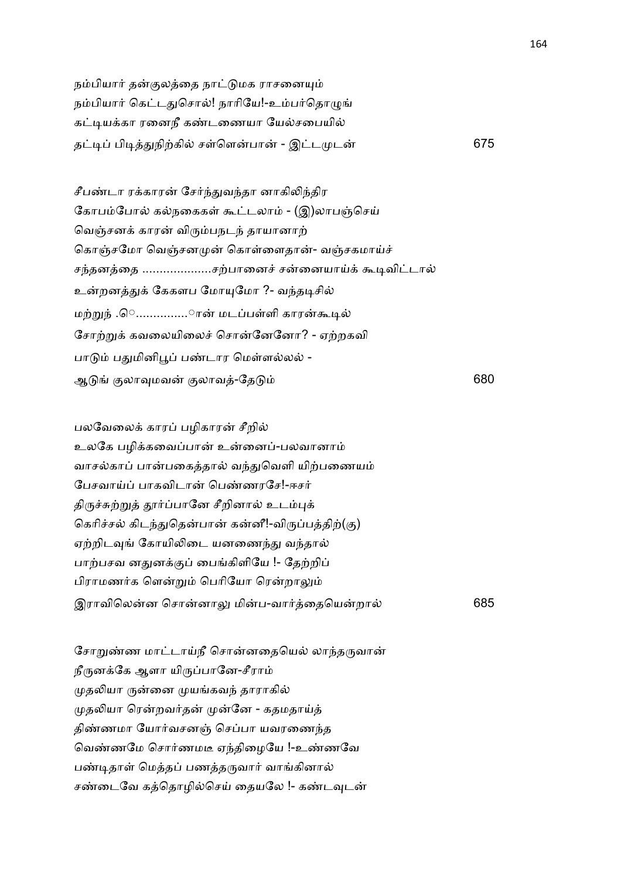நம்பியார் தன்குலத்தை நாட்டுமக ராசனையும்
நம்பியார் கெட்டதுசொல்! நாரியே!-உம்பர்தொழுங்
கட்டியக்கா ரனைநீ கண்டணையா யேல்சபையில்
தட்டிப் பிடித்துநிற்கில் சள்ளென்பான் - இட்டமுடன் 675

சீபண்டா ரக்காரன் சேர்ந்துவந்தா னாகிலிந்திர
கோபம்போல் கல்நகைகள் கூட்டலாம் - (இ)லாபஞ்செய்
வெஞ்சனக் காரன் விரும்பநடந் தாயானாற்
கொஞ்சமோ வெஞ்சனமுன் கொள்ளைதான்- வஞ்சகமாய்ச்
சந்தனத்தை ……………….சற்பானைச் சன்னையாய்க் கூடிவிட்டால்
உன்றனத்துக் கேகளப மோயுமோ ?- வந்தடிசில்
மற்றுந் .ெ…………..ான் மடப்பள்ளி காரன்கூடில்
சோற்றுக் கவலையிலைச் சொன்னேனோ? - ஏற்றகவி
பாடும் பதுமினிபூப் பண்டார மெள்ளல்லல் -
ஆடுங் குலாவுமவன் குலாவத்-தேடும் 680

பலவேலைக் காரப் பழிகாரன் சீறில்
உலகே பழிக்கவைப்பான் உன்னைப்-பலவானாம்
வாசல்காப் பான்பகைத்தால் வந்துவெளி யிற்பணையம்
பேசவாய்ப் பாகவிடான் பெண்ணரசே!-ஈசர்
திருச்சுற்றுத் தூர்ப்பானே சீறினால் உடம்புக்
கெரிச்சல் கிடந்துதென்பான் கன்னீ!-விருப்பத்திற்(கு)
ஏற்றிடவுங் கோயிலிடை யனணைந்து வந்தால்
பாற்பசவ னதுனக்குப் பைங்கிளியே !- தேற்றிப்
பிராமணர்க ளென்றும் பெரியோ ரென்றாலும்
இராவிலென்ன சொன்னாலு மின்ப-வார்த்தையென்றால் 685

சோறுண்ண மாட்டாய்நீ சொன்னதையெல் லாந்தருவான்
நீருனக்கே ஆளா யிருப்பானே-சீராம்
முதலியா ருன்னை முயங்கவந் தாராகில்
முதலியா ரென்றவர்தன் முன்னே - கதமதாய்த்
திண்ணமா யோர்வசனஞ் செப்பா யவரணைந்த
வெண்ணமே சொர்ணமடீ ஏந்திழையே !-உண்ணவே
பண்டிதாள் மெத்தப் பணத்தருவார் வாங்கினால்
சண்டைவே கத்தொழில்செய் தையலே !- கண்டவுடன்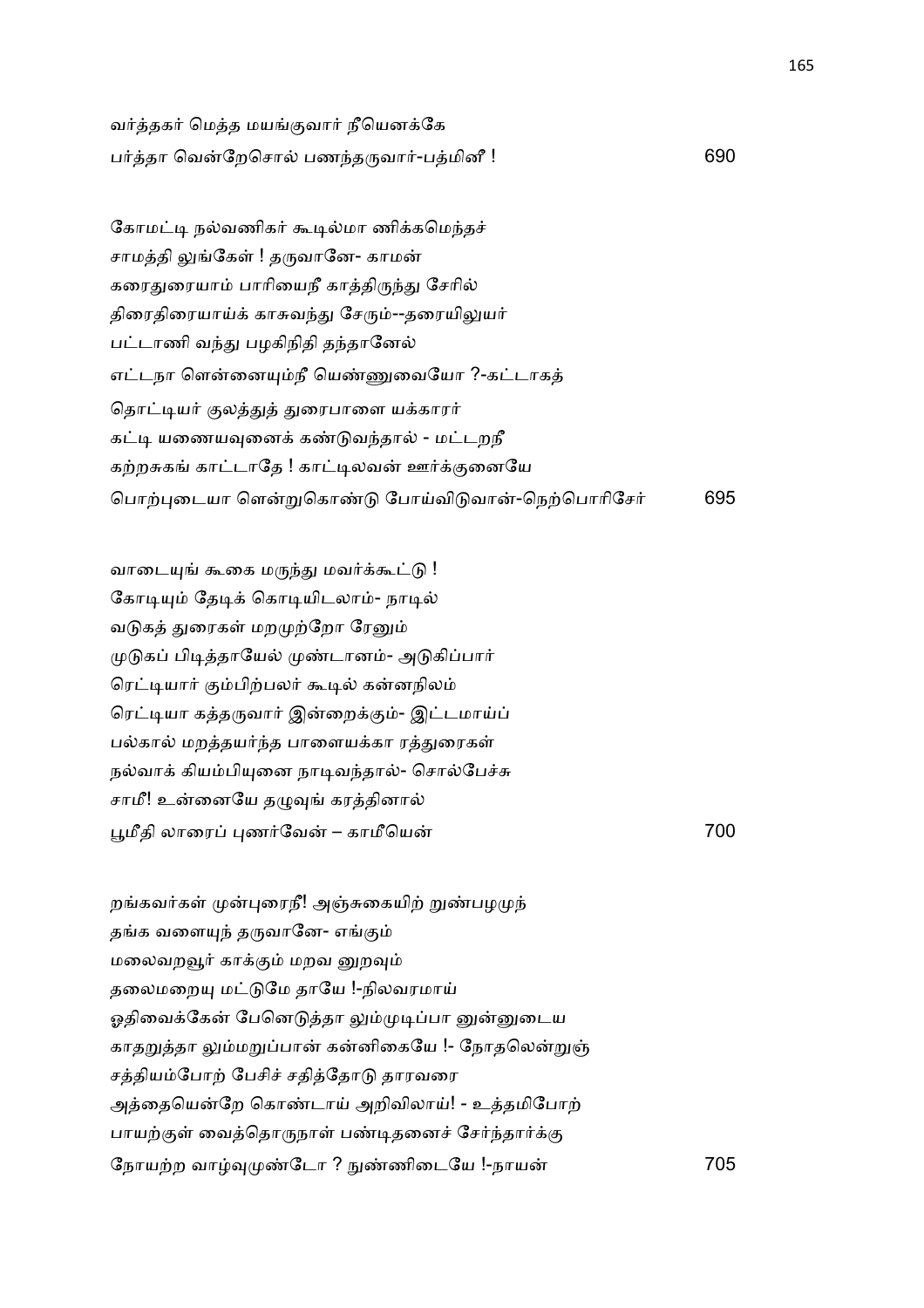வர்த்தகர் மெத்த மயங்குவார் நீயெனக்கே
பர்த்தா வென்றேசொல் பணந்தருவார்-பத்மினீ ! 690

கோமட்டி நல்வணிகர் கூடில்மா ணிக்கமெந்தச்
சாமத்தி லுங்கேள் ! தருவானே- காமன்
கரைதுரையாம் பாரியைநீ காத்திருந்து சேரில்
திரைதிரையாய்க் காசுவந்து சேரும்--தரையிலுயர்
பட்டாணி வந்து பழகிநிதி தந்தானேல்
எட்டநா ளென்னையும்நீ யெண்ணுவையோ ?-கட்டாகத்
தொட்டியர் குலத்துத் துரைபாளை யக்காரர்
கட்டி யணையவுனைக் கண்டுவந்தால் - மட்டறநீ
கற்றசுகங் காட்டாதே ! காட்டிலவன் ஊர்க்குனையே
பொற்புடையா ளென்றுகொண்டு போய்விடுவான்-நெற்பொரிசேர் 695

வாடையுங் கூகை மருந்து மவர்க்கூட்டு !
கோடியும் தேடிக் கொடியிடலாம்- நாடில்
வடுகத் துரைகள் மறமுற்றோ ரேனும்
முடுகப் பிடித்தாயேல் முண்டானம்- அடுகிப்பார்
ரெட்டியார் கும்பிற்பலர் கூடில் கன்னநிலம்
ரெட்டியா கத்தருவார் இன்றைக்கும்- இட்டமாய்ப்
பல்கால் மறத்தயர்ந்த பாளையக்கா ரத்துரைகள்
நல்வாக் கியம்பியுனை நாடிவந்தால்- சொல்பேச்சு
சாமீ! உன்னையே தழுவுங் கரத்தினால்
பூமீதி லாரைப் புணர்வேன் – காமீயென் 700

றங்கவர்கள் முன்புரைநீ! அஞ்சுகையிற் றுண்பழமுந்
தங்க வளையுந் தருவானே- எங்கும்
மலைவறவூர் காக்கும் மறவ னுறவும்
தலைமறையு மட்டுமே தாயே !-நிலவரமாய்
ஓதிவைக்கேன் பேனெடுத்தா லும்முடிப்பா னுன்னுடைய
காதறுத்தா லும்மறுப்பான் கன்னிகையே !- நோதலென்றுஞ்
சத்தியம்போற் பேசிச் சதித்தோடு தாரவரை
அத்தையென்றே கொண்டாய் அறிவிலாய்! - உத்தமிபோற்
பாயற்குள் வைத்தொருநாள் பண்டிதனைச் சேர்ந்தார்க்கு
நோயற்ற வாழ்வுமுண்டோ ? நுண்ணிடையே !-நாயன் 705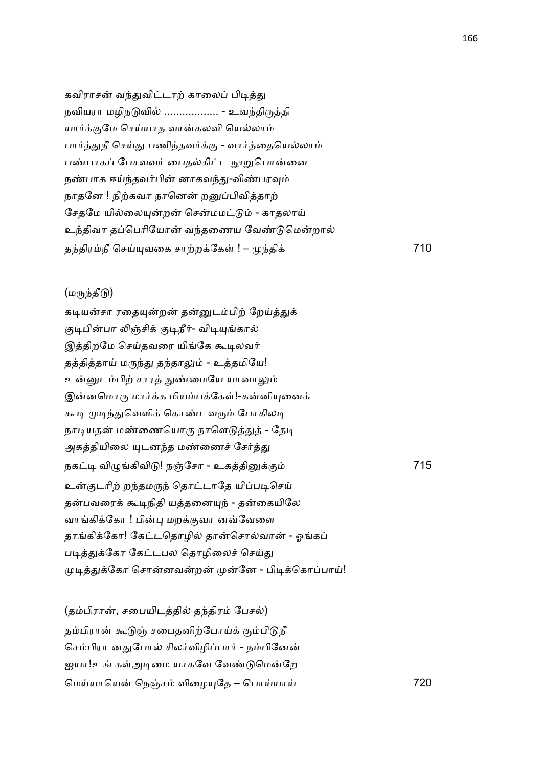கவிராசன் வந்துவிட்டாற் காலைப் பிடித்து
நவியரா மழிநடுவில் ................. - உவந்திருத்தி
யார்க்குமே செய்யாத வான்கலவி யெல்லாம்
பார்த்துநீ செய்து பணிந்தவர்க்கு - வார்த்தையெல்லாம்
பண்பாகப் பேசவவர் பைதல்கிட்ட நூறுபொன்னை
நண்பாக ஈய்ந்தவர்பின் னாகவந்து-விண்பரவும்
நாதனே ! நிற்கவா நானென் றனுப்பிவித்தாற்
சேதமே யில்லையுன்றன் சென்மமட்டும் - காதலாய்
உந்திவா தப்பெரியோன் வந்தணைய வேண்டுமென்றால்
தந்திரம்நீ செய்யுவகை சாற்றக்கேள் ! – முந்திக் 710

(மருந்தீடு)

கடியன்சா ரதையுன்றன் தன்னுடம்பிற் றேய்த்துக்
குடிபின்பா லிஞ்சிக் குடிநீர்- விடியுங்கால்
இத்திறமே செய்தவரை யிங்கே கூடிலவர்
தத்தித்தாய் மருந்து தந்தாலும் - உத்தமியே!
உன்னுடம்பிற் சாரத் துண்மையே யானாலும்
இன்னமொரு மார்க்க மியம்பக்கேள்!-கன்னியுனைக்
கூடி முடிந்துவெளிக் கொண்டவரும் போகிலடி
நாடியதன் மண்ணையொரு நாளெடுத்துத் - தேடி
அகத்தியிலை யுடனந்த மண்ணைச் சேர்த்து
நகட்டி விழுங்கிவிடு! நஞ்சோ - உகத்தினுக்கும் 715
உன்குடரிற் றந்தமருந் தொட்டாதே யிப்படிசெய்
தன்பவரைக் கூடிநிதி யத்தனையுந் - தன்கையிலே
வாங்கிக்கோ ! பின்பு மறக்குவா னவ்வேளை
தாங்கிக்கோ! கேட்டதொழில் தான்சொல்வான் - ஓங்கப்
படித்துக்கோ கேட்டபல தொழிலைச் செய்து
முடித்துக்கோ சொன்னவன்றன் முன்னே - பிடிக்கொப்பாய்!

(தம்பிரான், சபையிடத்தில் தந்திரம் பேசல்)

தம்பிரான் கூடுஞ் சபைதனிற்போய்க் கும்பிடுநீ
செம்பிரா னதுபோல் சிலர்விழிப்பார் - நம்பினேன்
ஐயா!உங் கள்அடிமை யாகவே வேண்டுமென்றே
மெய்யாயென் நெஞ்சம் விழையுதே – பொய்யாய் 720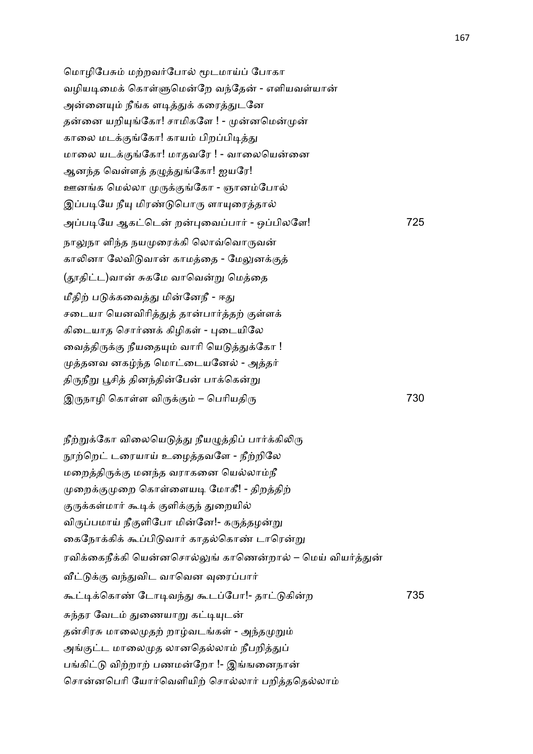மொழிபேசும் மற்றவர்போல் மூடமாய்ப் போகா
வழியடிமைக் கொள்ளுமென்றே வந்தேன் - எளியவள்யான்
அன்னையும் நீங்க ளடித்துக் கரைத்துடனே
தன்னை யறியுங்கோ! சாமிகளே ! - முன்னமென்முன்
காலை மடக்குங்கோ! காயம் பிறப்பிடித்து
மாலை யடக்குங்கோ! மாதவரே ! - வாலையென்னை
ஆனந்த வெள்ளத் தழுத்துங்கோ! ஐயரே!
ஊனங்க மெல்லா முருக்குங்கோ - ஞானம்போல்
இப்படியே நீயு மிரண்டுபொரு ளாயுரைத்தால்
அப்படியே ஆகட்டென் றன்புவைப்பார் - ஒப்பிலளே! 725
நாலுநா ளிந்த நயமுரைக்கி லொவ்வொருவன்
காலினா லேவிடுவான் காமத்தை - மேலுனக்குத்
(தூதிட்ட)வான் சுகமே வாவென்று மெத்தை
மீதிற் படுக்கவைத்து மின்னேநீ - ஈது
சடையா யெனவிரித்துத் தான்பார்த்தற் குள்ளக்
கிடையாத சொர்ணக் கிழிகள் - புடையிலே
வைத்திருக்கு நீயதையும் வாரி யெடுத்துக்கோ !
முத்தனவ னகழ்ந்த மொட்டையனேல் - அத்தர்
திருநீறு பூசித் தினந்தின்பேன் பாக்கென்று
இருநாழி கொள்ள விருக்கும் – பெரியதிரு 730

நீற்றுக்கோ விலையெடுத்து நீயழுத்திப் பார்க்கிலிரு
நூற்றெட் டரையாய் உழைத்தவளே - நீற்றிலே
மறைத்திருக்கு மனந்த வராகனை யெல்லாம்நீ
முறைக்குமுறை கொள்ளையடி மோகீ! - திறத்திற்
குருக்கள்மார் கூடிக் குளிக்குந் துறையில்
விருப்பமாய் நீகுளிபோ மின்னே!- கருத்தழன்று
கைநோக்கிக் கூப்பிடுவார் காதல்கொண் டாரென்று
ரவிக்கைநீக்கி யென்னசொல்லுங் காணென்றால் – மெய் வியர்த்துன்
வீட்டுக்கு வந்துவிட வாவென வுரைப்பார்
கூட்டிக்கொண் டோடிவந்து கூடப்போ!- தாட்டுகின்ற 735
சுந்தர வேடம் துணையாறு கட்டியுடன்
தன்சிரசு மாலைமுதற் றாழ்வடங்கள் - அந்தமுறும்
அங்குட்ட மாலைமுத லானதெல்லாம் நீபறித்துப்
பங்கிட்டு விற்றாற் பணமன்றோ !- இங்ஙனைநான்
சொன்னபெரி யோர்வெளியிற் சொல்லார் பறித்ததெல்லாம்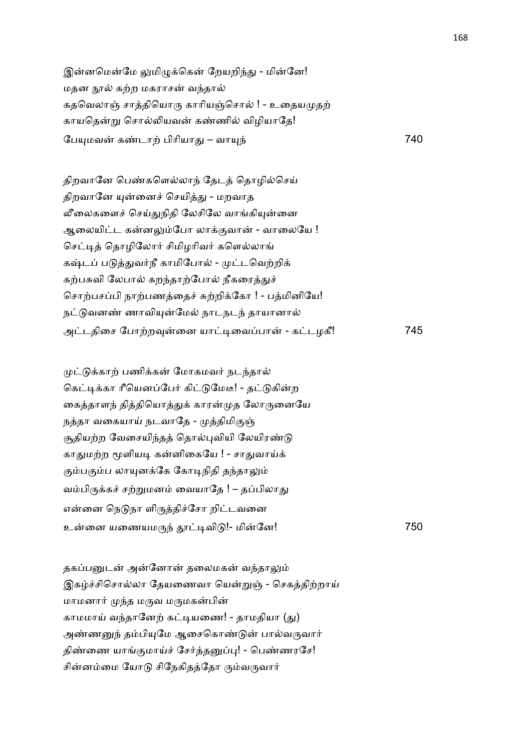இன்னமென்மே லுமிழுக்கென் றேயறிந்து - மின்னே!
மதன நூல் கற்ற மகராசன் வந்தால்
கதவெலாஞ் சாத்தியொரு காரியஞ்சொல் ! - உதையமுதற்
காயதென்று சொல்லியவன் கண்ணில் விழியாதே!
பேயுமவன் கண்டாற் பிரியாது – வாயுந் 740

திறவானே பெண்களெல்லாந் தேடத் தொழில்செய்
திறவானே யுன்னைச் செயித்து - மறவாத
லீலைகளைச் செய்துநிதி லேசிலே வாங்கியுன்னை
ஆலையிட்ட கன்னலும்போ லாக்குவான் - வாலையே !
செட்டித் தொழிலோர் சிமிழரிவர் களெல்லாங்
கஷ்டப் படுத்துவர்நீ காமிபோல் - முட்டவெற்றிக்
கற்பசுவி லேபால் கறந்தாற்போல் நீகரைத்துச்
சொற்பசப்பி நாற்பணத்தைச் சுற்றிக்கோ ! - பத்மினியே!
நட்டுவனண் ணாவியுன்மேல் நாடநடந் தாயானால்
அட்டதிசை போற்றவுன்னை யாட்டிவைப்பான் - கட்டழகீ! 745

முட்டுக்காற் பணிக்கன் மோகமவர் நடந்தால்
கெட்டிக்கா ரீயெனப்பேர் கிட்டுமேடீ! - தட்டுகின்ற
கைத்தாளந் தித்தியொத்துக் காரன்முத லோருனையே
நத்தா வகையாய் நடவாதே - முத்திமிகுஞ்
சூதியற்ற வேசையிந்தத் தொல்புவியி லேயிரண்டு
காதுமற்ற மூளியடி கன்னிகையே ! - சாதுவாய்க்
கும்பகும்ப லாயுனக்கே கோடிநிதி தந்தாலும்
வம்பிருக்கச் சற்றுமனம் வையாதே ! – தப்பிலாது
என்னை நெடுநா ளிருத்திச்சோ றிட்டவனை
உன்னை யணையமருந் தூட்டிவிடு!- மின்னே! 750

தகப்பனுடன் அன்னோன் தலைமகன் வந்தாலும்
இகழ்ச்சிசொல்லா தேயணைவா யென்றுஞ் - செகத்திற்றாய்
மாமனார் முந்த மருவ மருமகன்பின்
காமமாய் வந்தானேற் கட்டியணை! - தாமதியா (து)
அண்ணனுந் தம்பியுமே ஆசைகொண்டுன் பால்வருவார்
திண்ணை யாங்குமாய்ச் சேர்த்தனுப்பு! - பெண்ணரசே!
சின்னம்மை யோடு சிநேகிதத்தோ ரும்வருவார்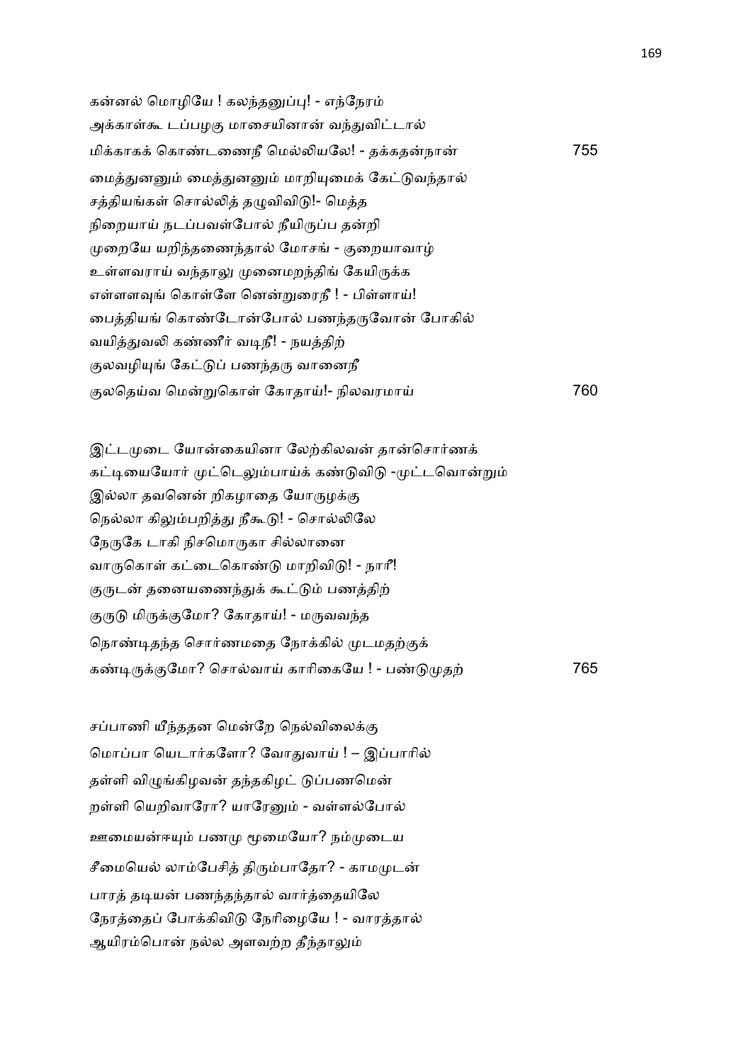கன்னல் மொழியே ! கலந்தனுப்பு! - எந்நேரம்
அக்காள்கூ டப்பழகு மாசையினான் வந்துவிட்டால்
மிக்காகக் கொண்டணைநீ மெல்லியலே! - தக்கதன்நான் 755

மைத்துனனும் மைத்துனனும் மாறியுமைக் கேட்டுவந்தால்
சத்தியங்கள் சொல்லித் தழுவிவிடு!- மெத்த
நிறையாய் நடப்பவள்போல் நீயிருப்ப தன்றி
முறையே யறிந்தணைந்தால் மோசங் - குறையாவாழ்
உள்ளவராய் வந்தாலு முனைமறந்திங் கேயிருக்க
எள்ளளவுங் கொள்ளே னென்றுரைநீ ! - பிள்ளாய்!
பைத்தியங் கொண்டோன்போல் பணந்தருவோன் போகில்
வயித்துவலி கண்ணீர் வடிநீ! - நயத்திற்
குலவழியுங் கேட்டுப் பணந்தரு வானைநீ
குலதெய்வ மென்றுகொள் கோதாய்!- நிலவரமாய் 760

இட்டமுடை யோன்கையினா லேற்கிலவன் தான்சொர்ணக்
கட்டியையோர் முட்டெலும்பாய்க் கண்டுவிடு -முட்டவொன்றும்
இல்லா தவனென் றிகழாதை யோருழக்கு
நெல்லா கிலும்பறித்து நீகூடு! - சொல்லிலே
நேருகே டாகி நிசமொருகா சில்லானை
வாருகொள் கட்டைகொண்டு மாறிவிடு! - நாரீ!
குருடன் தனையணைந்துக் கூட்டும் பணத்திற்
குருடு மிருக்குமோ? கோதாய்! - மருவவந்த
நொண்டிதந்த சொர்ணமதை நோக்கில் முடமதற்குக்
கண்டிருக்குமோ? சொல்வாய் காரிகையே ! - பண்டுமுதற் 765

சப்பாணி யீந்ததன மென்றே நெல்விலைக்கு
மொப்பா யெடார்களோ? வோதுவாய் ! – இப்பாரில்
தள்ளி விழுங்கிழவன் தந்தகிழட் டுப்பணமென்
றள்ளி யெறிவாரோ? யாரேனும் - வள்ளல்போல்
ஊமையன்ஈயும் பணமு மூமையோ? நம்முடைய
சீமையெல் லாம்பேசித் திரும்பாதோ? - காமமுடன்
பாரத் தடியன் பணந்தந்தால் வார்த்தையிலே
நேரத்தைப் போக்கிவிடு நேரிழையே ! - வாரத்தால்
ஆயிரம்பொன் நல்ல அளவற்ற தீந்தாலும்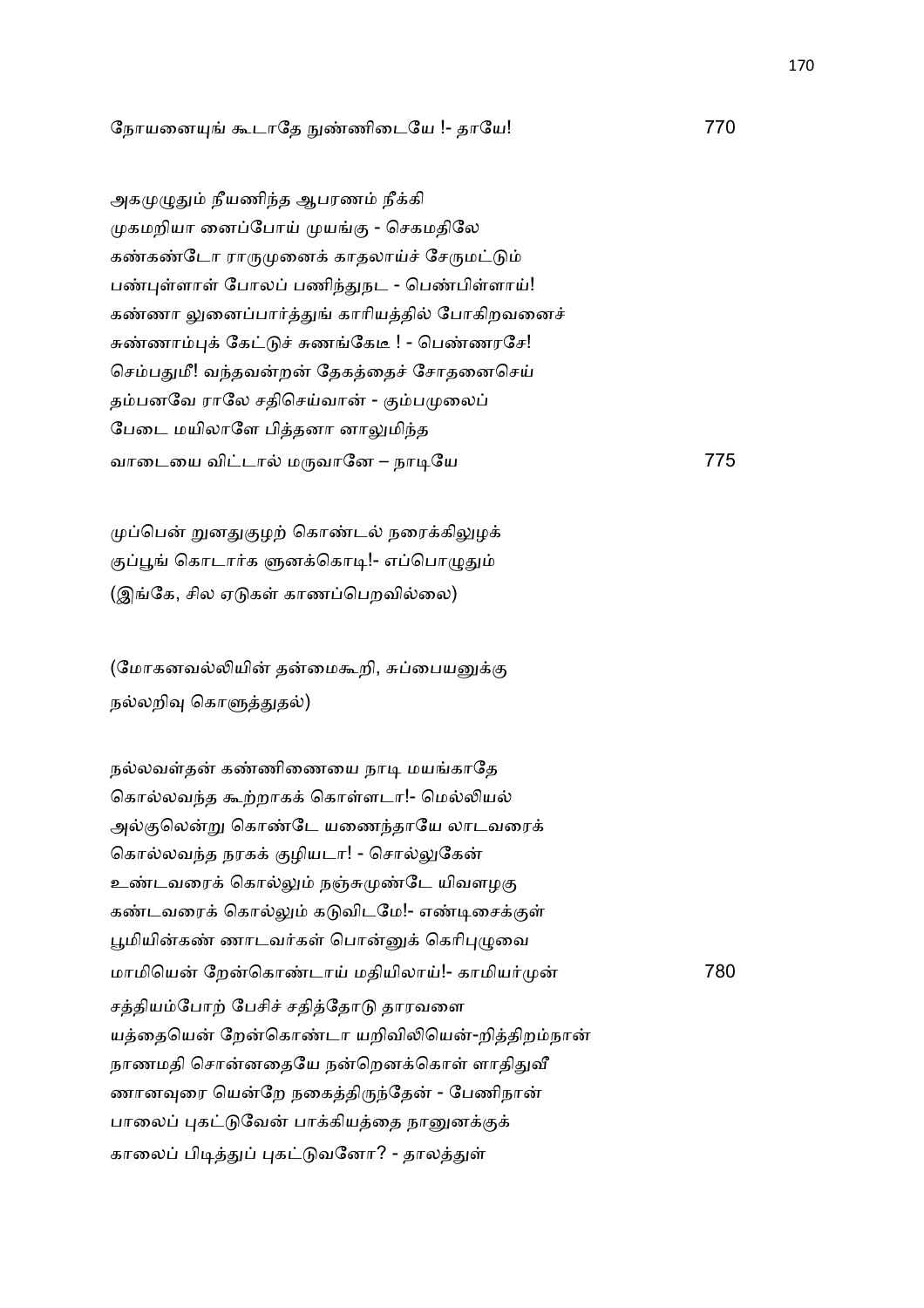நோயனையுங் கூடாதே நுண்ணிடையே !- தாயே! 770

அகமுழுதும் நீயணிந்த ஆபரணம் நீக்கி
முகமறியா னைப்போய் முயங்கு - செகமதிலே
கண்கண்டோ ராருமுனைக் காதலாய்ச் சேருமட்டும்
பண்புள்ளாள் போலப் பணிந்துநட - பெண்பிள்ளாய்!
கண்ணா லுனைப்பார்த்துங் காரியத்தில் போகிறவனைச்
சுண்ணாம்புக் கேட்டுச் சுணங்கேடீ ! - பெண்ணரசே!
செம்பதுமீ! வந்தவன்றன் தேகத்தைச் சோதனைசெய்
தம்பனவே ராலே சதிசெய்வான் - கும்பமுலைப்
பேடை மயிலாளே பித்தனா னாலுமிந்த
வாடையை விட்டால் மருவானே – நாடியே 775

முப்பென் றுனதுகுழற் கொண்டல் நரைக்கிலுழக்
குப்பூங் கொடார்க ளுனக்கொடி!- எப்பொழுதும்
(இங்கே, சில ஏடுகள் காணப்பெறவில்லை)

(மோகனவல்லியின் தன்மைகூறி, சுப்பையனுக்கு
நல்லறிவு கொளுத்துதல்)

நல்லவள்தன் கண்ணிணையை நாடி மயங்காதே
கொல்லவந்த கூற்றாகக் கொள்ளடா!- மெல்லியல்
அல்குலென்று கொண்டே யணைந்தாயே லாடவரைக்
கொல்லவந்த நரகக் குழியடா! - சொல்லுகேன்
உண்டவரைக் கொல்லும் நஞ்சுமுண்டே யிவளழகு
கண்டவரைக் கொல்லும் கடுவிடமே!- எண்டிசைக்குள்
பூமியின்கண் ணாடவர்கள் பொன்னுக் கெரிபுழுவை
மாமியென் றேன்கொண்டாய் மதியிலாய்!- காமியர்முன் 780
சத்தியம்போற் பேசிச் சதித்தோடு தாரவளை
யத்தையென் றேன்கொண்டா யறிவிலியென்-றித்திறம்நான்
நாணமதி சொன்னதையே நன்றெனக்கொள் ளாதிதுவீ
ணானவுரை யென்றே நகைத்திருந்தேன் - பேணிநான்
பாலைப் புகட்டுவேன் பாக்கியத்தை நானுனக்குக்
காலைப் பிடித்துப் புகட்டுவனோ? - தாலத்துள்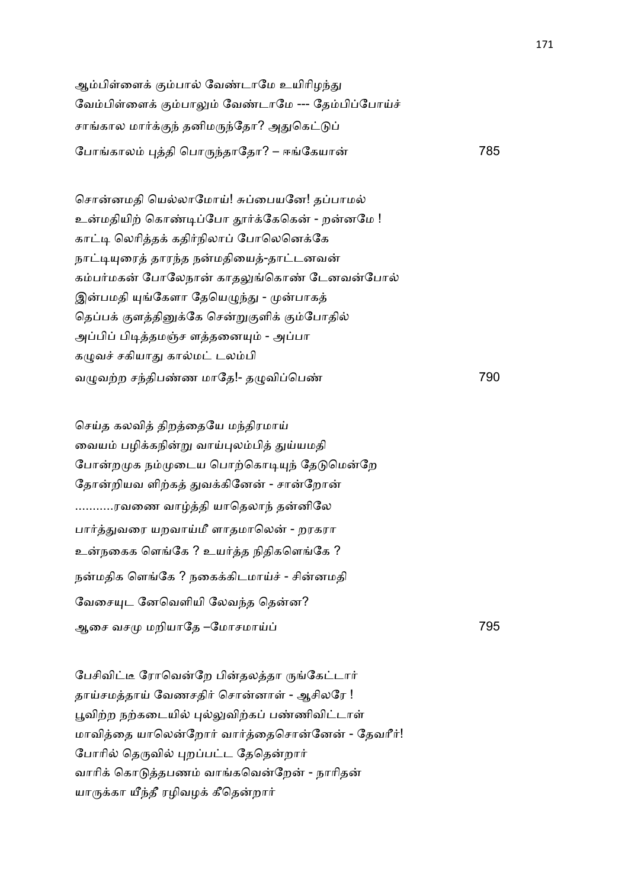ஆம்பிள்ளைக் கும்பால் வேண்டாமே உயிரிழந்து
வேம்பிள்ளைக் கும்பாலும் வேண்டாமே --- தேம்பிப்போய்ச்
சாங்கால மார்க்குந் தனிமருந்தோ? அதுகெட்டுப்
போங்காலம் புத்தி பொருந்தாதோ? – ஈங்கேயான் 785

சொன்னமதி யெல்லாமோய்! சுப்பையனே! தப்பாமல்
உன்மதியிற் கொண்டிப்போ தூர்க்கேகென் - றன்னமே !
காட்டி லெரித்தக் கதிர்நிலாப் போலெனெக்கே
நாட்டியுரைத் தாரந்த நன்மதியைத்-தாட்டனவன்
கம்பர்மகன் போலேநான் காதலுங்கொண் டேனவன்போல்
இன்பமதி யுங்கேளா தேயெழுந்து - முன்பாகத்
தெப்பக் குளத்தினுக்கே சென்றுகுளிக் கும்போதில்
அப்பிப் பிடித்தமஞ்ச ளத்தனையும் - அப்பா
கழுவச் சகியாது கால்மட் டலம்பி
வழுவற்ற சந்திபண்ண மாதே!- தழுவிப்பெண் 790

செய்த கலவித் திறத்தையே மந்திரமாய்
வையம் பழிக்கநின்று வாய்புலம்பித் துய்யமதி
போன்றமுக நம்முடைய பொற்கொடியுந் தேடுமென்றே
தோன்றியவ ளிற்கத் துவக்கினேன் - சான்றோன்
...........ரவணை வாழ்த்தி யாதெலாந் தன்னிலே
பார்த்துவரை யறவாய்மீ ளாதமாலென் - றரகரா
உன்நகைக ளெங்கே ? உயர்த்த நிதிகளெங்கே ?
நன்மதிக ளெங்கே ? நகைக்கிடமாய்ச் - சின்னமதி
வேசையுட னேவெளியி லேவந்த தென்ன?
ஆசை வசமு மறியாதே –மோசமாய்ப் 795

பேசிவிட்டீ ரோவென்றே பின்தலத்தா ருங்கேட்டார்
தாய்சமத்தாய் வேணசதிர் சொன்னாள் - ஆசிலரே !
பூவிற்ற நற்கடையில் புல்லுவிற்கப் பண்ணிவிட்டாள்
மாவித்தை யாலென்றோர் வார்த்தைசொன்னேன் - தேவரீர்!
போரில் தெருவில் புறப்பட்ட தேதென்றார்
வாரிக் கொடுத்தபணம் வாங்கவென்றேன் - நாரிதன்
யாருக்கா யீந்தீ ரழிவழக் கீதென்றார்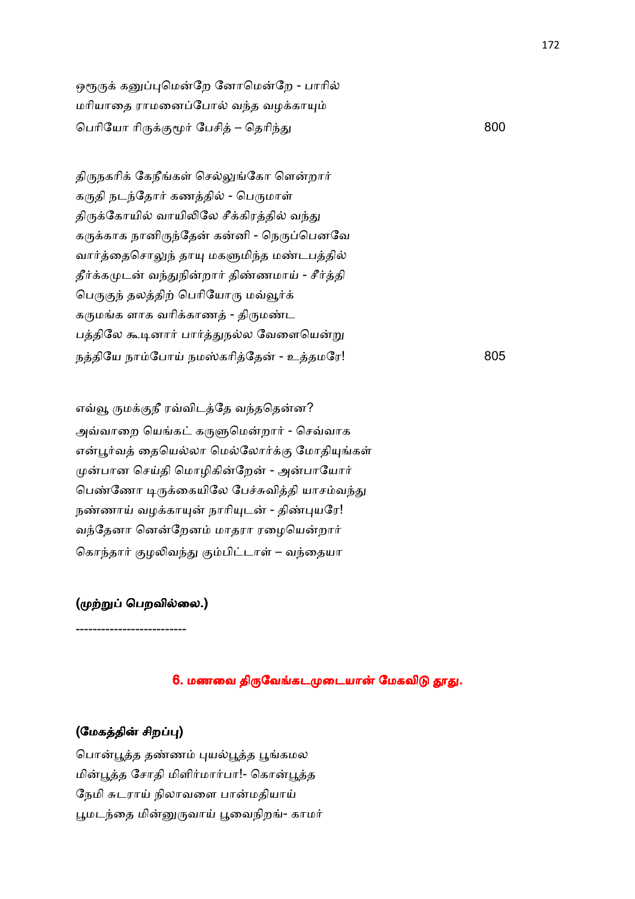ஒரூருக் கனுப்புமென்றே னோமென்றே - பாரில்
மரியாதை ராமனைப்போல் வந்த வழக்காயும்
பெரியோ ரிருக்குமூர் பேசித் – தெரிந்து 800

திருநகரிக் கேநீங்கள் செல்லுங்கோ ளென்றார்
கருதி நடந்தோர் கணத்தில் - பெருமாள்
திருக்கோயில் வாயிலிலே சீக்கிரத்தில் வந்து
கருக்காக நானிருந்தேன் கன்னி - நெருப்பெனவே
வார்த்தைசொலுந் தாயு மகளுமிந்த மண்டபத்தில்
தீர்க்கமுடன் வந்துநின்றார் திண்ணமாய் - சீர்த்தி
பெருகுந் தலத்திற் பெரியோரு மவ்வூர்க்
கருமங்க ளாக வரிக்காணத் - திருமண்ட
பத்திலே கூடினார் பார்த்துநல்ல வேளையென்று
நத்தியே நாம்போய் நமஸ்கரித்தேன் - உத்தமரே! 805

எவ்வூ ருமக்குநீ ரவ்விடத்தே வந்ததென்ன?
அவ்வாறை யெங்கட் கருளுமென்றார் - செவ்வாக
என்பூர்வத் தையெல்லா மெல்லோர்க்கு மோதியுங்கள்
முன்பான செய்தி மொழிகின்றேன் - அன்பாயோர்
பெண்ணோ டிருக்கையிலே பேச்சுவித்தி யாசம்வந்து
நண்ணாய் வழக்காயுன் நாரியுடன் - திண்புயரே!
வந்தேனா னென்றேனம் மாதரா ரழையென்றார்
கொந்தார் குழலிவந்து கும்பிட்டாள் – வந்தையா

**(முற்றுப் பெறவில்லை.)**

-------------------------

## 6. மணவை திருவேங்கடமுடையான் மேகவிடு தூது.

**(மேகத்தின் சிறப்பு)**

பொன்பூத்த தண்ணம் புயல்பூத்த பூங்கமல
மின்பூத்த சோதி மிளிர்மார்பா!- கொன்பூத்த
நேமி சுடராய் நிலாவளை பான்மதியாய்
பூமடந்தை மின்னுருவாய் பூவைநிறங்- காமர்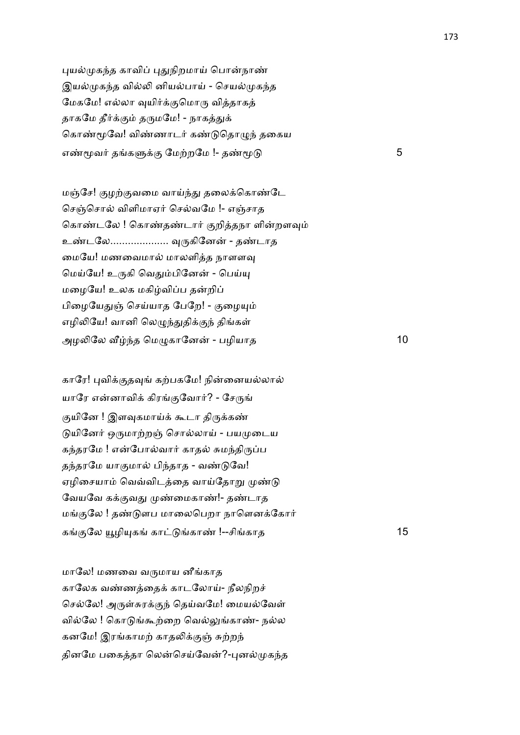புயல்முகந்த காவிப் புதுநிறமாய் பொன்நாண்
இயல்முகந்த வில்லி னியல்பாய் - செயல்முகந்த
மேகமே! எல்லா வுயிர்க்குமொரு வித்தாகத்
தாகமே தீர்க்கும் தருமமே! - நாகத்துக்
கொண்மூவே! விண்ணாடர் கண்டுதொழுந் தகைய
எண்மூவர் தங்களுக்கு மேற்றமே !- தண்மூடு 5

மஞ்சே! குழற்குவமை வாய்ந்து தலைக்கொண்டே
செஞ்சொல் விளிமாஏர் செல்வமே !- எஞ்சாத
கொண்டலே ! கொண்தண்டார் குறித்தநா ளின்றளவும்
உண்டலே.................... வுருகினேன் - தண்டாத
மையே! மணவைமால் மாலளித்த நாளளவு
மெய்யே! உருகி வெதும்பினேன் - பெய்யு
மழையே! உலக மகிழ்விப்ப தன்றிப்
பிழையேதுஞ் செய்யாத பேறே! - குழையும்
எழிலியே! வானி லெழுந்துதிக்குந் திங்கள்
அழலிலே வீழ்ந்த மெழுகானேன் - பழியாத 10

காரே! புவிக்குதவுங் கற்பகமே! நின்னையல்லால்
யாரே என்னாவிக் கிரங்குவோர்? - சேருங்
குயினே ! இளவுகமாய்க் கூடா திருக்கண்
டுயினோர் ஒருமாற்றஞ் சொல்லாய் - பயமுடைய
கந்தரமே ! என்போல்வார் காதல் சுமந்திருப்ப
தந்தரமே யாகுமால் பிந்தாத - வண்டுவே!
ஏழிசையாம் வெவ்விடத்தை வாய்தோறு முண்டு
வேயவே கக்குவது முண்மைகாண்!- தண்டாத
மங்குலே ! தண்டுளப மாலைபெறா நாளெனக்கோர்
கங்குலே யூழியுகங் காட்டுங்காண் !--சிங்காத 15

மாலே! மணவை வருமாய னீங்காத
காலேக வண்ணத்தைக் காடலோய்- நீலநிறச்
செல்லே! அருள்சுரக்குந் தெய்வமே! மையல்வேள்
வில்லே ! கொடுங்கூற்றை வெல்லுங்காண்- நல்ல
கனமே! இரங்காமற் காதலிக்குஞ் சுற்றந்
தினமே பகைத்தா லென்செய்வேன்?-புனல்முகந்த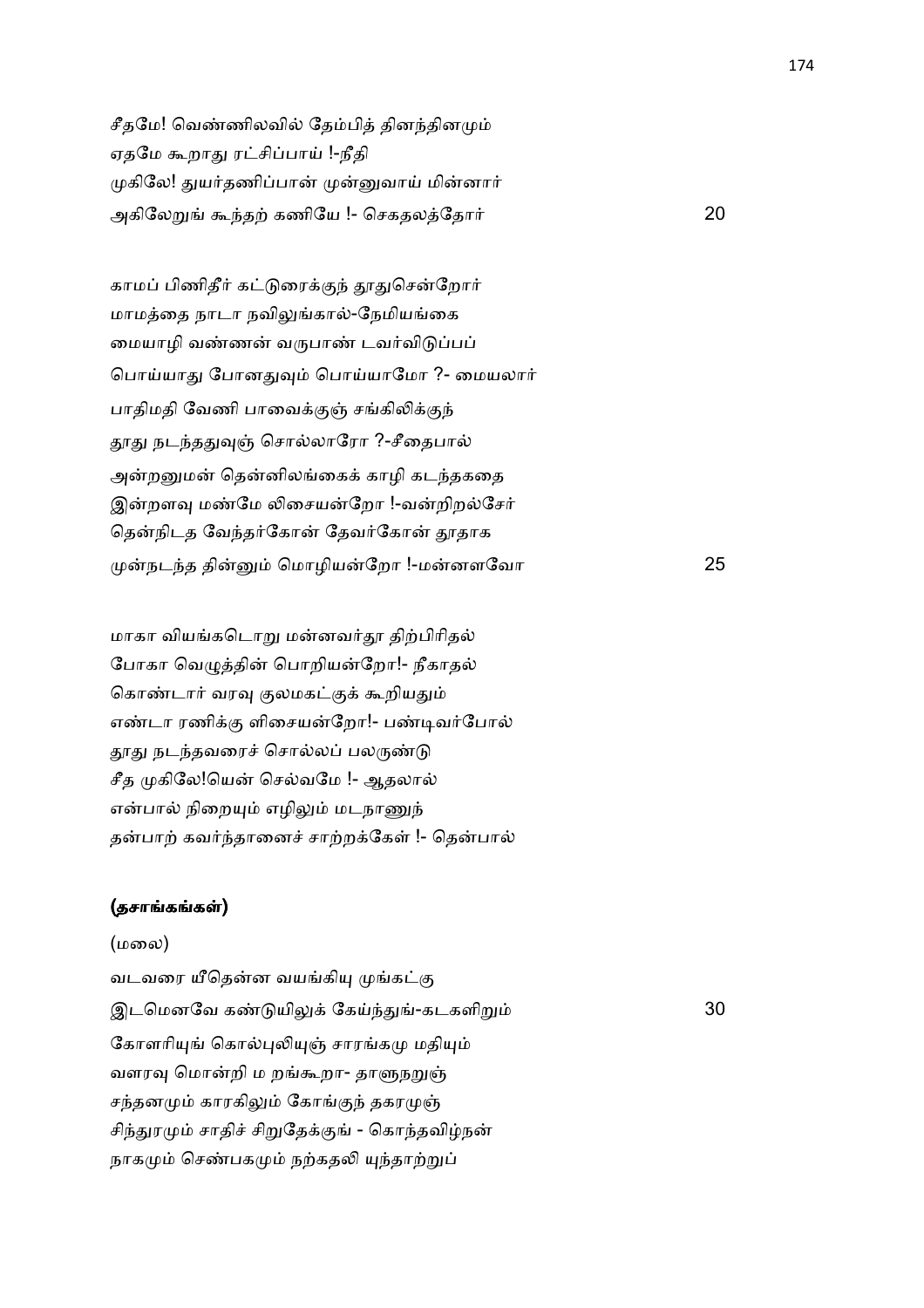சீதமே! வெண்ணிலவில் தேம்பித் தினந்தினமும்
ஏதமே கூறாது ரட்சிப்பாய் !-நீதி
முகிலே! துயர்தணிப்பான் முன்னுவாய் மின்னார்
அகிலேறுங் கூந்தற் கணியே !- செகதலத்தோர் 20

காமப் பிணிதீர் கட்டுரைக்குந் தூதுசென்றோர்
மாமத்தை நாடா நவிலுங்கால்-நேமியங்கை
மையாழி வண்ணன் வருபாண் டவர்விடுப்பப்
பொய்யாது போனதுவும் பொய்யாமோ ?- மையலார்
பாதிமதி வேணி பாவைக்குஞ் சங்கிலிக்குந்
தூது நடந்ததுவுஞ் சொல்லாரோ ?-சீதைபால்
அன்றனுமன் தென்னிலங்கைக் காழி கடந்தகதை
இன்றளவு மண்மே லிசையன்றோ !-வன்றிறல்சேர்
தென்நிடத வேந்தர்கோன் தேவர்கோன் தூதாக
முன்நடந்த தின்னும் மொழியன்றோ !-மன்னளவோ 25

மாகா வியங்கடொறு மன்னவர்தூ திற்பிரிதல்
போகா வெழுத்தின் பொறியன்றோ!- நீகாதல்
கொண்டார் வரவு குலமகட்குக் கூறியதும்
எண்டா ரணிக்கு ளிசையன்றோ!- பண்டிவர்போல்
தூது நடந்தவரைச் சொல்லப் பலருண்டு
சீத முகிலே!யென் செல்வமே !- ஆதலால்
என்பால் நிறையும் எழிலும் மடநாணுந்
தன்பாற் கவர்ந்தானைச் சாற்றக்கேள் !- தென்பால்

**(தசாங்கங்கள்)**

(மலை)

வடவரை யீதென்ன வயங்கியு முங்கட்கு
இடமெனவே கண்டுயிலுக் கேய்ந்துங்-கடகளிறும் 30
கோளரியுங் கொல்புலியுஞ் சாரங்கமு மதியும்
வளரவு மொன்றி ம றங்கூறா- தாளுநறுஞ்
சந்தனமும் காரகிலும் கோங்குந் தகரமுஞ்
சிந்துரமும் சாதிச் சிறுதேக்குங் - கொந்தவிழ்நன்
நாகமும் செண்பகமும் நற்கதலி யுந்தாற்றுப்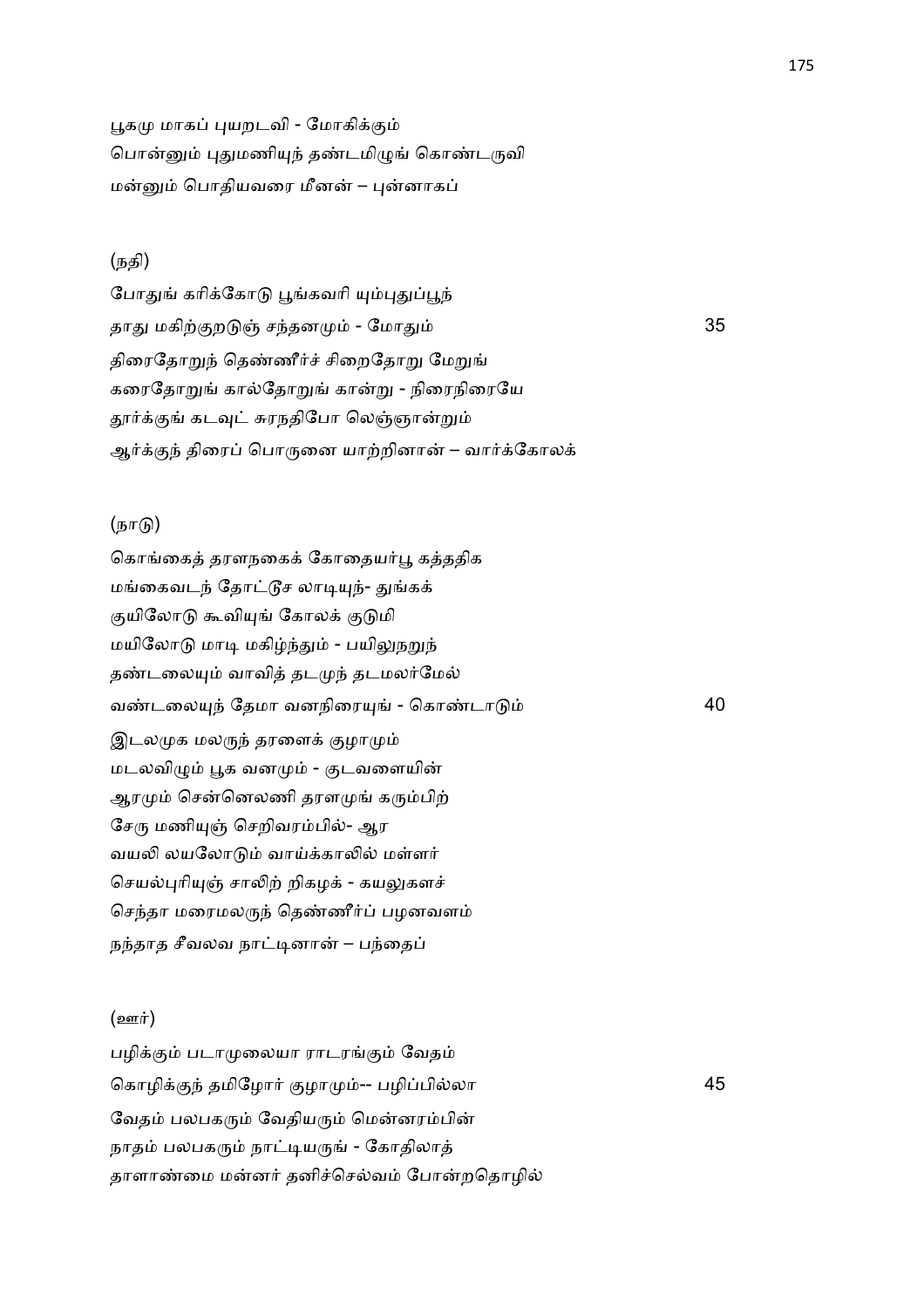பூகமு மாகப் புயறடவி - மோகிக்கும்
பொன்னும் புதுமணியுந் தண்டமிழுங் கொண்டருவி
மன்னும் பொதியவரை மீனன் – புன்னாகப்

(நதி)

போதுங் கரிக்கோடு பூங்கவரி யும்புதுப்பூந்
தாது மகிற்குறடுஞ் சந்தனமும் - மோதும் 35
திரைதோறுந் தெண்ணீர்ச் சிறைதோறு மேறுங்
கரைதோறுங் கால்தோறுங் கான்று - நிரைநிரையே
தூர்க்குங் கடவுட் சுரநதிபோ லெஞ்ஞான்றும்
ஆர்க்குந் திரைப் பொருனை யாற்றினான் – வார்க்கோலக்

(நாடு)

கொங்கைத் தரளநகைக் கோதையர்பூ கத்ததிக
மங்கைவடந் தோட்டூச லாடியுந்- துங்கக்
குயிலோடு கூவியுங் கோலக் குடுமி
மயிலோடு மாடி மகிழ்ந்தும் - பயிலுநறுந்
தண்டலையும் வாவித் தடமுந் தடமலர்மேல்
வண்டலையுந் தேமா வனநிரையுங் - கொண்டாடும் 40
இடலமுக மலருந் தரளைக் குழாமும்
மடலவிழும் பூக வனமும் - குடவளையின்
ஆரமும் சென்னெலணி தரளமுங் கரும்பிற்
சேரு மணியுஞ் செறிவரம்பில்- ஆர
வயலி லயலோடும் வாய்க்காலில் மள்ளர்
செயல்புரியுஞ் சாலிற் றிகழக் - கயலுகளச்
செந்தா மரைமலருந் தெண்ணீர்ப் பழனவளம்
நந்தாத சீவலவ நாட்டினான் – பந்தைப்

(ஊர்)

பழிக்கும் படாமுலையா ராடரங்கும் வேதம்
கொழிக்குந் தமிழோர் குழாமும்-- பழிப்பில்லா 45
வேதம் பலபகரும் வேதியரும் மென்னரம்பின்
நாதம் பலபகரும் நாட்டியருங் - கோதிலாத்
தாளாண்மை மன்னர் தனிச்செல்வம் போன்றதொழில்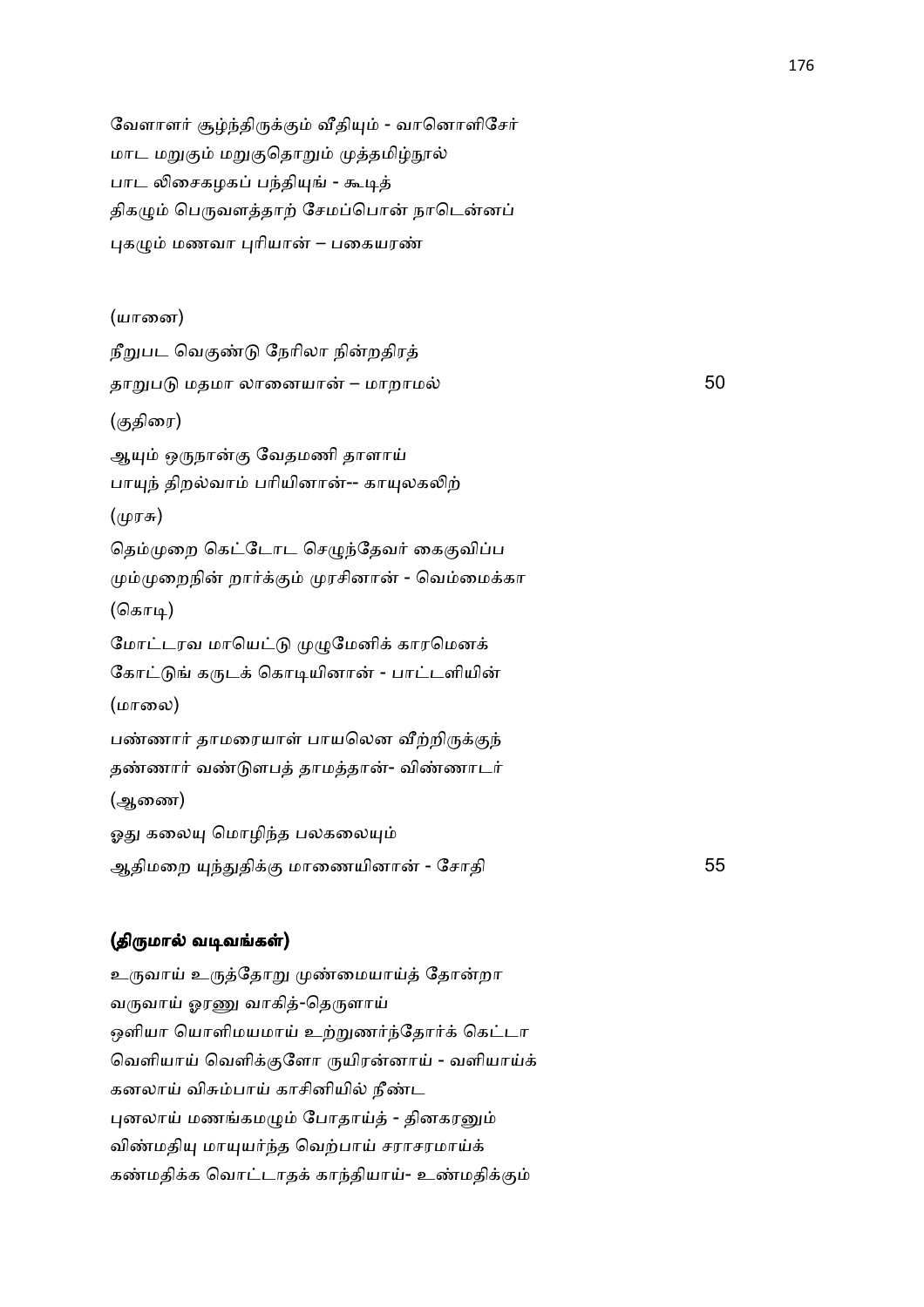வேளாளர் சூழ்ந்திருக்கும் வீதியும் - வானொளிசேர்
மாட மறுகும் மறுகுதொறும் முத்தமிழ்நூல்
பாட லிசைகழகப் பந்தியுங் - கூடித்
திகழும் பெருவளத்தாற் சேமப்பொன் நாடென்னப்
புகழும் மணவா புரியான் – பகையரண்

(யானை)

நீறுபட வெகுண்டு நேரிலா நின்றதிரத்
தாறுபடு மதமா லானையான் – மாறாமல் 50

(குதிரை)

ஆயும் ஒருநான்கு வேதமணி தாளாய்
பாயுந் திறல்வாம் பரியினான்-- காயுலகலிற்

(முரசு)

தெம்முறை கெட்டோட செழுந்தேவர் கைகுவிப்ப
மும்முறைநின் றார்க்கும் முரசினான் - வெம்மைக்கா

(கொடி)

மோட்டரவ மாயெட்டு முழுமேனிக் காரமெனக்
கோட்டுங் கருடக் கொடியினான் - பாட்டளியின்

(மாலை)

பண்ணார் தாமரையாள் பாயலென வீற்றிருக்குந்
தண்ணார் வண்டுளபத் தாமத்தான்- விண்ணாடர்

(ஆணை)

ஓது கலையு மொழிந்த பலகலையும்
ஆதிமறை யுந்துதிக்கு மாணையினான் - சோதி 55

**(திருமால் வடிவங்கள்)**

உருவாய் உருத்தோறு முண்மையாய்த் தோன்றா
வருவாய் ஓரணு வாகித்-தெருளாய்
ஒளியா யொளிமயமாய் உற்றுணர்ந்தோர்க் கெட்டா
வெளியாய் வெளிக்குளோ ருயிரன்னாய் - வளியாய்க்
கனலாய் விசும்பாய் காசினியில் நீண்ட
புனலாய் மணங்கமழும் போதாய்த் - தினகரனும்
விண்மதியு மாயுயர்ந்த வெற்பாய் சராசரமாய்க்
கண்மதிக்க வொட்டாதக் காந்தியாய்- உண்மதிக்கும்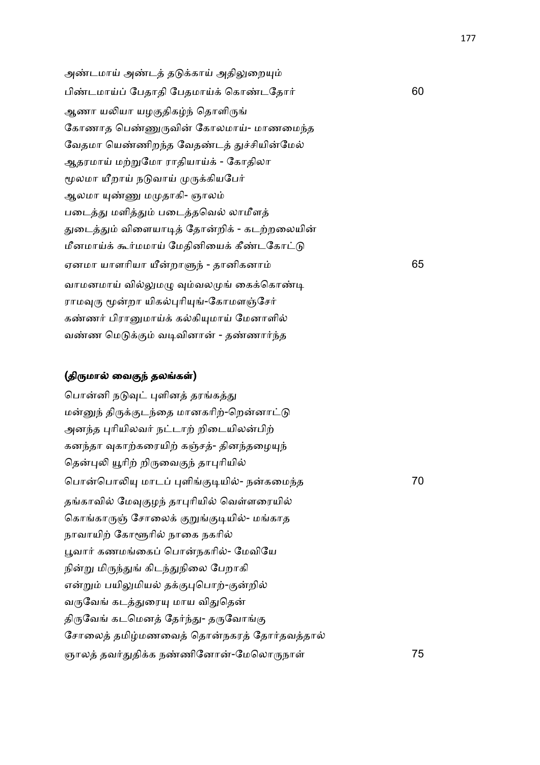அண்டமாய் அண்டத் தடுக்காய் அதிலுறையும்
பிண்டமாய்ப் பேதாதி பேதமாய்க் கொண்டதோர் 60
ஆணா யலியா யழகுதிகழ்ந் தொளிருங்
கோணாத பெண்ணுருவின் கோலமாய்- மாணமைந்த
வேதமா யெண்ணிறந்த வேதண்டத் துச்சியின்மேல்
ஆதரமாய் மற்றுமோ ராதியாய்க் - கோதிலா
மூலமா யீறாய் நடுவாய் முருக்கியபேர்
ஆலமா யுண்ணு மமுதாகி- ஞாலம்
படைத்து மளித்தும் படைத்தவெல் லாமீளத்
துடைத்தும் விளையாடித் தோன்றிக் - கடற்றலையின்
மீனமாய்க் கூர்மமாய் மேதினியைக் கீண்டகோட்டு
ஏனமா யாளரியா யீன்றாளுந் - தானிகனாம் 65
வாமனமாய் வில்லுமழு வும்வலமுங் கைக்கொண்டி
ராமவுரு மூன்றா யிகல்புரியுங்-கோமளஞ்சேர்
கண்ணர் பிரானுமாய்க் கல்கியுமாய் மேனாளில்
வண்ண மெடுக்கும் வடிவினான் - தண்ணார்ந்த

**(திருமால் வைகுந் தலங்கள்)**

பொன்னி நடுவுட் புளினத் தரங்கத்து
மன்னுந் திருக்குடந்தை மானகரிற்-றென்னாட்டு
அனந்த புரியிலவர் நட்டாற் றிடையிலன்பிற்
கனந்தா வுகாற்கரையிற் கஞ்சத்- தினந்தழையுந்
தென்புலி யூரிற் றிருவைகுந் தாபுரியில்
பொன்பொலியு மாடப் புளிங்குடியில்- நன்கமைந்த 70
தங்காவில் மேவுகுழந் தாபுரியில் வெள்ளரையில்
கொங்காருஞ் சோலைக் குறுங்குடியில்- மங்காத
நாவாயிற் கோளூரில் நாகை நகரில்
பூவார் கணமங்கைப் பொன்நகரில்- மேவியே
நின்று மிருந்துங் கிடந்துநிலை பேறாகி
என்றும் பயிலுமியல் தக்குபொற்-குன்றில்
வருவேங் கடத்துரையு மாய விதுதென்
திருவேங் கடமெனத் தேர்ந்து- தருவோங்கு
சோலைத் தமிழ்மணவைத் தொன்நகரத் தோர்தவத்தால்
ஞாலத் தவர்துதிக்க நண்ணினோன்-மேலொருநாள் 75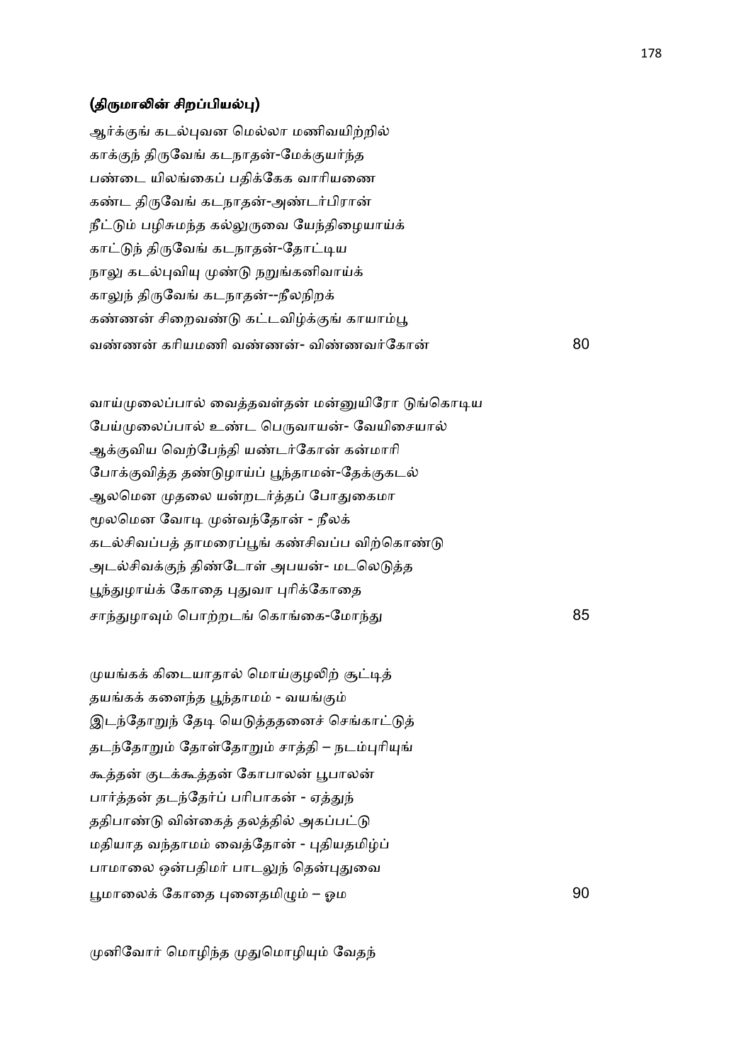**(திருமாலின் சிறப்பியல்பு)**

ஆர்க்குங் கடல்புவன மெல்லா மணிவயிற்றில்
காக்குந் திருவேங் கடநாதன்-மேக்குயர்ந்த
பண்டை யிலங்கைப் பதிக்கேக வாரியணை
கண்ட திருவேங் கடநாதன்-அண்டர்பிரான்
நீட்டும் பழிசுமந்த கல்லுருவை யேந்திழையாய்க்
காட்டுந் திருவேங் கடநாதன்-தோட்டிய
நாலு கடல்புவியு முண்டு நறுங்கனிவாய்க்
காலுந் திருவேங் கடநாதன்--நீலநிறக்
கண்ணன் சிறைவண்டு கட்டவிழ்க்குங் காயாம்பூ
வண்ணன் கரியமணி வண்ணன்- விண்ணவர்கோன் 80

வாய்முலைப்பால் வைத்தவள்தன் மன்னுயிரோ டுங்கொடிய
பேய்முலைப்பால் உண்ட பெருவாயன்- வேயிசையால்
ஆக்குவிய வெற்பேந்தி யண்டர்கோன் கன்மாரி
போக்குவித்த தண்டுழாய்ப் பூந்தாமன்-தேக்குகடல்
ஆலமென முதலை யன்றடர்த்தப் போதுகைமா
மூலமென வோடி முன்வந்தோன் - நீலக்
கடல்சிவப்பத் தாமரைப்பூங் கண்சிவப்ப விற்கொண்டு
அடல்சிவக்குந் திண்டோள் அபயன்- மடலெடுத்த
பூந்துழாய்க் கோதை புதுவா புரிக்கோதை
சாந்துழாவும் பொற்றடங் கொங்கை-மோந்து 85

முயங்கக் கிடையாதால் மொய்குழலிற் சூட்டித்
தயங்கக் களைந்த பூந்தாமம் - வயங்கும்
இடந்தோறுந் தேடி யெடுத்ததனைச் செங்காட்டுத்
தடந்தோறும் தோள்தோறும் சாத்தி – நடம்புரியுங்
கூத்தன் குடக்கூத்தன் கோபாலன் பூபாலன்
பார்த்தன் தடந்தேர்ப் பரிபாகன் - ஏத்துந்
ததிபாண்டு வின்கைத் தலத்தில் அகப்பட்டு
மதியாத வந்தாமம் வைத்தோன் - புதியதமிழ்ப்
பாமாலை ஒன்பதிமர் பாடலுந் தென்புதுவை
பூமாலைக் கோதை புனைதமிழும் – ஓம 90

முனிவோர் மொழிந்த முதுமொழியும் வேதந்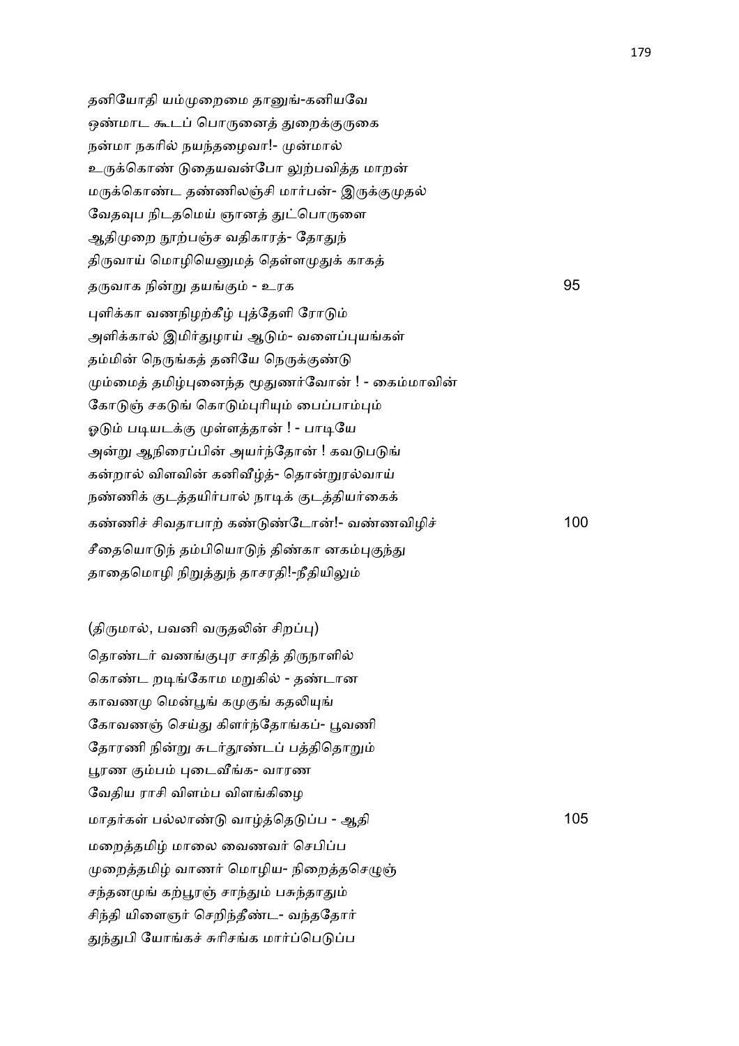தனியோதி யம்முறைமை தானுங்-கனியவே
ஒண்மாட கூடப் பொருனைத் துறைக்குருகை
நன்மா நகரில் நயந்தழைவா!- முன்மால்
உருக்கொண் டுதையவன்போ லுற்பவித்த மாறன்
மருக்கொண்ட தண்ணிலஞ்சி மார்பன்- இருக்குமுதல்
வேதவுப நிடதமெய் ஞானத் துட்பொருளை
ஆதிமுறை நூற்பஞ்ச வதிகாரத்- தோதுந்
திருவாய் மொழியெனுமத் தெள்ளமுதுக் காகத்
தருவாக நின்று தயங்கும் - உரக 95
புளிக்கா வணநிழற்கீழ் புத்தேளி ரோடும்
அளிக்கால் இமிர்துழாய் ஆடும்- வளைப்புயங்கள்
தம்மின் நெருங்கத் தனியே நெருக்குண்டு
மும்மைத் தமிழ்புனைந்த மூதுணர்வோன் ! - கைம்மாவின்
கோடுஞ் சகடுங் கொடும்புரியும் பைப்பாம்பும்
ஓடும் படியடக்கு முள்ளத்தான் ! - பாடியே
அன்று ஆநிரைப்பின் அயர்ந்தோன் ! கவடுபடுங்
கன்றால் விளவின் கனிவீழ்த்- தொன்றுரல்வாய்
நண்ணிக் குடத்தயிர்பால் நாடிக் குடத்தியர்கைக்
கண்ணிச் சிவதாபாற் கண்டுண்டோன்!- வண்ணவிழிச் 100
சீதையொடுந் தம்பியொடுந் திண்கா னகம்புகுந்து
தாதைமொழி நிறுத்துந் தாசரதி!-நீதியிலும்

(திருமால், பவனி வருதலின் சிறப்பு)

தொண்டர் வணங்குபுர சாதித் திருநாளில்
கொண்ட றடிங்கோம மறுகில் - தண்டான
காவணமு மென்பூங் கமுகுங் கதலியுங்
கோவணஞ் செய்து கிளர்ந்தோங்கப்- பூவணி
தோரணி நின்று சுடர்தூண்டப் பத்திதொறும்
பூரண கும்பம் புடைவீங்க- வாரண
வேதிய ராசி விளம்ப விளங்கிழை
மாதர்கள் பல்லாண்டு வாழ்த்தெடுப்ப - ஆதி 105
மறைத்தமிழ் மாலை வைணவர் செபிப்ப
முறைத்தமிழ் வாணர் மொழிய- நிறைத்தசெழுஞ்
சந்தனமுங் கற்பூரஞ் சாந்தும் பசுந்தாதும்
சிந்தி யிளைஞர் செறிந்தீண்ட- வந்ததோர்
துந்துபி யோங்கச் சுரிசங்க மார்ப்பெடுப்ப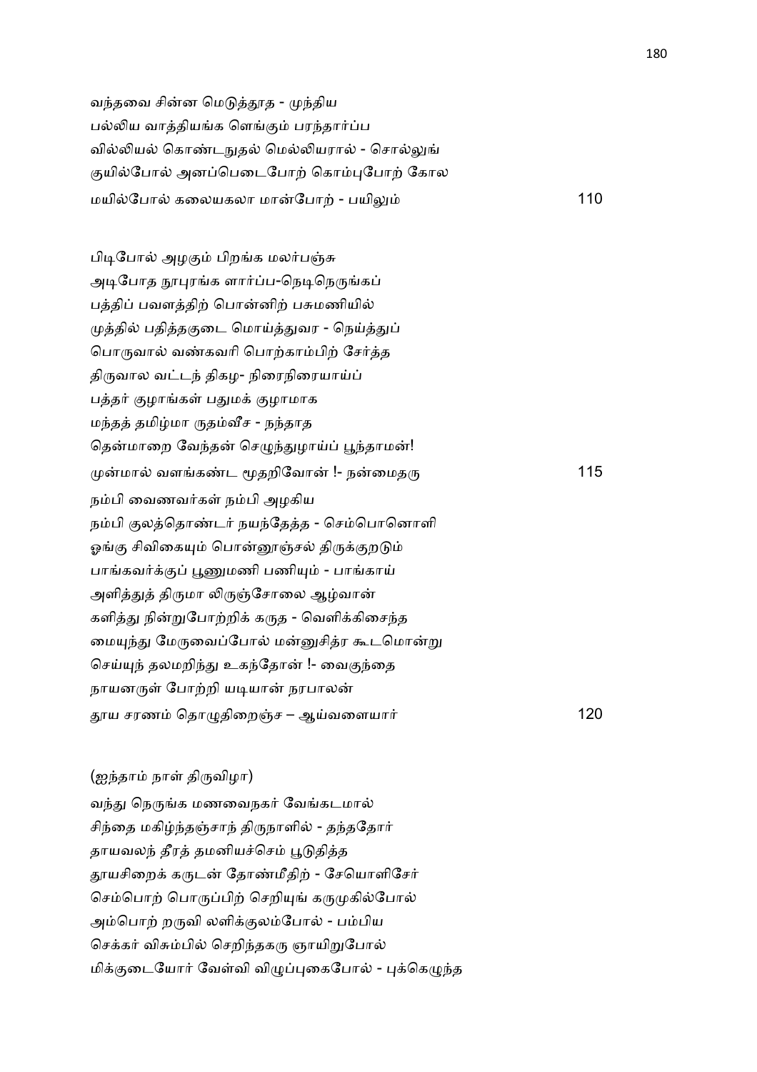வந்தவை சின்ன மெடுத்தூத - முந்திய
பல்லிய வாத்தியங்க ளெங்கும் பரந்தார்ப்ப
வில்லியல் கொண்டநுதல் மெல்லியரால் - சொல்லுங்
குயில்போல் அனப்பெடைபோற் கொம்புபோற் கோல
மயில்போல் கலையகலா மான்போற் - பயிலும் 110

பிடிபோல் அழகும் பிறங்க மலர்பஞ்சு
அடிபோத நூபுரங்க ளார்ப்ப-நெடிநெருங்கப்
பத்திப் பவளத்திற் பொன்னிற் பசுமணியில்
முத்தில் பதித்தகுடை மொய்த்துவர - நெய்த்துப்
பொருவால் வண்கவரி பொற்காம்பிற் சேர்த்த
திருவால வட்டந் திகழ- நிரைநிரையாய்ப்
பத்தர் குழாங்கள் பதுமக் குழாமாக
மந்தத் தமிழ்மா ருதம்வீச - நந்தாத
தென்மாறை வேந்தன் செழுந்துழாய்ப் பூந்தாமன்!
முன்மால் வளங்கண்ட மூதறிவோன் !- நன்மைதரு 115
நம்பி வைணவர்கள் நம்பி அழகிய
நம்பி குலத்தொண்டர் நயந்தேத்த - செம்பொனொளி
ஓங்கு சிவிகையும் பொன்னூஞ்சல் திருக்குறடும்
பாங்கவர்க்குப் பூணுமணி பணியும் - பாங்காய்
அளித்துத் திருமா லிருஞ்சோலை ஆழ்வான்
களித்து நின்றுபோற்றிக் கருத - வெளிக்கிசைந்த
மையுந்து மேருவைப்போல் மன்னுசித்ர கூடமொன்று
செய்யுந் தலமறிந்து உகந்தோன் !- வைகுந்தை
நாயனருள் போற்றி யடியான் நரபாலன்
தூய சரணம் தொழுதிறைஞ்ச – ஆய்வளையார் 120

(ஐந்தாம் நாள் திருவிழா)

வந்து நெருங்க மணவைநகர் வேங்கடமால்
சிந்தை மகிழ்ந்தஞ்சாந் திருநாளில் - தந்ததோர்
தாயவலந் தீரத் தமனியச்செம் பூடுதித்த
தூயசிறைக் கருடன் தோண்மீதிற் - சேயொளிசேர்
செம்பொற் பொருப்பிற் செறியுங் கருமுகில்போல்
அம்பொற் றருவி லளிக்குலம்போல் - பம்பிய
செக்கர் விசும்பில் செறிந்தகரு ஞாயிறுபோல்
மிக்குடையோர் வேள்வி விழுப்புகைபோல் - புக்கெழுந்த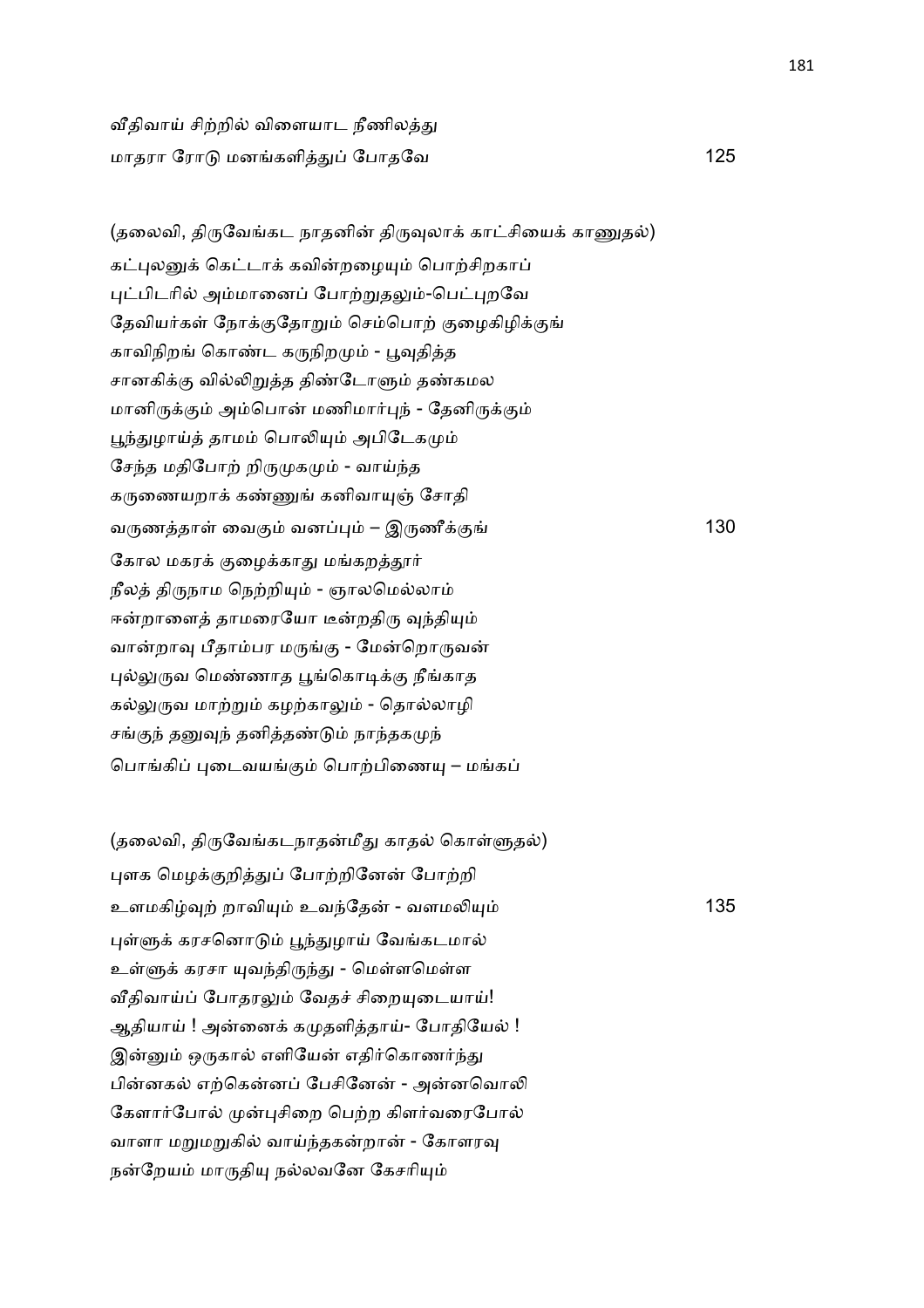வீதிவாய் சிற்றில் விளையாட நீணிலத்து
மாதரா ரோடு மனங்களித்துப் போதவே 125

(தலைவி, திருவேங்கட நாதனின் திருவுலாக் காட்சியைக் காணுதல்)

கட்புலனுக் கெட்டாக் கவின்றழையும் பொற்சிறகாப்
புட்பிடரில் அம்மானைப் போற்றுதலும்-பெட்புறவே
தேவியர்கள் நோக்குதோறும் செம்பொற் குழைகிழிக்குங்
காவிநிறங் கொண்ட கருநிறமும் - பூவுதித்த
சானகிக்கு வில்லிறுத்த திண்டோளும் தண்கமல
மானிருக்கும் அம்பொன் மணிமார்புந் - தேனிருக்கும்
பூந்துழாய்த் தாமம் பொலியும் அபிடேகமும்
சேந்த மதிபோற் றிருமுகமும் - வாய்ந்த
கருணையறாக் கண்ணுங் கனிவாயுஞ் சோதி
வருணத்தாள் வைகும் வனப்பும் – இருணீக்குங் 130
கோல மகரக் குழைக்காது மங்கறத்தூர்
நீலத் திருநாம நெற்றியும் - ஞாலமெல்லாம்
ஈன்றாளைத் தாமரையோ டீன்றதிரு வுந்தியும்
வான்றாவு பீதாம்பர மருங்கு - மேன்றொருவன்
புல்லுருவ மெண்ணாத பூங்கொடிக்கு நீங்காத
கல்லுருவ மாற்றும் கழற்காலும் - தொல்லாழி
சங்குந் தனுவுந் தனித்தண்டும் நாந்தகமுந்
பொங்கிப் புடைவயங்கும் பொற்பிணையு – மங்கப்

(தலைவி, திருவேங்கடநாதன்மீது காதல் கொள்ளுதல்)

புளக மெழக்குறித்துப் போற்றினேன் போற்றி
உளமகிழ்வுற் றாவியும் உவந்தேன் - வளமலியும் 135
புள்ளுக் கரசனொடும் பூந்துழாய் வேங்கடமால்
உள்ளுக் கரசா யுவந்திருந்து - மெள்ளமெள்ள
வீதிவாய்ப் போதரலும் வேதச் சிறையுடையாய்!
ஆதியாய் ! அன்னைக் கமுதளித்தாய்- போதியேல் !
இன்னும் ஒருகால் எளியேன் எதிர்கொணர்ந்து
பின்னகல் எற்கென்னப் பேசினேன் - அன்னவொலி
கேளார்போல் முன்புசிறை பெற்ற கிளர்வரைபோல்
வாளா மறுமறுகில் வாய்ந்தகன்றான் - கோளரவு
நன்றேயம் மாருதியு நல்லவனே கேசரியும்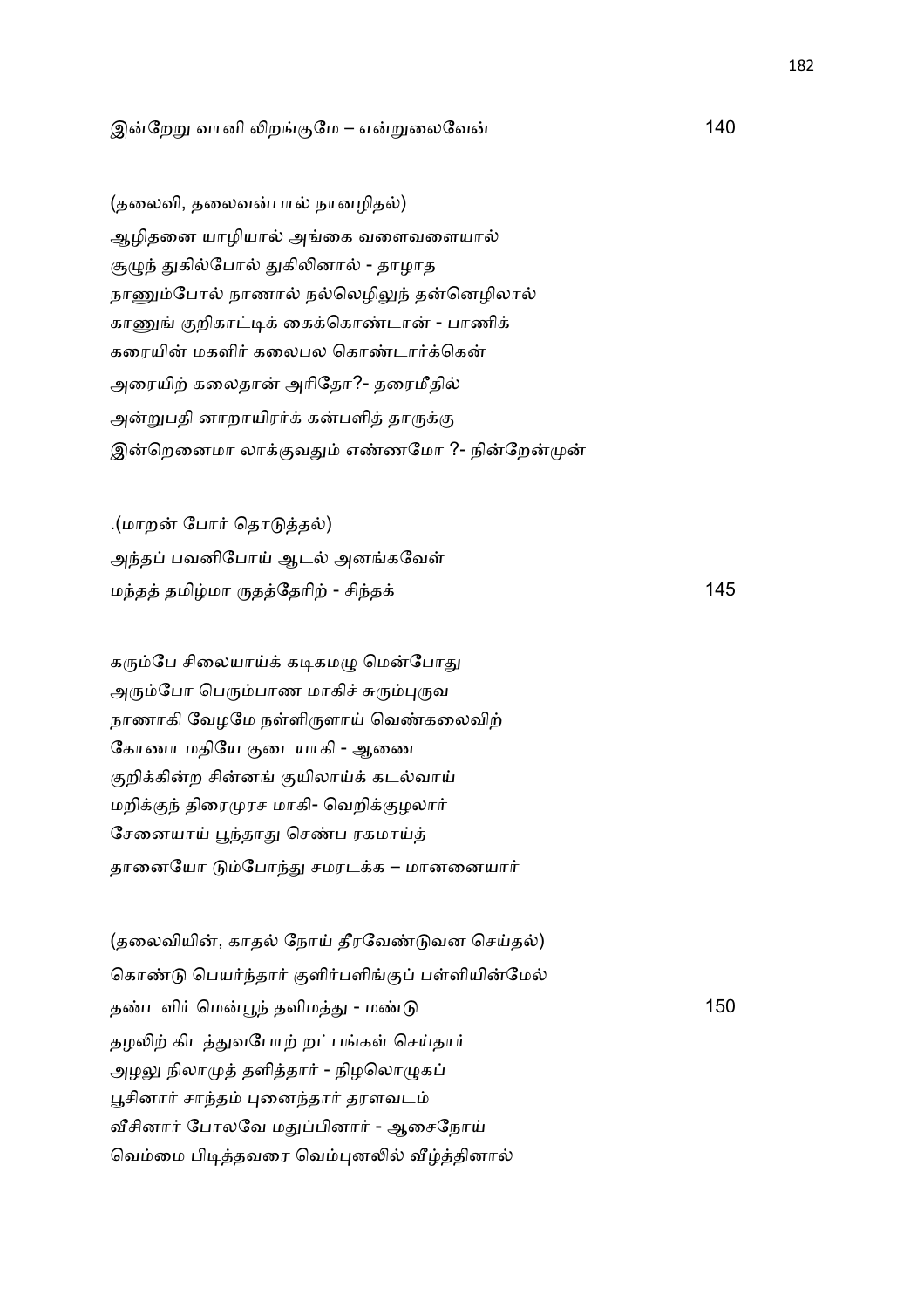இன்றேறு வானி லிறங்குமே – என்றுலைவேன் 140

(தலைவி, தலைவன்பால் நானழிதல்)

ஆழிதனை யாழியால் அங்கை வளைவளையால்
சூழுந் துகில்போல் துகிலினால் - தாழாத
நாணும்போல் நாணால் நல்லெழிலுந் தன்னெழிலால்
காணுங் குறிகாட்டிக் கைக்கொண்டான் - பாணிக்
கரையின் மகளிர் கலைபல கொண்டார்க்கென்
அரையிற் கலைதான் அரிதோ?- தரைமீதில்
அன்றுபதி னாறாயிரர்க் கன்பளித் தாருக்கு
இன்றெனைமா லாக்குவதும் எண்ணமோ ?- நின்றேன்முன்

.(மாறன் போர் தொடுத்தல்)

அந்தப் பவனிபோய் ஆடல் அனங்கவேள்
மந்தத் தமிழ்மா ருதத்தேரிற் - சிந்தக் 145

கரும்பே சிலையாய்க் கடிகமழு மென்போது
அரும்போ பெரும்பாண மாகிச் சுரும்புருவ
நாணாகி வேழமே நள்ளிருளாய் வெண்கலைவிற்
கோணா மதியே குடையாகி - ஆணை
குறிக்கின்ற சின்னங் குயிலாய்க் கடல்வாய்
மறிக்குந் திரைமுரச மாகி- வெறிக்குழலார்
சேனையாய் பூந்தாது செண்ப ரகமாய்த்
தானையோ டும்போந்து சமரடக்க – மானனையார்

(தலைவியின், காதல் நோய் தீரவேண்டுவன செய்தல்)

கொண்டு பெயர்ந்தார் குளிர்பளிங்குப் பள்ளியின்மேல்
தண்டளிர் மென்பூந் தளிமத்து - மண்டு 150
தழலிற் கிடத்துவபோற் றட்பங்கள் செய்தார்
அழலு நிலாமுத் தளித்தார் - நிழலொழுகப்
பூசினார் சாந்தம் புனைந்தார் தரளவடம்
வீசினார் போலவே மதுப்பினார் - ஆசைநோய்
வெம்மை பிடித்தவரை வெம்புனலில் வீழ்த்தினால்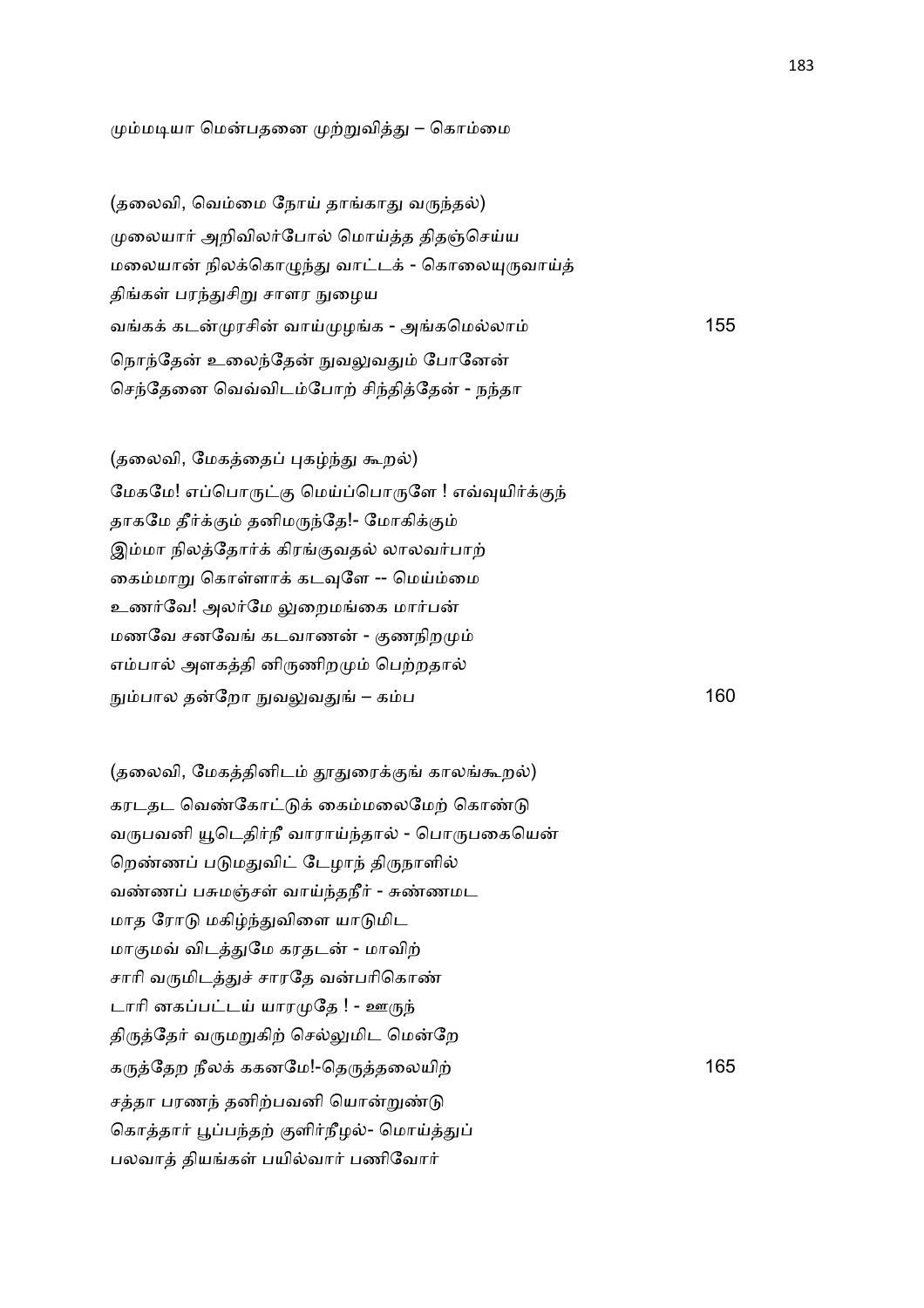மும்மடியா மென்பதனை முற்றுவித்து – கொம்மை

(தலைவி, வெம்மை நோய் தாங்காது வருந்தல்)

முலையார் அறிவிலர்போல் மொய்த்த திதஞ்செய்ய
மலையான் நிலக்கொழுந்து வாட்டக் - கொலையுருவாய்த்
திங்கள் பரந்துசிறு சாளர நுழைய
வங்கக் கடன்முரசின் வாய்முழங்க - அங்கமெல்லாம் 155
நொந்தேன் உலைந்தேன் நுவலுவதும் போனேன்
செந்தேனை வெவ்விடம்போற் சிந்தித்தேன் - நந்தா

(தலைவி, மேகத்தைப் புகழ்ந்து கூறல்)

மேகமே! எப்பொருட்கு மெய்ப்பொருளே ! எவ்வுயிர்க்குந்
தாகமே தீர்க்கும் தனிமருந்தே!- மோகிக்கும்
இம்மா நிலத்தோர்க் கிரங்குவதல் லாலவர்பாற்
கைம்மாறு கொள்ளாக் கடவுளே -- மெய்ம்மை
உணர்வே! அலர்மே லுறைமங்கை மார்பன்
மணவே சனவேங் கடவாணன் - குணநிறமும்
எம்பால் அளகத்தி னிருணிறமும் பெற்றதால்
நும்பால தன்றோ நுவலுவதுங் – கம்ப 160

(தலைவி, மேகத்தினிடம் தூதுரைக்குங் காலங்கூறல்)

கரடதட வெண்கோட்டுக் கைம்மலைமேற் கொண்டு
வருபவனி யூடெதிர்நீ வாராய்ந்தால் - பொருபகையென்
றெண்ணப் படுமதுவிட் டேழாந் திருநாளில்
வண்ணப் பசுமஞ்சள் வாய்ந்தநீர் - சுண்ணமட
மாத ரோடு மகிழ்ந்துவிளை யாடுமிட
மாகுமவ் விடத்துமே கரதடன் - மாவிற்
சாரி வருமிடத்துச் சாரதே வன்பரிகொண்
டாரி னகப்பட்டய் யாரமுதே ! - ஊருந்
திருத்தேர் வருமறுகிற் செல்லுமிட மென்றே
கருத்தேற நீலக் ககனமே!-தெருத்தலையிற் 165
சத்தா பரணந் தனிற்பவனி யொன்றுண்டு
கொத்தார் பூப்பந்தற் குளிர்நீழல்- மொய்த்துப்
பலவாத் தியங்கள் பயில்வார் பணிவோர்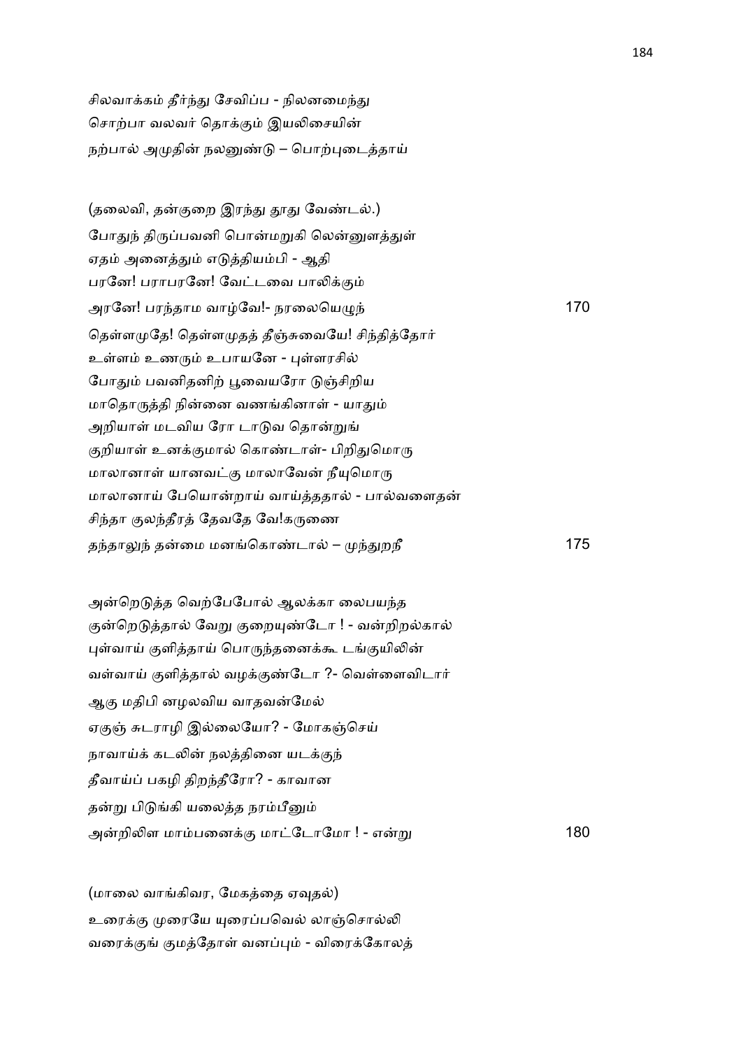சிலவாக்கம் தீர்ந்து சேவிப்ப - நிலனமைந்து
சொற்பா வலவர் தொக்கும் இயலிசையின்
நற்பால் அமுதின் நலனுண்டு – பொற்புடைத்தாய்

(தலைவி, தன்குறை இரந்து தூது வேண்டல்.)
போதுந் திருப்பவனி பொன்மறுகி லென்னுளத்துள்
ஏதம் அனைத்தும் எடுத்தியம்பி - ஆதி
பரனே! பராபரனே! வேட்டவை பாலிக்கும்
அரனே! பரந்தாம வாழ்வே!- நரலையெழுந் 170
தெள்ளமுதே! தெள்ளமுதத் தீஞ்சுவையே! சிந்தித்தோர்
உள்ளம் உணரும் உபாயனே - புள்ளரசில்
போதும் பவனிதனிற் பூவையரோ டுஞ்சிறிய
மாதொருத்தி நின்னை வணங்கினாள் - யாதும்
அறியாள் மடவிய ரோ டாடுவ தொன்றுங்
குறியாள் உனக்குமால் கொண்டாள்- பிறிதுமொரு
மாலானாள் யானவட்கு மாலாவேன் நீயுமொரு
மாலானாய் பேயொன்றாய் வாய்த்ததால் - பால்வளைதன்
சிந்தா குலந்தீரத் தேவதே வே!கருணை
தந்தாலுந் தன்மை மனங்கொண்டால் – முந்துறநீ 175

அன்றெடுத்த வெற்பேபோல் ஆலக்கா லைபயந்த
குன்றெடுத்தால் வேறு குறையுண்டோ ! - வன்றிறல்கால்
புள்வாய் குளித்தாய் பொருந்தனைக்கூ டங்குயிலின்
வள்வாய் குளித்தால் வழக்குண்டோ ?- வெள்ளைவிடார்
ஆகு மதிபி னழலவிய வாதவன்மேல்
ஏகுஞ் சுடராழி இல்லையோ? - மோகஞ்செய்
நாவாய்க் கடலின் நலத்தினை யடக்குந்
தீவாய்ப் பகழி திறந்தீரோ? - காவான
தன்று பிடுங்கி யலைத்த நரம்பீனும்
அன்றிலிள மாம்பனைக்கு மாட்டோமோ ! - என்று 180

(மாலை வாங்கிவர, மேகத்தை ஏவுதல்)
உரைக்கு முரையே யுரைப்பவெல் லாஞ்சொல்லி
வரைக்குங் குமத்தோள் வனப்பும் - விரைக்கோலத்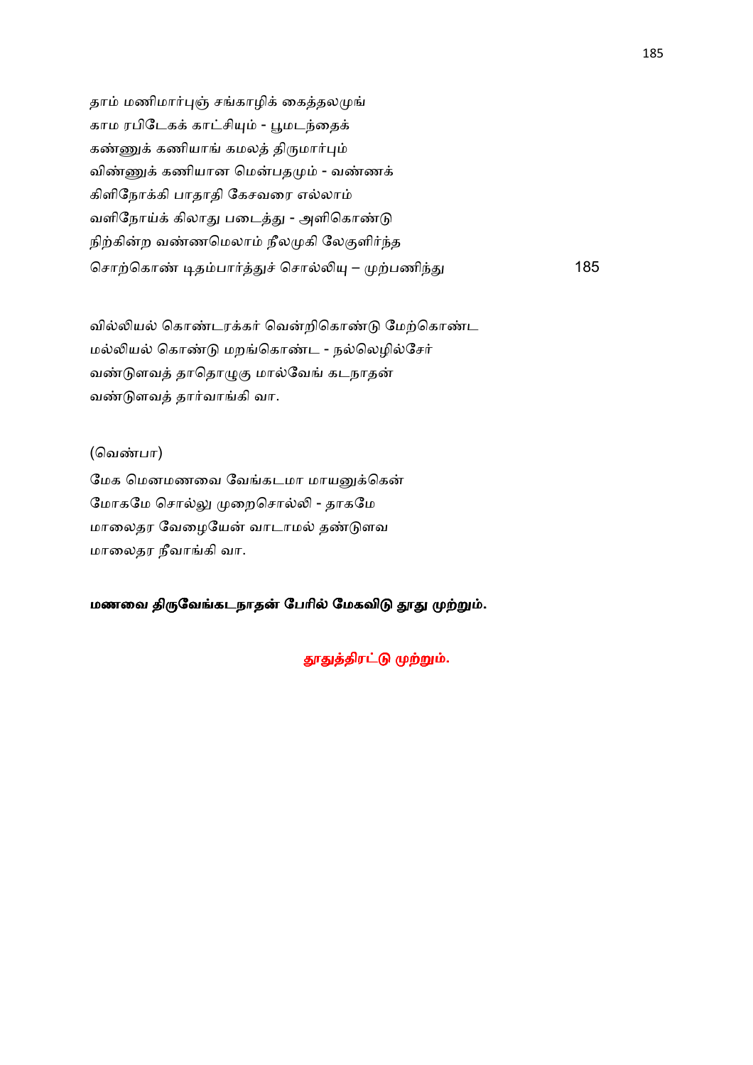தாம் மணிமார்புஞ் சங்காழிக் கைத்தலமுங்
காம ரபிடேகக் காட்சியும் - பூமடந்தைக்
கண்ணுக் கணியாங் கமலத் திருமார்பும்
விண்ணுக் கணியான மென்பதமும் - வண்ணக்
கிளிநோக்கி பாதாதி கேசவரை எல்லாம்
வளிநோய்க் கிலாது படைத்து - அளிகொண்டு
நிற்கின்ற வண்ணமெலாம் நீலமுகி லேகுளிர்ந்த
சொற்கொண் டிதம்பார்த்துச் சொல்லியு – முற்பணிந்து 185

வில்லியல் கொண்டரக்கர் வென்றிகொண்டு மேற்கொண்ட
மல்லியல் கொண்டு மறங்கொண்ட - நல்லெழில்சேர்
வண்டுளவத் தாதொழுகு மால்வேங் கடநாதன்
வண்டுளவத் தார்வாங்கி வா.

(வெண்பா)

மேக மெனமணவை வேங்கடமா மாயனுக்கென்
மோகமே சொல்லு முறைசொல்லி - தாகமே
மாலைதர வேழையேன் வாடாமல் தண்டுளவ
மாலைதர நீவாங்கி வா.

**மணவை திருவேங்கடநாதன் பேரில் மேகவிடு தூது முற்றும்.**

**தூதுத்திரட்டு முற்றும்.**